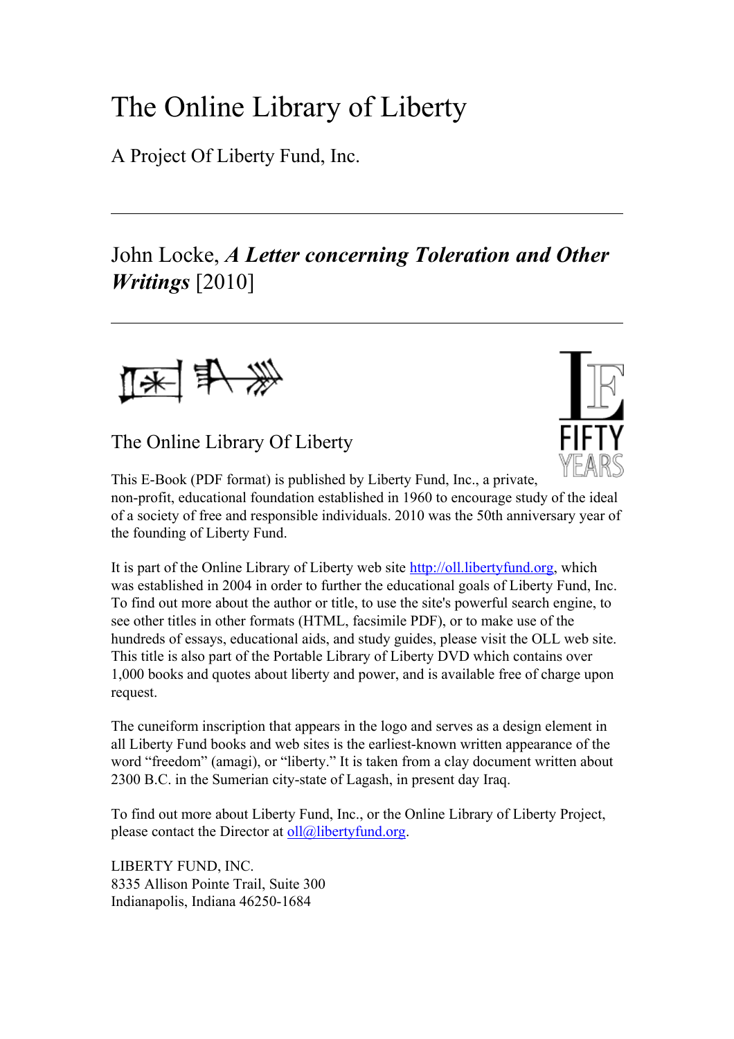# The Online Library of Liberty

A Project Of Liberty Fund, Inc.

---

## John Locke, ***A Letter concerning Toleration and Other Writings*** [2010]

---

## The Online Library Of Liberty

This E-Book (PDF format) is published by Liberty Fund, Inc., a private, non-profit, educational foundation established in 1960 to encourage study of the ideal of a society of free and responsible individuals. 2010 was the 50th anniversary year of the founding of Liberty Fund.

It is part of the Online Library of Liberty web site http://oll.libertyfund.org, which was established in 2004 in order to further the educational goals of Liberty Fund, Inc. To find out more about the author or title, to use the site's powerful search engine, to see other titles in other formats (HTML, facsimile PDF), or to make use of the hundreds of essays, educational aids, and study guides, please visit the OLL web site. This title is also part of the Portable Library of Liberty DVD which contains over 1,000 books and quotes about liberty and power, and is available free of charge upon request.

The cuneiform inscription that appears in the logo and serves as a design element in all Liberty Fund books and web sites is the earliest-known written appearance of the word "freedom" (amagi), or "liberty." It is taken from a clay document written about 2300 B.C. in the Sumerian city-state of Lagash, in present day Iraq.

To find out more about Liberty Fund, Inc., or the Online Library of Liberty Project, please contact the Director at oll@libertyfund.org.

LIBERTY FUND, INC.
8335 Allison Pointe Trail, Suite 300
Indianapolis, Indiana 46250-1684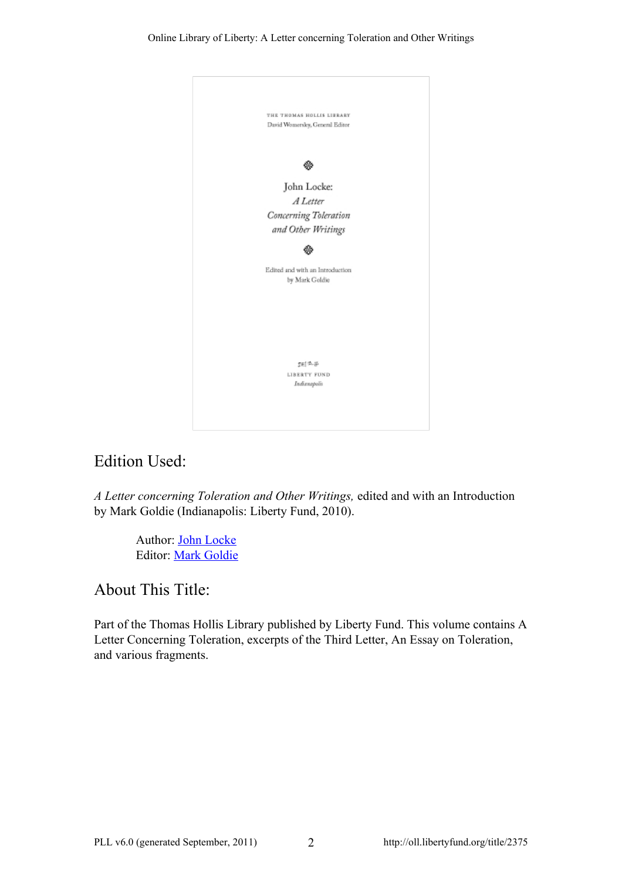THE THOMAS HOLLIS LIBRARY
David Womersley, General Editor

John Locke:
*A Letter Concerning Toleration and Other Writings*

Edited and with an Introduction by Mark Goldie

LIBERTY FUND
*Indianapolis*

## Edition Used:

*A Letter concerning Toleration and Other Writings,* edited and with an Introduction by Mark Goldie (Indianapolis: Liberty Fund, 2010).

Author: John Locke
Editor: Mark Goldie

## About This Title:

Part of the Thomas Hollis Library published by Liberty Fund. This volume contains A Letter Concerning Toleration, excerpts of the Third Letter, An Essay on Toleration, and various fragments.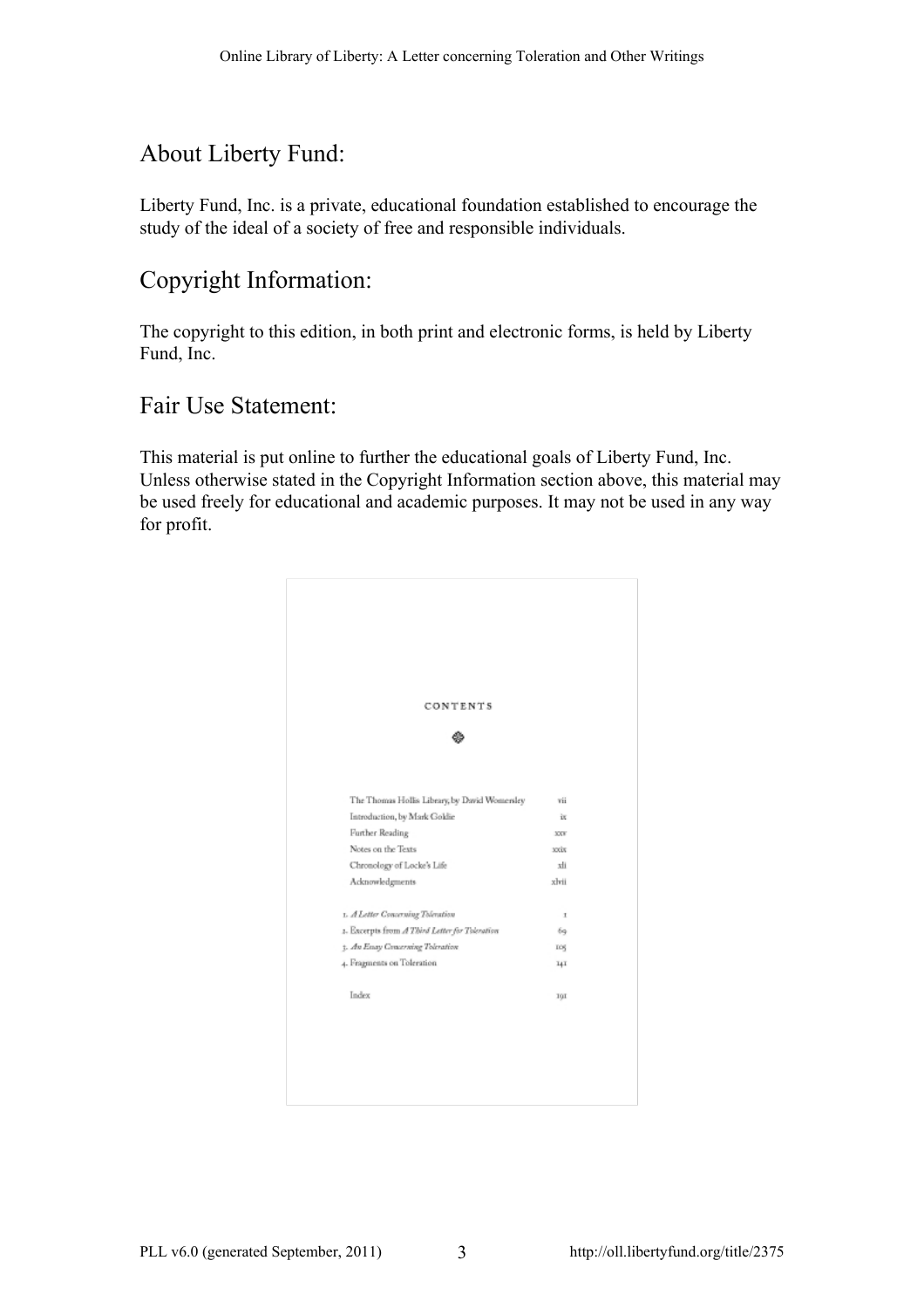## About Liberty Fund:

Liberty Fund, Inc. is a private, educational foundation established to encourage the study of the ideal of a society of free and responsible individuals.

## Copyright Information:

The copyright to this edition, in both print and electronic forms, is held by Liberty Fund, Inc.

## Fair Use Statement:

This material is put online to further the educational goals of Liberty Fund, Inc. Unless otherwise stated in the Copyright Information section above, this material may be used freely for educational and academic purposes. It may not be used in any way for profit.

CONTENTS

| | |
|---|---|
| The Thomas Hollis Library, by David Womersley | vii |
| Introduction, by Mark Goldie | ix |
| Further Reading | xxv |
| Notes on the Texts | xxix |
| Chronology of Locke's Life | xli |
| Acknowledgments | xlvii |
| 1. *A Letter Concerning Toleration* | 1 |
| 2. Excerpts from *A Third Letter for Toleration* | 69 |
| 3. *An Essay Concerning Toleration* | 105 |
| 4. Fragments on Toleration | 141 |
| Index | 191 |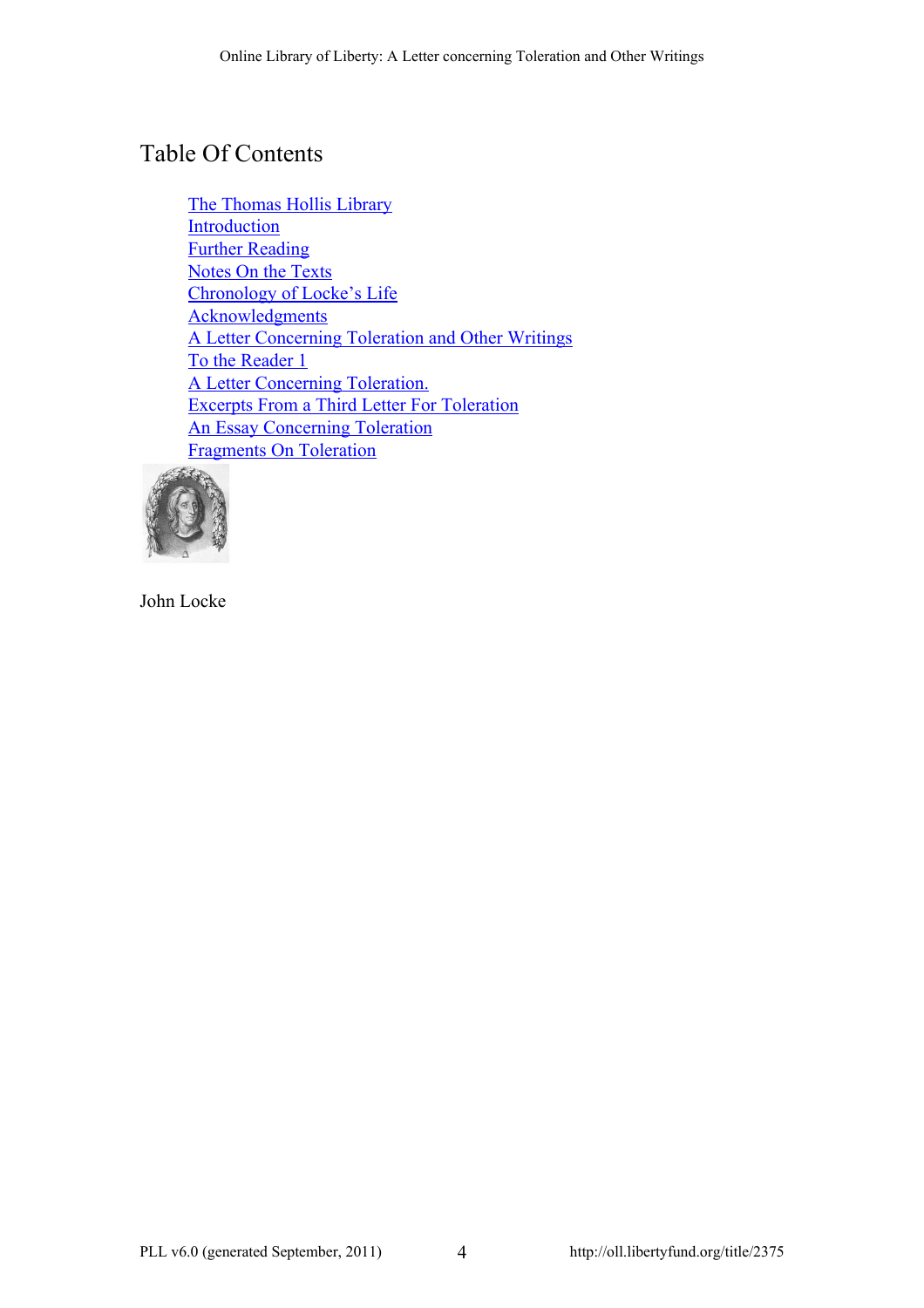# Table Of Contents

- The Thomas Hollis Library
- Introduction
- Further Reading
- Notes On the Texts
- Chronology of Locke's Life
- Acknowledgments
- A Letter Concerning Toleration and Other Writings
- To the Reader 1
- A Letter Concerning Toleration.
- Excerpts From a Third Letter For Toleration
- An Essay Concerning Toleration
- Fragments On Toleration

John Locke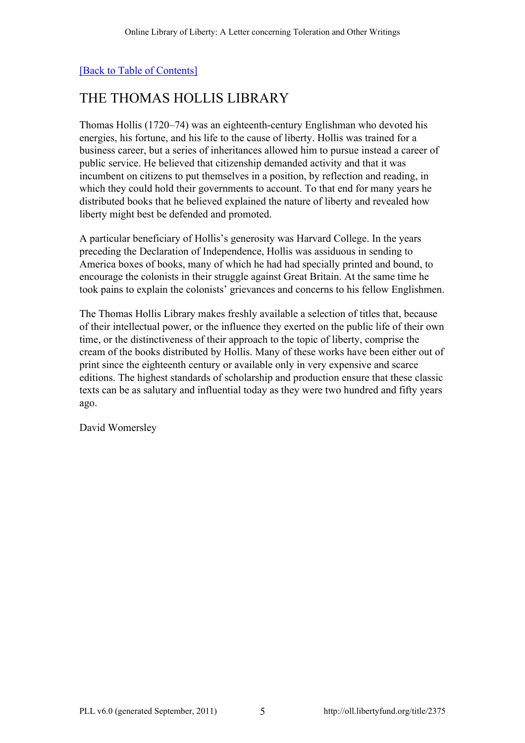[Back to Table of Contents]

# THE THOMAS HOLLIS LIBRARY

Thomas Hollis (1720–74) was an eighteenth-century Englishman who devoted his energies, his fortune, and his life to the cause of liberty. Hollis was trained for a business career, but a series of inheritances allowed him to pursue instead a career of public service. He believed that citizenship demanded activity and that it was incumbent on citizens to put themselves in a position, by reflection and reading, in which they could hold their governments to account. To that end for many years he distributed books that he believed explained the nature of liberty and revealed how liberty might best be defended and promoted.

A particular beneficiary of Hollis's generosity was Harvard College. In the years preceding the Declaration of Independence, Hollis was assiduous in sending to America boxes of books, many of which he had had specially printed and bound, to encourage the colonists in their struggle against Great Britain. At the same time he took pains to explain the colonists' grievances and concerns to his fellow Englishmen.

The Thomas Hollis Library makes freshly available a selection of titles that, because of their intellectual power, or the influence they exerted on the public life of their own time, or the distinctiveness of their approach to the topic of liberty, comprise the cream of the books distributed by Hollis. Many of these works have been either out of print since the eighteenth century or available only in very expensive and scarce editions. The highest standards of scholarship and production ensure that these classic texts can be as salutary and influential today as they were two hundred and fifty years ago.

David Womersley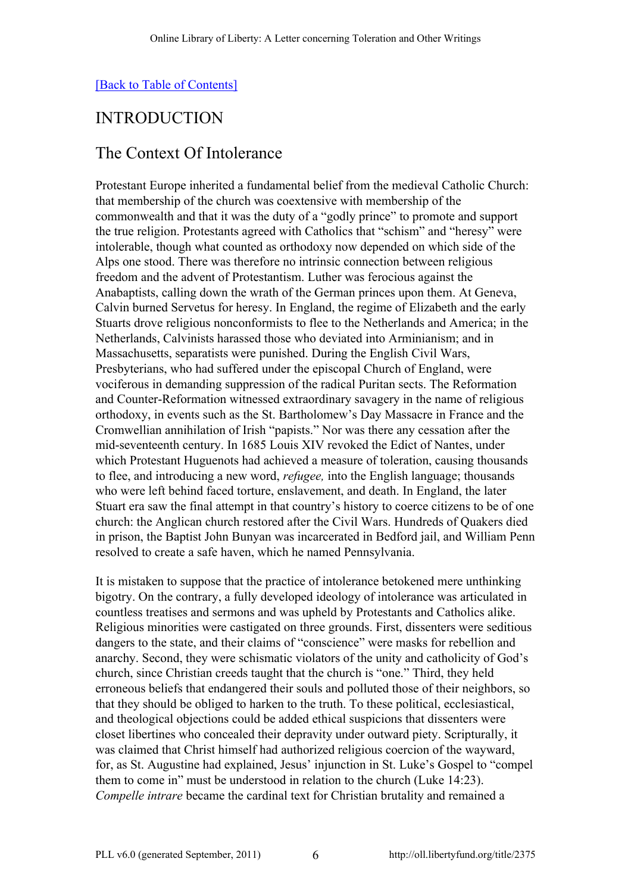[Back to Table of Contents]

# INTRODUCTION

## The Context Of Intolerance

Protestant Europe inherited a fundamental belief from the medieval Catholic Church: that membership of the church was coextensive with membership of the commonwealth and that it was the duty of a "godly prince" to promote and support the true religion. Protestants agreed with Catholics that "schism" and "heresy" were intolerable, though what counted as orthodoxy now depended on which side of the Alps one stood. There was therefore no intrinsic connection between religious freedom and the advent of Protestantism. Luther was ferocious against the Anabaptists, calling down the wrath of the German princes upon them. At Geneva, Calvin burned Servetus for heresy. In England, the regime of Elizabeth and the early Stuarts drove religious nonconformists to flee to the Netherlands and America; in the Netherlands, Calvinists harassed those who deviated into Arminianism; and in Massachusetts, separatists were punished. During the English Civil Wars, Presbyterians, who had suffered under the episcopal Church of England, were vociferous in demanding suppression of the radical Puritan sects. The Reformation and Counter-Reformation witnessed extraordinary savagery in the name of religious orthodoxy, in events such as the St. Bartholomew's Day Massacre in France and the Cromwellian annihilation of Irish "papists." Nor was there any cessation after the mid-seventeenth century. In 1685 Louis XIV revoked the Edict of Nantes, under which Protestant Huguenots had achieved a measure of toleration, causing thousands to flee, and introducing a new word, *refugee,* into the English language; thousands who were left behind faced torture, enslavement, and death. In England, the later Stuart era saw the final attempt in that country's history to coerce citizens to be of one church: the Anglican church restored after the Civil Wars. Hundreds of Quakers died in prison, the Baptist John Bunyan was incarcerated in Bedford jail, and William Penn resolved to create a safe haven, which he named Pennsylvania.

It is mistaken to suppose that the practice of intolerance betokened mere unthinking bigotry. On the contrary, a fully developed ideology of intolerance was articulated in countless treatises and sermons and was upheld by Protestants and Catholics alike. Religious minorities were castigated on three grounds. First, dissenters were seditious dangers to the state, and their claims of "conscience" were masks for rebellion and anarchy. Second, they were schismatic violators of the unity and catholicity of God's church, since Christian creeds taught that the church is "one." Third, they held erroneous beliefs that endangered their souls and polluted those of their neighbors, so that they should be obliged to harken to the truth. To these political, ecclesiastical, and theological objections could be added ethical suspicions that dissenters were closet libertines who concealed their depravity under outward piety. Scripturally, it was claimed that Christ himself had authorized religious coercion of the wayward, for, as St. Augustine had explained, Jesus' injunction in St. Luke's Gospel to "compel them to come in" must be understood in relation to the church (Luke 14:23). *Compelle intrare* became the cardinal text for Christian brutality and remained a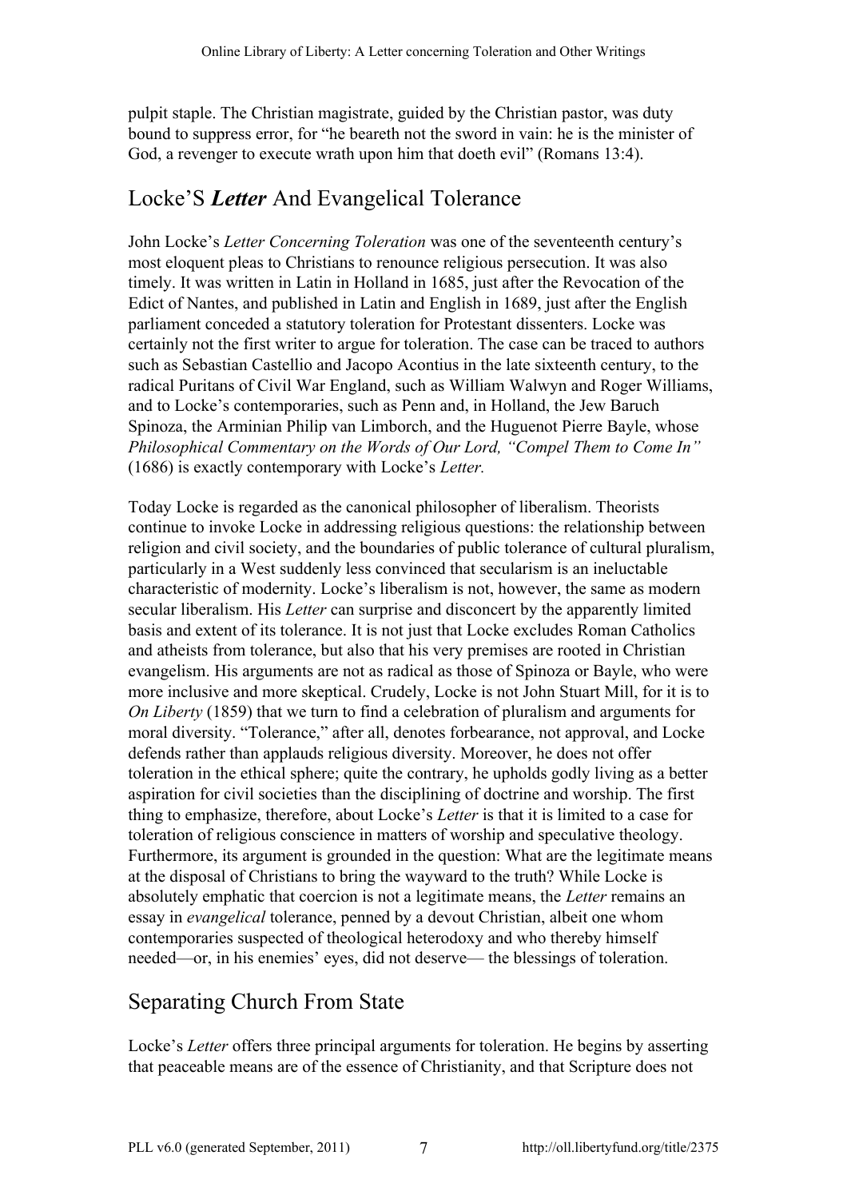pulpit staple. The Christian magistrate, guided by the Christian pastor, was duty bound to suppress error, for "he beareth not the sword in vain: he is the minister of God, a revenger to execute wrath upon him that doeth evil" (Romans 13:4).

## Locke'S ***Letter*** And Evangelical Tolerance

John Locke's *Letter Concerning Toleration* was one of the seventeenth century's most eloquent pleas to Christians to renounce religious persecution. It was also timely. It was written in Latin in Holland in 1685, just after the Revocation of the Edict of Nantes, and published in Latin and English in 1689, just after the English parliament conceded a statutory toleration for Protestant dissenters. Locke was certainly not the first writer to argue for toleration. The case can be traced to authors such as Sebastian Castellio and Jacopo Acontius in the late sixteenth century, to the radical Puritans of Civil War England, such as William Walwyn and Roger Williams, and to Locke's contemporaries, such as Penn and, in Holland, the Jew Baruch Spinoza, the Arminian Philip van Limborch, and the Huguenot Pierre Bayle, whose *Philosophical Commentary on the Words of Our Lord, "Compel Them to Come In"* (1686) is exactly contemporary with Locke's *Letter.*

Today Locke is regarded as the canonical philosopher of liberalism. Theorists continue to invoke Locke in addressing religious questions: the relationship between religion and civil society, and the boundaries of public tolerance of cultural pluralism, particularly in a West suddenly less convinced that secularism is an ineluctable characteristic of modernity. Locke's liberalism is not, however, the same as modern secular liberalism. His *Letter* can surprise and disconcert by the apparently limited basis and extent of its tolerance. It is not just that Locke excludes Roman Catholics and atheists from tolerance, but also that his very premises are rooted in Christian evangelism. His arguments are not as radical as those of Spinoza or Bayle, who were more inclusive and more skeptical. Crudely, Locke is not John Stuart Mill, for it is to *On Liberty* (1859) that we turn to find a celebration of pluralism and arguments for moral diversity. "Tolerance," after all, denotes forbearance, not approval, and Locke defends rather than applauds religious diversity. Moreover, he does not offer toleration in the ethical sphere; quite the contrary, he upholds godly living as a better aspiration for civil societies than the disciplining of doctrine and worship. The first thing to emphasize, therefore, about Locke's *Letter* is that it is limited to a case for toleration of religious conscience in matters of worship and speculative theology. Furthermore, its argument is grounded in the question: What are the legitimate means at the disposal of Christians to bring the wayward to the truth? While Locke is absolutely emphatic that coercion is not a legitimate means, the *Letter* remains an essay in *evangelical* tolerance, penned by a devout Christian, albeit one whom contemporaries suspected of theological heterodoxy and who thereby himself needed—or, in his enemies' eyes, did not deserve— the blessings of toleration.

## Separating Church From State

Locke's *Letter* offers three principal arguments for toleration. He begins by asserting that peaceable means are of the essence of Christianity, and that Scripture does not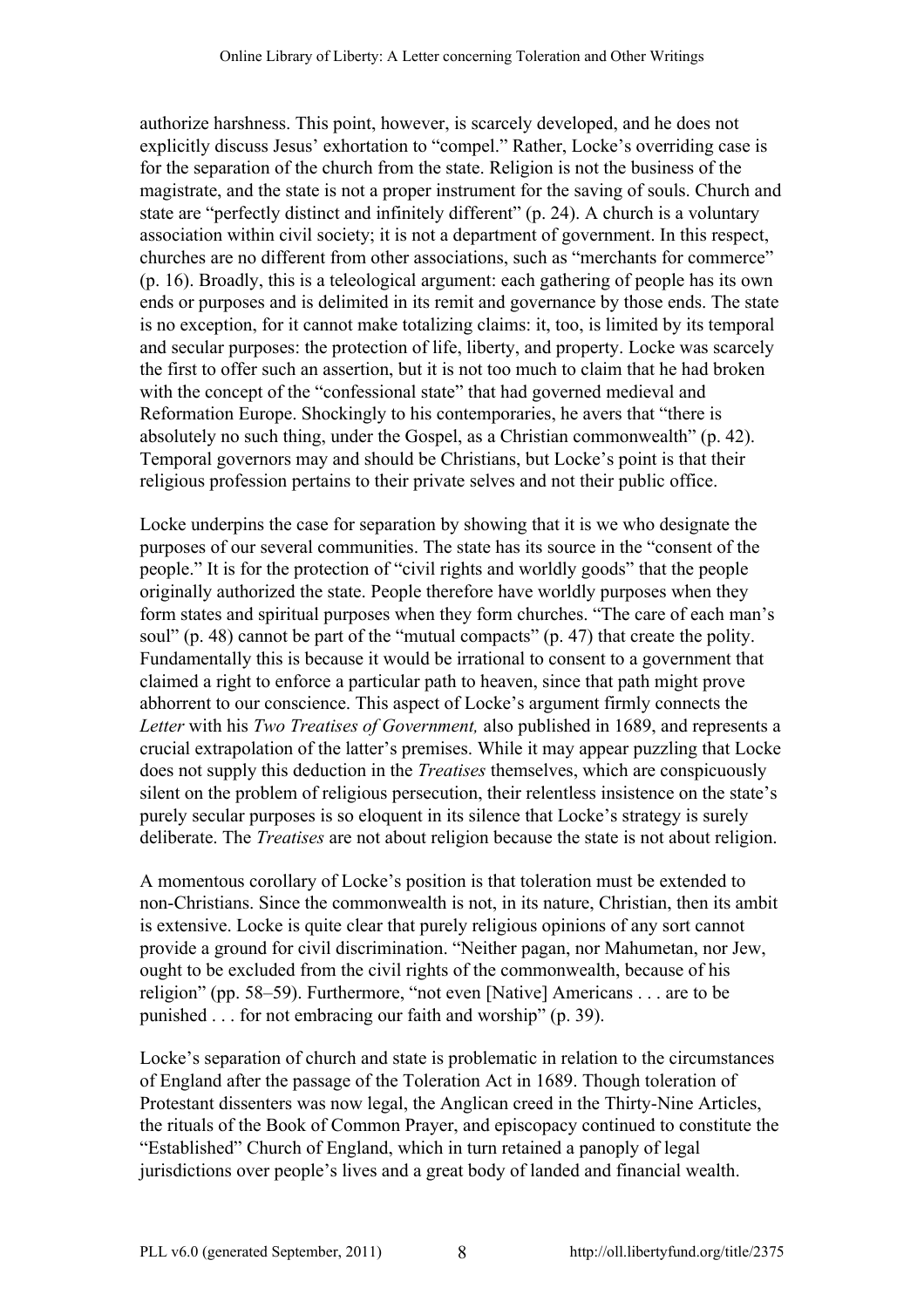authorize harshness. This point, however, is scarcely developed, and he does not explicitly discuss Jesus' exhortation to "compel." Rather, Locke's overriding case is for the separation of the church from the state. Religion is not the business of the magistrate, and the state is not a proper instrument for the saving of souls. Church and state are "perfectly distinct and infinitely different" (p. 24). A church is a voluntary association within civil society; it is not a department of government. In this respect, churches are no different from other associations, such as "merchants for commerce" (p. 16). Broadly, this is a teleological argument: each gathering of people has its own ends or purposes and is delimited in its remit and governance by those ends. The state is no exception, for it cannot make totalizing claims: it, too, is limited by its temporal and secular purposes: the protection of life, liberty, and property. Locke was scarcely the first to offer such an assertion, but it is not too much to claim that he had broken with the concept of the "confessional state" that had governed medieval and Reformation Europe. Shockingly to his contemporaries, he avers that "there is absolutely no such thing, under the Gospel, as a Christian commonwealth" (p. 42). Temporal governors may and should be Christians, but Locke's point is that their religious profession pertains to their private selves and not their public office.

Locke underpins the case for separation by showing that it is we who designate the purposes of our several communities. The state has its source in the "consent of the people." It is for the protection of "civil rights and worldly goods" that the people originally authorized the state. People therefore have worldly purposes when they form states and spiritual purposes when they form churches. "The care of each man's soul" (p. 48) cannot be part of the "mutual compacts" (p. 47) that create the polity. Fundamentally this is because it would be irrational to consent to a government that claimed a right to enforce a particular path to heaven, since that path might prove abhorrent to our conscience. This aspect of Locke's argument firmly connects the *Letter* with his *Two Treatises of Government,* also published in 1689, and represents a crucial extrapolation of the latter's premises. While it may appear puzzling that Locke does not supply this deduction in the *Treatises* themselves, which are conspicuously silent on the problem of religious persecution, their relentless insistence on the state's purely secular purposes is so eloquent in its silence that Locke's strategy is surely deliberate. The *Treatises* are not about religion because the state is not about religion.

A momentous corollary of Locke's position is that toleration must be extended to non-Christians. Since the commonwealth is not, in its nature, Christian, then its ambit is extensive. Locke is quite clear that purely religious opinions of any sort cannot provide a ground for civil discrimination. "Neither pagan, nor Mahumetan, nor Jew, ought to be excluded from the civil rights of the commonwealth, because of his religion" (pp. 58–59). Furthermore, "not even [Native] Americans . . . are to be punished . . . for not embracing our faith and worship" (p. 39).

Locke's separation of church and state is problematic in relation to the circumstances of England after the passage of the Toleration Act in 1689. Though toleration of Protestant dissenters was now legal, the Anglican creed in the Thirty-Nine Articles, the rituals of the Book of Common Prayer, and episcopacy continued to constitute the "Established" Church of England, which in turn retained a panoply of legal jurisdictions over people's lives and a great body of landed and financial wealth.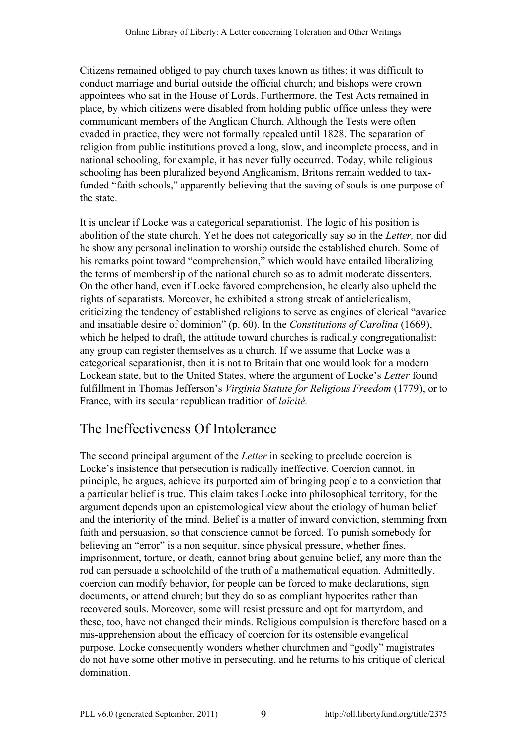Citizens remained obliged to pay church taxes known as tithes; it was difficult to conduct marriage and burial outside the official church; and bishops were crown appointees who sat in the House of Lords. Furthermore, the Test Acts remained in place, by which citizens were disabled from holding public office unless they were communicant members of the Anglican Church. Although the Tests were often evaded in practice, they were not formally repealed until 1828. The separation of religion from public institutions proved a long, slow, and incomplete process, and in national schooling, for example, it has never fully occurred. Today, while religious schooling has been pluralized beyond Anglicanism, Britons remain wedded to tax-funded "faith schools," apparently believing that the saving of souls is one purpose of the state.

It is unclear if Locke was a categorical separationist. The logic of his position is abolition of the state church. Yet he does not categorically say so in the *Letter,* nor did he show any personal inclination to worship outside the established church. Some of his remarks point toward "comprehension," which would have entailed liberalizing the terms of membership of the national church so as to admit moderate dissenters. On the other hand, even if Locke favored comprehension, he clearly also upheld the rights of separatists. Moreover, he exhibited a strong streak of anticlericalism, criticizing the tendency of established religions to serve as engines of clerical "avarice and insatiable desire of dominion" (p. 60). In the *Constitutions of Carolina* (1669), which he helped to draft, the attitude toward churches is radically congregationalist: any group can register themselves as a church. If we assume that Locke was a categorical separationist, then it is not to Britain that one would look for a modern Lockean state, but to the United States, where the argument of Locke's *Letter* found fulfillment in Thomas Jefferson's *Virginia Statute for Religious Freedom* (1779), or to France, with its secular republican tradition of *laïcité.*

## The Ineffectiveness Of Intolerance

The second principal argument of the *Letter* in seeking to preclude coercion is Locke's insistence that persecution is radically ineffective. Coercion cannot, in principle, he argues, achieve its purported aim of bringing people to a conviction that a particular belief is true. This claim takes Locke into philosophical territory, for the argument depends upon an epistemological view about the etiology of human belief and the interiority of the mind. Belief is a matter of inward conviction, stemming from faith and persuasion, so that conscience cannot be forced. To punish somebody for believing an "error" is a non sequitur, since physical pressure, whether fines, imprisonment, torture, or death, cannot bring about genuine belief, any more than the rod can persuade a schoolchild of the truth of a mathematical equation. Admittedly, coercion can modify behavior, for people can be forced to make declarations, sign documents, or attend church; but they do so as compliant hypocrites rather than recovered souls. Moreover, some will resist pressure and opt for martyrdom, and these, too, have not changed their minds. Religious compulsion is therefore based on a mis-apprehension about the efficacy of coercion for its ostensible evangelical purpose. Locke consequently wonders whether churchmen and "godly" magistrates do not have some other motive in persecuting, and he returns to his critique of clerical domination.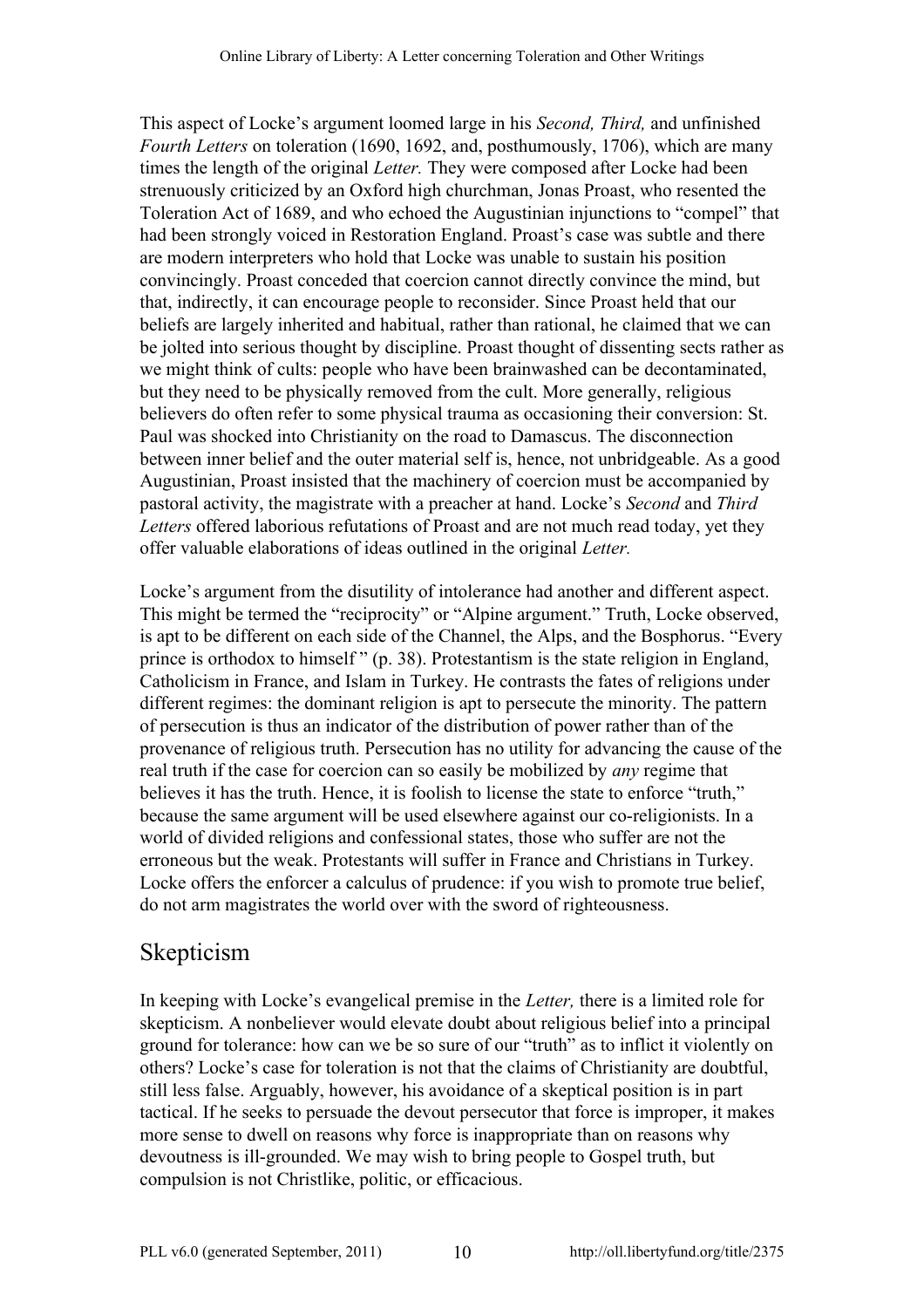This aspect of Locke's argument loomed large in his *Second, Third,* and unfinished *Fourth Letters* on toleration (1690, 1692, and, posthumously, 1706), which are many times the length of the original *Letter.* They were composed after Locke had been strenuously criticized by an Oxford high churchman, Jonas Proast, who resented the Toleration Act of 1689, and who echoed the Augustinian injunctions to "compel" that had been strongly voiced in Restoration England. Proast's case was subtle and there are modern interpreters who hold that Locke was unable to sustain his position convincingly. Proast conceded that coercion cannot directly convince the mind, but that, indirectly, it can encourage people to reconsider. Since Proast held that our beliefs are largely inherited and habitual, rather than rational, he claimed that we can be jolted into serious thought by discipline. Proast thought of dissenting sects rather as we might think of cults: people who have been brainwashed can be decontaminated, but they need to be physically removed from the cult. More generally, religious believers do often refer to some physical trauma as occasioning their conversion: St. Paul was shocked into Christianity on the road to Damascus. The disconnection between inner belief and the outer material self is, hence, not unbridgeable. As a good Augustinian, Proast insisted that the machinery of coercion must be accompanied by pastoral activity, the magistrate with a preacher at hand. Locke's *Second* and *Third Letters* offered laborious refutations of Proast and are not much read today, yet they offer valuable elaborations of ideas outlined in the original *Letter.*

Locke's argument from the disutility of intolerance had another and different aspect. This might be termed the "reciprocity" or "Alpine argument." Truth, Locke observed, is apt to be different on each side of the Channel, the Alps, and the Bosphorus. "Every prince is orthodox to himself " (p. 38). Protestantism is the state religion in England, Catholicism in France, and Islam in Turkey. He contrasts the fates of religions under different regimes: the dominant religion is apt to persecute the minority. The pattern of persecution is thus an indicator of the distribution of power rather than of the provenance of religious truth. Persecution has no utility for advancing the cause of the real truth if the case for coercion can so easily be mobilized by *any* regime that believes it has the truth. Hence, it is foolish to license the state to enforce "truth," because the same argument will be used elsewhere against our co-religionists. In a world of divided religions and confessional states, those who suffer are not the erroneous but the weak. Protestants will suffer in France and Christians in Turkey. Locke offers the enforcer a calculus of prudence: if you wish to promote true belief, do not arm magistrates the world over with the sword of righteousness.

## Skepticism

In keeping with Locke's evangelical premise in the *Letter,* there is a limited role for skepticism. A nonbeliever would elevate doubt about religious belief into a principal ground for tolerance: how can we be so sure of our "truth" as to inflict it violently on others? Locke's case for toleration is not that the claims of Christianity are doubtful, still less false. Arguably, however, his avoidance of a skeptical position is in part tactical. If he seeks to persuade the devout persecutor that force is improper, it makes more sense to dwell on reasons why force is inappropriate than on reasons why devoutness is ill-grounded. We may wish to bring people to Gospel truth, but compulsion is not Christlike, politic, or efficacious.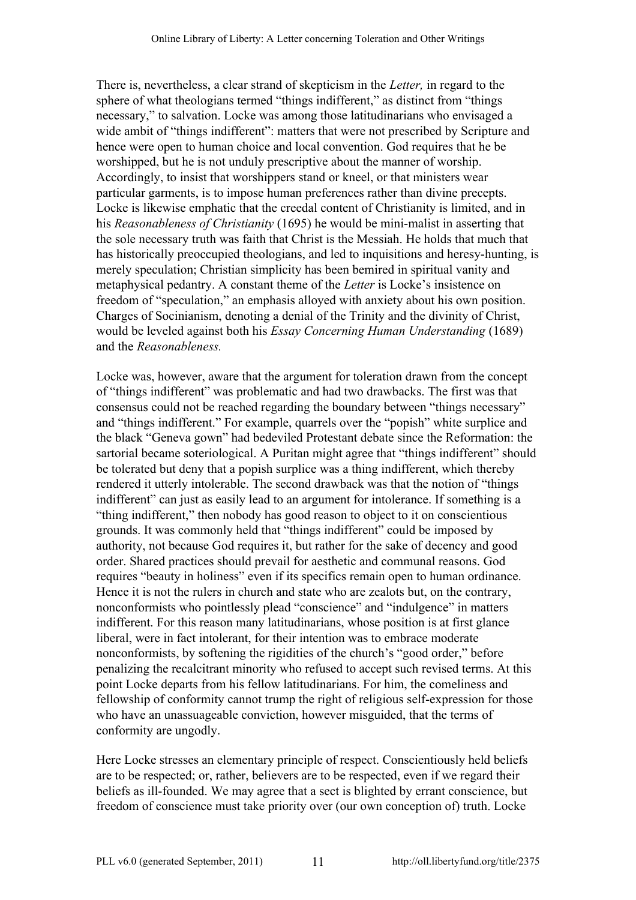There is, nevertheless, a clear strand of skepticism in the *Letter,* in regard to the sphere of what theologians termed "things indifferent," as distinct from "things necessary," to salvation. Locke was among those latitudinarians who envisaged a wide ambit of "things indifferent": matters that were not prescribed by Scripture and hence were open to human choice and local convention. God requires that he be worshipped, but he is not unduly prescriptive about the manner of worship. Accordingly, to insist that worshippers stand or kneel, or that ministers wear particular garments, is to impose human preferences rather than divine precepts. Locke is likewise emphatic that the creedal content of Christianity is limited, and in his *Reasonableness of Christianity* (1695) he would be mini-malist in asserting that the sole necessary truth was faith that Christ is the Messiah. He holds that much that has historically preoccupied theologians, and led to inquisitions and heresy-hunting, is merely speculation; Christian simplicity has been bemired in spiritual vanity and metaphysical pedantry. A constant theme of the *Letter* is Locke's insistence on freedom of "speculation," an emphasis alloyed with anxiety about his own position. Charges of Socinianism, denoting a denial of the Trinity and the divinity of Christ, would be leveled against both his *Essay Concerning Human Understanding* (1689) and the *Reasonableness.*

Locke was, however, aware that the argument for toleration drawn from the concept of "things indifferent" was problematic and had two drawbacks. The first was that consensus could not be reached regarding the boundary between "things necessary" and "things indifferent." For example, quarrels over the "popish" white surplice and the black "Geneva gown" had bedeviled Protestant debate since the Reformation: the sartorial became soteriological. A Puritan might agree that "things indifferent" should be tolerated but deny that a popish surplice was a thing indifferent, which thereby rendered it utterly intolerable. The second drawback was that the notion of "things indifferent" can just as easily lead to an argument for intolerance. If something is a "thing indifferent," then nobody has good reason to object to it on conscientious grounds. It was commonly held that "things indifferent" could be imposed by authority, not because God requires it, but rather for the sake of decency and good order. Shared practices should prevail for aesthetic and communal reasons. God requires "beauty in holiness" even if its specifics remain open to human ordinance. Hence it is not the rulers in church and state who are zealots but, on the contrary, nonconformists who pointlessly plead "conscience" and "indulgence" in matters indifferent. For this reason many latitudinarians, whose position is at first glance liberal, were in fact intolerant, for their intention was to embrace moderate nonconformists, by softening the rigidities of the church's "good order," before penalizing the recalcitrant minority who refused to accept such revised terms. At this point Locke departs from his fellow latitudinarians. For him, the comeliness and fellowship of conformity cannot trump the right of religious self-expression for those who have an unassuageable conviction, however misguided, that the terms of conformity are ungodly.

Here Locke stresses an elementary principle of respect. Conscientiously held beliefs are to be respected; or, rather, believers are to be respected, even if we regard their beliefs as ill-founded. We may agree that a sect is blighted by errant conscience, but freedom of conscience must take priority over (our own conception of) truth. Locke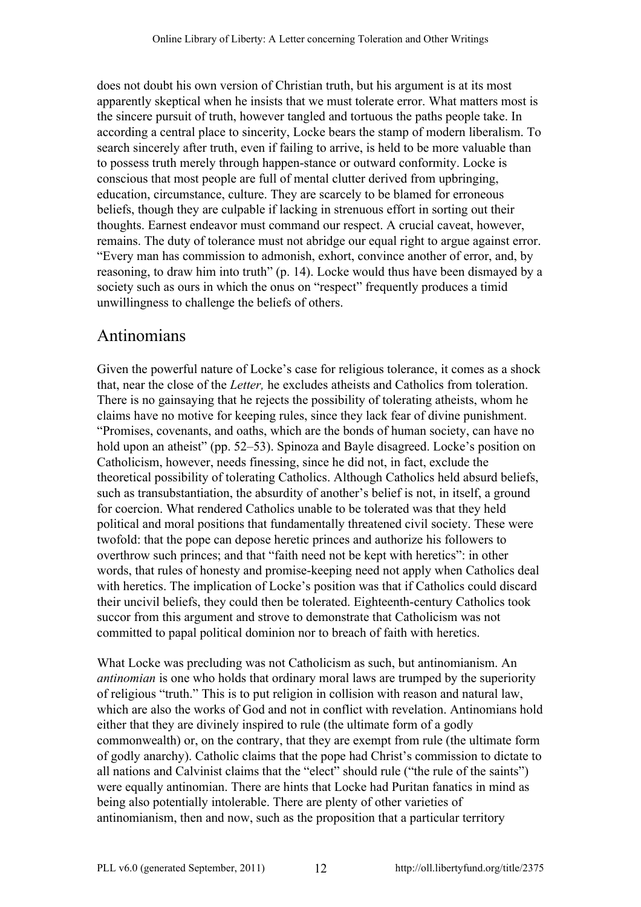does not doubt his own version of Christian truth, but his argument is at its most apparently skeptical when he insists that we must tolerate error. What matters most is the sincere pursuit of truth, however tangled and tortuous the paths people take. In according a central place to sincerity, Locke bears the stamp of modern liberalism. To search sincerely after truth, even if failing to arrive, is held to be more valuable than to possess truth merely through happen-stance or outward conformity. Locke is conscious that most people are full of mental clutter derived from upbringing, education, circumstance, culture. They are scarcely to be blamed for erroneous beliefs, though they are culpable if lacking in strenuous effort in sorting out their thoughts. Earnest endeavor must command our respect. A crucial caveat, however, remains. The duty of tolerance must not abridge our equal right to argue against error. "Every man has commission to admonish, exhort, convince another of error, and, by reasoning, to draw him into truth" (p. 14). Locke would thus have been dismayed by a society such as ours in which the onus on "respect" frequently produces a timid unwillingness to challenge the beliefs of others.

## Antinomians

Given the powerful nature of Locke's case for religious tolerance, it comes as a shock that, near the close of the *Letter,* he excludes atheists and Catholics from toleration. There is no gainsaying that he rejects the possibility of tolerating atheists, whom he claims have no motive for keeping rules, since they lack fear of divine punishment. "Promises, covenants, and oaths, which are the bonds of human society, can have no hold upon an atheist" (pp. 52–53). Spinoza and Bayle disagreed. Locke's position on Catholicism, however, needs finessing, since he did not, in fact, exclude the theoretical possibility of tolerating Catholics. Although Catholics held absurd beliefs, such as transubstantiation, the absurdity of another's belief is not, in itself, a ground for coercion. What rendered Catholics unable to be tolerated was that they held political and moral positions that fundamentally threatened civil society. These were twofold: that the pope can depose heretic princes and authorize his followers to overthrow such princes; and that "faith need not be kept with heretics": in other words, that rules of honesty and promise-keeping need not apply when Catholics deal with heretics. The implication of Locke's position was that if Catholics could discard their uncivil beliefs, they could then be tolerated. Eighteenth-century Catholics took succor from this argument and strove to demonstrate that Catholicism was not committed to papal political dominion nor to breach of faith with heretics.

What Locke was precluding was not Catholicism as such, but antinomianism. An *antinomian* is one who holds that ordinary moral laws are trumped by the superiority of religious "truth." This is to put religion in collision with reason and natural law, which are also the works of God and not in conflict with revelation. Antinomians hold either that they are divinely inspired to rule (the ultimate form of a godly commonwealth) or, on the contrary, that they are exempt from rule (the ultimate form of godly anarchy). Catholic claims that the pope had Christ's commission to dictate to all nations and Calvinist claims that the "elect" should rule ("the rule of the saints") were equally antinomian. There are hints that Locke had Puritan fanatics in mind as being also potentially intolerable. There are plenty of other varieties of antinomianism, then and now, such as the proposition that a particular territory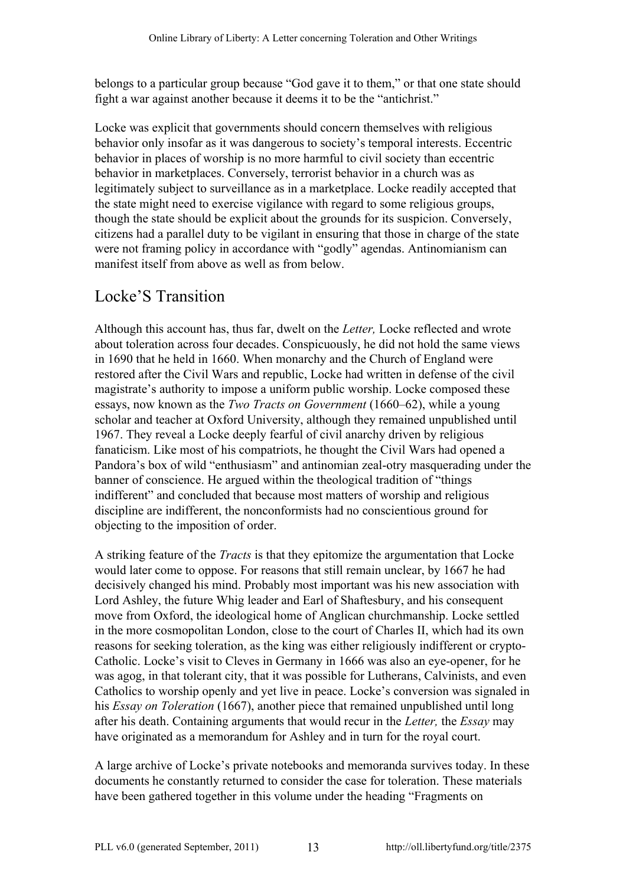belongs to a particular group because “God gave it to them,” or that one state should fight a war against another because it deems it to be the “antichrist.”

Locke was explicit that governments should concern themselves with religious behavior only insofar as it was dangerous to society’s temporal interests. Eccentric behavior in places of worship is no more harmful to civil society than eccentric behavior in marketplaces. Conversely, terrorist behavior in a church was as legitimately subject to surveillance as in a marketplace. Locke readily accepted that the state might need to exercise vigilance with regard to some religious groups, though the state should be explicit about the grounds for its suspicion. Conversely, citizens had a parallel duty to be vigilant in ensuring that those in charge of the state were not framing policy in accordance with “godly” agendas. Antinomianism can manifest itself from above as well as from below.

## Locke’S Transition

Although this account has, thus far, dwelt on the *Letter,* Locke reflected and wrote about toleration across four decades. Conspicuously, he did not hold the same views in 1690 that he held in 1660. When monarchy and the Church of England were restored after the Civil Wars and republic, Locke had written in defense of the civil magistrate’s authority to impose a uniform public worship. Locke composed these essays, now known as the *Two Tracts on Government* (1660–62), while a young scholar and teacher at Oxford University, although they remained unpublished until 1967. They reveal a Locke deeply fearful of civil anarchy driven by religious fanaticism. Like most of his compatriots, he thought the Civil Wars had opened a Pandora’s box of wild “enthusiasm” and antinomian zeal-otry masquerading under the banner of conscience. He argued within the theological tradition of “things indifferent” and concluded that because most matters of worship and religious discipline are indifferent, the nonconformists had no conscientious ground for objecting to the imposition of order.

A striking feature of the *Tracts* is that they epitomize the argumentation that Locke would later come to oppose. For reasons that still remain unclear, by 1667 he had decisively changed his mind. Probably most important was his new association with Lord Ashley, the future Whig leader and Earl of Shaftesbury, and his consequent move from Oxford, the ideological home of Anglican churchmanship. Locke settled in the more cosmopolitan London, close to the court of Charles II, which had its own reasons for seeking toleration, as the king was either religiously indifferent or crypto-Catholic. Locke’s visit to Cleves in Germany in 1666 was also an eye-opener, for he was agog, in that tolerant city, that it was possible for Lutherans, Calvinists, and even Catholics to worship openly and yet live in peace. Locke’s conversion was signaled in his *Essay on Toleration* (1667), another piece that remained unpublished until long after his death. Containing arguments that would recur in the *Letter,* the *Essay* may have originated as a memorandum for Ashley and in turn for the royal court.

A large archive of Locke’s private notebooks and memoranda survives today. In these documents he constantly returned to consider the case for toleration. These materials have been gathered together in this volume under the heading “Fragments on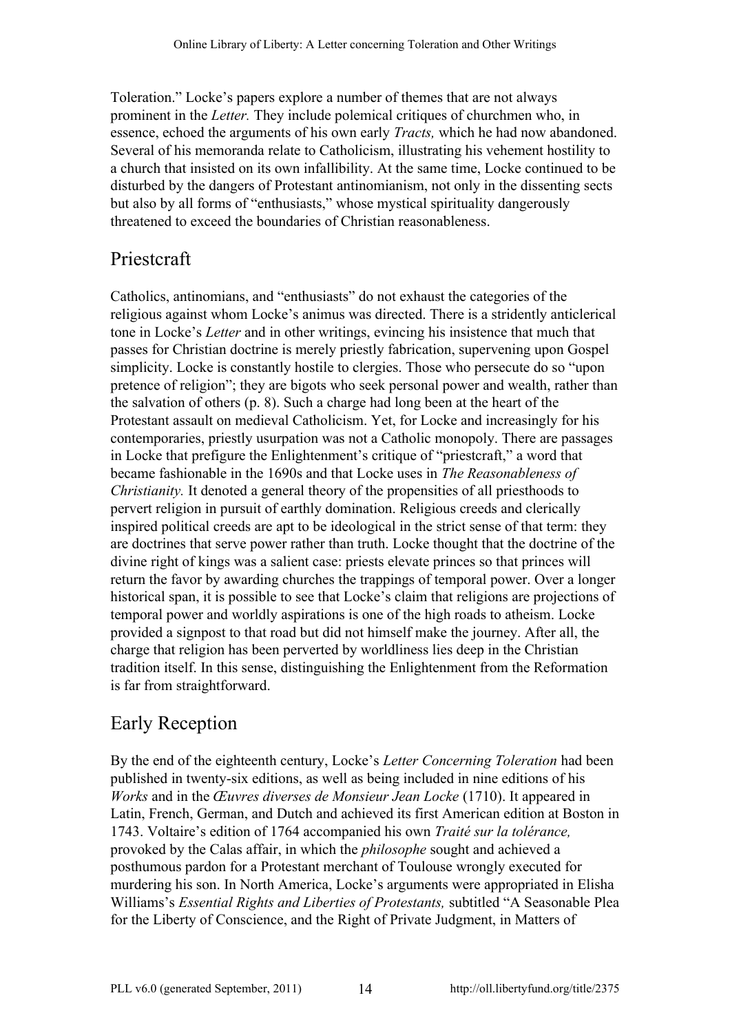Toleration." Locke's papers explore a number of themes that are not always prominent in the *Letter.* They include polemical critiques of churchmen who, in essence, echoed the arguments of his own early *Tracts,* which he had now abandoned. Several of his memoranda relate to Catholicism, illustrating his vehement hostility to a church that insisted on its own infallibility. At the same time, Locke continued to be disturbed by the dangers of Protestant antinomianism, not only in the dissenting sects but also by all forms of "enthusiasts," whose mystical spirituality dangerously threatened to exceed the boundaries of Christian reasonableness.

## Priestcraft

Catholics, antinomians, and "enthusiasts" do not exhaust the categories of the religious against whom Locke's animus was directed. There is a stridently anticlerical tone in Locke's *Letter* and in other writings, evincing his insistence that much that passes for Christian doctrine is merely priestly fabrication, supervening upon Gospel simplicity. Locke is constantly hostile to clergies. Those who persecute do so "upon pretence of religion"; they are bigots who seek personal power and wealth, rather than the salvation of others (p. 8). Such a charge had long been at the heart of the Protestant assault on medieval Catholicism. Yet, for Locke and increasingly for his contemporaries, priestly usurpation was not a Catholic monopoly. There are passages in Locke that prefigure the Enlightenment's critique of "priestcraft," a word that became fashionable in the 1690s and that Locke uses in *The Reasonableness of Christianity.* It denoted a general theory of the propensities of all priesthoods to pervert religion in pursuit of earthly domination. Religious creeds and clerically inspired political creeds are apt to be ideological in the strict sense of that term: they are doctrines that serve power rather than truth. Locke thought that the doctrine of the divine right of kings was a salient case: priests elevate princes so that princes will return the favor by awarding churches the trappings of temporal power. Over a longer historical span, it is possible to see that Locke's claim that religions are projections of temporal power and worldly aspirations is one of the high roads to atheism. Locke provided a signpost to that road but did not himself make the journey. After all, the charge that religion has been perverted by worldliness lies deep in the Christian tradition itself. In this sense, distinguishing the Enlightenment from the Reformation is far from straightforward.

## Early Reception

By the end of the eighteenth century, Locke's *Letter Concerning Toleration* had been published in twenty-six editions, as well as being included in nine editions of his *Works* and in the *Œuvres diverses de Monsieur Jean Locke* (1710). It appeared in Latin, French, German, and Dutch and achieved its first American edition at Boston in 1743. Voltaire's edition of 1764 accompanied his own *Traité sur la tolérance,* provoked by the Calas affair, in which the *philosophe* sought and achieved a posthumous pardon for a Protestant merchant of Toulouse wrongly executed for murdering his son. In North America, Locke's arguments were appropriated in Elisha Williams's *Essential Rights and Liberties of Protestants,* subtitled "A Seasonable Plea for the Liberty of Conscience, and the Right of Private Judgment, in Matters of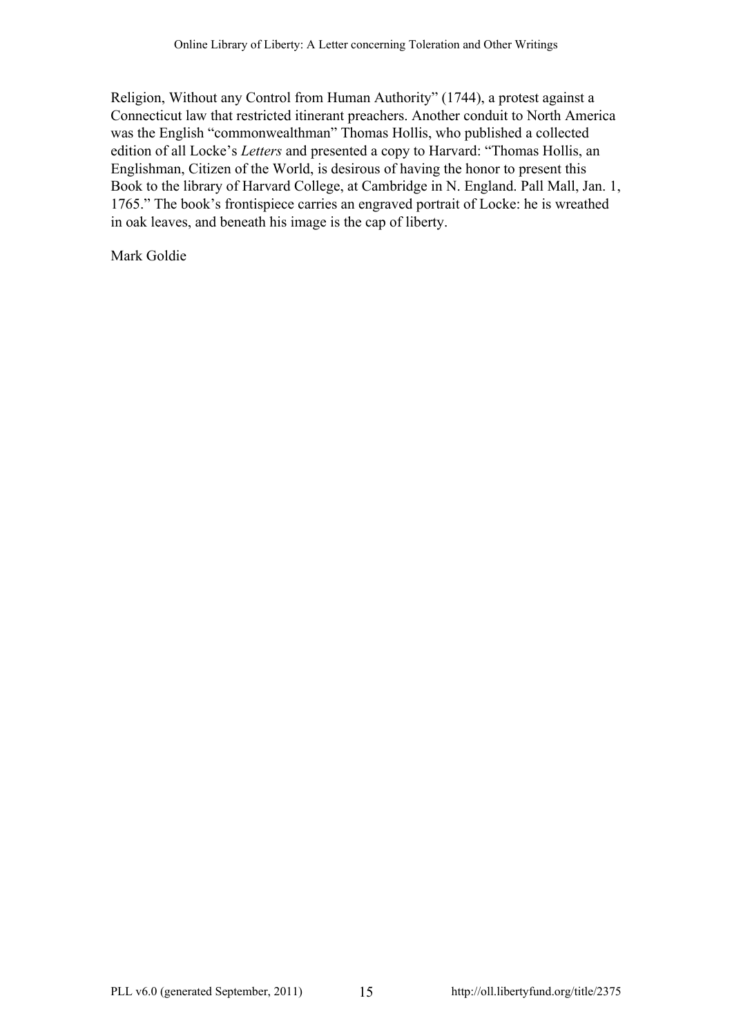Religion, Without any Control from Human Authority" (1744), a protest against a Connecticut law that restricted itinerant preachers. Another conduit to North America was the English "commonwealthman" Thomas Hollis, who published a collected edition of all Locke's *Letters* and presented a copy to Harvard: "Thomas Hollis, an Englishman, Citizen of the World, is desirous of having the honor to present this Book to the library of Harvard College, at Cambridge in N. England. Pall Mall, Jan. 1, 1765." The book's frontispiece carries an engraved portrait of Locke: he is wreathed in oak leaves, and beneath his image is the cap of liberty.

Mark Goldie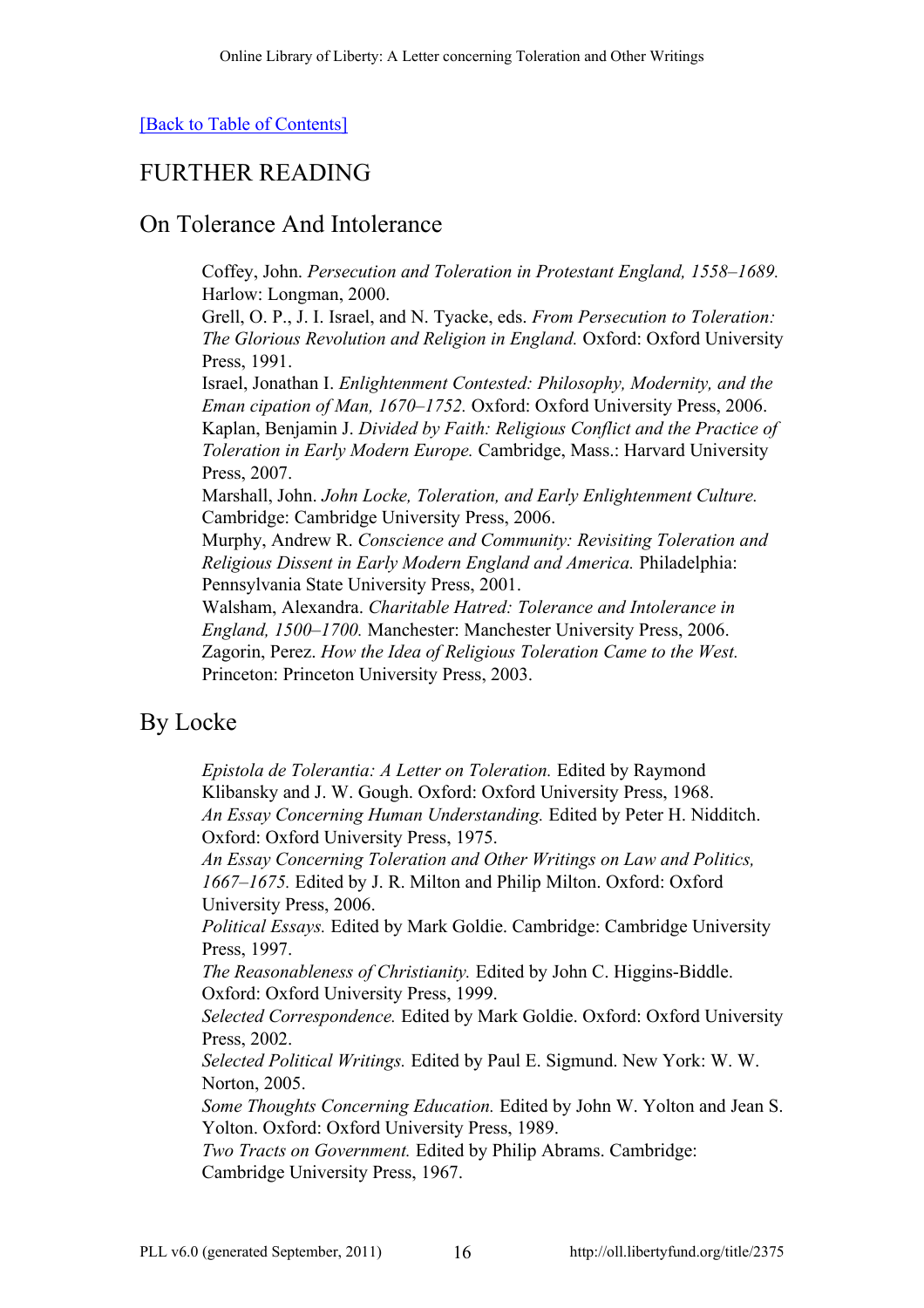[Back to Table of Contents]

# FURTHER READING

## On Tolerance And Intolerance

Coffey, John. *Persecution and Toleration in Protestant England, 1558–1689.* Harlow: Longman, 2000.

Grell, O. P., J. I. Israel, and N. Tyacke, eds. *From Persecution to Toleration: The Glorious Revolution and Religion in England.* Oxford: Oxford University Press, 1991.

Israel, Jonathan I. *Enlightenment Contested: Philosophy, Modernity, and the Eman cipation of Man, 1670–1752.* Oxford: Oxford University Press, 2006.

Kaplan, Benjamin J. *Divided by Faith: Religious Conflict and the Practice of Toleration in Early Modern Europe.* Cambridge, Mass.: Harvard University Press, 2007.

Marshall, John. *John Locke, Toleration, and Early Enlightenment Culture.* Cambridge: Cambridge University Press, 2006.

Murphy, Andrew R. *Conscience and Community: Revisiting Toleration and Religious Dissent in Early Modern England and America.* Philadelphia: Pennsylvania State University Press, 2001.

Walsham, Alexandra. *Charitable Hatred: Tolerance and Intolerance in England, 1500–1700.* Manchester: Manchester University Press, 2006.

Zagorin, Perez. *How the Idea of Religious Toleration Came to the West.* Princeton: Princeton University Press, 2003.

## By Locke

*Epistola de Tolerantia: A Letter on Toleration.* Edited by Raymond Klibansky and J. W. Gough. Oxford: Oxford University Press, 1968.

*An Essay Concerning Human Understanding.* Edited by Peter H. Nidditch. Oxford: Oxford University Press, 1975.

*An Essay Concerning Toleration and Other Writings on Law and Politics, 1667–1675.* Edited by J. R. Milton and Philip Milton. Oxford: Oxford University Press, 2006.

*Political Essays.* Edited by Mark Goldie. Cambridge: Cambridge University Press, 1997.

*The Reasonableness of Christianity.* Edited by John C. Higgins-Biddle. Oxford: Oxford University Press, 1999.

*Selected Correspondence.* Edited by Mark Goldie. Oxford: Oxford University Press, 2002.

*Selected Political Writings.* Edited by Paul E. Sigmund. New York: W. W. Norton, 2005.

*Some Thoughts Concerning Education.* Edited by John W. Yolton and Jean S. Yolton. Oxford: Oxford University Press, 1989.

*Two Tracts on Government.* Edited by Philip Abrams. Cambridge: Cambridge University Press, 1967.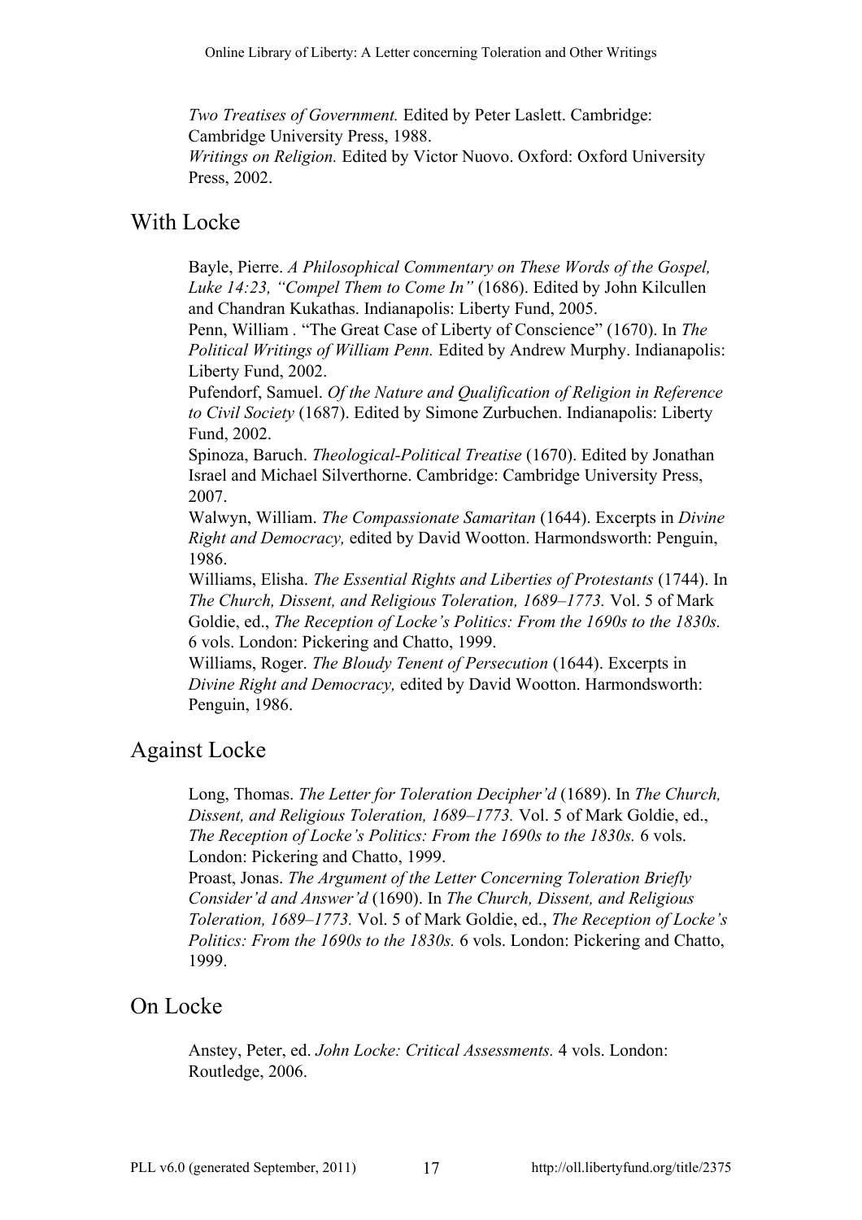*Two Treatises of Government.* Edited by Peter Laslett. Cambridge: Cambridge University Press, 1988.

*Writings on Religion.* Edited by Victor Nuovo. Oxford: Oxford University Press, 2002.

## With Locke

Bayle, Pierre. *A Philosophical Commentary on These Words of the Gospel, Luke 14:23, "Compel Them to Come In"* (1686). Edited by John Kilcullen and Chandran Kukathas. Indianapolis: Liberty Fund, 2005.

Penn, William . "The Great Case of Liberty of Conscience" (1670). In *The Political Writings of William Penn.* Edited by Andrew Murphy. Indianapolis: Liberty Fund, 2002.

Pufendorf, Samuel. *Of the Nature and Qualification of Religion in Reference to Civil Society* (1687). Edited by Simone Zurbuchen. Indianapolis: Liberty Fund, 2002.

Spinoza, Baruch. *Theological-Political Treatise* (1670). Edited by Jonathan Israel and Michael Silverthorne. Cambridge: Cambridge University Press, 2007.

Walwyn, William. *The Compassionate Samaritan* (1644). Excerpts in *Divine Right and Democracy,* edited by David Wootton. Harmondsworth: Penguin, 1986.

Williams, Elisha. *The Essential Rights and Liberties of Protestants* (1744). In *The Church, Dissent, and Religious Toleration, 1689–1773.* Vol. 5 of Mark Goldie, ed., *The Reception of Locke's Politics: From the 1690s to the 1830s.* 6 vols. London: Pickering and Chatto, 1999.

Williams, Roger. *The Bloudy Tenent of Persecution* (1644). Excerpts in *Divine Right and Democracy,* edited by David Wootton. Harmondsworth: Penguin, 1986.

## Against Locke

Long, Thomas. *The Letter for Toleration Decipher'd* (1689). In *The Church, Dissent, and Religious Toleration, 1689–1773.* Vol. 5 of Mark Goldie, ed., *The Reception of Locke's Politics: From the 1690s to the 1830s.* 6 vols. London: Pickering and Chatto, 1999.

Proast, Jonas. *The Argument of the Letter Concerning Toleration Briefly Consider'd and Answer'd* (1690). In *The Church, Dissent, and Religious Toleration, 1689–1773.* Vol. 5 of Mark Goldie, ed., *The Reception of Locke's Politics: From the 1690s to the 1830s.* 6 vols. London: Pickering and Chatto, 1999.

## On Locke

Anstey, Peter, ed. *John Locke: Critical Assessments.* 4 vols. London: Routledge, 2006.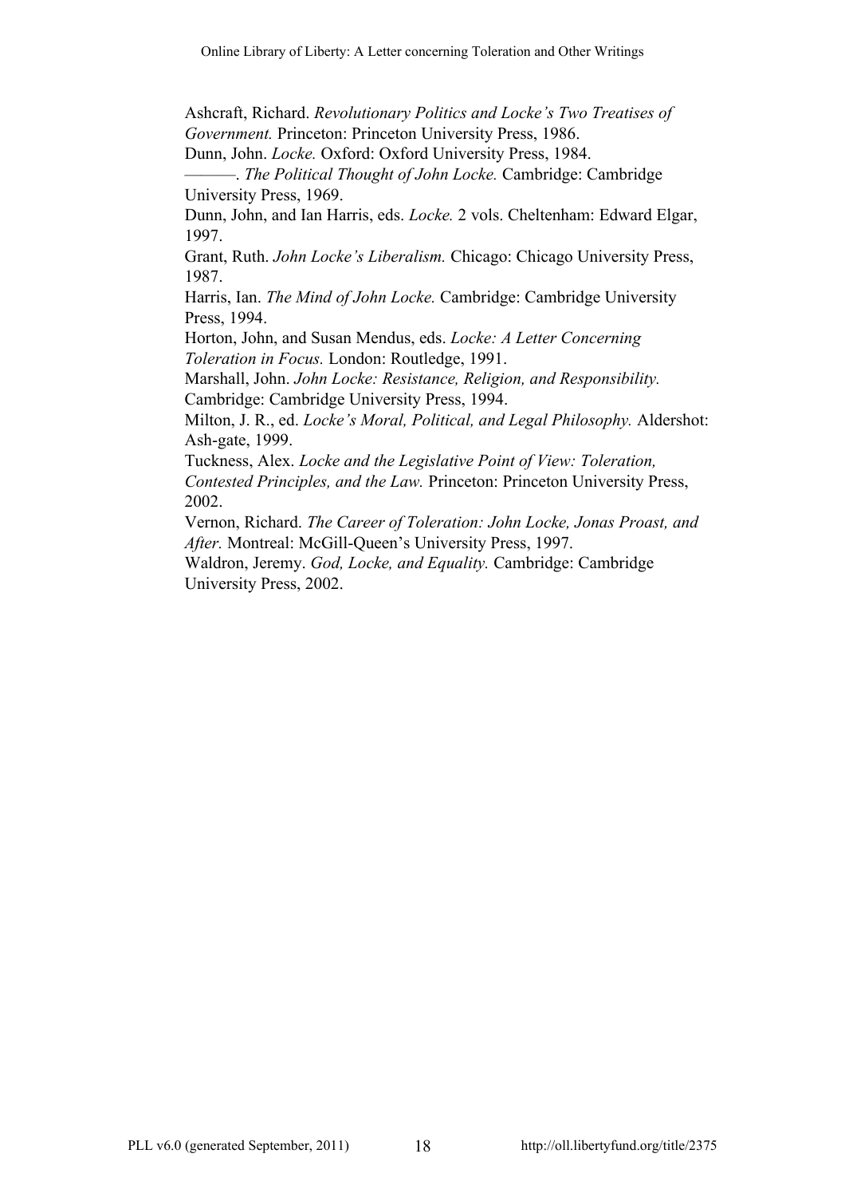Ashcraft, Richard. *Revolutionary Politics and Locke's Two Treatises of Government.* Princeton: Princeton University Press, 1986.

Dunn, John. *Locke.* Oxford: Oxford University Press, 1984.

———. *The Political Thought of John Locke.* Cambridge: Cambridge University Press, 1969.

Dunn, John, and Ian Harris, eds. *Locke.* 2 vols. Cheltenham: Edward Elgar, 1997.

Grant, Ruth. *John Locke's Liberalism.* Chicago: Chicago University Press, 1987.

Harris, Ian. *The Mind of John Locke.* Cambridge: Cambridge University Press, 1994.

Horton, John, and Susan Mendus, eds. *Locke: A Letter Concerning Toleration in Focus.* London: Routledge, 1991.

Marshall, John. *John Locke: Resistance, Religion, and Responsibility.* Cambridge: Cambridge University Press, 1994.

Milton, J. R., ed. *Locke's Moral, Political, and Legal Philosophy.* Aldershot: Ash-gate, 1999.

Tuckness, Alex. *Locke and the Legislative Point of View: Toleration, Contested Principles, and the Law.* Princeton: Princeton University Press, 2002.

Vernon, Richard. *The Career of Toleration: John Locke, Jonas Proast, and After.* Montreal: McGill-Queen's University Press, 1997.

Waldron, Jeremy. *God, Locke, and Equality.* Cambridge: Cambridge University Press, 2002.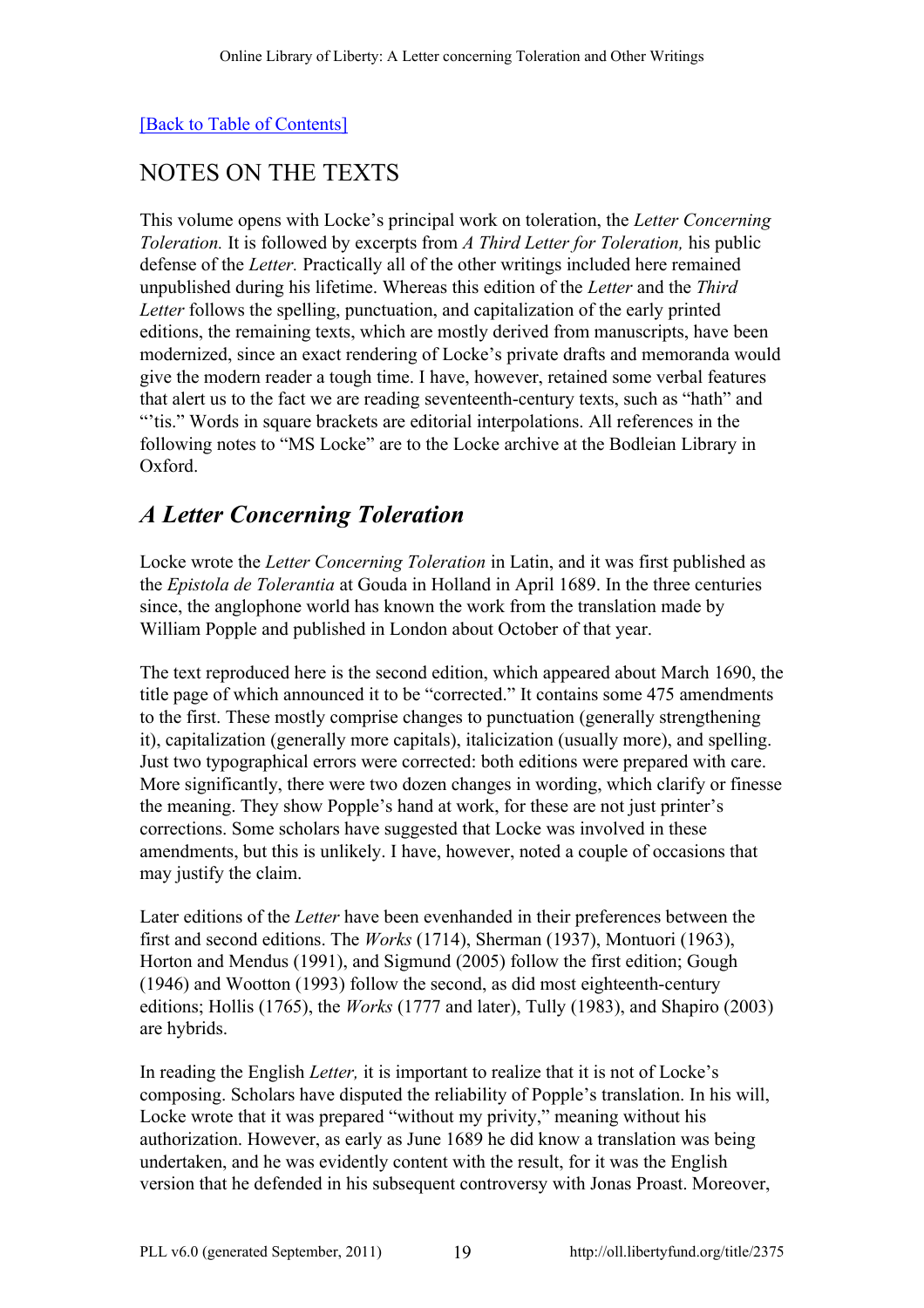[Back to Table of Contents]

## NOTES ON THE TEXTS

This volume opens with Locke's principal work on toleration, the *Letter Concerning Toleration.* It is followed by excerpts from *A Third Letter for Toleration,* his public defense of the *Letter.* Practically all of the other writings included here remained unpublished during his lifetime. Whereas this edition of the *Letter* and the *Third Letter* follows the spelling, punctuation, and capitalization of the early printed editions, the remaining texts, which are mostly derived from manuscripts, have been modernized, since an exact rendering of Locke's private drafts and memoranda would give the modern reader a tough time. I have, however, retained some verbal features that alert us to the fact we are reading seventeenth-century texts, such as "hath" and "'tis." Words in square brackets are editorial interpolations. All references in the following notes to "MS Locke" are to the Locke archive at the Bodleian Library in Oxford.

## *A Letter Concerning Toleration*

Locke wrote the *Letter Concerning Toleration* in Latin, and it was first published as the *Epistola de Tolerantia* at Gouda in Holland in April 1689. In the three centuries since, the anglophone world has known the work from the translation made by William Popple and published in London about October of that year.

The text reproduced here is the second edition, which appeared about March 1690, the title page of which announced it to be "corrected." It contains some 475 amendments to the first. These mostly comprise changes to punctuation (generally strengthening it), capitalization (generally more capitals), italicization (usually more), and spelling. Just two typographical errors were corrected: both editions were prepared with care. More significantly, there were two dozen changes in wording, which clarify or finesse the meaning. They show Popple's hand at work, for these are not just printer's corrections. Some scholars have suggested that Locke was involved in these amendments, but this is unlikely. I have, however, noted a couple of occasions that may justify the claim.

Later editions of the *Letter* have been evenhanded in their preferences between the first and second editions. The *Works* (1714), Sherman (1937), Montuori (1963), Horton and Mendus (1991), and Sigmund (2005) follow the first edition; Gough (1946) and Wootton (1993) follow the second, as did most eighteenth-century editions; Hollis (1765), the *Works* (1777 and later), Tully (1983), and Shapiro (2003) are hybrids.

In reading the English *Letter,* it is important to realize that it is not of Locke's composing. Scholars have disputed the reliability of Popple's translation. In his will, Locke wrote that it was prepared "without my privity," meaning without his authorization. However, as early as June 1689 he did know a translation was being undertaken, and he was evidently content with the result, for it was the English version that he defended in his subsequent controversy with Jonas Proast. Moreover,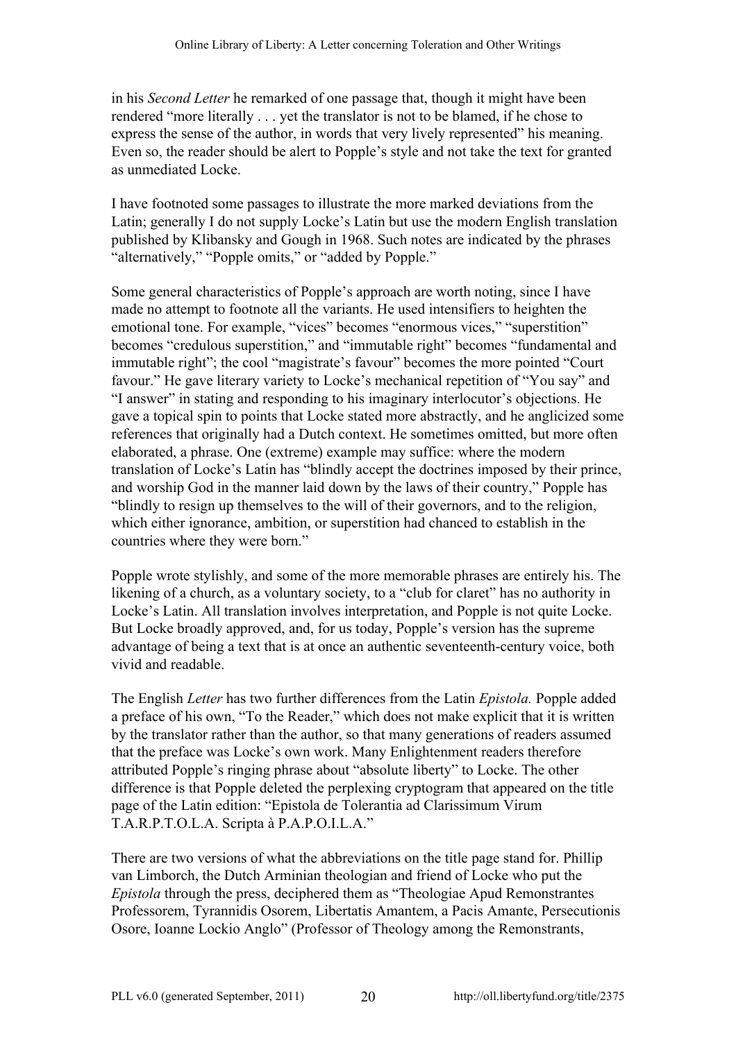in his *Second Letter* he remarked of one passage that, though it might have been rendered "more literally . . . yet the translator is not to be blamed, if he chose to express the sense of the author, in words that very lively represented" his meaning. Even so, the reader should be alert to Popple's style and not take the text for granted as unmediated Locke.

I have footnoted some passages to illustrate the more marked deviations from the Latin; generally I do not supply Locke's Latin but use the modern English translation published by Klibansky and Gough in 1968. Such notes are indicated by the phrases "alternatively," "Popple omits," or "added by Popple."

Some general characteristics of Popple's approach are worth noting, since I have made no attempt to footnote all the variants. He used intensifiers to heighten the emotional tone. For example, "vices" becomes "enormous vices," "superstition" becomes "credulous superstition," and "immutable right" becomes "fundamental and immutable right"; the cool "magistrate's favour" becomes the more pointed "Court favour." He gave literary variety to Locke's mechanical repetition of "You say" and "I answer" in stating and responding to his imaginary interlocutor's objections. He gave a topical spin to points that Locke stated more abstractly, and he anglicized some references that originally had a Dutch context. He sometimes omitted, but more often elaborated, a phrase. One (extreme) example may suffice: where the modern translation of Locke's Latin has "blindly accept the doctrines imposed by their prince, and worship God in the manner laid down by the laws of their country," Popple has "blindly to resign up themselves to the will of their governors, and to the religion, which either ignorance, ambition, or superstition had chanced to establish in the countries where they were born."

Popple wrote stylishly, and some of the more memorable phrases are entirely his. The likening of a church, as a voluntary society, to a "club for claret" has no authority in Locke's Latin. All translation involves interpretation, and Popple is not quite Locke. But Locke broadly approved, and, for us today, Popple's version has the supreme advantage of being a text that is at once an authentic seventeenth-century voice, both vivid and readable.

The English *Letter* has two further differences from the Latin *Epistola.* Popple added a preface of his own, "To the Reader," which does not make explicit that it is written by the translator rather than the author, so that many generations of readers assumed that the preface was Locke's own work. Many Enlightenment readers therefore attributed Popple's ringing phrase about "absolute liberty" to Locke. The other difference is that Popple deleted the perplexing cryptogram that appeared on the title page of the Latin edition: "Epistola de Tolerantia ad Clarissimum Virum T.A.R.P.T.O.L.A. Scripta à P.A.P.O.I.L.A."

There are two versions of what the abbreviations on the title page stand for. Phillip van Limborch, the Dutch Arminian theologian and friend of Locke who put the *Epistola* through the press, deciphered them as "Theologiae Apud Remonstrantes Professorem, Tyrannidis Osorem, Libertatis Amantem, a Pacis Amante, Persecutionis Osore, Ioanne Lockio Anglo" (Professor of Theology among the Remonstrants,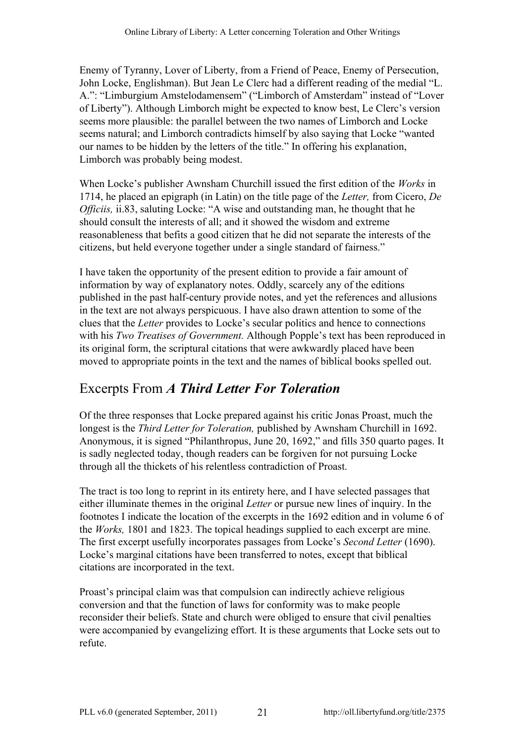Enemy of Tyranny, Lover of Liberty, from a Friend of Peace, Enemy of Persecution, John Locke, Englishman). But Jean Le Clerc had a different reading of the medial "L. A.": "Limburgium Amstelodamensem" ("Limborch of Amsterdam" instead of "Lover of Liberty"). Although Limborch might be expected to know best, Le Clerc's version seems more plausible: the parallel between the two names of Limborch and Locke seems natural; and Limborch contradicts himself by also saying that Locke "wanted our names to be hidden by the letters of the title." In offering his explanation, Limborch was probably being modest.

When Locke's publisher Awnsham Churchill issued the first edition of the *Works* in 1714, he placed an epigraph (in Latin) on the title page of the *Letter,* from Cicero, *De Officiis,* ii.83, saluting Locke: "A wise and outstanding man, he thought that he should consult the interests of all; and it showed the wisdom and extreme reasonableness that befits a good citizen that he did not separate the interests of the citizens, but held everyone together under a single standard of fairness."

I have taken the opportunity of the present edition to provide a fair amount of information by way of explanatory notes. Oddly, scarcely any of the editions published in the past half-century provide notes, and yet the references and allusions in the text are not always perspicuous. I have also drawn attention to some of the clues that the *Letter* provides to Locke's secular politics and hence to connections with his *Two Treatises of Government.* Although Popple's text has been reproduced in its original form, the scriptural citations that were awkwardly placed have been moved to appropriate points in the text and the names of biblical books spelled out.

## Excerpts From ***A Third Letter For Toleration***

Of the three responses that Locke prepared against his critic Jonas Proast, much the longest is the *Third Letter for Toleration,* published by Awnsham Churchill in 1692. Anonymous, it is signed "Philanthropus, June 20, 1692," and fills 350 quarto pages. It is sadly neglected today, though readers can be forgiven for not pursuing Locke through all the thickets of his relentless contradiction of Proast.

The tract is too long to reprint in its entirety here, and I have selected passages that either illuminate themes in the original *Letter* or pursue new lines of inquiry. In the footnotes I indicate the location of the excerpts in the 1692 edition and in volume 6 of the *Works,* 1801 and 1823. The topical headings supplied to each excerpt are mine. The first excerpt usefully incorporates passages from Locke's *Second Letter* (1690). Locke's marginal citations have been transferred to notes, except that biblical citations are incorporated in the text.

Proast's principal claim was that compulsion can indirectly achieve religious conversion and that the function of laws for conformity was to make people reconsider their beliefs. State and church were obliged to ensure that civil penalties were accompanied by evangelizing effort. It is these arguments that Locke sets out to refute.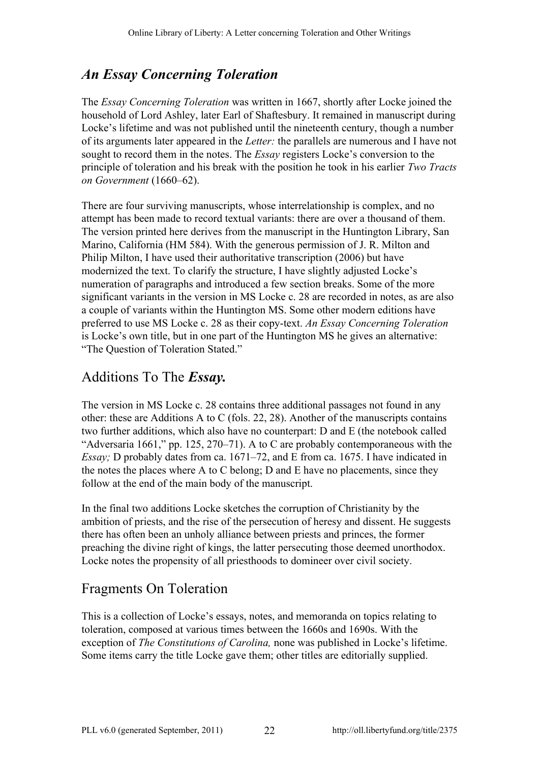## *An Essay Concerning Toleration*

The *Essay Concerning Toleration* was written in 1667, shortly after Locke joined the household of Lord Ashley, later Earl of Shaftesbury. It remained in manuscript during Locke's lifetime and was not published until the nineteenth century, though a number of its arguments later appeared in the *Letter:* the parallels are numerous and I have not sought to record them in the notes. The *Essay* registers Locke's conversion to the principle of toleration and his break with the position he took in his earlier *Two Tracts on Government* (1660–62).

There are four surviving manuscripts, whose interrelationship is complex, and no attempt has been made to record textual variants: there are over a thousand of them. The version printed here derives from the manuscript in the Huntington Library, San Marino, California (HM 584). With the generous permission of J. R. Milton and Philip Milton, I have used their authoritative transcription (2006) but have modernized the text. To clarify the structure, I have slightly adjusted Locke's numeration of paragraphs and introduced a few section breaks. Some of the more significant variants in the version in MS Locke c. 28 are recorded in notes, as are also a couple of variants within the Huntington MS. Some other modern editions have preferred to use MS Locke c. 28 as their copy-text. *An Essay Concerning Toleration* is Locke's own title, but in one part of the Huntington MS he gives an alternative: "The Question of Toleration Stated."

## Additions To The ***Essay.***

The version in MS Locke c. 28 contains three additional passages not found in any other: these are Additions A to C (fols. 22, 28). Another of the manuscripts contains two further additions, which also have no counterpart: D and E (the notebook called "Adversaria 1661," pp. 125, 270–71). A to C are probably contemporaneous with the *Essay;* D probably dates from ca. 1671–72, and E from ca. 1675. I have indicated in the notes the places where A to C belong; D and E have no placements, since they follow at the end of the main body of the manuscript.

In the final two additions Locke sketches the corruption of Christianity by the ambition of priests, and the rise of the persecution of heresy and dissent. He suggests there has often been an unholy alliance between priests and princes, the former preaching the divine right of kings, the latter persecuting those deemed unorthodox. Locke notes the propensity of all priesthoods to domineer over civil society.

## Fragments On Toleration

This is a collection of Locke's essays, notes, and memoranda on topics relating to toleration, composed at various times between the 1660s and 1690s. With the exception of *The Constitutions of Carolina,* none was published in Locke's lifetime. Some items carry the title Locke gave them; other titles are editorially supplied.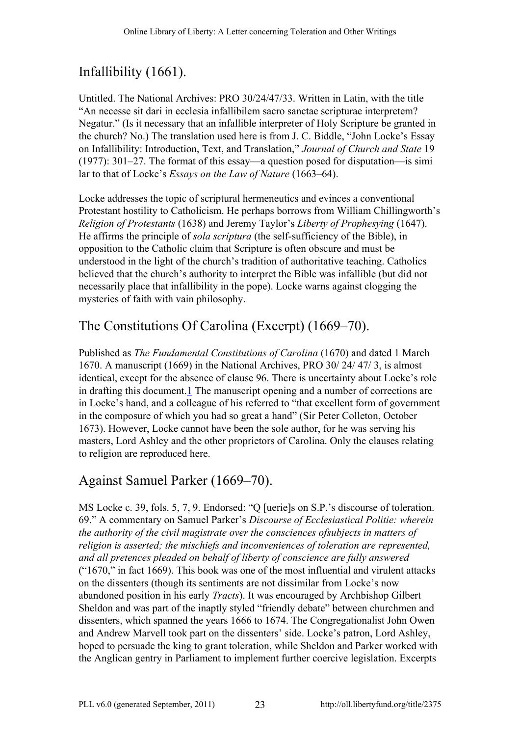## Infallibility (1661).

Untitled. The National Archives: PRO 30/24/47/33. Written in Latin, with the title "An necesse sit dari in ecclesia infallibilem sacro sanctae scripturae interpretem? Negatur." (Is it necessary that an infallible interpreter of Holy Scripture be granted in the church? No.) The translation used here is from J. C. Biddle, "John Locke's Essay on Infallibility: Introduction, Text, and Translation," *Journal of Church and State* 19 (1977): 301–27. The format of this essay—a question posed for disputation—is simi lar to that of Locke's *Essays on the Law of Nature* (1663–64).

Locke addresses the topic of scriptural hermeneutics and evinces a conventional Protestant hostility to Catholicism. He perhaps borrows from William Chillingworth's *Religion of Protestants* (1638) and Jeremy Taylor's *Liberty of Prophesying* (1647). He affirms the principle of *sola scriptura* (the self-sufficiency of the Bible), in opposition to the Catholic claim that Scripture is often obscure and must be understood in the light of the church's tradition of authoritative teaching. Catholics believed that the church's authority to interpret the Bible was infallible (but did not necessarily place that infallibility in the pope). Locke warns against clogging the mysteries of faith with vain philosophy.

## The Constitutions Of Carolina (Excerpt) (1669–70).

Published as *The Fundamental Constitutions of Carolina* (1670) and dated 1 March 1670. A manuscript (1669) in the National Archives, PRO 30/ 24/ 47/ 3, is almost identical, except for the absence of clause 96. There is uncertainty about Locke's role in drafting this document.[1] The manuscript opening and a number of corrections are in Locke's hand, and a colleague of his referred to "that excellent form of government in the composure of which you had so great a hand" (Sir Peter Colleton, October 1673). However, Locke cannot have been the sole author, for he was serving his masters, Lord Ashley and the other proprietors of Carolina. Only the clauses relating to religion are reproduced here.

## Against Samuel Parker (1669–70).

MS Locke c. 39, fols. 5, 7, 9. Endorsed: "Q [uerie]s on S.P.'s discourse of toleration. 69." A commentary on Samuel Parker's *Discourse of Ecclesiastical Politie: wherein the authority of the civil magistrate over the consciences ofsubjects in matters of religion is asserted; the mischiefs and inconveniences of toleration are represented, and all pretences pleaded on behalf of liberty of conscience are fully answered* ("1670," in fact 1669). This book was one of the most influential and virulent attacks on the dissenters (though its sentiments are not dissimilar from Locke's now abandoned position in his early *Tracts*). It was encouraged by Archbishop Gilbert Sheldon and was part of the inaptly styled "friendly debate" between churchmen and dissenters, which spanned the years 1666 to 1674. The Congregationalist John Owen and Andrew Marvell took part on the dissenters' side. Locke's patron, Lord Ashley, hoped to persuade the king to grant toleration, while Sheldon and Parker worked with the Anglican gentry in Parliament to implement further coercive legislation. Excerpts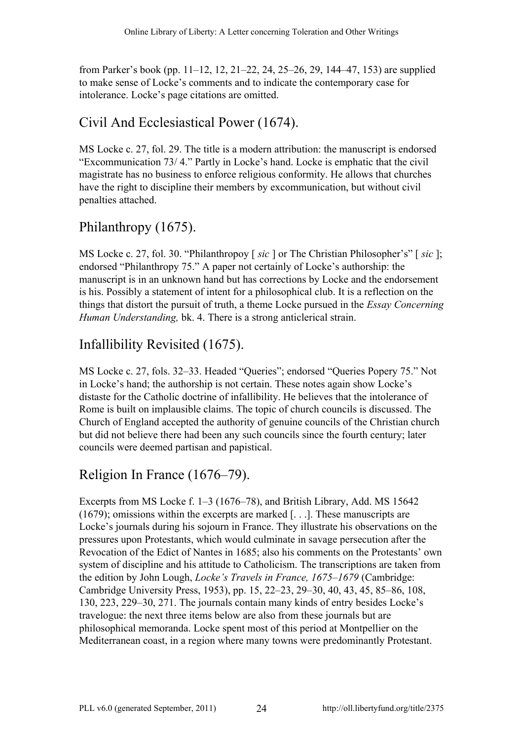from Parker's book (pp. 11–12, 12, 21–22, 24, 25–26, 29, 144–47, 153) are supplied to make sense of Locke's comments and to indicate the contemporary case for intolerance. Locke's page citations are omitted.

## Civil And Ecclesiastical Power (1674).

MS Locke c. 27, fol. 29. The title is a modern attribution: the manuscript is endorsed "Excommunication 73/ 4." Partly in Locke's hand. Locke is emphatic that the civil magistrate has no business to enforce religious conformity. He allows that churches have the right to discipline their members by excommunication, but without civil penalties attached.

## Philanthropy (1675).

MS Locke c. 27, fol. 30. "Philanthropoy [ *sic* ] or The Christian Philosopher's" [ *sic* ]; endorsed "Philanthropy 75." A paper not certainly of Locke's authorship: the manuscript is in an unknown hand but has corrections by Locke and the endorsement is his. Possibly a statement of intent for a philosophical club. It is a reflection on the things that distort the pursuit of truth, a theme Locke pursued in the *Essay Concerning Human Understanding,* bk. 4. There is a strong anticlerical strain.

## Infallibility Revisited (1675).

MS Locke c. 27, fols. 32–33. Headed "Queries"; endorsed "Queries Popery 75." Not in Locke's hand; the authorship is not certain. These notes again show Locke's distaste for the Catholic doctrine of infallibility. He believes that the intolerance of Rome is built on implausible claims. The topic of church councils is discussed. The Church of England accepted the authority of genuine councils of the Christian church but did not believe there had been any such councils since the fourth century; later councils were deemed partisan and papistical.

## Religion In France (1676–79).

Excerpts from MS Locke f. 1–3 (1676–78), and British Library, Add. MS 15642 (1679); omissions within the excerpts are marked [. . .]. These manuscripts are Locke's journals during his sojourn in France. They illustrate his observations on the pressures upon Protestants, which would culminate in savage persecution after the Revocation of the Edict of Nantes in 1685; also his comments on the Protestants' own system of discipline and his attitude to Catholicism. The transcriptions are taken from the edition by John Lough, *Locke's Travels in France, 1675–1679* (Cambridge: Cambridge University Press, 1953), pp. 15, 22–23, 29–30, 40, 43, 45, 85–86, 108, 130, 223, 229–30, 271. The journals contain many kinds of entry besides Locke's travelogue: the next three items below are also from these journals but are philosophical memoranda. Locke spent most of this period at Montpellier on the Mediterranean coast, in a region where many towns were predominantly Protestant.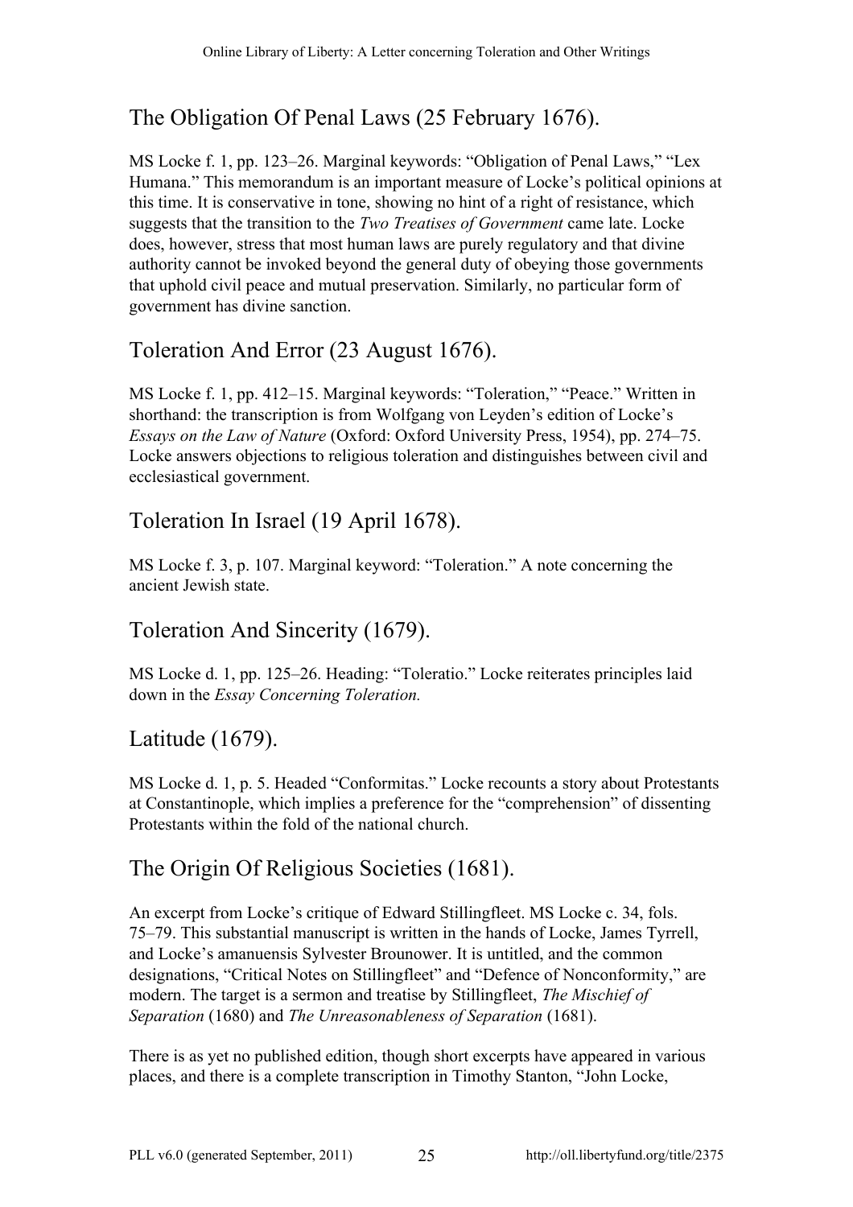## The Obligation Of Penal Laws (25 February 1676).

MS Locke f. 1, pp. 123–26. Marginal keywords: "Obligation of Penal Laws," "Lex Humana." This memorandum is an important measure of Locke's political opinions at this time. It is conservative in tone, showing no hint of a right of resistance, which suggests that the transition to the *Two Treatises of Government* came late. Locke does, however, stress that most human laws are purely regulatory and that divine authority cannot be invoked beyond the general duty of obeying those governments that uphold civil peace and mutual preservation. Similarly, no particular form of government has divine sanction.

## Toleration And Error (23 August 1676).

MS Locke f. 1, pp. 412–15. Marginal keywords: "Toleration," "Peace." Written in shorthand: the transcription is from Wolfgang von Leyden's edition of Locke's *Essays on the Law of Nature* (Oxford: Oxford University Press, 1954), pp. 274–75. Locke answers objections to religious toleration and distinguishes between civil and ecclesiastical government.

## Toleration In Israel (19 April 1678).

MS Locke f. 3, p. 107. Marginal keyword: "Toleration." A note concerning the ancient Jewish state.

## Toleration And Sincerity (1679).

MS Locke d. 1, pp. 125–26. Heading: "Toleratio." Locke reiterates principles laid down in the *Essay Concerning Toleration.*

## Latitude (1679).

MS Locke d. 1, p. 5. Headed "Conformitas." Locke recounts a story about Protestants at Constantinople, which implies a preference for the "comprehension" of dissenting Protestants within the fold of the national church.

## The Origin Of Religious Societies (1681).

An excerpt from Locke's critique of Edward Stillingfleet. MS Locke c. 34, fols. 75–79. This substantial manuscript is written in the hands of Locke, James Tyrrell, and Locke's amanuensis Sylvester Brounower. It is untitled, and the common designations, "Critical Notes on Stillingfleet" and "Defence of Nonconformity," are modern. The target is a sermon and treatise by Stillingfleet, *The Mischief of Separation* (1680) and *The Unreasonableness of Separation* (1681).

There is as yet no published edition, though short excerpts have appeared in various places, and there is a complete transcription in Timothy Stanton, "John Locke,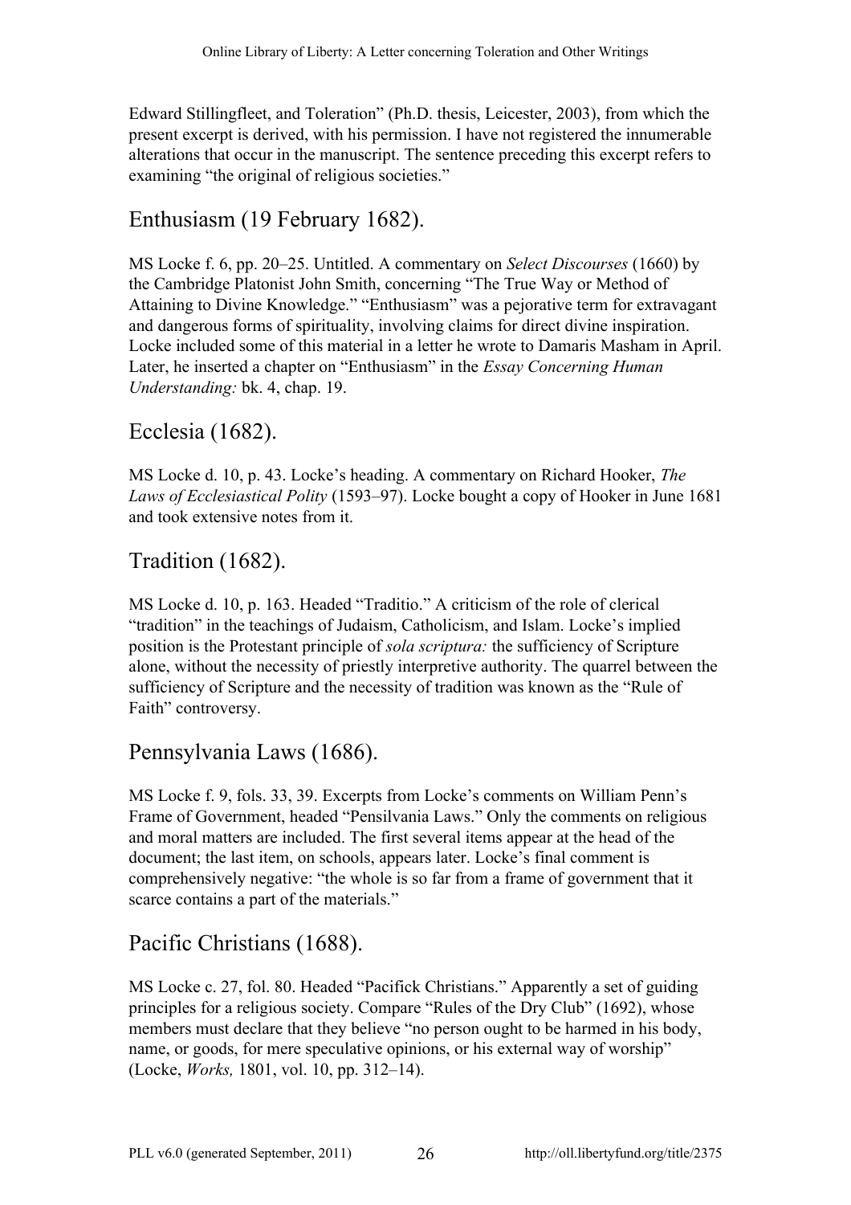Edward Stillingfleet, and Toleration" (Ph.D. thesis, Leicester, 2003), from which the present excerpt is derived, with his permission. I have not registered the innumerable alterations that occur in the manuscript. The sentence preceding this excerpt refers to examining "the original of religious societies."

## Enthusiasm (19 February 1682).

MS Locke f. 6, pp. 20–25. Untitled. A commentary on *Select Discourses* (1660) by the Cambridge Platonist John Smith, concerning "The True Way or Method of Attaining to Divine Knowledge." "Enthusiasm" was a pejorative term for extravagant and dangerous forms of spirituality, involving claims for direct divine inspiration. Locke included some of this material in a letter he wrote to Damaris Masham in April. Later, he inserted a chapter on "Enthusiasm" in the *Essay Concerning Human Understanding:* bk. 4, chap. 19.

## Ecclesia (1682).

MS Locke d. 10, p. 43. Locke's heading. A commentary on Richard Hooker, *The Laws of Ecclesiastical Polity* (1593–97). Locke bought a copy of Hooker in June 1681 and took extensive notes from it.

## Tradition (1682).

MS Locke d. 10, p. 163. Headed "Traditio." A criticism of the role of clerical "tradition" in the teachings of Judaism, Catholicism, and Islam. Locke's implied position is the Protestant principle of *sola scriptura:* the sufficiency of Scripture alone, without the necessity of priestly interpretive authority. The quarrel between the sufficiency of Scripture and the necessity of tradition was known as the "Rule of Faith" controversy.

## Pennsylvania Laws (1686).

MS Locke f. 9, fols. 33, 39. Excerpts from Locke's comments on William Penn's Frame of Government, headed "Pensilvania Laws." Only the comments on religious and moral matters are included. The first several items appear at the head of the document; the last item, on schools, appears later. Locke's final comment is comprehensively negative: "the whole is so far from a frame of government that it scarce contains a part of the materials."

## Pacific Christians (1688).

MS Locke c. 27, fol. 80. Headed "Pacifick Christians." Apparently a set of guiding principles for a religious society. Compare "Rules of the Dry Club" (1692), whose members must declare that they believe "no person ought to be harmed in his body, name, or goods, for mere speculative opinions, or his external way of worship" (Locke, *Works,* 1801, vol. 10, pp. 312–14).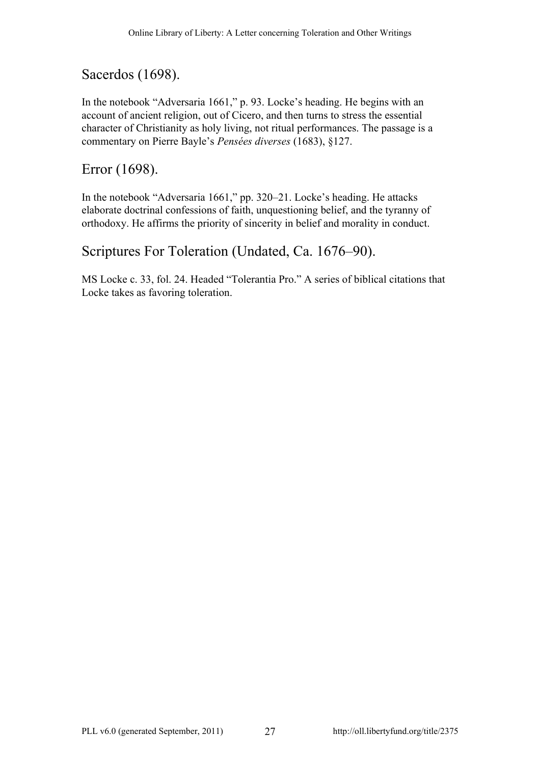## Sacerdos (1698).

In the notebook "Adversaria 1661," p. 93. Locke's heading. He begins with an account of ancient religion, out of Cicero, and then turns to stress the essential character of Christianity as holy living, not ritual performances. The passage is a commentary on Pierre Bayle's *Pensées diverses* (1683), §127.

## Error (1698).

In the notebook "Adversaria 1661," pp. 320–21. Locke's heading. He attacks elaborate doctrinal confessions of faith, unquestioning belief, and the tyranny of orthodoxy. He affirms the priority of sincerity in belief and morality in conduct.

## Scriptures For Toleration (Undated, Ca. 1676–90).

MS Locke c. 33, fol. 24. Headed "Tolerantia Pro." A series of biblical citations that Locke takes as favoring toleration.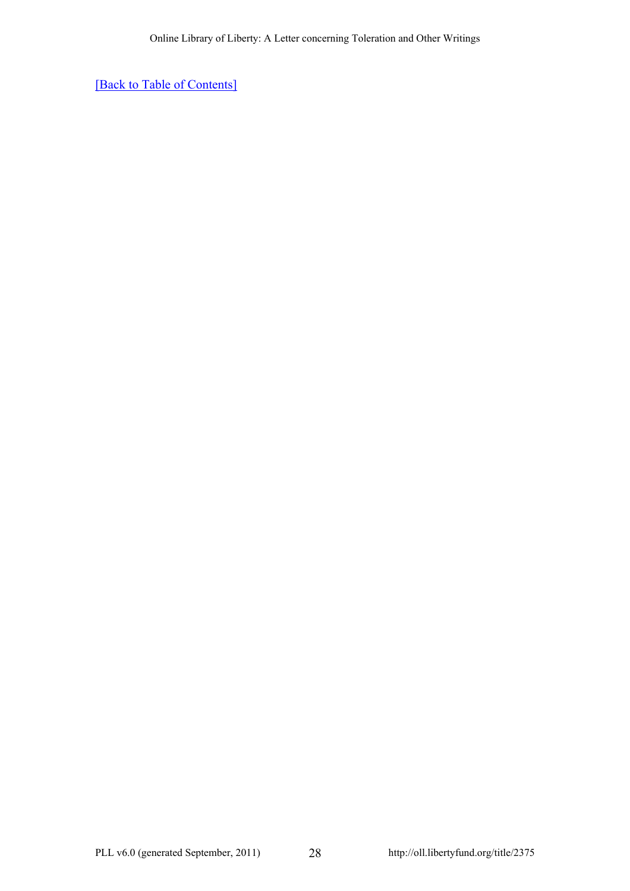[Back to Table of Contents]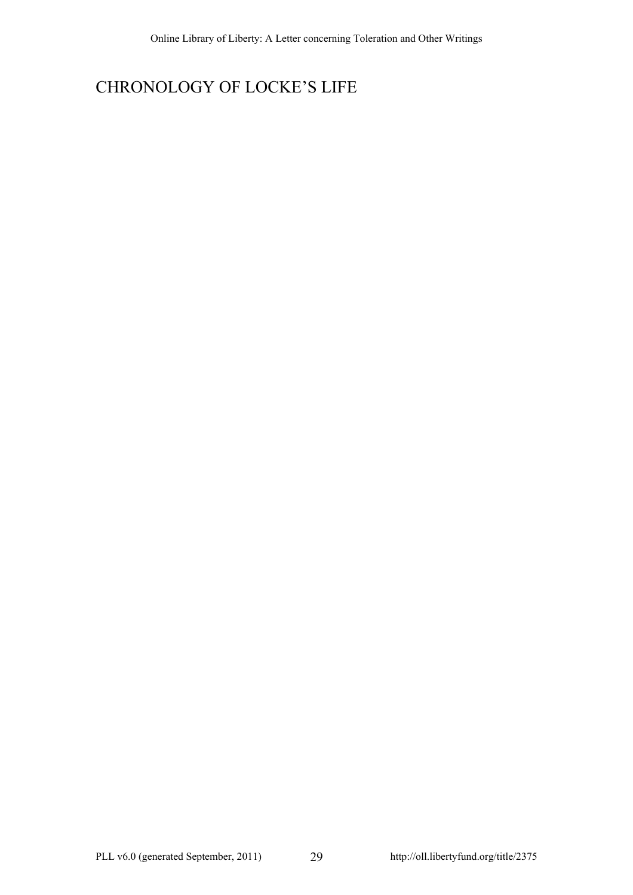# CHRONOLOGY OF LOCKE'S LIFE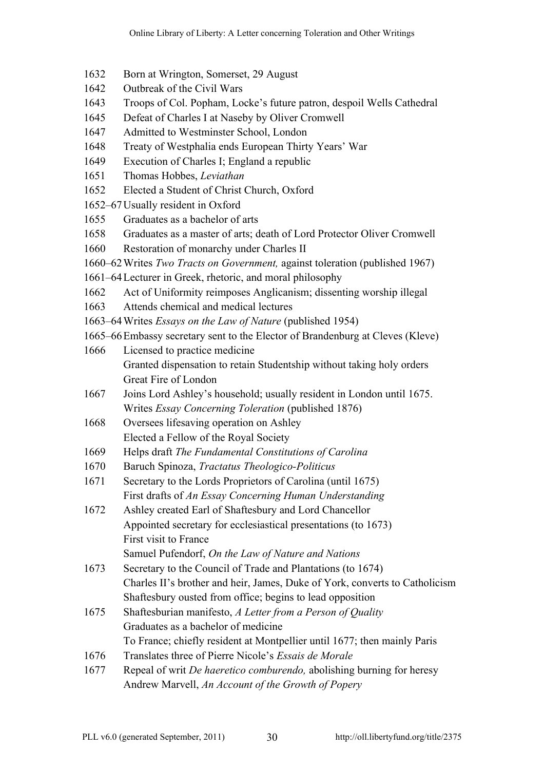| | |
|---|---|
| 1632 | Born at Wrington, Somerset, 29 August |
| 1642 | Outbreak of the Civil Wars |
| 1643 | Troops of Col. Popham, Locke's future patron, despoil Wells Cathedral |
| 1645 | Defeat of Charles I at Naseby by Oliver Cromwell |
| 1647 | Admitted to Westminster School, London |
| 1648 | Treaty of Westphalia ends European Thirty Years' War |
| 1649 | Execution of Charles I; England a republic |
| 1651 | Thomas Hobbes, *Leviathan* |
| 1652 | Elected a Student of Christ Church, Oxford |
| 1652–67 | Usually resident in Oxford |
| 1655 | Graduates as a bachelor of arts |
| 1658 | Graduates as a master of arts; death of Lord Protector Oliver Cromwell |
| 1660 | Restoration of monarchy under Charles II |
| 1660–62 | Writes *Two Tracts on Government,* against toleration (published 1967) |
| 1661–64 | Lecturer in Greek, rhetoric, and moral philosophy |
| 1662 | Act of Uniformity reimposes Anglicanism; dissenting worship illegal |
| 1663 | Attends chemical and medical lectures |
| 1663–64 | Writes *Essays on the Law of Nature* (published 1954) |
| 1665–66 | Embassy secretary sent to the Elector of Brandenburg at Cleves (Kleve) |
| 1666 | Licensed to practice medicine<br>Granted dispensation to retain Studentship without taking holy orders<br>Great Fire of London |
| 1667 | Joins Lord Ashley's household; usually resident in London until 1675.<br>Writes *Essay Concerning Toleration* (published 1876) |
| 1668 | Oversees lifesaving operation on Ashley<br>Elected a Fellow of the Royal Society |
| 1669 | Helps draft *The Fundamental Constitutions of Carolina* |
| 1670 | Baruch Spinoza, *Tractatus Theologico-Politicus* |
| 1671 | Secretary to the Lords Proprietors of Carolina (until 1675)<br>First drafts of *An Essay Concerning Human Understanding* |
| 1672 | Ashley created Earl of Shaftesbury and Lord Chancellor<br>Appointed secretary for ecclesiastical presentations (to 1673)<br>First visit to France<br>Samuel Pufendorf, *On the Law of Nature and Nations* |
| 1673 | Secretary to the Council of Trade and Plantations (to 1674)<br>Charles II's brother and heir, James, Duke of York, converts to Catholicism<br>Shaftesbury ousted from office; begins to lead opposition |
| 1675 | Shaftesburian manifesto, *A Letter from a Person of Quality*<br>Graduates as a bachelor of medicine<br>To France; chiefly resident at Montpellier until 1677; then mainly Paris |
| 1676 | Translates three of Pierre Nicole's *Essais de Morale* |
| 1677 | Repeal of writ *De haeretico comburendo,* abolishing burning for heresy<br>Andrew Marvell, *An Account of the Growth of Popery* |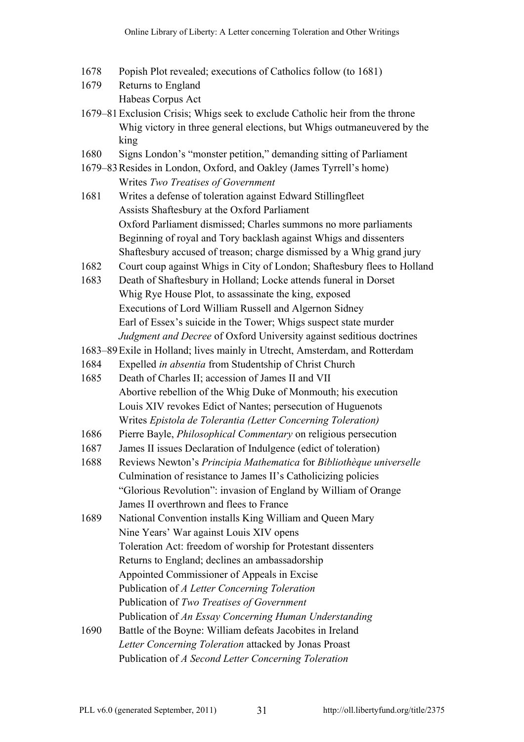| | |
|---|---|
| 1678 | Popish Plot revealed; executions of Catholics follow (to 1681) |
| 1679 | Returns to England |
| | Habeas Corpus Act |
| 1679–81 | Exclusion Crisis; Whigs seek to exclude Catholic heir from the throne |
| | Whig victory in three general elections, but Whigs outmaneuvered by the king |
| 1680 | Signs London's "monster petition," demanding sitting of Parliament |
| 1679–83 | Resides in London, Oxford, and Oakley (James Tyrrell's home) |
| | Writes *Two Treatises of Government* |
| 1681 | Writes a defense of toleration against Edward Stillingfleet |
| | Assists Shaftesbury at the Oxford Parliament |
| | Oxford Parliament dismissed; Charles summons no more parliaments |
| | Beginning of royal and Tory backlash against Whigs and dissenters |
| | Shaftesbury accused of treason; charge dismissed by a Whig grand jury |
| 1682 | Court coup against Whigs in City of London; Shaftesbury flees to Holland |
| 1683 | Death of Shaftesbury in Holland; Locke attends funeral in Dorset |
| | Whig Rye House Plot, to assassinate the king, exposed |
| | Executions of Lord William Russell and Algernon Sidney |
| | Earl of Essex's suicide in the Tower; Whigs suspect state murder |
| | *Judgment and Decree* of Oxford University against seditious doctrines |
| 1683–89 | Exile in Holland; lives mainly in Utrecht, Amsterdam, and Rotterdam |
| 1684 | Expelled *in absentia* from Studentship of Christ Church |
| 1685 | Death of Charles II; accession of James II and VII |
| | Abortive rebellion of the Whig Duke of Monmouth; his execution |
| | Louis XIV revokes Edict of Nantes; persecution of Huguenots |
| | Writes *Epistola de Tolerantia (Letter Concerning Toleration)* |
| 1686 | Pierre Bayle, *Philosophical Commentary* on religious persecution |
| 1687 | James II issues Declaration of Indulgence (edict of toleration) |
| 1688 | Reviews Newton's *Principia Mathematica* for *Bibliothèque universelle* |
| | Culmination of resistance to James II's Catholicizing policies |
| | "Glorious Revolution": invasion of England by William of Orange |
| | James II overthrown and flees to France |
| 1689 | National Convention installs King William and Queen Mary |
| | Nine Years' War against Louis XIV opens |
| | Toleration Act: freedom of worship for Protestant dissenters |
| | Returns to England; declines an ambassadorship |
| | Appointed Commissioner of Appeals in Excise |
| | Publication of *A Letter Concerning Toleration* |
| | Publication of *Two Treatises of Government* |
| | Publication of *An Essay Concerning Human Understanding* |
| 1690 | Battle of the Boyne: William defeats Jacobites in Ireland |
| | *Letter Concerning Toleration* attacked by Jonas Proast |
| | Publication of *A Second Letter Concerning Toleration* |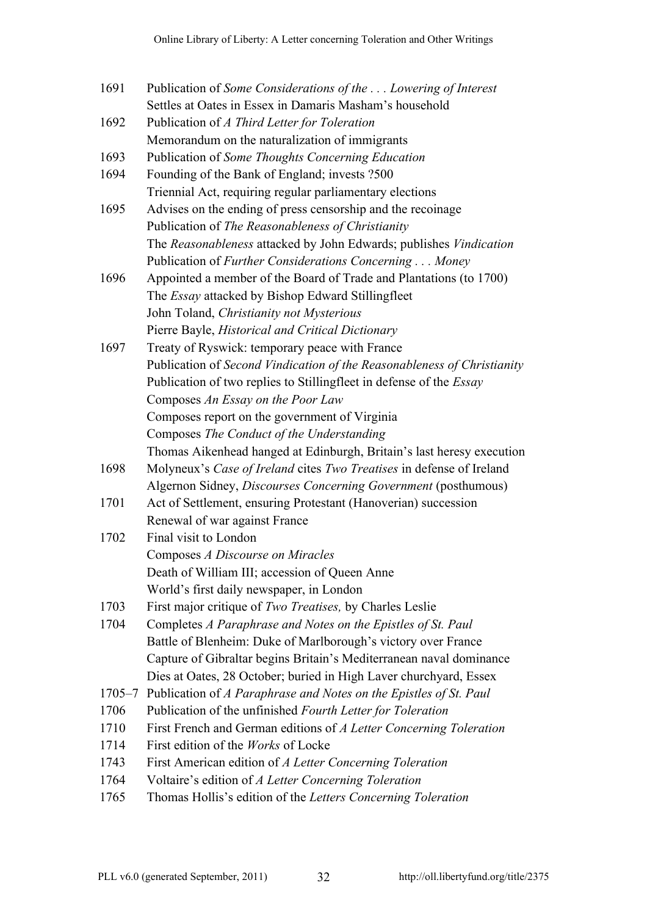| | |
|---|---|
| 1691 | Publication of *Some Considerations of the . . . Lowering of Interest* |
| | Settles at Oates in Essex in Damaris Masham's household |
| 1692 | Publication of *A Third Letter for Toleration* |
| | Memorandum on the naturalization of immigrants |
| 1693 | Publication of *Some Thoughts Concerning Education* |
| 1694 | Founding of the Bank of England; invests ?500 |
| | Triennial Act, requiring regular parliamentary elections |
| 1695 | Advises on the ending of press censorship and the recoinage |
| | Publication of *The Reasonableness of Christianity* |
| | The *Reasonableness* attacked by John Edwards; publishes *Vindication* |
| | Publication of *Further Considerations Concerning . . . Money* |
| 1696 | Appointed a member of the Board of Trade and Plantations (to 1700) |
| | The *Essay* attacked by Bishop Edward Stillingfleet |
| | John Toland, *Christianity not Mysterious* |
| | Pierre Bayle, *Historical and Critical Dictionary* |
| 1697 | Treaty of Ryswick: temporary peace with France |
| | Publication of *Second Vindication of the Reasonableness of Christianity* |
| | Publication of two replies to Stillingfleet in defense of the *Essay* |
| | Composes *An Essay on the Poor Law* |
| | Composes report on the government of Virginia |
| | Composes *The Conduct of the Understanding* |
| | Thomas Aikenhead hanged at Edinburgh, Britain's last heresy execution |
| 1698 | Molyneux's *Case of Ireland* cites *Two Treatises* in defense of Ireland |
| | Algernon Sidney, *Discourses Concerning Government* (posthumous) |
| 1701 | Act of Settlement, ensuring Protestant (Hanoverian) succession |
| | Renewal of war against France |
| 1702 | Final visit to London |
| | Composes *A Discourse on Miracles* |
| | Death of William III; accession of Queen Anne |
| | World's first daily newspaper, in London |
| 1703 | First major critique of *Two Treatises,* by Charles Leslie |
| 1704 | Completes *A Paraphrase and Notes on the Epistles of St. Paul* |
| | Battle of Blenheim: Duke of Marlborough's victory over France |
| | Capture of Gibraltar begins Britain's Mediterranean naval dominance |
| | Dies at Oates, 28 October; buried in High Laver churchyard, Essex |
| 1705–7 | Publication of *A Paraphrase and Notes on the Epistles of St. Paul* |
| 1706 | Publication of the unfinished *Fourth Letter for Toleration* |
| 1710 | First French and German editions of *A Letter Concerning Toleration* |
| 1714 | First edition of the *Works* of Locke |
| 1743 | First American edition of *A Letter Concerning Toleration* |
| 1764 | Voltaire's edition of *A Letter Concerning Toleration* |
| 1765 | Thomas Hollis's edition of the *Letters Concerning Toleration* |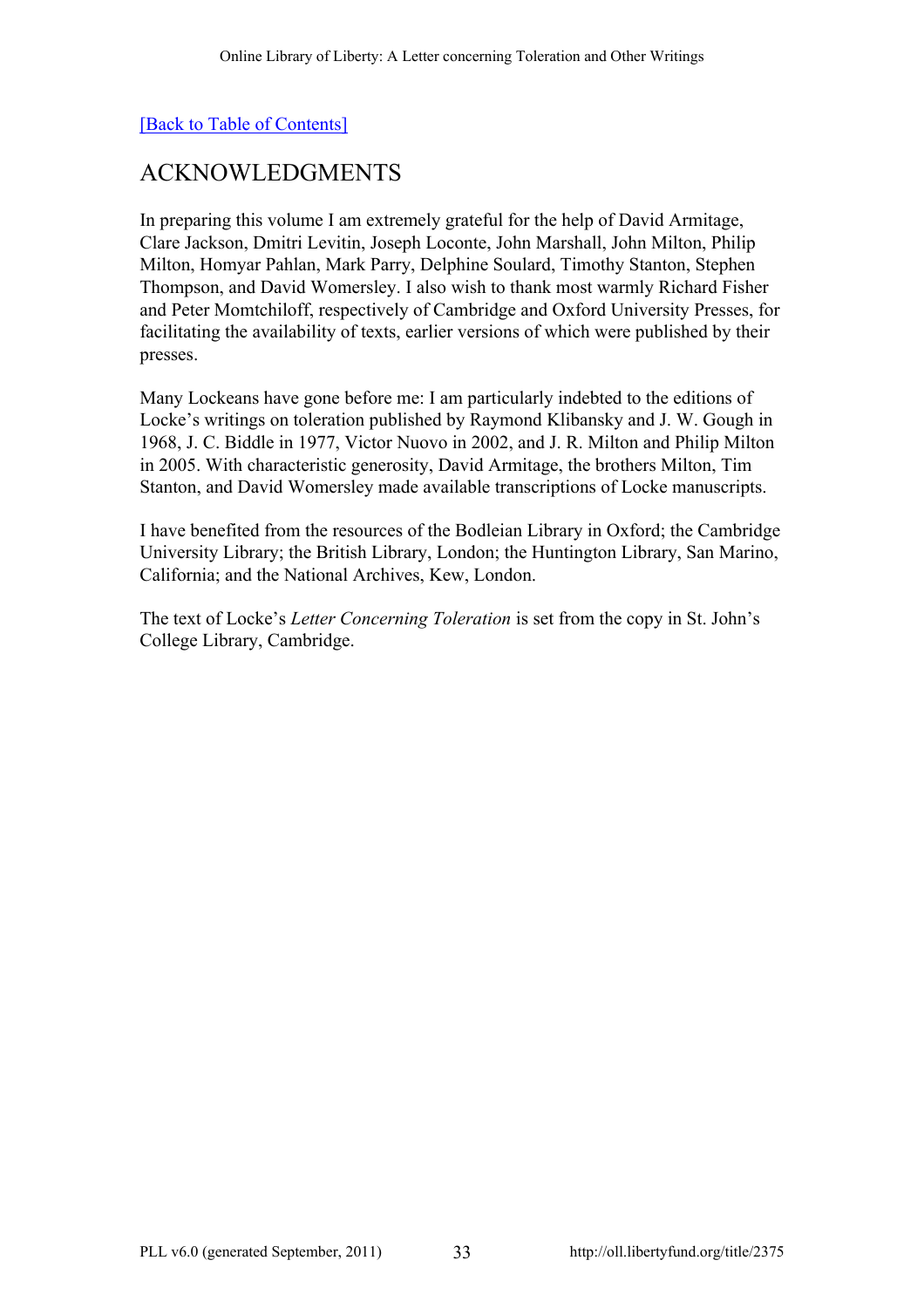[Back to Table of Contents]

## ACKNOWLEDGMENTS

In preparing this volume I am extremely grateful for the help of David Armitage, Clare Jackson, Dmitri Levitin, Joseph Loconte, John Marshall, John Milton, Philip Milton, Homyar Pahlan, Mark Parry, Delphine Soulard, Timothy Stanton, Stephen Thompson, and David Womersley. I also wish to thank most warmly Richard Fisher and Peter Momtchiloff, respectively of Cambridge and Oxford University Presses, for facilitating the availability of texts, earlier versions of which were published by their presses.

Many Lockeans have gone before me: I am particularly indebted to the editions of Locke's writings on toleration published by Raymond Klibansky and J. W. Gough in 1968, J. C. Biddle in 1977, Victor Nuovo in 2002, and J. R. Milton and Philip Milton in 2005. With characteristic generosity, David Armitage, the brothers Milton, Tim Stanton, and David Womersley made available transcriptions of Locke manuscripts.

I have benefited from the resources of the Bodleian Library in Oxford; the Cambridge University Library; the British Library, London; the Huntington Library, San Marino, California; and the National Archives, Kew, London.

The text of Locke's *Letter Concerning Toleration* is set from the copy in St. John's College Library, Cambridge.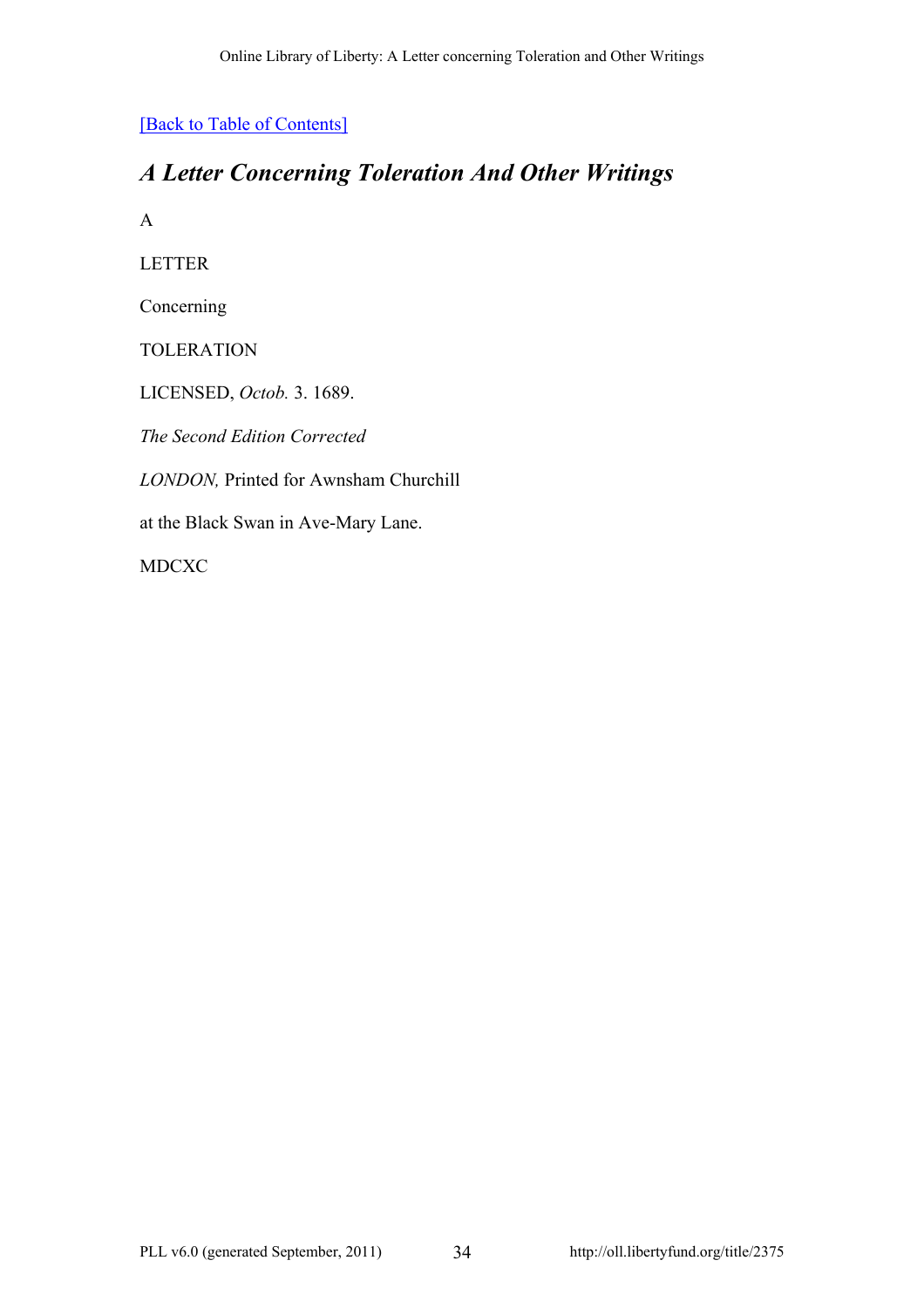[Back to Table of Contents]

## *A Letter Concerning Toleration And Other Writings*

A

LETTER

Concerning

TOLERATION

LICENSED, *Octob.* 3. 1689.

*The Second Edition Corrected*

*LONDON,* Printed for Awnsham Churchill

at the Black Swan in Ave-Mary Lane.

MDCXC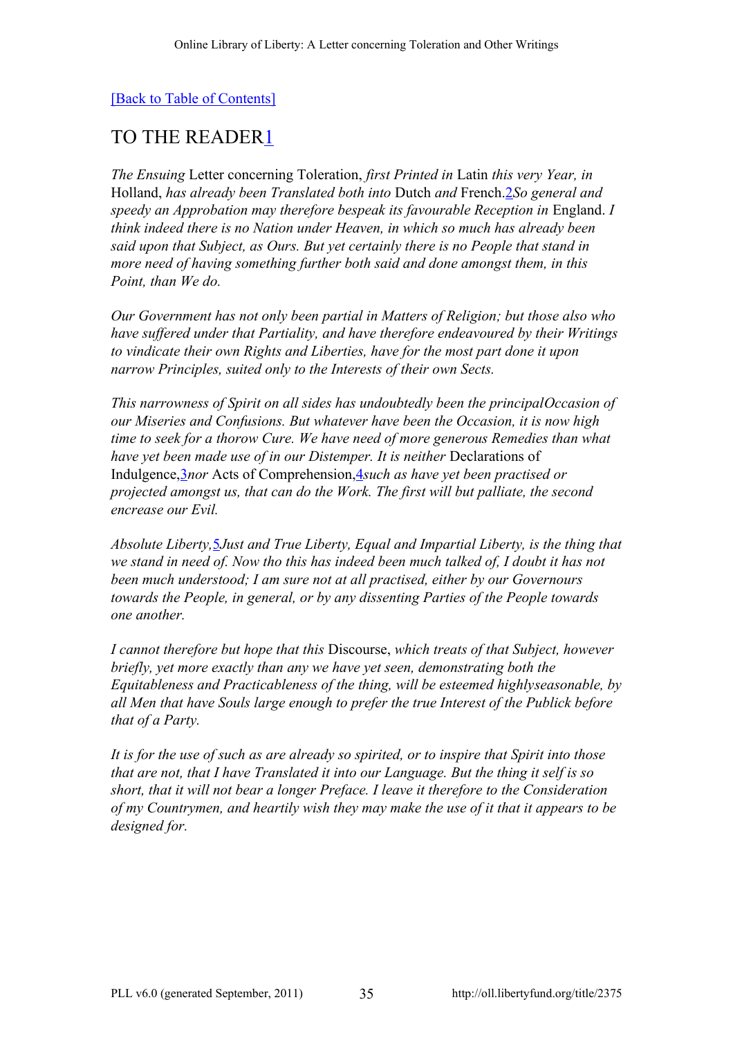[Back to Table of Contents]

## TO THE READER[1]

*The Ensuing* Letter concerning Toleration, *first Printed in* Latin *this very Year, in* Holland, *has already been Translated both into* Dutch *and* French.[2] *So general and speedy an Approbation may therefore bespeak its favourable Reception in* England. *I think indeed there is no Nation under Heaven, in which so much has already been said upon that Subject, as Ours. But yet certainly there is no People that stand in more need of having something further both said and done amongst them, in this Point, than We do.*

*Our Government has not only been partial in Matters of Religion; but those also who have suffered under that Partiality, and have therefore endeavoured by their Writings to vindicate their own Rights and Liberties, have for the most part done it upon narrow Principles, suited only to the Interests of their own Sects.*

*This narrowness of Spirit on all sides has undoubtedly been the principal Occasion of our Miseries and Confusions. But whatever have been the Occasion, it is now high time to seek for a thorow Cure. We have need of more generous Remedies than what have yet been made use of in our Distemper. It is neither* Declarations of Indulgence,[3] *nor* Acts of Comprehension,[4] *such as have yet been practised or projected amongst us, that can do the Work. The first will but palliate, the second encrease our Evil.*

*Absolute Liberty,*[5] *Just and True Liberty, Equal and Impartial Liberty, is the thing that we stand in need of. Now tho this has indeed been much talked of, I doubt it has not been much understood; I am sure not at all practised, either by our Governours towards the People, in general, or by any dissenting Parties of the People towards one another.*

*I cannot therefore but hope that this* Discourse, *which treats of that Subject, however briefly, yet more exactly than any we have yet seen, demonstrating both the Equitableness and Practicableness of the thing, will be esteemed highly seasonable, by all Men that have Souls large enough to prefer the true Interest of the Publick before that of a Party.*

*It is for the use of such as are already so spirited, or to inspire that Spirit into those that are not, that I have Translated it into our Language. But the thing it self is so short, that it will not bear a longer Preface. I leave it therefore to the Consideration of my Countrymen, and heartily wish they may make the use of it that it appears to be designed for.*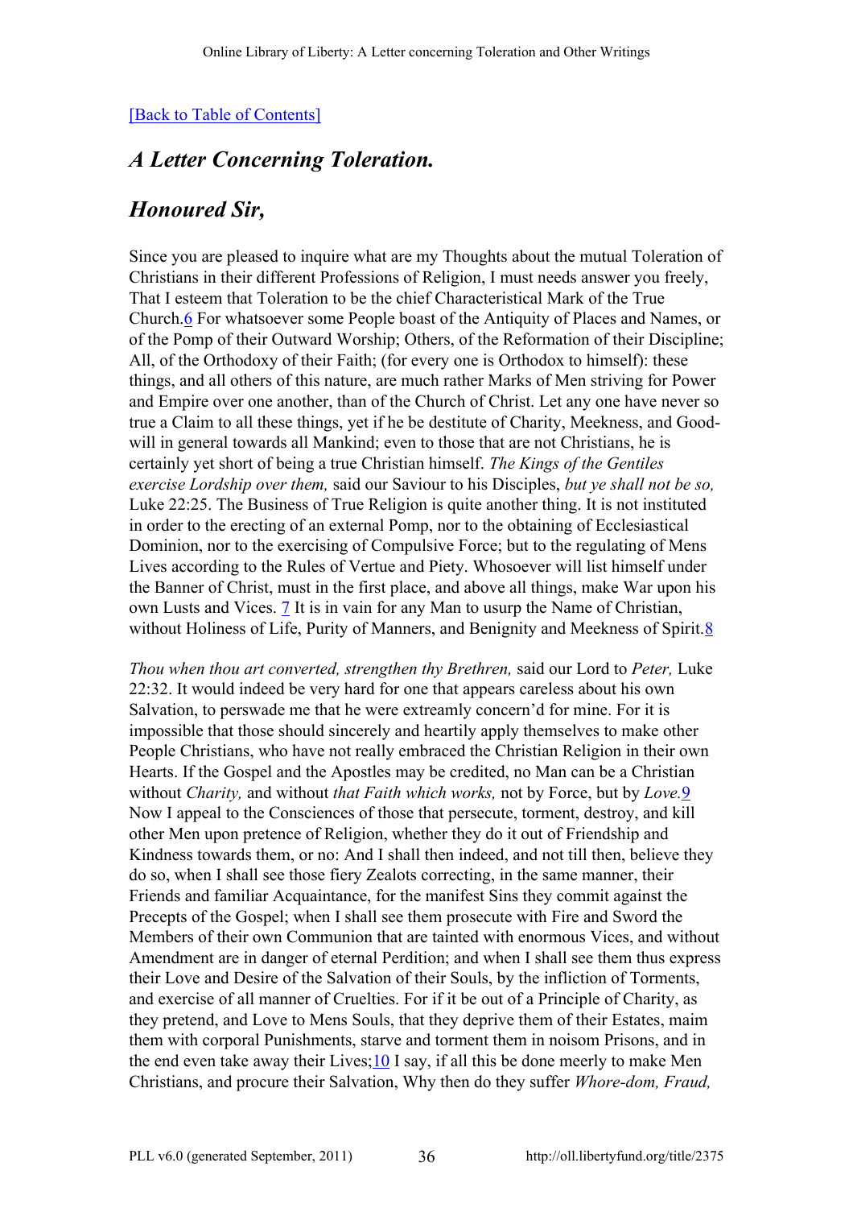[Back to Table of Contents]

## *A Letter Concerning Toleration.*

## *Honoured Sir,*

Since you are pleased to inquire what are my Thoughts about the mutual Toleration of Christians in their different Professions of Religion, I must needs answer you freely, That I esteem that Toleration to be the chief Characteristical Mark of the True Church.[6] For whatsoever some People boast of the Antiquity of Places and Names, or of the Pomp of their Outward Worship; Others, of the Reformation of their Discipline; All, of the Orthodoxy of their Faith; (for every one is Orthodox to himself): these things, and all others of this nature, are much rather Marks of Men striving for Power and Empire over one another, than of the Church of Christ. Let any one have never so true a Claim to all these things, yet if he be destitute of Charity, Meekness, and Good-will in general towards all Mankind; even to those that are not Christians, he is certainly yet short of being a true Christian himself. *The Kings of the Gentiles exercise Lordship over them,* said our Saviour to his Disciples, *but ye shall not be so,* Luke 22:25. The Business of True Religion is quite another thing. It is not instituted in order to the erecting of an external Pomp, nor to the obtaining of Ecclesiastical Dominion, nor to the exercising of Compulsive Force; but to the regulating of Mens Lives according to the Rules of Vertue and Piety. Whosoever will list himself under the Banner of Christ, must in the first place, and above all things, make War upon his own Lusts and Vices. [7] It is in vain for any Man to usurp the Name of Christian, without Holiness of Life, Purity of Manners, and Benignity and Meekness of Spirit.[8]

*Thou when thou art converted, strengthen thy Brethren,* said our Lord to *Peter,* Luke 22:32. It would indeed be very hard for one that appears careless about his own Salvation, to perswade me that he were extreamly concern'd for mine. For it is impossible that those should sincerely and heartily apply themselves to make other People Christians, who have not really embraced the Christian Religion in their own Hearts. If the Gospel and the Apostles may be credited, no Man can be a Christian without *Charity,* and without *that Faith which works,* not by Force, but by *Love.*[9] Now I appeal to the Consciences of those that persecute, torment, destroy, and kill other Men upon pretence of Religion, whether they do it out of Friendship and Kindness towards them, or no: And I shall then indeed, and not till then, believe they do so, when I shall see those fiery Zealots correcting, in the same manner, their Friends and familiar Acquaintance, for the manifest Sins they commit against the Precepts of the Gospel; when I shall see them prosecute with Fire and Sword the Members of their own Communion that are tainted with enormous Vices, and without Amendment are in danger of eternal Perdition; and when I shall see them thus express their Love and Desire of the Salvation of their Souls, by the infliction of Torments, and exercise of all manner of Cruelties. For if it be out of a Principle of Charity, as they pretend, and Love to Mens Souls, that they deprive them of their Estates, maim them with corporal Punishments, starve and torment them in noisom Prisons, and in the end even take away their Lives;[10] I say, if all this be done meerly to make Men Christians, and procure their Salvation, Why then do they suffer *Whore-dom, Fraud,*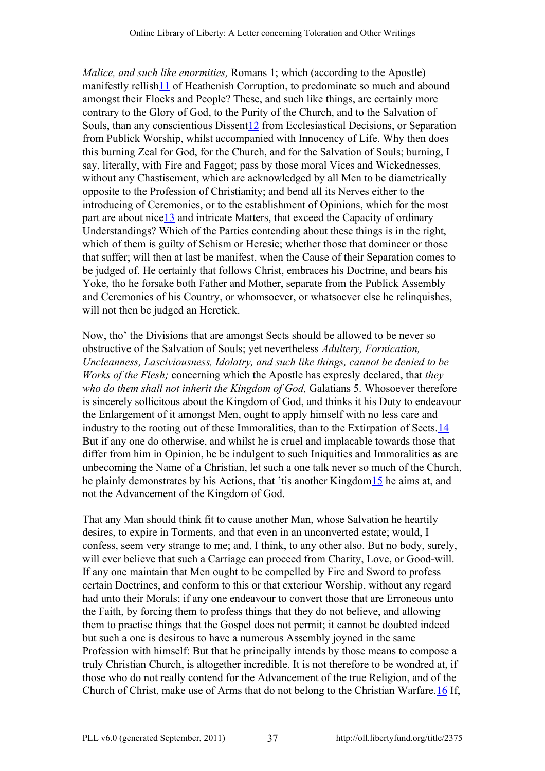*Malice, and such like enormities,* Romans 1; which (according to the Apostle) manifestly rellish[11] of Heathenish Corruption, to predominate so much and abound amongst their Flocks and People? These, and such like things, are certainly more contrary to the Glory of God, to the Purity of the Church, and to the Salvation of Souls, than any conscientious Dissent[12] from Ecclesiastical Decisions, or Separation from Publick Worship, whilst accompanied with Innocency of Life. Why then does this burning Zeal for God, for the Church, and for the Salvation of Souls; burning, I say, literally, with Fire and Faggot; pass by those moral Vices and Wickednesses, without any Chastisement, which are acknowledged by all Men to be diametrically opposite to the Profession of Christianity; and bend all its Nerves either to the introducing of Ceremonies, or to the establishment of Opinions, which for the most part are about nice[13] and intricate Matters, that exceed the Capacity of ordinary Understandings? Which of the Parties contending about these things is in the right, which of them is guilty of Schism or Heresie; whether those that domineer or those that suffer; will then at last be manifest, when the Cause of their Separation comes to be judged of. He certainly that follows Christ, embraces his Doctrine, and bears his Yoke, tho he forsake both Father and Mother, separate from the Publick Assembly and Ceremonies of his Country, or whomsoever, or whatsoever else he relinquishes, will not then be judged an Heretick.

Now, tho' the Divisions that are amongst Sects should be allowed to be never so obstructive of the Salvation of Souls; yet nevertheless *Adultery, Fornication, Uncleanness, Lasciviousness, Idolatry, and such like things, cannot be denied to be Works of the Flesh;* concerning which the Apostle has expresly declared, that *they who do them shall not inherit the Kingdom of God,* Galatians 5. Whosoever therefore is sincerely sollicitous about the Kingdom of God, and thinks it his Duty to endeavour the Enlargement of it amongst Men, ought to apply himself with no less care and industry to the rooting out of these Immoralities, than to the Extirpation of Sects.[14] But if any one do otherwise, and whilst he is cruel and implacable towards those that differ from him in Opinion, he be indulgent to such Iniquities and Immoralities as are unbecoming the Name of a Christian, let such a one talk never so much of the Church, he plainly demonstrates by his Actions, that 'tis another Kingdom[15] he aims at, and not the Advancement of the Kingdom of God.

That any Man should think fit to cause another Man, whose Salvation he heartily desires, to expire in Torments, and that even in an unconverted estate; would, I confess, seem very strange to me; and, I think, to any other also. But no body, surely, will ever believe that such a Carriage can proceed from Charity, Love, or Good-will. If any one maintain that Men ought to be compelled by Fire and Sword to profess certain Doctrines, and conform to this or that exteriour Worship, without any regard had unto their Morals; if any one endeavour to convert those that are Erroneous unto the Faith, by forcing them to profess things that they do not believe, and allowing them to practise things that the Gospel does not permit; it cannot be doubted indeed but such a one is desirous to have a numerous Assembly joyned in the same Profession with himself: But that he principally intends by those means to compose a truly Christian Church, is altogether incredible. It is not therefore to be wondred at, if those who do not really contend for the Advancement of the true Religion, and of the Church of Christ, make use of Arms that do not belong to the Christian Warfare.[16] If,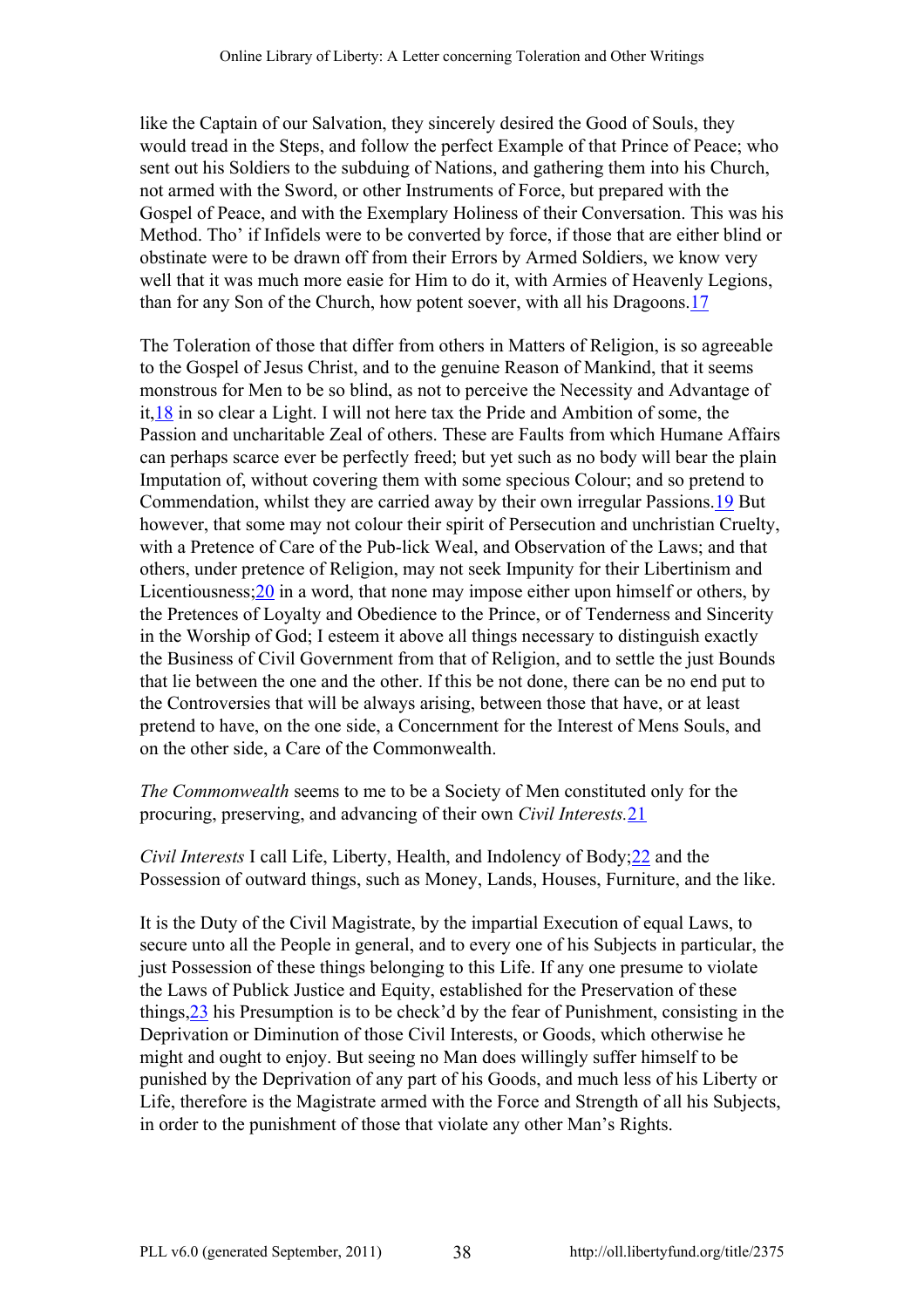like the Captain of our Salvation, they sincerely desired the Good of Souls, they would tread in the Steps, and follow the perfect Example of that Prince of Peace; who sent out his Soldiers to the subduing of Nations, and gathering them into his Church, not armed with the Sword, or other Instruments of Force, but prepared with the Gospel of Peace, and with the Exemplary Holiness of their Conversation. This was his Method. Tho' if Infidels were to be converted by force, if those that are either blind or obstinate were to be drawn off from their Errors by Armed Soldiers, we know very well that it was much more easie for Him to do it, with Armies of Heavenly Legions, than for any Son of the Church, how potent soever, with all his Dragoons.[17]

The Toleration of those that differ from others in Matters of Religion, is so agreeable to the Gospel of Jesus Christ, and to the genuine Reason of Mankind, that it seems monstrous for Men to be so blind, as not to perceive the Necessity and Advantage of it,[18] in so clear a Light. I will not here tax the Pride and Ambition of some, the Passion and uncharitable Zeal of others. These are Faults from which Humane Affairs can perhaps scarce ever be perfectly freed; but yet such as no body will bear the plain Imputation of, without covering them with some specious Colour; and so pretend to Commendation, whilst they are carried away by their own irregular Passions.[19] But however, that some may not colour their spirit of Persecution and unchristian Cruelty, with a Pretence of Care of the Pub-lick Weal, and Observation of the Laws; and that others, under pretence of Religion, may not seek Impunity for their Libertinism and Licentiousness;[20] in a word, that none may impose either upon himself or others, by the Pretences of Loyalty and Obedience to the Prince, or of Tenderness and Sincerity in the Worship of God; I esteem it above all things necessary to distinguish exactly the Business of Civil Government from that of Religion, and to settle the just Bounds that lie between the one and the other. If this be not done, there can be no end put to the Controversies that will be always arising, between those that have, or at least pretend to have, on the one side, a Concernment for the Interest of Mens Souls, and on the other side, a Care of the Commonwealth.

*The Commonwealth* seems to me to be a Society of Men constituted only for the procuring, preserving, and advancing of their own *Civil Interests.*[21]

*Civil Interests* I call Life, Liberty, Health, and Indolency of Body;[22] and the Possession of outward things, such as Money, Lands, Houses, Furniture, and the like.

It is the Duty of the Civil Magistrate, by the impartial Execution of equal Laws, to secure unto all the People in general, and to every one of his Subjects in particular, the just Possession of these things belonging to this Life. If any one presume to violate the Laws of Publick Justice and Equity, established for the Preservation of these things,[23] his Presumption is to be check'd by the fear of Punishment, consisting in the Deprivation or Diminution of those Civil Interests, or Goods, which otherwise he might and ought to enjoy. But seeing no Man does willingly suffer himself to be punished by the Deprivation of any part of his Goods, and much less of his Liberty or Life, therefore is the Magistrate armed with the Force and Strength of all his Subjects, in order to the punishment of those that violate any other Man's Rights.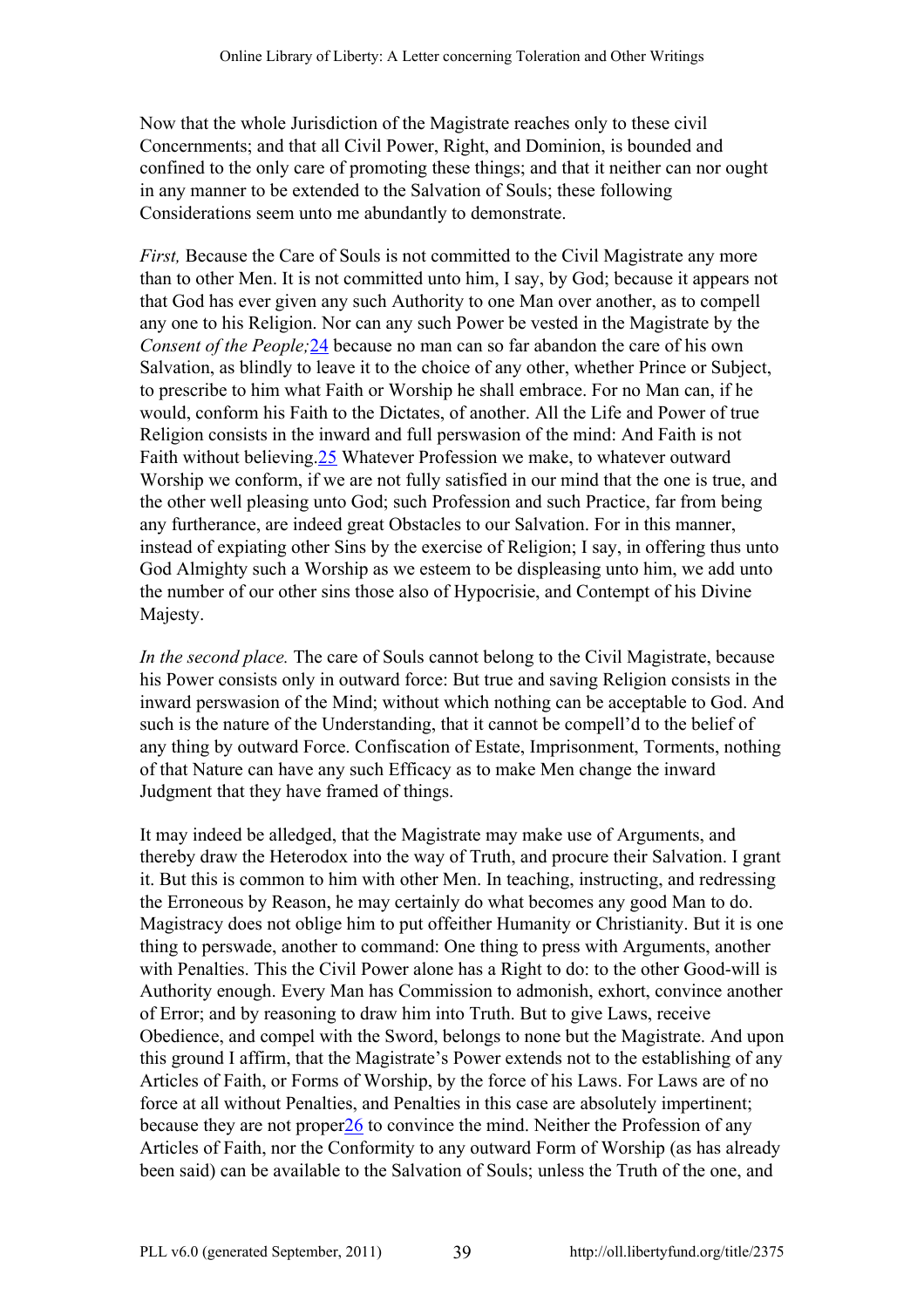Now that the whole Jurisdiction of the Magistrate reaches only to these civil Concernments; and that all Civil Power, Right, and Dominion, is bounded and confined to the only care of promoting these things; and that it neither can nor ought in any manner to be extended to the Salvation of Souls; these following Considerations seem unto me abundantly to demonstrate.

*First,* Because the Care of Souls is not committed to the Civil Magistrate any more than to other Men. It is not committed unto him, I say, by God; because it appears not that God has ever given any such Authority to one Man over another, as to compell any one to his Religion. Nor can any such Power be vested in the Magistrate by the *Consent of the People;*[24] because no man can so far abandon the care of his own Salvation, as blindly to leave it to the choice of any other, whether Prince or Subject, to prescribe to him what Faith or Worship he shall embrace. For no Man can, if he would, conform his Faith to the Dictates, of another. All the Life and Power of true Religion consists in the inward and full perswasion of the mind: And Faith is not Faith without believing.[25] Whatever Profession we make, to whatever outward Worship we conform, if we are not fully satisfied in our mind that the one is true, and the other well pleasing unto God; such Profession and such Practice, far from being any furtherance, are indeed great Obstacles to our Salvation. For in this manner, instead of expiating other Sins by the exercise of Religion; I say, in offering thus unto God Almighty such a Worship as we esteem to be displeasing unto him, we add unto the number of our other sins those also of Hypocrisie, and Contempt of his Divine Majesty.

*In the second place.* The care of Souls cannot belong to the Civil Magistrate, because his Power consists only in outward force: But true and saving Religion consists in the inward perswasion of the Mind; without which nothing can be acceptable to God. And such is the nature of the Understanding, that it cannot be compell'd to the belief of any thing by outward Force. Confiscation of Estate, Imprisonment, Torments, nothing of that Nature can have any such Efficacy as to make Men change the inward Judgment that they have framed of things.

It may indeed be alledged, that the Magistrate may make use of Arguments, and thereby draw the Heterodox into the way of Truth, and procure their Salvation. I grant it. But this is common to him with other Men. In teaching, instructing, and redressing the Erroneous by Reason, he may certainly do what becomes any good Man to do. Magistracy does not oblige him to put offeither Humanity or Christianity. But it is one thing to perswade, another to command: One thing to press with Arguments, another with Penalties. This the Civil Power alone has a Right to do: to the other Good-will is Authority enough. Every Man has Commission to admonish, exhort, convince another of Error; and by reasoning to draw him into Truth. But to give Laws, receive Obedience, and compel with the Sword, belongs to none but the Magistrate. And upon this ground I affirm, that the Magistrate's Power extends not to the establishing of any Articles of Faith, or Forms of Worship, by the force of his Laws. For Laws are of no force at all without Penalties, and Penalties in this case are absolutely impertinent; because they are not proper[26] to convince the mind. Neither the Profession of any Articles of Faith, nor the Conformity to any outward Form of Worship (as has already been said) can be available to the Salvation of Souls; unless the Truth of the one, and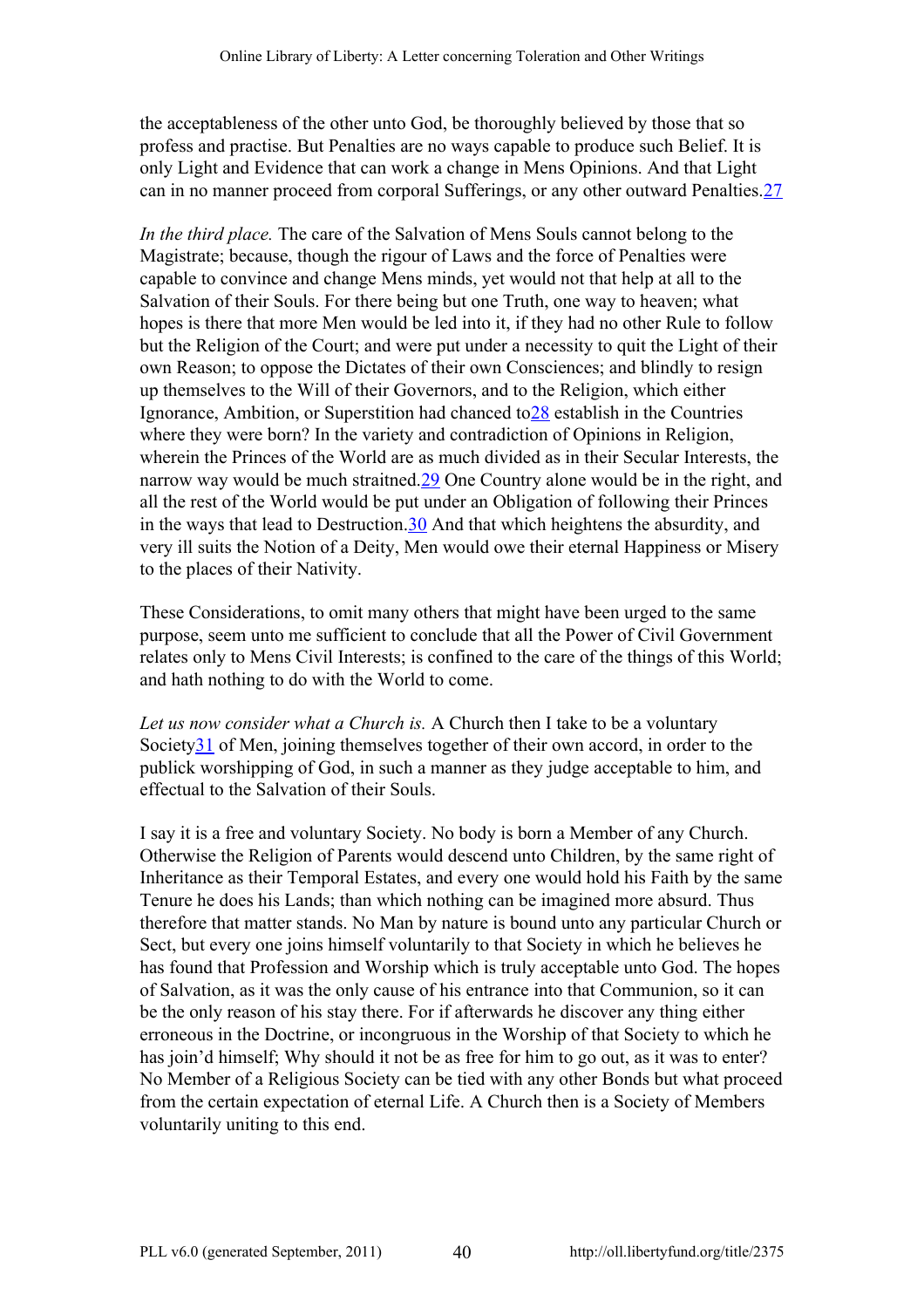the acceptableness of the other unto God, be thoroughly believed by those that so profess and practise. But Penalties are no ways capable to produce such Belief. It is only Light and Evidence that can work a change in Mens Opinions. And that Light can in no manner proceed from corporal Sufferings, or any other outward Penalties.[27]

*In the third place.* The care of the Salvation of Mens Souls cannot belong to the Magistrate; because, though the rigour of Laws and the force of Penalties were capable to convince and change Mens minds, yet would not that help at all to the Salvation of their Souls. For there being but one Truth, one way to heaven; what hopes is there that more Men would be led into it, if they had no other Rule to follow but the Religion of the Court; and were put under a necessity to quit the Light of their own Reason; to oppose the Dictates of their own Consciences; and blindly to resign up themselves to the Will of their Governors, and to the Religion, which either Ignorance, Ambition, or Superstition had chanced to[28] establish in the Countries where they were born? In the variety and contradiction of Opinions in Religion, wherein the Princes of the World are as much divided as in their Secular Interests, the narrow way would be much straitned.[29] One Country alone would be in the right, and all the rest of the World would be put under an Obligation of following their Princes in the ways that lead to Destruction.[30] And that which heightens the absurdity, and very ill suits the Notion of a Deity, Men would owe their eternal Happiness or Misery to the places of their Nativity.

These Considerations, to omit many others that might have been urged to the same purpose, seem unto me sufficient to conclude that all the Power of Civil Government relates only to Mens Civil Interests; is confined to the care of the things of this World; and hath nothing to do with the World to come.

*Let us now consider what a Church is.* A Church then I take to be a voluntary Society[31] of Men, joining themselves together of their own accord, in order to the publick worshipping of God, in such a manner as they judge acceptable to him, and effectual to the Salvation of their Souls.

I say it is a free and voluntary Society. No body is born a Member of any Church. Otherwise the Religion of Parents would descend unto Children, by the same right of Inheritance as their Temporal Estates, and every one would hold his Faith by the same Tenure he does his Lands; than which nothing can be imagined more absurd. Thus therefore that matter stands. No Man by nature is bound unto any particular Church or Sect, but every one joins himself voluntarily to that Society in which he believes he has found that Profession and Worship which is truly acceptable unto God. The hopes of Salvation, as it was the only cause of his entrance into that Communion, so it can be the only reason of his stay there. For if afterwards he discover any thing either erroneous in the Doctrine, or incongruous in the Worship of that Society to which he has join'd himself; Why should it not be as free for him to go out, as it was to enter? No Member of a Religious Society can be tied with any other Bonds but what proceed from the certain expectation of eternal Life. A Church then is a Society of Members voluntarily uniting to this end.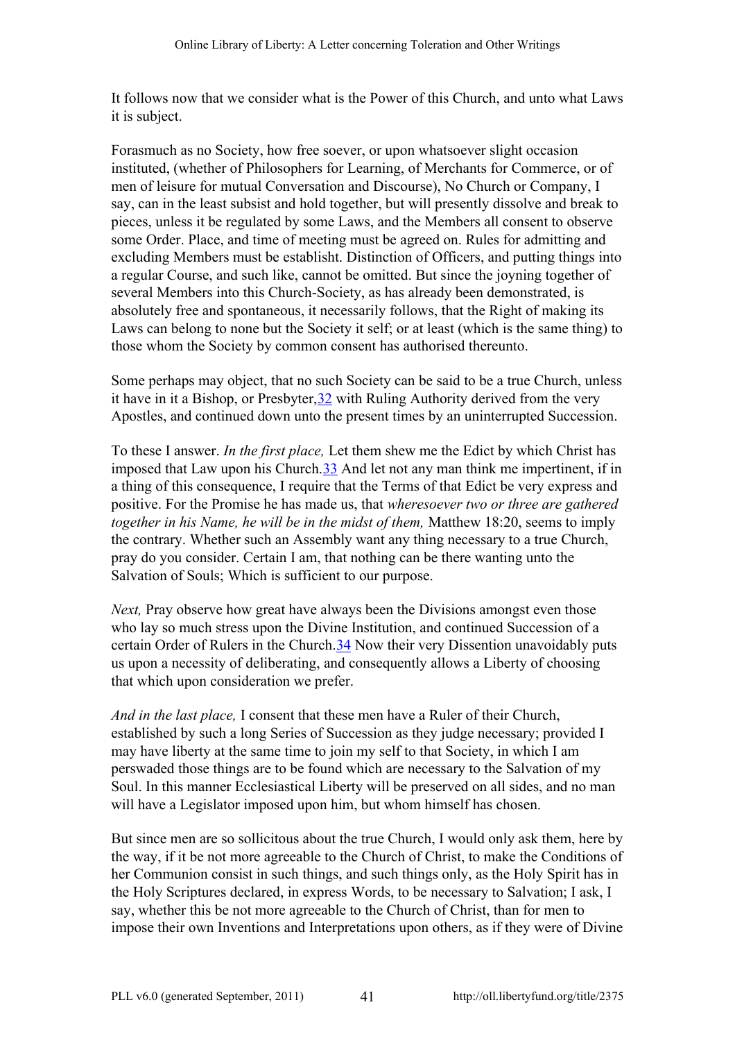It follows now that we consider what is the Power of this Church, and unto what Laws it is subject.

Forasmuch as no Society, how free soever, or upon whatsoever slight occasion instituted, (whether of Philosophers for Learning, of Merchants for Commerce, or of men of leisure for mutual Conversation and Discourse), No Church or Company, I say, can in the least subsist and hold together, but will presently dissolve and break to pieces, unless it be regulated by some Laws, and the Members all consent to observe some Order. Place, and time of meeting must be agreed on. Rules for admitting and excluding Members must be establisht. Distinction of Officers, and putting things into a regular Course, and such like, cannot be omitted. But since the joyning together of several Members into this Church-Society, as has already been demonstrated, is absolutely free and spontaneous, it necessarily follows, that the Right of making its Laws can belong to none but the Society it self; or at least (which is the same thing) to those whom the Society by common consent has authorised thereunto.

Some perhaps may object, that no such Society can be said to be a true Church, unless it have in it a Bishop, or Presbyter,[32] with Ruling Authority derived from the very Apostles, and continued down unto the present times by an uninterrupted Succession.

To these I answer. *In the first place,* Let them shew me the Edict by which Christ has imposed that Law upon his Church.[33] And let not any man think me impertinent, if in a thing of this consequence, I require that the Terms of that Edict be very express and positive. For the Promise he has made us, that *wheresoever two or three are gathered together in his Name, he will be in the midst of them,* Matthew 18:20, seems to imply the contrary. Whether such an Assembly want any thing necessary to a true Church, pray do you consider. Certain I am, that nothing can be there wanting unto the Salvation of Souls; Which is sufficient to our purpose.

*Next,* Pray observe how great have always been the Divisions amongst even those who lay so much stress upon the Divine Institution, and continued Succession of a certain Order of Rulers in the Church.[34] Now their very Dissention unavoidably puts us upon a necessity of deliberating, and consequently allows a Liberty of choosing that which upon consideration we prefer.

*And in the last place,* I consent that these men have a Ruler of their Church, established by such a long Series of Succession as they judge necessary; provided I may have liberty at the same time to join my self to that Society, in which I am perswaded those things are to be found which are necessary to the Salvation of my Soul. In this manner Ecclesiastical Liberty will be preserved on all sides, and no man will have a Legislator imposed upon him, but whom himself has chosen.

But since men are so sollicitous about the true Church, I would only ask them, here by the way, if it be not more agreeable to the Church of Christ, to make the Conditions of her Communion consist in such things, and such things only, as the Holy Spirit has in the Holy Scriptures declared, in express Words, to be necessary to Salvation; I ask, I say, whether this be not more agreeable to the Church of Christ, than for men to impose their own Inventions and Interpretations upon others, as if they were of Divine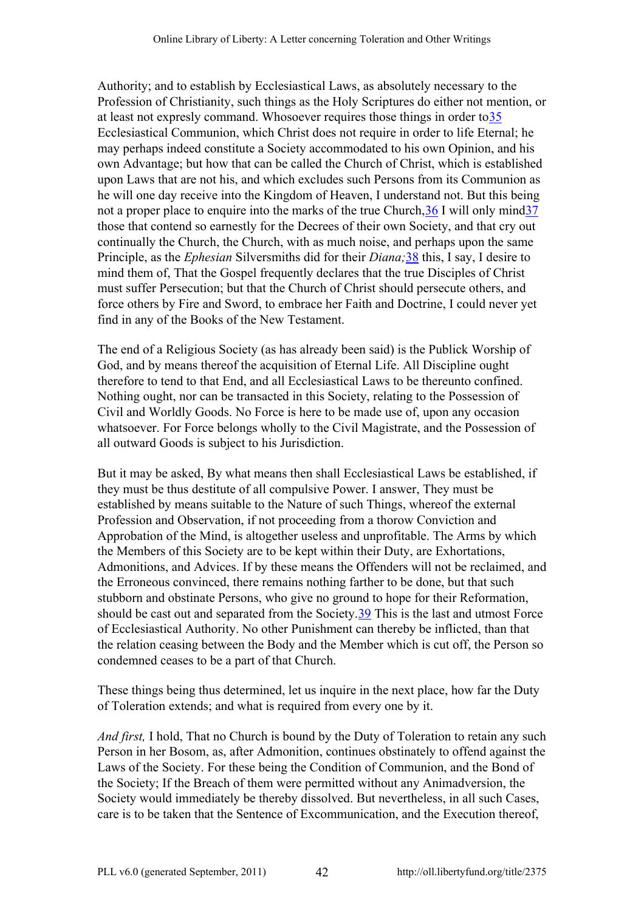Authority; and to establish by Ecclesiastical Laws, as absolutely necessary to the Profession of Christianity, such things as the Holy Scriptures do either not mention, or at least not expresly command. Whosoever requires those things in order to[35] Ecclesiastical Communion, which Christ does not require in order to life Eternal; he may perhaps indeed constitute a Society accommodated to his own Opinion, and his own Advantage; but how that can be called the Church of Christ, which is established upon Laws that are not his, and which excludes such Persons from its Communion as he will one day receive into the Kingdom of Heaven, I understand not. But this being not a proper place to enquire into the marks of the true Church,[36] I will only mind[37] those that contend so earnestly for the Decrees of their own Society, and that cry out continually the Church, the Church, with as much noise, and perhaps upon the same Principle, as the *Ephesian* Silversmiths did for their *Diana;*[38] this, I say, I desire to mind them of, That the Gospel frequently declares that the true Disciples of Christ must suffer Persecution; but that the Church of Christ should persecute others, and force others by Fire and Sword, to embrace her Faith and Doctrine, I could never yet find in any of the Books of the New Testament.

The end of a Religious Society (as has already been said) is the Publick Worship of God, and by means thereof the acquisition of Eternal Life. All Discipline ought therefore to tend to that End, and all Ecclesiastical Laws to be thereunto confined. Nothing ought, nor can be transacted in this Society, relating to the Possession of Civil and Worldly Goods. No Force is here to be made use of, upon any occasion whatsoever. For Force belongs wholly to the Civil Magistrate, and the Possession of all outward Goods is subject to his Jurisdiction.

But it may be asked, By what means then shall Ecclesiastical Laws be established, if they must be thus destitute of all compulsive Power. I answer, They must be established by means suitable to the Nature of such Things, whereof the external Profession and Observation, if not proceeding from a thorow Conviction and Approbation of the Mind, is altogether useless and unprofitable. The Arms by which the Members of this Society are to be kept within their Duty, are Exhortations, Admonitions, and Advices. If by these means the Offenders will not be reclaimed, and the Erroneous convinced, there remains nothing farther to be done, but that such stubborn and obstinate Persons, who give no ground to hope for their Reformation, should be cast out and separated from the Society.[39] This is the last and utmost Force of Ecclesiastical Authority. No other Punishment can thereby be inflicted, than that the relation ceasing between the Body and the Member which is cut off, the Person so condemned ceases to be a part of that Church.

These things being thus determined, let us inquire in the next place, how far the Duty of Toleration extends; and what is required from every one by it.

*And first,* I hold, That no Church is bound by the Duty of Toleration to retain any such Person in her Bosom, as, after Admonition, continues obstinately to offend against the Laws of the Society. For these being the Condition of Communion, and the Bond of the Society; If the Breach of them were permitted without any Animadversion, the Society would immediately be thereby dissolved. But nevertheless, in all such Cases, care is to be taken that the Sentence of Excommunication, and the Execution thereof,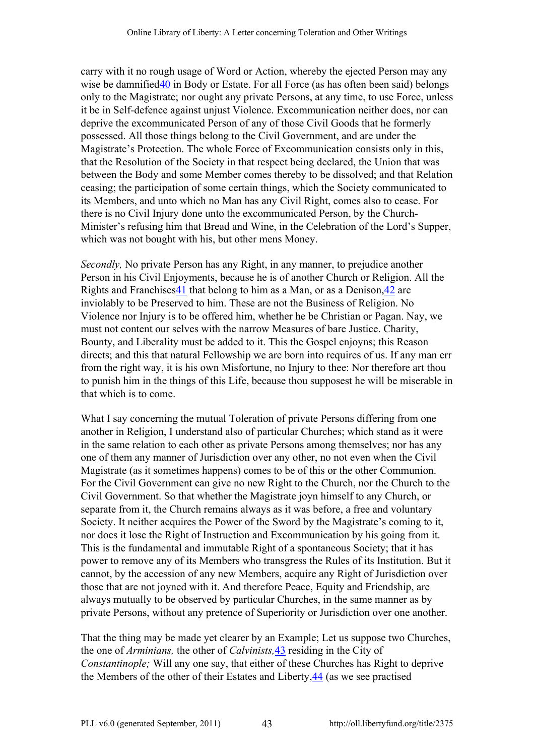carry with it no rough usage of Word or Action, whereby the ejected Person may any wise be damnified[40] in Body or Estate. For all Force (as has often been said) belongs only to the Magistrate; nor ought any private Persons, at any time, to use Force, unless it be in Self-defence against unjust Violence. Excommunication neither does, nor can deprive the excommunicated Person of any of those Civil Goods that he formerly possessed. All those things belong to the Civil Government, and are under the Magistrate's Protection. The whole Force of Excommunication consists only in this, that the Resolution of the Society in that respect being declared, the Union that was between the Body and some Member comes thereby to be dissolved; and that Relation ceasing; the participation of some certain things, which the Society communicated to its Members, and unto which no Man has any Civil Right, comes also to cease. For there is no Civil Injury done unto the excommunicated Person, by the Church-Minister's refusing him that Bread and Wine, in the Celebration of the Lord's Supper, which was not bought with his, but other mens Money.

*Secondly,* No private Person has any Right, in any manner, to prejudice another Person in his Civil Enjoyments, because he is of another Church or Religion. All the Rights and Franchises[41] that belong to him as a Man, or as a Denison,[42] are inviolably to be Preserved to him. These are not the Business of Religion. No Violence nor Injury is to be offered him, whether he be Christian or Pagan. Nay, we must not content our selves with the narrow Measures of bare Justice. Charity, Bounty, and Liberality must be added to it. This the Gospel enjoyns; this Reason directs; and this that natural Fellowship we are born into requires of us. If any man err from the right way, it is his own Misfortune, no Injury to thee: Nor therefore art thou to punish him in the things of this Life, because thou supposest he will be miserable in that which is to come.

What I say concerning the mutual Toleration of private Persons differing from one another in Religion, I understand also of particular Churches; which stand as it were in the same relation to each other as private Persons among themselves; nor has any one of them any manner of Jurisdiction over any other, no not even when the Civil Magistrate (as it sometimes happens) comes to be of this or the other Communion. For the Civil Government can give no new Right to the Church, nor the Church to the Civil Government. So that whether the Magistrate joyn himself to any Church, or separate from it, the Church remains always as it was before, a free and voluntary Society. It neither acquires the Power of the Sword by the Magistrate's coming to it, nor does it lose the Right of Instruction and Excommunication by his going from it. This is the fundamental and immutable Right of a spontaneous Society; that it has power to remove any of its Members who transgress the Rules of its Institution. But it cannot, by the accession of any new Members, acquire any Right of Jurisdiction over those that are not joyned with it. And therefore Peace, Equity and Friendship, are always mutually to be observed by particular Churches, in the same manner as by private Persons, without any pretence of Superiority or Jurisdiction over one another.

That the thing may be made yet clearer by an Example; Let us suppose two Churches, the one of *Arminians,* the other of *Calvinists,*[43] residing in the City of *Constantinople;* Will any one say, that either of these Churches has Right to deprive the Members of the other of their Estates and Liberty,[44] (as we see practised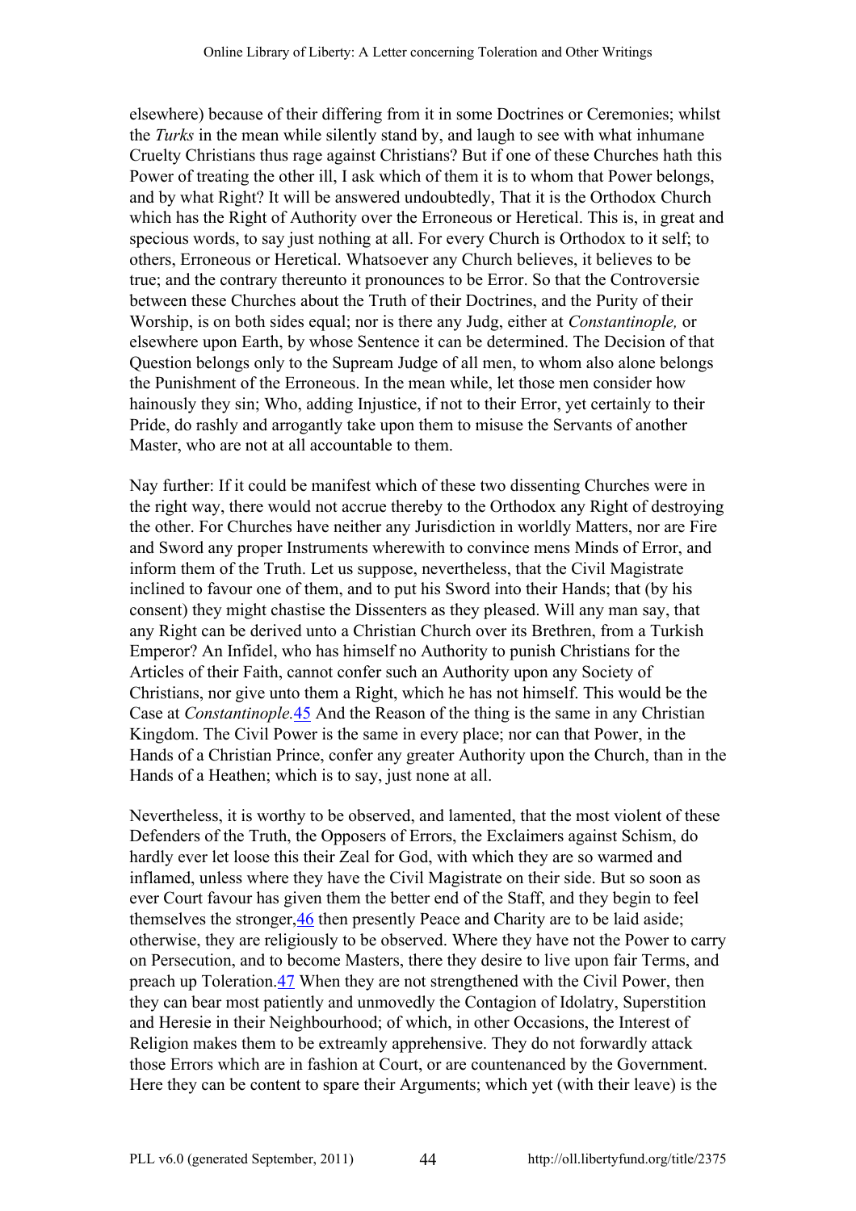elsewhere) because of their differing from it in some Doctrines or Ceremonies; whilst the *Turks* in the mean while silently stand by, and laugh to see with what inhumane Cruelty Christians thus rage against Christians? But if one of these Churches hath this Power of treating the other ill, I ask which of them it is to whom that Power belongs, and by what Right? It will be answered undoubtedly, That it is the Orthodox Church which has the Right of Authority over the Erroneous or Heretical. This is, in great and specious words, to say just nothing at all. For every Church is Orthodox to it self; to others, Erroneous or Heretical. Whatsoever any Church believes, it believes to be true; and the contrary thereunto it pronounces to be Error. So that the Controversie between these Churches about the Truth of their Doctrines, and the Purity of their Worship, is on both sides equal; nor is there any Judg, either at *Constantinople,* or elsewhere upon Earth, by whose Sentence it can be determined. The Decision of that Question belongs only to the Supream Judge of all men, to whom also alone belongs the Punishment of the Erroneous. In the mean while, let those men consider how hainously they sin; Who, adding Injustice, if not to their Error, yet certainly to their Pride, do rashly and arrogantly take upon them to misuse the Servants of another Master, who are not at all accountable to them.

Nay further: If it could be manifest which of these two dissenting Churches were in the right way, there would not accrue thereby to the Orthodox any Right of destroying the other. For Churches have neither any Jurisdiction in worldly Matters, nor are Fire and Sword any proper Instruments wherewith to convince mens Minds of Error, and inform them of the Truth. Let us suppose, nevertheless, that the Civil Magistrate inclined to favour one of them, and to put his Sword into their Hands; that (by his consent) they might chastise the Dissenters as they pleased. Will any man say, that any Right can be derived unto a Christian Church over its Brethren, from a Turkish Emperor? An Infidel, who has himself no Authority to punish Christians for the Articles of their Faith, cannot confer such an Authority upon any Society of Christians, nor give unto them a Right, which he has not himself. This would be the Case at *Constantinople.*[45] And the Reason of the thing is the same in any Christian Kingdom. The Civil Power is the same in every place; nor can that Power, in the Hands of a Christian Prince, confer any greater Authority upon the Church, than in the Hands of a Heathen; which is to say, just none at all.

Nevertheless, it is worthy to be observed, and lamented, that the most violent of these Defenders of the Truth, the Opposers of Errors, the Exclaimers against Schism, do hardly ever let loose this their Zeal for God, with which they are so warmed and inflamed, unless where they have the Civil Magistrate on their side. But so soon as ever Court favour has given them the better end of the Staff, and they begin to feel themselves the stronger,[46] then presently Peace and Charity are to be laid aside; otherwise, they are religiously to be observed. Where they have not the Power to carry on Persecution, and to become Masters, there they desire to live upon fair Terms, and preach up Toleration.[47] When they are not strengthened with the Civil Power, then they can bear most patiently and unmovedly the Contagion of Idolatry, Superstition and Heresie in their Neighbourhood; of which, in other Occasions, the Interest of Religion makes them to be extreamly apprehensive. They do not forwardly attack those Errors which are in fashion at Court, or are countenanced by the Government. Here they can be content to spare their Arguments; which yet (with their leave) is the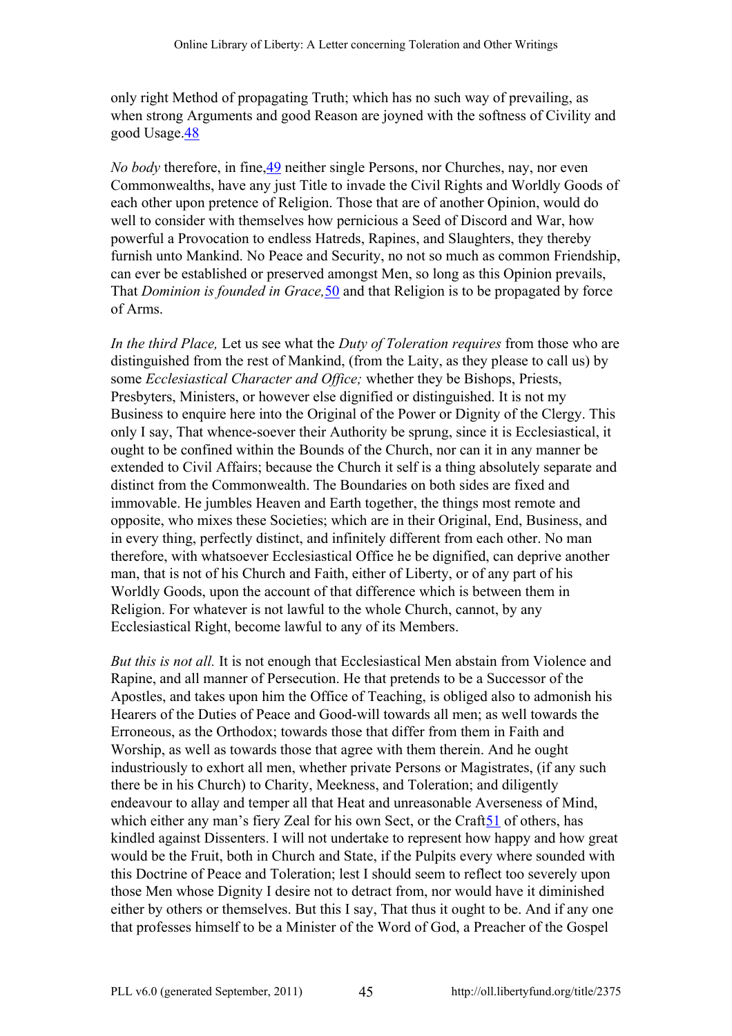only right Method of propagating Truth; which has no such way of prevailing, as when strong Arguments and good Reason are joyned with the softness of Civility and good Usage.[48]

*No body* therefore, in fine,[49] neither single Persons, nor Churches, nay, nor even Commonwealths, have any just Title to invade the Civil Rights and Worldly Goods of each other upon pretence of Religion. Those that are of another Opinion, would do well to consider with themselves how pernicious a Seed of Discord and War, how powerful a Provocation to endless Hatreds, Rapines, and Slaughters, they thereby furnish unto Mankind. No Peace and Security, no not so much as common Friendship, can ever be established or preserved amongst Men, so long as this Opinion prevails, That *Dominion is founded in Grace,*[50] and that Religion is to be propagated by force of Arms.

*In the third Place,* Let us see what the *Duty of Toleration requires* from those who are distinguished from the rest of Mankind, (from the Laity, as they please to call us) by some *Ecclesiastical Character and Office;* whether they be Bishops, Priests, Presbyters, Ministers, or however else dignified or distinguished. It is not my Business to enquire here into the Original of the Power or Dignity of the Clergy. This only I say, That whence-soever their Authority be sprung, since it is Ecclesiastical, it ought to be confined within the Bounds of the Church, nor can it in any manner be extended to Civil Affairs; because the Church it self is a thing absolutely separate and distinct from the Commonwealth. The Boundaries on both sides are fixed and immovable. He jumbles Heaven and Earth together, the things most remote and opposite, who mixes these Societies; which are in their Original, End, Business, and in every thing, perfectly distinct, and infinitely different from each other. No man therefore, with whatsoever Ecclesiastical Office he be dignified, can deprive another man, that is not of his Church and Faith, either of Liberty, or of any part of his Worldly Goods, upon the account of that difference which is between them in Religion. For whatever is not lawful to the whole Church, cannot, by any Ecclesiastical Right, become lawful to any of its Members.

*But this is not all.* It is not enough that Ecclesiastical Men abstain from Violence and Rapine, and all manner of Persecution. He that pretends to be a Successor of the Apostles, and takes upon him the Office of Teaching, is obliged also to admonish his Hearers of the Duties of Peace and Good-will towards all men; as well towards the Erroneous, as the Orthodox; towards those that differ from them in Faith and Worship, as well as towards those that agree with them therein. And he ought industriously to exhort all men, whether private Persons or Magistrates, (if any such there be in his Church) to Charity, Meekness, and Toleration; and diligently endeavour to allay and temper all that Heat and unreasonable Averseness of Mind, which either any man's fiery Zeal for his own Sect, or the Craft[51] of others, has kindled against Dissenters. I will not undertake to represent how happy and how great would be the Fruit, both in Church and State, if the Pulpits every where sounded with this Doctrine of Peace and Toleration; lest I should seem to reflect too severely upon those Men whose Dignity I desire not to detract from, nor would have it diminished either by others or themselves. But this I say, That thus it ought to be. And if any one that professes himself to be a Minister of the Word of God, a Preacher of the Gospel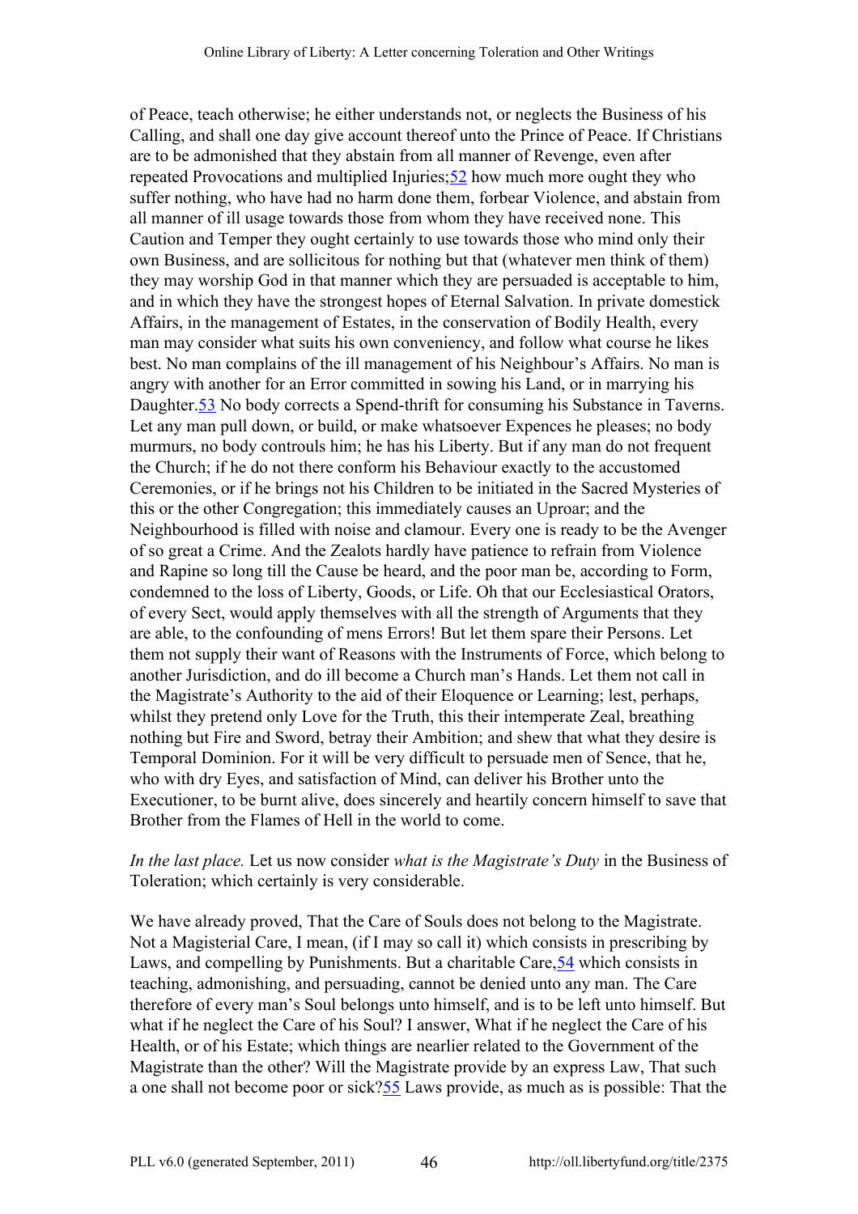of Peace, teach otherwise; he either understands not, or neglects the Business of his Calling, and shall one day give account thereof unto the Prince of Peace. If Christians are to be admonished that they abstain from all manner of Revenge, even after repeated Provocations and multiplied Injuries;[52] how much more ought they who suffer nothing, who have had no harm done them, forbear Violence, and abstain from all manner of ill usage towards those from whom they have received none. This Caution and Temper they ought certainly to use towards those who mind only their own Business, and are sollicitous for nothing but that (whatever men think of them) they may worship God in that manner which they are persuaded is acceptable to him, and in which they have the strongest hopes of Eternal Salvation. In private domestick Affairs, in the management of Estates, in the conservation of Bodily Health, every man may consider what suits his own conveniency, and follow what course he likes best. No man complains of the ill management of his Neighbour's Affairs. No man is angry with another for an Error committed in sowing his Land, or in marrying his Daughter.[53] No body corrects a Spend-thrift for consuming his Substance in Taverns. Let any man pull down, or build, or make whatsoever Expences he pleases; no body murmurs, no body controuls him; he has his Liberty. But if any man do not frequent the Church; if he do not there conform his Behaviour exactly to the accustomed Ceremonies, or if he brings not his Children to be initiated in the Sacred Mysteries of this or the other Congregation; this immediately causes an Uproar; and the Neighbourhood is filled with noise and clamour. Every one is ready to be the Avenger of so great a Crime. And the Zealots hardly have patience to refrain from Violence and Rapine so long till the Cause be heard, and the poor man be, according to Form, condemned to the loss of Liberty, Goods, or Life. Oh that our Ecclesiastical Orators, of every Sect, would apply themselves with all the strength of Arguments that they are able, to the confounding of mens Errors! But let them spare their Persons. Let them not supply their want of Reasons with the Instruments of Force, which belong to another Jurisdiction, and do ill become a Church man's Hands. Let them not call in the Magistrate's Authority to the aid of their Eloquence or Learning; lest, perhaps, whilst they pretend only Love for the Truth, this their intemperate Zeal, breathing nothing but Fire and Sword, betray their Ambition; and shew that what they desire is Temporal Dominion. For it will be very difficult to persuade men of Sence, that he, who with dry Eyes, and satisfaction of Mind, can deliver his Brother unto the Executioner, to be burnt alive, does sincerely and heartily concern himself to save that Brother from the Flames of Hell in the world to come.

*In the last place.* Let us now consider *what is the Magistrate's Duty* in the Business of Toleration; which certainly is very considerable.

We have already proved, That the Care of Souls does not belong to the Magistrate. Not a Magisterial Care, I mean, (if I may so call it) which consists in prescribing by Laws, and compelling by Punishments. But a charitable Care,[54] which consists in teaching, admonishing, and persuading, cannot be denied unto any man. The Care therefore of every man's Soul belongs unto himself, and is to be left unto himself. But what if he neglect the Care of his Soul? I answer, What if he neglect the Care of his Health, or of his Estate; which things are nearlier related to the Government of the Magistrate than the other? Will the Magistrate provide by an express Law, That such a one shall not become poor or sick?[55] Laws provide, as much as is possible: That the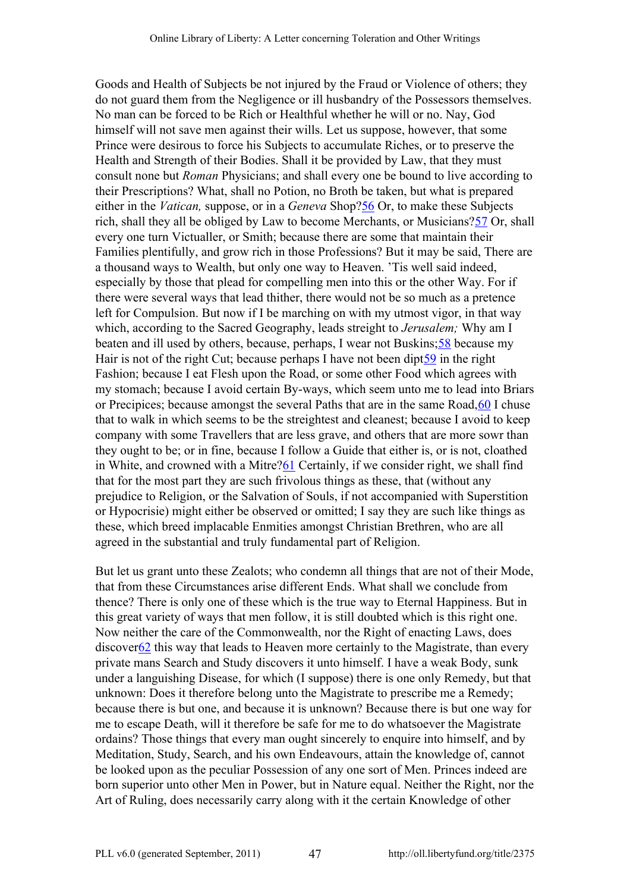Goods and Health of Subjects be not injured by the Fraud or Violence of others; they do not guard them from the Negligence or ill husbandry of the Possessors themselves. No man can be forced to be Rich or Healthful whether he will or no. Nay, God himself will not save men against their wills. Let us suppose, however, that some Prince were desirous to force his Subjects to accumulate Riches, or to preserve the Health and Strength of their Bodies. Shall it be provided by Law, that they must consult none but *Roman* Physicians; and shall every one be bound to live according to their Prescriptions? What, shall no Potion, no Broth be taken, but what is prepared either in the *Vatican,* suppose, or in a *Geneva* Shop?[56] Or, to make these Subjects rich, shall they all be obliged by Law to become Merchants, or Musicians?[57] Or, shall every one turn Victualler, or Smith; because there are some that maintain their Families plentifully, and grow rich in those Professions? But it may be said, There are a thousand ways to Wealth, but only one way to Heaven. 'Tis well said indeed, especially by those that plead for compelling men into this or the other Way. For if there were several ways that lead thither, there would not be so much as a pretence left for Compulsion. But now if I be marching on with my utmost vigor, in that way which, according to the Sacred Geography, leads streight to *Jerusalem;* Why am I beaten and ill used by others, because, perhaps, I wear not Buskins;[58] because my Hair is not of the right Cut; because perhaps I have not been dipt[59] in the right Fashion; because I eat Flesh upon the Road, or some other Food which agrees with my stomach; because I avoid certain By-ways, which seem unto me to lead into Briars or Precipices; because amongst the several Paths that are in the same Road,[60] I chuse that to walk in which seems to be the streightest and cleanest; because I avoid to keep company with some Travellers that are less grave, and others that are more sowr than they ought to be; or in fine, because I follow a Guide that either is, or is not, cloathed in White, and crowned with a Mitre?[61] Certainly, if we consider right, we shall find that for the most part they are such frivolous things as these, that (without any prejudice to Religion, or the Salvation of Souls, if not accompanied with Superstition or Hypocrisie) might either be observed or omitted; I say they are such like things as these, which breed implacable Enmities amongst Christian Brethren, who are all agreed in the substantial and truly fundamental part of Religion.

But let us grant unto these Zealots; who condemn all things that are not of their Mode, that from these Circumstances arise different Ends. What shall we conclude from thence? There is only one of these which is the true way to Eternal Happiness. But in this great variety of ways that men follow, it is still doubted which is this right one. Now neither the care of the Commonwealth, nor the Right of enacting Laws, does discover[62] this way that leads to Heaven more certainly to the Magistrate, than every private mans Search and Study discovers it unto himself. I have a weak Body, sunk under a languishing Disease, for which (I suppose) there is one only Remedy, but that unknown: Does it therefore belong unto the Magistrate to prescribe me a Remedy; because there is but one, and because it is unknown? Because there is but one way for me to escape Death, will it therefore be safe for me to do whatsoever the Magistrate ordains? Those things that every man ought sincerely to enquire into himself, and by Meditation, Study, Search, and his own Endeavours, attain the knowledge of, cannot be looked upon as the peculiar Possession of any one sort of Men. Princes indeed are born superior unto other Men in Power, but in Nature equal. Neither the Right, nor the Art of Ruling, does necessarily carry along with it the certain Knowledge of other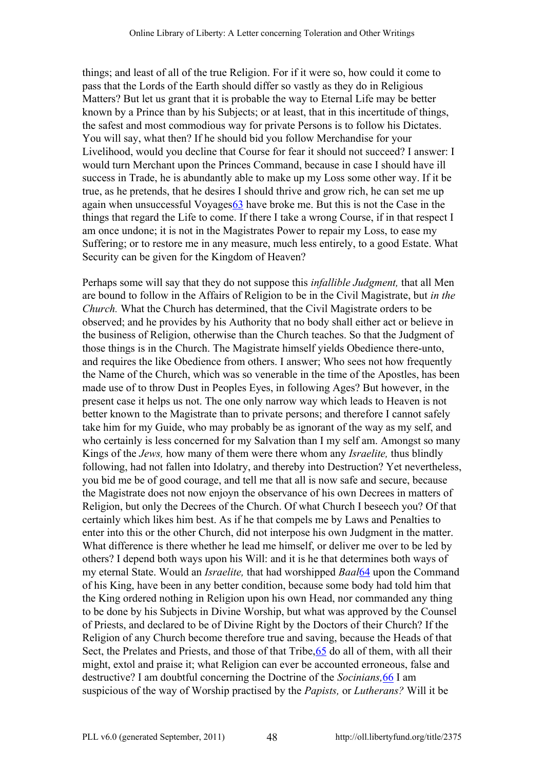things; and least of all of the true Religion. For if it were so, how could it come to pass that the Lords of the Earth should differ so vastly as they do in Religious Matters? But let us grant that it is probable the way to Eternal Life may be better known by a Prince than by his Subjects; or at least, that in this incertitude of things, the safest and most commodious way for private Persons is to follow his Dictates. You will say, what then? If he should bid you follow Merchandise for your Livelihood, would you decline that Course for fear it should not succeed? I answer: I would turn Merchant upon the Princes Command, because in case I should have ill success in Trade, he is abundantly able to make up my Loss some other way. If it be true, as he pretends, that he desires I should thrive and grow rich, he can set me up again when unsuccessful Voyages[63] have broke me. But this is not the Case in the things that regard the Life to come. If there I take a wrong Course, if in that respect I am once undone; it is not in the Magistrates Power to repair my Loss, to ease my Suffering; or to restore me in any measure, much less entirely, to a good Estate. What Security can be given for the Kingdom of Heaven?

Perhaps some will say that they do not suppose this *infallible Judgment,* that all Men are bound to follow in the Affairs of Religion to be in the Civil Magistrate, but *in the Church.* What the Church has determined, that the Civil Magistrate orders to be observed; and he provides by his Authority that no body shall either act or believe in the business of Religion, otherwise than the Church teaches. So that the Judgment of those things is in the Church. The Magistrate himself yields Obedience there-unto, and requires the like Obedience from others. I answer; Who sees not how frequently the Name of the Church, which was so venerable in the time of the Apostles, has been made use of to throw Dust in Peoples Eyes, in following Ages? But however, in the present case it helps us not. The one only narrow way which leads to Heaven is not better known to the Magistrate than to private persons; and therefore I cannot safely take him for my Guide, who may probably be as ignorant of the way as my self, and who certainly is less concerned for my Salvation than I my self am. Amongst so many Kings of the *Jews,* how many of them were there whom any *Israelite,* thus blindly following, had not fallen into Idolatry, and thereby into Destruction? Yet nevertheless, you bid me be of good courage, and tell me that all is now safe and secure, because the Magistrate does not now enjoyn the observance of his own Decrees in matters of Religion, but only the Decrees of the Church. Of what Church I beseech you? Of that certainly which likes him best. As if he that compels me by Laws and Penalties to enter into this or the other Church, did not interpose his own Judgment in the matter. What difference is there whether he lead me himself, or deliver me over to be led by others? I depend both ways upon his Will: and it is he that determines both ways of my eternal State. Would an *Israelite,* that had worshipped *Baal*[64] upon the Command of his King, have been in any better condition, because some body had told him that the King ordered nothing in Religion upon his own Head, nor commanded any thing to be done by his Subjects in Divine Worship, but what was approved by the Counsel of Priests, and declared to be of Divine Right by the Doctors of their Church? If the Religion of any Church become therefore true and saving, because the Heads of that Sect, the Prelates and Priests, and those of that Tribe,[65] do all of them, with all their might, extol and praise it; what Religion can ever be accounted erroneous, false and destructive? I am doubtful concerning the Doctrine of the *Socinians,*[66] I am suspicious of the way of Worship practised by the *Papists,* or *Lutherans?* Will it be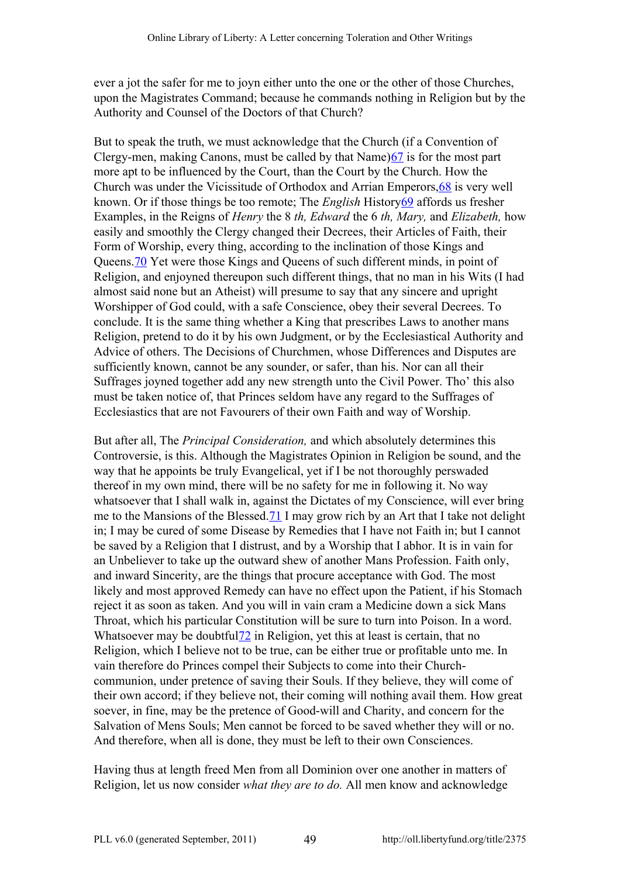ever a jot the safer for me to joyn either unto the one or the other of those Churches, upon the Magistrates Command; because he commands nothing in Religion but by the Authority and Counsel of the Doctors of that Church?

But to speak the truth, we must acknowledge that the Church (if a Convention of Clergy-men, making Canons, must be called by that Name)[67] is for the most part more apt to be influenced by the Court, than the Court by the Church. How the Church was under the Vicissitude of Orthodox and Arrian Emperors,[68] is very well known. Or if those things be too remote; The *English* History[69] affords us fresher Examples, in the Reigns of *Henry* the 8 *th, Edward* the 6 *th, Mary,* and *Elizabeth,* how easily and smoothly the Clergy changed their Decrees, their Articles of Faith, their Form of Worship, every thing, according to the inclination of those Kings and Queens.[70] Yet were those Kings and Queens of such different minds, in point of Religion, and enjoyned thereupon such different things, that no man in his Wits (I had almost said none but an Atheist) will presume to say that any sincere and upright Worshipper of God could, with a safe Conscience, obey their several Decrees. To conclude. It is the same thing whether a King that prescribes Laws to another mans Religion, pretend to do it by his own Judgment, or by the Ecclesiastical Authority and Advice of others. The Decisions of Churchmen, whose Differences and Disputes are sufficiently known, cannot be any sounder, or safer, than his. Nor can all their Suffrages joyned together add any new strength unto the Civil Power. Tho' this also must be taken notice of, that Princes seldom have any regard to the Suffrages of Ecclesiastics that are not Favourers of their own Faith and way of Worship.

But after all, The *Principal Consideration,* and which absolutely determines this Controversie, is this. Although the Magistrates Opinion in Religion be sound, and the way that he appoints be truly Evangelical, yet if I be not thoroughly perswaded thereof in my own mind, there will be no safety for me in following it. No way whatsoever that I shall walk in, against the Dictates of my Conscience, will ever bring me to the Mansions of the Blessed.[71] I may grow rich by an Art that I take not delight in; I may be cured of some Disease by Remedies that I have not Faith in; but I cannot be saved by a Religion that I distrust, and by a Worship that I abhor. It is in vain for an Unbeliever to take up the outward shew of another Mans Profession. Faith only, and inward Sincerity, are the things that procure acceptance with God. The most likely and most approved Remedy can have no effect upon the Patient, if his Stomach reject it as soon as taken. And you will in vain cram a Medicine down a sick Mans Throat, which his particular Constitution will be sure to turn into Poison. In a word. Whatsoever may be doubtful[72] in Religion, yet this at least is certain, that no Religion, which I believe not to be true, can be either true or profitable unto me. In vain therefore do Princes compel their Subjects to come into their Church-communion, under pretence of saving their Souls. If they believe, they will come of their own accord; if they believe not, their coming will nothing avail them. How great soever, in fine, may be the pretence of Good-will and Charity, and concern for the Salvation of Mens Souls; Men cannot be forced to be saved whether they will or no. And therefore, when all is done, they must be left to their own Consciences.

Having thus at length freed Men from all Dominion over one another in matters of Religion, let us now consider *what they are to do.* All men know and acknowledge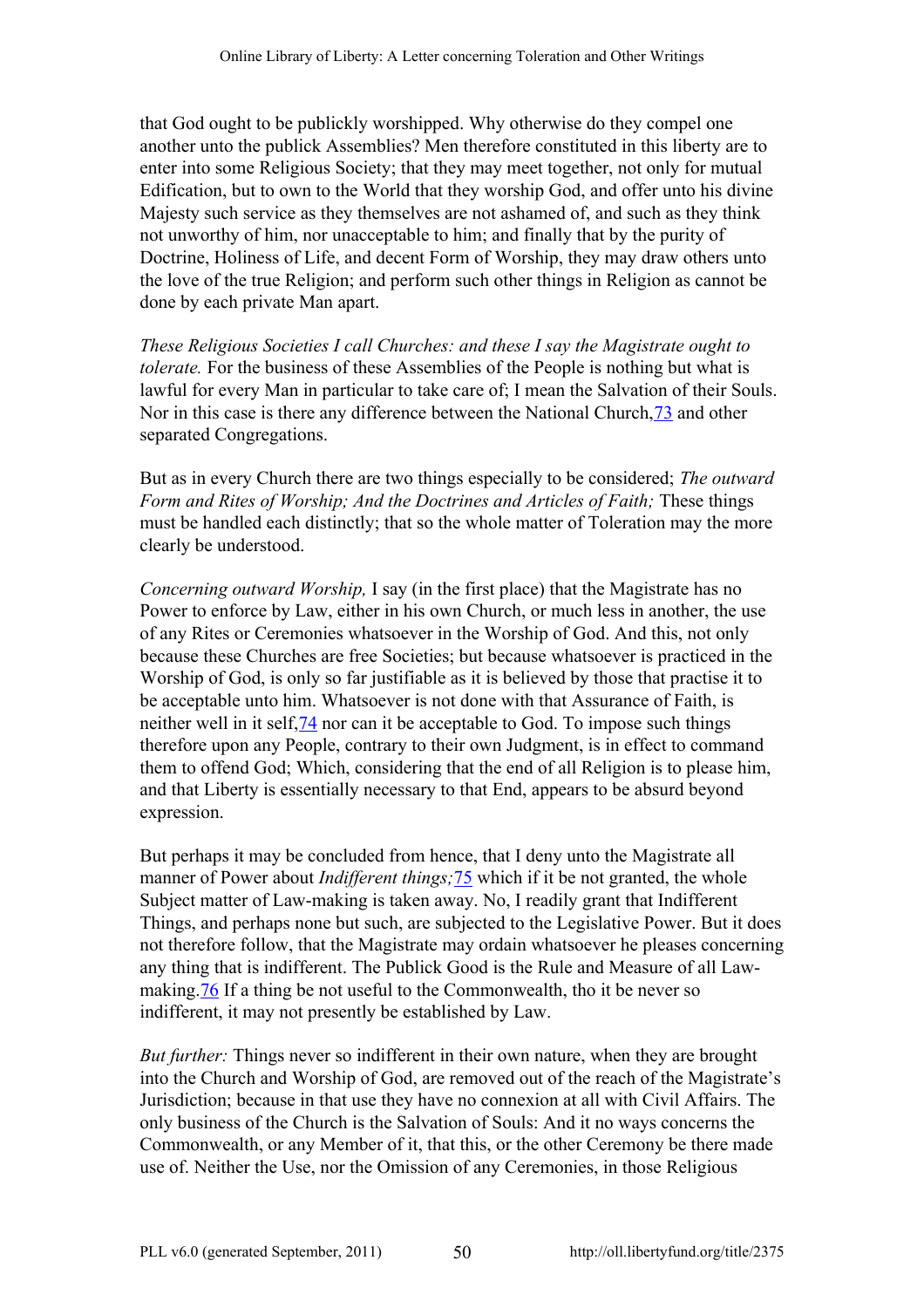that God ought to be publickly worshipped. Why otherwise do they compel one another unto the publick Assemblies? Men therefore constituted in this liberty are to enter into some Religious Society; that they may meet together, not only for mutual Edification, but to own to the World that they worship God, and offer unto his divine Majesty such service as they themselves are not ashamed of, and such as they think not unworthy of him, nor unacceptable to him; and finally that by the purity of Doctrine, Holiness of Life, and decent Form of Worship, they may draw others unto the love of the true Religion; and perform such other things in Religion as cannot be done by each private Man apart.

*These Religious Societies I call Churches: and these I say the Magistrate ought to tolerate.* For the business of these Assemblies of the People is nothing but what is lawful for every Man in particular to take care of; I mean the Salvation of their Souls. Nor in this case is there any difference between the National Church,[73] and other separated Congregations.

But as in every Church there are two things especially to be considered; *The outward Form and Rites of Worship; And the Doctrines and Articles of Faith;* These things must be handled each distinctly; that so the whole matter of Toleration may the more clearly be understood.

*Concerning outward Worship,* I say (in the first place) that the Magistrate has no Power to enforce by Law, either in his own Church, or much less in another, the use of any Rites or Ceremonies whatsoever in the Worship of God. And this, not only because these Churches are free Societies; but because whatsoever is practiced in the Worship of God, is only so far justifiable as it is believed by those that practise it to be acceptable unto him. Whatsoever is not done with that Assurance of Faith, is neither well in it self,[74] nor can it be acceptable to God. To impose such things therefore upon any People, contrary to their own Judgment, is in effect to command them to offend God; Which, considering that the end of all Religion is to please him, and that Liberty is essentially necessary to that End, appears to be absurd beyond expression.

But perhaps it may be concluded from hence, that I deny unto the Magistrate all manner of Power about *Indifferent things;*[75] which if it be not granted, the whole Subject matter of Law-making is taken away. No, I readily grant that Indifferent Things, and perhaps none but such, are subjected to the Legislative Power. But it does not therefore follow, that the Magistrate may ordain whatsoever he pleases concerning any thing that is indifferent. The Publick Good is the Rule and Measure of all Law-making.[76] If a thing be not useful to the Commonwealth, tho it be never so indifferent, it may not presently be established by Law.

*But further:* Things never so indifferent in their own nature, when they are brought into the Church and Worship of God, are removed out of the reach of the Magistrate's Jurisdiction; because in that use they have no connexion at all with Civil Affairs. The only business of the Church is the Salvation of Souls: And it no ways concerns the Commonwealth, or any Member of it, that this, or the other Ceremony be there made use of. Neither the Use, nor the Omission of any Ceremonies, in those Religious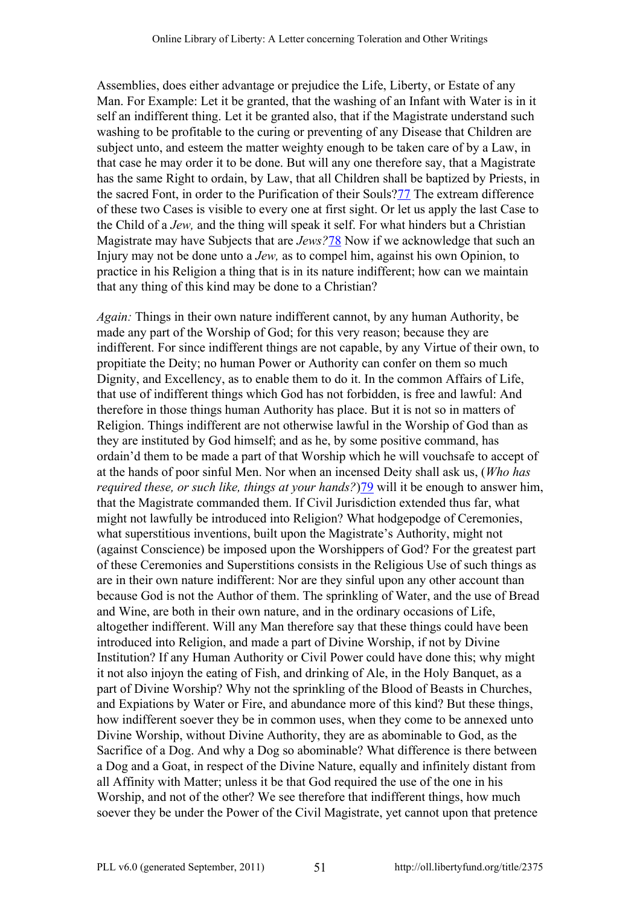Assemblies, does either advantage or prejudice the Life, Liberty, or Estate of any Man. For Example: Let it be granted, that the washing of an Infant with Water is in it self an indifferent thing. Let it be granted also, that if the Magistrate understand such washing to be profitable to the curing or preventing of any Disease that Children are subject unto, and esteem the matter weighty enough to be taken care of by a Law, in that case he may order it to be done. But will any one therefore say, that a Magistrate has the same Right to ordain, by Law, that all Children shall be baptized by Priests, in the sacred Font, in order to the Purification of their Souls?[77] The extream difference of these two Cases is visible to every one at first sight. Or let us apply the last Case to the Child of a *Jew,* and the thing will speak it self. For what hinders but a Christian Magistrate may have Subjects that are *Jews?*[78] Now if we acknowledge that such an Injury may not be done unto a *Jew,* as to compel him, against his own Opinion, to practice in his Religion a thing that is in its nature indifferent; how can we maintain that any thing of this kind may be done to a Christian?

*Again:* Things in their own nature indifferent cannot, by any human Authority, be made any part of the Worship of God; for this very reason; because they are indifferent. For since indifferent things are not capable, by any Virtue of their own, to propitiate the Deity; no human Power or Authority can confer on them so much Dignity, and Excellency, as to enable them to do it. In the common Affairs of Life, that use of indifferent things which God has not forbidden, is free and lawful: And therefore in those things human Authority has place. But it is not so in matters of Religion. Things indifferent are not otherwise lawful in the Worship of God than as they are instituted by God himself; and as he, by some positive command, has ordain'd them to be made a part of that Worship which he will vouchsafe to accept of at the hands of poor sinful Men. Nor when an incensed Deity shall ask us, (*Who has required these, or such like, things at your hands?*)[79] will it be enough to answer him, that the Magistrate commanded them. If Civil Jurisdiction extended thus far, what might not lawfully be introduced into Religion? What hodgepodge of Ceremonies, what superstitious inventions, built upon the Magistrate's Authority, might not (against Conscience) be imposed upon the Worshippers of God? For the greatest part of these Ceremonies and Superstitions consists in the Religious Use of such things as are in their own nature indifferent: Nor are they sinful upon any other account than because God is not the Author of them. The sprinkling of Water, and the use of Bread and Wine, are both in their own nature, and in the ordinary occasions of Life, altogether indifferent. Will any Man therefore say that these things could have been introduced into Religion, and made a part of Divine Worship, if not by Divine Institution? If any Human Authority or Civil Power could have done this; why might it not also injoyn the eating of Fish, and drinking of Ale, in the Holy Banquet, as a part of Divine Worship? Why not the sprinkling of the Blood of Beasts in Churches, and Expiations by Water or Fire, and abundance more of this kind? But these things, how indifferent soever they be in common uses, when they come to be annexed unto Divine Worship, without Divine Authority, they are as abominable to God, as the Sacrifice of a Dog. And why a Dog so abominable? What difference is there between a Dog and a Goat, in respect of the Divine Nature, equally and infinitely distant from all Affinity with Matter; unless it be that God required the use of the one in his Worship, and not of the other? We see therefore that indifferent things, how much soever they be under the Power of the Civil Magistrate, yet cannot upon that pretence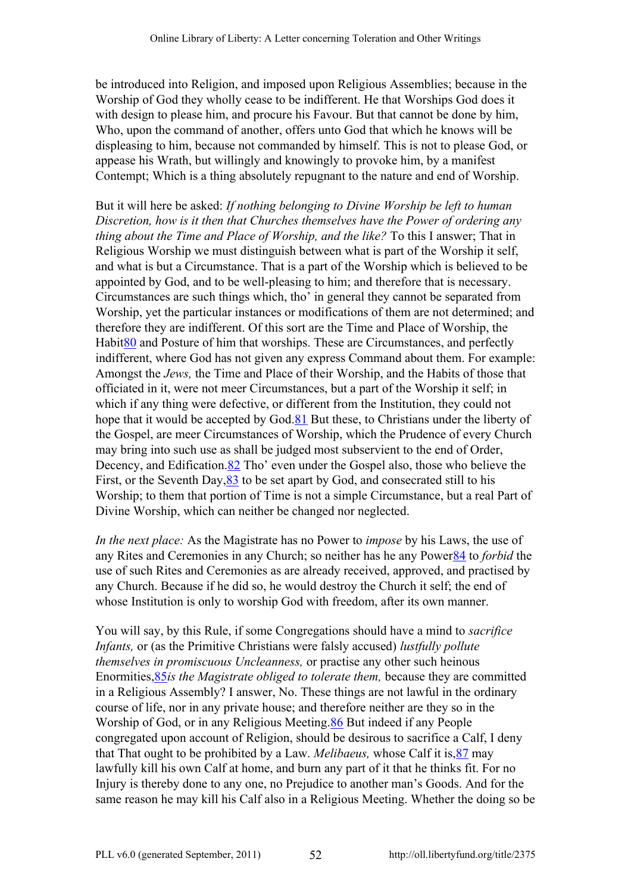be introduced into Religion, and imposed upon Religious Assemblies; because in the Worship of God they wholly cease to be indifferent. He that Worships God does it with design to please him, and procure his Favour. But that cannot be done by him, Who, upon the command of another, offers unto God that which he knows will be displeasing to him, because not commanded by himself. This is not to please God, or appease his Wrath, but willingly and knowingly to provoke him, by a manifest Contempt; Which is a thing absolutely repugnant to the nature and end of Worship.

But it will here be asked: *If nothing belonging to Divine Worship be left to human Discretion, how is it then that Churches themselves have the Power of ordering any thing about the Time and Place of Worship, and the like?* To this I answer; That in Religious Worship we must distinguish between what is part of the Worship it self, and what is but a Circumstance. That is a part of the Worship which is believed to be appointed by God, and to be well-pleasing to him; and therefore that is necessary. Circumstances are such things which, tho' in general they cannot be separated from Worship, yet the particular instances or modifications of them are not determined; and therefore they are indifferent. Of this sort are the Time and Place of Worship, the Habit[80] and Posture of him that worships. These are Circumstances, and perfectly indifferent, where God has not given any express Command about them. For example: Amongst the *Jews,* the Time and Place of their Worship, and the Habits of those that officiated in it, were not meer Circumstances, but a part of the Worship it self; in which if any thing were defective, or different from the Institution, they could not hope that it would be accepted by God.[81] But these, to Christians under the liberty of the Gospel, are meer Circumstances of Worship, which the Prudence of every Church may bring into such use as shall be judged most subservient to the end of Order, Decency, and Edification.[82] Tho' even under the Gospel also, those who believe the First, or the Seventh Day,[83] to be set apart by God, and consecrated still to his Worship; to them that portion of Time is not a simple Circumstance, but a real Part of Divine Worship, which can neither be changed nor neglected.

*In the next place:* As the Magistrate has no Power to *impose* by his Laws, the use of any Rites and Ceremonies in any Church; so neither has he any Power[84] to *forbid* the use of such Rites and Ceremonies as are already received, approved, and practised by any Church. Because if he did so, he would destroy the Church it self; the end of whose Institution is only to worship God with freedom, after its own manner.

You will say, by this Rule, if some Congregations should have a mind to *sacrifice Infants,* or (as the Primitive Christians were falsly accused) *lustfully pollute themselves in promiscuous Uncleanness,* or practise any other such heinous Enormities,[85]*is the Magistrate obliged to tolerate them,* because they are committed in a Religious Assembly? I answer, No. These things are not lawful in the ordinary course of life, nor in any private house; and therefore neither are they so in the Worship of God, or in any Religious Meeting.[86] But indeed if any People congregated upon account of Religion, should be desirous to sacrifice a Calf, I deny that That ought to be prohibited by a Law. *Melibaeus,* whose Calf it is,[87] may lawfully kill his own Calf at home, and burn any part of it that he thinks fit. For no Injury is thereby done to any one, no Prejudice to another man's Goods. And for the same reason he may kill his Calf also in a Religious Meeting. Whether the doing so be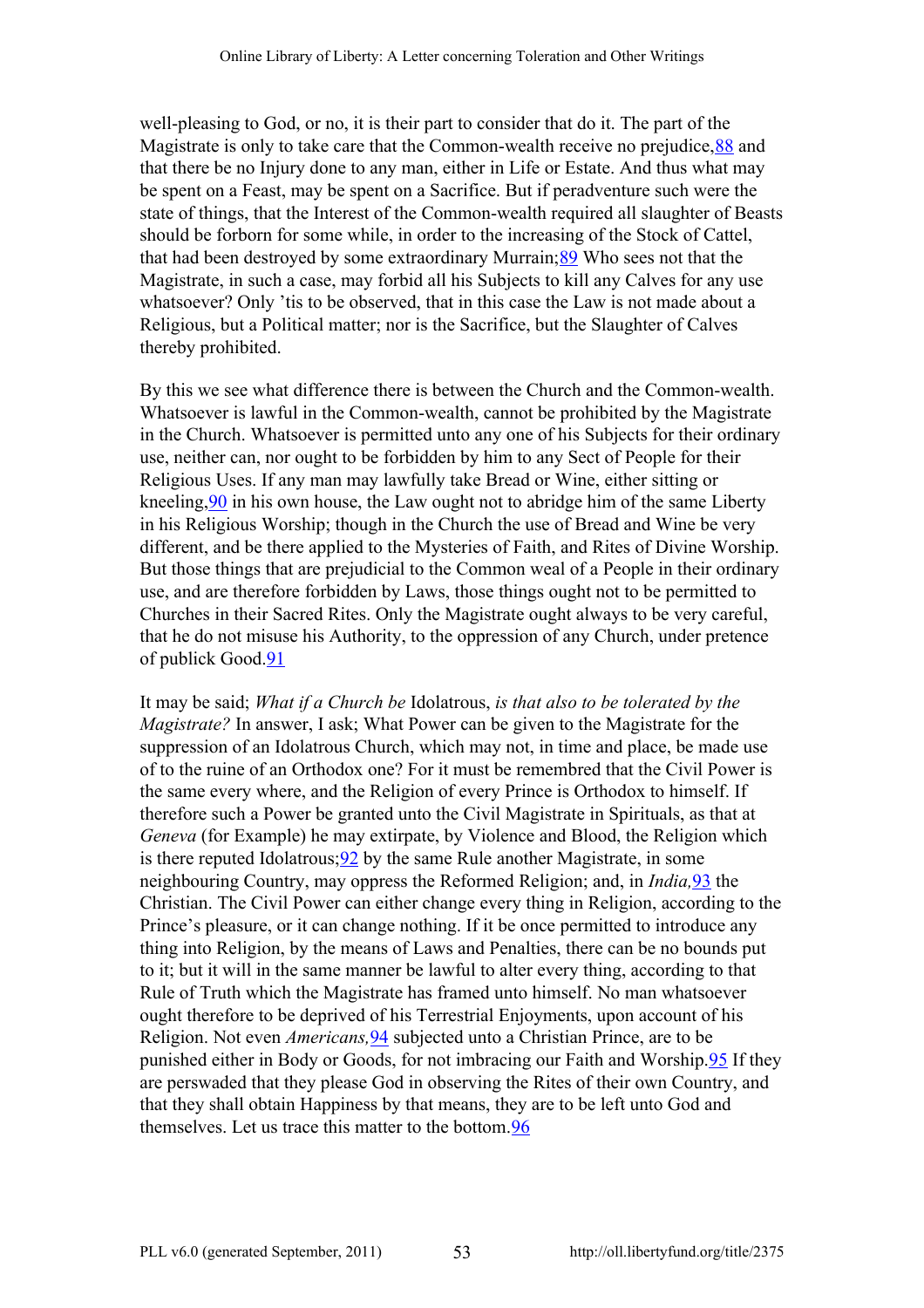well-pleasing to God, or no, it is their part to consider that do it. The part of the Magistrate is only to take care that the Common-wealth receive no prejudice,[88] and that there be no Injury done to any man, either in Life or Estate. And thus what may be spent on a Feast, may be spent on a Sacrifice. But if peradventure such were the state of things, that the Interest of the Common-wealth required all slaughter of Beasts should be forborn for some while, in order to the increasing of the Stock of Cattel, that had been destroyed by some extraordinary Murrain;[89] Who sees not that the Magistrate, in such a case, may forbid all his Subjects to kill any Calves for any use whatsoever? Only 'tis to be observed, that in this case the Law is not made about a Religious, but a Political matter; nor is the Sacrifice, but the Slaughter of Calves thereby prohibited.

By this we see what difference there is between the Church and the Common-wealth. Whatsoever is lawful in the Common-wealth, cannot be prohibited by the Magistrate in the Church. Whatsoever is permitted unto any one of his Subjects for their ordinary use, neither can, nor ought to be forbidden by him to any Sect of People for their Religious Uses. If any man may lawfully take Bread or Wine, either sitting or kneeling,[90] in his own house, the Law ought not to abridge him of the same Liberty in his Religious Worship; though in the Church the use of Bread and Wine be very different, and be there applied to the Mysteries of Faith, and Rites of Divine Worship. But those things that are prejudicial to the Common weal of a People in their ordinary use, and are therefore forbidden by Laws, those things ought not to be permitted to Churches in their Sacred Rites. Only the Magistrate ought always to be very careful, that he do not misuse his Authority, to the oppression of any Church, under pretence of publick Good.[91]

It may be said; *What if a Church be* Idolatrous, *is that also to be tolerated by the Magistrate?* In answer, I ask; What Power can be given to the Magistrate for the suppression of an Idolatrous Church, which may not, in time and place, be made use of to the ruine of an Orthodox one? For it must be remembred that the Civil Power is the same every where, and the Religion of every Prince is Orthodox to himself. If therefore such a Power be granted unto the Civil Magistrate in Spirituals, as that at *Geneva* (for Example) he may extirpate, by Violence and Blood, the Religion which is there reputed Idolatrous;[92] by the same Rule another Magistrate, in some neighbouring Country, may oppress the Reformed Religion; and, in *India,*[93] the Christian. The Civil Power can either change every thing in Religion, according to the Prince's pleasure, or it can change nothing. If it be once permitted to introduce any thing into Religion, by the means of Laws and Penalties, there can be no bounds put to it; but it will in the same manner be lawful to alter every thing, according to that Rule of Truth which the Magistrate has framed unto himself. No man whatsoever ought therefore to be deprived of his Terrestrial Enjoyments, upon account of his Religion. Not even *Americans,*[94] subjected unto a Christian Prince, are to be punished either in Body or Goods, for not imbracing our Faith and Worship.[95] If they are perswaded that they please God in observing the Rites of their own Country, and that they shall obtain Happiness by that means, they are to be left unto God and themselves. Let us trace this matter to the bottom.[96]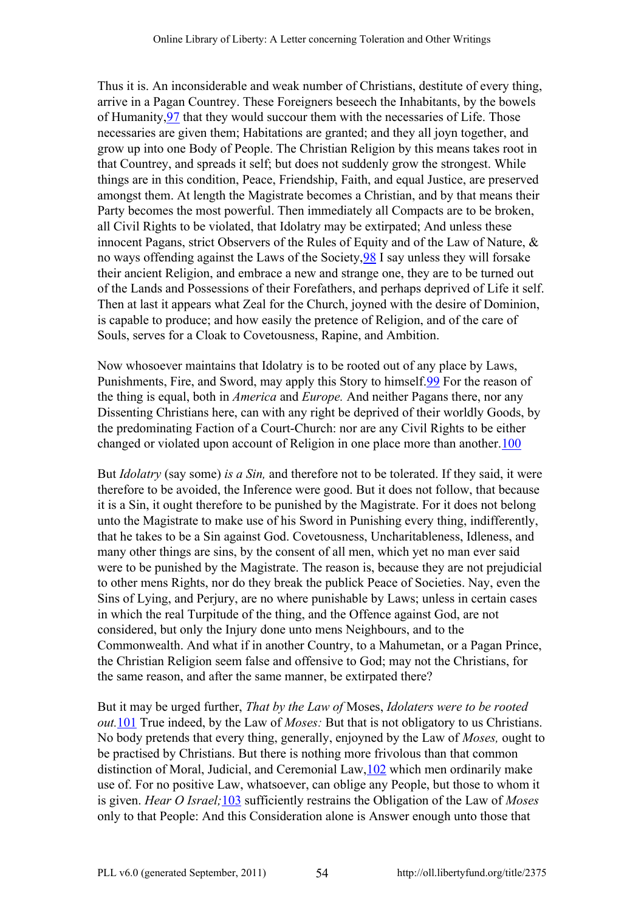Thus it is. An inconsiderable and weak number of Christians, destitute of every thing, arrive in a Pagan Countrey. These Foreigners beseech the Inhabitants, by the bowels of Humanity,[97] that they would succour them with the necessaries of Life. Those necessaries are given them; Habitations are granted; and they all joyn together, and grow up into one Body of People. The Christian Religion by this means takes root in that Countrey, and spreads it self; but does not suddenly grow the strongest. While things are in this condition, Peace, Friendship, Faith, and equal Justice, are preserved amongst them. At length the Magistrate becomes a Christian, and by that means their Party becomes the most powerful. Then immediately all Compacts are to be broken, all Civil Rights to be violated, that Idolatry may be extirpated; And unless these innocent Pagans, strict Observers of the Rules of Equity and of the Law of Nature, & no ways offending against the Laws of the Society,[98] I say unless they will forsake their ancient Religion, and embrace a new and strange one, they are to be turned out of the Lands and Possessions of their Forefathers, and perhaps deprived of Life it self. Then at last it appears what Zeal for the Church, joyned with the desire of Dominion, is capable to produce; and how easily the pretence of Religion, and of the care of Souls, serves for a Cloak to Covetousness, Rapine, and Ambition.

Now whosoever maintains that Idolatry is to be rooted out of any place by Laws, Punishments, Fire, and Sword, may apply this Story to himself.[99] For the reason of the thing is equal, both in *America* and *Europe.* And neither Pagans there, nor any Dissenting Christians here, can with any right be deprived of their worldly Goods, by the predominating Faction of a Court-Church: nor are any Civil Rights to be either changed or violated upon account of Religion in one place more than another.[100]

But *Idolatry* (say some) *is a Sin,* and therefore not to be tolerated. If they said, it were therefore to be avoided, the Inference were good. But it does not follow, that because it is a Sin, it ought therefore to be punished by the Magistrate. For it does not belong unto the Magistrate to make use of his Sword in Punishing every thing, indifferently, that he takes to be a Sin against God. Covetousness, Uncharitableness, Idleness, and many other things are sins, by the consent of all men, which yet no man ever said were to be punished by the Magistrate. The reason is, because they are not prejudicial to other mens Rights, nor do they break the publick Peace of Societies. Nay, even the Sins of Lying, and Perjury, are no where punishable by Laws; unless in certain cases in which the real Turpitude of the thing, and the Offence against God, are not considered, but only the Injury done unto mens Neighbours, and to the Commonwealth. And what if in another Country, to a Mahumetan, or a Pagan Prince, the Christian Religion seem false and offensive to God; may not the Christians, for the same reason, and after the same manner, be extirpated there?

But it may be urged further, *That by the Law of* Moses, *Idolaters were to be rooted out.*[101] True indeed, by the Law of *Moses:* But that is not obligatory to us Christians. No body pretends that every thing, generally, enjoyned by the Law of *Moses,* ought to be practised by Christians. But there is nothing more frivolous than that common distinction of Moral, Judicial, and Ceremonial Law,[102] which men ordinarily make use of. For no positive Law, whatsoever, can oblige any People, but those to whom it is given. *Hear O Israel;*[103] sufficiently restrains the Obligation of the Law of *Moses* only to that People: And this Consideration alone is Answer enough unto those that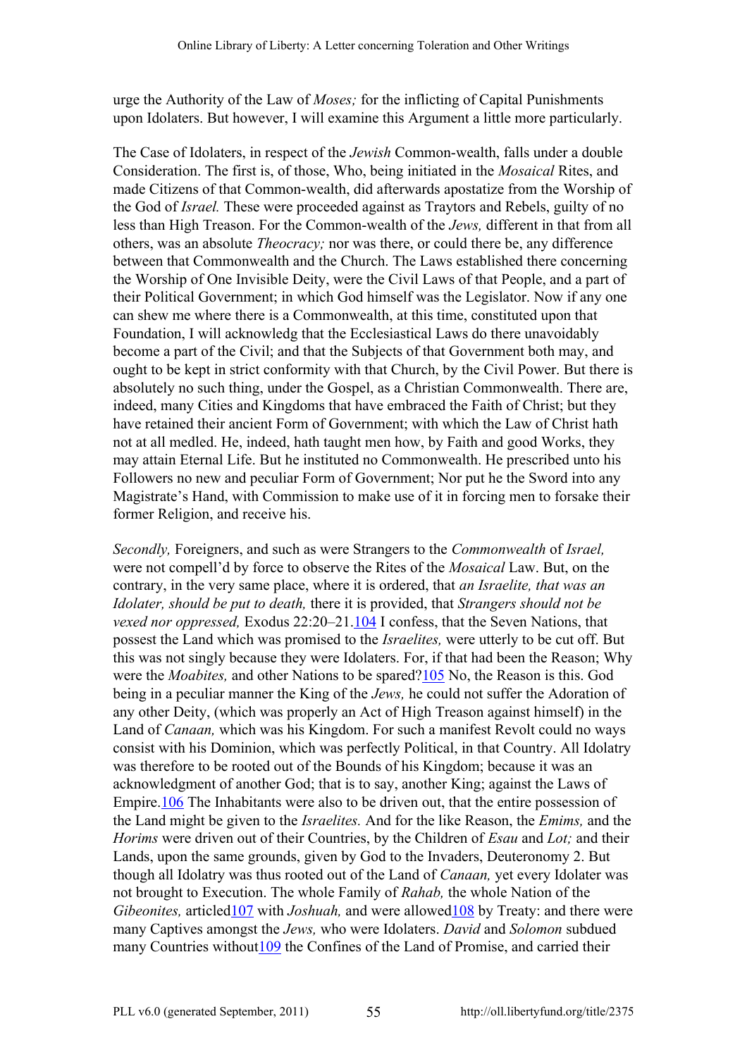urge the Authority of the Law of *Moses;* for the inflicting of Capital Punishments upon Idolaters. But however, I will examine this Argument a little more particularly.

The Case of Idolaters, in respect of the *Jewish* Common-wealth, falls under a double Consideration. The first is, of those, Who, being initiated in the *Mosaical* Rites, and made Citizens of that Common-wealth, did afterwards apostatize from the Worship of the God of *Israel.* These were proceeded against as Traytors and Rebels, guilty of no less than High Treason. For the Common-wealth of the *Jews,* different in that from all others, was an absolute *Theocracy;* nor was there, or could there be, any difference between that Commonwealth and the Church. The Laws established there concerning the Worship of One Invisible Deity, were the Civil Laws of that People, and a part of their Political Government; in which God himself was the Legislator. Now if any one can shew me where there is a Commonwealth, at this time, constituted upon that Foundation, I will acknowledg that the Ecclesiastical Laws do there unavoidably become a part of the Civil; and that the Subjects of that Government both may, and ought to be kept in strict conformity with that Church, by the Civil Power. But there is absolutely no such thing, under the Gospel, as a Christian Commonwealth. There are, indeed, many Cities and Kingdoms that have embraced the Faith of Christ; but they have retained their ancient Form of Government; with which the Law of Christ hath not at all medled. He, indeed, hath taught men how, by Faith and good Works, they may attain Eternal Life. But he instituted no Commonwealth. He prescribed unto his Followers no new and peculiar Form of Government; Nor put he the Sword into any Magistrate's Hand, with Commission to make use of it in forcing men to forsake their former Religion, and receive his.

*Secondly,* Foreigners, and such as were Strangers to the *Commonwealth* of *Israel,* were not compell'd by force to observe the Rites of the *Mosaical* Law. But, on the contrary, in the very same place, where it is ordered, that *an Israelite, that was an Idolater, should be put to death,* there it is provided, that *Strangers should not be vexed nor oppressed,* Exodus 22:20–21.[104] I confess, that the Seven Nations, that possest the Land which was promised to the *Israelites,* were utterly to be cut off. But this was not singly because they were Idolaters. For, if that had been the Reason; Why were the *Moabites,* and other Nations to be spared?[105] No, the Reason is this. God being in a peculiar manner the King of the *Jews,* he could not suffer the Adoration of any other Deity, (which was properly an Act of High Treason against himself) in the Land of *Canaan,* which was his Kingdom. For such a manifest Revolt could no ways consist with his Dominion, which was perfectly Political, in that Country. All Idolatry was therefore to be rooted out of the Bounds of his Kingdom; because it was an acknowledgment of another God; that is to say, another King; against the Laws of Empire.[106] The Inhabitants were also to be driven out, that the entire possession of the Land might be given to the *Israelites.* And for the like Reason, the *Emims,* and the *Horims* were driven out of their Countries, by the Children of *Esau* and *Lot;* and their Lands, upon the same grounds, given by God to the Invaders, Deuteronomy 2. But though all Idolatry was thus rooted out of the Land of *Canaan,* yet every Idolater was not brought to Execution. The whole Family of *Rahab,* the whole Nation of the *Gibeonites,* articled[107] with *Joshuah,* and were allowed[108] by Treaty: and there were many Captives amongst the *Jews,* who were Idolaters. *David* and *Solomon* subdued many Countries without[109] the Confines of the Land of Promise, and carried their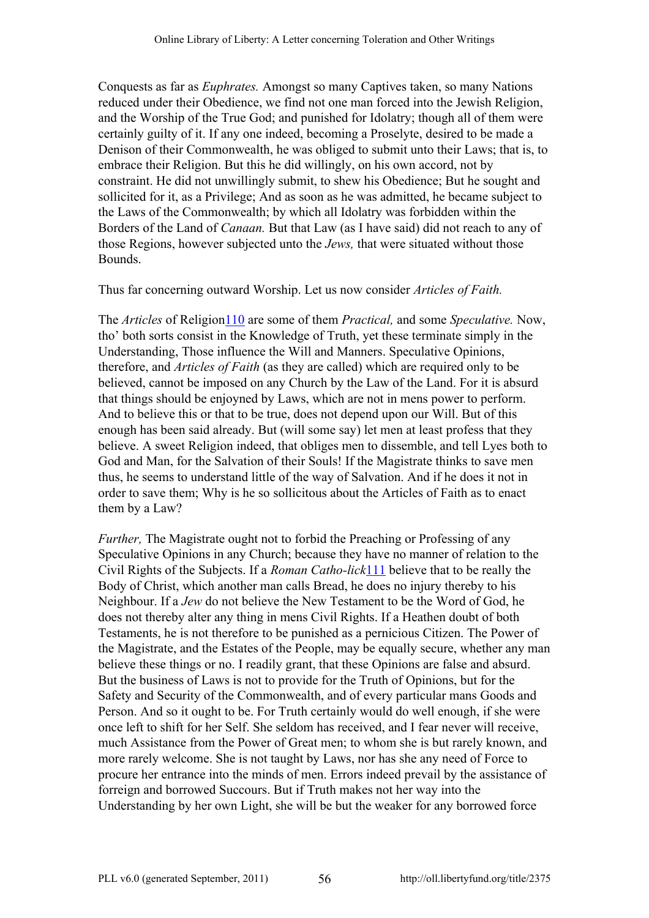Conquests as far as *Euphrates.* Amongst so many Captives taken, so many Nations reduced under their Obedience, we find not one man forced into the Jewish Religion, and the Worship of the True God; and punished for Idolatry; though all of them were certainly guilty of it. If any one indeed, becoming a Proselyte, desired to be made a Denison of their Commonwealth, he was obliged to submit unto their Laws; that is, to embrace their Religion. But this he did willingly, on his own accord, not by constraint. He did not unwillingly submit, to shew his Obedience; But he sought and sollicited for it, as a Privilege; And as soon as he was admitted, he became subject to the Laws of the Commonwealth; by which all Idolatry was forbidden within the Borders of the Land of *Canaan.* But that Law (as I have said) did not reach to any of those Regions, however subjected unto the *Jews,* that were situated without those Bounds.

Thus far concerning outward Worship. Let us now consider *Articles of Faith.*

The *Articles* of Religion[110] are some of them *Practical,* and some *Speculative.* Now, tho' both sorts consist in the Knowledge of Truth, yet these terminate simply in the Understanding, Those influence the Will and Manners. Speculative Opinions, therefore, and *Articles of Faith* (as they are called) which are required only to be believed, cannot be imposed on any Church by the Law of the Land. For it is absurd that things should be enjoyned by Laws, which are not in mens power to perform. And to believe this or that to be true, does not depend upon our Will. But of this enough has been said already. But (will some say) let men at least profess that they believe. A sweet Religion indeed, that obliges men to dissemble, and tell Lyes both to God and Man, for the Salvation of their Souls! If the Magistrate thinks to save men thus, he seems to understand little of the way of Salvation. And if he does it not in order to save them; Why is he so sollicitous about the Articles of Faith as to enact them by a Law?

*Further,* The Magistrate ought not to forbid the Preaching or Professing of any Speculative Opinions in any Church; because they have no manner of relation to the Civil Rights of the Subjects. If a *Roman Catho-lick*[111] believe that to be really the Body of Christ, which another man calls Bread, he does no injury thereby to his Neighbour. If a *Jew* do not believe the New Testament to be the Word of God, he does not thereby alter any thing in mens Civil Rights. If a Heathen doubt of both Testaments, he is not therefore to be punished as a pernicious Citizen. The Power of the Magistrate, and the Estates of the People, may be equally secure, whether any man believe these things or no. I readily grant, that these Opinions are false and absurd. But the business of Laws is not to provide for the Truth of Opinions, but for the Safety and Security of the Commonwealth, and of every particular mans Goods and Person. And so it ought to be. For Truth certainly would do well enough, if she were once left to shift for her Self. She seldom has received, and I fear never will receive, much Assistance from the Power of Great men; to whom she is but rarely known, and more rarely welcome. She is not taught by Laws, nor has she any need of Force to procure her entrance into the minds of men. Errors indeed prevail by the assistance of forreign and borrowed Succours. But if Truth makes not her way into the Understanding by her own Light, she will be but the weaker for any borrowed force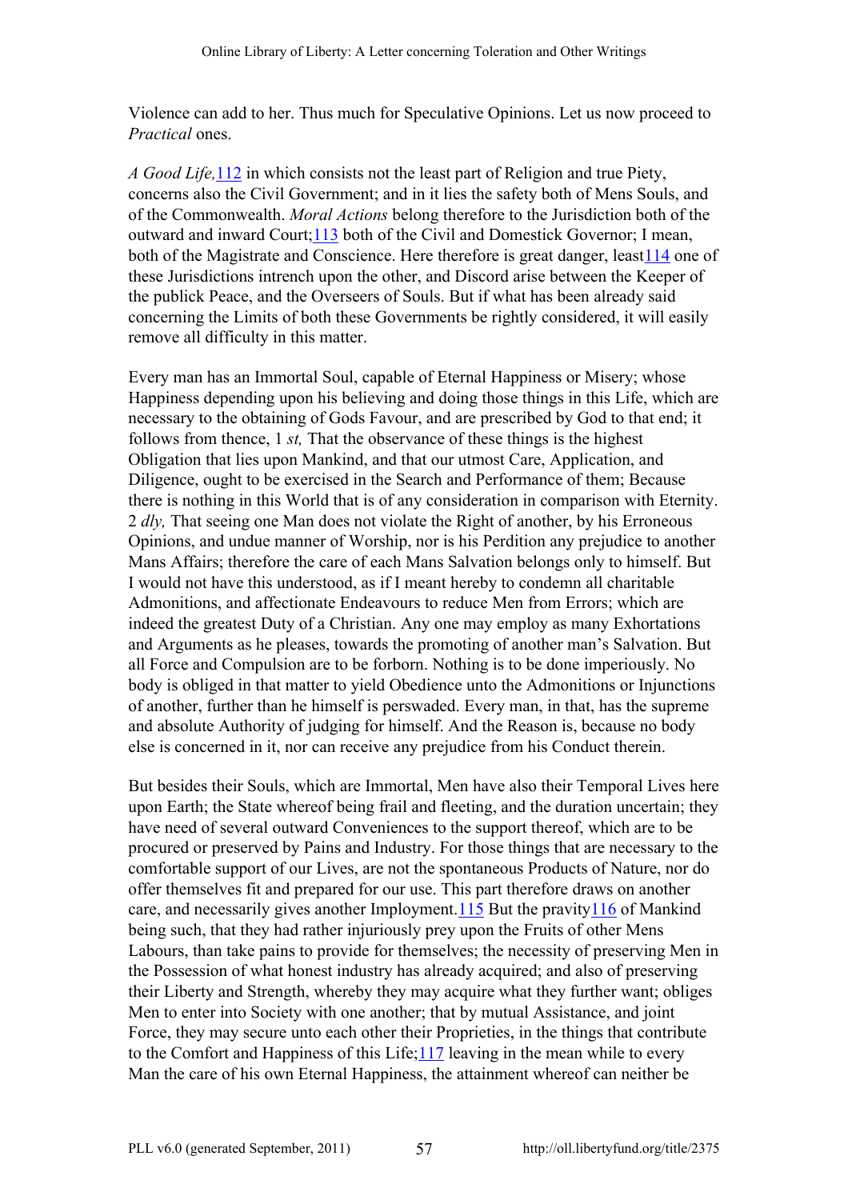Violence can add to her. Thus much for Speculative Opinions. Let us now proceed to *Practical* ones.

*A Good Life,*[112] in which consists not the least part of Religion and true Piety, concerns also the Civil Government; and in it lies the safety both of Mens Souls, and of the Commonwealth. *Moral Actions* belong therefore to the Jurisdiction both of the outward and inward Court;[113] both of the Civil and Domestick Governor; I mean, both of the Magistrate and Conscience. Here therefore is great danger, least[114] one of these Jurisdictions intrench upon the other, and Discord arise between the Keeper of the publick Peace, and the Overseers of Souls. But if what has been already said concerning the Limits of both these Governments be rightly considered, it will easily remove all difficulty in this matter.

Every man has an Immortal Soul, capable of Eternal Happiness or Misery; whose Happiness depending upon his believing and doing those things in this Life, which are necessary to the obtaining of Gods Favour, and are prescribed by God to that end; it follows from thence, 1 *st,* That the observance of these things is the highest Obligation that lies upon Mankind, and that our utmost Care, Application, and Diligence, ought to be exercised in the Search and Performance of them; Because there is nothing in this World that is of any consideration in comparison with Eternity. 2 *dly,* That seeing one Man does not violate the Right of another, by his Erroneous Opinions, and undue manner of Worship, nor is his Perdition any prejudice to another Mans Affairs; therefore the care of each Mans Salvation belongs only to himself. But I would not have this understood, as if I meant hereby to condemn all charitable Admonitions, and affectionate Endeavours to reduce Men from Errors; which are indeed the greatest Duty of a Christian. Any one may employ as many Exhortations and Arguments as he pleases, towards the promoting of another man's Salvation. But all Force and Compulsion are to be forborn. Nothing is to be done imperiously. No body is obliged in that matter to yield Obedience unto the Admonitions or Injunctions of another, further than he himself is perswaded. Every man, in that, has the supreme and absolute Authority of judging for himself. And the Reason is, because no body else is concerned in it, nor can receive any prejudice from his Conduct therein.

But besides their Souls, which are Immortal, Men have also their Temporal Lives here upon Earth; the State whereof being frail and fleeting, and the duration uncertain; they have need of several outward Conveniences to the support thereof, which are to be procured or preserved by Pains and Industry. For those things that are necessary to the comfortable support of our Lives, are not the spontaneous Products of Nature, nor do offer themselves fit and prepared for our use. This part therefore draws on another care, and necessarily gives another Imployment.[115] But the pravity[116] of Mankind being such, that they had rather injuriously prey upon the Fruits of other Mens Labours, than take pains to provide for themselves; the necessity of preserving Men in the Possession of what honest industry has already acquired; and also of preserving their Liberty and Strength, whereby they may acquire what they further want; obliges Men to enter into Society with one another; that by mutual Assistance, and joint Force, they may secure unto each other their Proprieties, in the things that contribute to the Comfort and Happiness of this Life;[117] leaving in the mean while to every Man the care of his own Eternal Happiness, the attainment whereof can neither be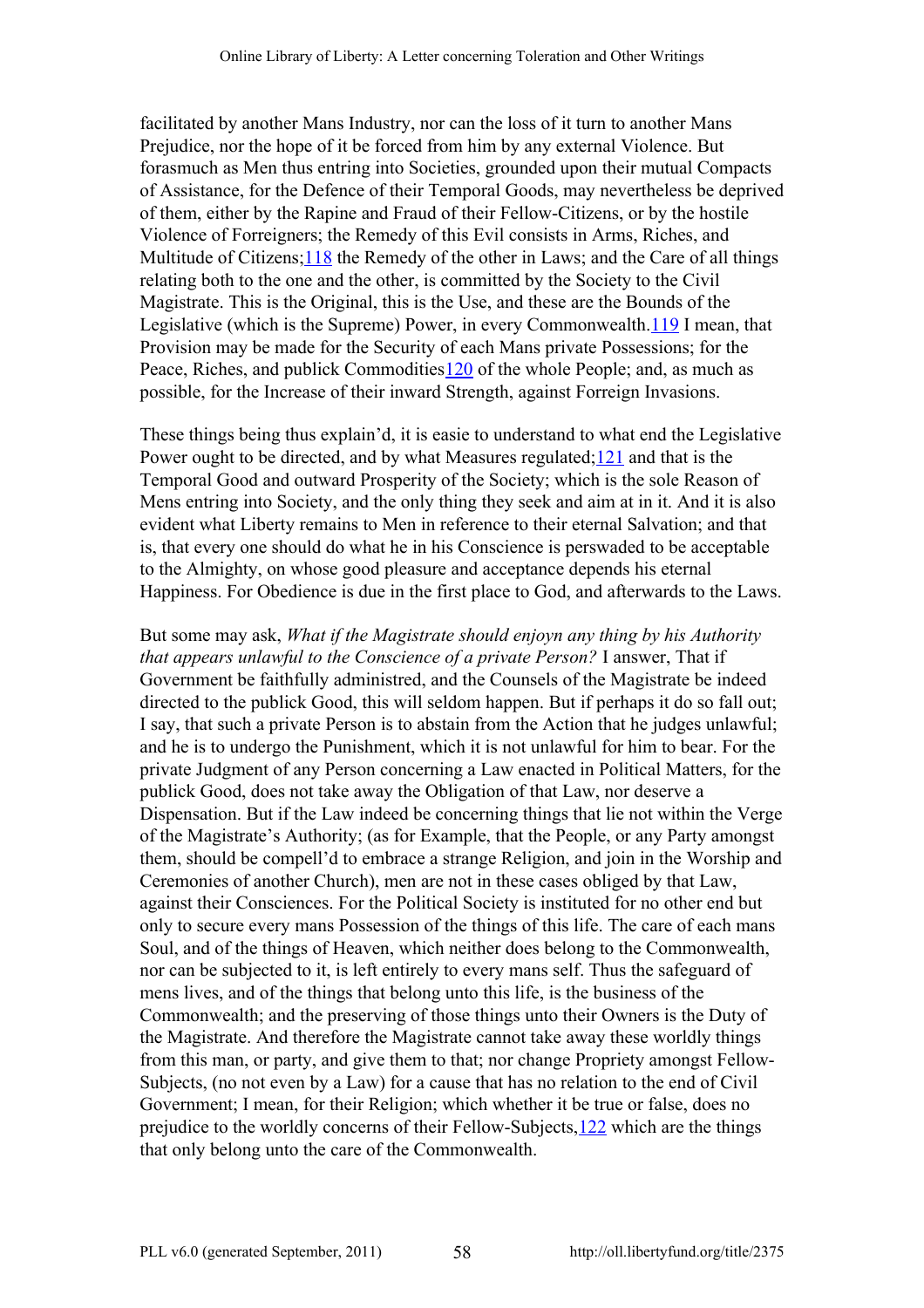facilitated by another Mans Industry, nor can the loss of it turn to another Mans Prejudice, nor the hope of it be forced from him by any external Violence. But forasmuch as Men thus entring into Societies, grounded upon their mutual Compacts of Assistance, for the Defence of their Temporal Goods, may nevertheless be deprived of them, either by the Rapine and Fraud of their Fellow-Citizens, or by the hostile Violence of Forreigners; the Remedy of this Evil consists in Arms, Riches, and Multitude of Citizens;[118] the Remedy of the other in Laws; and the Care of all things relating both to the one and the other, is committed by the Society to the Civil Magistrate. This is the Original, this is the Use, and these are the Bounds of the Legislative (which is the Supreme) Power, in every Commonwealth.[119] I mean, that Provision may be made for the Security of each Mans private Possessions; for the Peace, Riches, and publick Commodities[120] of the whole People; and, as much as possible, for the Increase of their inward Strength, against Forreign Invasions.

These things being thus explain'd, it is easie to understand to what end the Legislative Power ought to be directed, and by what Measures regulated;[121] and that is the Temporal Good and outward Prosperity of the Society; which is the sole Reason of Mens entring into Society, and the only thing they seek and aim at in it. And it is also evident what Liberty remains to Men in reference to their eternal Salvation; and that is, that every one should do what he in his Conscience is perswaded to be acceptable to the Almighty, on whose good pleasure and acceptance depends his eternal Happiness. For Obedience is due in the first place to God, and afterwards to the Laws.

But some may ask, *What if the Magistrate should enjoyn any thing by his Authority that appears unlawful to the Conscience of a private Person?* I answer, That if Government be faithfully administred, and the Counsels of the Magistrate be indeed directed to the publick Good, this will seldom happen. But if perhaps it do so fall out; I say, that such a private Person is to abstain from the Action that he judges unlawful; and he is to undergo the Punishment, which it is not unlawful for him to bear. For the private Judgment of any Person concerning a Law enacted in Political Matters, for the publick Good, does not take away the Obligation of that Law, nor deserve a Dispensation. But if the Law indeed be concerning things that lie not within the Verge of the Magistrate's Authority; (as for Example, that the People, or any Party amongst them, should be compell'd to embrace a strange Religion, and join in the Worship and Ceremonies of another Church), men are not in these cases obliged by that Law, against their Consciences. For the Political Society is instituted for no other end but only to secure every mans Possession of the things of this life. The care of each mans Soul, and of the things of Heaven, which neither does belong to the Commonwealth, nor can be subjected to it, is left entirely to every mans self. Thus the safeguard of mens lives, and of the things that belong unto this life, is the business of the Commonwealth; and the preserving of those things unto their Owners is the Duty of the Magistrate. And therefore the Magistrate cannot take away these worldly things from this man, or party, and give them to that; nor change Propriety amongst Fellow-Subjects, (no not even by a Law) for a cause that has no relation to the end of Civil Government; I mean, for their Religion; which whether it be true or false, does no prejudice to the worldly concerns of their Fellow-Subjects,[122] which are the things that only belong unto the care of the Commonwealth.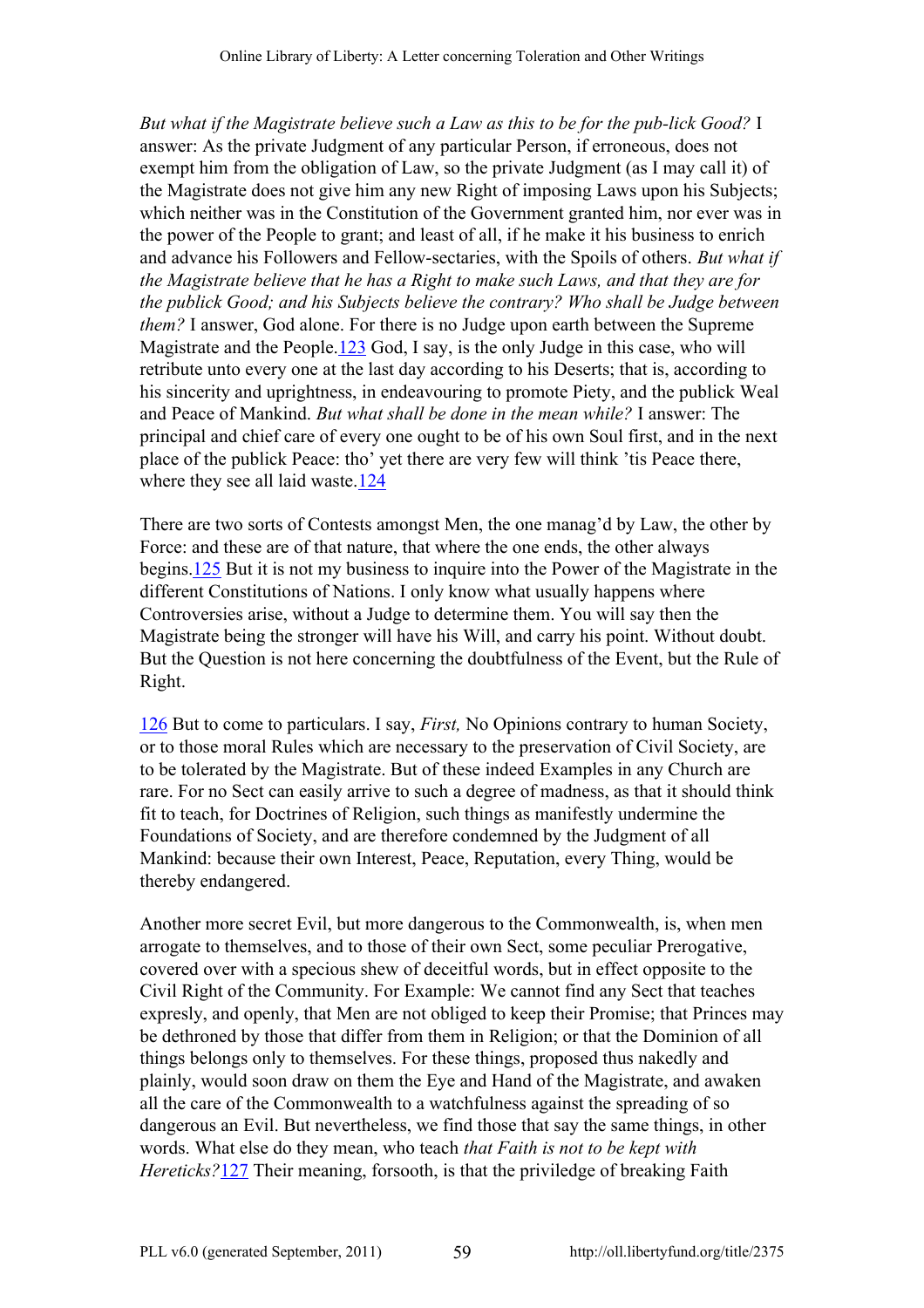*But what if the Magistrate believe such a Law as this to be for the pub-lick Good?* I answer: As the private Judgment of any particular Person, if erroneous, does not exempt him from the obligation of Law, so the private Judgment (as I may call it) of the Magistrate does not give him any new Right of imposing Laws upon his Subjects; which neither was in the Constitution of the Government granted him, nor ever was in the power of the People to grant; and least of all, if he make it his business to enrich and advance his Followers and Fellow-sectaries, with the Spoils of others. *But what if the Magistrate believe that he has a Right to make such Laws, and that they are for the publick Good; and his Subjects believe the contrary? Who shall be Judge between them?* I answer, God alone. For there is no Judge upon earth between the Supreme Magistrate and the People.[123] God, I say, is the only Judge in this case, who will retribute unto every one at the last day according to his Deserts; that is, according to his sincerity and uprightness, in endeavouring to promote Piety, and the publick Weal and Peace of Mankind. *But what shall be done in the mean while?* I answer: The principal and chief care of every one ought to be of his own Soul first, and in the next place of the publick Peace: tho' yet there are very few will think 'tis Peace there, where they see all laid waste.[124]

There are two sorts of Contests amongst Men, the one manag'd by Law, the other by Force: and these are of that nature, that where the one ends, the other always begins.[125] But it is not my business to inquire into the Power of the Magistrate in the different Constitutions of Nations. I only know what usually happens where Controversies arise, without a Judge to determine them. You will say then the Magistrate being the stronger will have his Will, and carry his point. Without doubt. But the Question is not here concerning the doubtfulness of the Event, but the Rule of Right.

[126] But to come to particulars. I say, *First,* No Opinions contrary to human Society, or to those moral Rules which are necessary to the preservation of Civil Society, are to be tolerated by the Magistrate. But of these indeed Examples in any Church are rare. For no Sect can easily arrive to such a degree of madness, as that it should think fit to teach, for Doctrines of Religion, such things as manifestly undermine the Foundations of Society, and are therefore condemned by the Judgment of all Mankind: because their own Interest, Peace, Reputation, every Thing, would be thereby endangered.

Another more secret Evil, but more dangerous to the Commonwealth, is, when men arrogate to themselves, and to those of their own Sect, some peculiar Prerogative, covered over with a specious shew of deceitful words, but in effect opposite to the Civil Right of the Community. For Example: We cannot find any Sect that teaches expresly, and openly, that Men are not obliged to keep their Promise; that Princes may be dethroned by those that differ from them in Religion; or that the Dominion of all things belongs only to themselves. For these things, proposed thus nakedly and plainly, would soon draw on them the Eye and Hand of the Magistrate, and awaken all the care of the Commonwealth to a watchfulness against the spreading of so dangerous an Evil. But nevertheless, we find those that say the same things, in other words. What else do they mean, who teach *that Faith is not to be kept with Hereticks?*[127] Their meaning, forsooth, is that the priviledge of breaking Faith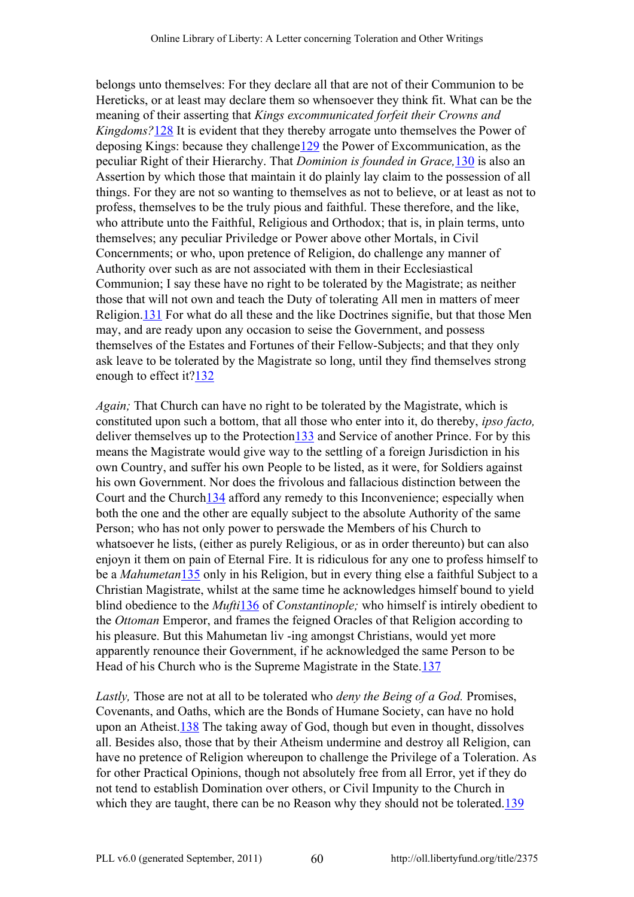belongs unto themselves: For they declare all that are not of their Communion to be Hereticks, or at least may declare them so whensoever they think fit. What can be the meaning of their asserting that *Kings excommunicated forfeit their Crowns and Kingdoms?*[128] It is evident that they thereby arrogate unto themselves the Power of deposing Kings: because they challenge[129] the Power of Excommunication, as the peculiar Right of their Hierarchy. That *Dominion is founded in Grace,*[130] is also an Assertion by which those that maintain it do plainly lay claim to the possession of all things. For they are not so wanting to themselves as not to believe, or at least as not to profess, themselves to be the truly pious and faithful. These therefore, and the like, who attribute unto the Faithful, Religious and Orthodox; that is, in plain terms, unto themselves; any peculiar Priviledge or Power above other Mortals, in Civil Concernments; or who, upon pretence of Religion, do challenge any manner of Authority over such as are not associated with them in their Ecclesiastical Communion; I say these have no right to be tolerated by the Magistrate; as neither those that will not own and teach the Duty of tolerating All men in matters of meer Religion.[131] For what do all these and the like Doctrines signifie, but that those Men may, and are ready upon any occasion to seise the Government, and possess themselves of the Estates and Fortunes of their Fellow-Subjects; and that they only ask leave to be tolerated by the Magistrate so long, until they find themselves strong enough to effect it?[132]

*Again;* That Church can have no right to be tolerated by the Magistrate, which is constituted upon such a bottom, that all those who enter into it, do thereby, *ipso facto,* deliver themselves up to the Protection[133] and Service of another Prince. For by this means the Magistrate would give way to the settling of a foreign Jurisdiction in his own Country, and suffer his own People to be listed, as it were, for Soldiers against his own Government. Nor does the frivolous and fallacious distinction between the Court and the Church[134] afford any remedy to this Inconvenience; especially when both the one and the other are equally subject to the absolute Authority of the same Person; who has not only power to perswade the Members of his Church to whatsoever he lists, (either as purely Religious, or as in order thereunto) but can also enjoyn it them on pain of Eternal Fire. It is ridiculous for any one to profess himself to be a *Mahumetan*[135] only in his Religion, but in every thing else a faithful Subject to a Christian Magistrate, whilst at the same time he acknowledges himself bound to yield blind obedience to the *Mufti*[136] of *Constantinople;* who himself is intirely obedient to the *Ottoman* Emperor, and frames the feigned Oracles of that Religion according to his pleasure. But this Mahumetan liv -ing amongst Christians, would yet more apparently renounce their Government, if he acknowledged the same Person to be Head of his Church who is the Supreme Magistrate in the State.[137]

*Lastly,* Those are not at all to be tolerated who *deny the Being of a God.* Promises, Covenants, and Oaths, which are the Bonds of Humane Society, can have no hold upon an Atheist.[138] The taking away of God, though but even in thought, dissolves all. Besides also, those that by their Atheism undermine and destroy all Religion, can have no pretence of Religion whereupon to challenge the Privilege of a Toleration. As for other Practical Opinions, though not absolutely free from all Error, yet if they do not tend to establish Domination over others, or Civil Impunity to the Church in which they are taught, there can be no Reason why they should not be tolerated.[139]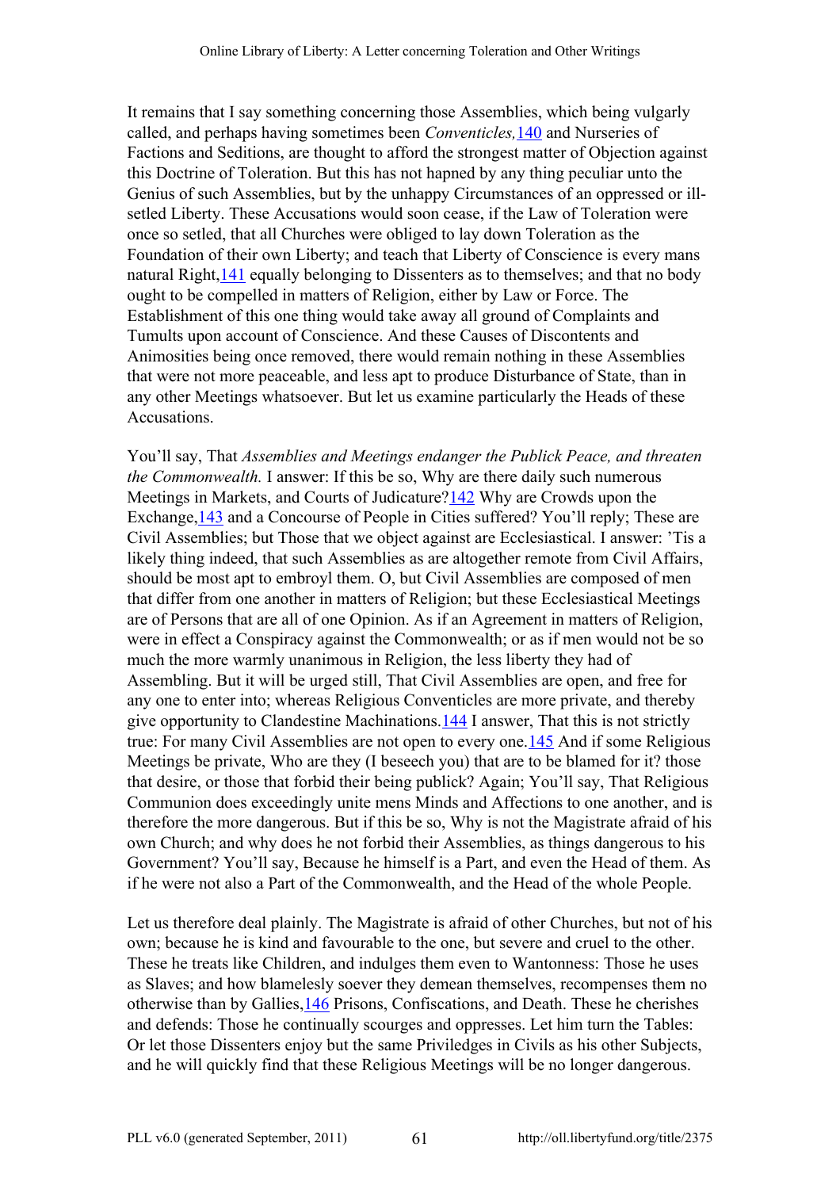It remains that I say something concerning those Assemblies, which being vulgarly called, and perhaps having sometimes been *Conventicles,*[140] and Nurseries of Factions and Seditions, are thought to afford the strongest matter of Objection against this Doctrine of Toleration. But this has not hapned by any thing peculiar unto the Genius of such Assemblies, but by the unhappy Circumstances of an oppressed or ill-setled Liberty. These Accusations would soon cease, if the Law of Toleration were once so setled, that all Churches were obliged to lay down Toleration as the Foundation of their own Liberty; and teach that Liberty of Conscience is every mans natural Right,[141] equally belonging to Dissenters as to themselves; and that no body ought to be compelled in matters of Religion, either by Law or Force. The Establishment of this one thing would take away all ground of Complaints and Tumults upon account of Conscience. And these Causes of Discontents and Animosities being once removed, there would remain nothing in these Assemblies that were not more peaceable, and less apt to produce Disturbance of State, than in any other Meetings whatsoever. But let us examine particularly the Heads of these Accusations.

You'll say, That *Assemblies and Meetings endanger the Publick Peace, and threaten the Commonwealth.* I answer: If this be so, Why are there daily such numerous Meetings in Markets, and Courts of Judicature?[142] Why are Crowds upon the Exchange,[143] and a Concourse of People in Cities suffered? You'll reply; These are Civil Assemblies; but Those that we object against are Ecclesiastical. I answer: 'Tis a likely thing indeed, that such Assemblies as are altogether remote from Civil Affairs, should be most apt to embroyl them. O, but Civil Assemblies are composed of men that differ from one another in matters of Religion; but these Ecclesiastical Meetings are of Persons that are all of one Opinion. As if an Agreement in matters of Religion, were in effect a Conspiracy against the Commonwealth; or as if men would not be so much the more warmly unanimous in Religion, the less liberty they had of Assembling. But it will be urged still, That Civil Assemblies are open, and free for any one to enter into; whereas Religious Conventicles are more private, and thereby give opportunity to Clandestine Machinations.[144] I answer, That this is not strictly true: For many Civil Assemblies are not open to every one.[145] And if some Religious Meetings be private, Who are they (I beseech you) that are to be blamed for it? those that desire, or those that forbid their being publick? Again; You'll say, That Religious Communion does exceedingly unite mens Minds and Affections to one another, and is therefore the more dangerous. But if this be so, Why is not the Magistrate afraid of his own Church; and why does he not forbid their Assemblies, as things dangerous to his Government? You'll say, Because he himself is a Part, and even the Head of them. As if he were not also a Part of the Commonwealth, and the Head of the whole People.

Let us therefore deal plainly. The Magistrate is afraid of other Churches, but not of his own; because he is kind and favourable to the one, but severe and cruel to the other. These he treats like Children, and indulges them even to Wantonness: Those he uses as Slaves; and how blamelesly soever they demean themselves, recompenses them no otherwise than by Gallies,[146] Prisons, Confiscations, and Death. These he cherishes and defends: Those he continually scourges and oppresses. Let him turn the Tables: Or let those Dissenters enjoy but the same Priviledges in Civils as his other Subjects, and he will quickly find that these Religious Meetings will be no longer dangerous.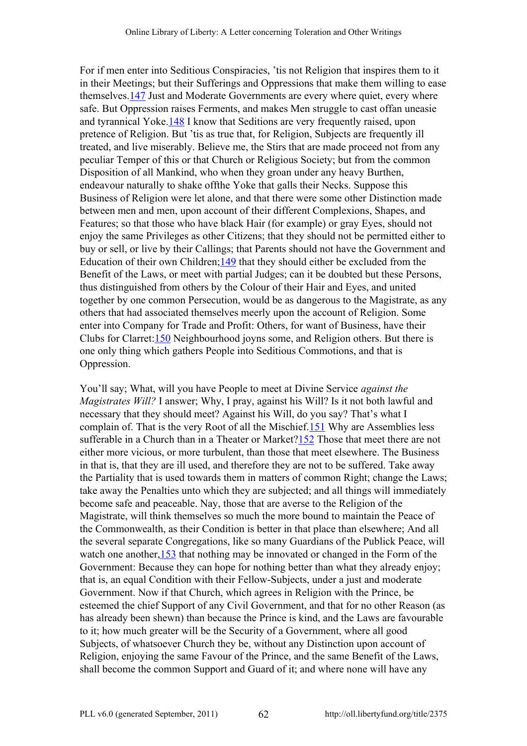For if men enter into Seditious Conspiracies, 'tis not Religion that inspires them to it in their Meetings; but their Sufferings and Oppressions that make them willing to ease themselves.[147] Just and Moderate Governments are every where quiet, every where safe. But Oppression raises Ferments, and makes Men struggle to cast offan uneasie and tyrannical Yoke.[148] I know that Seditions are very frequently raised, upon pretence of Religion. But 'tis as true that, for Religion, Subjects are frequently ill treated, and live miserably. Believe me, the Stirs that are made proceed not from any peculiar Temper of this or that Church or Religious Society; but from the common Disposition of all Mankind, who when they groan under any heavy Burthen, endeavour naturally to shake offthe Yoke that galls their Necks. Suppose this Business of Religion were let alone, and that there were some other Distinction made between men and men, upon account of their different Complexions, Shapes, and Features; so that those who have black Hair (for example) or gray Eyes, should not enjoy the same Privileges as other Citizens; that they should not be permitted either to buy or sell, or live by their Callings; that Parents should not have the Government and Education of their own Children;[149] that they should either be excluded from the Benefit of the Laws, or meet with partial Judges; can it be doubted but these Persons, thus distinguished from others by the Colour of their Hair and Eyes, and united together by one common Persecution, would be as dangerous to the Magistrate, as any others that had associated themselves meerly upon the account of Religion. Some enter into Company for Trade and Profit: Others, for want of Business, have their Clubs for Clarret:[150] Neighbourhood joyns some, and Religion others. But there is one only thing which gathers People into Seditious Commotions, and that is Oppression.

You'll say; What, will you have People to meet at Divine Service *against the Magistrates Will?* I answer; Why, I pray, against his Will? Is it not both lawful and necessary that they should meet? Against his Will, do you say? That's what I complain of. That is the very Root of all the Mischief.[151] Why are Assemblies less sufferable in a Church than in a Theater or Market?[152] Those that meet there are not either more vicious, or more turbulent, than those that meet elsewhere. The Business in that is, that they are ill used, and therefore they are not to be suffered. Take away the Partiality that is used towards them in matters of common Right; change the Laws; take away the Penalties unto which they are subjected; and all things will immediately become safe and peaceable. Nay, those that are averse to the Religion of the Magistrate, will think themselves so much the more bound to maintain the Peace of the Commonwealth, as their Condition is better in that place than elsewhere; And all the several separate Congregations, like so many Guardians of the Publick Peace, will watch one another,[153] that nothing may be innovated or changed in the Form of the Government: Because they can hope for nothing better than what they already enjoy; that is, an equal Condition with their Fellow-Subjects, under a just and moderate Government. Now if that Church, which agrees in Religion with the Prince, be esteemed the chief Support of any Civil Government, and that for no other Reason (as has already been shewn) than because the Prince is kind, and the Laws are favourable to it; how much greater will be the Security of a Government, where all good Subjects, of whatsoever Church they be, without any Distinction upon account of Religion, enjoying the same Favour of the Prince, and the same Benefit of the Laws, shall become the common Support and Guard of it; and where none will have any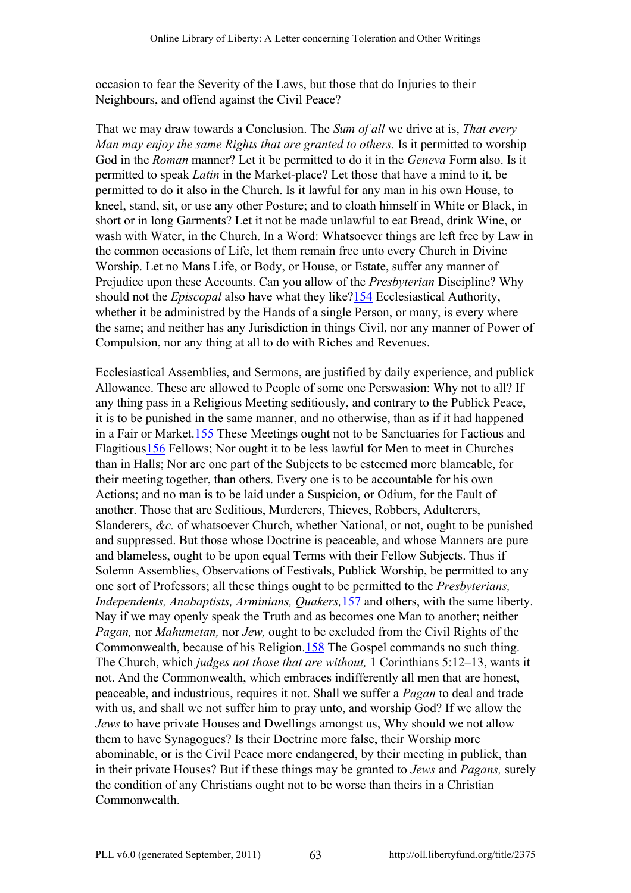occasion to fear the Severity of the Laws, but those that do Injuries to their Neighbours, and offend against the Civil Peace?

That we may draw towards a Conclusion. The *Sum of all* we drive at is, *That every Man may enjoy the same Rights that are granted to others.* Is it permitted to worship God in the *Roman* manner? Let it be permitted to do it in the *Geneva* Form also. Is it permitted to speak *Latin* in the Market-place? Let those that have a mind to it, be permitted to do it also in the Church. Is it lawful for any man in his own House, to kneel, stand, sit, or use any other Posture; and to cloath himself in White or Black, in short or in long Garments? Let it not be made unlawful to eat Bread, drink Wine, or wash with Water, in the Church. In a Word: Whatsoever things are left free by Law in the common occasions of Life, let them remain free unto every Church in Divine Worship. Let no Mans Life, or Body, or House, or Estate, suffer any manner of Prejudice upon these Accounts. Can you allow of the *Presbyterian* Discipline? Why should not the *Episcopal* also have what they like?[154] Ecclesiastical Authority, whether it be administred by the Hands of a single Person, or many, is every where the same; and neither has any Jurisdiction in things Civil, nor any manner of Power of Compulsion, nor any thing at all to do with Riches and Revenues.

Ecclesiastical Assemblies, and Sermons, are justified by daily experience, and publick Allowance. These are allowed to People of some one Perswasion: Why not to all? If any thing pass in a Religious Meeting seditiously, and contrary to the Publick Peace, it is to be punished in the same manner, and no otherwise, than as if it had happened in a Fair or Market.[155] These Meetings ought not to be Sanctuaries for Factious and Flagitious[156] Fellows; Nor ought it to be less lawful for Men to meet in Churches than in Halls; Nor are one part of the Subjects to be esteemed more blameable, for their meeting together, than others. Every one is to be accountable for his own Actions; and no man is to be laid under a Suspicion, or Odium, for the Fault of another. Those that are Seditious, Murderers, Thieves, Robbers, Adulterers, Slanderers, *&c.* of whatsoever Church, whether National, or not, ought to be punished and suppressed. But those whose Doctrine is peaceable, and whose Manners are pure and blameless, ought to be upon equal Terms with their Fellow Subjects. Thus if Solemn Assemblies, Observations of Festivals, Publick Worship, be permitted to any one sort of Professors; all these things ought to be permitted to the *Presbyterians, Independents, Anabaptists, Arminians, Quakers,*[157] and others, with the same liberty. Nay if we may openly speak the Truth and as becomes one Man to another; neither *Pagan,* nor *Mahumetan,* nor *Jew,* ought to be excluded from the Civil Rights of the Commonwealth, because of his Religion.[158] The Gospel commands no such thing. The Church, which *judges not those that are without,* 1 Corinthians 5:12–13, wants it not. And the Commonwealth, which embraces indifferently all men that are honest, peaceable, and industrious, requires it not. Shall we suffer a *Pagan* to deal and trade with us, and shall we not suffer him to pray unto, and worship God? If we allow the *Jews* to have private Houses and Dwellings amongst us, Why should we not allow them to have Synagogues? Is their Doctrine more false, their Worship more abominable, or is the Civil Peace more endangered, by their meeting in publick, than in their private Houses? But if these things may be granted to *Jews* and *Pagans,* surely the condition of any Christians ought not to be worse than theirs in a Christian Commonwealth.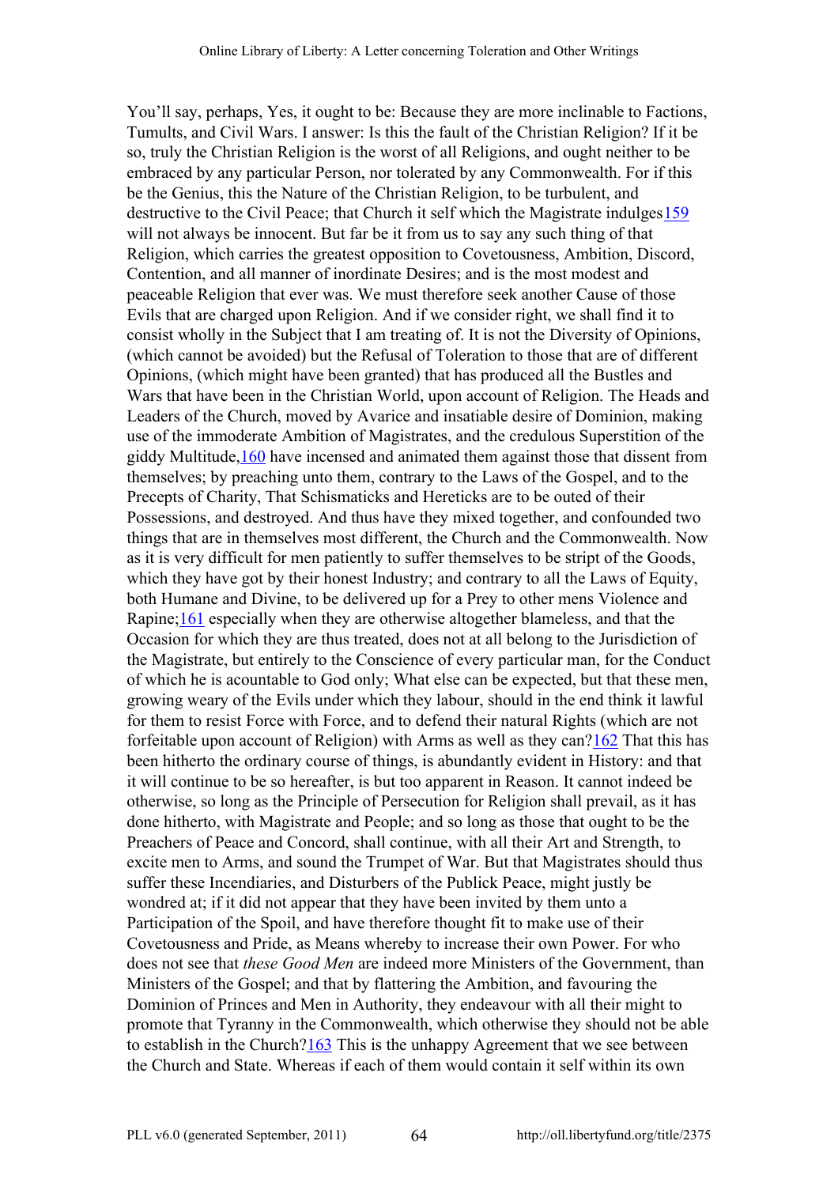You'll say, perhaps, Yes, it ought to be: Because they are more inclinable to Factions, Tumults, and Civil Wars. I answer: Is this the fault of the Christian Religion? If it be so, truly the Christian Religion is the worst of all Religions, and ought neither to be embraced by any particular Person, nor tolerated by any Commonwealth. For if this be the Genius, this the Nature of the Christian Religion, to be turbulent, and destructive to the Civil Peace; that Church it self which the Magistrate indulges[159] will not always be innocent. But far be it from us to say any such thing of that Religion, which carries the greatest opposition to Covetousness, Ambition, Discord, Contention, and all manner of inordinate Desires; and is the most modest and peaceable Religion that ever was. We must therefore seek another Cause of those Evils that are charged upon Religion. And if we consider right, we shall find it to consist wholly in the Subject that I am treating of. It is not the Diversity of Opinions, (which cannot be avoided) but the Refusal of Toleration to those that are of different Opinions, (which might have been granted) that has produced all the Bustles and Wars that have been in the Christian World, upon account of Religion. The Heads and Leaders of the Church, moved by Avarice and insatiable desire of Dominion, making use of the immoderate Ambition of Magistrates, and the credulous Superstition of the giddy Multitude,[160] have incensed and animated them against those that dissent from themselves; by preaching unto them, contrary to the Laws of the Gospel, and to the Precepts of Charity, That Schismaticks and Hereticks are to be outed of their Possessions, and destroyed. And thus have they mixed together, and confounded two things that are in themselves most different, the Church and the Commonwealth. Now as it is very difficult for men patiently to suffer themselves to be stript of the Goods, which they have got by their honest Industry; and contrary to all the Laws of Equity, both Humane and Divine, to be delivered up for a Prey to other mens Violence and Rapine;[161] especially when they are otherwise altogether blameless, and that the Occasion for which they are thus treated, does not at all belong to the Jurisdiction of the Magistrate, but entirely to the Conscience of every particular man, for the Conduct of which he is acountable to God only; What else can be expected, but that these men, growing weary of the Evils under which they labour, should in the end think it lawful for them to resist Force with Force, and to defend their natural Rights (which are not forfeitable upon account of Religion) with Arms as well as they can?[162] That this has been hitherto the ordinary course of things, is abundantly evident in History: and that it will continue to be so hereafter, is but too apparent in Reason. It cannot indeed be otherwise, so long as the Principle of Persecution for Religion shall prevail, as it has done hitherto, with Magistrate and People; and so long as those that ought to be the Preachers of Peace and Concord, shall continue, with all their Art and Strength, to excite men to Arms, and sound the Trumpet of War. But that Magistrates should thus suffer these Incendiaries, and Disturbers of the Publick Peace, might justly be wondred at; if it did not appear that they have been invited by them unto a Participation of the Spoil, and have therefore thought fit to make use of their Covetousness and Pride, as Means whereby to increase their own Power. For who does not see that *these Good Men* are indeed more Ministers of the Government, than Ministers of the Gospel; and that by flattering the Ambition, and favouring the Dominion of Princes and Men in Authority, they endeavour with all their might to promote that Tyranny in the Commonwealth, which otherwise they should not be able to establish in the Church?[163] This is the unhappy Agreement that we see between the Church and State. Whereas if each of them would contain it self within its own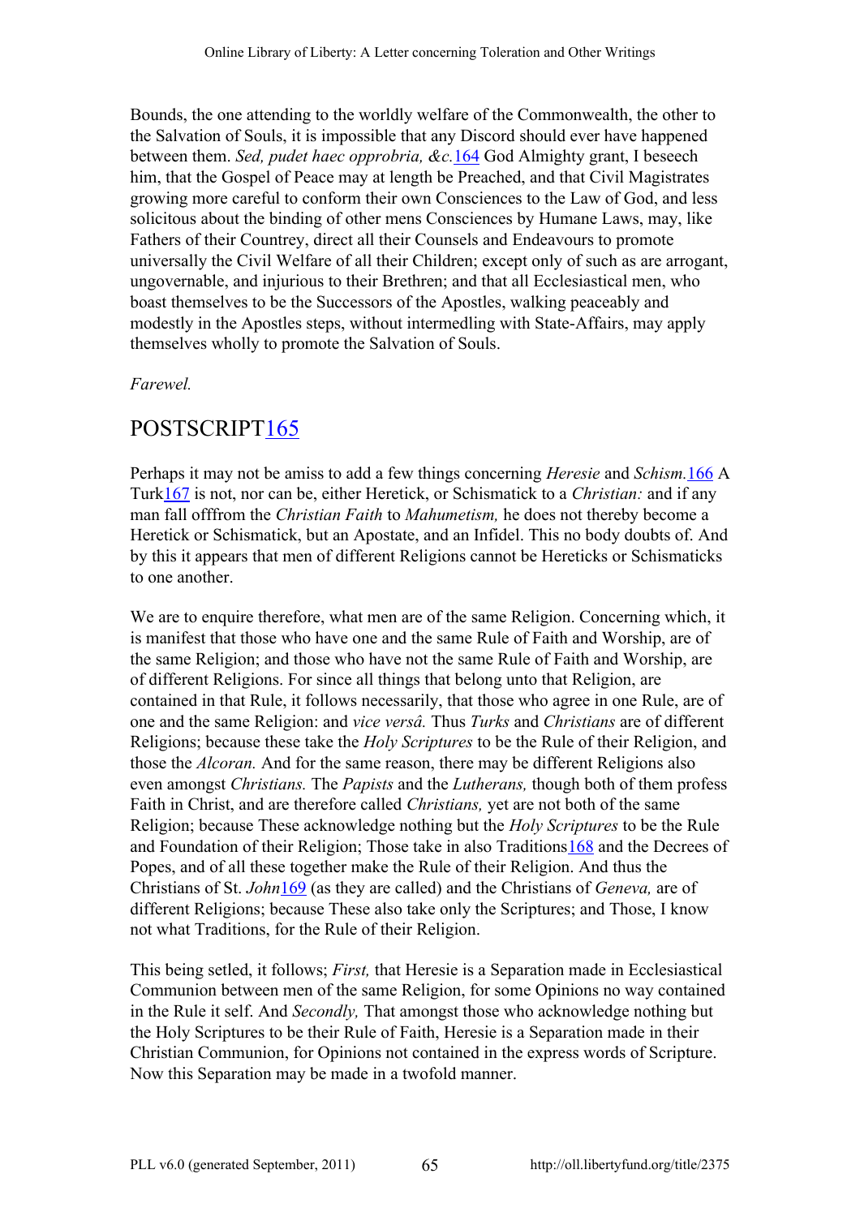Bounds, the one attending to the worldly welfare of the Commonwealth, the other to the Salvation of Souls, it is impossible that any Discord should ever have happened between them. *Sed, pudet haec opprobria, &c.*[164] God Almighty grant, I beseech him, that the Gospel of Peace may at length be Preached, and that Civil Magistrates growing more careful to conform their own Consciences to the Law of God, and less solicitous about the binding of other mens Consciences by Humane Laws, may, like Fathers of their Countrey, direct all their Counsels and Endeavours to promote universally the Civil Welfare of all their Children; except only of such as are arrogant, ungovernable, and injurious to their Brethren; and that all Ecclesiastical men, who boast themselves to be the Successors of the Apostles, walking peaceably and modestly in the Apostles steps, without intermedling with State-Affairs, may apply themselves wholly to promote the Salvation of Souls.

*Farewel.*

## POSTSCRIPT[165]

Perhaps it may not be amiss to add a few things concerning *Heresie* and *Schism.*[166] A Turk[167] is not, nor can be, either Heretick, or Schismatick to a *Christian:* and if any man fall offfrom the *Christian Faith* to *Mahumetism,* he does not thereby become a Heretick or Schismatick, but an Apostate, and an Infidel. This no body doubts of. And by this it appears that men of different Religions cannot be Hereticks or Schismaticks to one another.

We are to enquire therefore, what men are of the same Religion. Concerning which, it is manifest that those who have one and the same Rule of Faith and Worship, are of the same Religion; and those who have not the same Rule of Faith and Worship, are of different Religions. For since all things that belong unto that Religion, are contained in that Rule, it follows necessarily, that those who agree in one Rule, are of one and the same Religion: and *vice versâ.* Thus *Turks* and *Christians* are of different Religions; because these take the *Holy Scriptures* to be the Rule of their Religion, and those the *Alcoran.* And for the same reason, there may be different Religions also even amongst *Christians.* The *Papists* and the *Lutherans,* though both of them profess Faith in Christ, and are therefore called *Christians,* yet are not both of the same Religion; because These acknowledge nothing but the *Holy Scriptures* to be the Rule and Foundation of their Religion; Those take in also Traditions[168] and the Decrees of Popes, and of all these together make the Rule of their Religion. And thus the Christians of St. *John*[169] (as they are called) and the Christians of *Geneva,* are of different Religions; because These also take only the Scriptures; and Those, I know not what Traditions, for the Rule of their Religion.

This being setled, it follows; *First,* that Heresie is a Separation made in Ecclesiastical Communion between men of the same Religion, for some Opinions no way contained in the Rule it self. And *Secondly,* That amongst those who acknowledge nothing but the Holy Scriptures to be their Rule of Faith, Heresie is a Separation made in their Christian Communion, for Opinions not contained in the express words of Scripture. Now this Separation may be made in a twofold manner.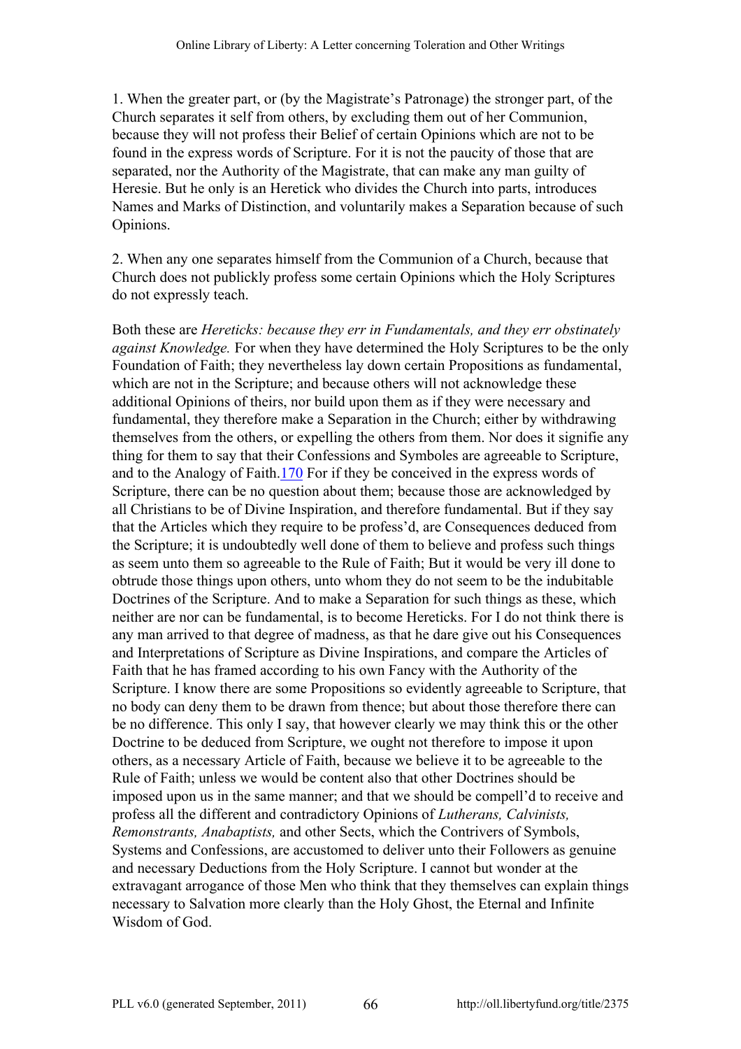1. When the greater part, or (by the Magistrate's Patronage) the stronger part, of the Church separates it self from others, by excluding them out of her Communion, because they will not profess their Belief of certain Opinions which are not to be found in the express words of Scripture. For it is not the paucity of those that are separated, nor the Authority of the Magistrate, that can make any man guilty of Heresie. But he only is an Heretick who divides the Church into parts, introduces Names and Marks of Distinction, and voluntarily makes a Separation because of such Opinions.

2. When any one separates himself from the Communion of a Church, because that Church does not publickly profess some certain Opinions which the Holy Scriptures do not expressly teach.

Both these are *Hereticks: because they err in Fundamentals, and they err obstinately against Knowledge.* For when they have determined the Holy Scriptures to be the only Foundation of Faith; they nevertheless lay down certain Propositions as fundamental, which are not in the Scripture; and because others will not acknowledge these additional Opinions of theirs, nor build upon them as if they were necessary and fundamental, they therefore make a Separation in the Church; either by withdrawing themselves from the others, or expelling the others from them. Nor does it signifie any thing for them to say that their Confessions and Symboles are agreeable to Scripture, and to the Analogy of Faith.[170] For if they be conceived in the express words of Scripture, there can be no question about them; because those are acknowledged by all Christians to be of Divine Inspiration, and therefore fundamental. But if they say that the Articles which they require to be profess'd, are Consequences deduced from the Scripture; it is undoubtedly well done of them to believe and profess such things as seem unto them so agreeable to the Rule of Faith; But it would be very ill done to obtrude those things upon others, unto whom they do not seem to be the indubitable Doctrines of the Scripture. And to make a Separation for such things as these, which neither are nor can be fundamental, is to become Hereticks. For I do not think there is any man arrived to that degree of madness, as that he dare give out his Consequences and Interpretations of Scripture as Divine Inspirations, and compare the Articles of Faith that he has framed according to his own Fancy with the Authority of the Scripture. I know there are some Propositions so evidently agreeable to Scripture, that no body can deny them to be drawn from thence; but about those therefore there can be no difference. This only I say, that however clearly we may think this or the other Doctrine to be deduced from Scripture, we ought not therefore to impose it upon others, as a necessary Article of Faith, because we believe it to be agreeable to the Rule of Faith; unless we would be content also that other Doctrines should be imposed upon us in the same manner; and that we should be compell'd to receive and profess all the different and contradictory Opinions of *Lutherans, Calvinists, Remonstrants, Anabaptists,* and other Sects, which the Contrivers of Symbols, Systems and Confessions, are accustomed to deliver unto their Followers as genuine and necessary Deductions from the Holy Scripture. I cannot but wonder at the extravagant arrogance of those Men who think that they themselves can explain things necessary to Salvation more clearly than the Holy Ghost, the Eternal and Infinite Wisdom of God.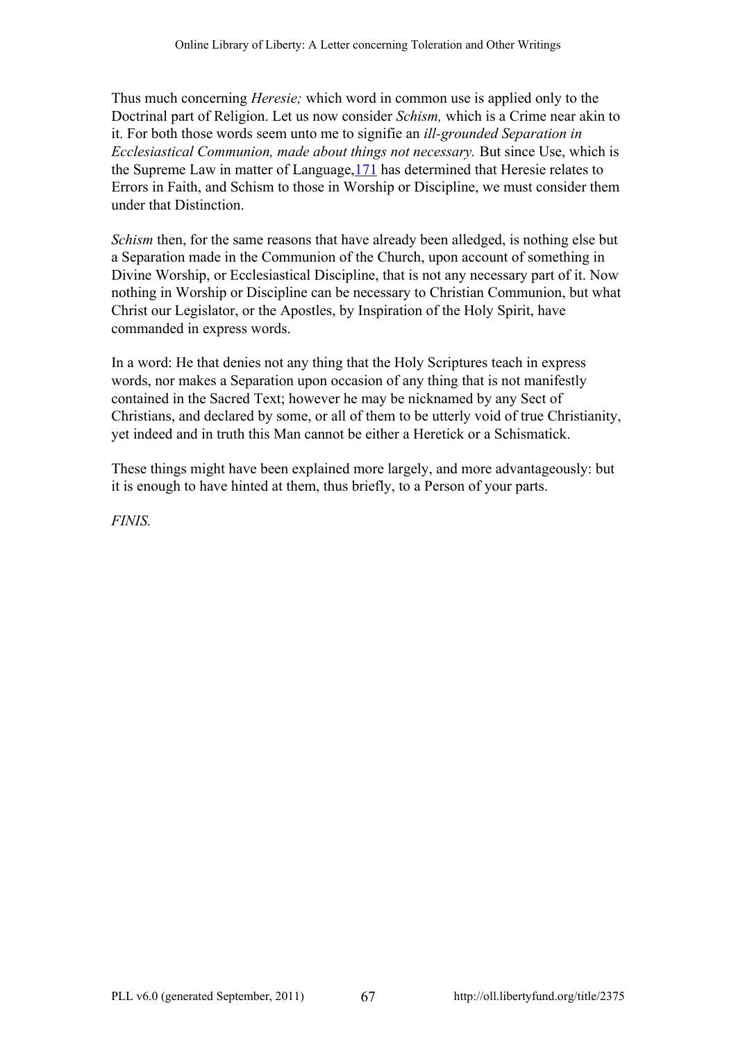Thus much concerning *Heresie;* which word in common use is applied only to the Doctrinal part of Religion. Let us now consider *Schism,* which is a Crime near akin to it. For both those words seem unto me to signifie an *ill-grounded Separation in Ecclesiastical Communion, made about things not necessary.* But since Use, which is the Supreme Law in matter of Language,[171] has determined that Heresie relates to Errors in Faith, and Schism to those in Worship or Discipline, we must consider them under that Distinction.

*Schism* then, for the same reasons that have already been alledged, is nothing else but a Separation made in the Communion of the Church, upon account of something in Divine Worship, or Ecclesiastical Discipline, that is not any necessary part of it. Now nothing in Worship or Discipline can be necessary to Christian Communion, but what Christ our Legislator, or the Apostles, by Inspiration of the Holy Spirit, have commanded in express words.

In a word: He that denies not any thing that the Holy Scriptures teach in express words, nor makes a Separation upon occasion of any thing that is not manifestly contained in the Sacred Text; however he may be nicknamed by any Sect of Christians, and declared by some, or all of them to be utterly void of true Christianity, yet indeed and in truth this Man cannot be either a Heretick or a Schismatick.

These things might have been explained more largely, and more advantageously: but it is enough to have hinted at them, thus briefly, to a Person of your parts.

*FINIS.*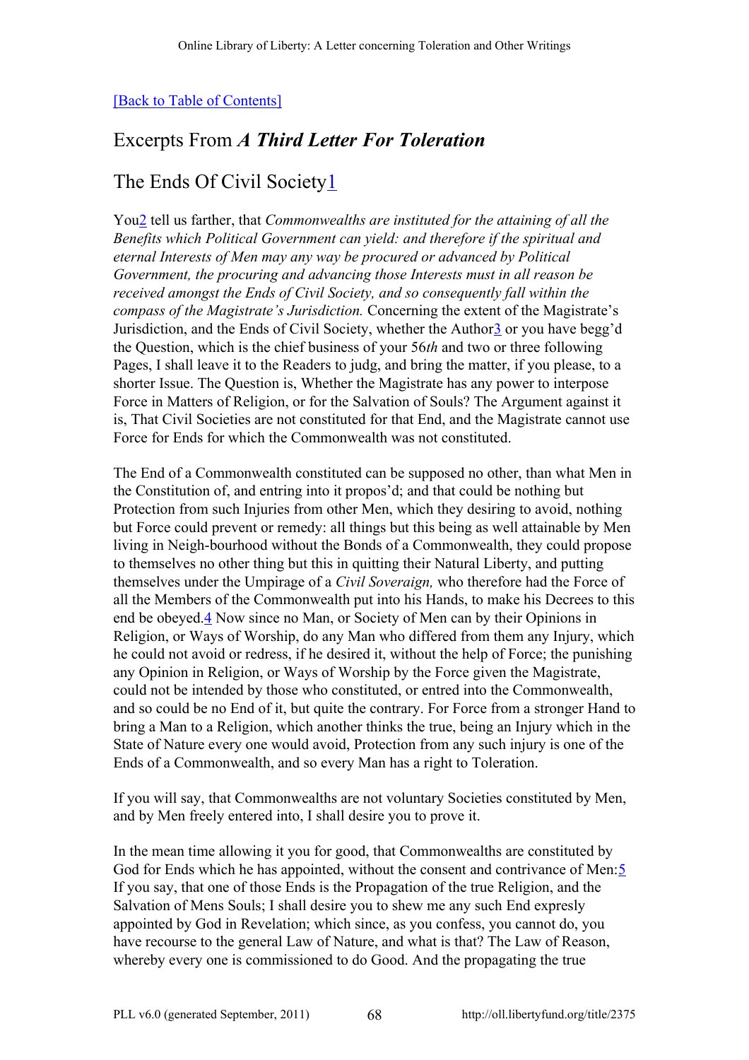[Back to Table of Contents]

## Excerpts From *A Third Letter For Toleration*

### The Ends Of Civil Society[1]

You[2] tell us farther, that *Commonwealths are instituted for the attaining of all the Benefits which Political Government can yield: and therefore if the spiritual and eternal Interests of Men may any way be procured or advanced by Political Government, the procuring and advancing those Interests must in all reason be received amongst the Ends of Civil Society, and so consequently fall within the compass of the Magistrate's Jurisdiction.* Concerning the extent of the Magistrate's Jurisdiction, and the Ends of Civil Society, whether the Author[3] or you have begg'd the Question, which is the chief business of your 56*th* and two or three following Pages, I shall leave it to the Readers to judg, and bring the matter, if you please, to a shorter Issue. The Question is, Whether the Magistrate has any power to interpose Force in Matters of Religion, or for the Salvation of Souls? The Argument against it is, That Civil Societies are not constituted for that End, and the Magistrate cannot use Force for Ends for which the Commonwealth was not constituted.

The End of a Commonwealth constituted can be supposed no other, than what Men in the Constitution of, and entring into it propos'd; and that could be nothing but Protection from such Injuries from other Men, which they desiring to avoid, nothing but Force could prevent or remedy: all things but this being as well attainable by Men living in Neigh-bourhood without the Bonds of a Commonwealth, they could propose to themselves no other thing but this in quitting their Natural Liberty, and putting themselves under the Umpirage of a *Civil Soveraign,* who therefore had the Force of all the Members of the Commonwealth put into his Hands, to make his Decrees to this end be obeyed.[4] Now since no Man, or Society of Men can by their Opinions in Religion, or Ways of Worship, do any Man who differed from them any Injury, which he could not avoid or redress, if he desired it, without the help of Force; the punishing any Opinion in Religion, or Ways of Worship by the Force given the Magistrate, could not be intended by those who constituted, or entred into the Commonwealth, and so could be no End of it, but quite the contrary. For Force from a stronger Hand to bring a Man to a Religion, which another thinks the true, being an Injury which in the State of Nature every one would avoid, Protection from any such injury is one of the Ends of a Commonwealth, and so every Man has a right to Toleration.

If you will say, that Commonwealths are not voluntary Societies constituted by Men, and by Men freely entered into, I shall desire you to prove it.

In the mean time allowing it you for good, that Commonwealths are constituted by God for Ends which he has appointed, without the consent and contrivance of Men:[5] If you say, that one of those Ends is the Propagation of the true Religion, and the Salvation of Mens Souls; I shall desire you to shew me any such End expresly appointed by God in Revelation; which since, as you confess, you cannot do, you have recourse to the general Law of Nature, and what is that? The Law of Reason, whereby every one is commissioned to do Good. And the propagating the true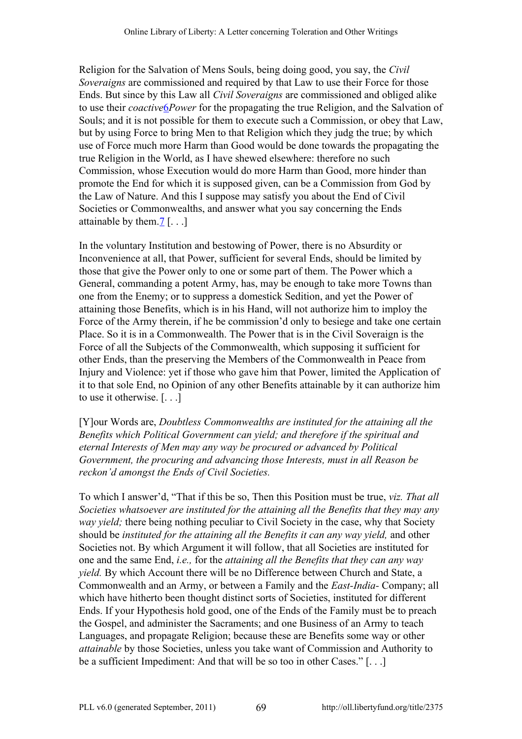Religion for the Salvation of Mens Souls, being doing good, you say, the *Civil Soveraigns* are commissioned and required by that Law to use their Force for those Ends. But since by this Law all *Civil Soveraigns* are commissioned and obliged alike to use their *coactive*[6] *Power* for the propagating the true Religion, and the Salvation of Souls; and it is not possible for them to execute such a Commission, or obey that Law, but by using Force to bring Men to that Religion which they judg the true; by which use of Force much more Harm than Good would be done towards the propagating the true Religion in the World, as I have shewed elsewhere: therefore no such Commission, whose Execution would do more Harm than Good, more hinder than promote the End for which it is supposed given, can be a Commission from God by the Law of Nature. And this I suppose may satisfy you about the End of Civil Societies or Commonwealths, and answer what you say concerning the Ends attainable by them.[7] [. . .]

In the voluntary Institution and bestowing of Power, there is no Absurdity or Inconvenience at all, that Power, sufficient for several Ends, should be limited by those that give the Power only to one or some part of them. The Power which a General, commanding a potent Army, has, may be enough to take more Towns than one from the Enemy; or to suppress a domestick Sedition, and yet the Power of attaining those Benefits, which is in his Hand, will not authorize him to imploy the Force of the Army therein, if he be commission'd only to besiege and take one certain Place. So it is in a Commonwealth. The Power that is in the Civil Soveraign is the Force of all the Subjects of the Commonwealth, which supposing it sufficient for other Ends, than the preserving the Members of the Commonwealth in Peace from Injury and Violence: yet if those who gave him that Power, limited the Application of it to that sole End, no Opinion of any other Benefits attainable by it can authorize him to use it otherwise. [. . .]

[Y]our Words are, *Doubtless Commonwealths are instituted for the attaining all the Benefits which Political Government can yield; and therefore if the spiritual and eternal Interests of Men may any way be procured or advanced by Political Government, the procuring and advancing those Interests, must in all Reason be reckon'd amongst the Ends of Civil Societies.*

To which I answer'd, "That if this be so, Then this Position must be true, *viz. That all Societies whatsoever are instituted for the attaining all the Benefits that they may any way yield;* there being nothing peculiar to Civil Society in the case, why that Society should be *instituted for the attaining all the Benefits it can any way yield,* and other Societies not. By which Argument it will follow, that all Societies are instituted for one and the same End, *i.e.,* for the *attaining all the Benefits that they can any way yield.* By which Account there will be no Difference between Church and State, a Commonwealth and an Army, or between a Family and the *East-India-* Company; all which have hitherto been thought distinct sorts of Societies, instituted for different Ends. If your Hypothesis hold good, one of the Ends of the Family must be to preach the Gospel, and administer the Sacraments; and one Business of an Army to teach Languages, and propagate Religion; because these are Benefits some way or other *attainable* by those Societies, unless you take want of Commission and Authority to be a sufficient Impediment: And that will be so too in other Cases." [. . .]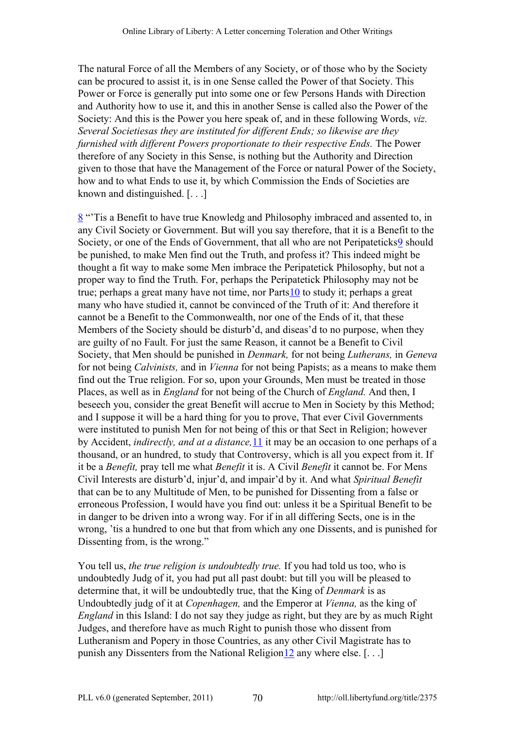The natural Force of all the Members of any Society, or of those who by the Society can be procured to assist it, is in one Sense called the Power of that Society. This Power or Force is generally put into some one or few Persons Hands with Direction and Authority how to use it, and this in another Sense is called also the Power of the Society: And this is the Power you here speak of, and in these following Words, *viz. Several Societiesas they are instituted for different Ends; so likewise are they furnished with different Powers proportionate to their respective Ends.* The Power therefore of any Society in this Sense, is nothing but the Authority and Direction given to those that have the Management of the Force or natural Power of the Society, how and to what Ends to use it, by which Commission the Ends of Societies are known and distinguished. [. . .]

8 "'Tis a Benefit to have true Knowledg and Philosophy imbraced and assented to, in any Civil Society or Government. But will you say therefore, that it is a Benefit to the Society, or one of the Ends of Government, that all who are not Peripateticks9 should be punished, to make Men find out the Truth, and profess it? This indeed might be thought a fit way to make some Men imbrace the Peripatetick Philosophy, but not a proper way to find the Truth. For, perhaps the Peripatetick Philosophy may not be true; perhaps a great many have not time, nor Parts10 to study it; perhaps a great many who have studied it, cannot be convinced of the Truth of it: And therefore it cannot be a Benefit to the Commonwealth, nor one of the Ends of it, that these Members of the Society should be disturb'd, and diseas'd to no purpose, when they are guilty of no Fault. For just the same Reason, it cannot be a Benefit to Civil Society, that Men should be punished in *Denmark,* for not being *Lutherans,* in *Geneva* for not being *Calvinists,* and in *Vienna* for not being Papists; as a means to make them find out the True religion. For so, upon your Grounds, Men must be treated in those Places, as well as in *England* for not being of the Church of *England.* And then, I beseech you, consider the great Benefit will accrue to Men in Society by this Method; and I suppose it will be a hard thing for you to prove, That ever Civil Governments were instituted to punish Men for not being of this or that Sect in Religion; however by Accident, *indirectly, and at a distance,*11 it may be an occasion to one perhaps of a thousand, or an hundred, to study that Controversy, which is all you expect from it. If it be a *Benefit,* pray tell me what *Benefit* it is. A Civil *Benefit* it cannot be. For Mens Civil Interests are disturb'd, injur'd, and impair'd by it. And what *Spiritual Benefit* that can be to any Multitude of Men, to be punished for Dissenting from a false or erroneous Profession, I would have you find out: unless it be a Spiritual Benefit to be in danger to be driven into a wrong way. For if in all differing Sects, one is in the wrong, 'tis a hundred to one but that from which any one Dissents, and is punished for Dissenting from, is the wrong."

You tell us, *the true religion is undoubtedly true.* If you had told us too, who is undoubtedly Judg of it, you had put all past doubt: but till you will be pleased to determine that, it will be undoubtedly true, that the King of *Denmark* is as Undoubtedly judg of it at *Copenhagen,* and the Emperor at *Vienna,* as the king of *England* in this Island: I do not say they judge as right, but they are by as much Right Judges, and therefore have as much Right to punish those who dissent from Lutheranism and Popery in those Countries, as any other Civil Magistrate has to punish any Dissenters from the National Religion12 any where else. [. . .]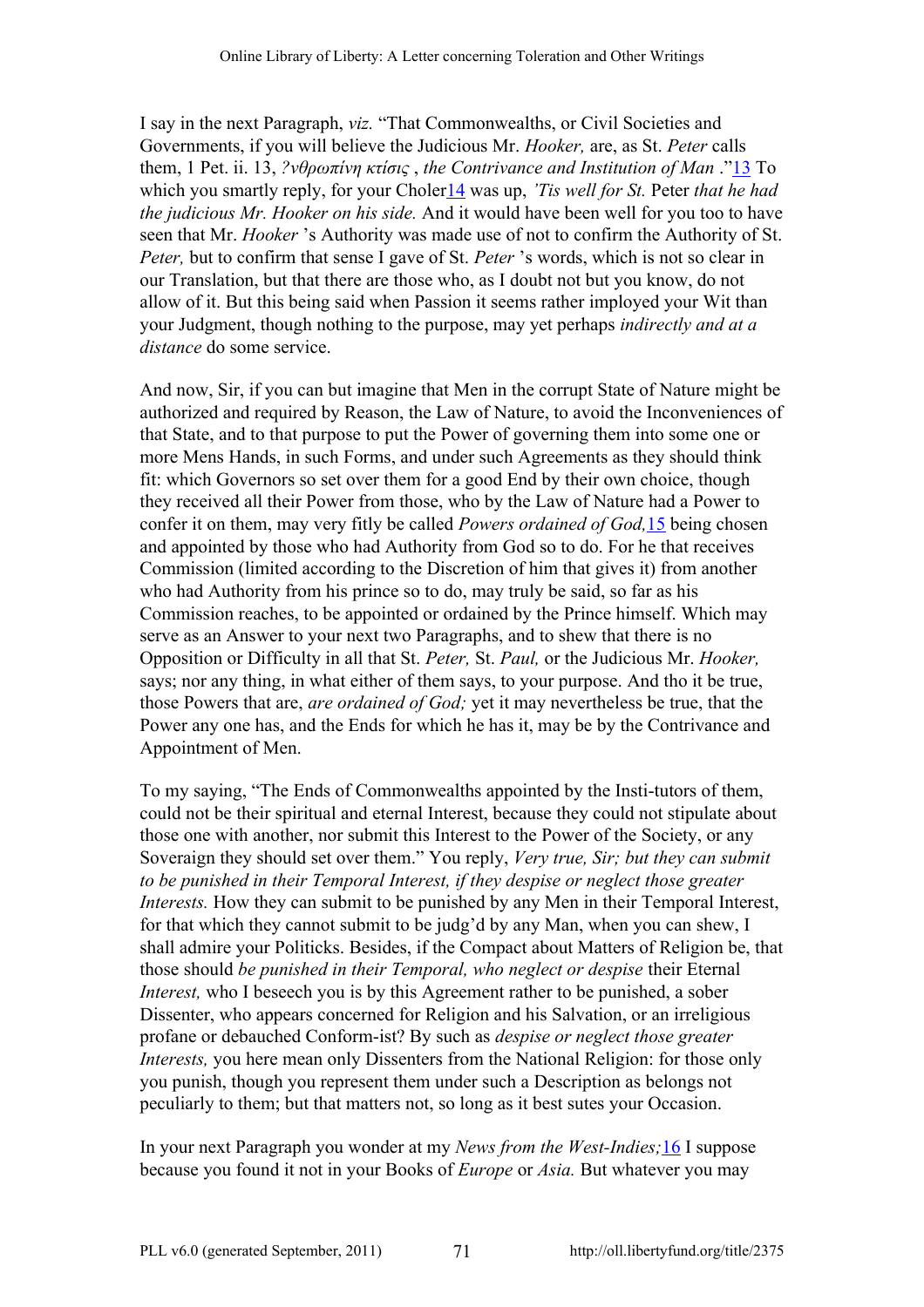I say in the next Paragraph, *viz.* “That Commonwealths, or Civil Societies and Governments, if you will believe the Judicious Mr. *Hooker,* are, as St. *Peter* calls them, 1 Pet. ii. 13, *?νθρωπίνη κτίσις* , *the Contrivance and Institution of Man* .”[13] To which you smartly reply, for your Choler[14] was up, *’Tis well for St.* Peter *that he had the judicious Mr. Hooker on his side.* And it would have been well for you too to have seen that Mr. *Hooker* ’s Authority was made use of not to confirm the Authority of St. *Peter,* but to confirm that sense I gave of St. *Peter* ’s words, which is not so clear in our Translation, but that there are those who, as I doubt not but you know, do not allow of it. But this being said when Passion it seems rather imployed your Wit than your Judgment, though nothing to the purpose, may yet perhaps *indirectly and at a distance* do some service.

And now, Sir, if you can but imagine that Men in the corrupt State of Nature might be authorized and required by Reason, the Law of Nature, to avoid the Inconveniences of that State, and to that purpose to put the Power of governing them into some one or more Mens Hands, in such Forms, and under such Agreements as they should think fit: which Governors so set over them for a good End by their own choice, though they received all their Power from those, who by the Law of Nature had a Power to confer it on them, may very fitly be called *Powers ordained of God,*[15] being chosen and appointed by those who had Authority from God so to do. For he that receives Commission (limited according to the Discretion of him that gives it) from another who had Authority from his prince so to do, may truly be said, so far as his Commission reaches, to be appointed or ordained by the Prince himself. Which may serve as an Answer to your next two Paragraphs, and to shew that there is no Opposition or Difficulty in all that St. *Peter,* St. *Paul,* or the Judicious Mr. *Hooker,* says; nor any thing, in what either of them says, to your purpose. And tho it be true, those Powers that are, *are ordained of God;* yet it may nevertheless be true, that the Power any one has, and the Ends for which he has it, may be by the Contrivance and Appointment of Men.

To my saying, “The Ends of Commonwealths appointed by the Insti-tutors of them, could not be their spiritual and eternal Interest, because they could not stipulate about those one with another, nor submit this Interest to the Power of the Society, or any Soveraign they should set over them.” You reply, *Very true, Sir; but they can submit to be punished in their Temporal Interest, if they despise or neglect those greater Interests.* How they can submit to be punished by any Men in their Temporal Interest, for that which they cannot submit to be judg’d by any Man, when you can shew, I shall admire your Politicks. Besides, if the Compact about Matters of Religion be, that those should *be punished in their Temporal, who neglect or despise* their Eternal *Interest,* who I beseech you is by this Agreement rather to be punished, a sober Dissenter, who appears concerned for Religion and his Salvation, or an irreligious profane or debauched Conform-ist? By such as *despise or neglect those greater Interests,* you here mean only Dissenters from the National Religion: for those only you punish, though you represent them under such a Description as belongs not peculiarly to them; but that matters not, so long as it best sutes your Occasion.

In your next Paragraph you wonder at my *News from the West-Indies;*[16] I suppose because you found it not in your Books of *Europe* or *Asia.* But whatever you may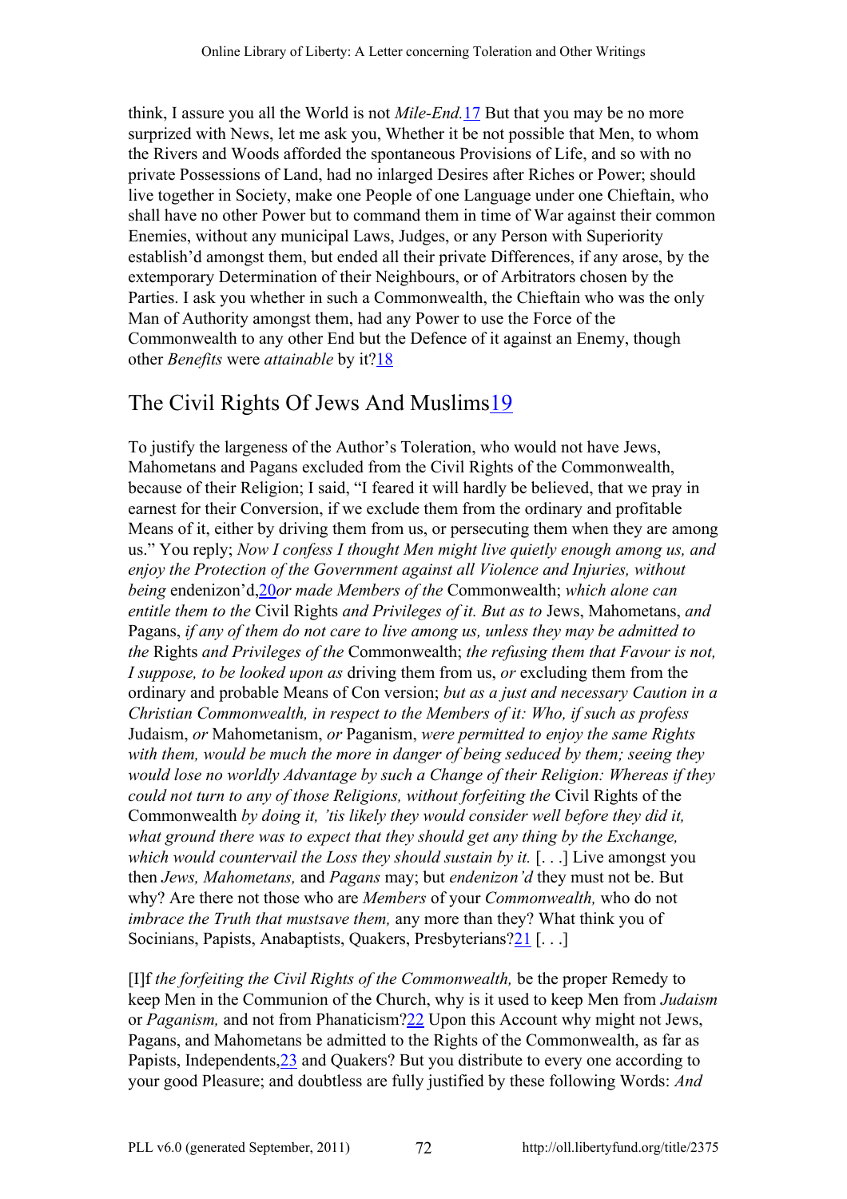think, I assure you all the World is not *Mile-End*.[17] But that you may be no more surprized with News, let me ask you, Whether it be not possible that Men, to whom the Rivers and Woods afforded the spontaneous Provisions of Life, and so with no private Possessions of Land, had no inlarged Desires after Riches or Power; should live together in Society, make one People of one Language under one Chieftain, who shall have no other Power but to command them in time of War against their common Enemies, without any municipal Laws, Judges, or any Person with Superiority establish'd amongst them, but ended all their private Differences, if any arose, by the extemporary Determination of their Neighbours, or of Arbitrators chosen by the Parties. I ask you whether in such a Commonwealth, the Chieftain who was the only Man of Authority amongst them, had any Power to use the Force of the Commonwealth to any other End but the Defence of it against an Enemy, though other *Benefits* were *attainable* by it?[18]

## The Civil Rights Of Jews And Muslims[19]

To justify the largeness of the Author's Toleration, who would not have Jews, Mahometans and Pagans excluded from the Civil Rights of the Commonwealth, because of their Religion; I said, "I feared it will hardly be believed, that we pray in earnest for their Conversion, if we exclude them from the ordinary and profitable Means of it, either by driving them from us, or persecuting them when they are among us." You reply; *Now I confess I thought Men might live quietly enough among us, and enjoy the Protection of the Government against all Violence and Injuries, without being* endenizon'd,[20]*or made Members of the* Commonwealth; *which alone can entitle them to the* Civil Rights *and Privileges of it. But as to* Jews, Mahometans, *and* Pagans, *if any of them do not care to live among us, unless they may be admitted to the* Rights *and Privileges of the* Commonwealth; *the refusing them that Favour is not, I suppose, to be looked upon as* driving them from us, *or* excluding them from the ordinary and probable Means of Con version; *but as a just and necessary Caution in a Christian Commonwealth, in respect to the Members of it: Who, if such as profess* Judaism, *or* Mahometanism, *or* Paganism, *were permitted to enjoy the same Rights with them, would be much the more in danger of being seduced by them; seeing they would lose no worldly Advantage by such a Change of their Religion: Whereas if they could not turn to any of those Religions, without forfeiting the* Civil Rights of the Commonwealth *by doing it, 'tis likely they would consider well before they did it, what ground there was to expect that they should get any thing by the Exchange, which would countervail the Loss they should sustain by it.* [. . .] Live amongst you then *Jews, Mahometans,* and *Pagans* may; but *endenizon'd* they must not be. But why? Are there not those who are *Members* of your *Commonwealth,* who do not *imbrace the Truth that mustsave them,* any more than they? What think you of Socinians, Papists, Anabaptists, Quakers, Presbyterians?[21] [. . .]

[I]f *the forfeiting the Civil Rights of the Commonwealth,* be the proper Remedy to keep Men in the Communion of the Church, why is it used to keep Men from *Judaism* or *Paganism,* and not from Phanaticism?[22] Upon this Account why might not Jews, Pagans, and Mahometans be admitted to the Rights of the Commonwealth, as far as Papists, Independents,[23] and Quakers? But you distribute to every one according to your good Pleasure; and doubtless are fully justified by these following Words: *And*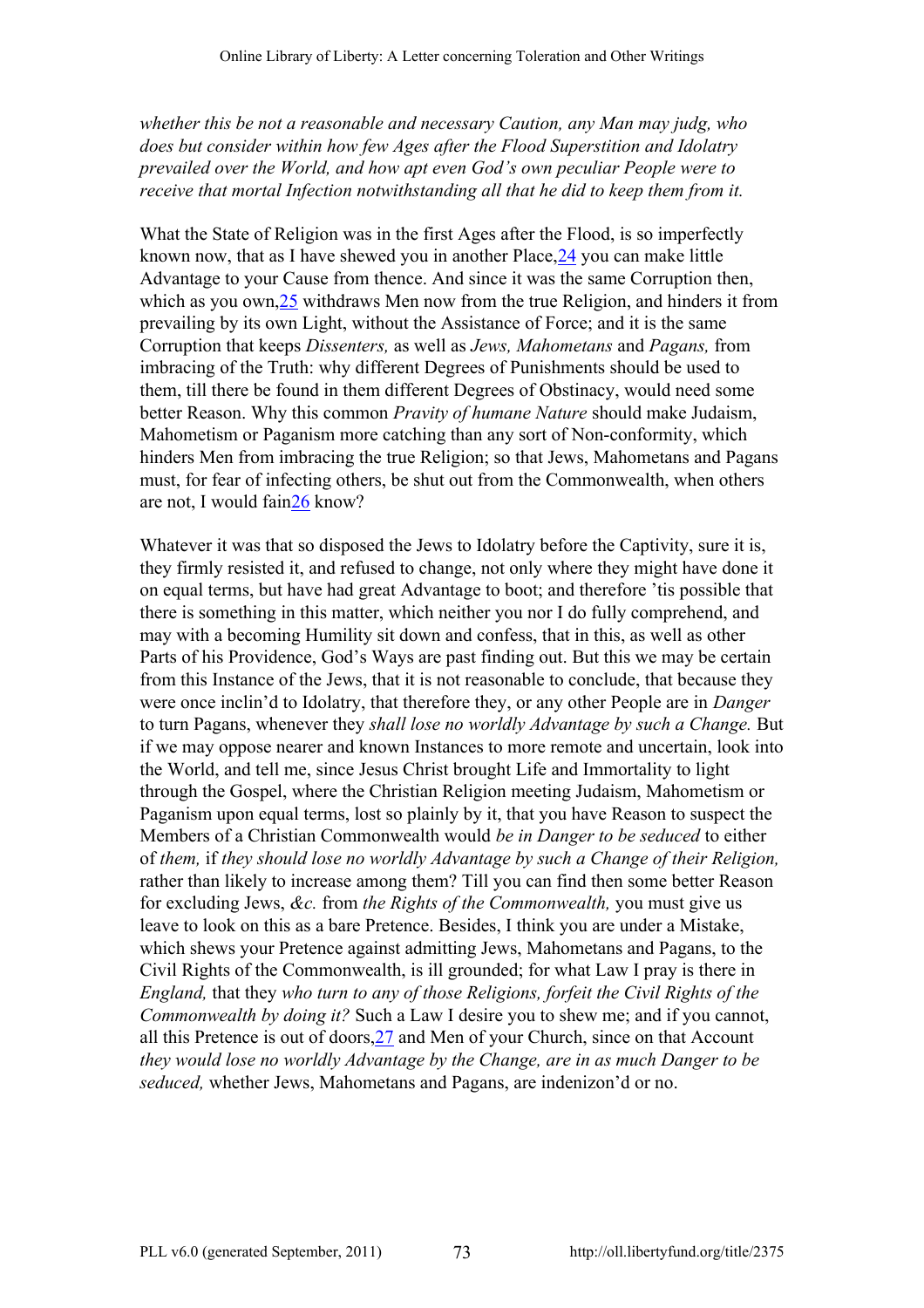*whether this be not a reasonable and necessary Caution, any Man may judg, who does but consider within how few Ages after the Flood Superstition and Idolatry prevailed over the World, and how apt even God's own peculiar People were to receive that mortal Infection notwithstanding all that he did to keep them from it.*

What the State of Religion was in the first Ages after the Flood, is so imperfectly known now, that as I have shewed you in another Place,[24] you can make little Advantage to your Cause from thence. And since it was the same Corruption then, which as you own,[25] withdraws Men now from the true Religion, and hinders it from prevailing by its own Light, without the Assistance of Force; and it is the same Corruption that keeps *Dissenters,* as well as *Jews, Mahometans* and *Pagans,* from imbracing of the Truth: why different Degrees of Punishments should be used to them, till there be found in them different Degrees of Obstinacy, would need some better Reason. Why this common *Pravity of humane Nature* should make Judaism, Mahometism or Paganism more catching than any sort of Non-conformity, which hinders Men from imbracing the true Religion; so that Jews, Mahometans and Pagans must, for fear of infecting others, be shut out from the Commonwealth, when others are not, I would fain[26] know?

Whatever it was that so disposed the Jews to Idolatry before the Captivity, sure it is, they firmly resisted it, and refused to change, not only where they might have done it on equal terms, but have had great Advantage to boot; and therefore 'tis possible that there is something in this matter, which neither you nor I do fully comprehend, and may with a becoming Humility sit down and confess, that in this, as well as other Parts of his Providence, God's Ways are past finding out. But this we may be certain from this Instance of the Jews, that it is not reasonable to conclude, that because they were once inclin'd to Idolatry, that therefore they, or any other People are in *Danger* to turn Pagans, whenever they *shall lose no worldly Advantage by such a Change.* But if we may oppose nearer and known Instances to more remote and uncertain, look into the World, and tell me, since Jesus Christ brought Life and Immortality to light through the Gospel, where the Christian Religion meeting Judaism, Mahometism or Paganism upon equal terms, lost so plainly by it, that you have Reason to suspect the Members of a Christian Commonwealth would *be in Danger to be seduced* to either of *them,* if *they should lose no worldly Advantage by such a Change of their Religion,* rather than likely to increase among them? Till you can find then some better Reason for excluding Jews, *&c.* from *the Rights of the Commonwealth,* you must give us leave to look on this as a bare Pretence. Besides, I think you are under a Mistake, which shews your Pretence against admitting Jews, Mahometans and Pagans, to the Civil Rights of the Commonwealth, is ill grounded; for what Law I pray is there in *England,* that they *who turn to any of those Religions, forfeit the Civil Rights of the Commonwealth by doing it?* Such a Law I desire you to shew me; and if you cannot, all this Pretence is out of doors,[27] and Men of your Church, since on that Account *they would lose no worldly Advantage by the Change, are in as much Danger to be seduced,* whether Jews, Mahometans and Pagans, are indenizon'd or no.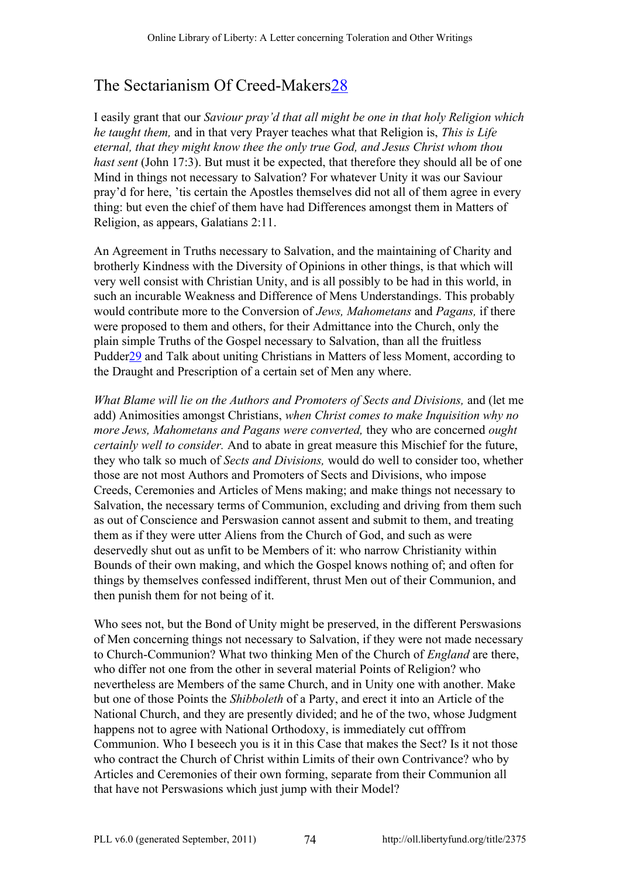## The Sectarianism Of Creed-Makers[28]

I easily grant that our *Saviour pray'd that all might be one in that holy Religion which he taught them,* and in that very Prayer teaches what that Religion is, *This is Life eternal, that they might know thee the only true God, and Jesus Christ whom thou hast sent* (John 17:3). But must it be expected, that therefore they should all be of one Mind in things not necessary to Salvation? For whatever Unity it was our Saviour pray'd for here, 'tis certain the Apostles themselves did not all of them agree in every thing: but even the chief of them have had Differences amongst them in Matters of Religion, as appears, Galatians 2:11.

An Agreement in Truths necessary to Salvation, and the maintaining of Charity and brotherly Kindness with the Diversity of Opinions in other things, is that which will very well consist with Christian Unity, and is all possibly to be had in this world, in such an incurable Weakness and Difference of Mens Understandings. This probably would contribute more to the Conversion of *Jews, Mahometans* and *Pagans,* if there were proposed to them and others, for their Admittance into the Church, only the plain simple Truths of the Gospel necessary to Salvation, than all the fruitless Pudder[29] and Talk about uniting Christians in Matters of less Moment, according to the Draught and Prescription of a certain set of Men any where.

*What Blame will lie on the Authors and Promoters of Sects and Divisions,* and (let me add) Animosities amongst Christians, *when Christ comes to make Inquisition why no more Jews, Mahometans and Pagans were converted,* they who are concerned *ought certainly well to consider.* And to abate in great measure this Mischief for the future, they who talk so much of *Sects and Divisions,* would do well to consider too, whether those are not most Authors and Promoters of Sects and Divisions, who impose Creeds, Ceremonies and Articles of Mens making; and make things not necessary to Salvation, the necessary terms of Communion, excluding and driving from them such as out of Conscience and Perswasion cannot assent and submit to them, and treating them as if they were utter Aliens from the Church of God, and such as were deservedly shut out as unfit to be Members of it: who narrow Christianity within Bounds of their own making, and which the Gospel knows nothing of; and often for things by themselves confessed indifferent, thrust Men out of their Communion, and then punish them for not being of it.

Who sees not, but the Bond of Unity might be preserved, in the different Perswasions of Men concerning things not necessary to Salvation, if they were not made necessary to Church-Communion? What two thinking Men of the Church of *England* are there, who differ not one from the other in several material Points of Religion? who nevertheless are Members of the same Church, and in Unity one with another. Make but one of those Points the *Shibboleth* of a Party, and erect it into an Article of the National Church, and they are presently divided; and he of the two, whose Judgment happens not to agree with National Orthodoxy, is immediately cut offfrom Communion. Who I beseech you is it in this Case that makes the Sect? Is it not those who contract the Church of Christ within Limits of their own Contrivance? who by Articles and Ceremonies of their own forming, separate from their Communion all that have not Perswasions which just jump with their Model?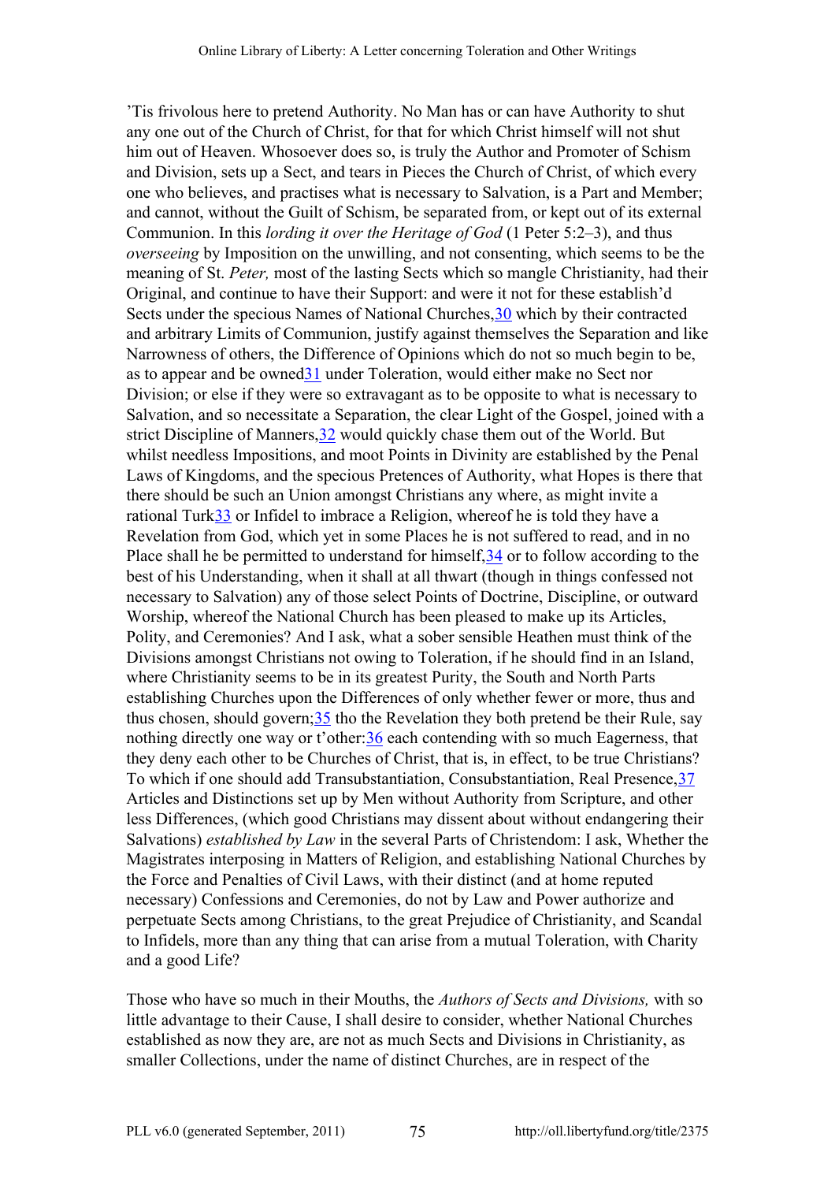’Tis frivolous here to pretend Authority. No Man has or can have Authority to shut any one out of the Church of Christ, for that for which Christ himself will not shut him out of Heaven. Whosoever does so, is truly the Author and Promoter of Schism and Division, sets up a Sect, and tears in Pieces the Church of Christ, of which every one who believes, and practises what is necessary to Salvation, is a Part and Member; and cannot, without the Guilt of Schism, be separated from, or kept out of its external Communion. In this *lording it over the Heritage of God* (1 Peter 5:2–3), and thus *overseeing* by Imposition on the unwilling, and not consenting, which seems to be the meaning of St. *Peter,* most of the lasting Sects which so mangle Christianity, had their Original, and continue to have their Support: and were it not for these establish’d Sects under the specious Names of National Churches,[30] which by their contracted and arbitrary Limits of Communion, justify against themselves the Separation and like Narrowness of others, the Difference of Opinions which do not so much begin to be, as to appear and be owned[31] under Toleration, would either make no Sect nor Division; or else if they were so extravagant as to be opposite to what is necessary to Salvation, and so necessitate a Separation, the clear Light of the Gospel, joined with a strict Discipline of Manners,[32] would quickly chase them out of the World. But whilst needless Impositions, and moot Points in Divinity are established by the Penal Laws of Kingdoms, and the specious Pretences of Authority, what Hopes is there that there should be such an Union amongst Christians any where, as might invite a rational Turk[33] or Infidel to imbrace a Religion, whereof he is told they have a Revelation from God, which yet in some Places he is not suffered to read, and in no Place shall he be permitted to understand for himself,[34] or to follow according to the best of his Understanding, when it shall at all thwart (though in things confessed not necessary to Salvation) any of those select Points of Doctrine, Discipline, or outward Worship, whereof the National Church has been pleased to make up its Articles, Polity, and Ceremonies? And I ask, what a sober sensible Heathen must think of the Divisions amongst Christians not owing to Toleration, if he should find in an Island, where Christianity seems to be in its greatest Purity, the South and North Parts establishing Churches upon the Differences of only whether fewer or more, thus and thus chosen, should govern;[35] tho the Revelation they both pretend be their Rule, say nothing directly one way or t’other:[36] each contending with so much Eagerness, that they deny each other to be Churches of Christ, that is, in effect, to be true Christians? To which if one should add Transubstantiation, Consubstantiation, Real Presence,[37] Articles and Distinctions set up by Men without Authority from Scripture, and other less Differences, (which good Christians may dissent about without endangering their Salvations) *established by Law* in the several Parts of Christendom: I ask, Whether the Magistrates interposing in Matters of Religion, and establishing National Churches by the Force and Penalties of Civil Laws, with their distinct (and at home reputed necessary) Confessions and Ceremonies, do not by Law and Power authorize and perpetuate Sects among Christians, to the great Prejudice of Christianity, and Scandal to Infidels, more than any thing that can arise from a mutual Toleration, with Charity and a good Life?

Those who have so much in their Mouths, the *Authors of Sects and Divisions,* with so little advantage to their Cause, I shall desire to consider, whether National Churches established as now they are, are not as much Sects and Divisions in Christianity, as smaller Collections, under the name of distinct Churches, are in respect of the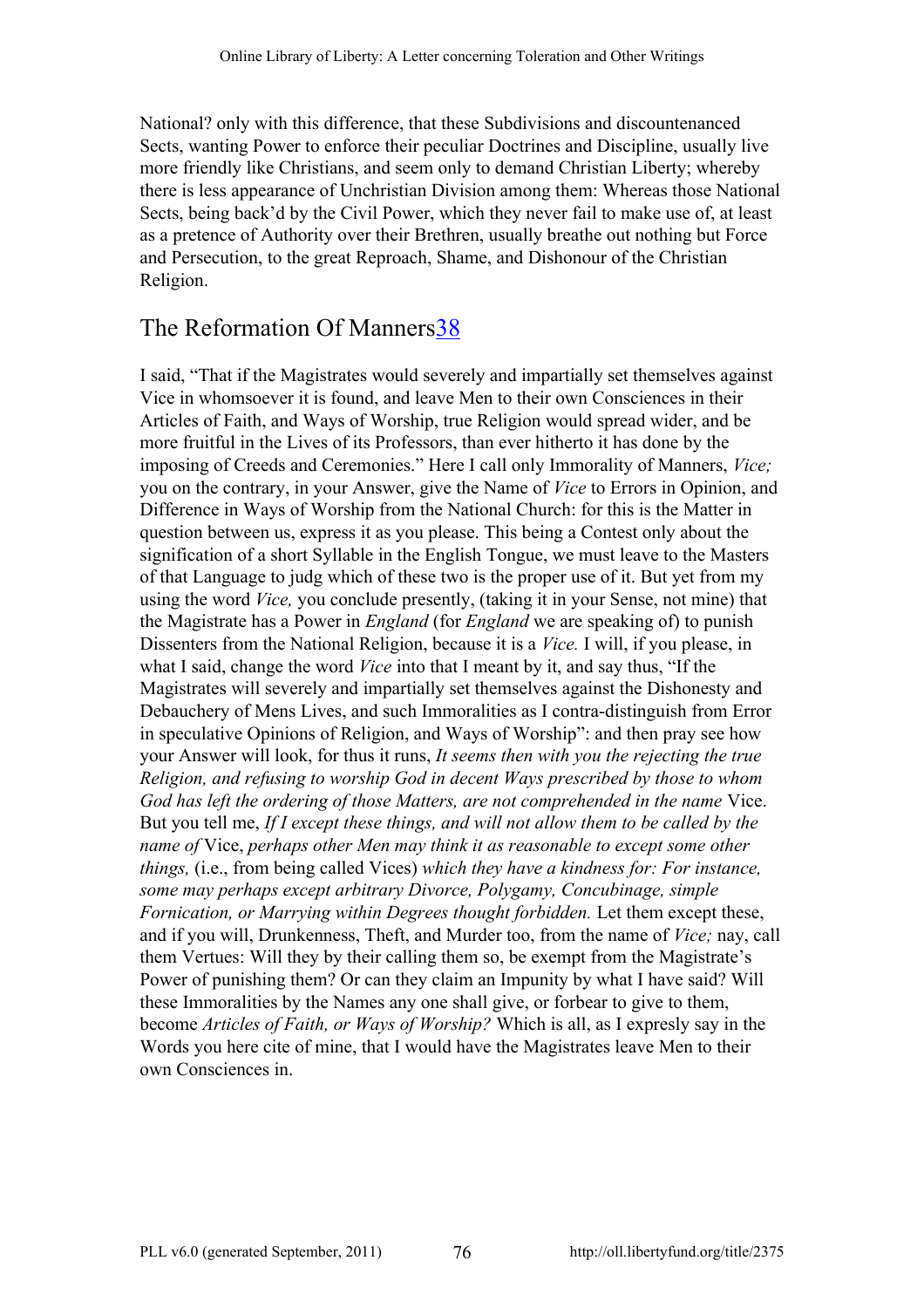National? only with this difference, that these Subdivisions and discountenanced Sects, wanting Power to enforce their peculiar Doctrines and Discipline, usually live more friendly like Christians, and seem only to demand Christian Liberty; whereby there is less appearance of Unchristian Division among them: Whereas those National Sects, being back'd by the Civil Power, which they never fail to make use of, at least as a pretence of Authority over their Brethren, usually breathe out nothing but Force and Persecution, to the great Reproach, Shame, and Dishonour of the Christian Religion.

## The Reformation Of Manners[38]

I said, "That if the Magistrates would severely and impartially set themselves against Vice in whomsoever it is found, and leave Men to their own Consciences in their Articles of Faith, and Ways of Worship, true Religion would spread wider, and be more fruitful in the Lives of its Professors, than ever hitherto it has done by the imposing of Creeds and Ceremonies." Here I call only Immorality of Manners, *Vice;* you on the contrary, in your Answer, give the Name of *Vice* to Errors in Opinion, and Difference in Ways of Worship from the National Church: for this is the Matter in question between us, express it as you please. This being a Contest only about the signification of a short Syllable in the English Tongue, we must leave to the Masters of that Language to judg which of these two is the proper use of it. But yet from my using the word *Vice,* you conclude presently, (taking it in your Sense, not mine) that the Magistrate has a Power in *England* (for *England* we are speaking of) to punish Dissenters from the National Religion, because it is a *Vice.* I will, if you please, in what I said, change the word *Vice* into that I meant by it, and say thus, "If the Magistrates will severely and impartially set themselves against the Dishonesty and Debauchery of Mens Lives, and such Immoralities as I contra-distinguish from Error in speculative Opinions of Religion, and Ways of Worship": and then pray see how your Answer will look, for thus it runs, *It seems then with you the rejecting the true Religion, and refusing to worship God in decent Ways prescribed by those to whom God has left the ordering of those Matters, are not comprehended in the name* Vice. But you tell me, *If I except these things, and will not allow them to be called by the name of* Vice, *perhaps other Men may think it as reasonable to except some other things,* (i.e., from being called Vices) *which they have a kindness for: For instance, some may perhaps except arbitrary Divorce, Polygamy, Concubinage, simple Fornication, or Marrying within Degrees thought forbidden.* Let them except these, and if you will, Drunkenness, Theft, and Murder too, from the name of *Vice;* nay, call them Vertues: Will they by their calling them so, be exempt from the Magistrate's Power of punishing them? Or can they claim an Impunity by what I have said? Will these Immoralities by the Names any one shall give, or forbear to give to them, become *Articles of Faith, or Ways of Worship?* Which is all, as I expresly say in the Words you here cite of mine, that I would have the Magistrates leave Men to their own Consciences in.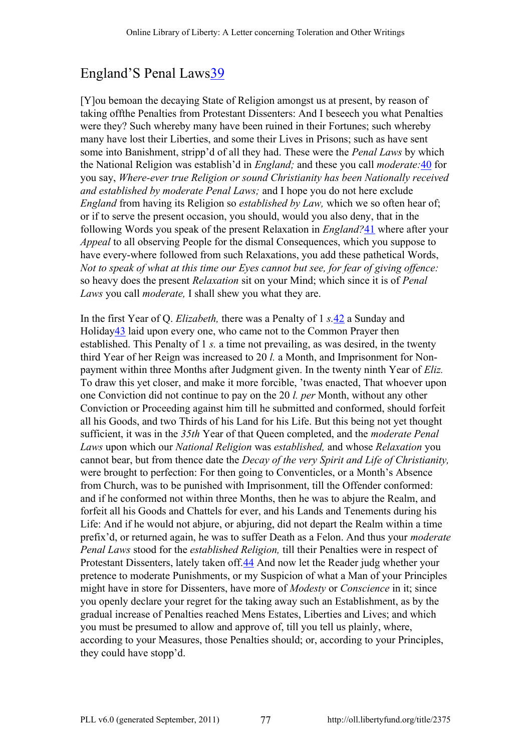## England’S Penal Laws[39]

[Y]ou bemoan the decaying State of Religion amongst us at present, by reason of taking offthe Penalties from Protestant Dissenters: And I beseech you what Penalties were they? Such whereby many have been ruined in their Fortunes; such whereby many have lost their Liberties, and some their Lives in Prisons; such as have sent some into Banishment, stripp’d of all they had. These were the *Penal Laws* by which the National Religion was establish’d in *England;* and these you call *moderate:*[40] for you say, *Where-ever true Religion or sound Christianity has been Nationally received and established by moderate Penal Laws;* and I hope you do not here exclude *England* from having its Religion so *established by Law,* which we so often hear of; or if to serve the present occasion, you should, would you also deny, that in the following Words you speak of the present Relaxation in *England?*[41] where after your *Appeal* to all observing People for the dismal Consequences, which you suppose to have every-where followed from such Relaxations, you add these pathetical Words, *Not to speak of what at this time our Eyes cannot but see, for fear of giving offence:* so heavy does the present *Relaxation* sit on your Mind; which since it is of *Penal Laws* you call *moderate,* I shall shew you what they are.

In the first Year of Q. *Elizabeth,* there was a Penalty of 1 *s.*[42] a Sunday and Holiday[43] laid upon every one, who came not to the Common Prayer then established. This Penalty of 1 *s.* a time not prevailing, as was desired, in the twenty third Year of her Reign was increased to 20 *l.* a Month, and Imprisonment for Non-payment within three Months after Judgment given. In the twenty ninth Year of *Eliz.* To draw this yet closer, and make it more forcible, ’twas enacted, That whoever upon one Conviction did not continue to pay on the 20 *l. per* Month, without any other Conviction or Proceeding against him till he submitted and conformed, should forfeit all his Goods, and two Thirds of his Land for his Life. But this being not yet thought sufficient, it was in the *35th* Year of that Queen completed, and the *moderate Penal Laws* upon which our *National Religion* was *established,* and whose *Relaxation* you cannot bear, but from thence date the *Decay of the very Spirit and Life of Christianity,* were brought to perfection: For then going to Conventicles, or a Month’s Absence from Church, was to be punished with Imprisonment, till the Offender conformed: and if he conformed not within three Months, then he was to abjure the Realm, and forfeit all his Goods and Chattels for ever, and his Lands and Tenements during his Life: And if he would not abjure, or abjuring, did not depart the Realm within a time prefix’d, or returned again, he was to suffer Death as a Felon. And thus your *moderate Penal Laws* stood for the *established Religion,* till their Penalties were in respect of Protestant Dissenters, lately taken off.[44] And now let the Reader judg whether your pretence to moderate Punishments, or my Suspicion of what a Man of your Principles might have in store for Dissenters, have more of *Modesty* or *Conscience* in it; since you openly declare your regret for the taking away such an Establishment, as by the gradual increase of Penalties reached Mens Estates, Liberties and Lives; and which you must be presumed to allow and approve of, till you tell us plainly, where, according to your Measures, those Penalties should; or, according to your Principles, they could have stopp’d.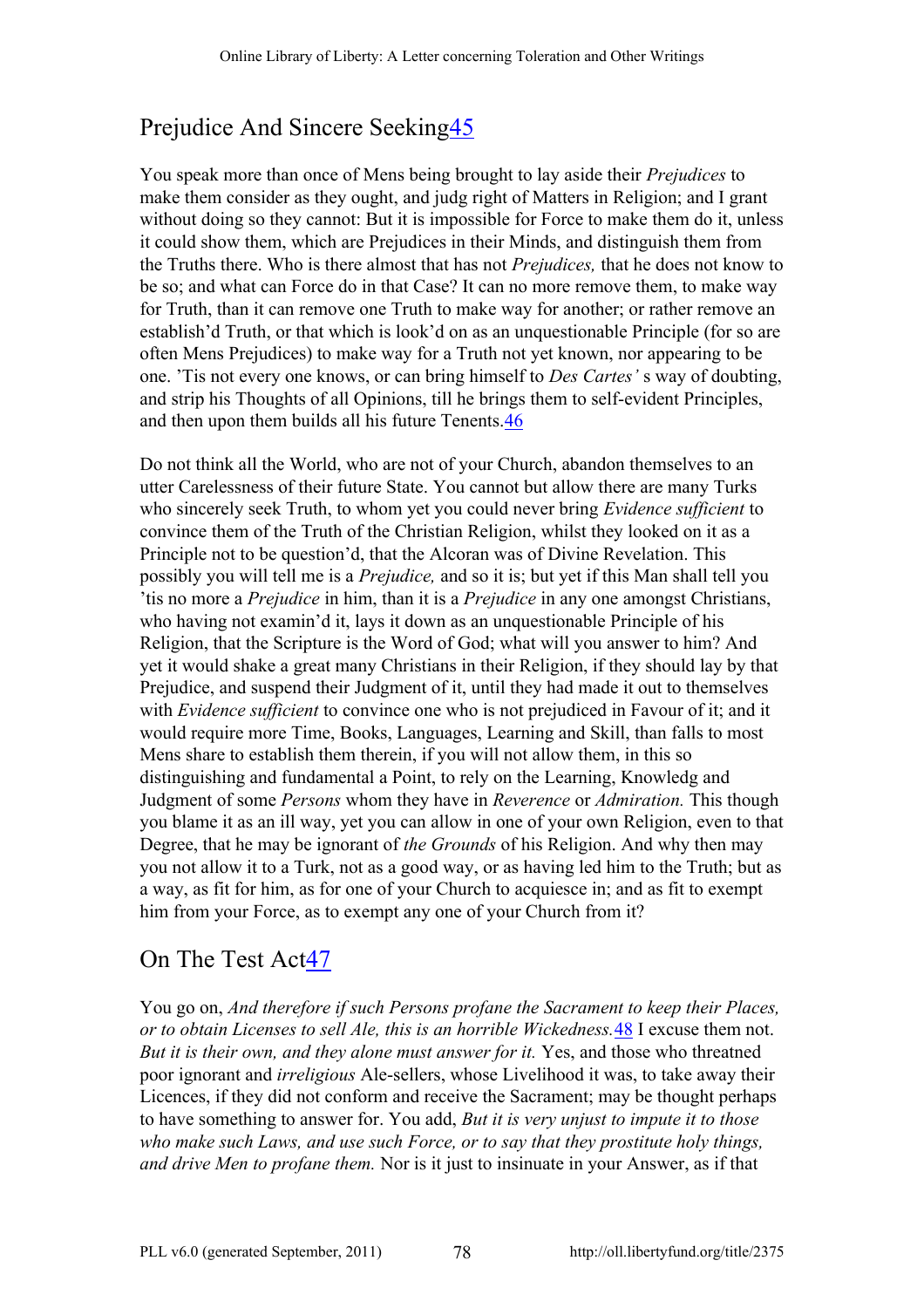## Prejudice And Sincere Seeking[45]

You speak more than once of Mens being brought to lay aside their *Prejudices* to make them consider as they ought, and judg right of Matters in Religion; and I grant without doing so they cannot: But it is impossible for Force to make them do it, unless it could show them, which are Prejudices in their Minds, and distinguish them from the Truths there. Who is there almost that has not *Prejudices,* that he does not know to be so; and what can Force do in that Case? It can no more remove them, to make way for Truth, than it can remove one Truth to make way for another; or rather remove an establish'd Truth, or that which is look'd on as an unquestionable Principle (for so are often Mens Prejudices) to make way for a Truth not yet known, nor appearing to be one. 'Tis not every one knows, or can bring himself to *Des Cartes'* s way of doubting, and strip his Thoughts of all Opinions, till he brings them to self-evident Principles, and then upon them builds all his future Tenents.[46]

Do not think all the World, who are not of your Church, abandon themselves to an utter Carelessness of their future State. You cannot but allow there are many Turks who sincerely seek Truth, to whom yet you could never bring *Evidence sufficient* to convince them of the Truth of the Christian Religion, whilst they looked on it as a Principle not to be question'd, that the Alcoran was of Divine Revelation. This possibly you will tell me is a *Prejudice,* and so it is; but yet if this Man shall tell you 'tis no more a *Prejudice* in him, than it is a *Prejudice* in any one amongst Christians, who having not examin'd it, lays it down as an unquestionable Principle of his Religion, that the Scripture is the Word of God; what will you answer to him? And yet it would shake a great many Christians in their Religion, if they should lay by that Prejudice, and suspend their Judgment of it, until they had made it out to themselves with *Evidence sufficient* to convince one who is not prejudiced in Favour of it; and it would require more Time, Books, Languages, Learning and Skill, than falls to most Mens share to establish them therein, if you will not allow them, in this so distinguishing and fundamental a Point, to rely on the Learning, Knowledg and Judgment of some *Persons* whom they have in *Reverence* or *Admiration.* This though you blame it as an ill way, yet you can allow in one of your own Religion, even to that Degree, that he may be ignorant of *the Grounds* of his Religion. And why then may you not allow it to a Turk, not as a good way, or as having led him to the Truth; but as a way, as fit for him, as for one of your Church to acquiesce in; and as fit to exempt him from your Force, as to exempt any one of your Church from it?

## On The Test Act[47]

You go on, *And therefore if such Persons profane the Sacrament to keep their Places, or to obtain Licenses to sell Ale, this is an horrible Wickedness.*[48] I excuse them not. *But it is their own, and they alone must answer for it.* Yes, and those who threatned poor ignorant and *irreligious* Ale-sellers, whose Livelihood it was, to take away their Licences, if they did not conform and receive the Sacrament; may be thought perhaps to have something to answer for. You add, *But it is very unjust to impute it to those who make such Laws, and use such Force, or to say that they prostitute holy things, and drive Men to profane them.* Nor is it just to insinuate in your Answer, as if that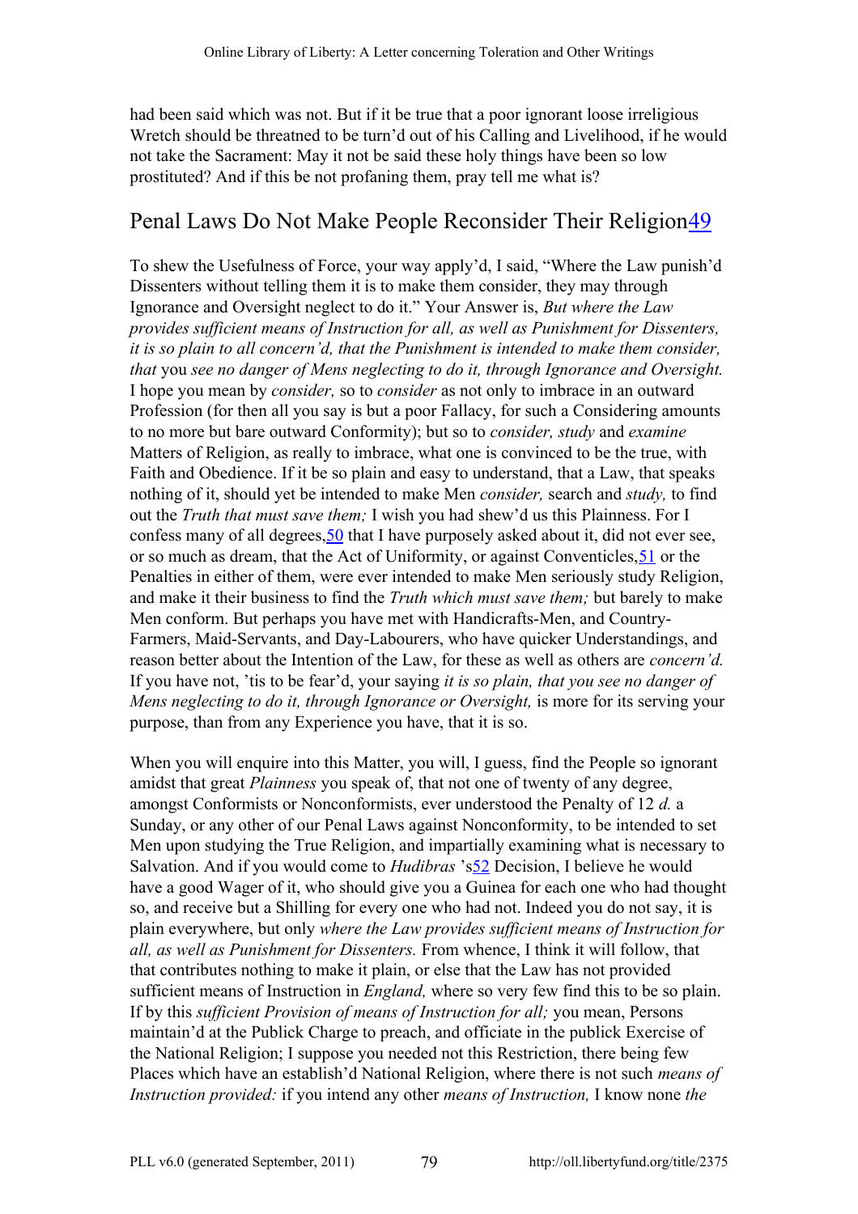had been said which was not. But if it be true that a poor ignorant loose irreligious Wretch should be threatned to be turn'd out of his Calling and Livelihood, if he would not take the Sacrament: May it not be said these holy things have been so low prostituted? And if this be not profaning them, pray tell me what is?

## Penal Laws Do Not Make People Reconsider Their Religion[49]

To shew the Usefulness of Force, your way apply'd, I said, "Where the Law punish'd Dissenters without telling them it is to make them consider, they may through Ignorance and Oversight neglect to do it." Your Answer is, *But where the Law provides sufficient means of Instruction for all, as well as Punishment for Dissenters, it is so plain to all concern'd, that the Punishment is intended to make them consider, that* you *see no danger of Mens neglecting to do it, through Ignorance and Oversight.* I hope you mean by *consider,* so to *consider* as not only to imbrace in an outward Profession (for then all you say is but a poor Fallacy, for such a Considering amounts to no more but bare outward Conformity); but so to *consider, study* and *examine* Matters of Religion, as really to imbrace, what one is convinced to be the true, with Faith and Obedience. If it be so plain and easy to understand, that a Law, that speaks nothing of it, should yet be intended to make Men *consider,* search and *study,* to find out the *Truth that must save them;* I wish you had shew'd us this Plainness. For I confess many of all degrees,[50] that I have purposely asked about it, did not ever see, or so much as dream, that the Act of Uniformity, or against Conventicles,[51] or the Penalties in either of them, were ever intended to make Men seriously study Religion, and make it their business to find the *Truth which must save them;* but barely to make Men conform. But perhaps you have met with Handicrafts-Men, and Country-Farmers, Maid-Servants, and Day-Labourers, who have quicker Understandings, and reason better about the Intention of the Law, for these as well as others are *concern'd.* If you have not, 'tis to be fear'd, your saying *it is so plain, that you see no danger of Mens neglecting to do it, through Ignorance or Oversight,* is more for its serving your purpose, than from any Experience you have, that it is so.

When you will enquire into this Matter, you will, I guess, find the People so ignorant amidst that great *Plainness* you speak of, that not one of twenty of any degree, amongst Conformists or Nonconformists, ever understood the Penalty of 12 *d.* a Sunday, or any other of our Penal Laws against Nonconformity, to be intended to set Men upon studying the True Religion, and impartially examining what is necessary to Salvation. And if you would come to *Hudibras* 's[52] Decision, I believe he would have a good Wager of it, who should give you a Guinea for each one who had thought so, and receive but a Shilling for every one who had not. Indeed you do not say, it is plain everywhere, but only *where the Law provides sufficient means of Instruction for all, as well as Punishment for Dissenters.* From whence, I think it will follow, that that contributes nothing to make it plain, or else that the Law has not provided sufficient means of Instruction in *England,* where so very few find this to be so plain. If by this *sufficient Provision of means of Instruction for all;* you mean, Persons maintain'd at the Publick Charge to preach, and officiate in the publick Exercise of the National Religion; I suppose you needed not this Restriction, there being few Places which have an establish'd National Religion, where there is not such *means of Instruction provided:* if you intend any other *means of Instruction,* I know none *the*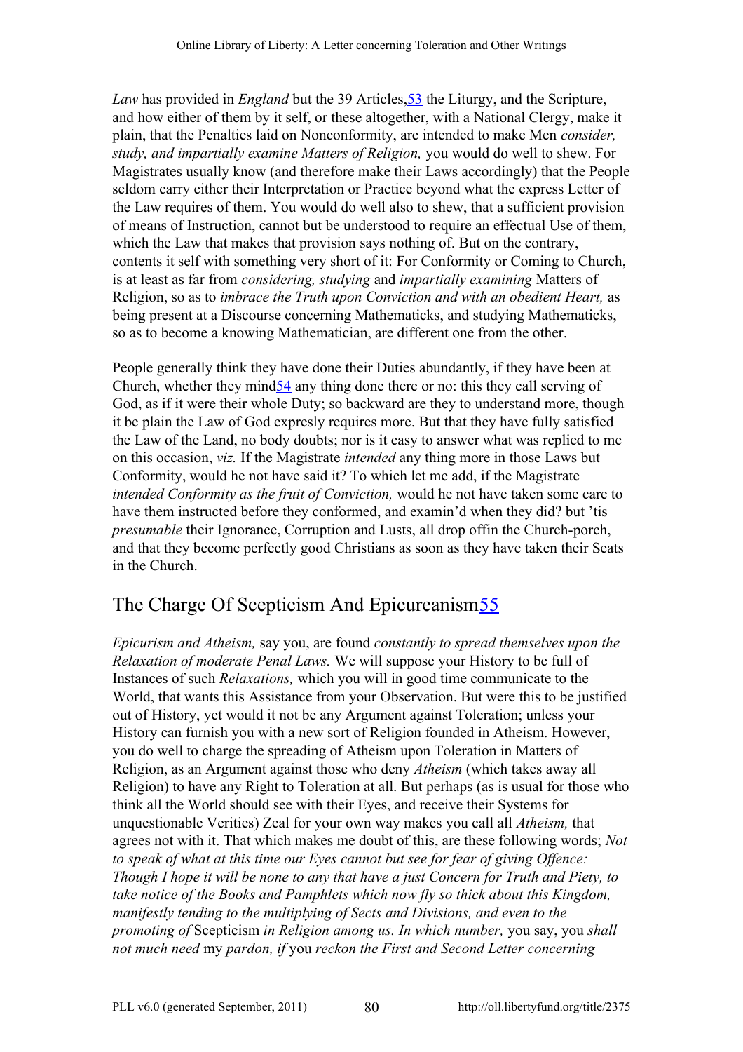*Law* has provided in *England* but the 39 Articles,[53] the Liturgy, and the Scripture, and how either of them by it self, or these altogether, with a National Clergy, make it plain, that the Penalties laid on Nonconformity, are intended to make Men *consider, study, and impartially examine Matters of Religion,* you would do well to shew. For Magistrates usually know (and therefore make their Laws accordingly) that the People seldom carry either their Interpretation or Practice beyond what the express Letter of the Law requires of them. You would do well also to shew, that a sufficient provision of means of Instruction, cannot but be understood to require an effectual Use of them, which the Law that makes that provision says nothing of. But on the contrary, contents it self with something very short of it: For Conformity or Coming to Church, is at least as far from *considering, studying* and *impartially examining* Matters of Religion, so as to *imbrace the Truth upon Conviction and with an obedient Heart,* as being present at a Discourse concerning Mathematicks, and studying Mathematicks, so as to become a knowing Mathematician, are different one from the other.

People generally think they have done their Duties abundantly, if they have been at Church, whether they mind[54] any thing done there or no: this they call serving of God, as if it were their whole Duty; so backward are they to understand more, though it be plain the Law of God expresly requires more. But that they have fully satisfied the Law of the Land, no body doubts; nor is it easy to answer what was replied to me on this occasion, *viz.* If the Magistrate *intended* any thing more in those Laws but Conformity, would he not have said it? To which let me add, if the Magistrate *intended Conformity as the fruit of Conviction,* would he not have taken some care to have them instructed before they conformed, and examin'd when they did? but 'tis *presumable* their Ignorance, Corruption and Lusts, all drop offin the Church-porch, and that they become perfectly good Christians as soon as they have taken their Seats in the Church.

## The Charge Of Scepticism And Epicureanism[55]

*Epicurism and Atheism,* say you, are found *constantly to spread themselves upon the Relaxation of moderate Penal Laws.* We will suppose your History to be full of Instances of such *Relaxations,* which you will in good time communicate to the World, that wants this Assistance from your Observation. But were this to be justified out of History, yet would it not be any Argument against Toleration; unless your History can furnish you with a new sort of Religion founded in Atheism. However, you do well to charge the spreading of Atheism upon Toleration in Matters of Religion, as an Argument against those who deny *Atheism* (which takes away all Religion) to have any Right to Toleration at all. But perhaps (as is usual for those who think all the World should see with their Eyes, and receive their Systems for unquestionable Verities) Zeal for your own way makes you call all *Atheism,* that agrees not with it. That which makes me doubt of this, are these following words; *Not to speak of what at this time our Eyes cannot but see for fear of giving Offence: Though I hope it will be none to any that have a just Concern for Truth and Piety, to take notice of the Books and Pamphlets which now fly so thick about this Kingdom, manifestly tending to the multiplying of Sects and Divisions, and even to the promoting of* Scepticism *in Religion among us. In which number,* you say, you *shall not much need* my *pardon, if* you *reckon the First and Second Letter concerning*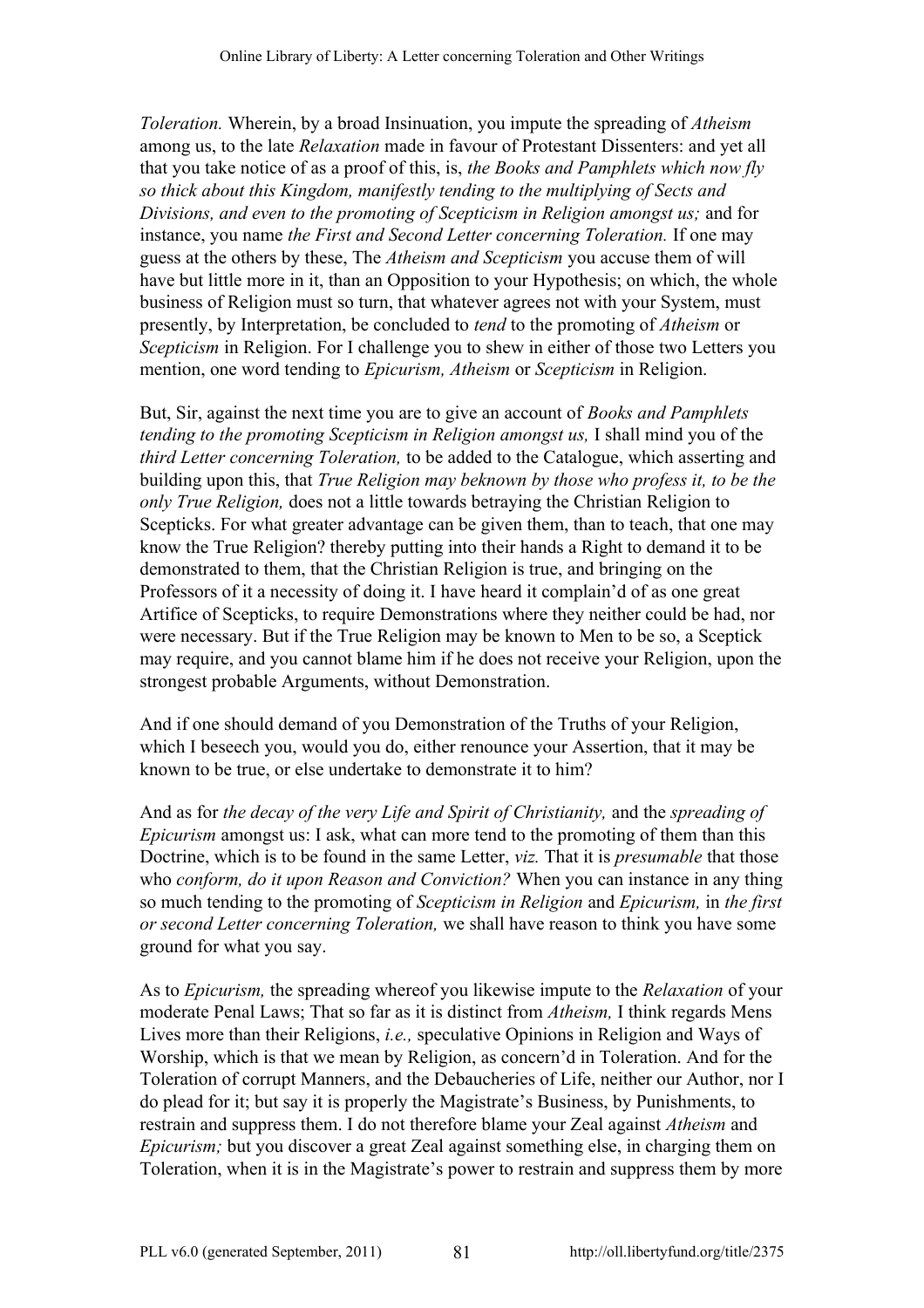*Toleration.* Wherein, by a broad Insinuation, you impute the spreading of *Atheism* among us, to the late *Relaxation* made in favour of Protestant Dissenters: and yet all that you take notice of as a proof of this, is, *the Books and Pamphlets which now fly so thick about this Kingdom, manifestly tending to the multiplying of Sects and Divisions, and even to the promoting of Scepticism in Religion amongst us;* and for instance, you name *the First and Second Letter concerning Toleration.* If one may guess at the others by these, The *Atheism and Scepticism* you accuse them of will have but little more in it, than an Opposition to your Hypothesis; on which, the whole business of Religion must so turn, that whatever agrees not with your System, must presently, by Interpretation, be concluded to *tend* to the promoting of *Atheism* or *Scepticism* in Religion. For I challenge you to shew in either of those two Letters you mention, one word tending to *Epicurism, Atheism* or *Scepticism* in Religion.

But, Sir, against the next time you are to give an account of *Books and Pamphlets tending to the promoting Scepticism in Religion amongst us,* I shall mind you of the *third Letter concerning Toleration,* to be added to the Catalogue, which asserting and building upon this, that *True Religion may beknown by those who profess it, to be the only True Religion,* does not a little towards betraying the Christian Religion to Scepticks. For what greater advantage can be given them, than to teach, that one may know the True Religion? thereby putting into their hands a Right to demand it to be demonstrated to them, that the Christian Religion is true, and bringing on the Professors of it a necessity of doing it. I have heard it complain'd of as one great Artifice of Scepticks, to require Demonstrations where they neither could be had, nor were necessary. But if the True Religion may be known to Men to be so, a Sceptick may require, and you cannot blame him if he does not receive your Religion, upon the strongest probable Arguments, without Demonstration.

And if one should demand of you Demonstration of the Truths of your Religion, which I beseech you, would you do, either renounce your Assertion, that it may be known to be true, or else undertake to demonstrate it to him?

And as for *the decay of the very Life and Spirit of Christianity,* and the *spreading of Epicurism* amongst us: I ask, what can more tend to the promoting of them than this Doctrine, which is to be found in the same Letter, *viz.* That it is *presumable* that those who *conform, do it upon Reason and Conviction?* When you can instance in any thing so much tending to the promoting of *Scepticism in Religion* and *Epicurism,* in *the first or second Letter concerning Toleration,* we shall have reason to think you have some ground for what you say.

As to *Epicurism,* the spreading whereof you likewise impute to the *Relaxation* of your moderate Penal Laws; That so far as it is distinct from *Atheism,* I think regards Mens Lives more than their Religions, *i.e.,* speculative Opinions in Religion and Ways of Worship, which is that we mean by Religion, as concern'd in Toleration. And for the Toleration of corrupt Manners, and the Debaucheries of Life, neither our Author, nor I do plead for it; but say it is properly the Magistrate's Business, by Punishments, to restrain and suppress them. I do not therefore blame your Zeal against *Atheism* and *Epicurism;* but you discover a great Zeal against something else, in charging them on Toleration, when it is in the Magistrate's power to restrain and suppress them by more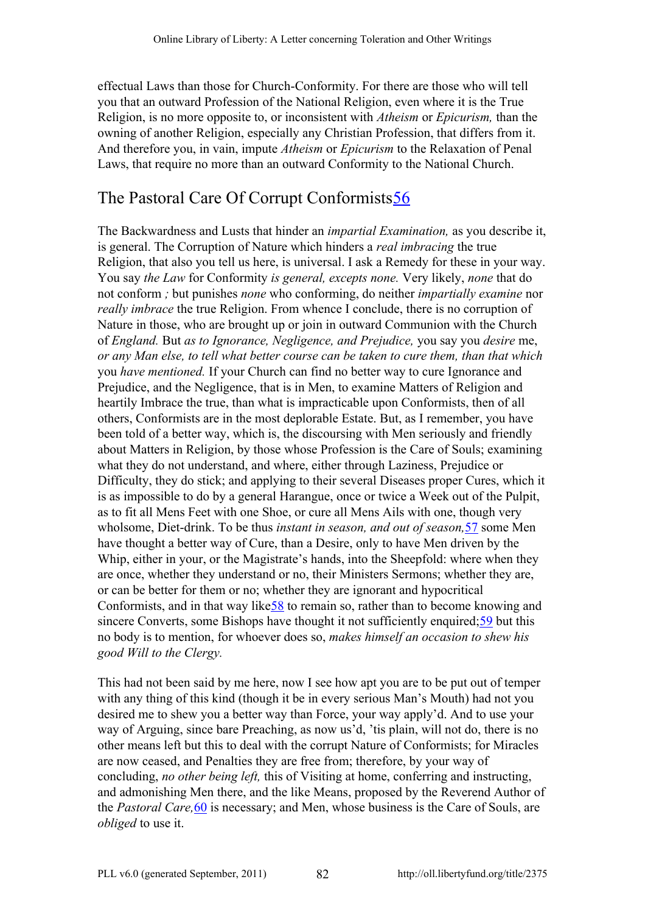effectual Laws than those for Church-Conformity. For there are those who will tell you that an outward Profession of the National Religion, even where it is the True Religion, is no more opposite to, or inconsistent with *Atheism* or *Epicurism,* than the owning of another Religion, especially any Christian Profession, that differs from it. And therefore you, in vain, impute *Atheism* or *Epicurism* to the Relaxation of Penal Laws, that require no more than an outward Conformity to the National Church.

## The Pastoral Care Of Corrupt Conformists[56]

The Backwardness and Lusts that hinder an *impartial Examination,* as you describe it, is general. The Corruption of Nature which hinders a *real imbracing* the true Religion, that also you tell us here, is universal. I ask a Remedy for these in your way. You say *the Law* for Conformity *is general, excepts none.* Very likely, *none* that do not conform *;* but punishes *none* who conforming, do neither *impartially examine* nor *really imbrace* the true Religion. From whence I conclude, there is no corruption of Nature in those, who are brought up or join in outward Communion with the Church of *England.* But *as to Ignorance, Negligence, and Prejudice,* you say you *desire* me, *or any Man else, to tell what better course can be taken to cure them, than that which* you *have mentioned.* If your Church can find no better way to cure Ignorance and Prejudice, and the Negligence, that is in Men, to examine Matters of Religion and heartily Imbrace the true, than what is impracticable upon Conformists, then of all others, Conformists are in the most deplorable Estate. But, as I remember, you have been told of a better way, which is, the discoursing with Men seriously and friendly about Matters in Religion, by those whose Profession is the Care of Souls; examining what they do not understand, and where, either through Laziness, Prejudice or Difficulty, they do stick; and applying to their several Diseases proper Cures, which it is as impossible to do by a general Harangue, once or twice a Week out of the Pulpit, as to fit all Mens Feet with one Shoe, or cure all Mens Ails with one, though very wholsome, Diet-drink. To be thus *instant in season, and out of season,*[57] some Men have thought a better way of Cure, than a Desire, only to have Men driven by the Whip, either in your, or the Magistrate's hands, into the Sheepfold: where when they are once, whether they understand or no, their Ministers Sermons; whether they are, or can be better for them or no; whether they are ignorant and hypocritical Conformists, and in that way like[58] to remain so, rather than to become knowing and sincere Converts, some Bishops have thought it not sufficiently enquired;[59] but this no body is to mention, for whoever does so, *makes himself an occasion to shew his good Will to the Clergy.*

This had not been said by me here, now I see how apt you are to be put out of temper with any thing of this kind (though it be in every serious Man's Mouth) had not you desired me to shew you a better way than Force, your way apply'd. And to use your way of Arguing, since bare Preaching, as now us'd, 'tis plain, will not do, there is no other means left but this to deal with the corrupt Nature of Conformists; for Miracles are now ceased, and Penalties they are free from; therefore, by your way of concluding, *no other being left,* this of Visiting at home, conferring and instructing, and admonishing Men there, and the like Means, proposed by the Reverend Author of the *Pastoral Care,*[60] is necessary; and Men, whose business is the Care of Souls, are *obliged* to use it.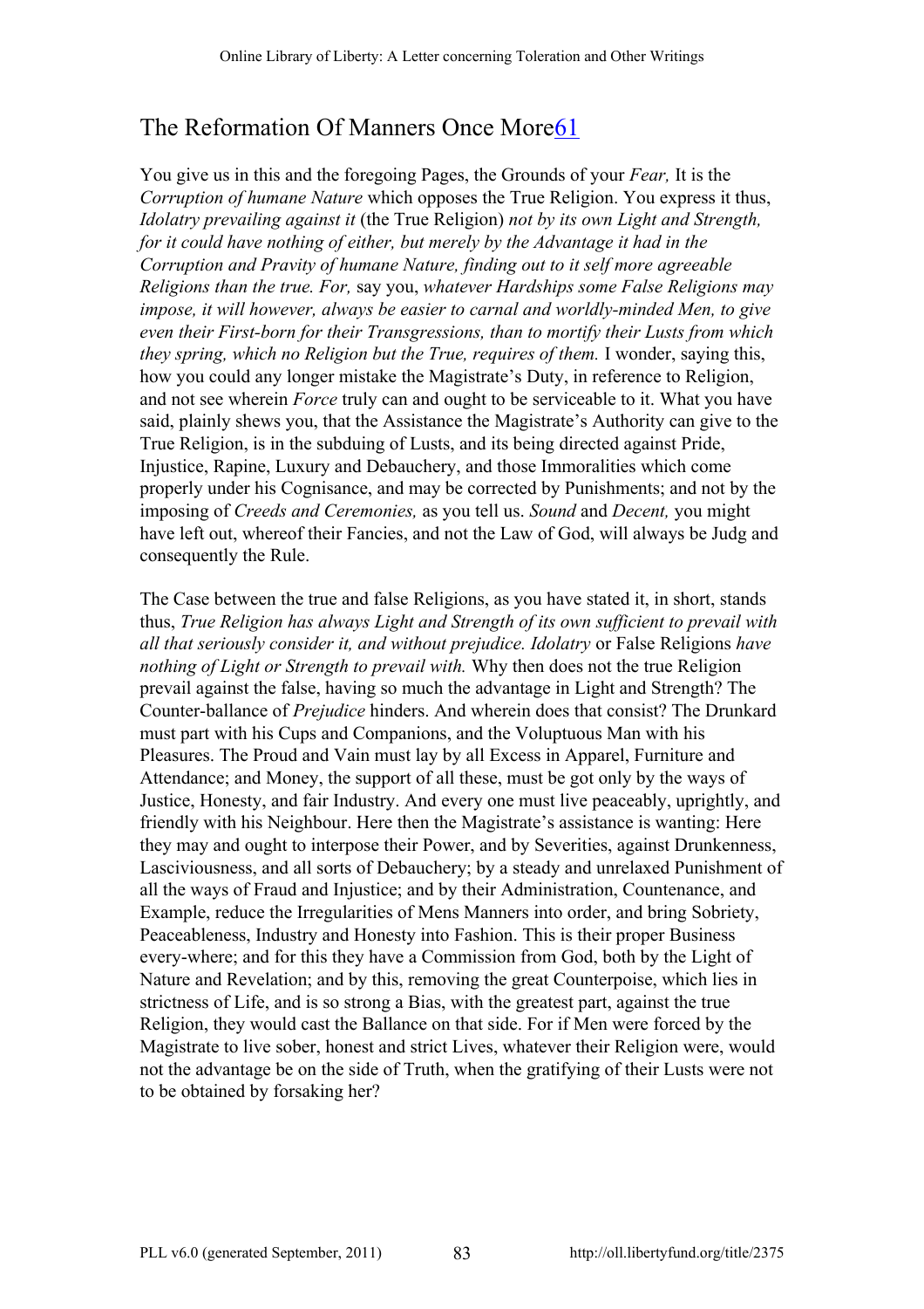## The Reformation Of Manners Once More[61]

You give us in this and the foregoing Pages, the Grounds of your *Fear,* It is the *Corruption of humane Nature* which opposes the True Religion. You express it thus, *Idolatry prevailing against it* (the True Religion) *not by its own Light and Strength, for it could have nothing of either, but merely by the Advantage it had in the Corruption and Pravity of humane Nature, finding out to it self more agreeable Religions than the true. For,* say you, *whatever Hardships some False Religions may impose, it will however, always be easier to carnal and worldly-minded Men, to give even their First-born for their Transgressions, than to mortify their Lusts from which they spring, which no Religion but the True, requires of them.* I wonder, saying this, how you could any longer mistake the Magistrate's Duty, in reference to Religion, and not see wherein *Force* truly can and ought to be serviceable to it. What you have said, plainly shews you, that the Assistance the Magistrate's Authority can give to the True Religion, is in the subduing of Lusts, and its being directed against Pride, Injustice, Rapine, Luxury and Debauchery, and those Immoralities which come properly under his Cognisance, and may be corrected by Punishments; and not by the imposing of *Creeds and Ceremonies,* as you tell us. *Sound* and *Decent,* you might have left out, whereof their Fancies, and not the Law of God, will always be Judg and consequently the Rule.

The Case between the true and false Religions, as you have stated it, in short, stands thus, *True Religion has always Light and Strength of its own sufficient to prevail with all that seriously consider it, and without prejudice. Idolatry* or False Religions *have nothing of Light or Strength to prevail with.* Why then does not the true Religion prevail against the false, having so much the advantage in Light and Strength? The Counter-ballance of *Prejudice* hinders. And wherein does that consist? The Drunkard must part with his Cups and Companions, and the Voluptuous Man with his Pleasures. The Proud and Vain must lay by all Excess in Apparel, Furniture and Attendance; and Money, the support of all these, must be got only by the ways of Justice, Honesty, and fair Industry. And every one must live peaceably, uprightly, and friendly with his Neighbour. Here then the Magistrate's assistance is wanting: Here they may and ought to interpose their Power, and by Severities, against Drunkenness, Lasciviousness, and all sorts of Debauchery; by a steady and unrelaxed Punishment of all the ways of Fraud and Injustice; and by their Administration, Countenance, and Example, reduce the Irregularities of Mens Manners into order, and bring Sobriety, Peaceableness, Industry and Honesty into Fashion. This is their proper Business every-where; and for this they have a Commission from God, both by the Light of Nature and Revelation; and by this, removing the great Counterpoise, which lies in strictness of Life, and is so strong a Bias, with the greatest part, against the true Religion, they would cast the Ballance on that side. For if Men were forced by the Magistrate to live sober, honest and strict Lives, whatever their Religion were, would not the advantage be on the side of Truth, when the gratifying of their Lusts were not to be obtained by forsaking her?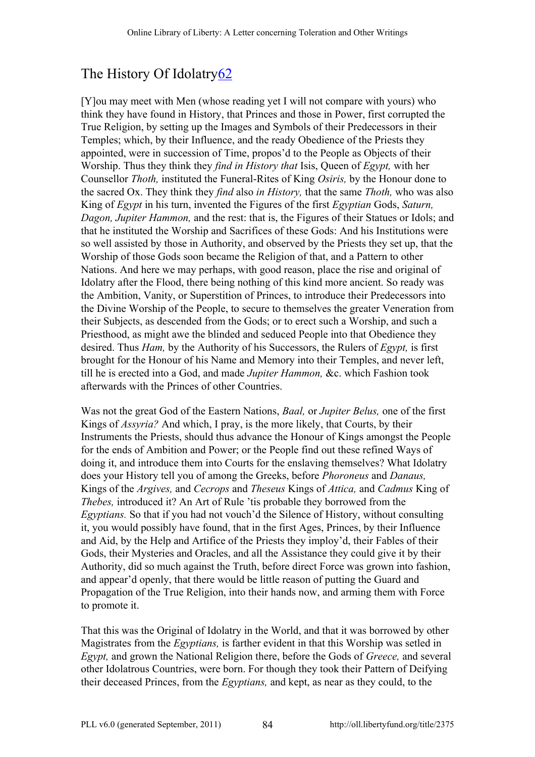## The History Of Idolatry[62]

[Y]ou may meet with Men (whose reading yet I will not compare with yours) who think they have found in History, that Princes and those in Power, first corrupted the True Religion, by setting up the Images and Symbols of their Predecessors in their Temples; which, by their Influence, and the ready Obedience of the Priests they appointed, were in succession of Time, propos'd to the People as Objects of their Worship. Thus they think they *find in History that* Isis, Queen of *Egypt,* with her Counsellor *Thoth,* instituted the Funeral-Rites of King *Osiris,* by the Honour done to the sacred Ox. They think they *find* also *in History,* that the same *Thoth,* who was also King of *Egypt* in his turn, invented the Figures of the first *Egyptian* Gods, *Saturn, Dagon, Jupiter Hammon,* and the rest: that is, the Figures of their Statues or Idols; and that he instituted the Worship and Sacrifices of these Gods: And his Institutions were so well assisted by those in Authority, and observed by the Priests they set up, that the Worship of those Gods soon became the Religion of that, and a Pattern to other Nations. And here we may perhaps, with good reason, place the rise and original of Idolatry after the Flood, there being nothing of this kind more ancient. So ready was the Ambition, Vanity, or Superstition of Princes, to introduce their Predecessors into the Divine Worship of the People, to secure to themselves the greater Veneration from their Subjects, as descended from the Gods; or to erect such a Worship, and such a Priesthood, as might awe the blinded and seduced People into that Obedience they desired. Thus *Ham,* by the Authority of his Successors, the Rulers of *Egypt,* is first brought for the Honour of his Name and Memory into their Temples, and never left, till he is erected into a God, and made *Jupiter Hammon,* &c. which Fashion took afterwards with the Princes of other Countries.

Was not the great God of the Eastern Nations, *Baal,* or *Jupiter Belus,* one of the first Kings of *Assyria?* And which, I pray, is the more likely, that Courts, by their Instruments the Priests, should thus advance the Honour of Kings amongst the People for the ends of Ambition and Power; or the People find out these refined Ways of doing it, and introduce them into Courts for the enslaving themselves? What Idolatry does your History tell you of among the Greeks, before *Phoroneus* and *Danaus,* Kings of the *Argives,* and *Cecrops* and *Theseus* Kings of *Attica,* and *Cadmus* King of *Thebes,* introduced it? An Art of Rule 'tis probable they borrowed from the *Egyptians.* So that if you had not vouch'd the Silence of History, without consulting it, you would possibly have found, that in the first Ages, Princes, by their Influence and Aid, by the Help and Artifice of the Priests they imploy'd, their Fables of their Gods, their Mysteries and Oracles, and all the Assistance they could give it by their Authority, did so much against the Truth, before direct Force was grown into fashion, and appear'd openly, that there would be little reason of putting the Guard and Propagation of the True Religion, into their hands now, and arming them with Force to promote it.

That this was the Original of Idolatry in the World, and that it was borrowed by other Magistrates from the *Egyptians,* is farther evident in that this Worship was setled in *Egypt,* and grown the National Religion there, before the Gods of *Greece,* and several other Idolatrous Countries, were born. For though they took their Pattern of Deifying their deceased Princes, from the *Egyptians,* and kept, as near as they could, to the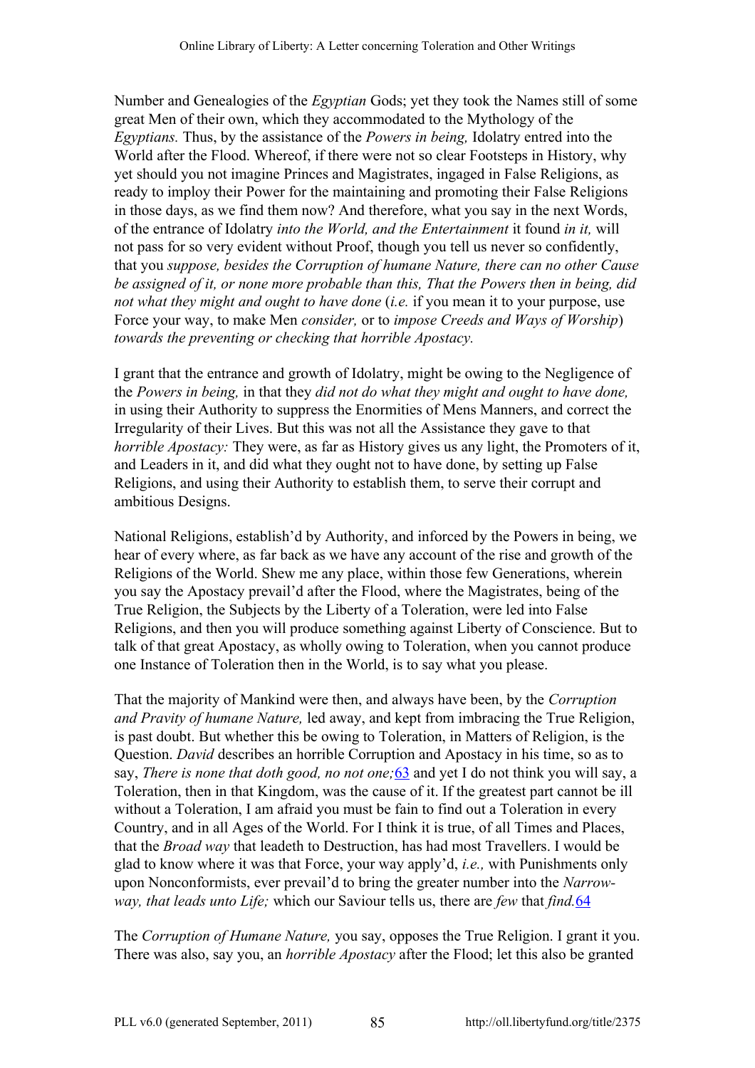Number and Genealogies of the *Egyptian* Gods; yet they took the Names still of some great Men of their own, which they accommodated to the Mythology of the *Egyptians.* Thus, by the assistance of the *Powers in being,* Idolatry entred into the World after the Flood. Whereof, if there were not so clear Footsteps in History, why yet should you not imagine Princes and Magistrates, ingaged in False Religions, as ready to imploy their Power for the maintaining and promoting their False Religions in those days, as we find them now? And therefore, what you say in the next Words, of the entrance of Idolatry *into the World, and the Entertainment* it found *in it,* will not pass for so very evident without Proof, though you tell us never so confidently, that you *suppose, besides the Corruption of humane Nature, there can no other Cause be assigned of it, or none more probable than this, That the Powers then in being, did not what they might and ought to have done* (*i.e.* if you mean it to your purpose, use Force your way, to make Men *consider,* or to *impose Creeds and Ways of Worship*) *towards the preventing or checking that horrible Apostacy.*

I grant that the entrance and growth of Idolatry, might be owing to the Negligence of the *Powers in being,* in that they *did not do what they might and ought to have done,* in using their Authority to suppress the Enormities of Mens Manners, and correct the Irregularity of their Lives. But this was not all the Assistance they gave to that *horrible Apostacy:* They were, as far as History gives us any light, the Promoters of it, and Leaders in it, and did what they ought not to have done, by setting up False Religions, and using their Authority to establish them, to serve their corrupt and ambitious Designs.

National Religions, establish'd by Authority, and inforced by the Powers in being, we hear of every where, as far back as we have any account of the rise and growth of the Religions of the World. Shew me any place, within those few Generations, wherein you say the Apostacy prevail'd after the Flood, where the Magistrates, being of the True Religion, the Subjects by the Liberty of a Toleration, were led into False Religions, and then you will produce something against Liberty of Conscience. But to talk of that great Apostacy, as wholly owing to Toleration, when you cannot produce one Instance of Toleration then in the World, is to say what you please.

That the majority of Mankind were then, and always have been, by the *Corruption and Pravity of humane Nature,* led away, and kept from imbracing the True Religion, is past doubt. But whether this be owing to Toleration, in Matters of Religion, is the Question. *David* describes an horrible Corruption and Apostacy in his time, so as to say, *There is none that doth good, no not one;*[63] and yet I do not think you will say, a Toleration, then in that Kingdom, was the cause of it. If the greatest part cannot be ill without a Toleration, I am afraid you must be fain to find out a Toleration in every Country, and in all Ages of the World. For I think it is true, of all Times and Places, that the *Broad way* that leadeth to Destruction, has had most Travellers. I would be glad to know where it was that Force, your way apply'd, *i.e.,* with Punishments only upon Nonconformists, ever prevail'd to bring the greater number into the *Narrow-way, that leads unto Life;* which our Saviour tells us, there are *few* that *find.*[64]

The *Corruption of Humane Nature,* you say, opposes the True Religion. I grant it you. There was also, say you, an *horrible Apostacy* after the Flood; let this also be granted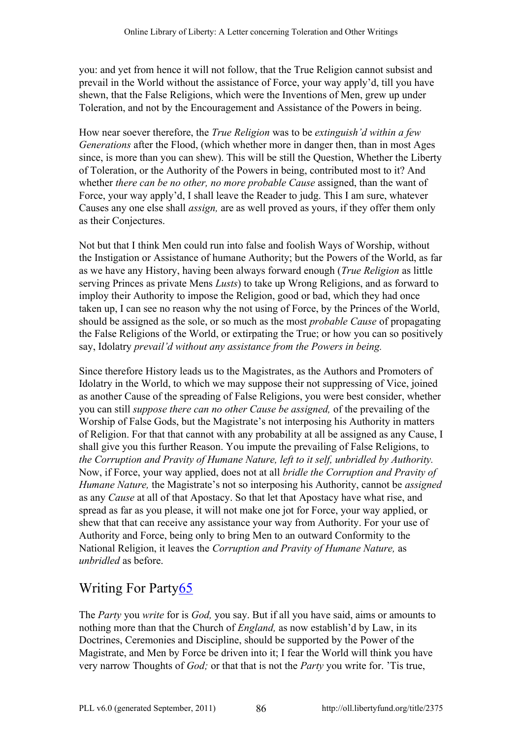you: and yet from hence it will not follow, that the True Religion cannot subsist and prevail in the World without the assistance of Force, your way apply'd, till you have shewn, that the False Religions, which were the Inventions of Men, grew up under Toleration, and not by the Encouragement and Assistance of the Powers in being.

How near soever therefore, the *True Religion* was to be *extinguish'd within a few Generations* after the Flood, (which whether more in danger then, than in most Ages since, is more than you can shew). This will be still the Question, Whether the Liberty of Toleration, or the Authority of the Powers in being, contributed most to it? And whether *there can be no other, no more probable Cause* assigned, than the want of Force, your way apply'd, I shall leave the Reader to judg. This I am sure, whatever Causes any one else shall *assign,* are as well proved as yours, if they offer them only as their Conjectures.

Not but that I think Men could run into false and foolish Ways of Worship, without the Instigation or Assistance of humane Authority; but the Powers of the World, as far as we have any History, having been always forward enough (*True Religion* as little serving Princes as private Mens *Lusts*) to take up Wrong Religions, and as forward to imploy their Authority to impose the Religion, good or bad, which they had once taken up, I can see no reason why the not using of Force, by the Princes of the World, should be assigned as the sole, or so much as the most *probable Cause* of propagating the False Religions of the World, or extirpating the True; or how you can so positively say, Idolatry *prevail'd without any assistance from the Powers in being.*

Since therefore History leads us to the Magistrates, as the Authors and Promoters of Idolatry in the World, to which we may suppose their not suppressing of Vice, joined as another Cause of the spreading of False Religions, you were best consider, whether you can still *suppose there can no other Cause be assigned,* of the prevailing of the Worship of False Gods, but the Magistrate's not interposing his Authority in matters of Religion. For that that cannot with any probability at all be assigned as any Cause, I shall give you this further Reason. You impute the prevailing of False Religions, to *the Corruption and Pravity of Humane Nature, left to it self, unbridled by Authority.* Now, if Force, your way applied, does not at all *bridle the Corruption and Pravity of Humane Nature,* the Magistrate's not so interposing his Authority, cannot be *assigned* as any *Cause* at all of that Apostacy. So that let that Apostacy have what rise, and spread as far as you please, it will not make one jot for Force, your way applied, or shew that that can receive any assistance your way from Authority. For your use of Authority and Force, being only to bring Men to an outward Conformity to the National Religion, it leaves the *Corruption and Pravity of Humane Nature,* as *unbridled* as before.

## Writing For Party[65]

The *Party* you *write* for is *God,* you say. But if all you have said, aims or amounts to nothing more than that the Church of *England,* as now establish'd by Law, in its Doctrines, Ceremonies and Discipline, should be supported by the Power of the Magistrate, and Men by Force be driven into it; I fear the World will think you have very narrow Thoughts of *God;* or that that is not the *Party* you write for. 'Tis true,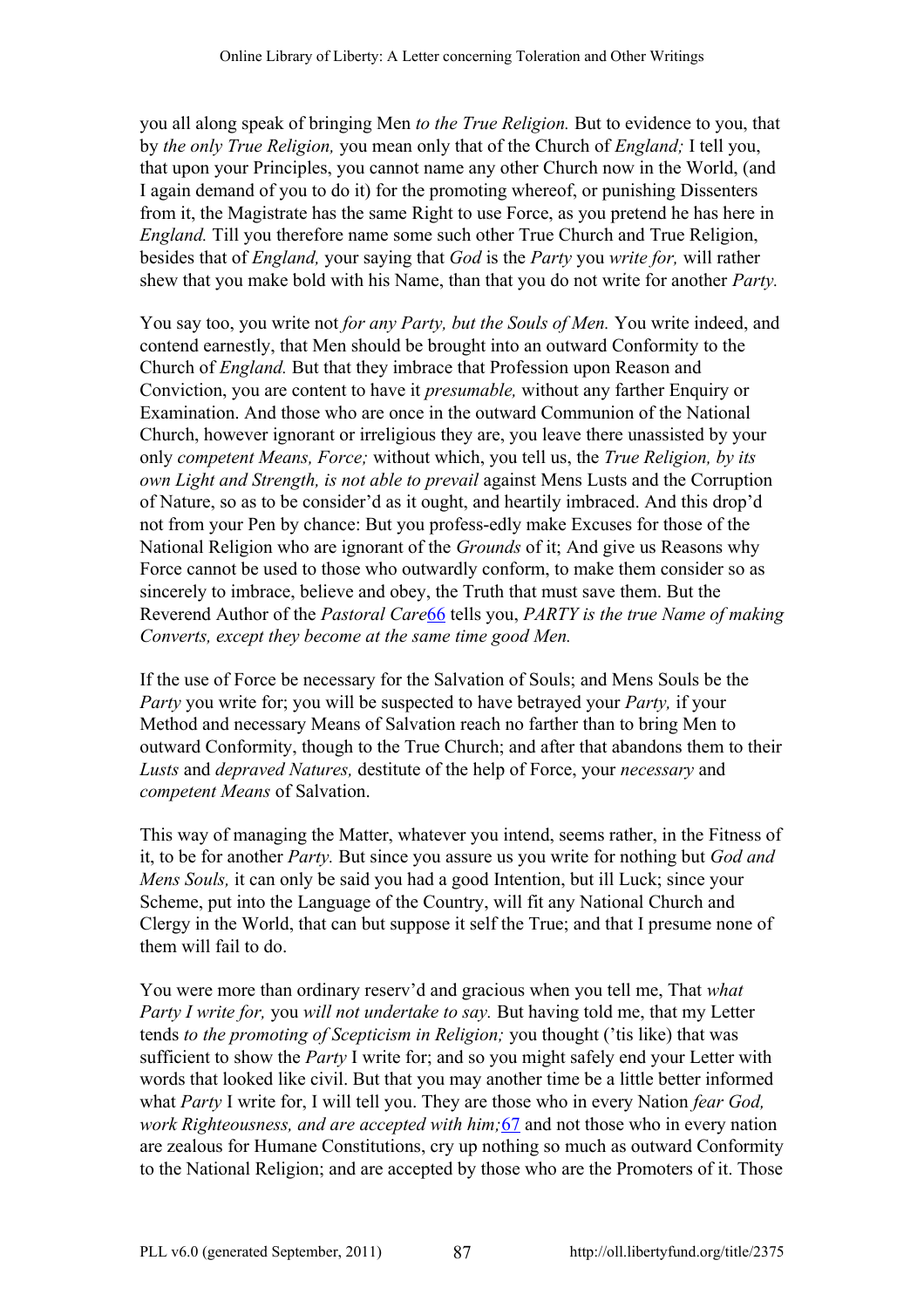you all along speak of bringing Men *to the True Religion.* But to evidence to you, that by *the only True Religion,* you mean only that of the Church of *England;* I tell you, that upon your Principles, you cannot name any other Church now in the World, (and I again demand of you to do it) for the promoting whereof, or punishing Dissenters from it, the Magistrate has the same Right to use Force, as you pretend he has here in *England.* Till you therefore name some such other True Church and True Religion, besides that of *England,* your saying that *God* is the *Party* you *write for,* will rather shew that you make bold with his Name, than that you do not write for another *Party.*

You say too, you write not *for any Party, but the Souls of Men.* You write indeed, and contend earnestly, that Men should be brought into an outward Conformity to the Church of *England.* But that they imbrace that Profession upon Reason and Conviction, you are content to have it *presumable,* without any farther Enquiry or Examination. And those who are once in the outward Communion of the National Church, however ignorant or irreligious they are, you leave there unassisted by your only *competent Means, Force;* without which, you tell us, the *True Religion, by its own Light and Strength, is not able to prevail* against Mens Lusts and the Corruption of Nature, so as to be consider'd as it ought, and heartily imbraced. And this drop'd not from your Pen by chance: But you profess-edly make Excuses for those of the National Religion who are ignorant of the *Grounds* of it; And give us Reasons why Force cannot be used to those who outwardly conform, to make them consider so as sincerely to imbrace, believe and obey, the Truth that must save them. But the Reverend Author of the *Pastoral Care*[66] tells you, *PARTY is the true Name of making Converts, except they become at the same time good Men.*

If the use of Force be necessary for the Salvation of Souls; and Mens Souls be the *Party* you write for; you will be suspected to have betrayed your *Party,* if your Method and necessary Means of Salvation reach no farther than to bring Men to outward Conformity, though to the True Church; and after that abandons them to their *Lusts* and *depraved Natures,* destitute of the help of Force, your *necessary* and *competent Means* of Salvation.

This way of managing the Matter, whatever you intend, seems rather, in the Fitness of it, to be for another *Party.* But since you assure us you write for nothing but *God and Mens Souls,* it can only be said you had a good Intention, but ill Luck; since your Scheme, put into the Language of the Country, will fit any National Church and Clergy in the World, that can but suppose it self the True; and that I presume none of them will fail to do.

You were more than ordinary reserv'd and gracious when you tell me, That *what Party I write for,* you *will not undertake to say.* But having told me, that my Letter tends *to the promoting of Scepticism in Religion;* you thought ('tis like) that was sufficient to show the *Party* I write for; and so you might safely end your Letter with words that looked like civil. But that you may another time be a little better informed what *Party* I write for, I will tell you. They are those who in every Nation *fear God, work Righteousness, and are accepted with him;*[67] and not those who in every nation are zealous for Humane Constitutions, cry up nothing so much as outward Conformity to the National Religion; and are accepted by those who are the Promoters of it. Those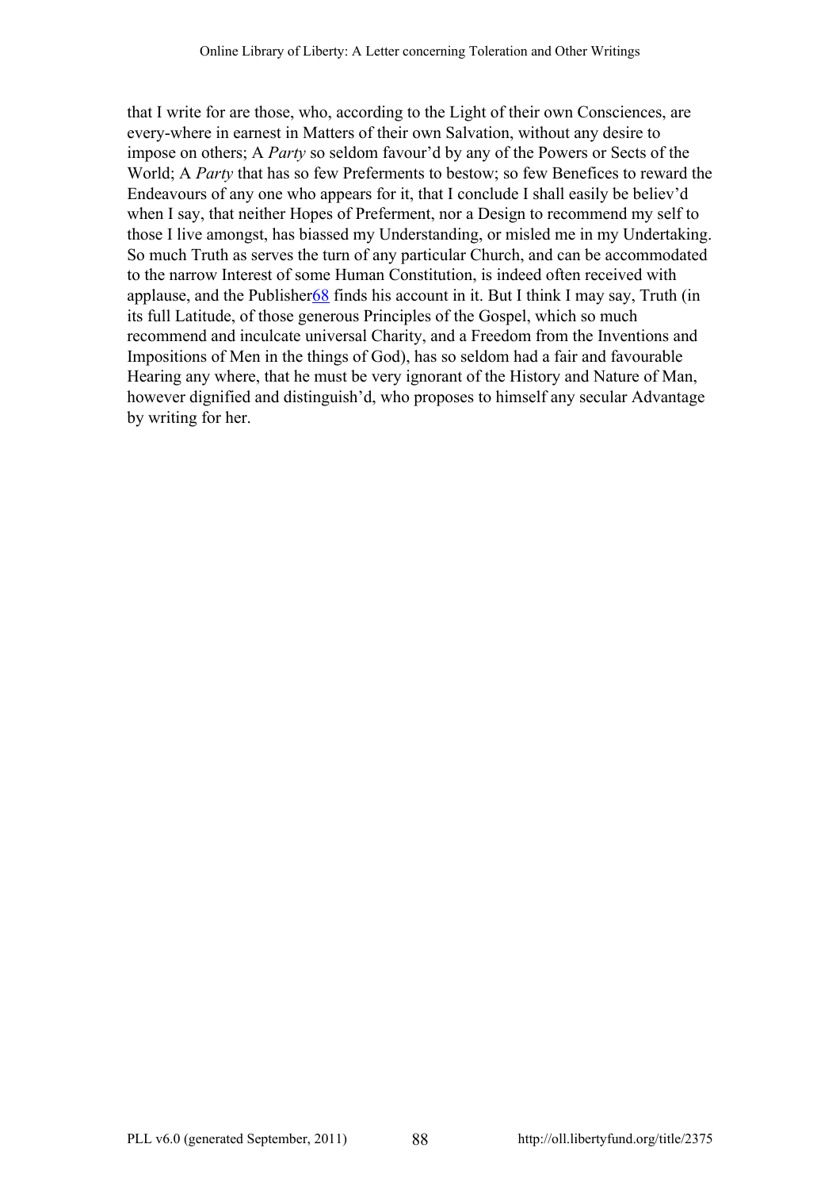that I write for are those, who, according to the Light of their own Consciences, are every-where in earnest in Matters of their own Salvation, without any desire to impose on others; A *Party* so seldom favour'd by any of the Powers or Sects of the World; A *Party* that has so few Preferments to bestow; so few Benefices to reward the Endeavours of any one who appears for it, that I conclude I shall easily be believ'd when I say, that neither Hopes of Preferment, nor a Design to recommend my self to those I live amongst, has biassed my Understanding, or misled me in my Undertaking. So much Truth as serves the turn of any particular Church, and can be accommodated to the narrow Interest of some Human Constitution, is indeed often received with applause, and the Publisher[68] finds his account in it. But I think I may say, Truth (in its full Latitude, of those generous Principles of the Gospel, which so much recommend and inculcate universal Charity, and a Freedom from the Inventions and Impositions of Men in the things of God), has so seldom had a fair and favourable Hearing any where, that he must be very ignorant of the History and Nature of Man, however dignified and distinguish'd, who proposes to himself any secular Advantage by writing for her.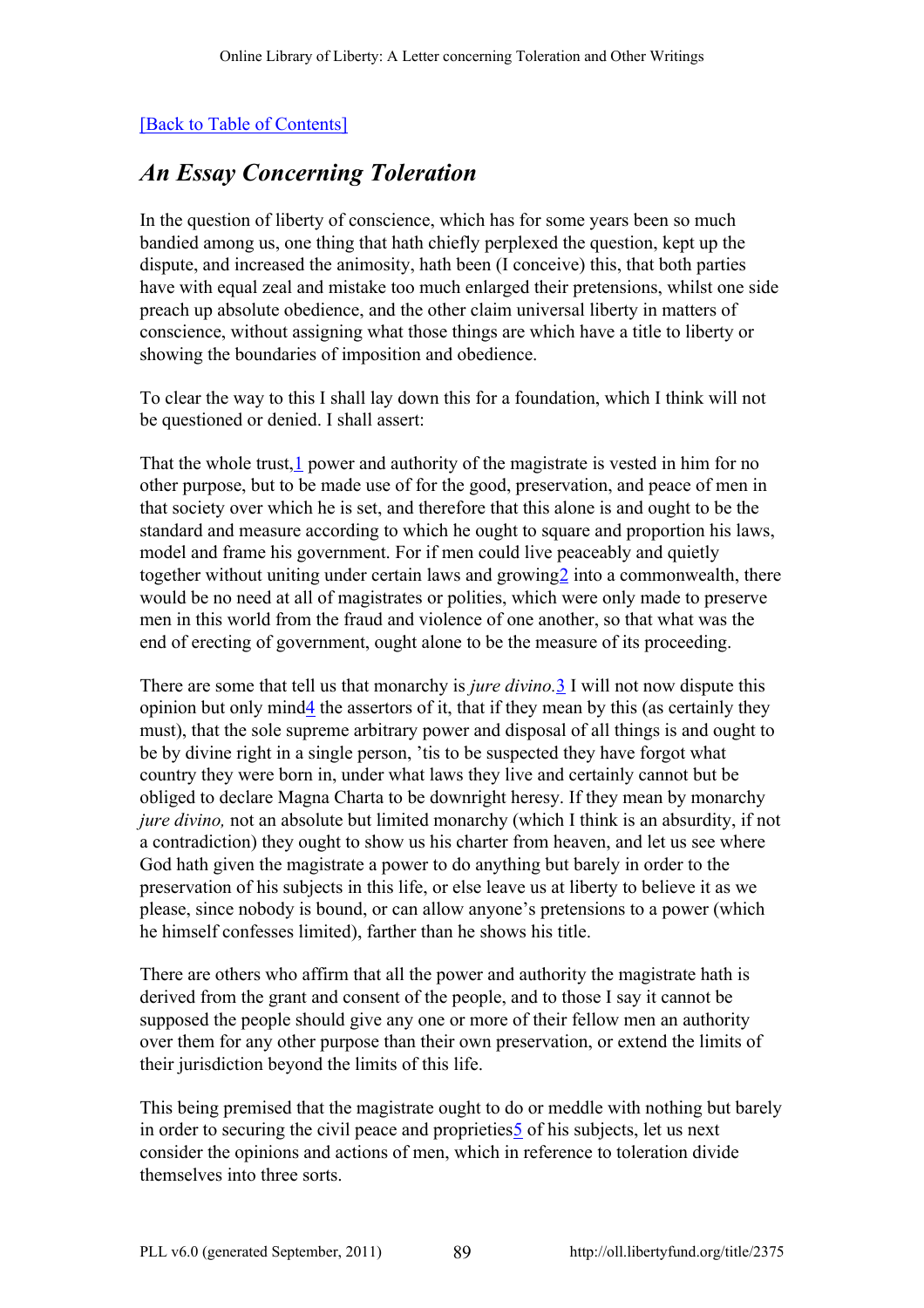[Back to Table of Contents]

## *An Essay Concerning Toleration*

In the question of liberty of conscience, which has for some years been so much bandied among us, one thing that hath chiefly perplexed the question, kept up the dispute, and increased the animosity, hath been (I conceive) this, that both parties have with equal zeal and mistake too much enlarged their pretensions, whilst one side preach up absolute obedience, and the other claim universal liberty in matters of conscience, without assigning what those things are which have a title to liberty or showing the boundaries of imposition and obedience.

To clear the way to this I shall lay down this for a foundation, which I think will not be questioned or denied. I shall assert:

That the whole trust,[1] power and authority of the magistrate is vested in him for no other purpose, but to be made use of for the good, preservation, and peace of men in that society over which he is set, and therefore that this alone is and ought to be the standard and measure according to which he ought to square and proportion his laws, model and frame his government. For if men could live peaceably and quietly together without uniting under certain laws and growing[2] into a commonwealth, there would be no need at all of magistrates or polities, which were only made to preserve men in this world from the fraud and violence of one another, so that what was the end of erecting of government, ought alone to be the measure of its proceeding.

There are some that tell us that monarchy is *jure divino*.[3] I will not now dispute this opinion but only mind[4] the assertors of it, that if they mean by this (as certainly they must), that the sole supreme arbitrary power and disposal of all things is and ought to be by divine right in a single person, 'tis to be suspected they have forgot what country they were born in, under what laws they live and certainly cannot but be obliged to declare Magna Charta to be downright heresy. If they mean by monarchy *jure divino,* not an absolute but limited monarchy (which I think is an absurdity, if not a contradiction) they ought to show us his charter from heaven, and let us see where God hath given the magistrate a power to do anything but barely in order to the preservation of his subjects in this life, or else leave us at liberty to believe it as we please, since nobody is bound, or can allow anyone's pretensions to a power (which he himself confesses limited), farther than he shows his title.

There are others who affirm that all the power and authority the magistrate hath is derived from the grant and consent of the people, and to those I say it cannot be supposed the people should give any one or more of their fellow men an authority over them for any other purpose than their own preservation, or extend the limits of their jurisdiction beyond the limits of this life.

This being premised that the magistrate ought to do or meddle with nothing but barely in order to securing the civil peace and proprieties[5] of his subjects, let us next consider the opinions and actions of men, which in reference to toleration divide themselves into three sorts.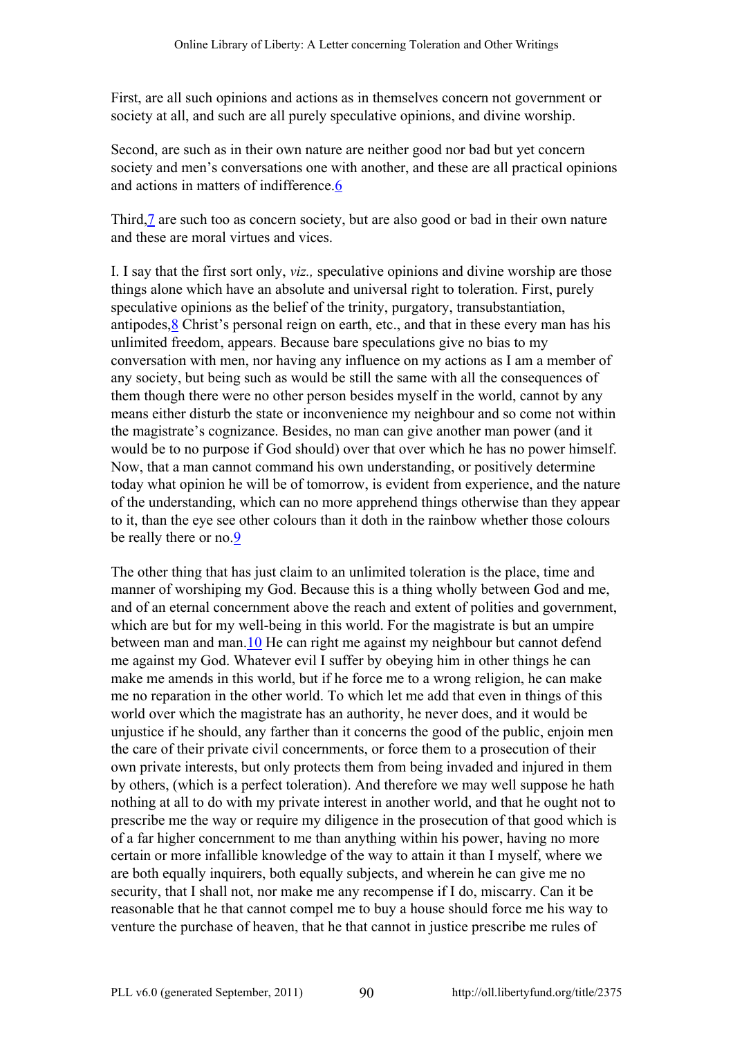First, are all such opinions and actions as in themselves concern not government or society at all, and such are all purely speculative opinions, and divine worship.

Second, are such as in their own nature are neither good nor bad but yet concern society and men's conversations one with another, and these are all practical opinions and actions in matters of indifference.[6]

Third,[7] are such too as concern society, but are also good or bad in their own nature and these are moral virtues and vices.

I. I say that the first sort only, *viz.,* speculative opinions and divine worship are those things alone which have an absolute and universal right to toleration. First, purely speculative opinions as the belief of the trinity, purgatory, transubstantiation, antipodes,[8] Christ's personal reign on earth, etc., and that in these every man has his unlimited freedom, appears. Because bare speculations give no bias to my conversation with men, nor having any influence on my actions as I am a member of any society, but being such as would be still the same with all the consequences of them though there were no other person besides myself in the world, cannot by any means either disturb the state or inconvenience my neighbour and so come not within the magistrate's cognizance. Besides, no man can give another man power (and it would be to no purpose if God should) over that over which he has no power himself. Now, that a man cannot command his own understanding, or positively determine today what opinion he will be of tomorrow, is evident from experience, and the nature of the understanding, which can no more apprehend things otherwise than they appear to it, than the eye see other colours than it doth in the rainbow whether those colours be really there or no.[9]

The other thing that has just claim to an unlimited toleration is the place, time and manner of worshiping my God. Because this is a thing wholly between God and me, and of an eternal concernment above the reach and extent of polities and government, which are but for my well-being in this world. For the magistrate is but an umpire between man and man.[10] He can right me against my neighbour but cannot defend me against my God. Whatever evil I suffer by obeying him in other things he can make me amends in this world, but if he force me to a wrong religion, he can make me no reparation in the other world. To which let me add that even in things of this world over which the magistrate has an authority, he never does, and it would be unjustice if he should, any farther than it concerns the good of the public, enjoin men the care of their private civil concernments, or force them to a prosecution of their own private interests, but only protects them from being invaded and injured in them by others, (which is a perfect toleration). And therefore we may well suppose he hath nothing at all to do with my private interest in another world, and that he ought not to prescribe me the way or require my diligence in the prosecution of that good which is of a far higher concernment to me than anything within his power, having no more certain or more infallible knowledge of the way to attain it than I myself, where we are both equally inquirers, both equally subjects, and wherein he can give me no security, that I shall not, nor make me any recompense if I do, miscarry. Can it be reasonable that he that cannot compel me to buy a house should force me his way to venture the purchase of heaven, that he that cannot in justice prescribe me rules of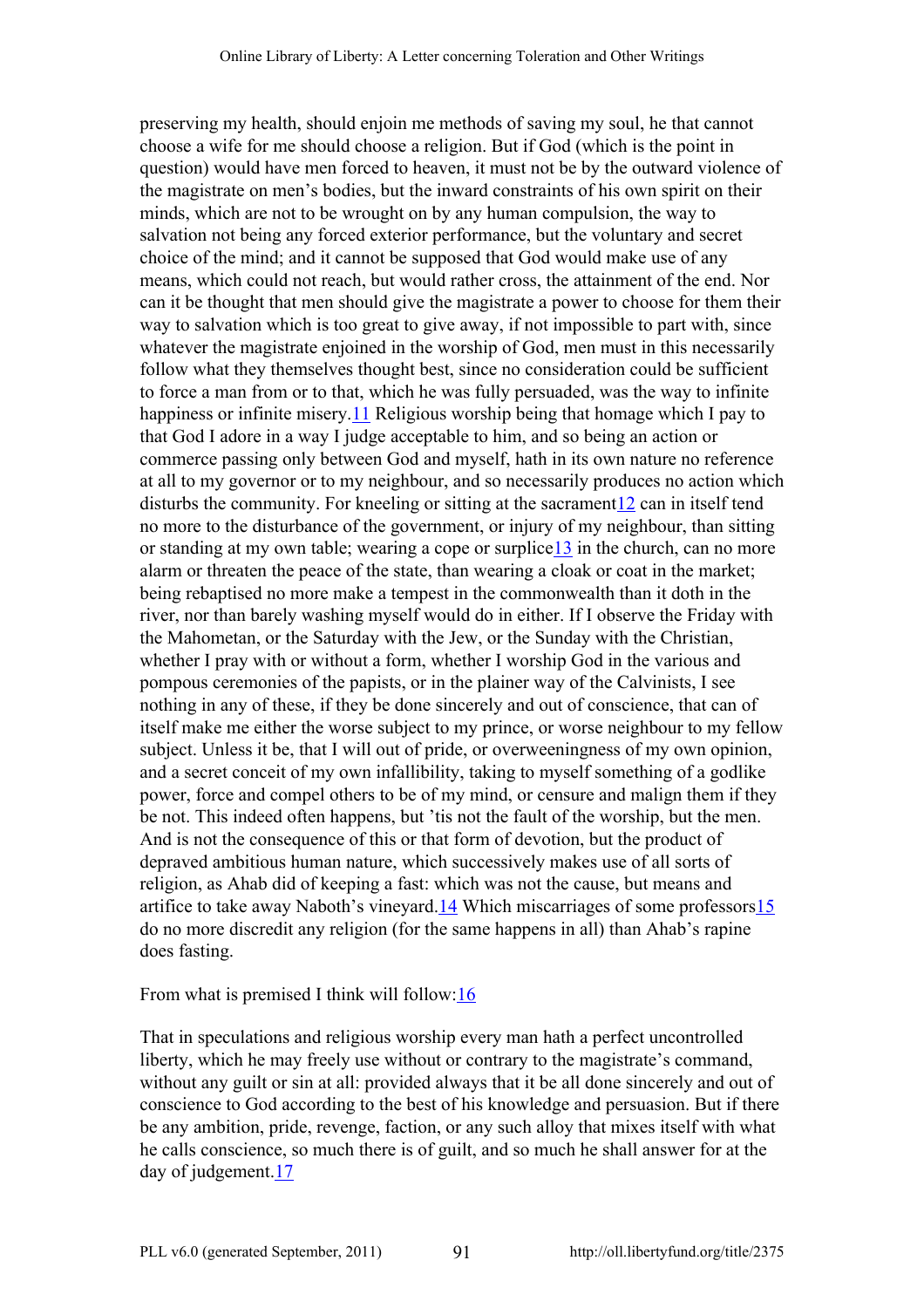preserving my health, should enjoin me methods of saving my soul, he that cannot choose a wife for me should choose a religion. But if God (which is the point in question) would have men forced to heaven, it must not be by the outward violence of the magistrate on men's bodies, but the inward constraints of his own spirit on their minds, which are not to be wrought on by any human compulsion, the way to salvation not being any forced exterior performance, but the voluntary and secret choice of the mind; and it cannot be supposed that God would make use of any means, which could not reach, but would rather cross, the attainment of the end. Nor can it be thought that men should give the magistrate a power to choose for them their way to salvation which is too great to give away, if not impossible to part with, since whatever the magistrate enjoined in the worship of God, men must in this necessarily follow what they themselves thought best, since no consideration could be sufficient to force a man from or to that, which he was fully persuaded, was the way to infinite happiness or infinite misery.[11] Religious worship being that homage which I pay to that God I adore in a way I judge acceptable to him, and so being an action or commerce passing only between God and myself, hath in its own nature no reference at all to my governor or to my neighbour, and so necessarily produces no action which disturbs the community. For kneeling or sitting at the sacrament[12] can in itself tend no more to the disturbance of the government, or injury of my neighbour, than sitting or standing at my own table; wearing a cope or surplice[13] in the church, can no more alarm or threaten the peace of the state, than wearing a cloak or coat in the market; being rebaptised no more make a tempest in the commonwealth than it doth in the river, nor than barely washing myself would do in either. If I observe the Friday with the Mahometan, or the Saturday with the Jew, or the Sunday with the Christian, whether I pray with or without a form, whether I worship God in the various and pompous ceremonies of the papists, or in the plainer way of the Calvinists, I see nothing in any of these, if they be done sincerely and out of conscience, that can of itself make me either the worse subject to my prince, or worse neighbour to my fellow subject. Unless it be, that I will out of pride, or overweeningness of my own opinion, and a secret conceit of my own infallibility, taking to myself something of a godlike power, force and compel others to be of my mind, or censure and malign them if they be not. This indeed often happens, but 'tis not the fault of the worship, but the men. And is not the consequence of this or that form of devotion, but the product of depraved ambitious human nature, which successively makes use of all sorts of religion, as Ahab did of keeping a fast: which was not the cause, but means and artifice to take away Naboth's vineyard.[14] Which miscarriages of some professors[15] do no more discredit any religion (for the same happens in all) than Ahab's rapine does fasting.

From what is premised I think will follow:[16]

That in speculations and religious worship every man hath a perfect uncontrolled liberty, which he may freely use without or contrary to the magistrate's command, without any guilt or sin at all: provided always that it be all done sincerely and out of conscience to God according to the best of his knowledge and persuasion. But if there be any ambition, pride, revenge, faction, or any such alloy that mixes itself with what he calls conscience, so much there is of guilt, and so much he shall answer for at the day of judgement.[17]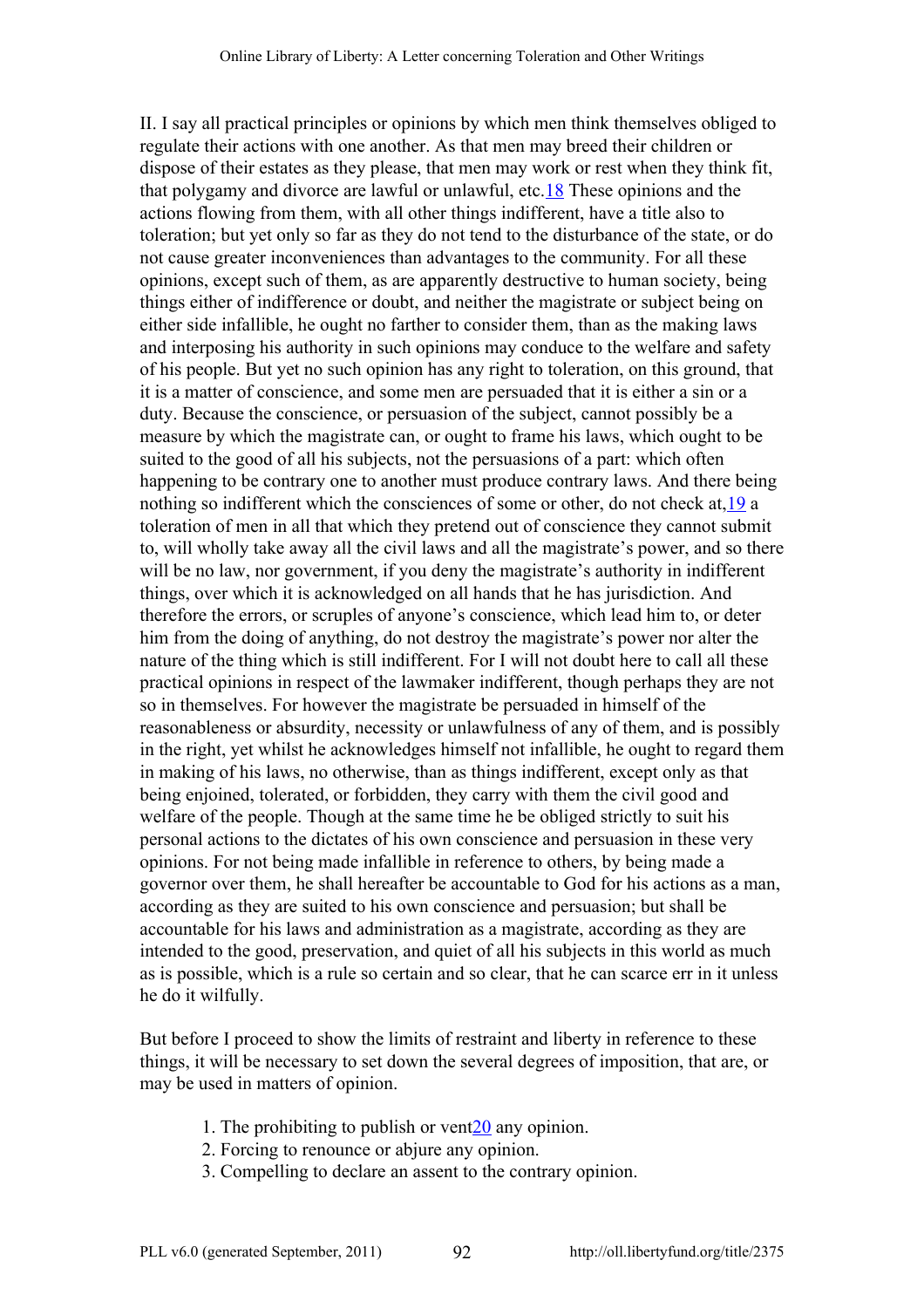II. I say all practical principles or opinions by which men think themselves obliged to regulate their actions with one another. As that men may breed their children or dispose of their estates as they please, that men may work or rest when they think fit, that polygamy and divorce are lawful or unlawful, etc.[18] These opinions and the actions flowing from them, with all other things indifferent, have a title also to toleration; but yet only so far as they do not tend to the disturbance of the state, or do not cause greater inconveniences than advantages to the community. For all these opinions, except such of them, as are apparently destructive to human society, being things either of indifference or doubt, and neither the magistrate or subject being on either side infallible, he ought no farther to consider them, than as the making laws and interposing his authority in such opinions may conduce to the welfare and safety of his people. But yet no such opinion has any right to toleration, on this ground, that it is a matter of conscience, and some men are persuaded that it is either a sin or a duty. Because the conscience, or persuasion of the subject, cannot possibly be a measure by which the magistrate can, or ought to frame his laws, which ought to be suited to the good of all his subjects, not the persuasions of a part: which often happening to be contrary one to another must produce contrary laws. And there being nothing so indifferent which the consciences of some or other, do not check at,[19] a toleration of men in all that which they pretend out of conscience they cannot submit to, will wholly take away all the civil laws and all the magistrate's power, and so there will be no law, nor government, if you deny the magistrate's authority in indifferent things, over which it is acknowledged on all hands that he has jurisdiction. And therefore the errors, or scruples of anyone's conscience, which lead him to, or deter him from the doing of anything, do not destroy the magistrate's power nor alter the nature of the thing which is still indifferent. For I will not doubt here to call all these practical opinions in respect of the lawmaker indifferent, though perhaps they are not so in themselves. For however the magistrate be persuaded in himself of the reasonableness or absurdity, necessity or unlawfulness of any of them, and is possibly in the right, yet whilst he acknowledges himself not infallible, he ought to regard them in making of his laws, no otherwise, than as things indifferent, except only as that being enjoined, tolerated, or forbidden, they carry with them the civil good and welfare of the people. Though at the same time he be obliged strictly to suit his personal actions to the dictates of his own conscience and persuasion in these very opinions. For not being made infallible in reference to others, by being made a governor over them, he shall hereafter be accountable to God for his actions as a man, according as they are suited to his own conscience and persuasion; but shall be accountable for his laws and administration as a magistrate, according as they are intended to the good, preservation, and quiet of all his subjects in this world as much as is possible, which is a rule so certain and so clear, that he can scarce err in it unless he do it wilfully.

But before I proceed to show the limits of restraint and liberty in reference to these things, it will be necessary to set down the several degrees of imposition, that are, or may be used in matters of opinion.

1. The prohibiting to publish or vent[20] any opinion.
2. Forcing to renounce or abjure any opinion.
3. Compelling to declare an assent to the contrary opinion.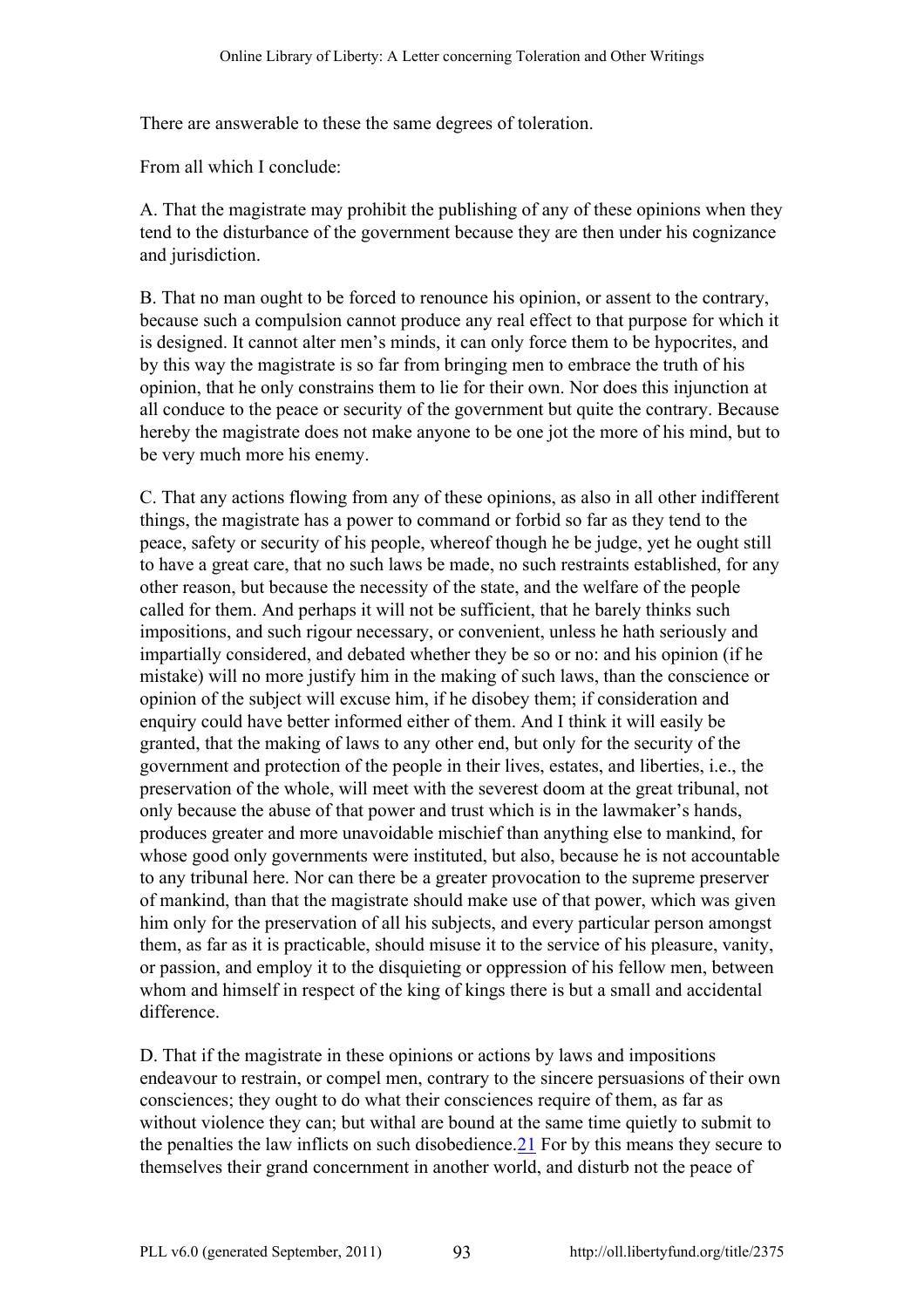There are answerable to these the same degrees of toleration.

From all which I conclude:

A. That the magistrate may prohibit the publishing of any of these opinions when they tend to the disturbance of the government because they are then under his cognizance and jurisdiction.

B. That no man ought to be forced to renounce his opinion, or assent to the contrary, because such a compulsion cannot produce any real effect to that purpose for which it is designed. It cannot alter men's minds, it can only force them to be hypocrites, and by this way the magistrate is so far from bringing men to embrace the truth of his opinion, that he only constrains them to lie for their own. Nor does this injunction at all conduce to the peace or security of the government but quite the contrary. Because hereby the magistrate does not make anyone to be one jot the more of his mind, but to be very much more his enemy.

C. That any actions flowing from any of these opinions, as also in all other indifferent things, the magistrate has a power to command or forbid so far as they tend to the peace, safety or security of his people, whereof though he be judge, yet he ought still to have a great care, that no such laws be made, no such restraints established, for any other reason, but because the necessity of the state, and the welfare of the people called for them. And perhaps it will not be sufficient, that he barely thinks such impositions, and such rigour necessary, or convenient, unless he hath seriously and impartially considered, and debated whether they be so or no: and his opinion (if he mistake) will no more justify him in the making of such laws, than the conscience or opinion of the subject will excuse him, if he disobey them; if consideration and enquiry could have better informed either of them. And I think it will easily be granted, that the making of laws to any other end, but only for the security of the government and protection of the people in their lives, estates, and liberties, i.e., the preservation of the whole, will meet with the severest doom at the great tribunal, not only because the abuse of that power and trust which is in the lawmaker's hands, produces greater and more unavoidable mischief than anything else to mankind, for whose good only governments were instituted, but also, because he is not accountable to any tribunal here. Nor can there be a greater provocation to the supreme preserver of mankind, than that the magistrate should make use of that power, which was given him only for the preservation of all his subjects, and every particular person amongst them, as far as it is practicable, should misuse it to the service of his pleasure, vanity, or passion, and employ it to the disquieting or oppression of his fellow men, between whom and himself in respect of the king of kings there is but a small and accidental difference.

D. That if the magistrate in these opinions or actions by laws and impositions endeavour to restrain, or compel men, contrary to the sincere persuasions of their own consciences; they ought to do what their consciences require of them, as far as without violence they can; but withal are bound at the same time quietly to submit to the penalties the law inflicts on such disobedience.[21] For by this means they secure to themselves their grand concernment in another world, and disturb not the peace of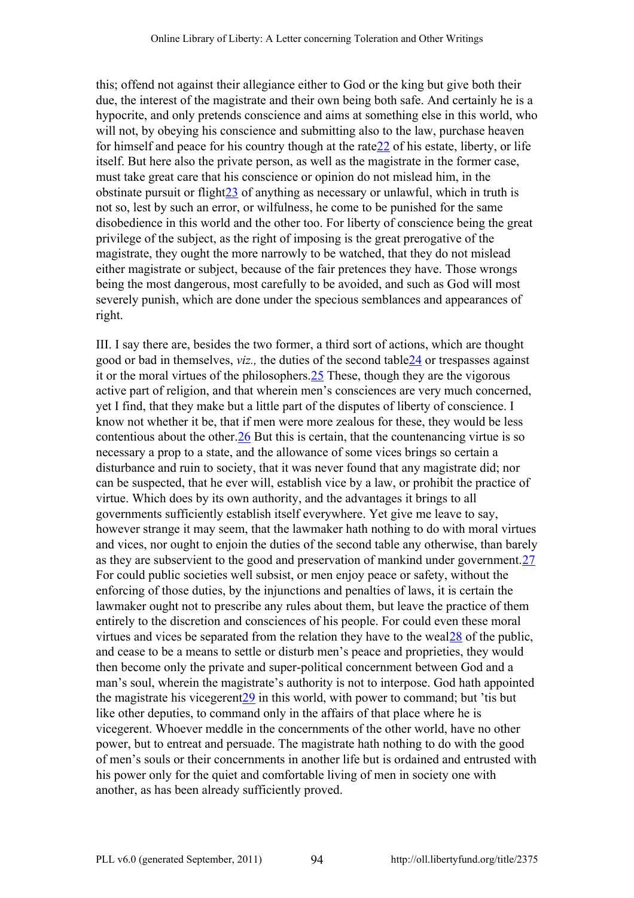this; offend not against their allegiance either to God or the king but give both their due, the interest of the magistrate and their own being both safe. And certainly he is a hypocrite, and only pretends conscience and aims at something else in this world, who will not, by obeying his conscience and submitting also to the law, purchase heaven for himself and peace for his country though at the rate[22] of his estate, liberty, or life itself. But here also the private person, as well as the magistrate in the former case, must take great care that his conscience or opinion do not mislead him, in the obstinate pursuit or flight[23] of anything as necessary or unlawful, which in truth is not so, lest by such an error, or wilfulness, he come to be punished for the same disobedience in this world and the other too. For liberty of conscience being the great privilege of the subject, as the right of imposing is the great prerogative of the magistrate, they ought the more narrowly to be watched, that they do not mislead either magistrate or subject, because of the fair pretences they have. Those wrongs being the most dangerous, most carefully to be avoided, and such as God will most severely punish, which are done under the specious semblances and appearances of right.

III. I say there are, besides the two former, a third sort of actions, which are thought good or bad in themselves, *viz.,* the duties of the second table[24] or trespasses against it or the moral virtues of the philosophers.[25] These, though they are the vigorous active part of religion, and that wherein men's consciences are very much concerned, yet I find, that they make but a little part of the disputes of liberty of conscience. I know not whether it be, that if men were more zealous for these, they would be less contentious about the other.[26] But this is certain, that the countenancing virtue is so necessary a prop to a state, and the allowance of some vices brings so certain a disturbance and ruin to society, that it was never found that any magistrate did; nor can be suspected, that he ever will, establish vice by a law, or prohibit the practice of virtue. Which does by its own authority, and the advantages it brings to all governments sufficiently establish itself everywhere. Yet give me leave to say, however strange it may seem, that the lawmaker hath nothing to do with moral virtues and vices, nor ought to enjoin the duties of the second table any otherwise, than barely as they are subservient to the good and preservation of mankind under government.[27] For could public societies well subsist, or men enjoy peace or safety, without the enforcing of those duties, by the injunctions and penalties of laws, it is certain the lawmaker ought not to prescribe any rules about them, but leave the practice of them entirely to the discretion and consciences of his people. For could even these moral virtues and vices be separated from the relation they have to the weal[28] of the public, and cease to be a means to settle or disturb men's peace and proprieties, they would then become only the private and super-political concernment between God and a man's soul, wherein the magistrate's authority is not to interpose. God hath appointed the magistrate his vicegerent[29] in this world, with power to command; but 'tis but like other deputies, to command only in the affairs of that place where he is vicegerent. Whoever meddle in the concernments of the other world, have no other power, but to entreat and persuade. The magistrate hath nothing to do with the good of men's souls or their concernments in another life but is ordained and entrusted with his power only for the quiet and comfortable living of men in society one with another, as has been already sufficiently proved.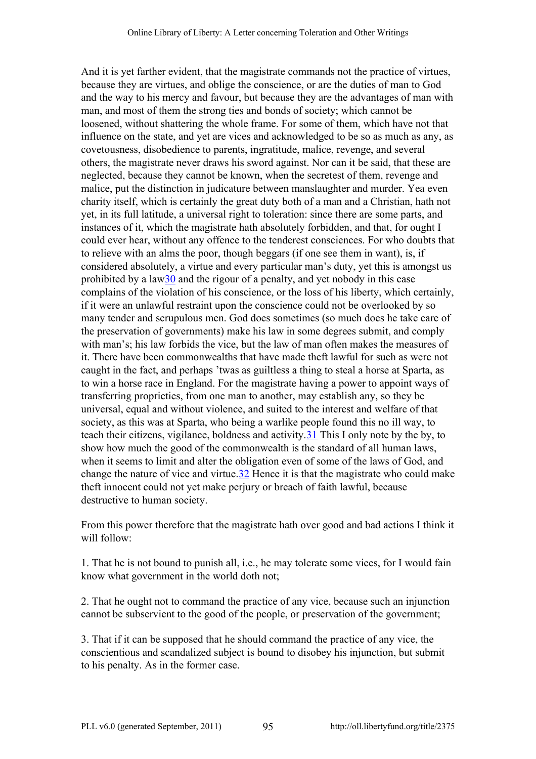And it is yet farther evident, that the magistrate commands not the practice of virtues, because they are virtues, and oblige the conscience, or are the duties of man to God and the way to his mercy and favour, but because they are the advantages of man with man, and most of them the strong ties and bonds of society; which cannot be loosened, without shattering the whole frame. For some of them, which have not that influence on the state, and yet are vices and acknowledged to be so as much as any, as covetousness, disobedience to parents, ingratitude, malice, revenge, and several others, the magistrate never draws his sword against. Nor can it be said, that these are neglected, because they cannot be known, when the secretest of them, revenge and malice, put the distinction in judicature between manslaughter and murder. Yea even charity itself, which is certainly the great duty both of a man and a Christian, hath not yet, in its full latitude, a universal right to toleration: since there are some parts, and instances of it, which the magistrate hath absolutely forbidden, and that, for ought I could ever hear, without any offence to the tenderest consciences. For who doubts that to relieve with an alms the poor, though beggars (if one see them in want), is, if considered absolutely, a virtue and every particular man's duty, yet this is amongst us prohibited by a law[30] and the rigour of a penalty, and yet nobody in this case complains of the violation of his conscience, or the loss of his liberty, which certainly, if it were an unlawful restraint upon the conscience could not be overlooked by so many tender and scrupulous men. God does sometimes (so much does he take care of the preservation of governments) make his law in some degrees submit, and comply with man's; his law forbids the vice, but the law of man often makes the measures of it. There have been commonwealths that have made theft lawful for such as were not caught in the fact, and perhaps 'twas as guiltless a thing to steal a horse at Sparta, as to win a horse race in England. For the magistrate having a power to appoint ways of transferring proprieties, from one man to another, may establish any, so they be universal, equal and without violence, and suited to the interest and welfare of that society, as this was at Sparta, who being a warlike people found this no ill way, to teach their citizens, vigilance, boldness and activity.[31] This I only note by the by, to show how much the good of the commonwealth is the standard of all human laws, when it seems to limit and alter the obligation even of some of the laws of God, and change the nature of vice and virtue.[32] Hence it is that the magistrate who could make theft innocent could not yet make perjury or breach of faith lawful, because destructive to human society.

From this power therefore that the magistrate hath over good and bad actions I think it will follow:

1. That he is not bound to punish all, i.e., he may tolerate some vices, for I would fain know what government in the world doth not;

2. That he ought not to command the practice of any vice, because such an injunction cannot be subservient to the good of the people, or preservation of the government;

3. That if it can be supposed that he should command the practice of any vice, the conscientious and scandalized subject is bound to disobey his injunction, but submit to his penalty. As in the former case.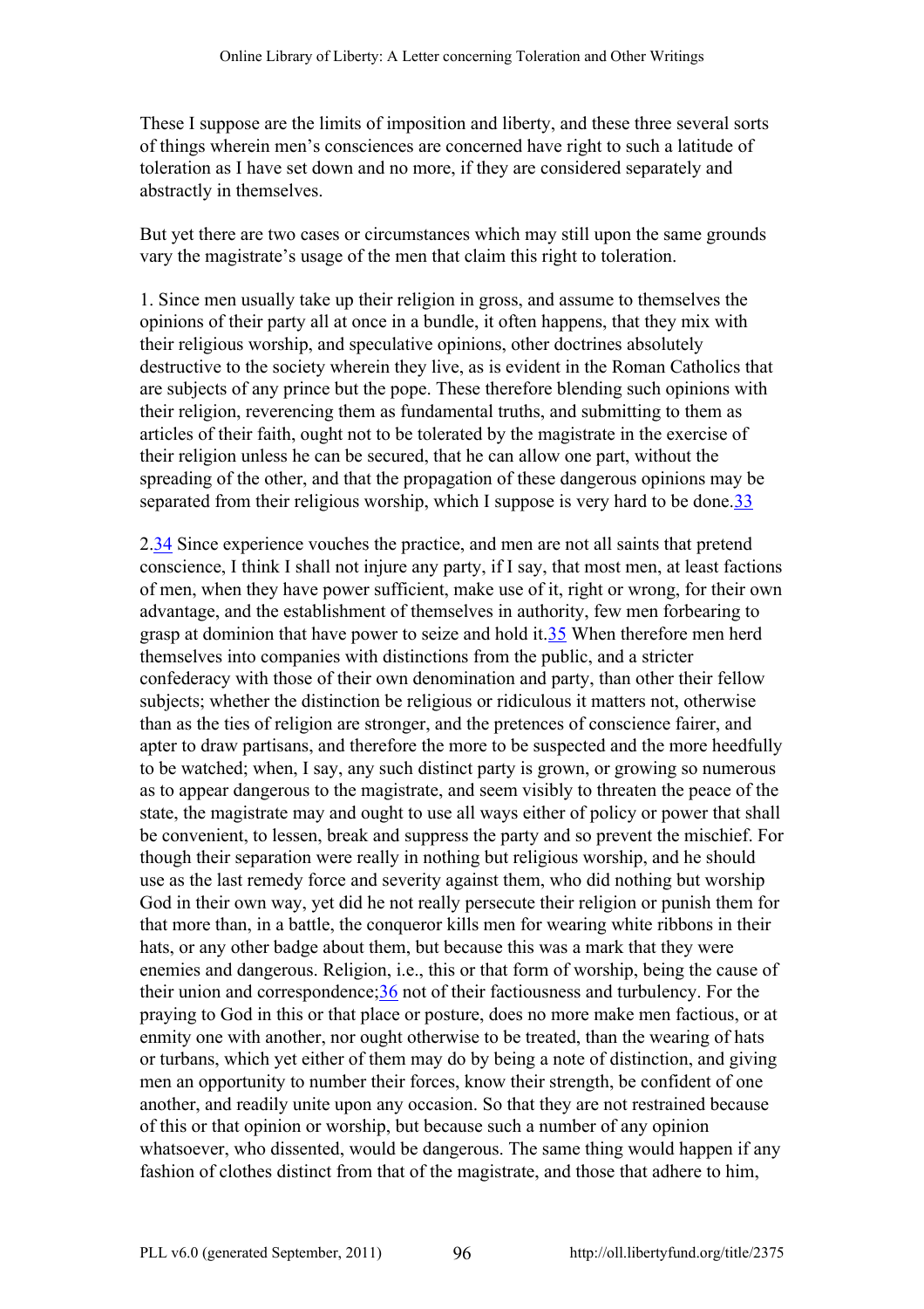These I suppose are the limits of imposition and liberty, and these three several sorts of things wherein men's consciences are concerned have right to such a latitude of toleration as I have set down and no more, if they are considered separately and abstractly in themselves.

But yet there are two cases or circumstances which may still upon the same grounds vary the magistrate's usage of the men that claim this right to toleration.

1. Since men usually take up their religion in gross, and assume to themselves the opinions of their party all at once in a bundle, it often happens, that they mix with their religious worship, and speculative opinions, other doctrines absolutely destructive to the society wherein they live, as is evident in the Roman Catholics that are subjects of any prince but the pope. These therefore blending such opinions with their religion, reverencing them as fundamental truths, and submitting to them as articles of their faith, ought not to be tolerated by the magistrate in the exercise of their religion unless he can be secured, that he can allow one part, without the spreading of the other, and that the propagation of these dangerous opinions may be separated from their religious worship, which I suppose is very hard to be done.[33]

2.[34] Since experience vouches the practice, and men are not all saints that pretend conscience, I think I shall not injure any party, if I say, that most men, at least factions of men, when they have power sufficient, make use of it, right or wrong, for their own advantage, and the establishment of themselves in authority, few men forbearing to grasp at dominion that have power to seize and hold it.[35] When therefore men herd themselves into companies with distinctions from the public, and a stricter confederacy with those of their own denomination and party, than other their fellow subjects; whether the distinction be religious or ridiculous it matters not, otherwise than as the ties of religion are stronger, and the pretences of conscience fairer, and apter to draw partisans, and therefore the more to be suspected and the more heedfully to be watched; when, I say, any such distinct party is grown, or growing so numerous as to appear dangerous to the magistrate, and seem visibly to threaten the peace of the state, the magistrate may and ought to use all ways either of policy or power that shall be convenient, to lessen, break and suppress the party and so prevent the mischief. For though their separation were really in nothing but religious worship, and he should use as the last remedy force and severity against them, who did nothing but worship God in their own way, yet did he not really persecute their religion or punish them for that more than, in a battle, the conqueror kills men for wearing white ribbons in their hats, or any other badge about them, but because this was a mark that they were enemies and dangerous. Religion, i.e., this or that form of worship, being the cause of their union and correspondence;[36] not of their factiousness and turbulency. For the praying to God in this or that place or posture, does no more make men factious, or at enmity one with another, nor ought otherwise to be treated, than the wearing of hats or turbans, which yet either of them may do by being a note of distinction, and giving men an opportunity to number their forces, know their strength, be confident of one another, and readily unite upon any occasion. So that they are not restrained because of this or that opinion or worship, but because such a number of any opinion whatsoever, who dissented, would be dangerous. The same thing would happen if any fashion of clothes distinct from that of the magistrate, and those that adhere to him,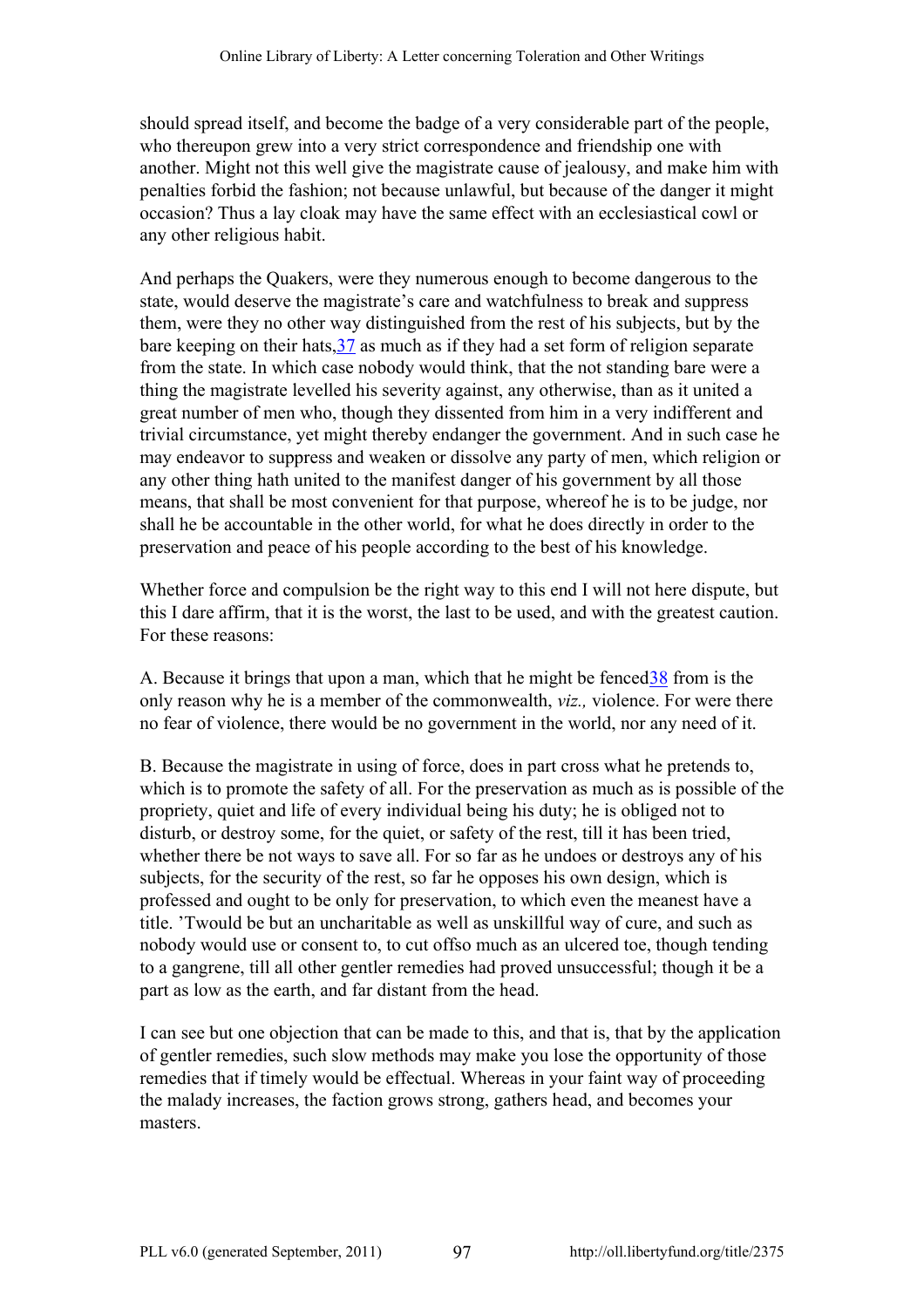should spread itself, and become the badge of a very considerable part of the people, who thereupon grew into a very strict correspondence and friendship one with another. Might not this well give the magistrate cause of jealousy, and make him with penalties forbid the fashion; not because unlawful, but because of the danger it might occasion? Thus a lay cloak may have the same effect with an ecclesiastical cowl or any other religious habit.

And perhaps the Quakers, were they numerous enough to become dangerous to the state, would deserve the magistrate's care and watchfulness to break and suppress them, were they no other way distinguished from the rest of his subjects, but by the bare keeping on their hats,[37] as much as if they had a set form of religion separate from the state. In which case nobody would think, that the not standing bare were a thing the magistrate levelled his severity against, any otherwise, than as it united a great number of men who, though they dissented from him in a very indifferent and trivial circumstance, yet might thereby endanger the government. And in such case he may endeavor to suppress and weaken or dissolve any party of men, which religion or any other thing hath united to the manifest danger of his government by all those means, that shall be most convenient for that purpose, whereof he is to be judge, nor shall he be accountable in the other world, for what he does directly in order to the preservation and peace of his people according to the best of his knowledge.

Whether force and compulsion be the right way to this end I will not here dispute, but this I dare affirm, that it is the worst, the last to be used, and with the greatest caution. For these reasons:

A. Because it brings that upon a man, which that he might be fenced[38] from is the only reason why he is a member of the commonwealth, *viz.,* violence. For were there no fear of violence, there would be no government in the world, nor any need of it.

B. Because the magistrate in using of force, does in part cross what he pretends to, which is to promote the safety of all. For the preservation as much as is possible of the propriety, quiet and life of every individual being his duty; he is obliged not to disturb, or destroy some, for the quiet, or safety of the rest, till it has been tried, whether there be not ways to save all. For so far as he undoes or destroys any of his subjects, for the security of the rest, so far he opposes his own design, which is professed and ought to be only for preservation, to which even the meanest have a title. 'Twould be but an uncharitable as well as unskillful way of cure, and such as nobody would use or consent to, to cut offso much as an ulcered toe, though tending to a gangrene, till all other gentler remedies had proved unsuccessful; though it be a part as low as the earth, and far distant from the head.

I can see but one objection that can be made to this, and that is, that by the application of gentler remedies, such slow methods may make you lose the opportunity of those remedies that if timely would be effectual. Whereas in your faint way of proceeding the malady increases, the faction grows strong, gathers head, and becomes your masters.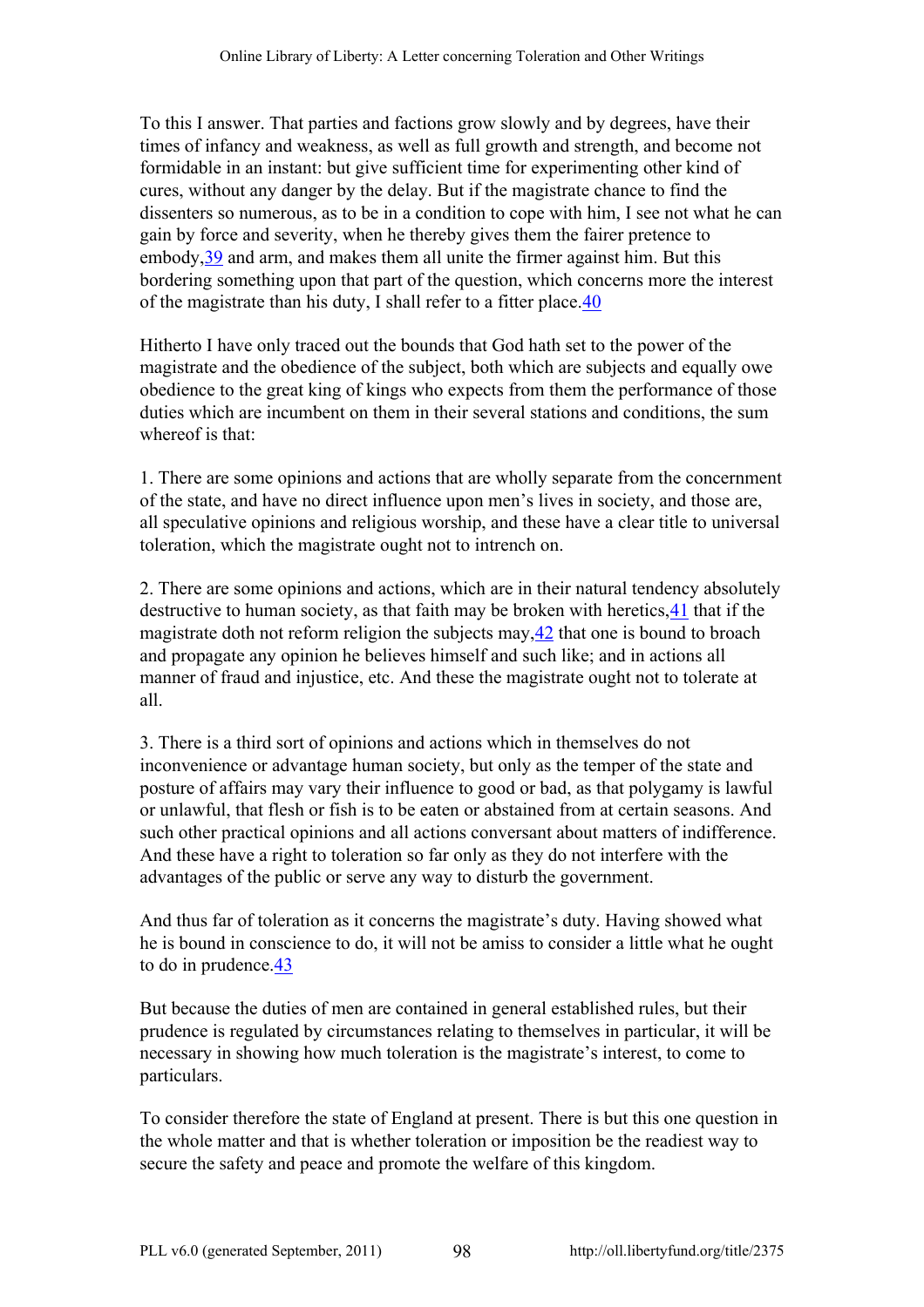To this I answer. That parties and factions grow slowly and by degrees, have their times of infancy and weakness, as well as full growth and strength, and become not formidable in an instant: but give sufficient time for experimenting other kind of cures, without any danger by the delay. But if the magistrate chance to find the dissenters so numerous, as to be in a condition to cope with him, I see not what he can gain by force and severity, when he thereby gives them the fairer pretence to embody,[39] and arm, and makes them all unite the firmer against him. But this bordering something upon that part of the question, which concerns more the interest of the magistrate than his duty, I shall refer to a fitter place.[40]

Hitherto I have only traced out the bounds that God hath set to the power of the magistrate and the obedience of the subject, both which are subjects and equally owe obedience to the great king of kings who expects from them the performance of those duties which are incumbent on them in their several stations and conditions, the sum whereof is that:

1. There are some opinions and actions that are wholly separate from the concernment of the state, and have no direct influence upon men's lives in society, and those are, all speculative opinions and religious worship, and these have a clear title to universal toleration, which the magistrate ought not to intrench on.

2. There are some opinions and actions, which are in their natural tendency absolutely destructive to human society, as that faith may be broken with heretics,[41] that if the magistrate doth not reform religion the subjects may,[42] that one is bound to broach and propagate any opinion he believes himself and such like; and in actions all manner of fraud and injustice, etc. And these the magistrate ought not to tolerate at all.

3. There is a third sort of opinions and actions which in themselves do not inconvenience or advantage human society, but only as the temper of the state and posture of affairs may vary their influence to good or bad, as that polygamy is lawful or unlawful, that flesh or fish is to be eaten or abstained from at certain seasons. And such other practical opinions and all actions conversant about matters of indifference. And these have a right to toleration so far only as they do not interfere with the advantages of the public or serve any way to disturb the government.

And thus far of toleration as it concerns the magistrate's duty. Having showed what he is bound in conscience to do, it will not be amiss to consider a little what he ought to do in prudence.[43]

But because the duties of men are contained in general established rules, but their prudence is regulated by circumstances relating to themselves in particular, it will be necessary in showing how much toleration is the magistrate's interest, to come to particulars.

To consider therefore the state of England at present. There is but this one question in the whole matter and that is whether toleration or imposition be the readiest way to secure the safety and peace and promote the welfare of this kingdom.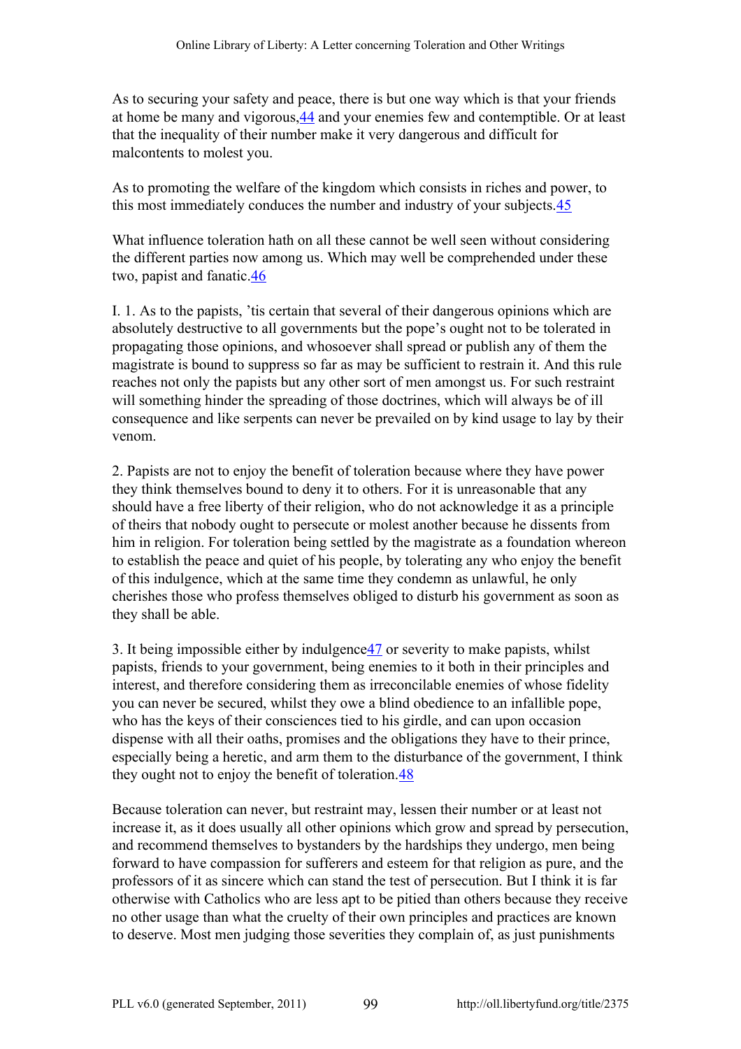As to securing your safety and peace, there is but one way which is that your friends at home be many and vigorous,[44] and your enemies few and contemptible. Or at least that the inequality of their number make it very dangerous and difficult for malcontents to molest you.

As to promoting the welfare of the kingdom which consists in riches and power, to this most immediately conduces the number and industry of your subjects.[45]

What influence toleration hath on all these cannot be well seen without considering the different parties now among us. Which may well be comprehended under these two, papist and fanatic.[46]

I. 1. As to the papists, 'tis certain that several of their dangerous opinions which are absolutely destructive to all governments but the pope's ought not to be tolerated in propagating those opinions, and whosoever shall spread or publish any of them the magistrate is bound to suppress so far as may be sufficient to restrain it. And this rule reaches not only the papists but any other sort of men amongst us. For such restraint will something hinder the spreading of those doctrines, which will always be of ill consequence and like serpents can never be prevailed on by kind usage to lay by their venom.

2. Papists are not to enjoy the benefit of toleration because where they have power they think themselves bound to deny it to others. For it is unreasonable that any should have a free liberty of their religion, who do not acknowledge it as a principle of theirs that nobody ought to persecute or molest another because he dissents from him in religion. For toleration being settled by the magistrate as a foundation whereon to establish the peace and quiet of his people, by tolerating any who enjoy the benefit of this indulgence, which at the same time they condemn as unlawful, he only cherishes those who profess themselves obliged to disturb his government as soon as they shall be able.

3. It being impossible either by indulgence[47] or severity to make papists, whilst papists, friends to your government, being enemies to it both in their principles and interest, and therefore considering them as irreconcilable enemies of whose fidelity you can never be secured, whilst they owe a blind obedience to an infallible pope, who has the keys of their consciences tied to his girdle, and can upon occasion dispense with all their oaths, promises and the obligations they have to their prince, especially being a heretic, and arm them to the disturbance of the government, I think they ought not to enjoy the benefit of toleration.[48]

Because toleration can never, but restraint may, lessen their number or at least not increase it, as it does usually all other opinions which grow and spread by persecution, and recommend themselves to bystanders by the hardships they undergo, men being forward to have compassion for sufferers and esteem for that religion as pure, and the professors of it as sincere which can stand the test of persecution. But I think it is far otherwise with Catholics who are less apt to be pitied than others because they receive no other usage than what the cruelty of their own principles and practices are known to deserve. Most men judging those severities they complain of, as just punishments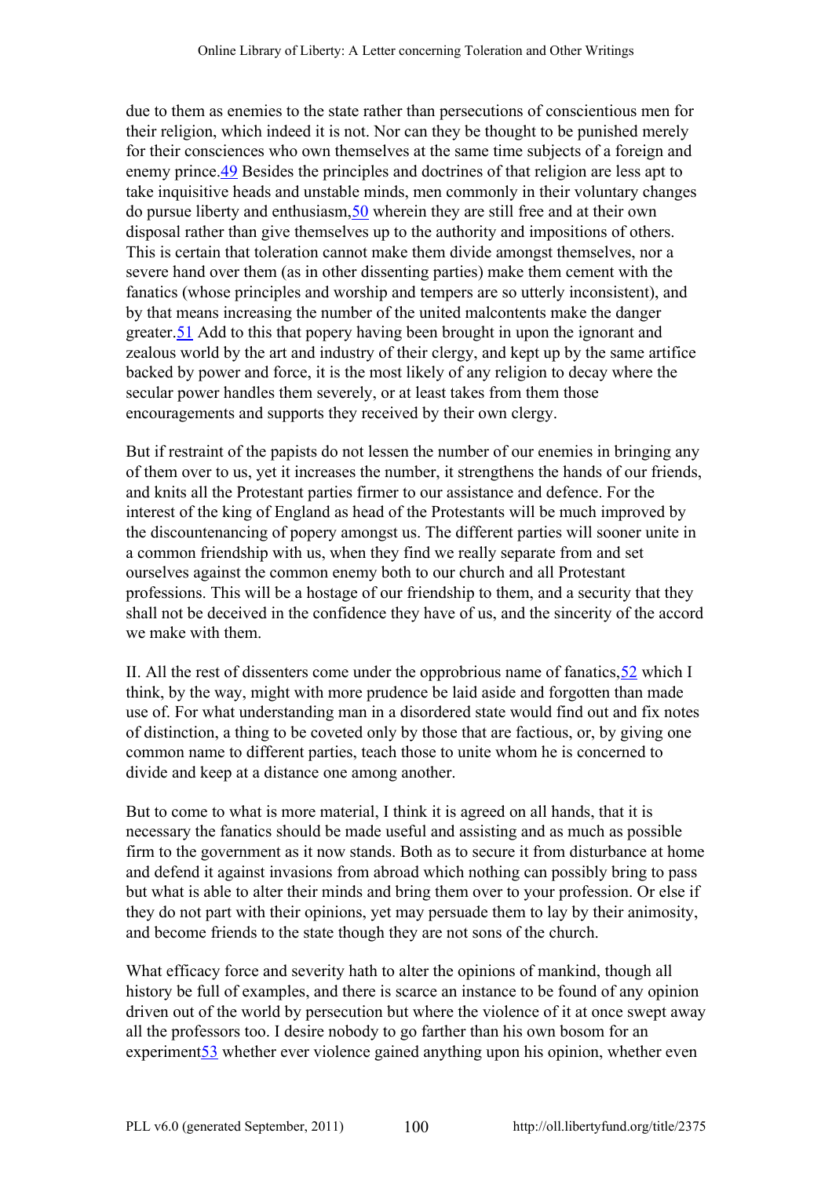due to them as enemies to the state rather than persecutions of conscientious men for their religion, which indeed it is not. Nor can they be thought to be punished merely for their consciences who own themselves at the same time subjects of a foreign and enemy prince.[49] Besides the principles and doctrines of that religion are less apt to take inquisitive heads and unstable minds, men commonly in their voluntary changes do pursue liberty and enthusiasm,[50] wherein they are still free and at their own disposal rather than give themselves up to the authority and impositions of others. This is certain that toleration cannot make them divide amongst themselves, nor a severe hand over them (as in other dissenting parties) make them cement with the fanatics (whose principles and worship and tempers are so utterly inconsistent), and by that means increasing the number of the united malcontents make the danger greater.[51] Add to this that popery having been brought in upon the ignorant and zealous world by the art and industry of their clergy, and kept up by the same artifice backed by power and force, it is the most likely of any religion to decay where the secular power handles them severely, or at least takes from them those encouragements and supports they received by their own clergy.

But if restraint of the papists do not lessen the number of our enemies in bringing any of them over to us, yet it increases the number, it strengthens the hands of our friends, and knits all the Protestant parties firmer to our assistance and defence. For the interest of the king of England as head of the Protestants will be much improved by the discountenancing of popery amongst us. The different parties will sooner unite in a common friendship with us, when they find we really separate from and set ourselves against the common enemy both to our church and all Protestant professions. This will be a hostage of our friendship to them, and a security that they shall not be deceived in the confidence they have of us, and the sincerity of the accord we make with them.

II. All the rest of dissenters come under the opprobrious name of fanatics,[52] which I think, by the way, might with more prudence be laid aside and forgotten than made use of. For what understanding man in a disordered state would find out and fix notes of distinction, a thing to be coveted only by those that are factious, or, by giving one common name to different parties, teach those to unite whom he is concerned to divide and keep at a distance one among another.

But to come to what is more material, I think it is agreed on all hands, that it is necessary the fanatics should be made useful and assisting and as much as possible firm to the government as it now stands. Both as to secure it from disturbance at home and defend it against invasions from abroad which nothing can possibly bring to pass but what is able to alter their minds and bring them over to your profession. Or else if they do not part with their opinions, yet may persuade them to lay by their animosity, and become friends to the state though they are not sons of the church.

What efficacy force and severity hath to alter the opinions of mankind, though all history be full of examples, and there is scarce an instance to be found of any opinion driven out of the world by persecution but where the violence of it at once swept away all the professors too. I desire nobody to go farther than his own bosom for an experiment[53] whether ever violence gained anything upon his opinion, whether even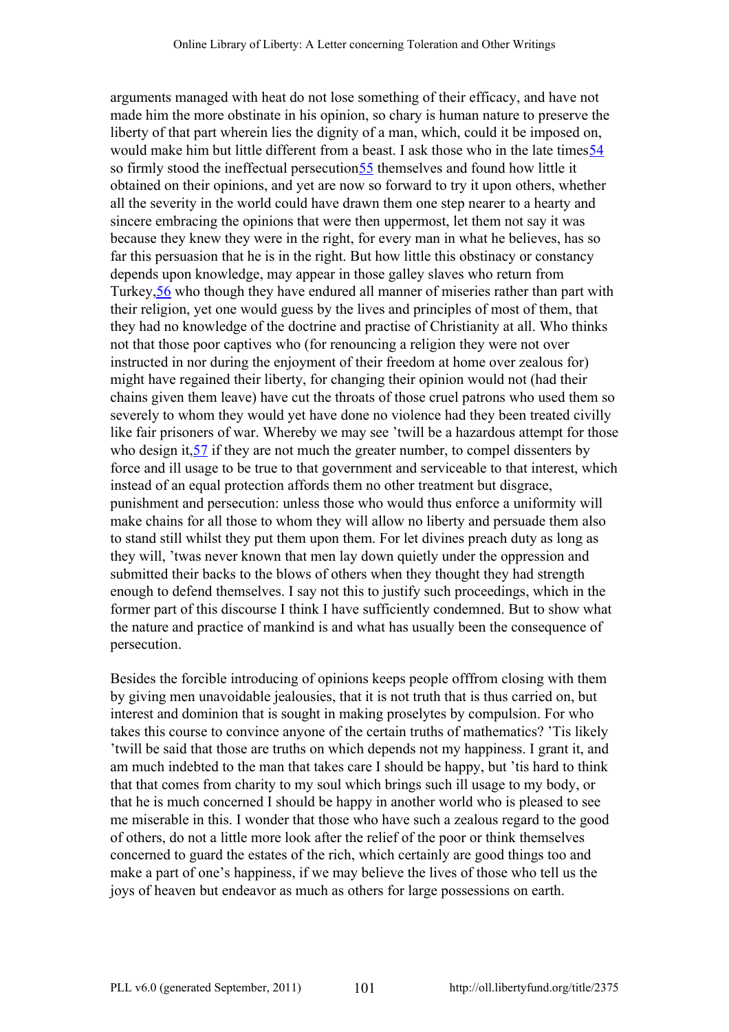arguments managed with heat do not lose something of their efficacy, and have not made him the more obstinate in his opinion, so chary is human nature to preserve the liberty of that part wherein lies the dignity of a man, which, could it be imposed on, would make him but little different from a beast. I ask those who in the late times[54] so firmly stood the ineffectual persecution[55] themselves and found how little it obtained on their opinions, and yet are now so forward to try it upon others, whether all the severity in the world could have drawn them one step nearer to a hearty and sincere embracing the opinions that were then uppermost, let them not say it was because they knew they were in the right, for every man in what he believes, has so far this persuasion that he is in the right. But how little this obstinacy or constancy depends upon knowledge, may appear in those galley slaves who return from Turkey,[56] who though they have endured all manner of miseries rather than part with their religion, yet one would guess by the lives and principles of most of them, that they had no knowledge of the doctrine and practise of Christianity at all. Who thinks not that those poor captives who (for renouncing a religion they were not over instructed in nor during the enjoyment of their freedom at home over zealous for) might have regained their liberty, for changing their opinion would not (had their chains given them leave) have cut the throats of those cruel patrons who used them so severely to whom they would yet have done no violence had they been treated civilly like fair prisoners of war. Whereby we may see 'twill be a hazardous attempt for those who design it,[57] if they are not much the greater number, to compel dissenters by force and ill usage to be true to that government and serviceable to that interest, which instead of an equal protection affords them no other treatment but disgrace, punishment and persecution: unless those who would thus enforce a uniformity will make chains for all those to whom they will allow no liberty and persuade them also to stand still whilst they put them upon them. For let divines preach duty as long as they will, 'twas never known that men lay down quietly under the oppression and submitted their backs to the blows of others when they thought they had strength enough to defend themselves. I say not this to justify such proceedings, which in the former part of this discourse I think I have sufficiently condemned. But to show what the nature and practice of mankind is and what has usually been the consequence of persecution.

Besides the forcible introducing of opinions keeps people offfrom closing with them by giving men unavoidable jealousies, that it is not truth that is thus carried on, but interest and dominion that is sought in making proselytes by compulsion. For who takes this course to convince anyone of the certain truths of mathematics? 'Tis likely 'twill be said that those are truths on which depends not my happiness. I grant it, and am much indebted to the man that takes care I should be happy, but 'tis hard to think that that comes from charity to my soul which brings such ill usage to my body, or that he is much concerned I should be happy in another world who is pleased to see me miserable in this. I wonder that those who have such a zealous regard to the good of others, do not a little more look after the relief of the poor or think themselves concerned to guard the estates of the rich, which certainly are good things too and make a part of one's happiness, if we may believe the lives of those who tell us the joys of heaven but endeavor as much as others for large possessions on earth.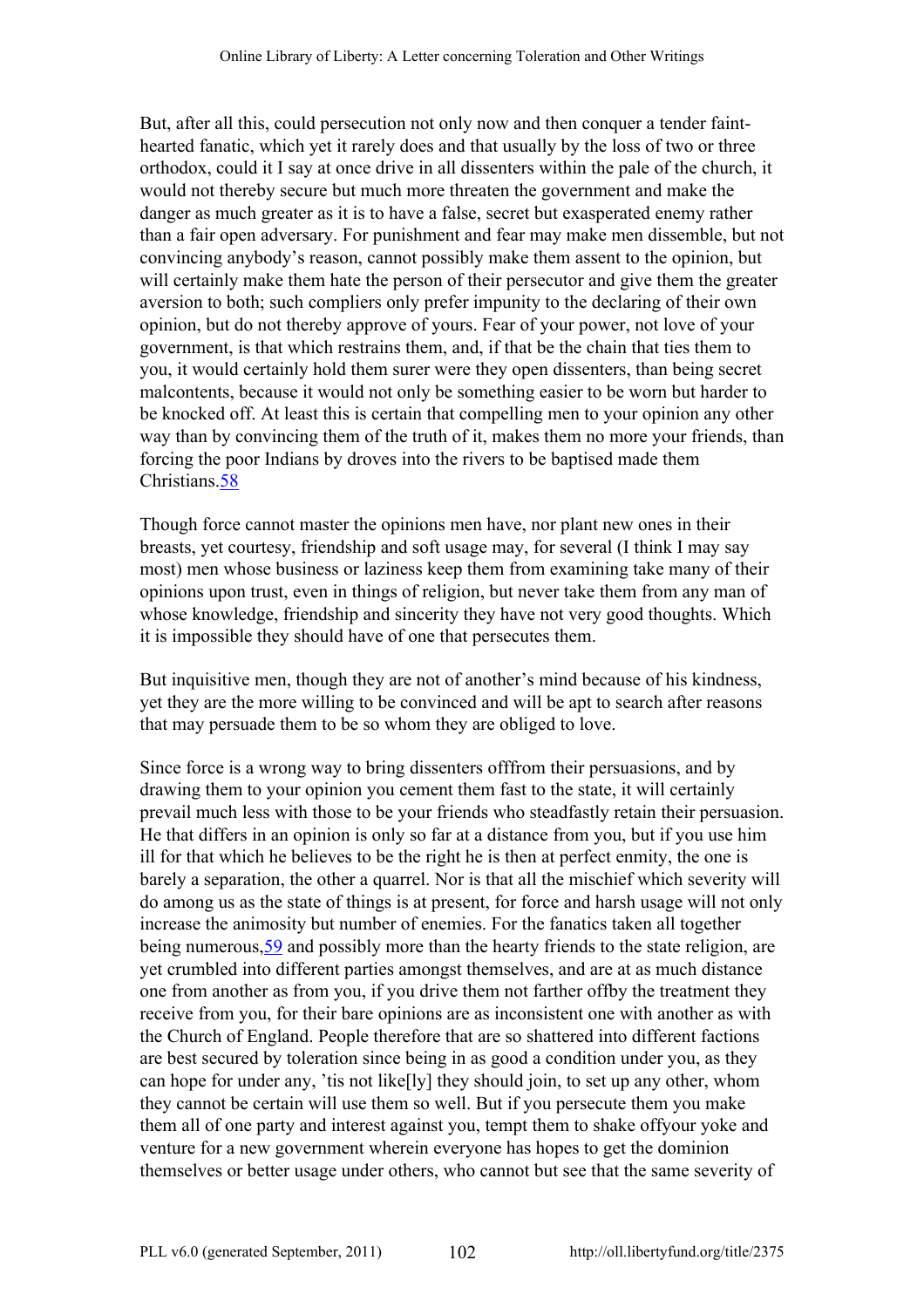But, after all this, could persecution not only now and then conquer a tender faint-hearted fanatic, which yet it rarely does and that usually by the loss of two or three orthodox, could it I say at once drive in all dissenters within the pale of the church, it would not thereby secure but much more threaten the government and make the danger as much greater as it is to have a false, secret but exasperated enemy rather than a fair open adversary. For punishment and fear may make men dissemble, but not convincing anybody's reason, cannot possibly make them assent to the opinion, but will certainly make them hate the person of their persecutor and give them the greater aversion to both; such compliers only prefer impunity to the declaring of their own opinion, but do not thereby approve of yours. Fear of your power, not love of your government, is that which restrains them, and, if that be the chain that ties them to you, it would certainly hold them surer were they open dissenters, than being secret malcontents, because it would not only be something easier to be worn but harder to be knocked off. At least this is certain that compelling men to your opinion any other way than by convincing them of the truth of it, makes them no more your friends, than forcing the poor Indians by droves into the rivers to be baptised made them Christians.[58]

Though force cannot master the opinions men have, nor plant new ones in their breasts, yet courtesy, friendship and soft usage may, for several (I think I may say most) men whose business or laziness keep them from examining take many of their opinions upon trust, even in things of religion, but never take them from any man of whose knowledge, friendship and sincerity they have not very good thoughts. Which it is impossible they should have of one that persecutes them.

But inquisitive men, though they are not of another's mind because of his kindness, yet they are the more willing to be convinced and will be apt to search after reasons that may persuade them to be so whom they are obliged to love.

Since force is a wrong way to bring dissenters offfrom their persuasions, and by drawing them to your opinion you cement them fast to the state, it will certainly prevail much less with those to be your friends who steadfastly retain their persuasion. He that differs in an opinion is only so far at a distance from you, but if you use him ill for that which he believes to be the right he is then at perfect enmity, the one is barely a separation, the other a quarrel. Nor is that all the mischief which severity will do among us as the state of things is at present, for force and harsh usage will not only increase the animosity but number of enemies. For the fanatics taken all together being numerous,[59] and possibly more than the hearty friends to the state religion, are yet crumbled into different parties amongst themselves, and are at as much distance one from another as from you, if you drive them not farther offby the treatment they receive from you, for their bare opinions are as inconsistent one with another as with the Church of England. People therefore that are so shattered into different factions are best secured by toleration since being in as good a condition under you, as they can hope for under any, 'tis not like[ly] they should join, to set up any other, whom they cannot be certain will use them so well. But if you persecute them you make them all of one party and interest against you, tempt them to shake offyour yoke and venture for a new government wherein everyone has hopes to get the dominion themselves or better usage under others, who cannot but see that the same severity of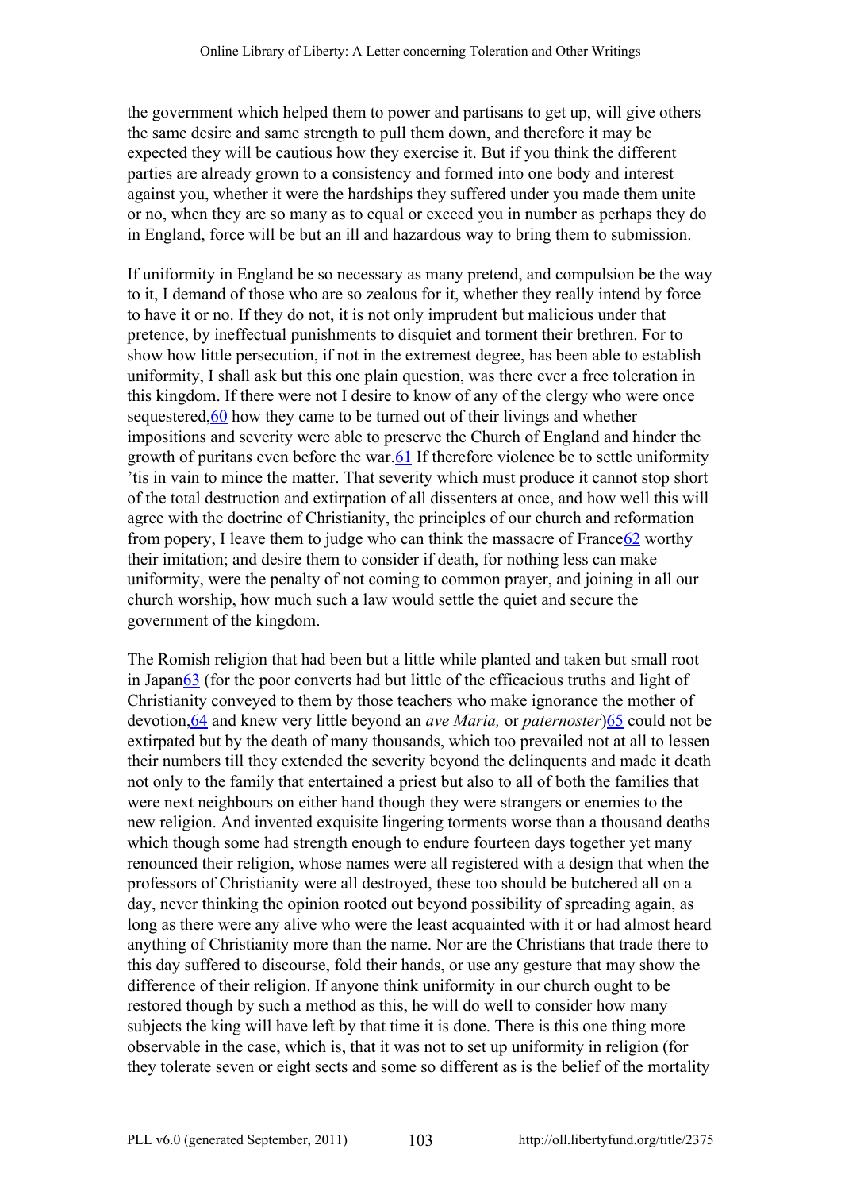the government which helped them to power and partisans to get up, will give others the same desire and same strength to pull them down, and therefore it may be expected they will be cautious how they exercise it. But if you think the different parties are already grown to a consistency and formed into one body and interest against you, whether it were the hardships they suffered under you made them unite or no, when they are so many as to equal or exceed you in number as perhaps they do in England, force will be but an ill and hazardous way to bring them to submission.

If uniformity in England be so necessary as many pretend, and compulsion be the way to it, I demand of those who are so zealous for it, whether they really intend by force to have it or no. If they do not, it is not only imprudent but malicious under that pretence, by ineffectual punishments to disquiet and torment their brethren. For to show how little persecution, if not in the extremest degree, has been able to establish uniformity, I shall ask but this one plain question, was there ever a free toleration in this kingdom. If there were not I desire to know of any of the clergy who were once sequestered,[60] how they came to be turned out of their livings and whether impositions and severity were able to preserve the Church of England and hinder the growth of puritans even before the war.[61] If therefore violence be to settle uniformity 'tis in vain to mince the matter. That severity which must produce it cannot stop short of the total destruction and extirpation of all dissenters at once, and how well this will agree with the doctrine of Christianity, the principles of our church and reformation from popery, I leave them to judge who can think the massacre of France[62] worthy their imitation; and desire them to consider if death, for nothing less can make uniformity, were the penalty of not coming to common prayer, and joining in all our church worship, how much such a law would settle the quiet and secure the government of the kingdom.

The Romish religion that had been but a little while planted and taken but small root in Japan[63] (for the poor converts had but little of the efficacious truths and light of Christianity conveyed to them by those teachers who make ignorance the mother of devotion,[64] and knew very little beyond an *ave Maria,* or *paternoster*)[65] could not be extirpated but by the death of many thousands, which too prevailed not at all to lessen their numbers till they extended the severity beyond the delinquents and made it death not only to the family that entertained a priest but also to all of both the families that were next neighbours on either hand though they were strangers or enemies to the new religion. And invented exquisite lingering torments worse than a thousand deaths which though some had strength enough to endure fourteen days together yet many renounced their religion, whose names were all registered with a design that when the professors of Christianity were all destroyed, these too should be butchered all on a day, never thinking the opinion rooted out beyond possibility of spreading again, as long as there were any alive who were the least acquainted with it or had almost heard anything of Christianity more than the name. Nor are the Christians that trade there to this day suffered to discourse, fold their hands, or use any gesture that may show the difference of their religion. If anyone think uniformity in our church ought to be restored though by such a method as this, he will do well to consider how many subjects the king will have left by that time it is done. There is this one thing more observable in the case, which is, that it was not to set up uniformity in religion (for they tolerate seven or eight sects and some so different as is the belief of the mortality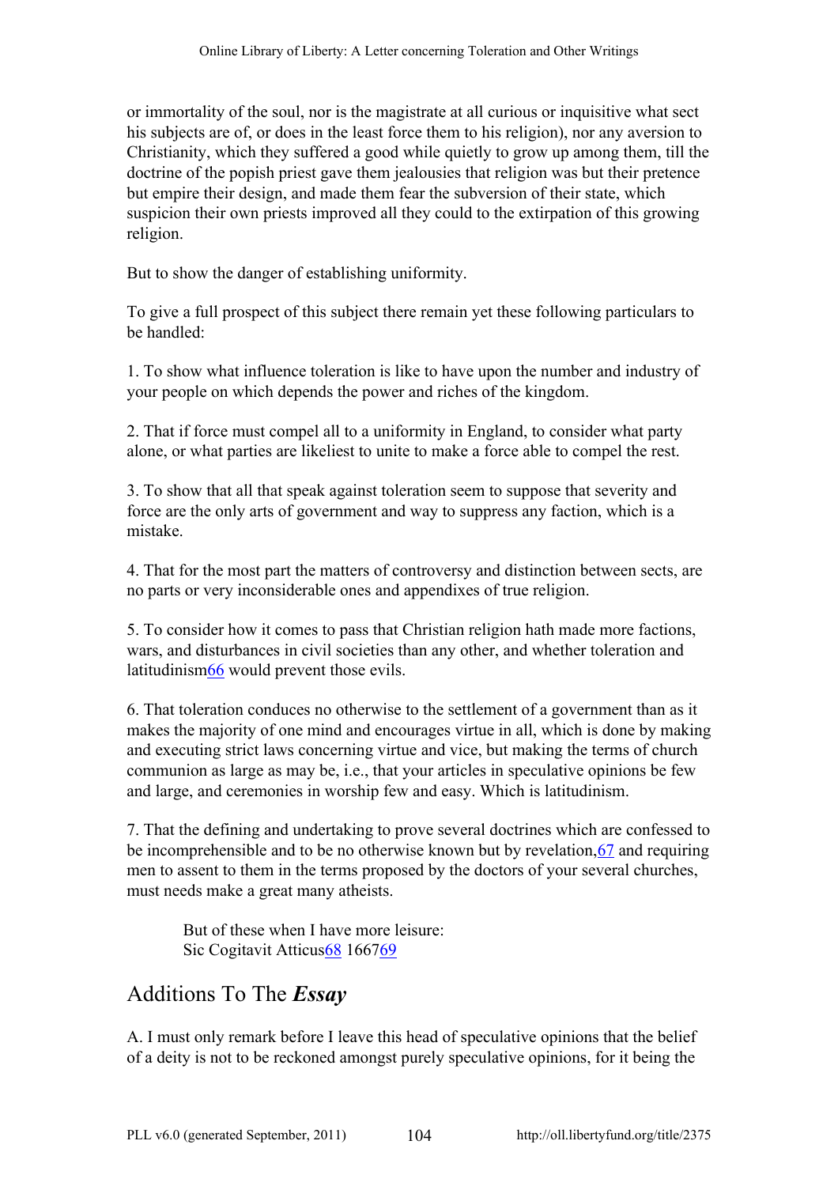or immortality of the soul, nor is the magistrate at all curious or inquisitive what sect his subjects are of, or does in the least force them to his religion), nor any aversion to Christianity, which they suffered a good while quietly to grow up among them, till the doctrine of the popish priest gave them jealousies that religion was but their pretence but empire their design, and made them fear the subversion of their state, which suspicion their own priests improved all they could to the extirpation of this growing religion.

But to show the danger of establishing uniformity.

To give a full prospect of this subject there remain yet these following particulars to be handled:

1. To show what influence toleration is like to have upon the number and industry of your people on which depends the power and riches of the kingdom.

2. That if force must compel all to a uniformity in England, to consider what party alone, or what parties are likeliest to unite to make a force able to compel the rest.

3. To show that all that speak against toleration seem to suppose that severity and force are the only arts of government and way to suppress any faction, which is a mistake.

4. That for the most part the matters of controversy and distinction between sects, are no parts or very inconsiderable ones and appendixes of true religion.

5. To consider how it comes to pass that Christian religion hath made more factions, wars, and disturbances in civil societies than any other, and whether toleration and latitudinism[66] would prevent those evils.

6. That toleration conduces no otherwise to the settlement of a government than as it makes the majority of one mind and encourages virtue in all, which is done by making and executing strict laws concerning virtue and vice, but making the terms of church communion as large as may be, i.e., that your articles in speculative opinions be few and large, and ceremonies in worship few and easy. Which is latitudinism.

7. That the defining and undertaking to prove several doctrines which are confessed to be incomprehensible and to be no otherwise known but by revelation,[67] and requiring men to assent to them in the terms proposed by the doctors of your several churches, must needs make a great many atheists.

> But of these when I have more leisure:
> Sic Cogitavit Atticus[68] 1667[69]

## Additions To The *Essay*

A. I must only remark before I leave this head of speculative opinions that the belief of a deity is not to be reckoned amongst purely speculative opinions, for it being the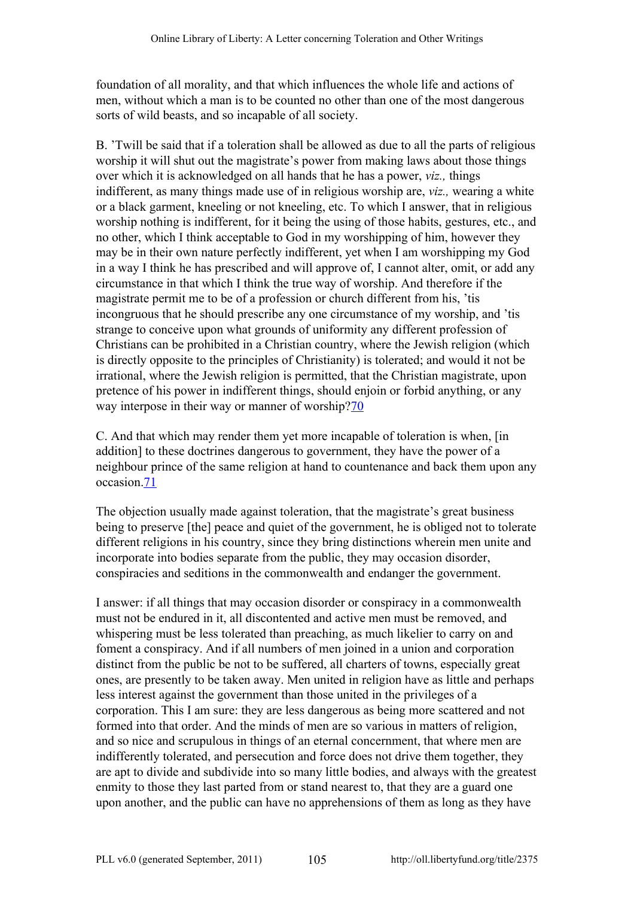foundation of all morality, and that which influences the whole life and actions of men, without which a man is to be counted no other than one of the most dangerous sorts of wild beasts, and so incapable of all society.

B. 'Twill be said that if a toleration shall be allowed as due to all the parts of religious worship it will shut out the magistrate's power from making laws about those things over which it is acknowledged on all hands that he has a power, *viz.,* things indifferent, as many things made use of in religious worship are, *viz.,* wearing a white or a black garment, kneeling or not kneeling, etc. To which I answer, that in religious worship nothing is indifferent, for it being the using of those habits, gestures, etc., and no other, which I think acceptable to God in my worshipping of him, however they may be in their own nature perfectly indifferent, yet when I am worshipping my God in a way I think he has prescribed and will approve of, I cannot alter, omit, or add any circumstance in that which I think the true way of worship. And therefore if the magistrate permit me to be of a profession or church different from his, 'tis incongruous that he should prescribe any one circumstance of my worship, and 'tis strange to conceive upon what grounds of uniformity any different profession of Christians can be prohibited in a Christian country, where the Jewish religion (which is directly opposite to the principles of Christianity) is tolerated; and would it not be irrational, where the Jewish religion is permitted, that the Christian magistrate, upon pretence of his power in indifferent things, should enjoin or forbid anything, or any way interpose in their way or manner of worship?[70]

C. And that which may render them yet more incapable of toleration is when, [in addition] to these doctrines dangerous to government, they have the power of a neighbour prince of the same religion at hand to countenance and back them upon any occasion.[71]

The objection usually made against toleration, that the magistrate's great business being to preserve [the] peace and quiet of the government, he is obliged not to tolerate different religions in his country, since they bring distinctions wherein men unite and incorporate into bodies separate from the public, they may occasion disorder, conspiracies and seditions in the commonwealth and endanger the government.

I answer: if all things that may occasion disorder or conspiracy in a commonwealth must not be endured in it, all discontented and active men must be removed, and whispering must be less tolerated than preaching, as much likelier to carry on and foment a conspiracy. And if all numbers of men joined in a union and corporation distinct from the public be not to be suffered, all charters of towns, especially great ones, are presently to be taken away. Men united in religion have as little and perhaps less interest against the government than those united in the privileges of a corporation. This I am sure: they are less dangerous as being more scattered and not formed into that order. And the minds of men are so various in matters of religion, and so nice and scrupulous in things of an eternal concernment, that where men are indifferently tolerated, and persecution and force does not drive them together, they are apt to divide and subdivide into so many little bodies, and always with the greatest enmity to those they last parted from or stand nearest to, that they are a guard one upon another, and the public can have no apprehensions of them as long as they have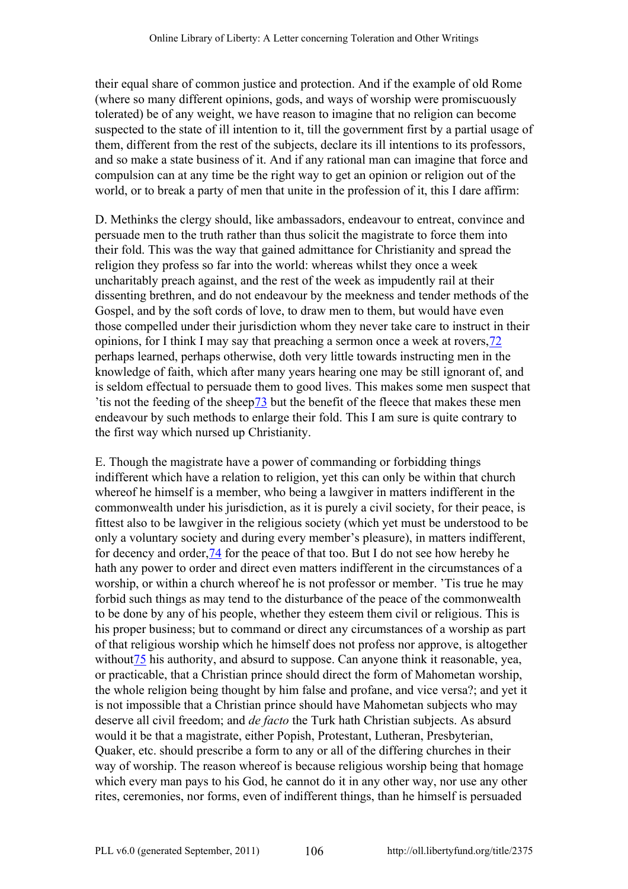their equal share of common justice and protection. And if the example of old Rome (where so many different opinions, gods, and ways of worship were promiscuously tolerated) be of any weight, we have reason to imagine that no religion can become suspected to the state of ill intention to it, till the government first by a partial usage of them, different from the rest of the subjects, declare its ill intentions to its professors, and so make a state business of it. And if any rational man can imagine that force and compulsion can at any time be the right way to get an opinion or religion out of the world, or to break a party of men that unite in the profession of it, this I dare affirm:

D. Methinks the clergy should, like ambassadors, endeavour to entreat, convince and persuade men to the truth rather than thus solicit the magistrate to force them into their fold. This was the way that gained admittance for Christianity and spread the religion they profess so far into the world: whereas whilst they once a week uncharitably preach against, and the rest of the week as impudently rail at their dissenting brethren, and do not endeavour by the meekness and tender methods of the Gospel, and by the soft cords of love, to draw men to them, but would have even those compelled under their jurisdiction whom they never take care to instruct in their opinions, for I think I may say that preaching a sermon once a week at rovers,[72] perhaps learned, perhaps otherwise, doth very little towards instructing men in the knowledge of faith, which after many years hearing one may be still ignorant of, and is seldom effectual to persuade them to good lives. This makes some men suspect that 'tis not the feeding of the sheep[73] but the benefit of the fleece that makes these men endeavour by such methods to enlarge their fold. This I am sure is quite contrary to the first way which nursed up Christianity.

E. Though the magistrate have a power of commanding or forbidding things indifferent which have a relation to religion, yet this can only be within that church whereof he himself is a member, who being a lawgiver in matters indifferent in the commonwealth under his jurisdiction, as it is purely a civil society, for their peace, is fittest also to be lawgiver in the religious society (which yet must be understood to be only a voluntary society and during every member's pleasure), in matters indifferent, for decency and order,[74] for the peace of that too. But I do not see how hereby he hath any power to order and direct even matters indifferent in the circumstances of a worship, or within a church whereof he is not professor or member. 'Tis true he may forbid such things as may tend to the disturbance of the peace of the commonwealth to be done by any of his people, whether they esteem them civil or religious. This is his proper business; but to command or direct any circumstances of a worship as part of that religious worship which he himself does not profess nor approve, is altogether without[75] his authority, and absurd to suppose. Can anyone think it reasonable, yea, or practicable, that a Christian prince should direct the form of Mahometan worship, the whole religion being thought by him false and profane, and vice versa?; and yet it is not impossible that a Christian prince should have Mahometan subjects who may deserve all civil freedom; and *de facto* the Turk hath Christian subjects. As absurd would it be that a magistrate, either Popish, Protestant, Lutheran, Presbyterian, Quaker, etc. should prescribe a form to any or all of the differing churches in their way of worship. The reason whereof is because religious worship being that homage which every man pays to his God, he cannot do it in any other way, nor use any other rites, ceremonies, nor forms, even of indifferent things, than he himself is persuaded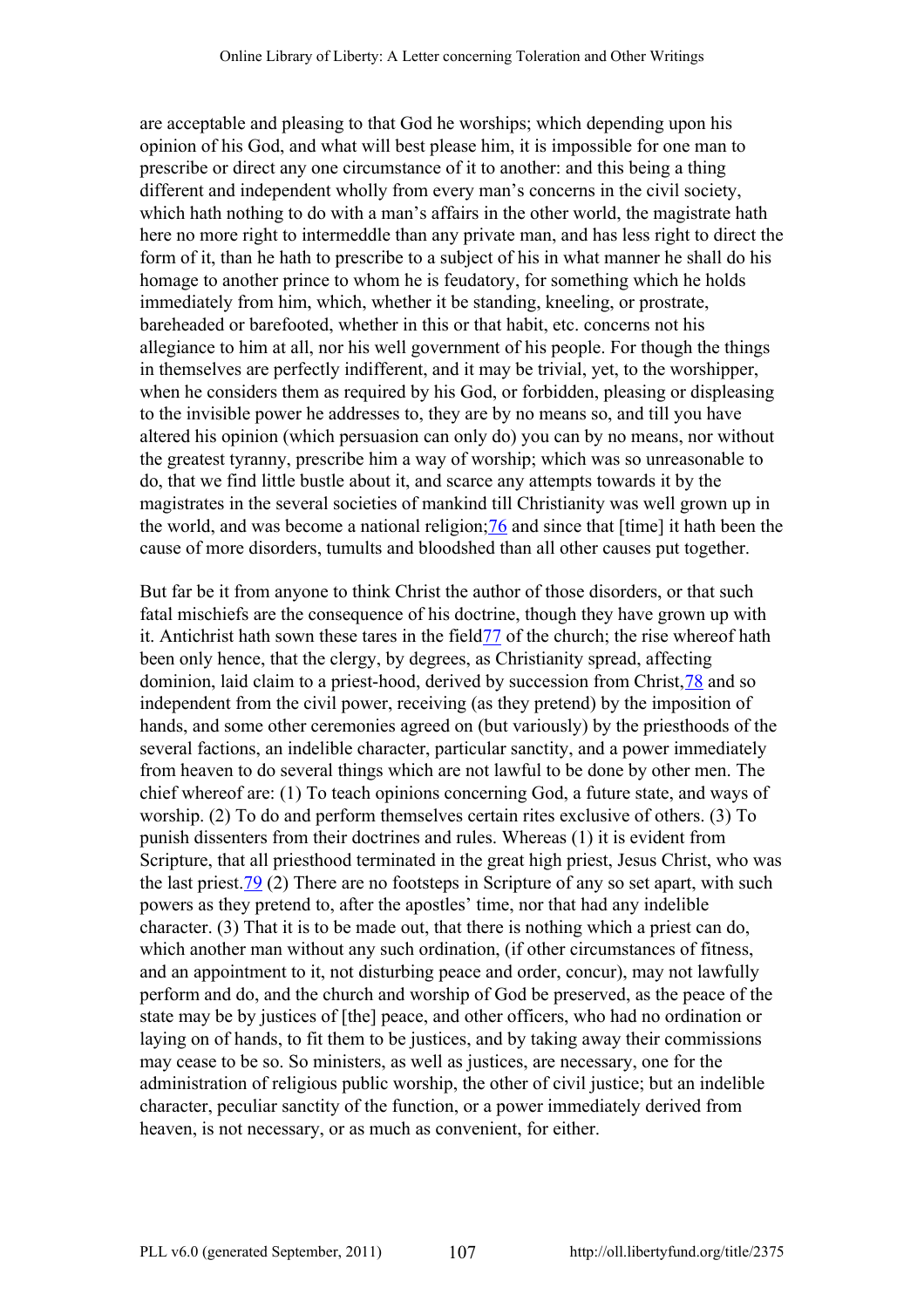are acceptable and pleasing to that God he worships; which depending upon his opinion of his God, and what will best please him, it is impossible for one man to prescribe or direct any one circumstance of it to another: and this being a thing different and independent wholly from every man's concerns in the civil society, which hath nothing to do with a man's affairs in the other world, the magistrate hath here no more right to intermeddle than any private man, and has less right to direct the form of it, than he hath to prescribe to a subject of his in what manner he shall do his homage to another prince to whom he is feudatory, for something which he holds immediately from him, which, whether it be standing, kneeling, or prostrate, bareheaded or barefooted, whether in this or that habit, etc. concerns not his allegiance to him at all, nor his well government of his people. For though the things in themselves are perfectly indifferent, and it may be trivial, yet, to the worshipper, when he considers them as required by his God, or forbidden, pleasing or displeasing to the invisible power he addresses to, they are by no means so, and till you have altered his opinion (which persuasion can only do) you can by no means, nor without the greatest tyranny, prescribe him a way of worship; which was so unreasonable to do, that we find little bustle about it, and scarce any attempts towards it by the magistrates in the several societies of mankind till Christianity was well grown up in the world, and was become a national religion;[76] and since that [time] it hath been the cause of more disorders, tumults and bloodshed than all other causes put together.

But far be it from anyone to think Christ the author of those disorders, or that such fatal mischiefs are the consequence of his doctrine, though they have grown up with it. Antichrist hath sown these tares in the field[77] of the church; the rise whereof hath been only hence, that the clergy, by degrees, as Christianity spread, affecting dominion, laid claim to a priest-hood, derived by succession from Christ,[78] and so independent from the civil power, receiving (as they pretend) by the imposition of hands, and some other ceremonies agreed on (but variously) by the priesthoods of the several factions, an indelible character, particular sanctity, and a power immediately from heaven to do several things which are not lawful to be done by other men. The chief whereof are: (1) To teach opinions concerning God, a future state, and ways of worship. (2) To do and perform themselves certain rites exclusive of others. (3) To punish dissenters from their doctrines and rules. Whereas (1) it is evident from Scripture, that all priesthood terminated in the great high priest, Jesus Christ, who was the last priest.[79] (2) There are no footsteps in Scripture of any so set apart, with such powers as they pretend to, after the apostles' time, nor that had any indelible character. (3) That it is to be made out, that there is nothing which a priest can do, which another man without any such ordination, (if other circumstances of fitness, and an appointment to it, not disturbing peace and order, concur), may not lawfully perform and do, and the church and worship of God be preserved, as the peace of the state may be by justices of [the] peace, and other officers, who had no ordination or laying on of hands, to fit them to be justices, and by taking away their commissions may cease to be so. So ministers, as well as justices, are necessary, one for the administration of religious public worship, the other of civil justice; but an indelible character, peculiar sanctity of the function, or a power immediately derived from heaven, is not necessary, or as much as convenient, for either.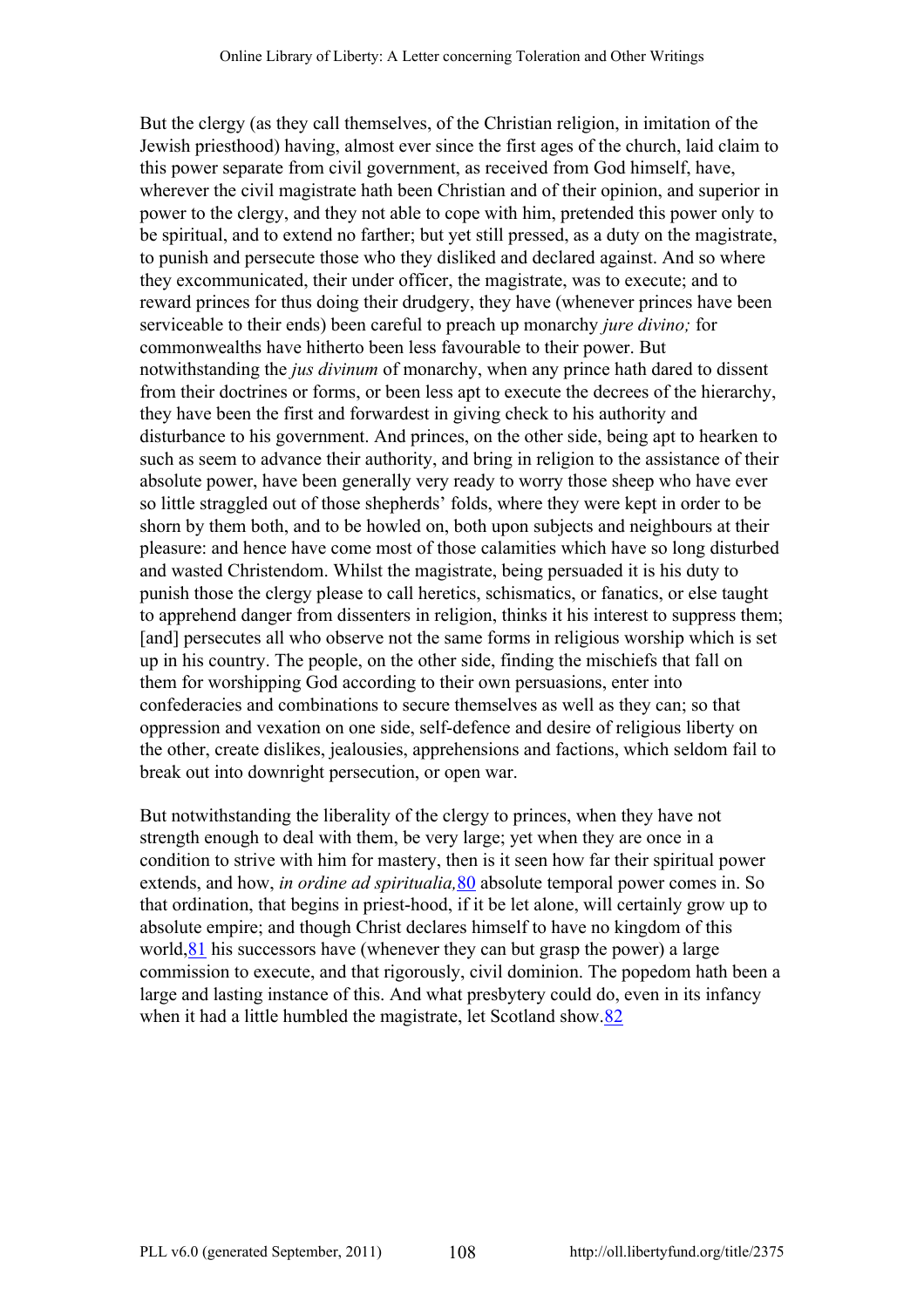But the clergy (as they call themselves, of the Christian religion, in imitation of the Jewish priesthood) having, almost ever since the first ages of the church, laid claim to this power separate from civil government, as received from God himself, have, wherever the civil magistrate hath been Christian and of their opinion, and superior in power to the clergy, and they not able to cope with him, pretended this power only to be spiritual, and to extend no farther; but yet still pressed, as a duty on the magistrate, to punish and persecute those who they disliked and declared against. And so where they excommunicated, their under officer, the magistrate, was to execute; and to reward princes for thus doing their drudgery, they have (whenever princes have been serviceable to their ends) been careful to preach up monarchy *jure divino;* for commonwealths have hitherto been less favourable to their power. But notwithstanding the *jus divinum* of monarchy, when any prince hath dared to dissent from their doctrines or forms, or been less apt to execute the decrees of the hierarchy, they have been the first and forwardest in giving check to his authority and disturbance to his government. And princes, on the other side, being apt to hearken to such as seem to advance their authority, and bring in religion to the assistance of their absolute power, have been generally very ready to worry those sheep who have ever so little straggled out of those shepherds' folds, where they were kept in order to be shorn by them both, and to be howled on, both upon subjects and neighbours at their pleasure: and hence have come most of those calamities which have so long disturbed and wasted Christendom. Whilst the magistrate, being persuaded it is his duty to punish those the clergy please to call heretics, schismatics, or fanatics, or else taught to apprehend danger from dissenters in religion, thinks it his interest to suppress them; [and] persecutes all who observe not the same forms in religious worship which is set up in his country. The people, on the other side, finding the mischiefs that fall on them for worshipping God according to their own persuasions, enter into confederacies and combinations to secure themselves as well as they can; so that oppression and vexation on one side, self-defence and desire of religious liberty on the other, create dislikes, jealousies, apprehensions and factions, which seldom fail to break out into downright persecution, or open war.

But notwithstanding the liberality of the clergy to princes, when they have not strength enough to deal with them, be very large; yet when they are once in a condition to strive with him for mastery, then is it seen how far their spiritual power extends, and how, *in ordine ad spiritualia,*[80] absolute temporal power comes in. So that ordination, that begins in priest-hood, if it be let alone, will certainly grow up to absolute empire; and though Christ declares himself to have no kingdom of this world,[81] his successors have (whenever they can but grasp the power) a large commission to execute, and that rigorously, civil dominion. The popedom hath been a large and lasting instance of this. And what presbytery could do, even in its infancy when it had a little humbled the magistrate, let Scotland show.[82]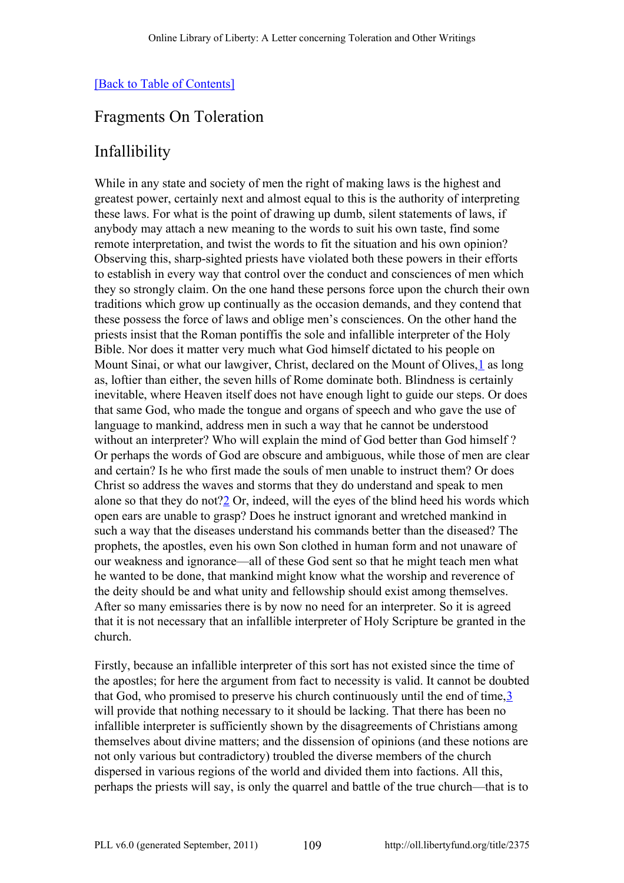[Back to Table of Contents]

## Fragments On Toleration

## Infallibility

While in any state and society of men the right of making laws is the highest and greatest power, certainly next and almost equal to this is the authority of interpreting these laws. For what is the point of drawing up dumb, silent statements of laws, if anybody may attach a new meaning to the words to suit his own taste, find some remote interpretation, and twist the words to fit the situation and his own opinion? Observing this, sharp-sighted priests have violated both these powers in their efforts to establish in every way that control over the conduct and consciences of men which they so strongly claim. On the one hand these persons force upon the church their own traditions which grow up continually as the occasion demands, and they contend that these possess the force of laws and oblige men's consciences. On the other hand the priests insist that the Roman pontiffis the sole and infallible interpreter of the Holy Bible. Nor does it matter very much what God himself dictated to his people on Mount Sinai, or what our lawgiver, Christ, declared on the Mount of Olives,[1] as long as, loftier than either, the seven hills of Rome dominate both. Blindness is certainly inevitable, where Heaven itself does not have enough light to guide our steps. Or does that same God, who made the tongue and organs of speech and who gave the use of language to mankind, address men in such a way that he cannot be understood without an interpreter? Who will explain the mind of God better than God himself ? Or perhaps the words of God are obscure and ambiguous, while those of men are clear and certain? Is he who first made the souls of men unable to instruct them? Or does Christ so address the waves and storms that they do understand and speak to men alone so that they do not?[2] Or, indeed, will the eyes of the blind heed his words which open ears are unable to grasp? Does he instruct ignorant and wretched mankind in such a way that the diseases understand his commands better than the diseased? The prophets, the apostles, even his own Son clothed in human form and not unaware of our weakness and ignorance—all of these God sent so that he might teach men what he wanted to be done, that mankind might know what the worship and reverence of the deity should be and what unity and fellowship should exist among themselves. After so many emissaries there is by now no need for an interpreter. So it is agreed that it is not necessary that an infallible interpreter of Holy Scripture be granted in the church.

Firstly, because an infallible interpreter of this sort has not existed since the time of the apostles; for here the argument from fact to necessity is valid. It cannot be doubted that God, who promised to preserve his church continuously until the end of time,[3] will provide that nothing necessary to it should be lacking. That there has been no infallible interpreter is sufficiently shown by the disagreements of Christians among themselves about divine matters; and the dissension of opinions (and these notions are not only various but contradictory) troubled the diverse members of the church dispersed in various regions of the world and divided them into factions. All this, perhaps the priests will say, is only the quarrel and battle of the true church—that is to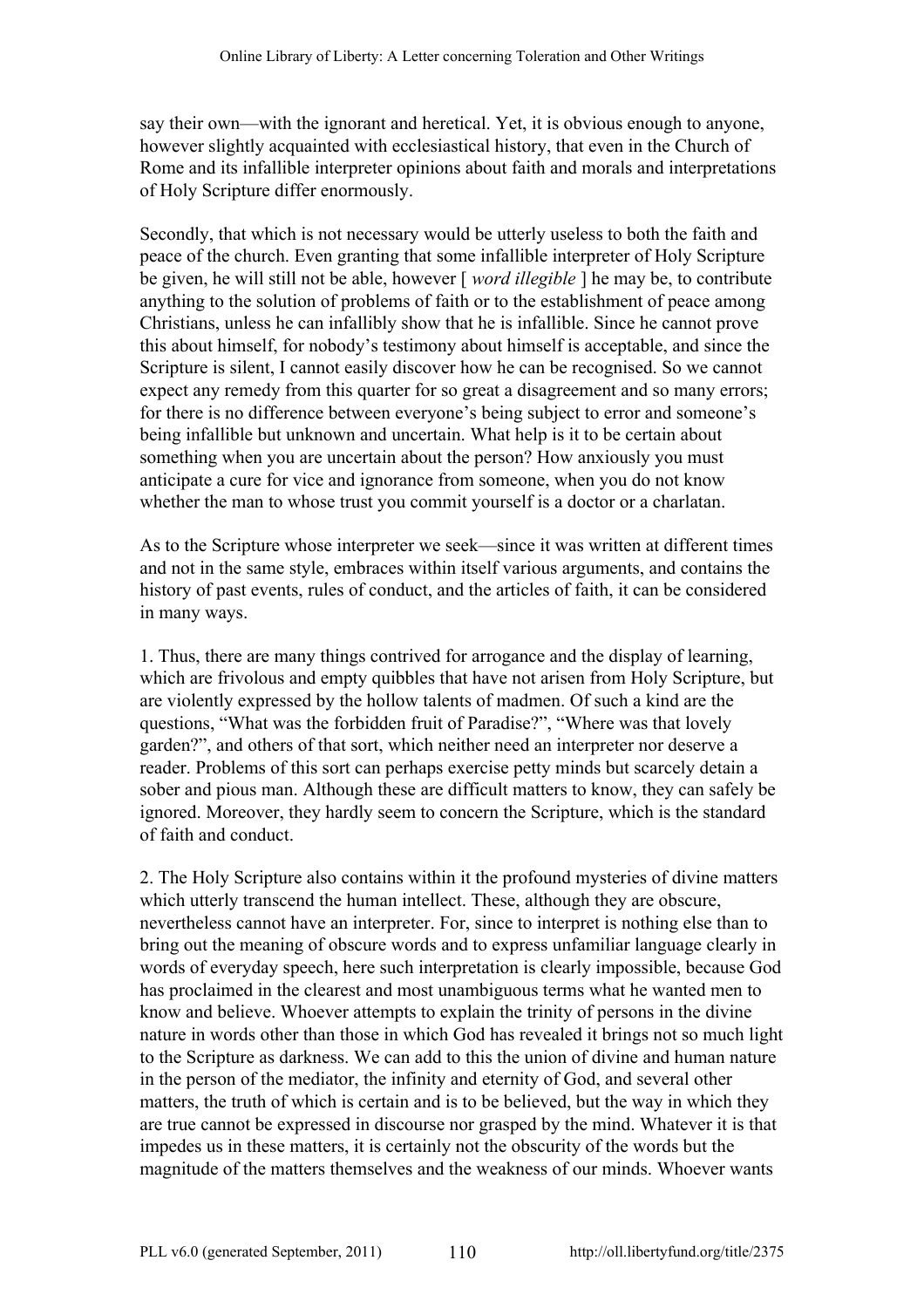say their own—with the ignorant and heretical. Yet, it is obvious enough to anyone, however slightly acquainted with ecclesiastical history, that even in the Church of Rome and its infallible interpreter opinions about faith and morals and interpretations of Holy Scripture differ enormously.

Secondly, that which is not necessary would be utterly useless to both the faith and peace of the church. Even granting that some infallible interpreter of Holy Scripture be given, he will still not be able, however [ *word illegible* ] he may be, to contribute anything to the solution of problems of faith or to the establishment of peace among Christians, unless he can infallibly show that he is infallible. Since he cannot prove this about himself, for nobody's testimony about himself is acceptable, and since the Scripture is silent, I cannot easily discover how he can be recognised. So we cannot expect any remedy from this quarter for so great a disagreement and so many errors; for there is no difference between everyone's being subject to error and someone's being infallible but unknown and uncertain. What help is it to be certain about something when you are uncertain about the person? How anxiously you must anticipate a cure for vice and ignorance from someone, when you do not know whether the man to whose trust you commit yourself is a doctor or a charlatan.

As to the Scripture whose interpreter we seek—since it was written at different times and not in the same style, embraces within itself various arguments, and contains the history of past events, rules of conduct, and the articles of faith, it can be considered in many ways.

1. Thus, there are many things contrived for arrogance and the display of learning, which are frivolous and empty quibbles that have not arisen from Holy Scripture, but are violently expressed by the hollow talents of madmen. Of such a kind are the questions, "What was the forbidden fruit of Paradise?", "Where was that lovely garden?", and others of that sort, which neither need an interpreter nor deserve a reader. Problems of this sort can perhaps exercise petty minds but scarcely detain a sober and pious man. Although these are difficult matters to know, they can safely be ignored. Moreover, they hardly seem to concern the Scripture, which is the standard of faith and conduct.

2. The Holy Scripture also contains within it the profound mysteries of divine matters which utterly transcend the human intellect. These, although they are obscure, nevertheless cannot have an interpreter. For, since to interpret is nothing else than to bring out the meaning of obscure words and to express unfamiliar language clearly in words of everyday speech, here such interpretation is clearly impossible, because God has proclaimed in the clearest and most unambiguous terms what he wanted men to know and believe. Whoever attempts to explain the trinity of persons in the divine nature in words other than those in which God has revealed it brings not so much light to the Scripture as darkness. We can add to this the union of divine and human nature in the person of the mediator, the infinity and eternity of God, and several other matters, the truth of which is certain and is to be believed, but the way in which they are true cannot be expressed in discourse nor grasped by the mind. Whatever it is that impedes us in these matters, it is certainly not the obscurity of the words but the magnitude of the matters themselves and the weakness of our minds. Whoever wants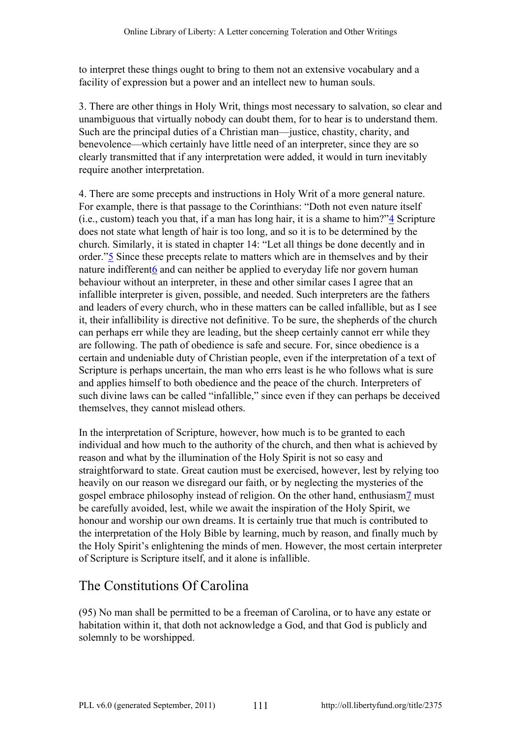to interpret these things ought to bring to them not an extensive vocabulary and a facility of expression but a power and an intellect new to human souls.

3. There are other things in Holy Writ, things most necessary to salvation, so clear and unambiguous that virtually nobody can doubt them, for to hear is to understand them. Such are the principal duties of a Christian man—justice, chastity, charity, and benevolence—which certainly have little need of an interpreter, since they are so clearly transmitted that if any interpretation were added, it would in turn inevitably require another interpretation.

4. There are some precepts and instructions in Holy Writ of a more general nature. For example, there is that passage to the Corinthians: "Doth not even nature itself (i.e., custom) teach you that, if a man has long hair, it is a shame to him?"[4] Scripture does not state what length of hair is too long, and so it is to be determined by the church. Similarly, it is stated in chapter 14: "Let all things be done decently and in order."[5] Since these precepts relate to matters which are in themselves and by their nature indifferent[6] and can neither be applied to everyday life nor govern human behaviour without an interpreter, in these and other similar cases I agree that an infallible interpreter is given, possible, and needed. Such interpreters are the fathers and leaders of every church, who in these matters can be called infallible, but as I see it, their infallibility is directive not definitive. To be sure, the shepherds of the church can perhaps err while they are leading, but the sheep certainly cannot err while they are following. The path of obedience is safe and secure. For, since obedience is a certain and undeniable duty of Christian people, even if the interpretation of a text of Scripture is perhaps uncertain, the man who errs least is he who follows what is sure and applies himself to both obedience and the peace of the church. Interpreters of such divine laws can be called "infallible," since even if they can perhaps be deceived themselves, they cannot mislead others.

In the interpretation of Scripture, however, how much is to be granted to each individual and how much to the authority of the church, and then what is achieved by reason and what by the illumination of the Holy Spirit is not so easy and straightforward to state. Great caution must be exercised, however, lest by relying too heavily on our reason we disregard our faith, or by neglecting the mysteries of the gospel embrace philosophy instead of religion. On the other hand, enthusiasm[7] must be carefully avoided, lest, while we await the inspiration of the Holy Spirit, we honour and worship our own dreams. It is certainly true that much is contributed to the interpretation of the Holy Bible by learning, much by reason, and finally much by the Holy Spirit's enlightening the minds of men. However, the most certain interpreter of Scripture is Scripture itself, and it alone is infallible.

## The Constitutions Of Carolina

(95) No man shall be permitted to be a freeman of Carolina, or to have any estate or habitation within it, that doth not acknowledge a God, and that God is publicly and solemnly to be worshipped.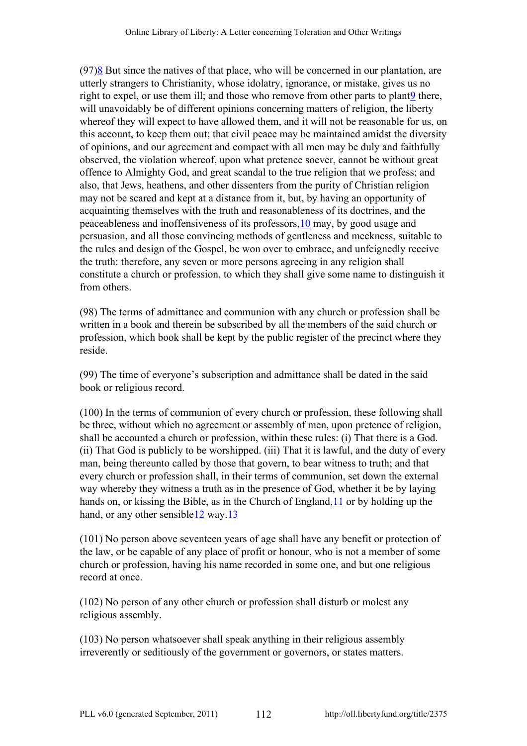(97)[8] But since the natives of that place, who will be concerned in our plantation, are utterly strangers to Christianity, whose idolatry, ignorance, or mistake, gives us no right to expel, or use them ill; and those who remove from other parts to plant[9] there, will unavoidably be of different opinions concerning matters of religion, the liberty whereof they will expect to have allowed them, and it will not be reasonable for us, on this account, to keep them out; that civil peace may be maintained amidst the diversity of opinions, and our agreement and compact with all men may be duly and faithfully observed, the violation whereof, upon what pretence soever, cannot be without great offence to Almighty God, and great scandal to the true religion that we profess; and also, that Jews, heathens, and other dissenters from the purity of Christian religion may not be scared and kept at a distance from it, but, by having an opportunity of acquainting themselves with the truth and reasonableness of its doctrines, and the peaceableness and inoffensiveness of its professors,[10] may, by good usage and persuasion, and all those convincing methods of gentleness and meekness, suitable to the rules and design of the Gospel, be won over to embrace, and unfeignedly receive the truth: therefore, any seven or more persons agreeing in any religion shall constitute a church or profession, to which they shall give some name to distinguish it from others.

(98) The terms of admittance and communion with any church or profession shall be written in a book and therein be subscribed by all the members of the said church or profession, which book shall be kept by the public register of the precinct where they reside.

(99) The time of everyone's subscription and admittance shall be dated in the said book or religious record.

(100) In the terms of communion of every church or profession, these following shall be three, without which no agreement or assembly of men, upon pretence of religion, shall be accounted a church or profession, within these rules: (i) That there is a God. (ii) That God is publicly to be worshipped. (iii) That it is lawful, and the duty of every man, being thereunto called by those that govern, to bear witness to truth; and that every church or profession shall, in their terms of communion, set down the external way whereby they witness a truth as in the presence of God, whether it be by laying hands on, or kissing the Bible, as in the Church of England,[11] or by holding up the hand, or any other sensible[12] way.[13]

(101) No person above seventeen years of age shall have any benefit or protection of the law, or be capable of any place of profit or honour, who is not a member of some church or profession, having his name recorded in some one, and but one religious record at once.

(102) No person of any other church or profession shall disturb or molest any religious assembly.

(103) No person whatsoever shall speak anything in their religious assembly irreverently or seditiously of the government or governors, or states matters.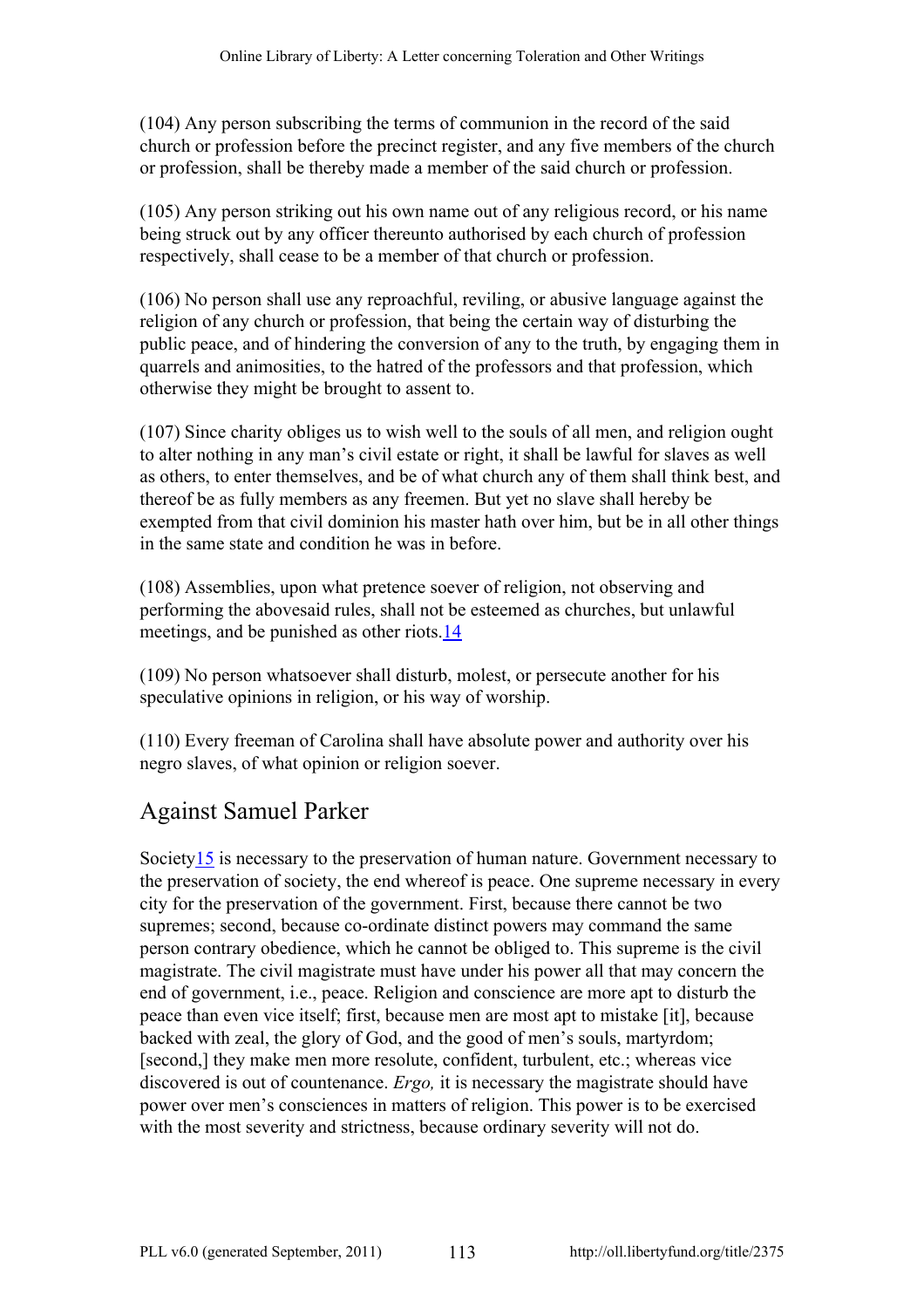(104) Any person subscribing the terms of communion in the record of the said church or profession before the precinct register, and any five members of the church or profession, shall be thereby made a member of the said church or profession.

(105) Any person striking out his own name out of any religious record, or his name being struck out by any officer thereunto authorised by each church of profession respectively, shall cease to be a member of that church or profession.

(106) No person shall use any reproachful, reviling, or abusive language against the religion of any church or profession, that being the certain way of disturbing the public peace, and of hindering the conversion of any to the truth, by engaging them in quarrels and animosities, to the hatred of the professors and that profession, which otherwise they might be brought to assent to.

(107) Since charity obliges us to wish well to the souls of all men, and religion ought to alter nothing in any man's civil estate or right, it shall be lawful for slaves as well as others, to enter themselves, and be of what church any of them shall think best, and thereof be as fully members as any freemen. But yet no slave shall hereby be exempted from that civil dominion his master hath over him, but be in all other things in the same state and condition he was in before.

(108) Assemblies, upon what pretence soever of religion, not observing and performing the abovesaid rules, shall not be esteemed as churches, but unlawful meetings, and be punished as other riots.[14]

(109) No person whatsoever shall disturb, molest, or persecute another for his speculative opinions in religion, or his way of worship.

(110) Every freeman of Carolina shall have absolute power and authority over his negro slaves, of what opinion or religion soever.

## Against Samuel Parker

Society[15] is necessary to the preservation of human nature. Government necessary to the preservation of society, the end whereof is peace. One supreme necessary in every city for the preservation of the government. First, because there cannot be two supremes; second, because co-ordinate distinct powers may command the same person contrary obedience, which he cannot be obliged to. This supreme is the civil magistrate. The civil magistrate must have under his power all that may concern the end of government, i.e., peace. Religion and conscience are more apt to disturb the peace than even vice itself; first, because men are most apt to mistake [it], because backed with zeal, the glory of God, and the good of men's souls, martyrdom; [second,] they make men more resolute, confident, turbulent, etc.; whereas vice discovered is out of countenance. *Ergo,* it is necessary the magistrate should have power over men's consciences in matters of religion. This power is to be exercised with the most severity and strictness, because ordinary severity will not do.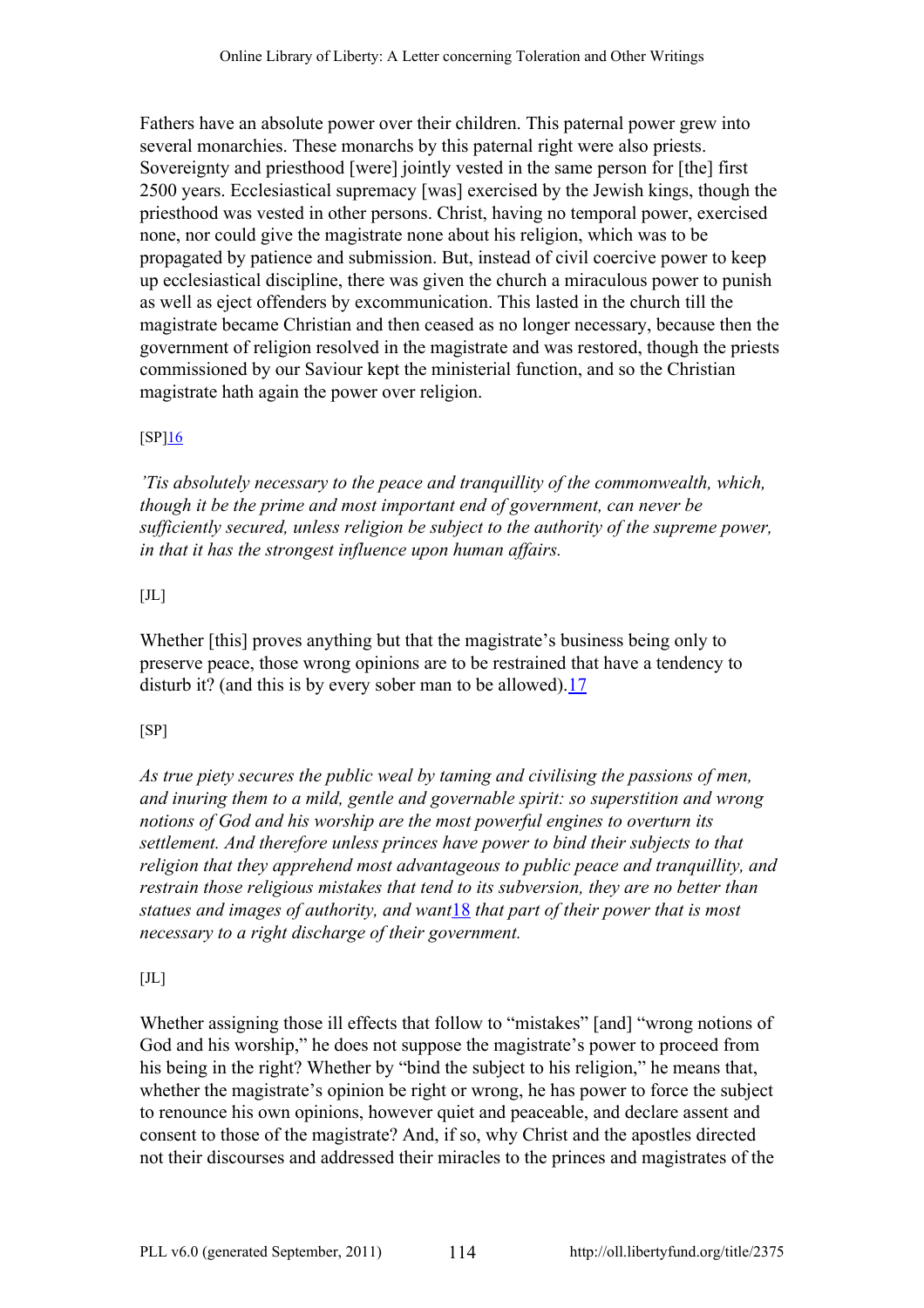Fathers have an absolute power over their children. This paternal power grew into several monarchies. These monarchs by this paternal right were also priests. Sovereignty and priesthood [were] jointly vested in the same person for [the] first 2500 years. Ecclesiastical supremacy [was] exercised by the Jewish kings, though the priesthood was vested in other persons. Christ, having no temporal power, exercised none, nor could give the magistrate none about his religion, which was to be propagated by patience and submission. But, instead of civil coercive power to keep up ecclesiastical discipline, there was given the church a miraculous power to punish as well as eject offenders by excommunication. This lasted in the church till the magistrate became Christian and then ceased as no longer necessary, because then the government of religion resolved in the magistrate and was restored, though the priests commissioned by our Saviour kept the ministerial function, and so the Christian magistrate hath again the power over religion.

[SP][16]

*'Tis absolutely necessary to the peace and tranquillity of the commonwealth, which, though it be the prime and most important end of government, can never be sufficiently secured, unless religion be subject to the authority of the supreme power, in that it has the strongest influence upon human affairs.*

[JL]

Whether [this] proves anything but that the magistrate's business being only to preserve peace, those wrong opinions are to be restrained that have a tendency to disturb it? (and this is by every sober man to be allowed).[17]

[SP]

*As true piety secures the public weal by taming and civilising the passions of men, and inuring them to a mild, gentle and governable spirit: so superstition and wrong notions of God and his worship are the most powerful engines to overturn its settlement. And therefore unless princes have power to bind their subjects to that religion that they apprehend most advantageous to public peace and tranquillity, and restrain those religious mistakes that tend to its subversion, they are no better than statues and images of authority, and want*[18] *that part of their power that is most necessary to a right discharge of their government.*

[JL]

Whether assigning those ill effects that follow to "mistakes" [and] "wrong notions of God and his worship," he does not suppose the magistrate's power to proceed from his being in the right? Whether by "bind the subject to his religion," he means that, whether the magistrate's opinion be right or wrong, he has power to force the subject to renounce his own opinions, however quiet and peaceable, and declare assent and consent to those of the magistrate? And, if so, why Christ and the apostles directed not their discourses and addressed their miracles to the princes and magistrates of the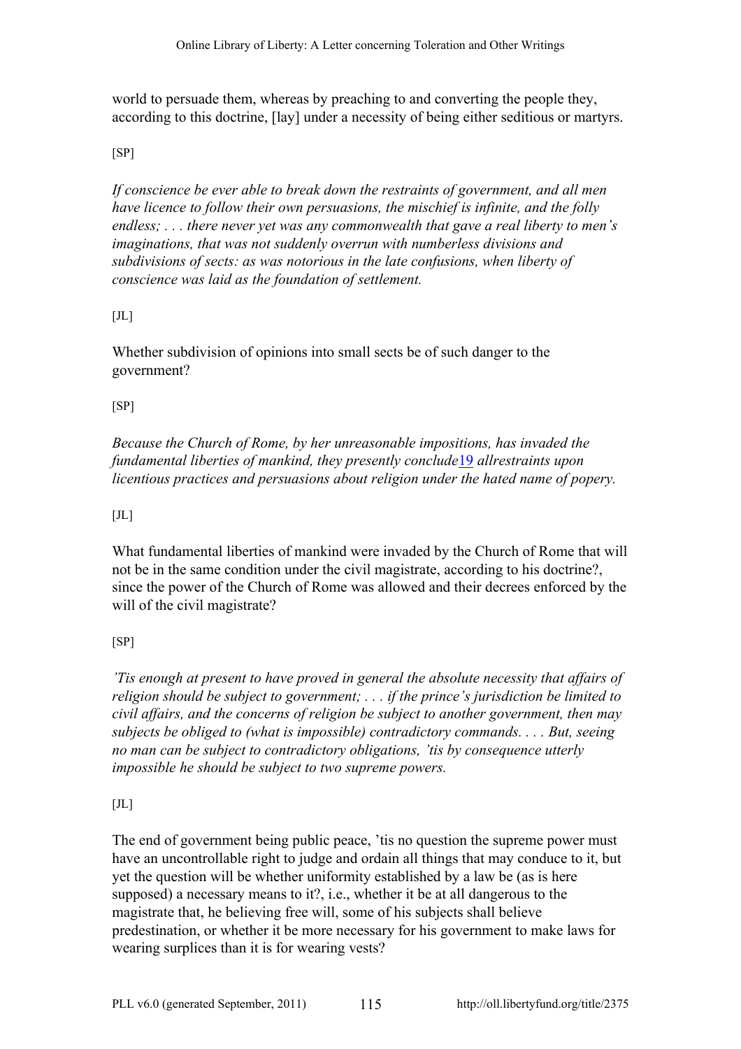world to persuade them, whereas by preaching to and converting the people they, according to this doctrine, [lay] under a necessity of being either seditious or martyrs.

[SP]

*If conscience be ever able to break down the restraints of government, and all men have licence to follow their own persuasions, the mischief is infinite, and the folly endless; . . . there never yet was any commonwealth that gave a real liberty to men's imaginations, that was not suddenly overrun with numberless divisions and subdivisions of sects: as was notorious in the late confusions, when liberty of conscience was laid as the foundation of settlement.*

[JL]

Whether subdivision of opinions into small sects be of such danger to the government?

[SP]

*Because the Church of Rome, by her unreasonable impositions, has invaded the fundamental liberties of mankind, they presently conclude*[19] *allrestraints upon licentious practices and persuasions about religion under the hated name of popery.*

[JL]

What fundamental liberties of mankind were invaded by the Church of Rome that will not be in the same condition under the civil magistrate, according to his doctrine?, since the power of the Church of Rome was allowed and their decrees enforced by the will of the civil magistrate?

[SP]

*'Tis enough at present to have proved in general the absolute necessity that affairs of religion should be subject to government; . . . if the prince's jurisdiction be limited to civil affairs, and the concerns of religion be subject to another government, then may subjects be obliged to (what is impossible) contradictory commands. . . . But, seeing no man can be subject to contradictory obligations, 'tis by consequence utterly impossible he should be subject to two supreme powers.*

[JL]

The end of government being public peace, 'tis no question the supreme power must have an uncontrollable right to judge and ordain all things that may conduce to it, but yet the question will be whether uniformity established by a law be (as is here supposed) a necessary means to it?, i.e., whether it be at all dangerous to the magistrate that, he believing free will, some of his subjects shall believe predestination, or whether it be more necessary for his government to make laws for wearing surplices than it is for wearing vests?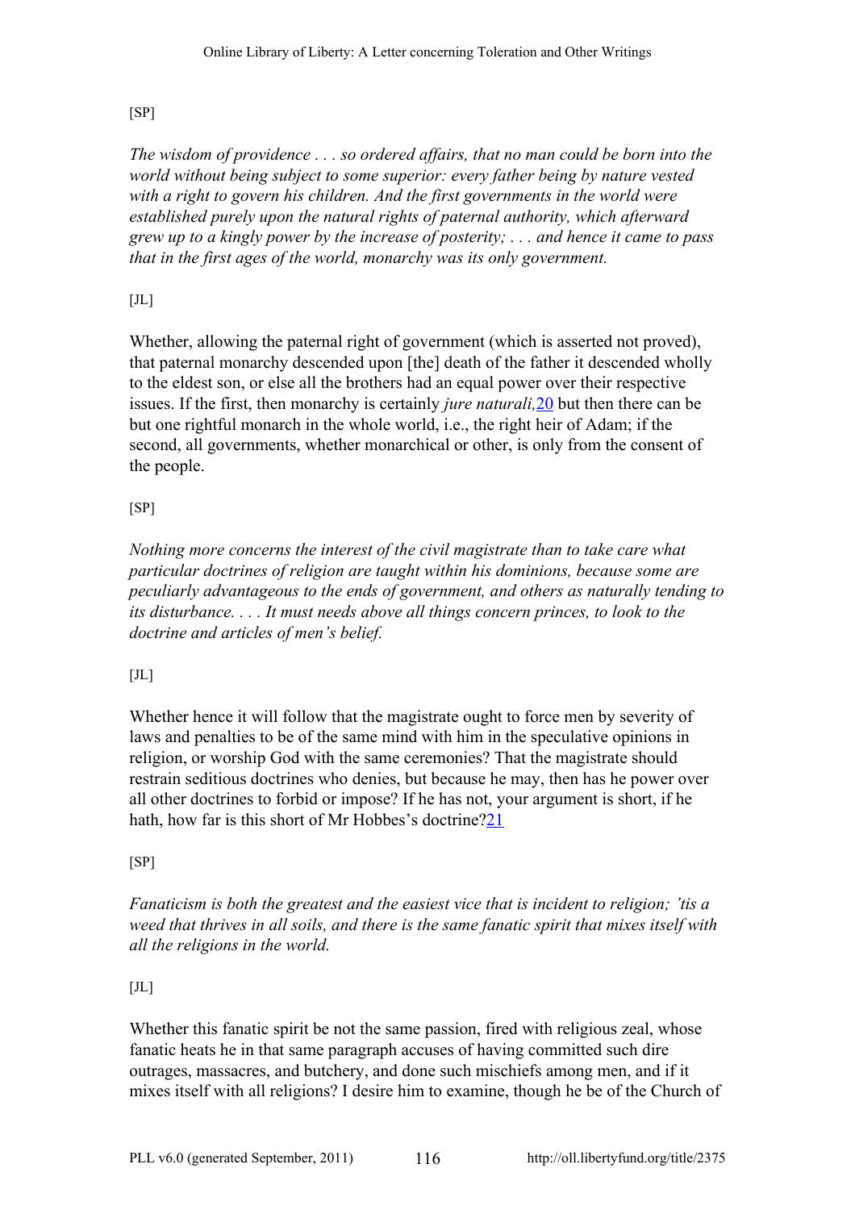[SP]

*The wisdom of providence . . . so ordered affairs, that no man could be born into the world without being subject to some superior: every father being by nature vested with a right to govern his children. And the first governments in the world were established purely upon the natural rights of paternal authority, which afterward grew up to a kingly power by the increase of posterity; . . . and hence it came to pass that in the first ages of the world, monarchy was its only government.*

[JL]

Whether, allowing the paternal right of government (which is asserted not proved), that paternal monarchy descended upon [the] death of the father it descended wholly to the eldest son, or else all the brothers had an equal power over their respective issues. If the first, then monarchy is certainly *jure naturali,*[20] but then there can be but one rightful monarch in the whole world, i.e., the right heir of Adam; if the second, all governments, whether monarchical or other, is only from the consent of the people.

[SP]

*Nothing more concerns the interest of the civil magistrate than to take care what particular doctrines of religion are taught within his dominions, because some are peculiarly advantageous to the ends of government, and others as naturally tending to its disturbance. . . . It must needs above all things concern princes, to look to the doctrine and articles of men's belief.*

[JL]

Whether hence it will follow that the magistrate ought to force men by severity of laws and penalties to be of the same mind with him in the speculative opinions in religion, or worship God with the same ceremonies? That the magistrate should restrain seditious doctrines who denies, but because he may, then has he power over all other doctrines to forbid or impose? If he has not, your argument is short, if he hath, how far is this short of Mr Hobbes's doctrine?[21]

[SP]

*Fanaticism is both the greatest and the easiest vice that is incident to religion; 'tis a weed that thrives in all soils, and there is the same fanatic spirit that mixes itself with all the religions in the world.*

[JL]

Whether this fanatic spirit be not the same passion, fired with religious zeal, whose fanatic heats he in that same paragraph accuses of having committed such dire outrages, massacres, and butchery, and done such mischiefs among men, and if it mixes itself with all religions? I desire him to examine, though he be of the Church of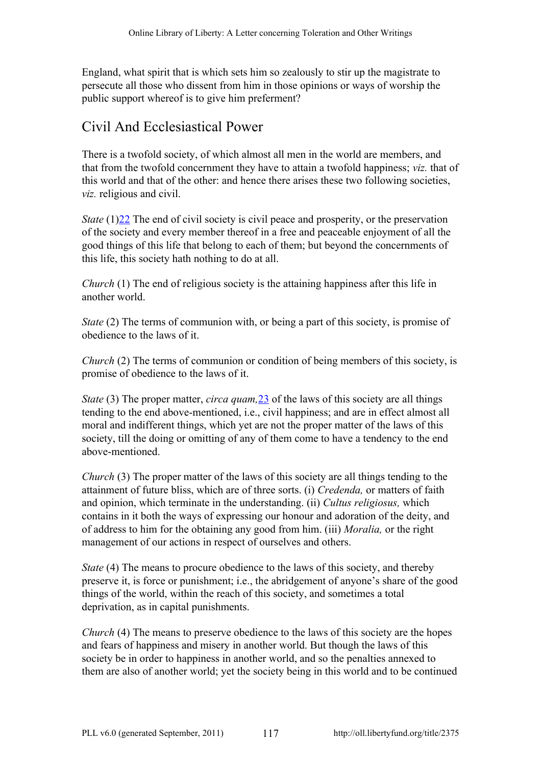England, what spirit that is which sets him so zealously to stir up the magistrate to persecute all those who dissent from him in those opinions or ways of worship the public support whereof is to give him preferment?

## Civil And Ecclesiastical Power

There is a twofold society, of which almost all men in the world are members, and that from the twofold concernment they have to attain a twofold happiness; *viz.* that of this world and that of the other: and hence there arises these two following societies, *viz.* religious and civil.

*State* (1)[22] The end of civil society is civil peace and prosperity, or the preservation of the society and every member thereof in a free and peaceable enjoyment of all the good things of this life that belong to each of them; but beyond the concernments of this life, this society hath nothing to do at all.

*Church* (1) The end of religious society is the attaining happiness after this life in another world.

*State* (2) The terms of communion with, or being a part of this society, is promise of obedience to the laws of it.

*Church* (2) The terms of communion or condition of being members of this society, is promise of obedience to the laws of it.

*State* (3) The proper matter, *circa quam,*[23] of the laws of this society are all things tending to the end above-mentioned, i.e., civil happiness; and are in effect almost all moral and indifferent things, which yet are not the proper matter of the laws of this society, till the doing or omitting of any of them come to have a tendency to the end above-mentioned.

*Church* (3) The proper matter of the laws of this society are all things tending to the attainment of future bliss, which are of three sorts. (i) *Credenda,* or matters of faith and opinion, which terminate in the understanding. (ii) *Cultus religiosus,* which contains in it both the ways of expressing our honour and adoration of the deity, and of address to him for the obtaining any good from him. (iii) *Moralia,* or the right management of our actions in respect of ourselves and others.

*State* (4) The means to procure obedience to the laws of this society, and thereby preserve it, is force or punishment; i.e., the abridgement of anyone's share of the good things of the world, within the reach of this society, and sometimes a total deprivation, as in capital punishments.

*Church* (4) The means to preserve obedience to the laws of this society are the hopes and fears of happiness and misery in another world. But though the laws of this society be in order to happiness in another world, and so the penalties annexed to them are also of another world; yet the society being in this world and to be continued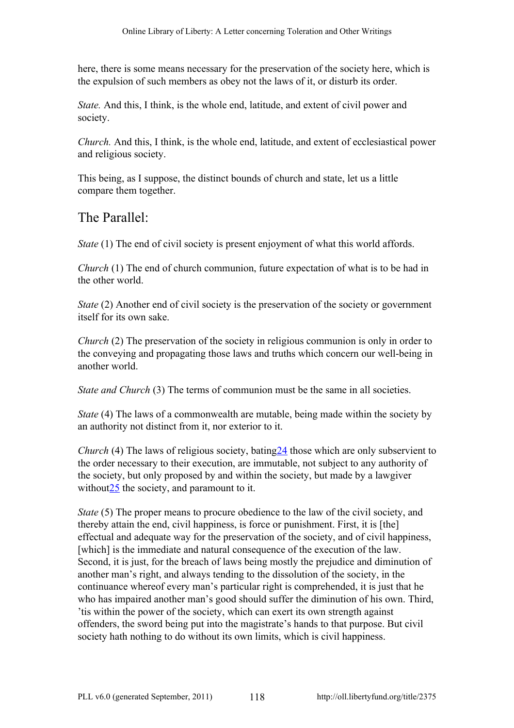here, there is some means necessary for the preservation of the society here, which is the expulsion of such members as obey not the laws of it, or disturb its order.

*State.* And this, I think, is the whole end, latitude, and extent of civil power and society.

*Church.* And this, I think, is the whole end, latitude, and extent of ecclesiastical power and religious society.

This being, as I suppose, the distinct bounds of church and state, let us a little compare them together.

## The Parallel:

*State* (1) The end of civil society is present enjoyment of what this world affords.

*Church* (1) The end of church communion, future expectation of what is to be had in the other world.

*State* (2) Another end of civil society is the preservation of the society or government itself for its own sake.

*Church* (2) The preservation of the society in religious communion is only in order to the conveying and propagating those laws and truths which concern our well-being in another world.

*State and Church* (3) The terms of communion must be the same in all societies.

*State* (4) The laws of a commonwealth are mutable, being made within the society by an authority not distinct from it, nor exterior to it.

*Church* (4) The laws of religious society, bating[24] those which are only subservient to the order necessary to their execution, are immutable, not subject to any authority of the society, but only proposed by and within the society, but made by a lawgiver without[25] the society, and paramount to it.

*State* (5) The proper means to procure obedience to the law of the civil society, and thereby attain the end, civil happiness, is force or punishment. First, it is [the] effectual and adequate way for the preservation of the society, and of civil happiness, [which] is the immediate and natural consequence of the execution of the law. Second, it is just, for the breach of laws being mostly the prejudice and diminution of another man's right, and always tending to the dissolution of the society, in the continuance whereof every man's particular right is comprehended, it is just that he who has impaired another man's good should suffer the diminution of his own. Third, 'tis within the power of the society, which can exert its own strength against offenders, the sword being put into the magistrate's hands to that purpose. But civil society hath nothing to do without its own limits, which is civil happiness.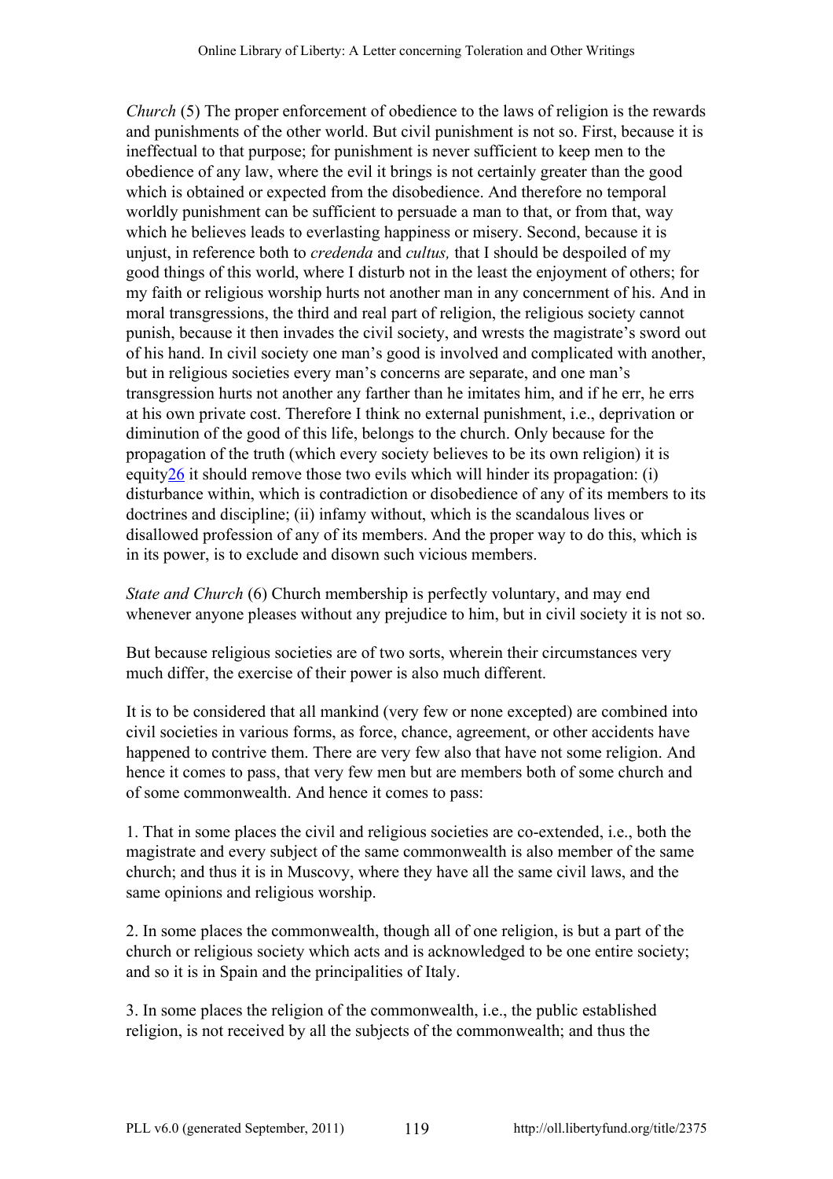*Church* (5) The proper enforcement of obedience to the laws of religion is the rewards and punishments of the other world. But civil punishment is not so. First, because it is ineffectual to that purpose; for punishment is never sufficient to keep men to the obedience of any law, where the evil it brings is not certainly greater than the good which is obtained or expected from the disobedience. And therefore no temporal worldly punishment can be sufficient to persuade a man to that, or from that, way which he believes leads to everlasting happiness or misery. Second, because it is unjust, in reference both to *credenda* and *cultus,* that I should be despoiled of my good things of this world, where I disturb not in the least the enjoyment of others; for my faith or religious worship hurts not another man in any concernment of his. And in moral transgressions, the third and real part of religion, the religious society cannot punish, because it then invades the civil society, and wrests the magistrate's sword out of his hand. In civil society one man's good is involved and complicated with another, but in religious societies every man's concerns are separate, and one man's transgression hurts not another any farther than he imitates him, and if he err, he errs at his own private cost. Therefore I think no external punishment, i.e., deprivation or diminution of the good of this life, belongs to the church. Only because for the propagation of the truth (which every society believes to be its own religion) it is equity[26] it should remove those two evils which will hinder its propagation: (i) disturbance within, which is contradiction or disobedience of any of its members to its doctrines and discipline; (ii) infamy without, which is the scandalous lives or disallowed profession of any of its members. And the proper way to do this, which is in its power, is to exclude and disown such vicious members.

*State and Church* (6) Church membership is perfectly voluntary, and may end whenever anyone pleases without any prejudice to him, but in civil society it is not so.

But because religious societies are of two sorts, wherein their circumstances very much differ, the exercise of their power is also much different.

It is to be considered that all mankind (very few or none excepted) are combined into civil societies in various forms, as force, chance, agreement, or other accidents have happened to contrive them. There are very few also that have not some religion. And hence it comes to pass, that very few men but are members both of some church and of some commonwealth. And hence it comes to pass:

1. That in some places the civil and religious societies are co-extended, i.e., both the magistrate and every subject of the same commonwealth is also member of the same church; and thus it is in Muscovy, where they have all the same civil laws, and the same opinions and religious worship.

2. In some places the commonwealth, though all of one religion, is but a part of the church or religious society which acts and is acknowledged to be one entire society; and so it is in Spain and the principalities of Italy.

3. In some places the religion of the commonwealth, i.e., the public established religion, is not received by all the subjects of the commonwealth; and thus the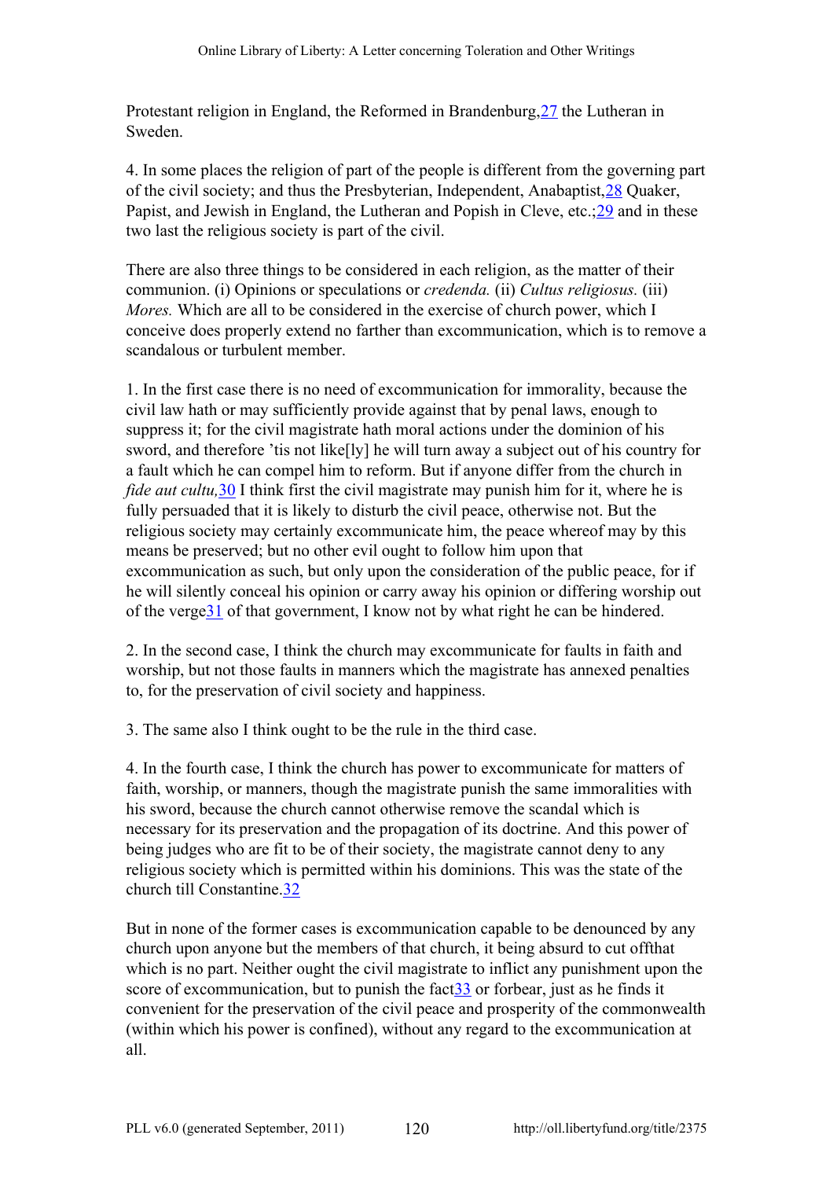Protestant religion in England, the Reformed in Brandenburg,[27] the Lutheran in Sweden.

4. In some places the religion of part of the people is different from the governing part of the civil society; and thus the Presbyterian, Independent, Anabaptist,[28] Quaker, Papist, and Jewish in England, the Lutheran and Popish in Cleve, etc.;[29] and in these two last the religious society is part of the civil.

There are also three things to be considered in each religion, as the matter of their communion. (i) Opinions or speculations or *credenda.* (ii) *Cultus religiosus.* (iii) *Mores.* Which are all to be considered in the exercise of church power, which I conceive does properly extend no farther than excommunication, which is to remove a scandalous or turbulent member.

1. In the first case there is no need of excommunication for immorality, because the civil law hath or may sufficiently provide against that by penal laws, enough to suppress it; for the civil magistrate hath moral actions under the dominion of his sword, and therefore 'tis not like[ly] he will turn away a subject out of his country for a fault which he can compel him to reform. But if anyone differ from the church in *fide aut cultu,*[30] I think first the civil magistrate may punish him for it, where he is fully persuaded that it is likely to disturb the civil peace, otherwise not. But the religious society may certainly excommunicate him, the peace whereof may by this means be preserved; but no other evil ought to follow him upon that excommunication as such, but only upon the consideration of the public peace, for if he will silently conceal his opinion or carry away his opinion or differing worship out of the verge[31] of that government, I know not by what right he can be hindered.

2. In the second case, I think the church may excommunicate for faults in faith and worship, but not those faults in manners which the magistrate has annexed penalties to, for the preservation of civil society and happiness.

3. The same also I think ought to be the rule in the third case.

4. In the fourth case, I think the church has power to excommunicate for matters of faith, worship, or manners, though the magistrate punish the same immoralities with his sword, because the church cannot otherwise remove the scandal which is necessary for its preservation and the propagation of its doctrine. And this power of being judges who are fit to be of their society, the magistrate cannot deny to any religious society which is permitted within his dominions. This was the state of the church till Constantine.[32]

But in none of the former cases is excommunication capable to be denounced by any church upon anyone but the members of that church, it being absurd to cut offthat which is no part. Neither ought the civil magistrate to inflict any punishment upon the score of excommunication, but to punish the fact[33] or forbear, just as he finds it convenient for the preservation of the civil peace and prosperity of the commonwealth (within which his power is confined), without any regard to the excommunication at all.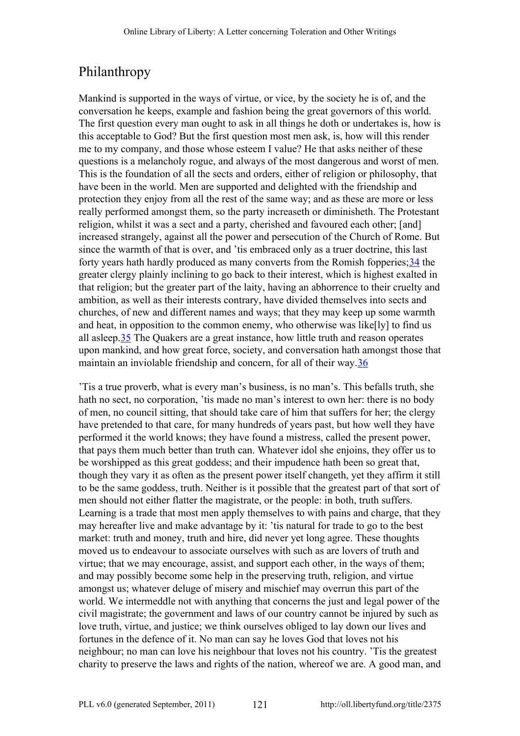## Philanthropy

Mankind is supported in the ways of virtue, or vice, by the society he is of, and the conversation he keeps, example and fashion being the great governors of this world. The first question every man ought to ask in all things he doth or undertakes is, how is this acceptable to God? But the first question most men ask, is, how will this render me to my company, and those whose esteem I value? He that asks neither of these questions is a melancholy rogue, and always of the most dangerous and worst of men. This is the foundation of all the sects and orders, either of religion or philosophy, that have been in the world. Men are supported and delighted with the friendship and protection they enjoy from all the rest of the same way; and as these are more or less really performed amongst them, so the party increaseth or diminisheth. The Protestant religion, whilst it was a sect and a party, cherished and favoured each other; [and] increased strangely, against all the power and persecution of the Church of Rome. But since the warmth of that is over, and 'tis embraced only as a truer doctrine, this last forty years hath hardly produced as many converts from the Romish fopperies;[34] the greater clergy plainly inclining to go back to their interest, which is highest exalted in that religion; but the greater part of the laity, having an abhorrence to their cruelty and ambition, as well as their interests contrary, have divided themselves into sects and churches, of new and different names and ways; that they may keep up some warmth and heat, in opposition to the common enemy, who otherwise was like[ly] to find us all asleep.[35] The Quakers are a great instance, how little truth and reason operates upon mankind, and how great force, society, and conversation hath amongst those that maintain an inviolable friendship and concern, for all of their way.[36]

'Tis a true proverb, what is every man's business, is no man's. This befalls truth, she hath no sect, no corporation, 'tis made no man's interest to own her: there is no body of men, no council sitting, that should take care of him that suffers for her; the clergy have pretended to that care, for many hundreds of years past, but how well they have performed it the world knows; they have found a mistress, called the present power, that pays them much better than truth can. Whatever idol she enjoins, they offer us to be worshipped as this great goddess; and their impudence hath been so great that, though they vary it as often as the present power itself changeth, yet they affirm it still to be the same goddess, truth. Neither is it possible that the greatest part of that sort of men should not either flatter the magistrate, or the people: in both, truth suffers. Learning is a trade that most men apply themselves to with pains and charge, that they may hereafter live and make advantage by it: 'tis natural for trade to go to the best market: truth and money, truth and hire, did never yet long agree. These thoughts moved us to endeavour to associate ourselves with such as are lovers of truth and virtue; that we may encourage, assist, and support each other, in the ways of them; and may possibly become some help in the preserving truth, religion, and virtue amongst us; whatever deluge of misery and mischief may overrun this part of the world. We intermeddle not with anything that concerns the just and legal power of the civil magistrate; the government and laws of our country cannot be injured by such as love truth, virtue, and justice; we think ourselves obliged to lay down our lives and fortunes in the defence of it. No man can say he loves God that loves not his neighbour; no man can love his neighbour that loves not his country. 'Tis the greatest charity to preserve the laws and rights of the nation, whereof we are. A good man, and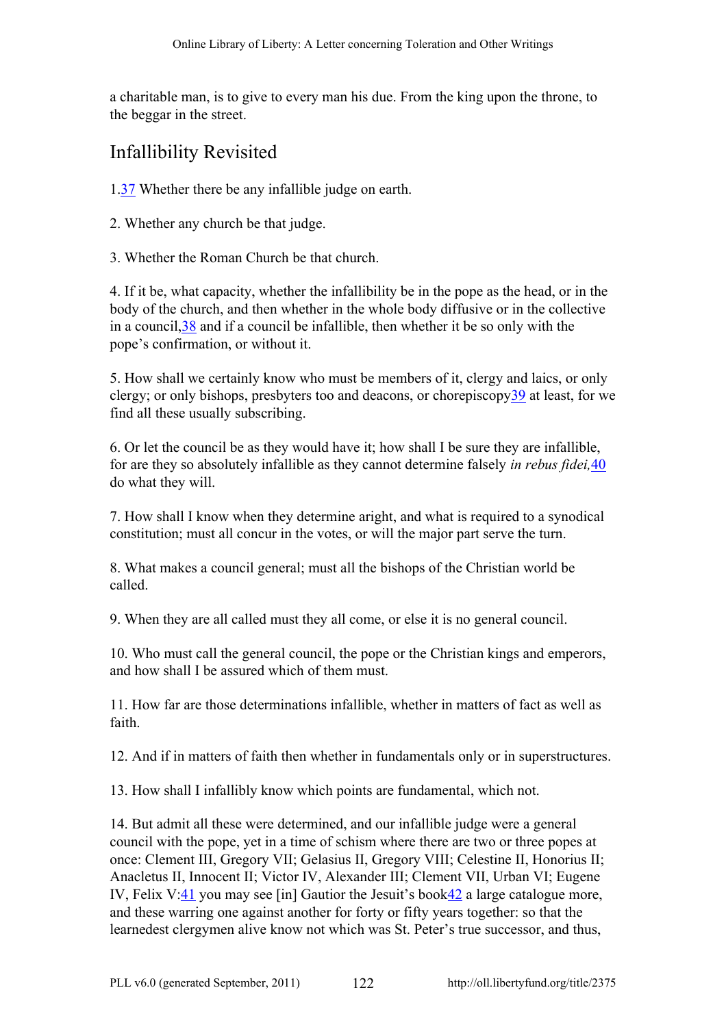a charitable man, is to give to every man his due. From the king upon the throne, to the beggar in the street.

## Infallibility Revisited

1.[37] Whether there be any infallible judge on earth.

2. Whether any church be that judge.

3. Whether the Roman Church be that church.

4. If it be, what capacity, whether the infallibility be in the pope as the head, or in the body of the church, and then whether in the whole body diffusive or in the collective in a council,[38] and if a council be infallible, then whether it be so only with the pope's confirmation, or without it.

5. How shall we certainly know who must be members of it, clergy and laics, or only clergy; or only bishops, presbyters too and deacons, or chorepiscopy[39] at least, for we find all these usually subscribing.

6. Or let the council be as they would have it; how shall I be sure they are infallible, for are they so absolutely infallible as they cannot determine falsely *in rebus fidei,*[40] do what they will.

7. How shall I know when they determine aright, and what is required to a synodical constitution; must all concur in the votes, or will the major part serve the turn.

8. What makes a council general; must all the bishops of the Christian world be called.

9. When they are all called must they all come, or else it is no general council.

10. Who must call the general council, the pope or the Christian kings and emperors, and how shall I be assured which of them must.

11. How far are those determinations infallible, whether in matters of fact as well as faith.

12. And if in matters of faith then whether in fundamentals only or in superstructures.

13. How shall I infallibly know which points are fundamental, which not.

14. But admit all these were determined, and our infallible judge were a general council with the pope, yet in a time of schism where there are two or three popes at once: Clement III, Gregory VII; Gelasius II, Gregory VIII; Celestine II, Honorius II; Anacletus II, Innocent II; Victor IV, Alexander III; Clement VII, Urban VI; Eugene IV, Felix V:[41] you may see [in] Gautior the Jesuit's book[42] a large catalogue more, and these warring one against another for forty or fifty years together: so that the learnedest clergymen alive know not which was St. Peter's true successor, and thus,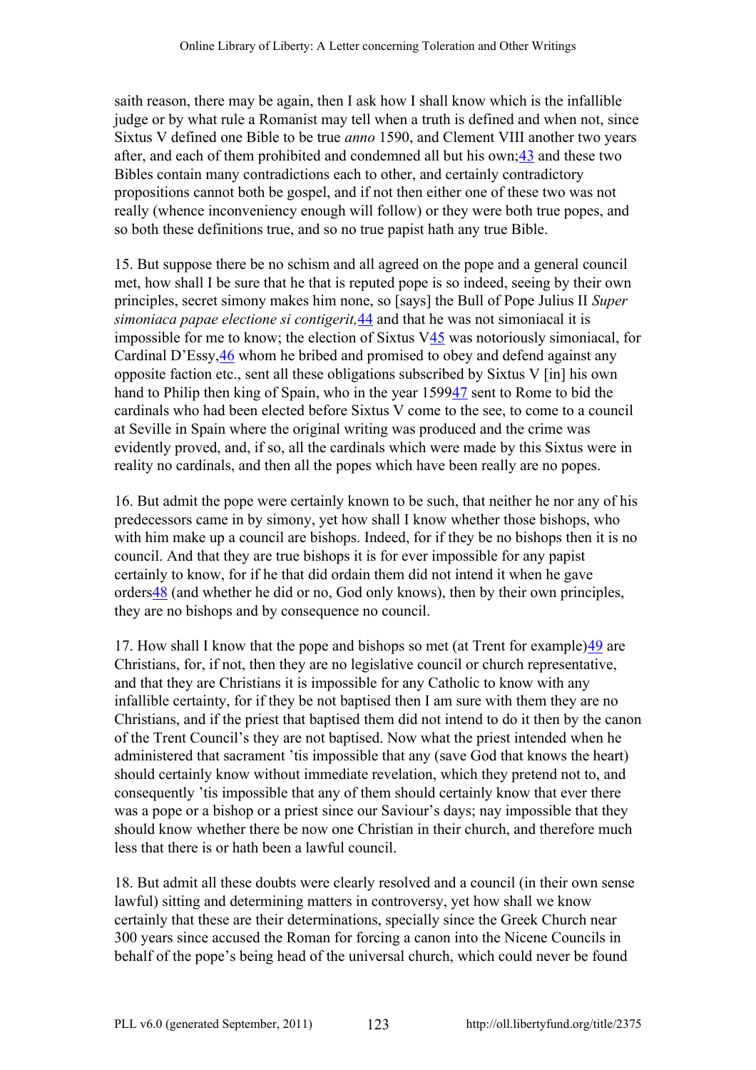saith reason, there may be again, then I ask how I shall know which is the infallible judge or by what rule a Romanist may tell when a truth is defined and when not, since Sixtus V defined one Bible to be true *anno* 1590, and Clement VIII another two years after, and each of them prohibited and condemned all but his own;[43] and these two Bibles contain many contradictions each to other, and certainly contradictory propositions cannot both be gospel, and if not then either one of these two was not really (whence inconveniency enough will follow) or they were both true popes, and so both these definitions true, and so no true papist hath any true Bible.

15. But suppose there be no schism and all agreed on the pope and a general council met, how shall I be sure that he that is reputed pope is so indeed, seeing by their own principles, secret simony makes him none, so [says] the Bull of Pope Julius II *Super simoniaca papae electione si contigerit,*[44] and that he was not simoniacal it is impossible for me to know; the election of Sixtus V[45] was notoriously simoniacal, for Cardinal D'Essy,[46] whom he bribed and promised to obey and defend against any opposite faction etc., sent all these obligations subscribed by Sixtus V [in] his own hand to Philip then king of Spain, who in the year 1599[47] sent to Rome to bid the cardinals who had been elected before Sixtus V come to the see, to come to a council at Seville in Spain where the original writing was produced and the crime was evidently proved, and, if so, all the cardinals which were made by this Sixtus were in reality no cardinals, and then all the popes which have been really are no popes.

16. But admit the pope were certainly known to be such, that neither he nor any of his predecessors came in by simony, yet how shall I know whether those bishops, who with him make up a council are bishops. Indeed, for if they be no bishops then it is no council. And that they are true bishops it is for ever impossible for any papist certainly to know, for if he that did ordain them did not intend it when he gave orders[48] (and whether he did or no, God only knows), then by their own principles, they are no bishops and by consequence no council.

17. How shall I know that the pope and bishops so met (at Trent for example)[49] are Christians, for, if not, then they are no legislative council or church representative, and that they are Christians it is impossible for any Catholic to know with any infallible certainty, for if they be not baptised then I am sure with them they are no Christians, and if the priest that baptised them did not intend to do it then by the canon of the Trent Council's they are not baptised. Now what the priest intended when he administered that sacrament 'tis impossible that any (save God that knows the heart) should certainly know without immediate revelation, which they pretend not to, and consequently 'tis impossible that any of them should certainly know that ever there was a pope or a bishop or a priest since our Saviour's days; nay impossible that they should know whether there be now one Christian in their church, and therefore much less that there is or hath been a lawful council.

18. But admit all these doubts were clearly resolved and a council (in their own sense lawful) sitting and determining matters in controversy, yet how shall we know certainly that these are their determinations, specially since the Greek Church near 300 years since accused the Roman for forcing a canon into the Nicene Councils in behalf of the pope's being head of the universal church, which could never be found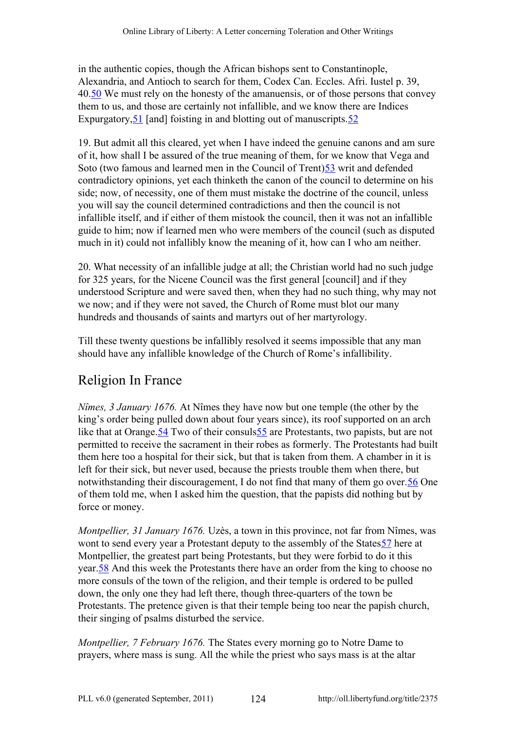in the authentic copies, though the African bishops sent to Constantinople, Alexandria, and Antioch to search for them, Codex Can. Eccles. Afri. Iustel p. 39, 40.[50] We must rely on the honesty of the amanuensis, or of those persons that convey them to us, and those are certainly not infallible, and we know there are Indices Expurgatory,[51] [and] foisting in and blotting out of manuscripts.[52]

19. But admit all this cleared, yet when I have indeed the genuine canons and am sure of it, how shall I be assured of the true meaning of them, for we know that Vega and Soto (two famous and learned men in the Council of Trent)[53] writ and defended contradictory opinions, yet each thinketh the canon of the council to determine on his side; now, of necessity, one of them must mistake the doctrine of the council, unless you will say the council determined contradictions and then the council is not infallible itself, and if either of them mistook the council, then it was not an infallible guide to him; now if learned men who were members of the council (such as disputed much in it) could not infallibly know the meaning of it, how can I who am neither.

20. What necessity of an infallible judge at all; the Christian world had no such judge for 325 years, for the Nicene Council was the first general [council] and if they understood Scripture and were saved then, when they had no such thing, why may not we now; and if they were not saved, the Church of Rome must blot our many hundreds and thousands of saints and martyrs out of her martyrology.

Till these twenty questions be infallibly resolved it seems impossible that any man should have any infallible knowledge of the Church of Rome's infallibility.

## Religion In France

*Nîmes, 3 January 1676.* At Nîmes they have now but one temple (the other by the king's order being pulled down about four years since), its roof supported on an arch like that at Orange.[54] Two of their consuls[55] are Protestants, two papists, but are not permitted to receive the sacrament in their robes as formerly. The Protestants had built them here too a hospital for their sick, but that is taken from them. A chamber in it is left for their sick, but never used, because the priests trouble them when there, but notwithstanding their discouragement, I do not find that many of them go over.[56] One of them told me, when I asked him the question, that the papists did nothing but by force or money.

*Montpellier, 31 January 1676.* Uzès, a town in this province, not far from Nîmes, was wont to send every year a Protestant deputy to the assembly of the States[57] here at Montpellier, the greatest part being Protestants, but they were forbid to do it this year.[58] And this week the Protestants there have an order from the king to choose no more consuls of the town of the religion, and their temple is ordered to be pulled down, the only one they had left there, though three-quarters of the town be Protestants. The pretence given is that their temple being too near the papish church, their singing of psalms disturbed the service.

*Montpellier, 7 February 1676.* The States every morning go to Notre Dame to prayers, where mass is sung. All the while the priest who says mass is at the altar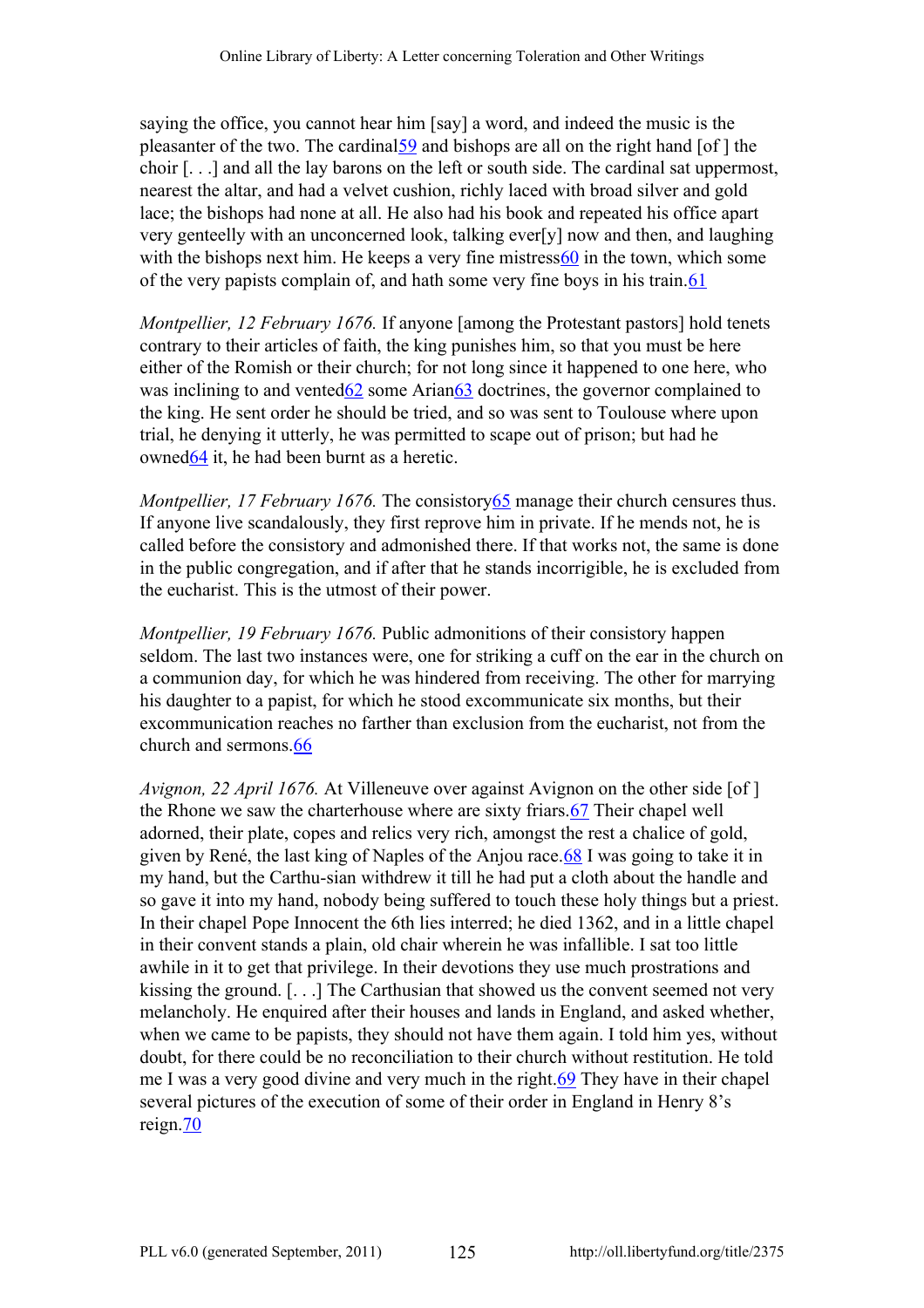saying the office, you cannot hear him [say] a word, and indeed the music is the pleasanter of the two. The cardinal[59] and bishops are all on the right hand [of ] the choir [. . .] and all the lay barons on the left or south side. The cardinal sat uppermost, nearest the altar, and had a velvet cushion, richly laced with broad silver and gold lace; the bishops had none at all. He also had his book and repeated his office apart very genteelly with an unconcerned look, talking ever[y] now and then, and laughing with the bishops next him. He keeps a very fine mistress[60] in the town, which some of the very papists complain of, and hath some very fine boys in his train.[61]

*Montpellier, 12 February 1676.* If anyone [among the Protestant pastors] hold tenets contrary to their articles of faith, the king punishes him, so that you must be here either of the Romish or their church; for not long since it happened to one here, who was inclining to and vented[62] some Arian[63] doctrines, the governor complained to the king. He sent order he should be tried, and so was sent to Toulouse where upon trial, he denying it utterly, he was permitted to scape out of prison; but had he owned[64] it, he had been burnt as a heretic.

*Montpellier, 17 February 1676.* The consistory[65] manage their church censures thus. If anyone live scandalously, they first reprove him in private. If he mends not, he is called before the consistory and admonished there. If that works not, the same is done in the public congregation, and if after that he stands incorrigible, he is excluded from the eucharist. This is the utmost of their power.

*Montpellier, 19 February 1676.* Public admonitions of their consistory happen seldom. The last two instances were, one for striking a cuff on the ear in the church on a communion day, for which he was hindered from receiving. The other for marrying his daughter to a papist, for which he stood excommunicate six months, but their excommunication reaches no farther than exclusion from the eucharist, not from the church and sermons.[66]

*Avignon, 22 April 1676.* At Villeneuve over against Avignon on the other side [of ] the Rhone we saw the charterhouse where are sixty friars.[67] Their chapel well adorned, their plate, copes and relics very rich, amongst the rest a chalice of gold, given by René, the last king of Naples of the Anjou race.[68] I was going to take it in my hand, but the Carthu-sian withdrew it till he had put a cloth about the handle and so gave it into my hand, nobody being suffered to touch these holy things but a priest. In their chapel Pope Innocent the 6th lies interred; he died 1362, and in a little chapel in their convent stands a plain, old chair wherein he was infallible. I sat too little awhile in it to get that privilege. In their devotions they use much prostrations and kissing the ground. [. . .] The Carthusian that showed us the convent seemed not very melancholy. He enquired after their houses and lands in England, and asked whether, when we came to be papists, they should not have them again. I told him yes, without doubt, for there could be no reconciliation to their church without restitution. He told me I was a very good divine and very much in the right.[69] They have in their chapel several pictures of the execution of some of their order in England in Henry 8's reign.[70]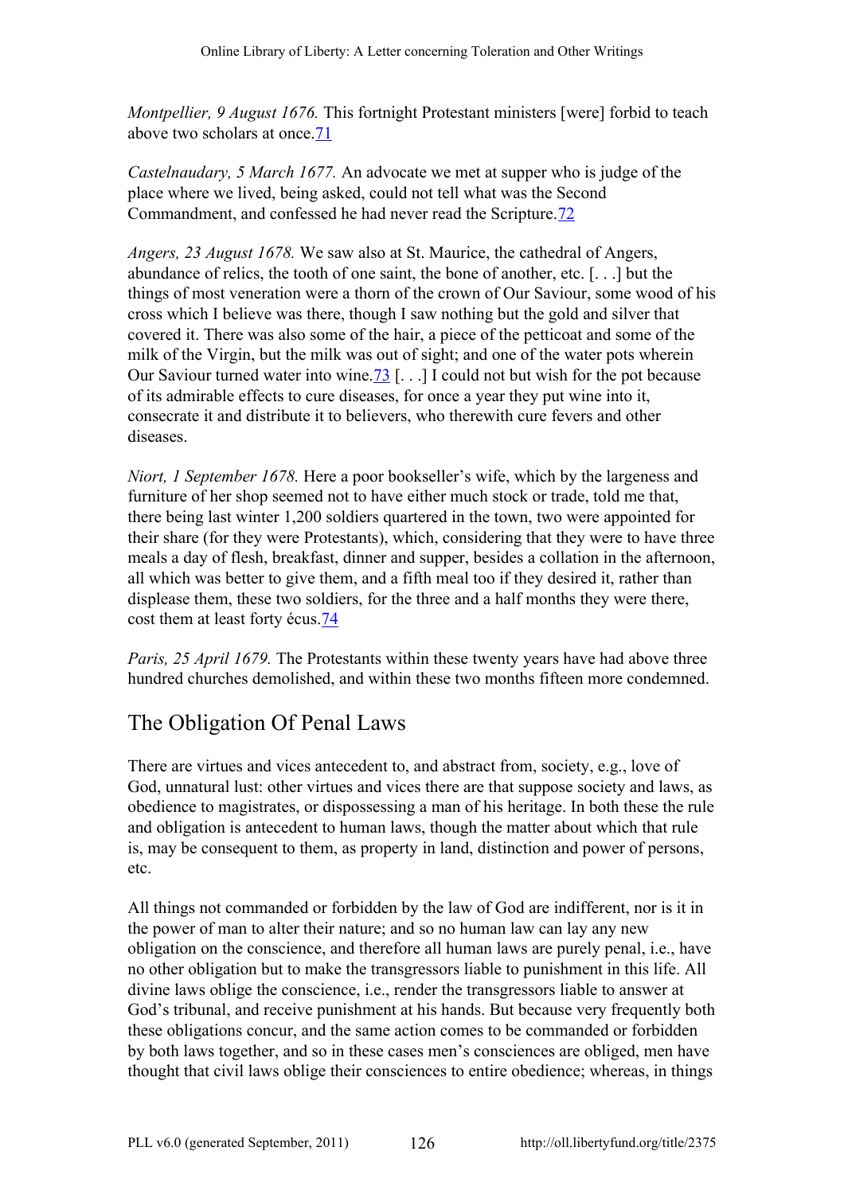*Montpellier, 9 August 1676.* This fortnight Protestant ministers [were] forbid to teach above two scholars at once.[71]

*Castelnaudary, 5 March 1677.* An advocate we met at supper who is judge of the place where we lived, being asked, could not tell what was the Second Commandment, and confessed he had never read the Scripture.[72]

*Angers, 23 August 1678.* We saw also at St. Maurice, the cathedral of Angers, abundance of relics, the tooth of one saint, the bone of another, etc. [. . .] but the things of most veneration were a thorn of the crown of Our Saviour, some wood of his cross which I believe was there, though I saw nothing but the gold and silver that covered it. There was also some of the hair, a piece of the petticoat and some of the milk of the Virgin, but the milk was out of sight; and one of the water pots wherein Our Saviour turned water into wine.[73] [. . .] I could not but wish for the pot because of its admirable effects to cure diseases, for once a year they put wine into it, consecrate it and distribute it to believers, who therewith cure fevers and other diseases.

*Niort, 1 September 1678.* Here a poor bookseller's wife, which by the largeness and furniture of her shop seemed not to have either much stock or trade, told me that, there being last winter 1,200 soldiers quartered in the town, two were appointed for their share (for they were Protestants), which, considering that they were to have three meals a day of flesh, breakfast, dinner and supper, besides a collation in the afternoon, all which was better to give them, and a fifth meal too if they desired it, rather than displease them, these two soldiers, for the three and a half months they were there, cost them at least forty écus.[74]

*Paris, 25 April 1679.* The Protestants within these twenty years have had above three hundred churches demolished, and within these two months fifteen more condemned.

## The Obligation Of Penal Laws

There are virtues and vices antecedent to, and abstract from, society, e.g., love of God, unnatural lust: other virtues and vices there are that suppose society and laws, as obedience to magistrates, or dispossessing a man of his heritage. In both these the rule and obligation is antecedent to human laws, though the matter about which that rule is, may be consequent to them, as property in land, distinction and power of persons, etc.

All things not commanded or forbidden by the law of God are indifferent, nor is it in the power of man to alter their nature; and so no human law can lay any new obligation on the conscience, and therefore all human laws are purely penal, i.e., have no other obligation but to make the transgressors liable to punishment in this life. All divine laws oblige the conscience, i.e., render the transgressors liable to answer at God's tribunal, and receive punishment at his hands. But because very frequently both these obligations concur, and the same action comes to be commanded or forbidden by both laws together, and so in these cases men's consciences are obliged, men have thought that civil laws oblige their consciences to entire obedience; whereas, in things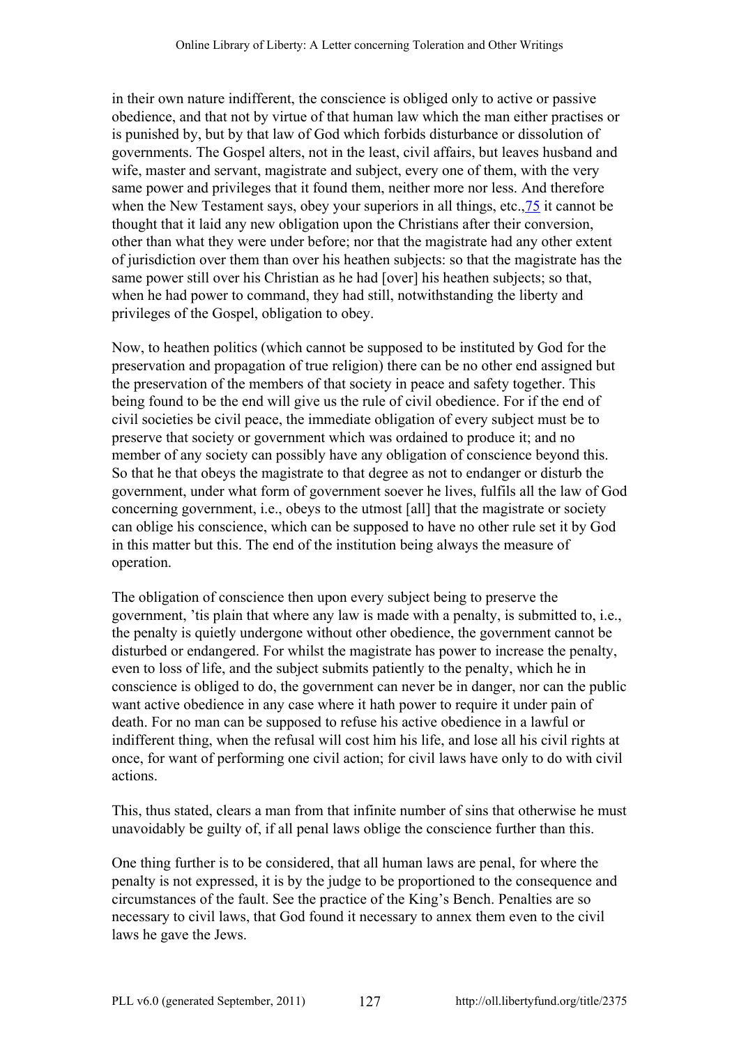in their own nature indifferent, the conscience is obliged only to active or passive obedience, and that not by virtue of that human law which the man either practises or is punished by, but by that law of God which forbids disturbance or dissolution of governments. The Gospel alters, not in the least, civil affairs, but leaves husband and wife, master and servant, magistrate and subject, every one of them, with the very same power and privileges that it found them, neither more nor less. And therefore when the New Testament says, obey your superiors in all things, etc.,[75] it cannot be thought that it laid any new obligation upon the Christians after their conversion, other than what they were under before; nor that the magistrate had any other extent of jurisdiction over them than over his heathen subjects: so that the magistrate has the same power still over his Christian as he had [over] his heathen subjects; so that, when he had power to command, they had still, notwithstanding the liberty and privileges of the Gospel, obligation to obey.

Now, to heathen politics (which cannot be supposed to be instituted by God for the preservation and propagation of true religion) there can be no other end assigned but the preservation of the members of that society in peace and safety together. This being found to be the end will give us the rule of civil obedience. For if the end of civil societies be civil peace, the immediate obligation of every subject must be to preserve that society or government which was ordained to produce it; and no member of any society can possibly have any obligation of conscience beyond this. So that he that obeys the magistrate to that degree as not to endanger or disturb the government, under what form of government soever he lives, fulfils all the law of God concerning government, i.e., obeys to the utmost [all] that the magistrate or society can oblige his conscience, which can be supposed to have no other rule set it by God in this matter but this. The end of the institution being always the measure of operation.

The obligation of conscience then upon every subject being to preserve the government, 'tis plain that where any law is made with a penalty, is submitted to, i.e., the penalty is quietly undergone without other obedience, the government cannot be disturbed or endangered. For whilst the magistrate has power to increase the penalty, even to loss of life, and the subject submits patiently to the penalty, which he in conscience is obliged to do, the government can never be in danger, nor can the public want active obedience in any case where it hath power to require it under pain of death. For no man can be supposed to refuse his active obedience in a lawful or indifferent thing, when the refusal will cost him his life, and lose all his civil rights at once, for want of performing one civil action; for civil laws have only to do with civil actions.

This, thus stated, clears a man from that infinite number of sins that otherwise he must unavoidably be guilty of, if all penal laws oblige the conscience further than this.

One thing further is to be considered, that all human laws are penal, for where the penalty is not expressed, it is by the judge to be proportioned to the consequence and circumstances of the fault. See the practice of the King's Bench. Penalties are so necessary to civil laws, that God found it necessary to annex them even to the civil laws he gave the Jews.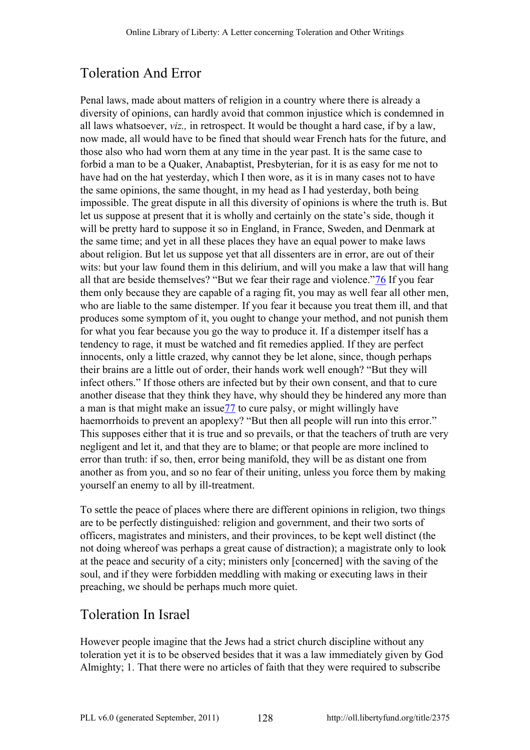## Toleration And Error

Penal laws, made about matters of religion in a country where there is already a diversity of opinions, can hardly avoid that common injustice which is condemned in all laws whatsoever, *viz.,* in retrospect. It would be thought a hard case, if by a law, now made, all would have to be fined that should wear French hats for the future, and those also who had worn them at any time in the year past. It is the same case to forbid a man to be a Quaker, Anabaptist, Presbyterian, for it is as easy for me not to have had on the hat yesterday, which I then wore, as it is in many cases not to have the same opinions, the same thought, in my head as I had yesterday, both being impossible. The great dispute in all this diversity of opinions is where the truth is. But let us suppose at present that it is wholly and certainly on the state's side, though it will be pretty hard to suppose it so in England, in France, Sweden, and Denmark at the same time; and yet in all these places they have an equal power to make laws about religion. But let us suppose yet that all dissenters are in error, are out of their wits: but your law found them in this delirium, and will you make a law that will hang all that are beside themselves? "But we fear their rage and violence."[76] If you fear them only because they are capable of a raging fit, you may as well fear all other men, who are liable to the same distemper. If you fear it because you treat them ill, and that produces some symptom of it, you ought to change your method, and not punish them for what you fear because you go the way to produce it. If a distemper itself has a tendency to rage, it must be watched and fit remedies applied. If they are perfect innocents, only a little crazed, why cannot they be let alone, since, though perhaps their brains are a little out of order, their hands work well enough? "But they will infect others." If those others are infected but by their own consent, and that to cure another disease that they think they have, why should they be hindered any more than a man is that might make an issue[77] to cure palsy, or might willingly have haemorrhoids to prevent an apoplexy? "But then all people will run into this error." This supposes either that it is true and so prevails, or that the teachers of truth are very negligent and let it, and that they are to blame; or that people are more inclined to error than truth: if so, then, error being manifold, they will be as distant one from another as from you, and so no fear of their uniting, unless you force them by making yourself an enemy to all by ill-treatment.

To settle the peace of places where there are different opinions in religion, two things are to be perfectly distinguished: religion and government, and their two sorts of officers, magistrates and ministers, and their provinces, to be kept well distinct (the not doing whereof was perhaps a great cause of distraction); a magistrate only to look at the peace and security of a city; ministers only [concerned] with the saving of the soul, and if they were forbidden meddling with making or executing laws in their preaching, we should be perhaps much more quiet.

## Toleration In Israel

However people imagine that the Jews had a strict church discipline without any toleration yet it is to be observed besides that it was a law immediately given by God Almighty; 1. That there were no articles of faith that they were required to subscribe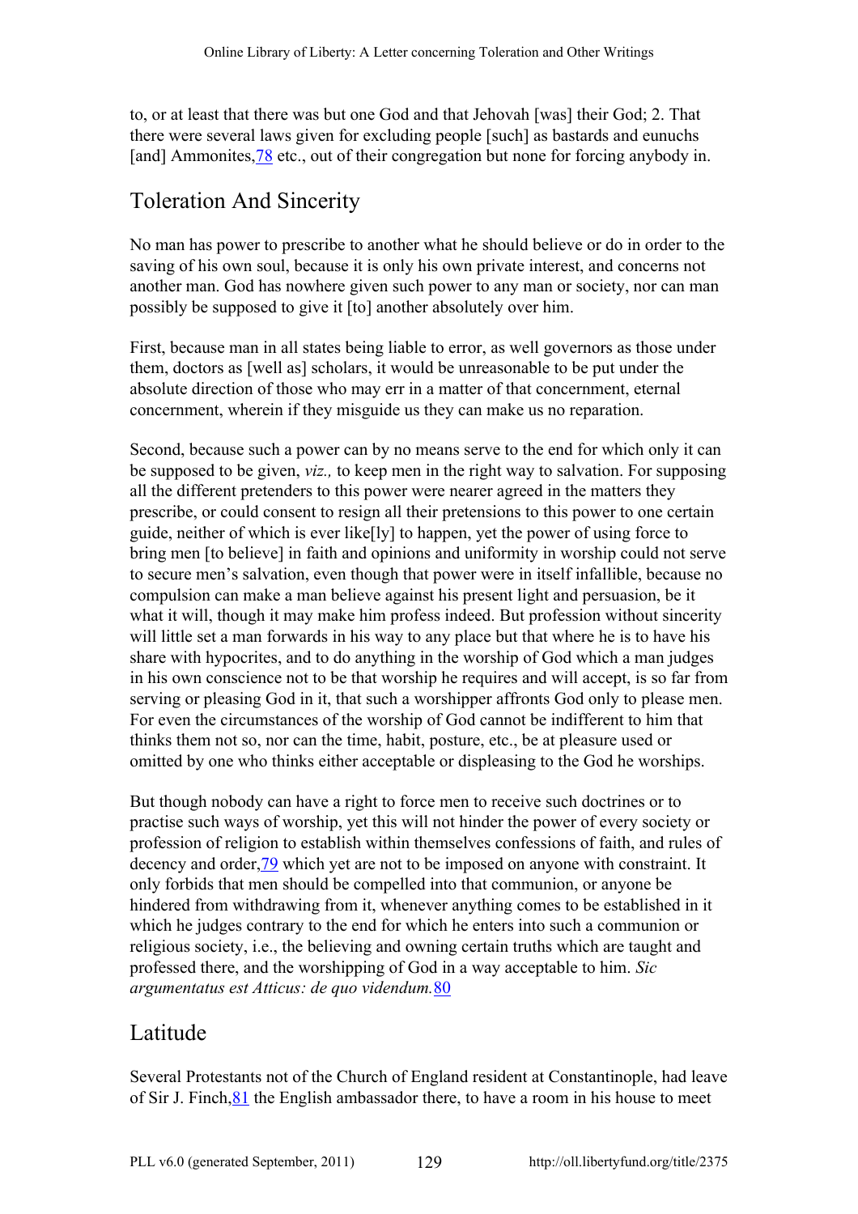to, or at least that there was but one God and that Jehovah [was] their God; 2. That there were several laws given for excluding people [such] as bastards and eunuchs [and] Ammonites,[78] etc., out of their congregation but none for forcing anybody in.

## Toleration And Sincerity

No man has power to prescribe to another what he should believe or do in order to the saving of his own soul, because it is only his own private interest, and concerns not another man. God has nowhere given such power to any man or society, nor can man possibly be supposed to give it [to] another absolutely over him.

First, because man in all states being liable to error, as well governors as those under them, doctors as [well as] scholars, it would be unreasonable to be put under the absolute direction of those who may err in a matter of that concernment, eternal concernment, wherein if they misguide us they can make us no reparation.

Second, because such a power can by no means serve to the end for which only it can be supposed to be given, *viz.,* to keep men in the right way to salvation. For supposing all the different pretenders to this power were nearer agreed in the matters they prescribe, or could consent to resign all their pretensions to this power to one certain guide, neither of which is ever like[ly] to happen, yet the power of using force to bring men [to believe] in faith and opinions and uniformity in worship could not serve to secure men's salvation, even though that power were in itself infallible, because no compulsion can make a man believe against his present light and persuasion, be it what it will, though it may make him profess indeed. But profession without sincerity will little set a man forwards in his way to any place but that where he is to have his share with hypocrites, and to do anything in the worship of God which a man judges in his own conscience not to be that worship he requires and will accept, is so far from serving or pleasing God in it, that such a worshipper affronts God only to please men. For even the circumstances of the worship of God cannot be indifferent to him that thinks them not so, nor can the time, habit, posture, etc., be at pleasure used or omitted by one who thinks either acceptable or displeasing to the God he worships.

But though nobody can have a right to force men to receive such doctrines or to practise such ways of worship, yet this will not hinder the power of every society or profession of religion to establish within themselves confessions of faith, and rules of decency and order,[79] which yet are not to be imposed on anyone with constraint. It only forbids that men should be compelled into that communion, or anyone be hindered from withdrawing from it, whenever anything comes to be established in it which he judges contrary to the end for which he enters into such a communion or religious society, i.e., the believing and owning certain truths which are taught and professed there, and the worshipping of God in a way acceptable to him. *Sic argumentatus est Atticus: de quo videndum.*[80]

## Latitude

Several Protestants not of the Church of England resident at Constantinople, had leave of Sir J. Finch,[81] the English ambassador there, to have a room in his house to meet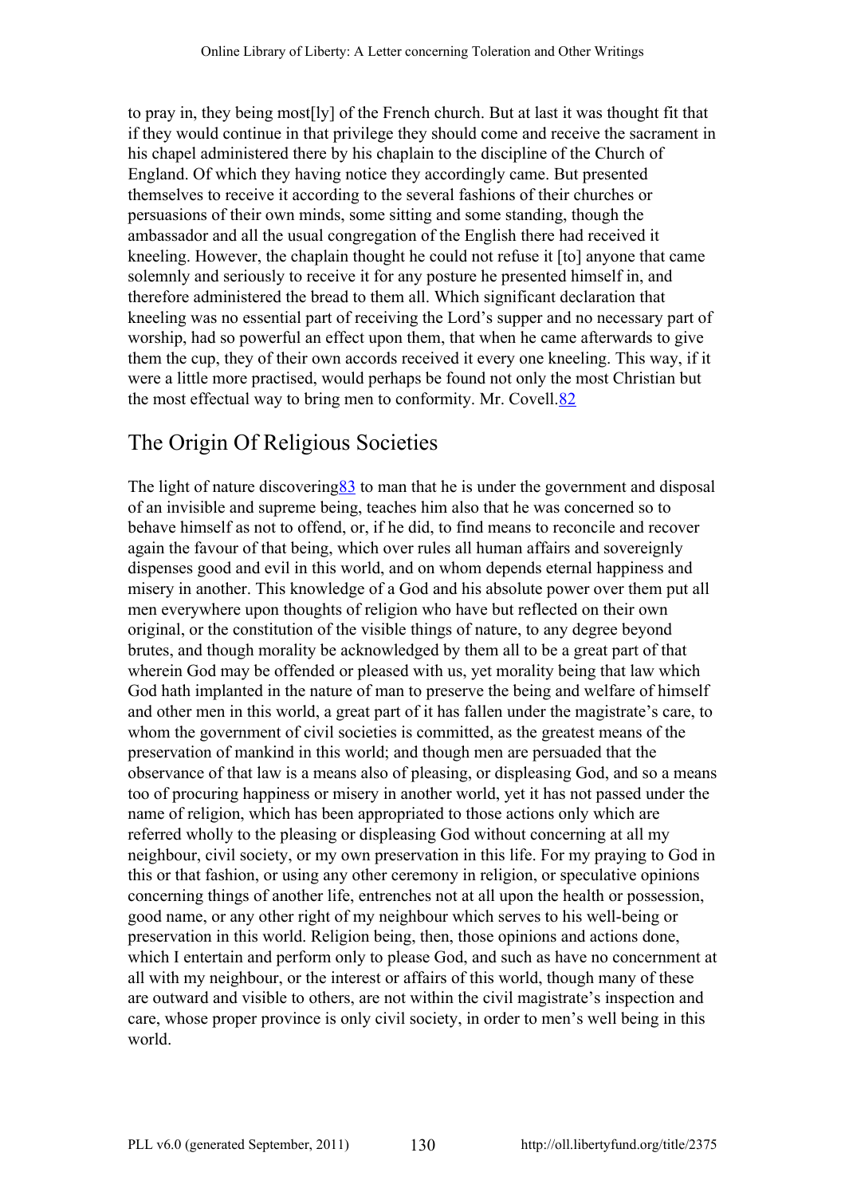to pray in, they being most[ly] of the French church. But at last it was thought fit that if they would continue in that privilege they should come and receive the sacrament in his chapel administered there by his chaplain to the discipline of the Church of England. Of which they having notice they accordingly came. But presented themselves to receive it according to the several fashions of their churches or persuasions of their own minds, some sitting and some standing, though the ambassador and all the usual congregation of the English there had received it kneeling. However, the chaplain thought he could not refuse it [to] anyone that came solemnly and seriously to receive it for any posture he presented himself in, and therefore administered the bread to them all. Which significant declaration that kneeling was no essential part of receiving the Lord's supper and no necessary part of worship, had so powerful an effect upon them, that when he came afterwards to give them the cup, they of their own accords received it every one kneeling. This way, if it were a little more practised, would perhaps be found not only the most Christian but the most effectual way to bring men to conformity. Mr. Covell.[82]

## The Origin Of Religious Societies

The light of nature discovering[83] to man that he is under the government and disposal of an invisible and supreme being, teaches him also that he was concerned so to behave himself as not to offend, or, if he did, to find means to reconcile and recover again the favour of that being, which over rules all human affairs and sovereignly dispenses good and evil in this world, and on whom depends eternal happiness and misery in another. This knowledge of a God and his absolute power over them put all men everywhere upon thoughts of religion who have but reflected on their own original, or the constitution of the visible things of nature, to any degree beyond brutes, and though morality be acknowledged by them all to be a great part of that wherein God may be offended or pleased with us, yet morality being that law which God hath implanted in the nature of man to preserve the being and welfare of himself and other men in this world, a great part of it has fallen under the magistrate's care, to whom the government of civil societies is committed, as the greatest means of the preservation of mankind in this world; and though men are persuaded that the observance of that law is a means also of pleasing, or displeasing God, and so a means too of procuring happiness or misery in another world, yet it has not passed under the name of religion, which has been appropriated to those actions only which are referred wholly to the pleasing or displeasing God without concerning at all my neighbour, civil society, or my own preservation in this life. For my praying to God in this or that fashion, or using any other ceremony in religion, or speculative opinions concerning things of another life, entrenches not at all upon the health or possession, good name, or any other right of my neighbour which serves to his well-being or preservation in this world. Religion being, then, those opinions and actions done, which I entertain and perform only to please God, and such as have no concernment at all with my neighbour, or the interest or affairs of this world, though many of these are outward and visible to others, are not within the civil magistrate's inspection and care, whose proper province is only civil society, in order to men's well being in this world.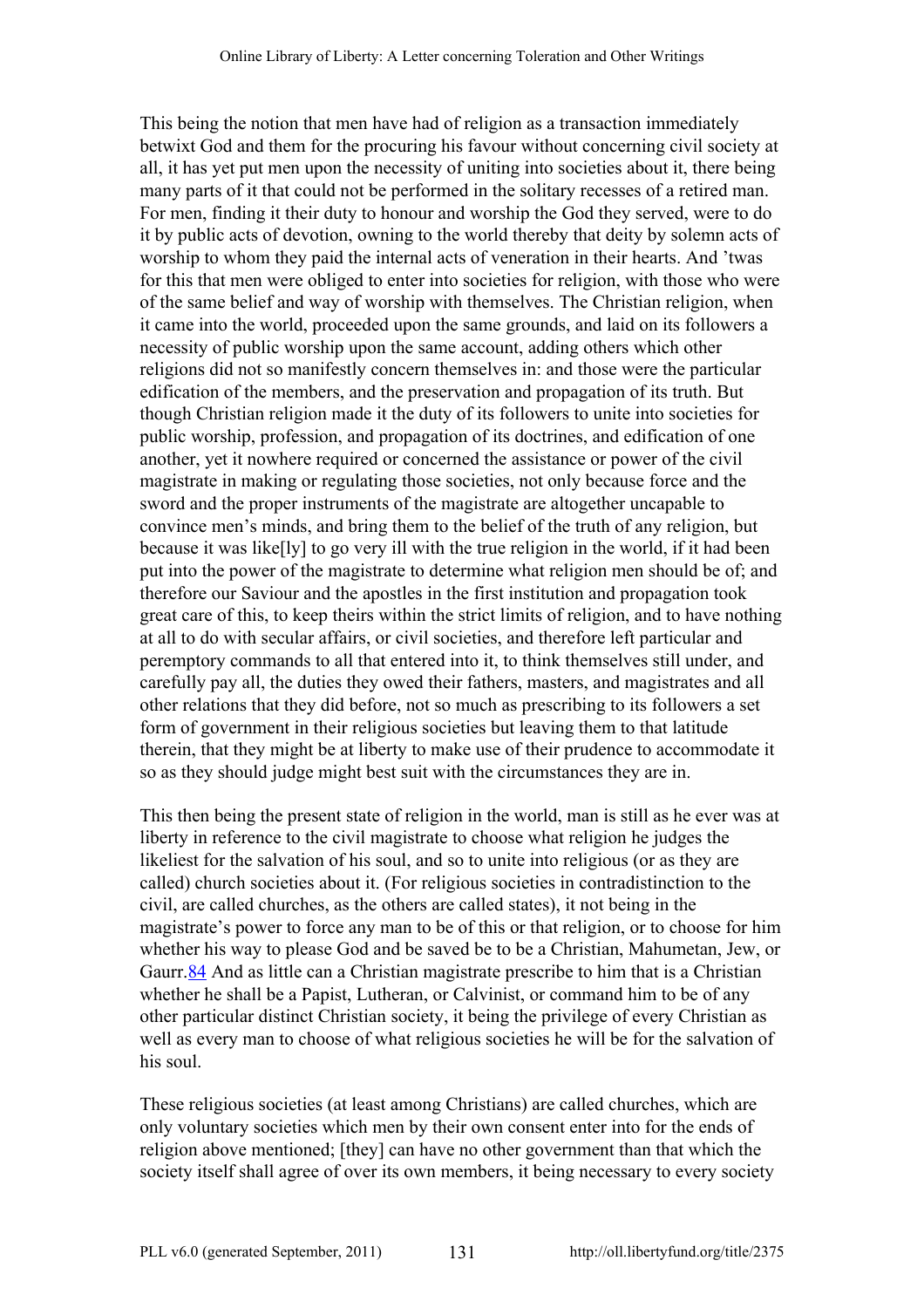This being the notion that men have had of religion as a transaction immediately betwixt God and them for the procuring his favour without concerning civil society at all, it has yet put men upon the necessity of uniting into societies about it, there being many parts of it that could not be performed in the solitary recesses of a retired man. For men, finding it their duty to honour and worship the God they served, were to do it by public acts of devotion, owning to the world thereby that deity by solemn acts of worship to whom they paid the internal acts of veneration in their hearts. And ’twas for this that men were obliged to enter into societies for religion, with those who were of the same belief and way of worship with themselves. The Christian religion, when it came into the world, proceeded upon the same grounds, and laid on its followers a necessity of public worship upon the same account, adding others which other religions did not so manifestly concern themselves in: and those were the particular edification of the members, and the preservation and propagation of its truth. But though Christian religion made it the duty of its followers to unite into societies for public worship, profession, and propagation of its doctrines, and edification of one another, yet it nowhere required or concerned the assistance or power of the civil magistrate in making or regulating those societies, not only because force and the sword and the proper instruments of the magistrate are altogether uncapable to convince men’s minds, and bring them to the belief of the truth of any religion, but because it was like[ly] to go very ill with the true religion in the world, if it had been put into the power of the magistrate to determine what religion men should be of; and therefore our Saviour and the apostles in the first institution and propagation took great care of this, to keep theirs within the strict limits of religion, and to have nothing at all to do with secular affairs, or civil societies, and therefore left particular and peremptory commands to all that entered into it, to think themselves still under, and carefully pay all, the duties they owed their fathers, masters, and magistrates and all other relations that they did before, not so much as prescribing to its followers a set form of government in their religious societies but leaving them to that latitude therein, that they might be at liberty to make use of their prudence to accommodate it so as they should judge might best suit with the circumstances they are in.

This then being the present state of religion in the world, man is still as he ever was at liberty in reference to the civil magistrate to choose what religion he judges the likeliest for the salvation of his soul, and so to unite into religious (or as they are called) church societies about it. (For religious societies in contradistinction to the civil, are called churches, as the others are called states), it not being in the magistrate’s power to force any man to be of this or that religion, or to choose for him whether his way to please God and be saved be to be a Christian, Mahumetan, Jew, or Gaurr.[84] And as little can a Christian magistrate prescribe to him that is a Christian whether he shall be a Papist, Lutheran, or Calvinist, or command him to be of any other particular distinct Christian society, it being the privilege of every Christian as well as every man to choose of what religious societies he will be for the salvation of his soul.

These religious societies (at least among Christians) are called churches, which are only voluntary societies which men by their own consent enter into for the ends of religion above mentioned; [they] can have no other government than that which the society itself shall agree of over its own members, it being necessary to every society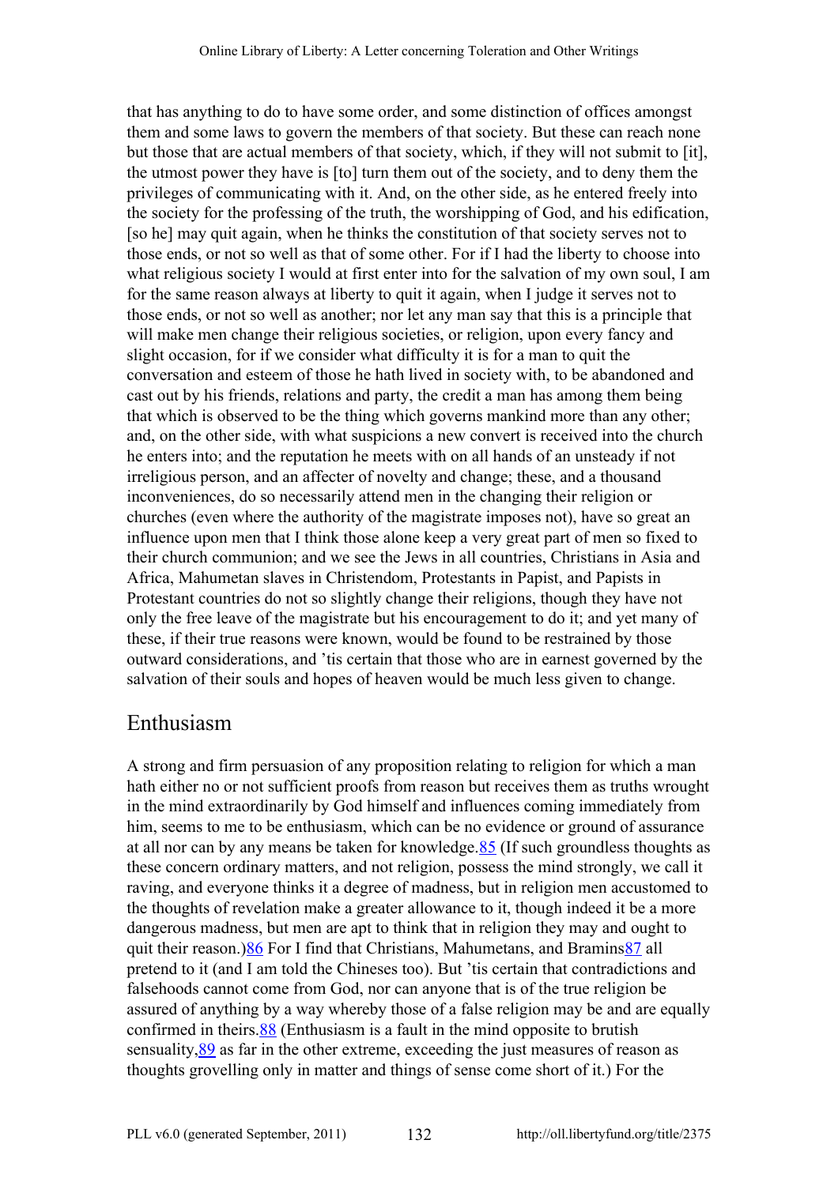that has anything to do to have some order, and some distinction of offices amongst them and some laws to govern the members of that society. But these can reach none but those that are actual members of that society, which, if they will not submit to [it], the utmost power they have is [to] turn them out of the society, and to deny them the privileges of communicating with it. And, on the other side, as he entered freely into the society for the professing of the truth, the worshipping of God, and his edification, [so he] may quit again, when he thinks the constitution of that society serves not to those ends, or not so well as that of some other. For if I had the liberty to choose into what religious society I would at first enter into for the salvation of my own soul, I am for the same reason always at liberty to quit it again, when I judge it serves not to those ends, or not so well as another; nor let any man say that this is a principle that will make men change their religious societies, or religion, upon every fancy and slight occasion, for if we consider what difficulty it is for a man to quit the conversation and esteem of those he hath lived in society with, to be abandoned and cast out by his friends, relations and party, the credit a man has among them being that which is observed to be the thing which governs mankind more than any other; and, on the other side, with what suspicions a new convert is received into the church he enters into; and the reputation he meets with on all hands of an unsteady if not irreligious person, and an affecter of novelty and change; these, and a thousand inconveniences, do so necessarily attend men in the changing their religion or churches (even where the authority of the magistrate imposes not), have so great an influence upon men that I think those alone keep a very great part of men so fixed to their church communion; and we see the Jews in all countries, Christians in Asia and Africa, Mahumetan slaves in Christendom, Protestants in Papist, and Papists in Protestant countries do not so slightly change their religions, though they have not only the free leave of the magistrate but his encouragement to do it; and yet many of these, if their true reasons were known, would be found to be restrained by those outward considerations, and 'tis certain that those who are in earnest governed by the salvation of their souls and hopes of heaven would be much less given to change.

## Enthusiasm

A strong and firm persuasion of any proposition relating to religion for which a man hath either no or not sufficient proofs from reason but receives them as truths wrought in the mind extraordinarily by God himself and influences coming immediately from him, seems to me to be enthusiasm, which can be no evidence or ground of assurance at all nor can by any means be taken for knowledge.[85] (If such groundless thoughts as these concern ordinary matters, and not religion, possess the mind strongly, we call it raving, and everyone thinks it a degree of madness, but in religion men accustomed to the thoughts of revelation make a greater allowance to it, though indeed it be a more dangerous madness, but men are apt to think that in religion they may and ought to quit their reason.)[86] For I find that Christians, Mahumetans, and Bramins[87] all pretend to it (and I am told the Chineses too). But 'tis certain that contradictions and falsehoods cannot come from God, nor can anyone that is of the true religion be assured of anything by a way whereby those of a false religion may be and are equally confirmed in theirs.[88] (Enthusiasm is a fault in the mind opposite to brutish sensuality,[89] as far in the other extreme, exceeding the just measures of reason as thoughts grovelling only in matter and things of sense come short of it.) For the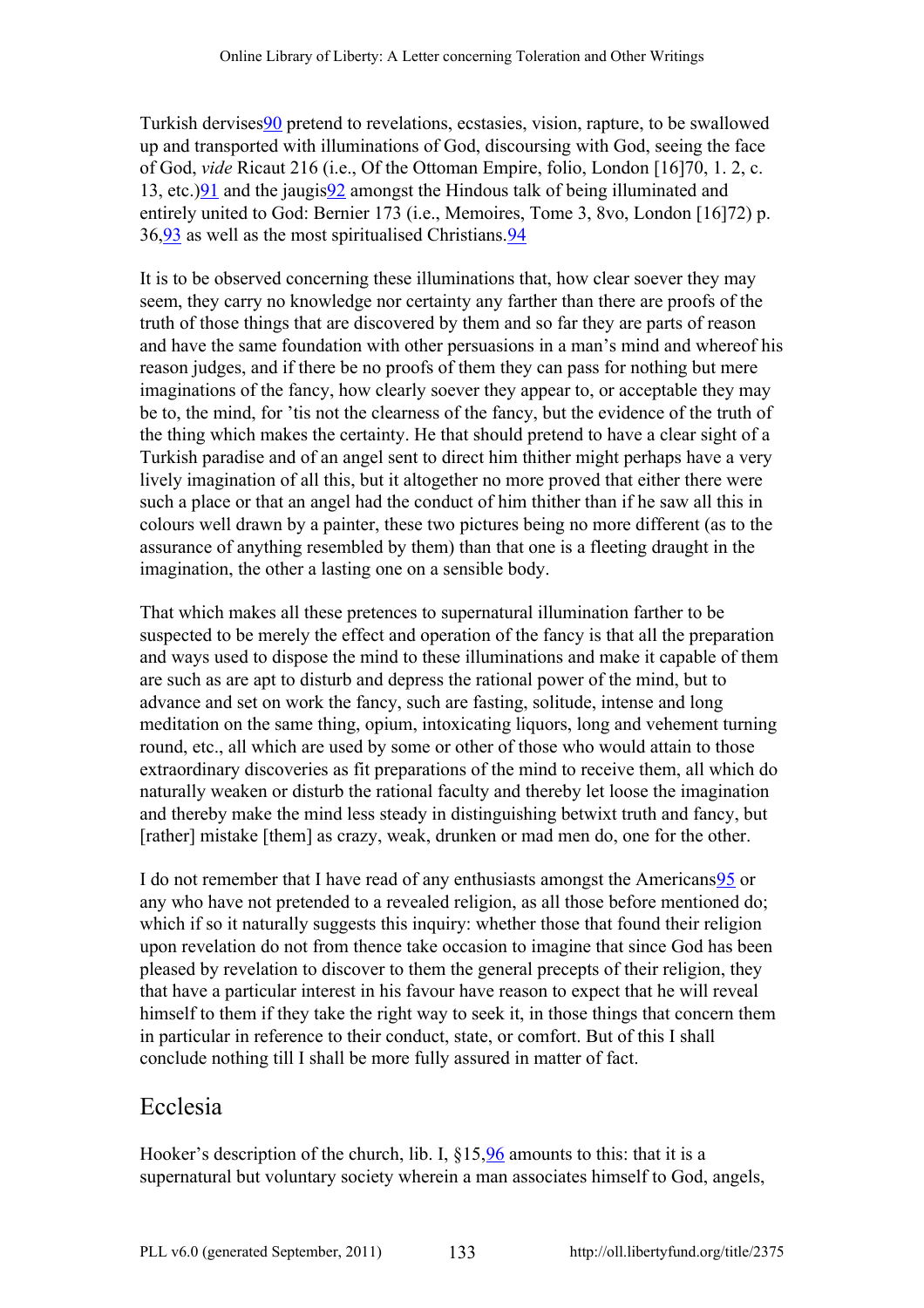Turkish dervises[90] pretend to revelations, ecstasies, vision, rapture, to be swallowed up and transported with illuminations of God, discoursing with God, seeing the face of God, *vide* Ricaut 216 (i.e., Of the Ottoman Empire, folio, London [16]70, 1. 2, c. 13, etc.)[91] and the jaugis[92] amongst the Hindous talk of being illuminated and entirely united to God: Bernier 173 (i.e., Memoires, Tome 3, 8vo, London [16]72) p. 36,[93] as well as the most spiritualised Christians.[94]

It is to be observed concerning these illuminations that, how clear soever they may seem, they carry no knowledge nor certainty any farther than there are proofs of the truth of those things that are discovered by them and so far they are parts of reason and have the same foundation with other persuasions in a man's mind and whereof his reason judges, and if there be no proofs of them they can pass for nothing but mere imaginations of the fancy, how clearly soever they appear to, or acceptable they may be to, the mind, for 'tis not the clearness of the fancy, but the evidence of the truth of the thing which makes the certainty. He that should pretend to have a clear sight of a Turkish paradise and of an angel sent to direct him thither might perhaps have a very lively imagination of all this, but it altogether no more proved that either there were such a place or that an angel had the conduct of him thither than if he saw all this in colours well drawn by a painter, these two pictures being no more different (as to the assurance of anything resembled by them) than that one is a fleeting draught in the imagination, the other a lasting one on a sensible body.

That which makes all these pretences to supernatural illumination farther to be suspected to be merely the effect and operation of the fancy is that all the preparation and ways used to dispose the mind to these illuminations and make it capable of them are such as are apt to disturb and depress the rational power of the mind, but to advance and set on work the fancy, such are fasting, solitude, intense and long meditation on the same thing, opium, intoxicating liquors, long and vehement turning round, etc., all which are used by some or other of those who would attain to those extraordinary discoveries as fit preparations of the mind to receive them, all which do naturally weaken or disturb the rational faculty and thereby let loose the imagination and thereby make the mind less steady in distinguishing betwixt truth and fancy, but [rather] mistake [them] as crazy, weak, drunken or mad men do, one for the other.

I do not remember that I have read of any enthusiasts amongst the Americans[95] or any who have not pretended to a revealed religion, as all those before mentioned do; which if so it naturally suggests this inquiry: whether those that found their religion upon revelation do not from thence take occasion to imagine that since God has been pleased by revelation to discover to them the general precepts of their religion, they that have a particular interest in his favour have reason to expect that he will reveal himself to them if they take the right way to seek it, in those things that concern them in particular in reference to their conduct, state, or comfort. But of this I shall conclude nothing till I shall be more fully assured in matter of fact.

## Ecclesia

Hooker's description of the church, lib. I, §15,[96] amounts to this: that it is a supernatural but voluntary society wherein a man associates himself to God, angels,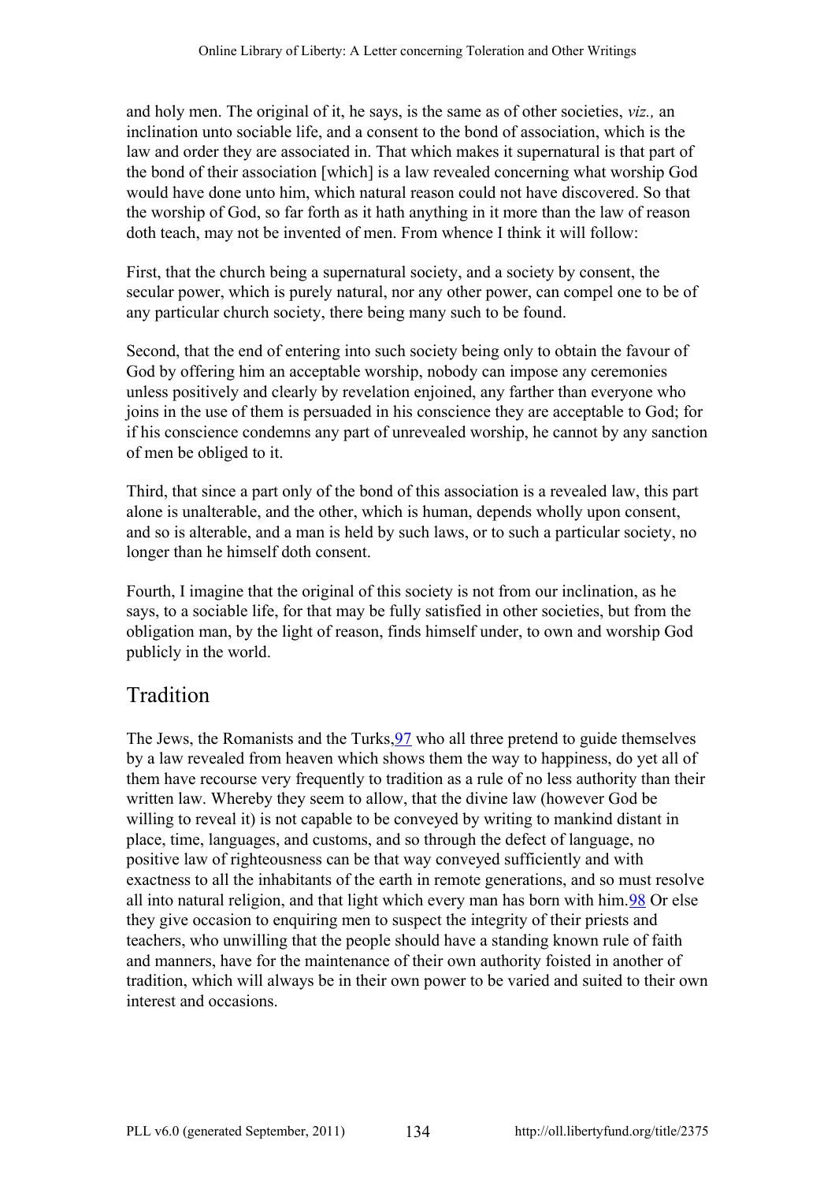and holy men. The original of it, he says, is the same as of other societies, *viz.,* an inclination unto sociable life, and a consent to the bond of association, which is the law and order they are associated in. That which makes it supernatural is that part of the bond of their association [which] is a law revealed concerning what worship God would have done unto him, which natural reason could not have discovered. So that the worship of God, so far forth as it hath anything in it more than the law of reason doth teach, may not be invented of men. From whence I think it will follow:

First, that the church being a supernatural society, and a society by consent, the secular power, which is purely natural, nor any other power, can compel one to be of any particular church society, there being many such to be found.

Second, that the end of entering into such society being only to obtain the favour of God by offering him an acceptable worship, nobody can impose any ceremonies unless positively and clearly by revelation enjoined, any farther than everyone who joins in the use of them is persuaded in his conscience they are acceptable to God; for if his conscience condemns any part of unrevealed worship, he cannot by any sanction of men be obliged to it.

Third, that since a part only of the bond of this association is a revealed law, this part alone is unalterable, and the other, which is human, depends wholly upon consent, and so is alterable, and a man is held by such laws, or to such a particular society, no longer than he himself doth consent.

Fourth, I imagine that the original of this society is not from our inclination, as he says, to a sociable life, for that may be fully satisfied in other societies, but from the obligation man, by the light of reason, finds himself under, to own and worship God publicly in the world.

## Tradition

The Jews, the Romanists and the Turks,[97] who all three pretend to guide themselves by a law revealed from heaven which shows them the way to happiness, do yet all of them have recourse very frequently to tradition as a rule of no less authority than their written law. Whereby they seem to allow, that the divine law (however God be willing to reveal it) is not capable to be conveyed by writing to mankind distant in place, time, languages, and customs, and so through the defect of language, no positive law of righteousness can be that way conveyed sufficiently and with exactness to all the inhabitants of the earth in remote generations, and so must resolve all into natural religion, and that light which every man has born with him.[98] Or else they give occasion to enquiring men to suspect the integrity of their priests and teachers, who unwilling that the people should have a standing known rule of faith and manners, have for the maintenance of their own authority foisted in another of tradition, which will always be in their own power to be varied and suited to their own interest and occasions.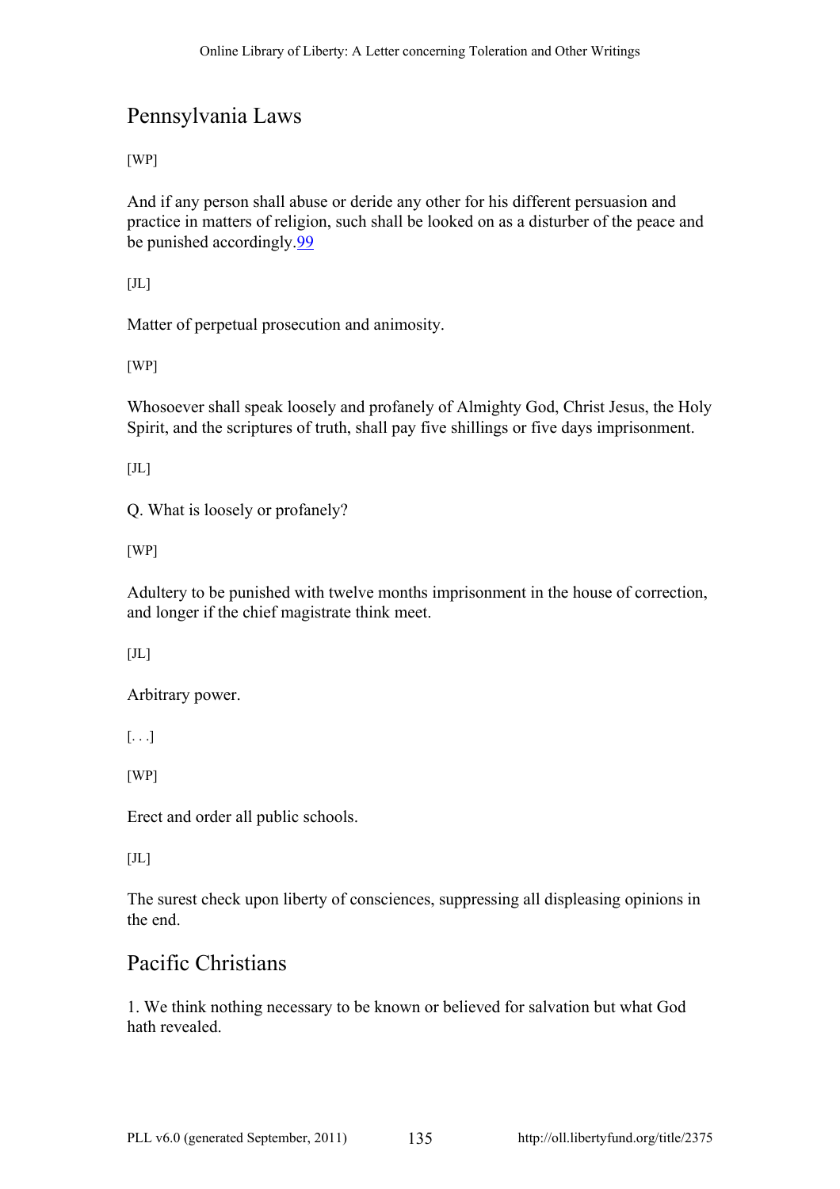## Pennsylvania Laws

[WP]

And if any person shall abuse or deride any other for his different persuasion and practice in matters of religion, such shall be looked on as a disturber of the peace and be punished accordingly.[99]

[JL]

Matter of perpetual prosecution and animosity.

[WP]

Whosoever shall speak loosely and profanely of Almighty God, Christ Jesus, the Holy Spirit, and the scriptures of truth, shall pay five shillings or five days imprisonment.

[JL]

Q. What is loosely or profanely?

[WP]

Adultery to be punished with twelve months imprisonment in the house of correction, and longer if the chief magistrate think meet.

[JL]

Arbitrary power.

[. . .]

[WP]

Erect and order all public schools.

[JL]

The surest check upon liberty of consciences, suppressing all displeasing opinions in the end.

## Pacific Christians

1. We think nothing necessary to be known or believed for salvation but what God hath revealed.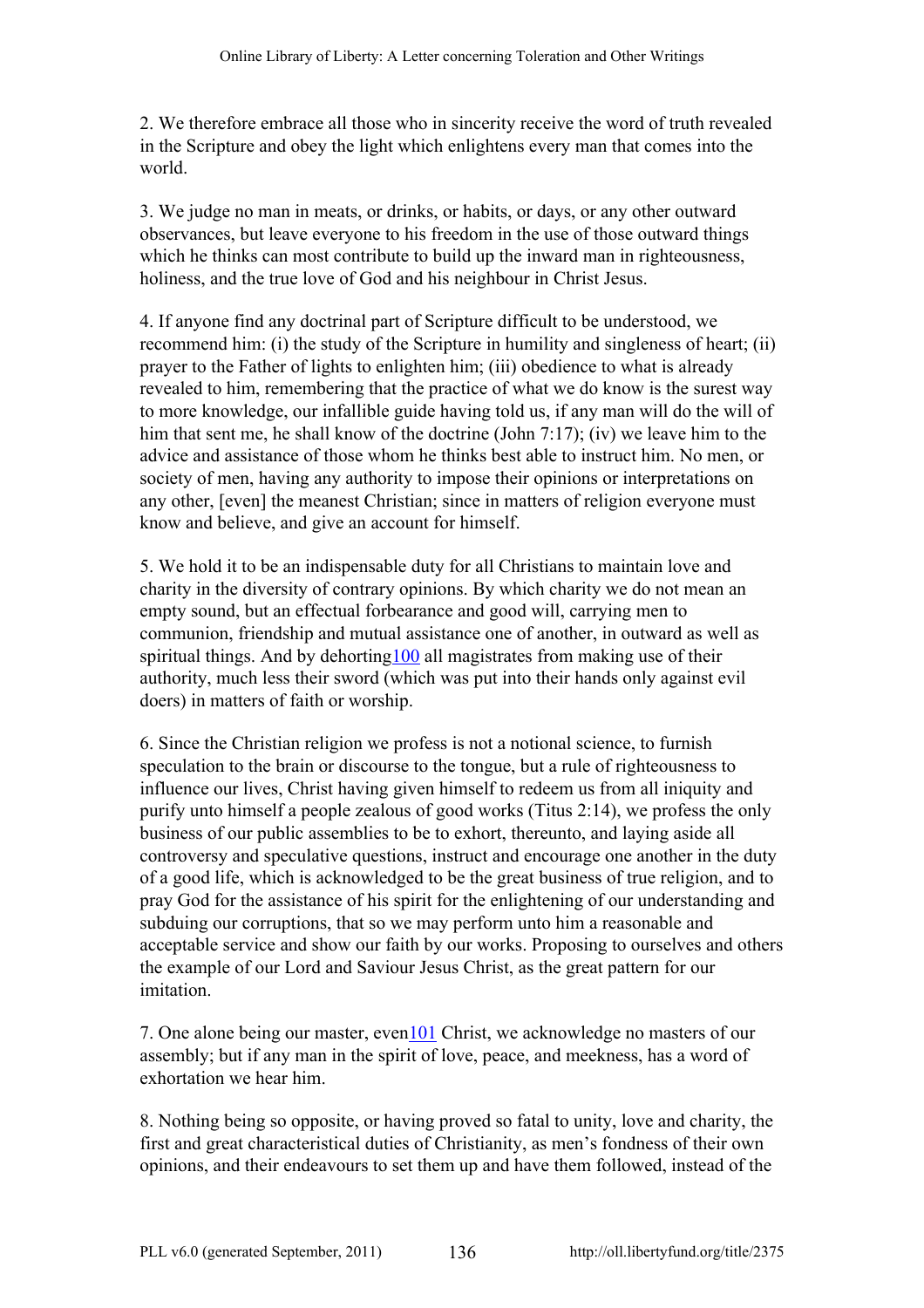2. We therefore embrace all those who in sincerity receive the word of truth revealed in the Scripture and obey the light which enlightens every man that comes into the world.

3. We judge no man in meats, or drinks, or habits, or days, or any other outward observances, but leave everyone to his freedom in the use of those outward things which he thinks can most contribute to build up the inward man in righteousness, holiness, and the true love of God and his neighbour in Christ Jesus.

4. If anyone find any doctrinal part of Scripture difficult to be understood, we recommend him: (i) the study of the Scripture in humility and singleness of heart; (ii) prayer to the Father of lights to enlighten him; (iii) obedience to what is already revealed to him, remembering that the practice of what we do know is the surest way to more knowledge, our infallible guide having told us, if any man will do the will of him that sent me, he shall know of the doctrine (John 7:17); (iv) we leave him to the advice and assistance of those whom he thinks best able to instruct him. No men, or society of men, having any authority to impose their opinions or interpretations on any other, [even] the meanest Christian; since in matters of religion everyone must know and believe, and give an account for himself.

5. We hold it to be an indispensable duty for all Christians to maintain love and charity in the diversity of contrary opinions. By which charity we do not mean an empty sound, but an effectual forbearance and good will, carrying men to communion, friendship and mutual assistance one of another, in outward as well as spiritual things. And by dehorting[100] all magistrates from making use of their authority, much less their sword (which was put into their hands only against evil doers) in matters of faith or worship.

6. Since the Christian religion we profess is not a notional science, to furnish speculation to the brain or discourse to the tongue, but a rule of righteousness to influence our lives, Christ having given himself to redeem us from all iniquity and purify unto himself a people zealous of good works (Titus 2:14), we profess the only business of our public assemblies to be to exhort, thereunto, and laying aside all controversy and speculative questions, instruct and encourage one another in the duty of a good life, which is acknowledged to be the great business of true religion, and to pray God for the assistance of his spirit for the enlightening of our understanding and subduing our corruptions, that so we may perform unto him a reasonable and acceptable service and show our faith by our works. Proposing to ourselves and others the example of our Lord and Saviour Jesus Christ, as the great pattern for our imitation.

7. One alone being our master, even[101] Christ, we acknowledge no masters of our assembly; but if any man in the spirit of love, peace, and meekness, has a word of exhortation we hear him.

8. Nothing being so opposite, or having proved so fatal to unity, love and charity, the first and great characteristical duties of Christianity, as men's fondness of their own opinions, and their endeavours to set them up and have them followed, instead of the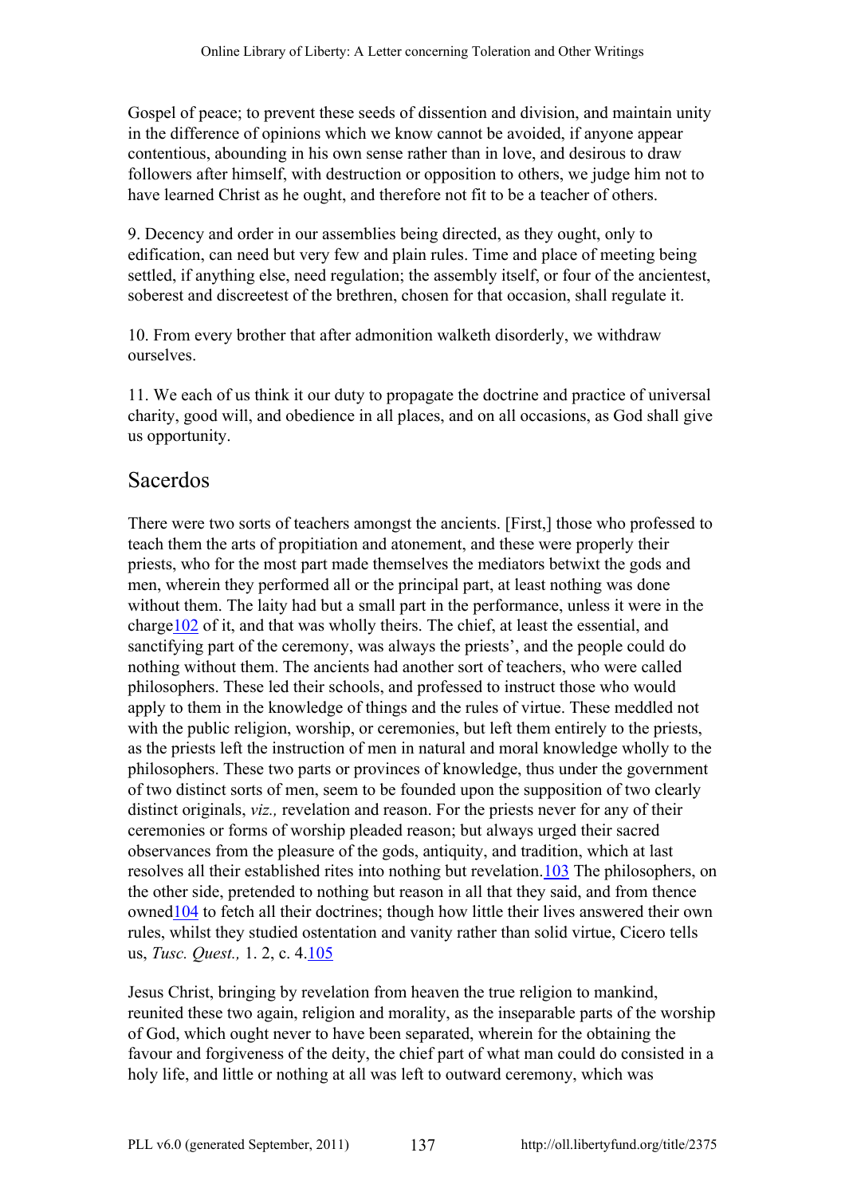Gospel of peace; to prevent these seeds of dissention and division, and maintain unity in the difference of opinions which we know cannot be avoided, if anyone appear contentious, abounding in his own sense rather than in love, and desirous to draw followers after himself, with destruction or opposition to others, we judge him not to have learned Christ as he ought, and therefore not fit to be a teacher of others.

9. Decency and order in our assemblies being directed, as they ought, only to edification, can need but very few and plain rules. Time and place of meeting being settled, if anything else, need regulation; the assembly itself, or four of the ancientest, soberest and discreetest of the brethren, chosen for that occasion, shall regulate it.

10. From every brother that after admonition walketh disorderly, we withdraw ourselves.

11. We each of us think it our duty to propagate the doctrine and practice of universal charity, good will, and obedience in all places, and on all occasions, as God shall give us opportunity.

## Sacerdos

There were two sorts of teachers amongst the ancients. [First,] those who professed to teach them the arts of propitiation and atonement, and these were properly their priests, who for the most part made themselves the mediators betwixt the gods and men, wherein they performed all or the principal part, at least nothing was done without them. The laity had but a small part in the performance, unless it were in the charge[102] of it, and that was wholly theirs. The chief, at least the essential, and sanctifying part of the ceremony, was always the priests', and the people could do nothing without them. The ancients had another sort of teachers, who were called philosophers. These led their schools, and professed to instruct those who would apply to them in the knowledge of things and the rules of virtue. These meddled not with the public religion, worship, or ceremonies, but left them entirely to the priests, as the priests left the instruction of men in natural and moral knowledge wholly to the philosophers. These two parts or provinces of knowledge, thus under the government of two distinct sorts of men, seem to be founded upon the supposition of two clearly distinct originals, *viz.,* revelation and reason. For the priests never for any of their ceremonies or forms of worship pleaded reason; but always urged their sacred observances from the pleasure of the gods, antiquity, and tradition, which at last resolves all their established rites into nothing but revelation.[103] The philosophers, on the other side, pretended to nothing but reason in all that they said, and from thence owned[104] to fetch all their doctrines; though how little their lives answered their own rules, whilst they studied ostentation and vanity rather than solid virtue, Cicero tells us, *Tusc. Quest.,* 1. 2, c. 4.[105]

Jesus Christ, bringing by revelation from heaven the true religion to mankind, reunited these two again, religion and morality, as the inseparable parts of the worship of God, which ought never to have been separated, wherein for the obtaining the favour and forgiveness of the deity, the chief part of what man could do consisted in a holy life, and little or nothing at all was left to outward ceremony, which was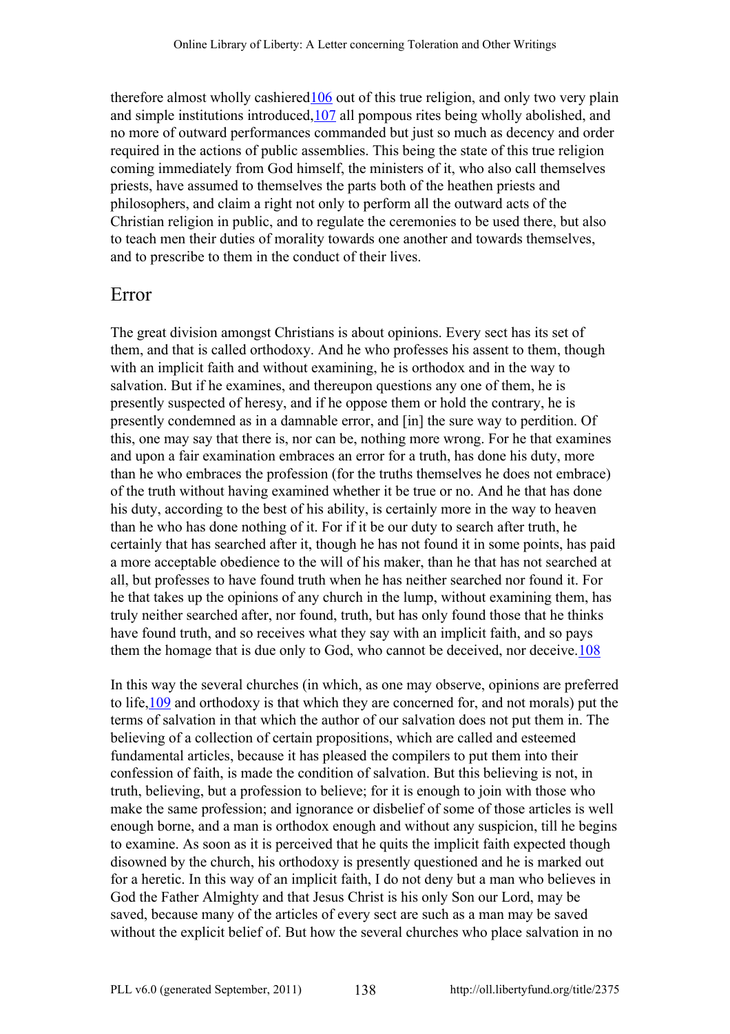therefore almost wholly cashiered[106] out of this true religion, and only two very plain and simple institutions introduced,[107] all pompous rites being wholly abolished, and no more of outward performances commanded but just so much as decency and order required in the actions of public assemblies. This being the state of this true religion coming immediately from God himself, the ministers of it, who also call themselves priests, have assumed to themselves the parts both of the heathen priests and philosophers, and claim a right not only to perform all the outward acts of the Christian religion in public, and to regulate the ceremonies to be used there, but also to teach men their duties of morality towards one another and towards themselves, and to prescribe to them in the conduct of their lives.

## Error

The great division amongst Christians is about opinions. Every sect has its set of them, and that is called orthodoxy. And he who professes his assent to them, though with an implicit faith and without examining, he is orthodox and in the way to salvation. But if he examines, and thereupon questions any one of them, he is presently suspected of heresy, and if he oppose them or hold the contrary, he is presently condemned as in a damnable error, and [in] the sure way to perdition. Of this, one may say that there is, nor can be, nothing more wrong. For he that examines and upon a fair examination embraces an error for a truth, has done his duty, more than he who embraces the profession (for the truths themselves he does not embrace) of the truth without having examined whether it be true or no. And he that has done his duty, according to the best of his ability, is certainly more in the way to heaven than he who has done nothing of it. For if it be our duty to search after truth, he certainly that has searched after it, though he has not found it in some points, has paid a more acceptable obedience to the will of his maker, than he that has not searched at all, but professes to have found truth when he has neither searched nor found it. For he that takes up the opinions of any church in the lump, without examining them, has truly neither searched after, nor found, truth, but has only found those that he thinks have found truth, and so receives what they say with an implicit faith, and so pays them the homage that is due only to God, who cannot be deceived, nor deceive.[108]

In this way the several churches (in which, as one may observe, opinions are preferred to life,[109] and orthodoxy is that which they are concerned for, and not morals) put the terms of salvation in that which the author of our salvation does not put them in. The believing of a collection of certain propositions, which are called and esteemed fundamental articles, because it has pleased the compilers to put them into their confession of faith, is made the condition of salvation. But this believing is not, in truth, believing, but a profession to believe; for it is enough to join with those who make the same profession; and ignorance or disbelief of some of those articles is well enough borne, and a man is orthodox enough and without any suspicion, till he begins to examine. As soon as it is perceived that he quits the implicit faith expected though disowned by the church, his orthodoxy is presently questioned and he is marked out for a heretic. In this way of an implicit faith, I do not deny but a man who believes in God the Father Almighty and that Jesus Christ is his only Son our Lord, may be saved, because many of the articles of every sect are such as a man may be saved without the explicit belief of. But how the several churches who place salvation in no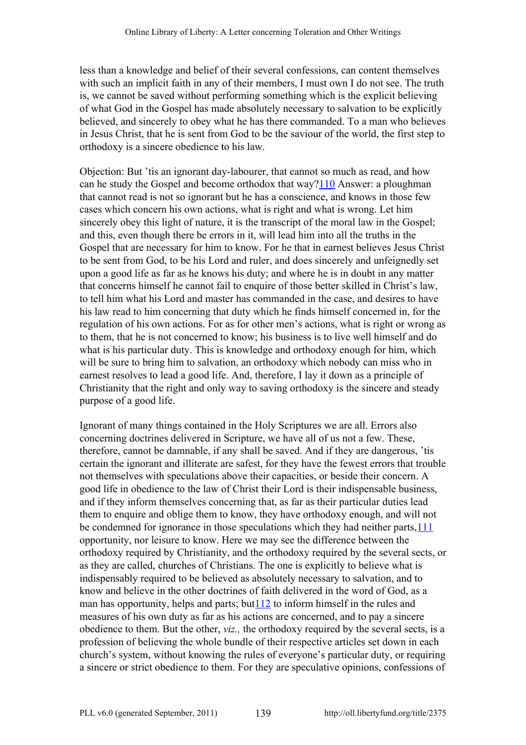less than a knowledge and belief of their several confessions, can content themselves with such an implicit faith in any of their members, I must own I do not see. The truth is, we cannot be saved without performing something which is the explicit believing of what God in the Gospel has made absolutely necessary to salvation to be explicitly believed, and sincerely to obey what he has there commanded. To a man who believes in Jesus Christ, that he is sent from God to be the saviour of the world, the first step to orthodoxy is a sincere obedience to his law.

Objection: But ’tis an ignorant day-labourer, that cannot so much as read, and how can he study the Gospel and become orthodox that way?[110] Answer: a ploughman that cannot read is not so ignorant but he has a conscience, and knows in those few cases which concern his own actions, what is right and what is wrong. Let him sincerely obey this light of nature, it is the transcript of the moral law in the Gospel; and this, even though there be errors in it, will lead him into all the truths in the Gospel that are necessary for him to know. For he that in earnest believes Jesus Christ to be sent from God, to be his Lord and ruler, and does sincerely and unfeignedly set upon a good life as far as he knows his duty; and where he is in doubt in any matter that concerns himself he cannot fail to enquire of those better skilled in Christ’s law, to tell him what his Lord and master has commanded in the case, and desires to have his law read to him concerning that duty which he finds himself concerned in, for the regulation of his own actions. For as for other men’s actions, what is right or wrong as to them, that he is not concerned to know; his business is to live well himself and do what is his particular duty. This is knowledge and orthodoxy enough for him, which will be sure to bring him to salvation, an orthodoxy which nobody can miss who in earnest resolves to lead a good life. And, therefore, I lay it down as a principle of Christianity that the right and only way to saving orthodoxy is the sincere and steady purpose of a good life.

Ignorant of many things contained in the Holy Scriptures we are all. Errors also concerning doctrines delivered in Scripture, we have all of us not a few. These, therefore, cannot be damnable, if any shall be saved. And if they are dangerous, ’tis certain the ignorant and illiterate are safest, for they have the fewest errors that trouble not themselves with speculations above their capacities, or beside their concern. A good life in obedience to the law of Christ their Lord is their indispensable business, and if they inform themselves concerning that, as far as their particular duties lead them to enquire and oblige them to know, they have orthodoxy enough, and will not be condemned for ignorance in those speculations which they had neither parts,[111] opportunity, nor leisure to know. Here we may see the difference between the orthodoxy required by Christianity, and the orthodoxy required by the several sects, or as they are called, churches of Christians. The one is explicitly to believe what is indispensably required to be believed as absolutely necessary to salvation, and to know and believe in the other doctrines of faith delivered in the word of God, as a man has opportunity, helps and parts; but[112] to inform himself in the rules and measures of his own duty as far as his actions are concerned, and to pay a sincere obedience to them. But the other, *viz.,* the orthodoxy required by the several sects, is a profession of believing the whole bundle of their respective articles set down in each church’s system, without knowing the rules of everyone’s particular duty, or requiring a sincere or strict obedience to them. For they are speculative opinions, confessions of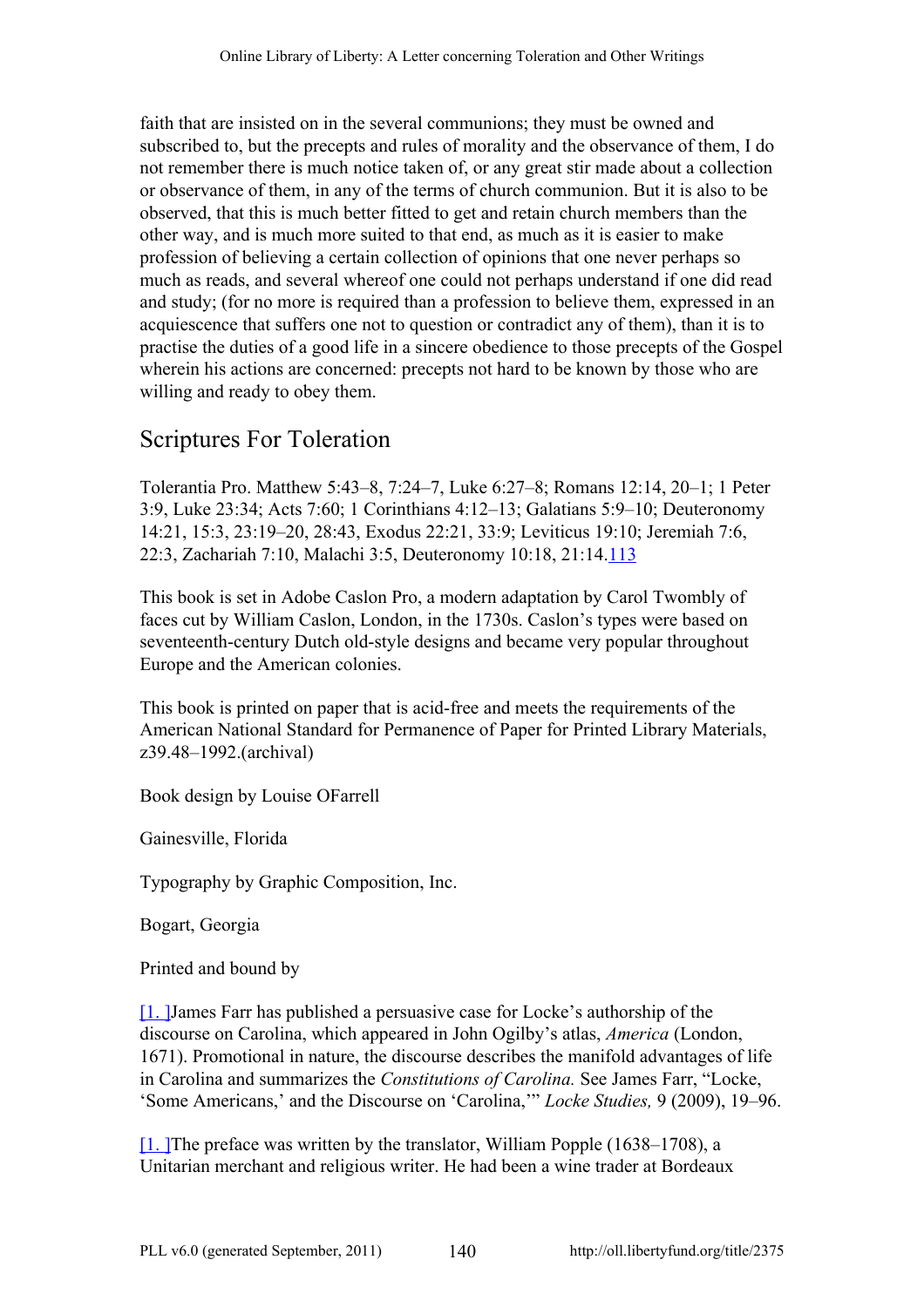faith that are insisted on in the several communions; they must be owned and subscribed to, but the precepts and rules of morality and the observance of them, I do not remember there is much notice taken of, or any great stir made about a collection or observance of them, in any of the terms of church communion. But it is also to be observed, that this is much better fitted to get and retain church members than the other way, and is much more suited to that end, as much as it is easier to make profession of believing a certain collection of opinions that one never perhaps so much as reads, and several whereof one could not perhaps understand if one did read and study; (for no more is required than a profession to believe them, expressed in an acquiescence that suffers one not to question or contradict any of them), than it is to practise the duties of a good life in a sincere obedience to those precepts of the Gospel wherein his actions are concerned: precepts not hard to be known by those who are willing and ready to obey them.

## Scriptures For Toleration

Tolerantia Pro. Matthew 5:43–8, 7:24–7, Luke 6:27–8; Romans 12:14, 20–1; 1 Peter 3:9, Luke 23:34; Acts 7:60; 1 Corinthians 4:12–13; Galatians 5:9–10; Deuteronomy 14:21, 15:3, 23:19–20, 28:43, Exodus 22:21, 33:9; Leviticus 19:10; Jeremiah 7:6, 22:3, Zachariah 7:10, Malachi 3:5, Deuteronomy 10:18, 21:14.113

This book is set in Adobe Caslon Pro, a modern adaptation by Carol Twombly of faces cut by William Caslon, London, in the 1730s. Caslon's types were based on seventeenth-century Dutch old-style designs and became very popular throughout Europe and the American colonies.

This book is printed on paper that is acid-free and meets the requirements of the American National Standard for Permanence of Paper for Printed Library Materials, z39.48–1992.(archival)

Book design by Louise OFarrell

Gainesville, Florida

Typography by Graphic Composition, Inc.

Bogart, Georgia

Printed and bound by

[1. ]James Farr has published a persuasive case for Locke's authorship of the discourse on Carolina, which appeared in John Ogilby's atlas, *America* (London, 1671). Promotional in nature, the discourse describes the manifold advantages of life in Carolina and summarizes the *Constitutions of Carolina.* See James Farr, "Locke, 'Some Americans,' and the Discourse on 'Carolina,'" *Locke Studies,* 9 (2009), 19–96.

[1. ]The preface was written by the translator, William Popple (1638–1708), a Unitarian merchant and religious writer. He had been a wine trader at Bordeaux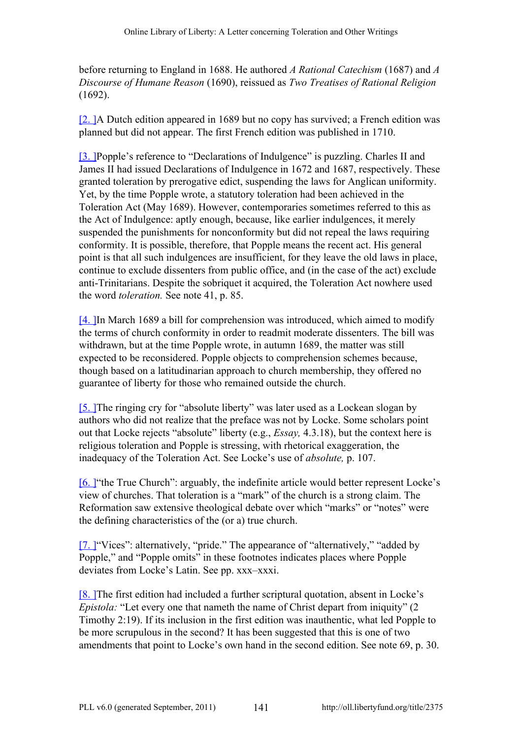before returning to England in 1688. He authored *A Rational Catechism* (1687) and *A Discourse of Humane Reason* (1690), reissued as *Two Treatises of Rational Religion* (1692).

[2. ]A Dutch edition appeared in 1689 but no copy has survived; a French edition was planned but did not appear. The first French edition was published in 1710.

[3. ]Popple's reference to "Declarations of Indulgence" is puzzling. Charles II and James II had issued Declarations of Indulgence in 1672 and 1687, respectively. These granted toleration by prerogative edict, suspending the laws for Anglican uniformity. Yet, by the time Popple wrote, a statutory toleration had been achieved in the Toleration Act (May 1689). However, contemporaries sometimes referred to this as the Act of Indulgence: aptly enough, because, like earlier indulgences, it merely suspended the punishments for nonconformity but did not repeal the laws requiring conformity. It is possible, therefore, that Popple means the recent act. His general point is that all such indulgences are insufficient, for they leave the old laws in place, continue to exclude dissenters from public office, and (in the case of the act) exclude anti-Trinitarians. Despite the sobriquet it acquired, the Toleration Act nowhere used the word *toleration.* See note 41, p. 85.

[4. ]In March 1689 a bill for comprehension was introduced, which aimed to modify the terms of church conformity in order to readmit moderate dissenters. The bill was withdrawn, but at the time Popple wrote, in autumn 1689, the matter was still expected to be reconsidered. Popple objects to comprehension schemes because, though based on a latitudinarian approach to church membership, they offered no guarantee of liberty for those who remained outside the church.

[5. ]The ringing cry for "absolute liberty" was later used as a Lockean slogan by authors who did not realize that the preface was not by Locke. Some scholars point out that Locke rejects "absolute" liberty (e.g., *Essay,* 4.3.18), but the context here is religious toleration and Popple is stressing, with rhetorical exaggeration, the inadequacy of the Toleration Act. See Locke's use of *absolute,* p. 107.

[6. ]"the True Church": arguably, the indefinite article would better represent Locke's view of churches. That toleration is a "mark" of the church is a strong claim. The Reformation saw extensive theological debate over which "marks" or "notes" were the defining characteristics of the (or a) true church.

[7. ]"Vices": alternatively, "pride." The appearance of "alternatively," "added by Popple," and "Popple omits" in these footnotes indicates places where Popple deviates from Locke's Latin. See pp. xxx–xxxi.

[8. ]The first edition had included a further scriptural quotation, absent in Locke's *Epistola:* "Let every one that nameth the name of Christ depart from iniquity" (2 Timothy 2:19). If its inclusion in the first edition was inauthentic, what led Popple to be more scrupulous in the second? It has been suggested that this is one of two amendments that point to Locke's own hand in the second edition. See note 69, p. 30.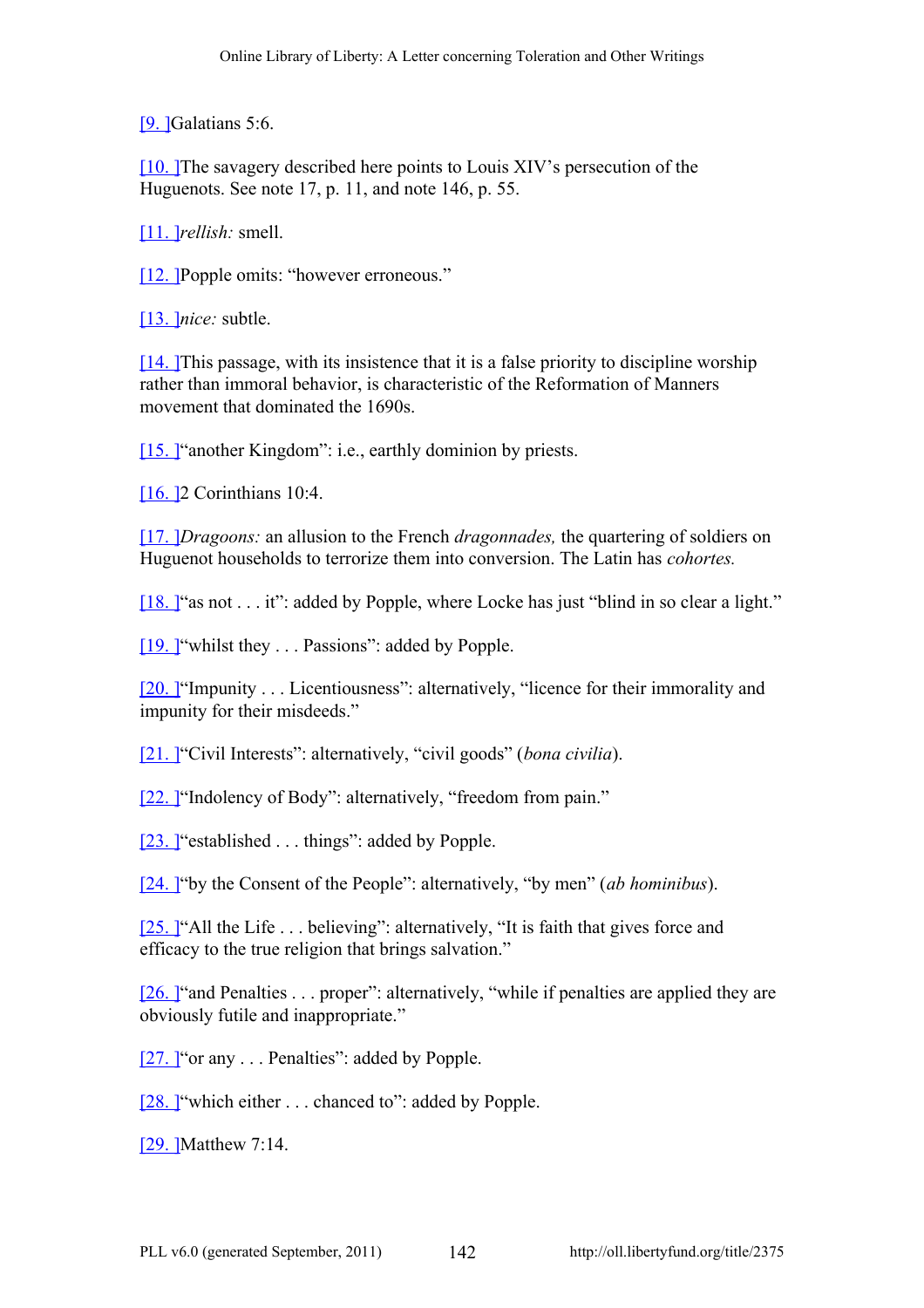[9. ]Galatians 5:6.

[10. ]The savagery described here points to Louis XIV's persecution of the Huguenots. See note 17, p. 11, and note 146, p. 55.

[11. ]*rellish:* smell.

[12. ]Popple omits: "however erroneous."

[13. ]*nice:* subtle.

[14. ]This passage, with its insistence that it is a false priority to discipline worship rather than immoral behavior, is characteristic of the Reformation of Manners movement that dominated the 1690s.

[15. ]"another Kingdom": i.e., earthly dominion by priests.

[16. ]2 Corinthians 10:4.

[17. ]*Dragoons:* an allusion to the French *dragonnades,* the quartering of soldiers on Huguenot households to terrorize them into conversion. The Latin has *cohortes.*

[18. ]"as not . . . it": added by Popple, where Locke has just "blind in so clear a light."

[19. ]"whilst they . . . Passions": added by Popple.

[20. ]"Impunity . . . Licentiousness": alternatively, "licence for their immorality and impunity for their misdeeds."

[21. ]"Civil Interests": alternatively, "civil goods" (*bona civilia*).

[22. ]"Indolency of Body": alternatively, "freedom from pain."

[23. ]"established . . . things": added by Popple.

[24. ]"by the Consent of the People": alternatively, "by men" (*ab hominibus*).

[25. ]"All the Life . . . believing": alternatively, "It is faith that gives force and efficacy to the true religion that brings salvation."

[26. ]"and Penalties . . . proper": alternatively, "while if penalties are applied they are obviously futile and inappropriate."

[27. ]"or any . . . Penalties": added by Popple.

[28. ]"which either . . . chanced to": added by Popple.

[29. ]Matthew 7:14.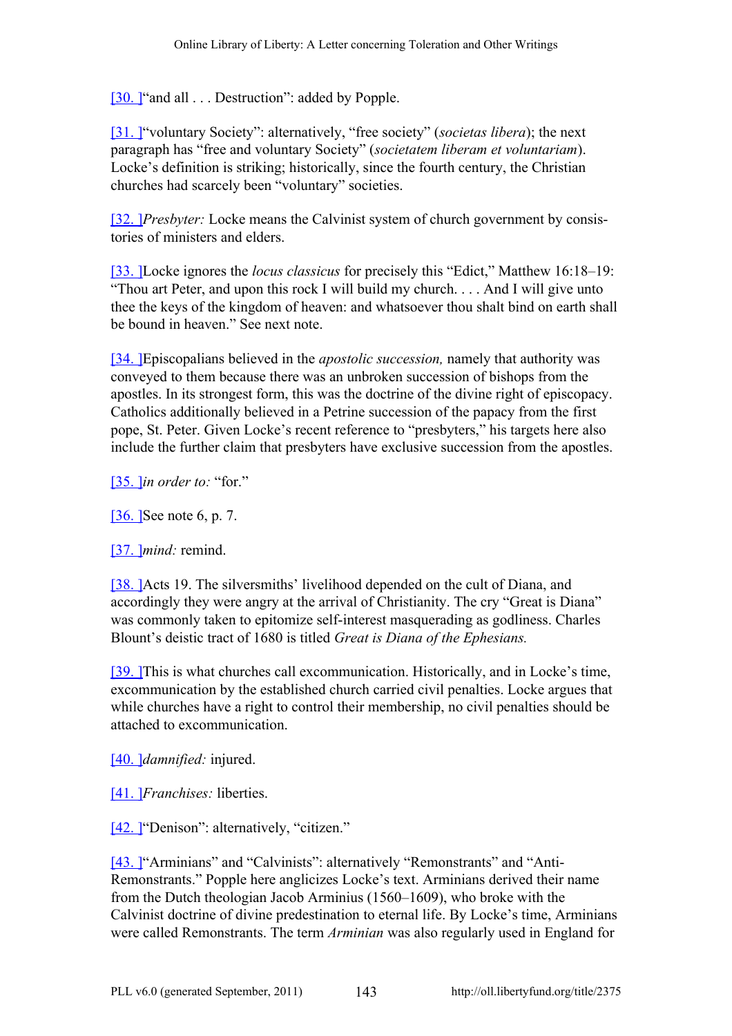[30. ]"and all . . . Destruction": added by Popple.

[31. ]"voluntary Society": alternatively, "free society" (*societas libera*); the next paragraph has "free and voluntary Society" (*societatem liberam et voluntariam*). Locke's definition is striking; historically, since the fourth century, the Christian churches had scarcely been "voluntary" societies.

[32. ]*Presbyter:* Locke means the Calvinist system of church government by consistories of ministers and elders.

[33. ]Locke ignores the *locus classicus* for precisely this "Edict," Matthew 16:18–19: "Thou art Peter, and upon this rock I will build my church. . . . And I will give unto thee the keys of the kingdom of heaven: and whatsoever thou shalt bind on earth shall be bound in heaven." See next note.

[34. ]Episcopalians believed in the *apostolic succession,* namely that authority was conveyed to them because there was an unbroken succession of bishops from the apostles. In its strongest form, this was the doctrine of the divine right of episcopacy. Catholics additionally believed in a Petrine succession of the papacy from the first pope, St. Peter. Given Locke's recent reference to "presbyters," his targets here also include the further claim that presbyters have exclusive succession from the apostles.

[35. ]*in order to:* "for."

[36. ]See note 6, p. 7.

[37. ]*mind:* remind.

[38. ]Acts 19. The silversmiths' livelihood depended on the cult of Diana, and accordingly they were angry at the arrival of Christianity. The cry "Great is Diana" was commonly taken to epitomize self-interest masquerading as godliness. Charles Blount's deistic tract of 1680 is titled *Great is Diana of the Ephesians.*

[39. ]This is what churches call excommunication. Historically, and in Locke's time, excommunication by the established church carried civil penalties. Locke argues that while churches have a right to control their membership, no civil penalties should be attached to excommunication.

[40. ]*damnified:* injured.

[41. ]*Franchises:* liberties.

[42. ]"Denison": alternatively, "citizen."

[43. ]"Arminians" and "Calvinists": alternatively "Remonstrants" and "Anti-Remonstrants." Popple here anglicizes Locke's text. Arminians derived their name from the Dutch theologian Jacob Arminius (1560–1609), who broke with the Calvinist doctrine of divine predestination to eternal life. By Locke's time, Arminians were called Remonstrants. The term *Arminian* was also regularly used in England for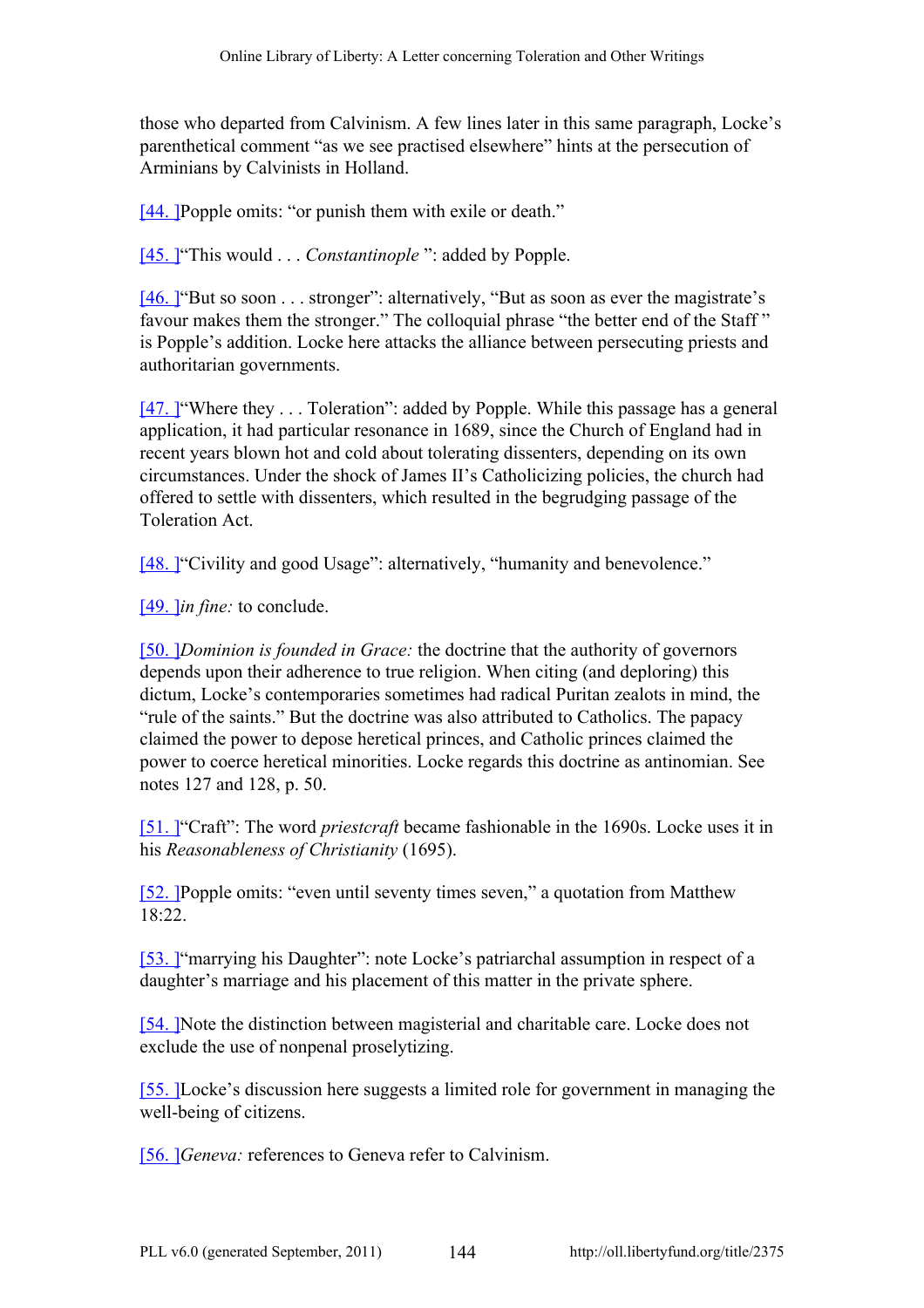those who departed from Calvinism. A few lines later in this same paragraph, Locke's parenthetical comment "as we see practised elsewhere" hints at the persecution of Arminians by Calvinists in Holland.

[44.] Popple omits: "or punish them with exile or death."

[45.] "This would . . . *Constantinople* ": added by Popple.

[46.] "But so soon . . . stronger": alternatively, "But as soon as ever the magistrate's favour makes them the stronger." The colloquial phrase "the better end of the Staff " is Popple's addition. Locke here attacks the alliance between persecuting priests and authoritarian governments.

[47.] "Where they . . . Toleration": added by Popple. While this passage has a general application, it had particular resonance in 1689, since the Church of England had in recent years blown hot and cold about tolerating dissenters, depending on its own circumstances. Under the shock of James II's Catholicizing policies, the church had offered to settle with dissenters, which resulted in the begrudging passage of the Toleration Act.

[48.] "Civility and good Usage": alternatively, "humanity and benevolence."

[49.] *in fine:* to conclude.

[50.] *Dominion is founded in Grace:* the doctrine that the authority of governors depends upon their adherence to true religion. When citing (and deploring) this dictum, Locke's contemporaries sometimes had radical Puritan zealots in mind, the "rule of the saints." But the doctrine was also attributed to Catholics. The papacy claimed the power to depose heretical princes, and Catholic princes claimed the power to coerce heretical minorities. Locke regards this doctrine as antinomian. See notes 127 and 128, p. 50.

[51.] "Craft": The word *priestcraft* became fashionable in the 1690s. Locke uses it in his *Reasonableness of Christianity* (1695).

[52.] Popple omits: "even until seventy times seven," a quotation from Matthew 18:22.

[53.] "marrying his Daughter": note Locke's patriarchal assumption in respect of a daughter's marriage and his placement of this matter in the private sphere.

[54.] Note the distinction between magisterial and charitable care. Locke does not exclude the use of nonpenal proselytizing.

[55.] Locke's discussion here suggests a limited role for government in managing the well-being of citizens.

[56.] *Geneva:* references to Geneva refer to Calvinism.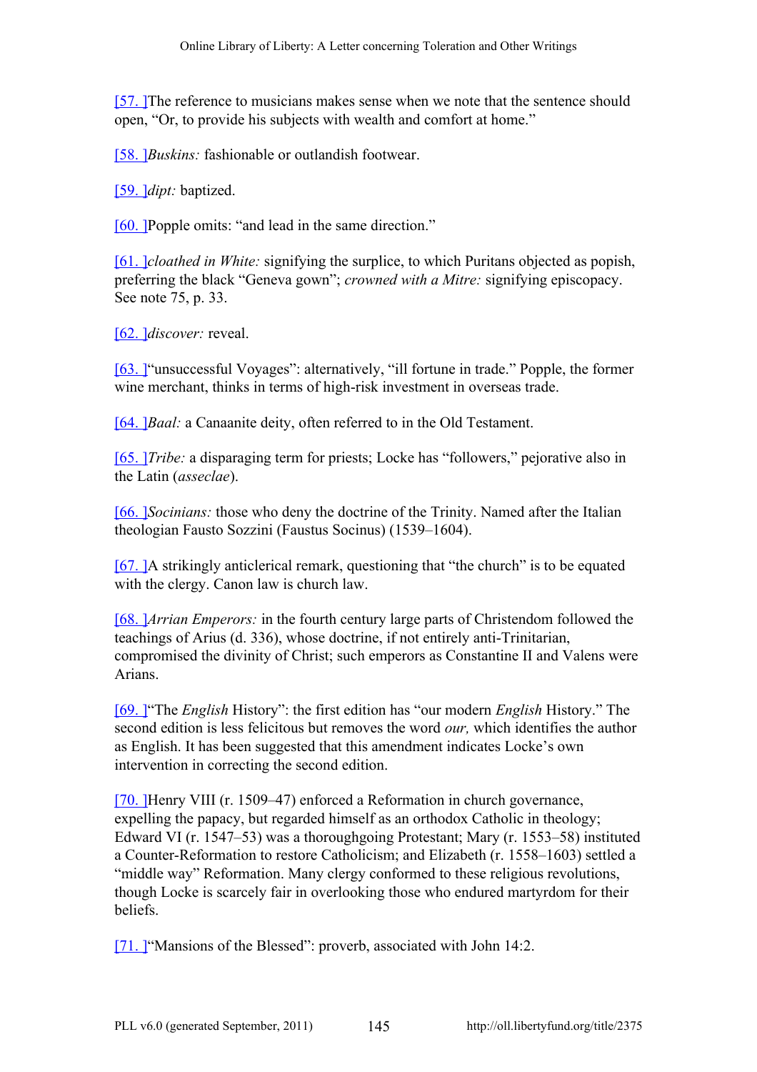[57.] The reference to musicians makes sense when we note that the sentence should open, "Or, to provide his subjects with wealth and comfort at home."

[58.] *Buskins:* fashionable or outlandish footwear.

[59.] *dipt:* baptized.

[60.] Popple omits: "and lead in the same direction."

[61.] *cloathed in White:* signifying the surplice, to which Puritans objected as popish, preferring the black "Geneva gown"; *crowned with a Mitre:* signifying episcopacy. See note 75, p. 33.

[62.] *discover:* reveal.

[63.] "unsuccessful Voyages": alternatively, "ill fortune in trade." Popple, the former wine merchant, thinks in terms of high-risk investment in overseas trade.

[64.] *Baal:* a Canaanite deity, often referred to in the Old Testament.

[65.] *Tribe:* a disparaging term for priests; Locke has "followers," pejorative also in the Latin (*asseclae*).

[66.] *Socinians:* those who deny the doctrine of the Trinity. Named after the Italian theologian Fausto Sozzini (Faustus Socinus) (1539–1604).

[67.] A strikingly anticlerical remark, questioning that "the church" is to be equated with the clergy. Canon law is church law.

[68.] *Arrian Emperors:* in the fourth century large parts of Christendom followed the teachings of Arius (d. 336), whose doctrine, if not entirely anti-Trinitarian, compromised the divinity of Christ; such emperors as Constantine II and Valens were Arians.

[69.] "The *English* History": the first edition has "our modern *English* History." The second edition is less felicitous but removes the word *our,* which identifies the author as English. It has been suggested that this amendment indicates Locke's own intervention in correcting the second edition.

[70.] Henry VIII (r. 1509–47) enforced a Reformation in church governance, expelling the papacy, but regarded himself as an orthodox Catholic in theology; Edward VI (r. 1547–53) was a thoroughgoing Protestant; Mary (r. 1553–58) instituted a Counter-Reformation to restore Catholicism; and Elizabeth (r. 1558–1603) settled a "middle way" Reformation. Many clergy conformed to these religious revolutions, though Locke is scarcely fair in overlooking those who endured martyrdom for their beliefs.

[71.] "Mansions of the Blessed": proverb, associated with John 14:2.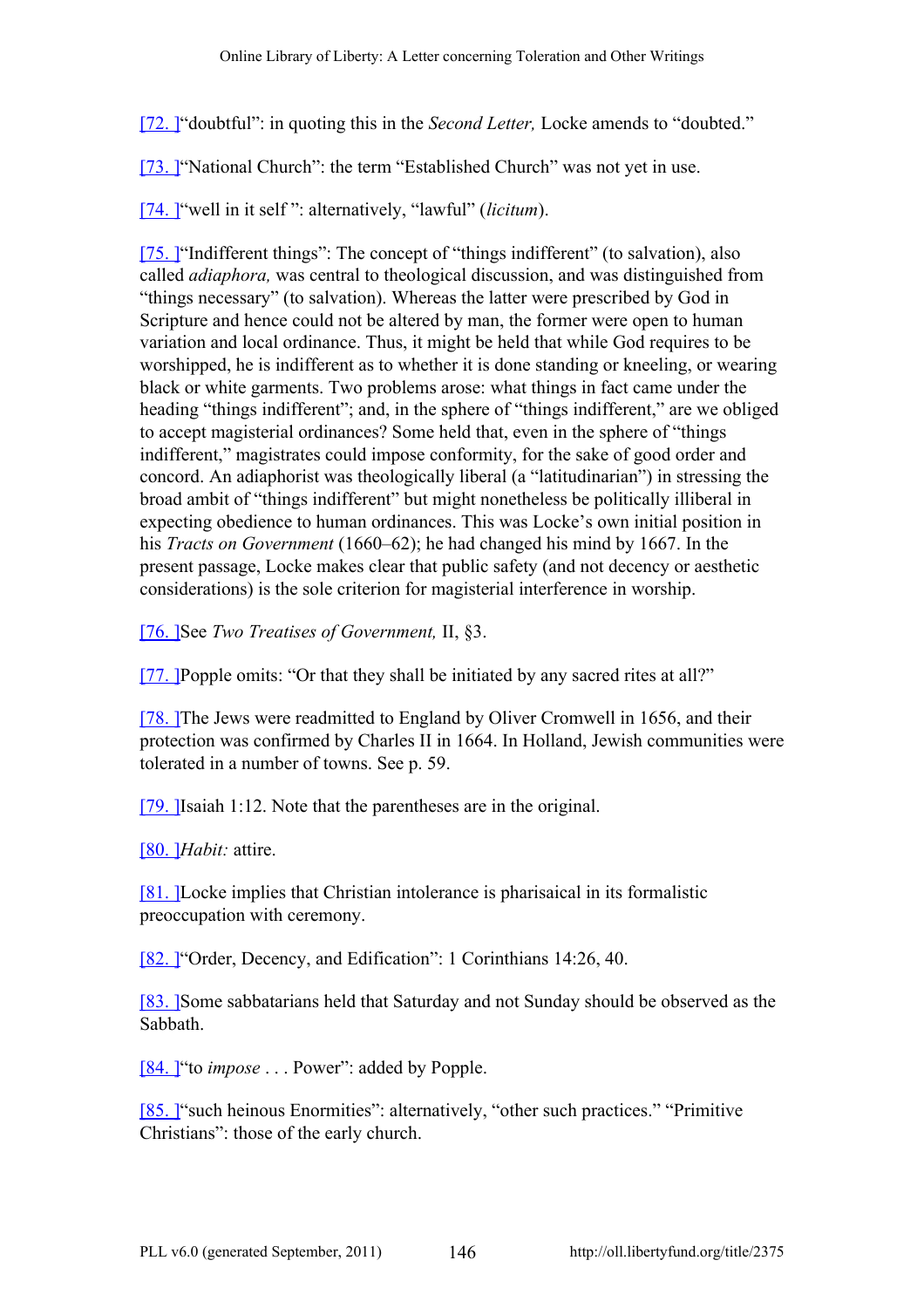[72. ]"doubtful": in quoting this in the *Second Letter,* Locke amends to "doubted."

[73. ]"National Church": the term "Established Church" was not yet in use.

[74. ]"well in it self ": alternatively, "lawful" (*licitum*).

[75. ]"Indifferent things": The concept of "things indifferent" (to salvation), also called *adiaphora,* was central to theological discussion, and was distinguished from "things necessary" (to salvation). Whereas the latter were prescribed by God in Scripture and hence could not be altered by man, the former were open to human variation and local ordinance. Thus, it might be held that while God requires to be worshipped, he is indifferent as to whether it is done standing or kneeling, or wearing black or white garments. Two problems arose: what things in fact came under the heading "things indifferent"; and, in the sphere of "things indifferent," are we obliged to accept magisterial ordinances? Some held that, even in the sphere of "things indifferent," magistrates could impose conformity, for the sake of good order and concord. An adiaphorist was theologically liberal (a "latitudinarian") in stressing the broad ambit of "things indifferent" but might nonetheless be politically illiberal in expecting obedience to human ordinances. This was Locke's own initial position in his *Tracts on Government* (1660–62); he had changed his mind by 1667. In the present passage, Locke makes clear that public safety (and not decency or aesthetic considerations) is the sole criterion for magisterial interference in worship.

[76. ]See *Two Treatises of Government,* II, §3.

[77. ]Popple omits: "Or that they shall be initiated by any sacred rites at all?"

[78. ]The Jews were readmitted to England by Oliver Cromwell in 1656, and their protection was confirmed by Charles II in 1664. In Holland, Jewish communities were tolerated in a number of towns. See p. 59.

[79. ]Isaiah 1:12. Note that the parentheses are in the original.

[80. ]*Habit:* attire.

[81. ]Locke implies that Christian intolerance is pharisaical in its formalistic preoccupation with ceremony.

[82. ]"Order, Decency, and Edification": 1 Corinthians 14:26, 40.

[83. ]Some sabbatarians held that Saturday and not Sunday should be observed as the Sabbath.

[84. ]"to *impose* . . . Power": added by Popple.

[85. ]"such heinous Enormities": alternatively, "other such practices." "Primitive Christians": those of the early church.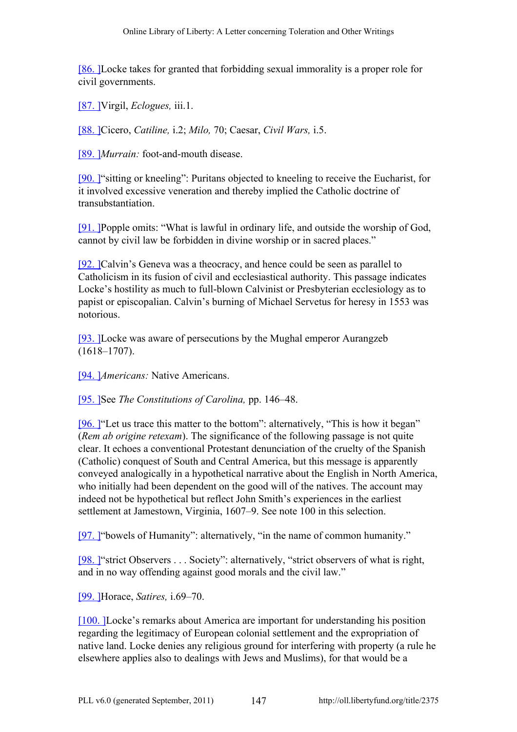[86. ]Locke takes for granted that forbidding sexual immorality is a proper role for civil governments.

[87. ]Virgil, *Eclogues,* iii.1.

[88. ]Cicero, *Catiline,* i.2; *Milo,* 70; Caesar, *Civil Wars,* i.5.

[89. ]*Murrain:* foot-and-mouth disease.

[90. ]"sitting or kneeling": Puritans objected to kneeling to receive the Eucharist, for it involved excessive veneration and thereby implied the Catholic doctrine of transubstantiation.

[91. ]Popple omits: "What is lawful in ordinary life, and outside the worship of God, cannot by civil law be forbidden in divine worship or in sacred places."

[92. ]Calvin's Geneva was a theocracy, and hence could be seen as parallel to Catholicism in its fusion of civil and ecclesiastical authority. This passage indicates Locke's hostility as much to full-blown Calvinist or Presbyterian ecclesiology as to papist or episcopalian. Calvin's burning of Michael Servetus for heresy in 1553 was notorious.

[93. ]Locke was aware of persecutions by the Mughal emperor Aurangzeb (1618–1707).

[94. ]*Americans:* Native Americans.

[95. ]See *The Constitutions of Carolina,* pp. 146–48.

[96. ]"Let us trace this matter to the bottom": alternatively, "This is how it began" (*Rem ab origine retexam*). The significance of the following passage is not quite clear. It echoes a conventional Protestant denunciation of the cruelty of the Spanish (Catholic) conquest of South and Central America, but this message is apparently conveyed analogically in a hypothetical narrative about the English in North America, who initially had been dependent on the good will of the natives. The account may indeed not be hypothetical but reflect John Smith's experiences in the earliest settlement at Jamestown, Virginia, 1607–9. See note 100 in this selection.

[97. ]"bowels of Humanity": alternatively, "in the name of common humanity."

[98. ]"strict Observers . . . Society": alternatively, "strict observers of what is right, and in no way offending against good morals and the civil law."

[99. ]Horace, *Satires,* i.69–70.

[100. ]Locke's remarks about America are important for understanding his position regarding the legitimacy of European colonial settlement and the expropriation of native land. Locke denies any religious ground for interfering with property (a rule he elsewhere applies also to dealings with Jews and Muslims), for that would be a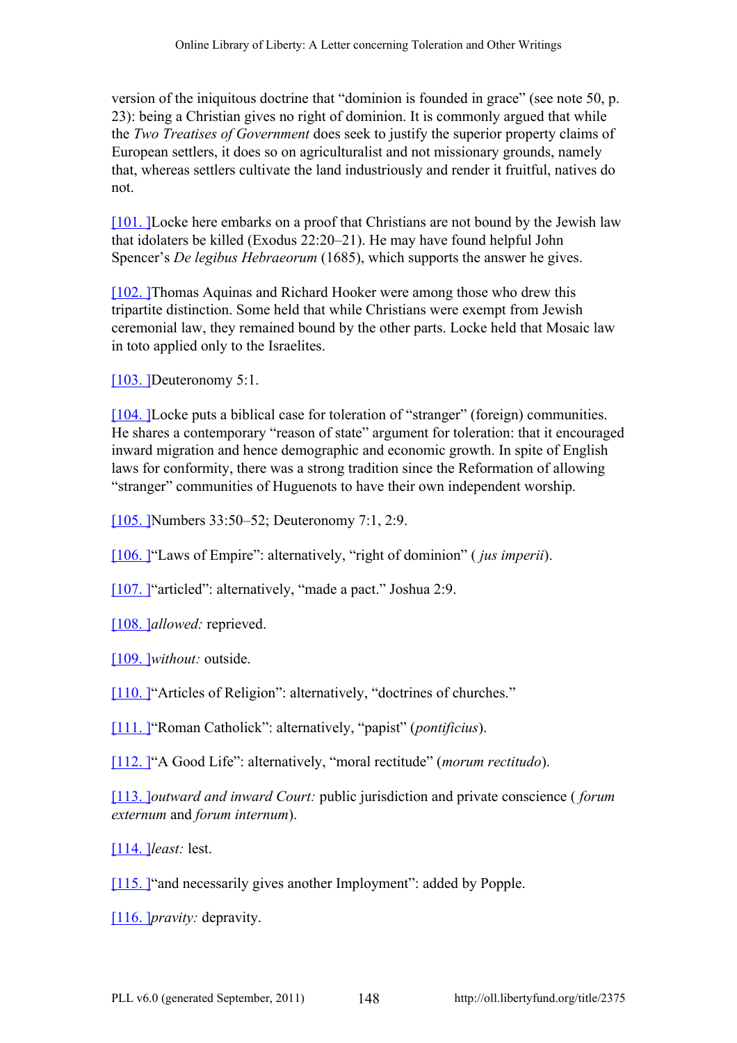version of the iniquitous doctrine that "dominion is founded in grace" (see note 50, p. 23): being a Christian gives no right of dominion. It is commonly argued that while the *Two Treatises of Government* does seek to justify the superior property claims of European settlers, it does so on agriculturalist and not missionary grounds, namely that, whereas settlers cultivate the land industriously and render it fruitful, natives do not.

[101. ]Locke here embarks on a proof that Christians are not bound by the Jewish law that idolaters be killed (Exodus 22:20–21). He may have found helpful John Spencer's *De legibus Hebraeorum* (1685), which supports the answer he gives.

[102. ]Thomas Aquinas and Richard Hooker were among those who drew this tripartite distinction. Some held that while Christians were exempt from Jewish ceremonial law, they remained bound by the other parts. Locke held that Mosaic law in toto applied only to the Israelites.

[103. ]Deuteronomy 5:1.

[104. ]Locke puts a biblical case for toleration of "stranger" (foreign) communities. He shares a contemporary "reason of state" argument for toleration: that it encouraged inward migration and hence demographic and economic growth. In spite of English laws for conformity, there was a strong tradition since the Reformation of allowing "stranger" communities of Huguenots to have their own independent worship.

[105. ]Numbers 33:50–52; Deuteronomy 7:1, 2:9.

[106. ]"Laws of Empire": alternatively, "right of dominion" ( *jus imperii*).

[107. ]"articled": alternatively, "made a pact." Joshua 2:9.

[108. ]*allowed:* reprieved.

[109. ]*without:* outside.

[110. ]"Articles of Religion": alternatively, "doctrines of churches."

[111. ]"Roman Catholick": alternatively, "papist" (*pontificius*).

[112. ]"A Good Life": alternatively, "moral rectitude" (*morum rectitudo*).

[113. ]*outward and inward Court:* public jurisdiction and private conscience ( *forum externum* and *forum internum*).

[114. ]*least:* lest.

[115. ]"and necessarily gives another Imployment": added by Popple.

[116. ]*pravity:* depravity.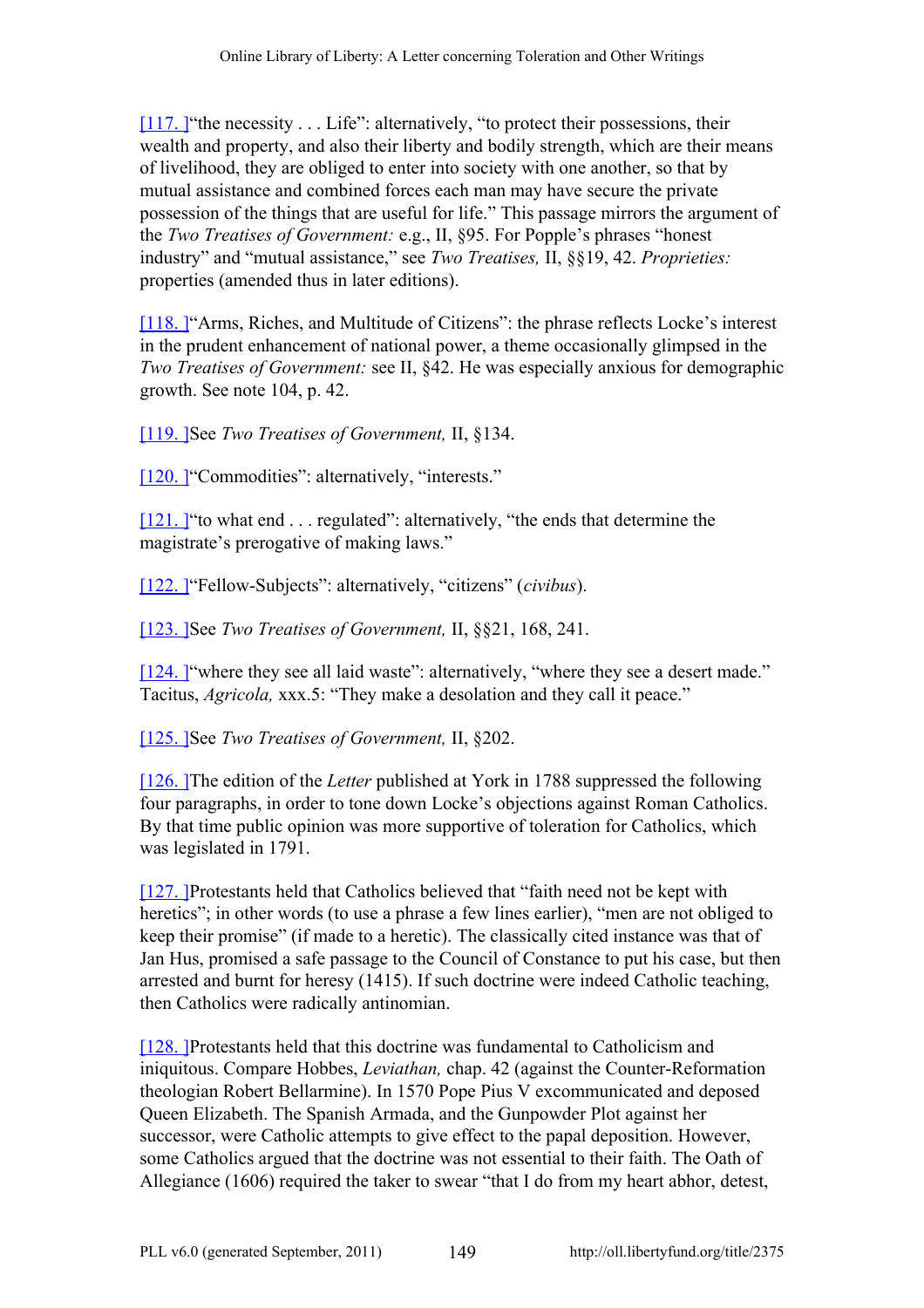[117. ]“the necessity . . . Life”: alternatively, “to protect their possessions, their wealth and property, and also their liberty and bodily strength, which are their means of livelihood, they are obliged to enter into society with one another, so that by mutual assistance and combined forces each man may have secure the private possession of the things that are useful for life.” This passage mirrors the argument of the *Two Treatises of Government:* e.g., II, §95. For Popple’s phrases “honest industry” and “mutual assistance,” see *Two Treatises,* II, §§19, 42. *Proprieties:* properties (amended thus in later editions).

[118. ]“Arms, Riches, and Multitude of Citizens”: the phrase reflects Locke’s interest in the prudent enhancement of national power, a theme occasionally glimpsed in the *Two Treatises of Government:* see II, §42. He was especially anxious for demographic growth. See note 104, p. 42.

[119. ]See *Two Treatises of Government,* II, §134.

[120. ]“Commodities”: alternatively, “interests.”

[121. ]“to what end . . . regulated”: alternatively, “the ends that determine the magistrate’s prerogative of making laws.”

[122. ]“Fellow-Subjects”: alternatively, “citizens” (*civibus*).

[123. ]See *Two Treatises of Government,* II, §§21, 168, 241.

[124. ]“where they see all laid waste”: alternatively, “where they see a desert made.” Tacitus, *Agricola,* xxx.5: “They make a desolation and they call it peace.”

[125. ]See *Two Treatises of Government,* II, §202.

[126. ]The edition of the *Letter* published at York in 1788 suppressed the following four paragraphs, in order to tone down Locke’s objections against Roman Catholics. By that time public opinion was more supportive of toleration for Catholics, which was legislated in 1791.

[127. ]Protestants held that Catholics believed that “faith need not be kept with heretics”; in other words (to use a phrase a few lines earlier), “men are not obliged to keep their promise” (if made to a heretic). The classically cited instance was that of Jan Hus, promised a safe passage to the Council of Constance to put his case, but then arrested and burnt for heresy (1415). If such doctrine were indeed Catholic teaching, then Catholics were radically antinomian.

[128. ]Protestants held that this doctrine was fundamental to Catholicism and iniquitous. Compare Hobbes, *Leviathan,* chap. 42 (against the Counter-Reformation theologian Robert Bellarmine). In 1570 Pope Pius V excommunicated and deposed Queen Elizabeth. The Spanish Armada, and the Gunpowder Plot against her successor, were Catholic attempts to give effect to the papal deposition. However, some Catholics argued that the doctrine was not essential to their faith. The Oath of Allegiance (1606) required the taker to swear “that I do from my heart abhor, detest,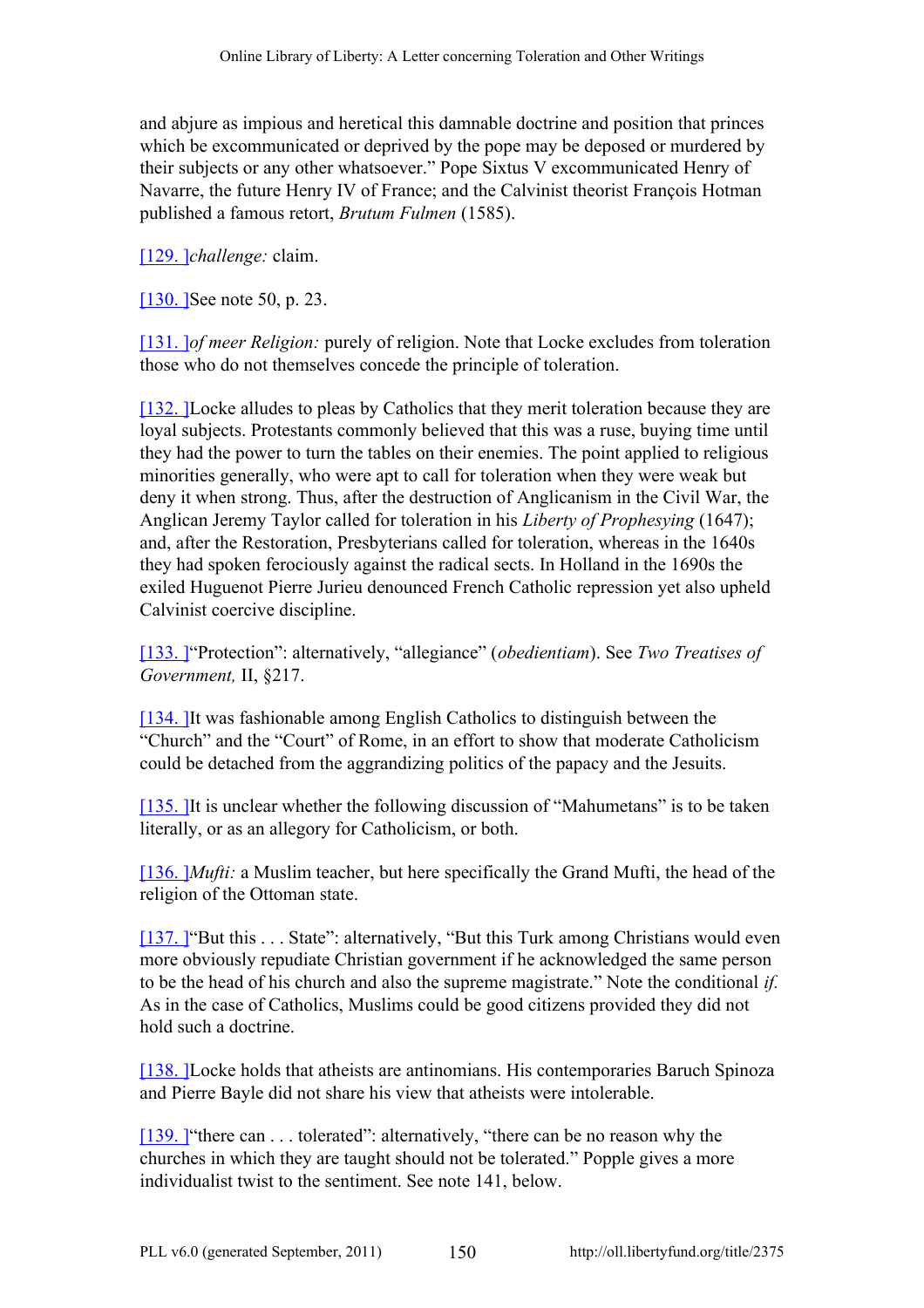and abjure as impious and heretical this damnable doctrine and position that princes which be excommunicated or deprived by the pope may be deposed or murdered by their subjects or any other whatsoever." Pope Sixtus V excommunicated Henry of Navarre, the future Henry IV of France; and the Calvinist theorist François Hotman published a famous retort, *Brutum Fulmen* (1585).

[129. ]*challenge:* claim.

[130. ]See note 50, p. 23.

[131. ]*of meer Religion:* purely of religion. Note that Locke excludes from toleration those who do not themselves concede the principle of toleration.

[132. ]Locke alludes to pleas by Catholics that they merit toleration because they are loyal subjects. Protestants commonly believed that this was a ruse, buying time until they had the power to turn the tables on their enemies. The point applied to religious minorities generally, who were apt to call for toleration when they were weak but deny it when strong. Thus, after the destruction of Anglicanism in the Civil War, the Anglican Jeremy Taylor called for toleration in his *Liberty of Prophesying* (1647); and, after the Restoration, Presbyterians called for toleration, whereas in the 1640s they had spoken ferociously against the radical sects. In Holland in the 1690s the exiled Huguenot Pierre Jurieu denounced French Catholic repression yet also upheld Calvinist coercive discipline.

[133. ]"Protection": alternatively, "allegiance" (*obedientiam*). See *Two Treatises of Government,* II, §217.

[134. ]It was fashionable among English Catholics to distinguish between the "Church" and the "Court" of Rome, in an effort to show that moderate Catholicism could be detached from the aggrandizing politics of the papacy and the Jesuits.

[135. ]It is unclear whether the following discussion of "Mahumetans" is to be taken literally, or as an allegory for Catholicism, or both.

[136. ]*Mufti:* a Muslim teacher, but here specifically the Grand Mufti, the head of the religion of the Ottoman state.

[137. ]"But this . . . State": alternatively, "But this Turk among Christians would even more obviously repudiate Christian government if he acknowledged the same person to be the head of his church and also the supreme magistrate." Note the conditional *if.* As in the case of Catholics, Muslims could be good citizens provided they did not hold such a doctrine.

[138. ]Locke holds that atheists are antinomians. His contemporaries Baruch Spinoza and Pierre Bayle did not share his view that atheists were intolerable.

[139. ]"there can . . . tolerated": alternatively, "there can be no reason why the churches in which they are taught should not be tolerated." Popple gives a more individualist twist to the sentiment. See note 141, below.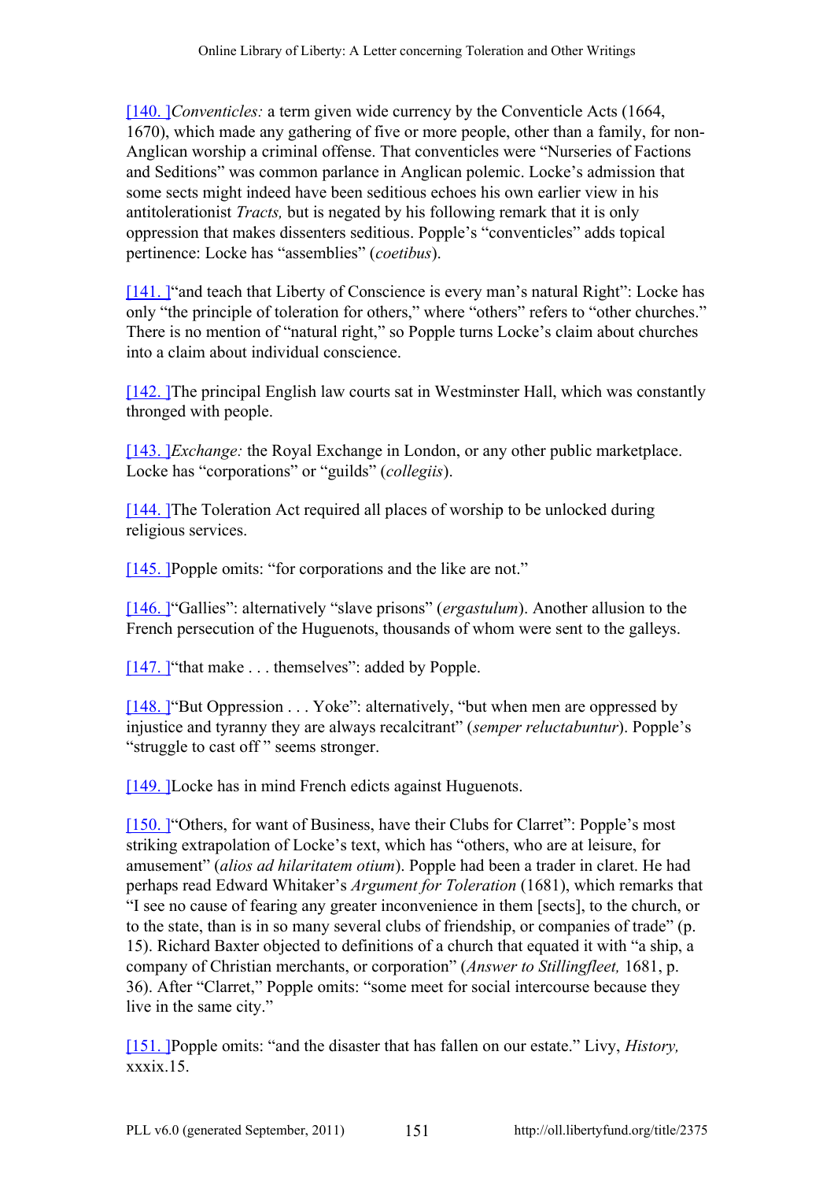[140. ]*Conventicles:* a term given wide currency by the Conventicle Acts (1664, 1670), which made any gathering of five or more people, other than a family, for non-Anglican worship a criminal offense. That conventicles were "Nurseries of Factions and Seditions" was common parlance in Anglican polemic. Locke's admission that some sects might indeed have been seditious echoes his own earlier view in his antitolerationist *Tracts,* but is negated by his following remark that it is only oppression that makes dissenters seditious. Popple's "conventicles" adds topical pertinence: Locke has "assemblies" (*coetibus*).

[141. ]"and teach that Liberty of Conscience is every man's natural Right": Locke has only "the principle of toleration for others," where "others" refers to "other churches." There is no mention of "natural right," so Popple turns Locke's claim about churches into a claim about individual conscience.

[142. ]The principal English law courts sat in Westminster Hall, which was constantly thronged with people.

[143. ]*Exchange:* the Royal Exchange in London, or any other public marketplace. Locke has "corporations" or "guilds" (*collegiis*).

[144. ]The Toleration Act required all places of worship to be unlocked during religious services.

[145. ]Popple omits: "for corporations and the like are not."

[146. ]"Gallies": alternatively "slave prisons" (*ergastulum*). Another allusion to the French persecution of the Huguenots, thousands of whom were sent to the galleys.

[147. ]"that make . . . themselves": added by Popple.

[148. ]"But Oppression . . . Yoke": alternatively, "but when men are oppressed by injustice and tyranny they are always recalcitrant" (*semper reluctabuntur*). Popple's "struggle to cast off " seems stronger.

[149. ]Locke has in mind French edicts against Huguenots.

[150. ]"Others, for want of Business, have their Clubs for Clarret": Popple's most striking extrapolation of Locke's text, which has "others, who are at leisure, for amusement" (*alios ad hilaritatem otium*). Popple had been a trader in claret. He had perhaps read Edward Whitaker's *Argument for Toleration* (1681), which remarks that "I see no cause of fearing any greater inconvenience in them [sects], to the church, or to the state, than is in so many several clubs of friendship, or companies of trade" (p. 15). Richard Baxter objected to definitions of a church that equated it with "a ship, a company of Christian merchants, or corporation" (*Answer to Stillingfleet,* 1681, p. 36). After "Clarret," Popple omits: "some meet for social intercourse because they live in the same city."

[151. ]Popple omits: "and the disaster that has fallen on our estate." Livy, *History,* xxxix.15.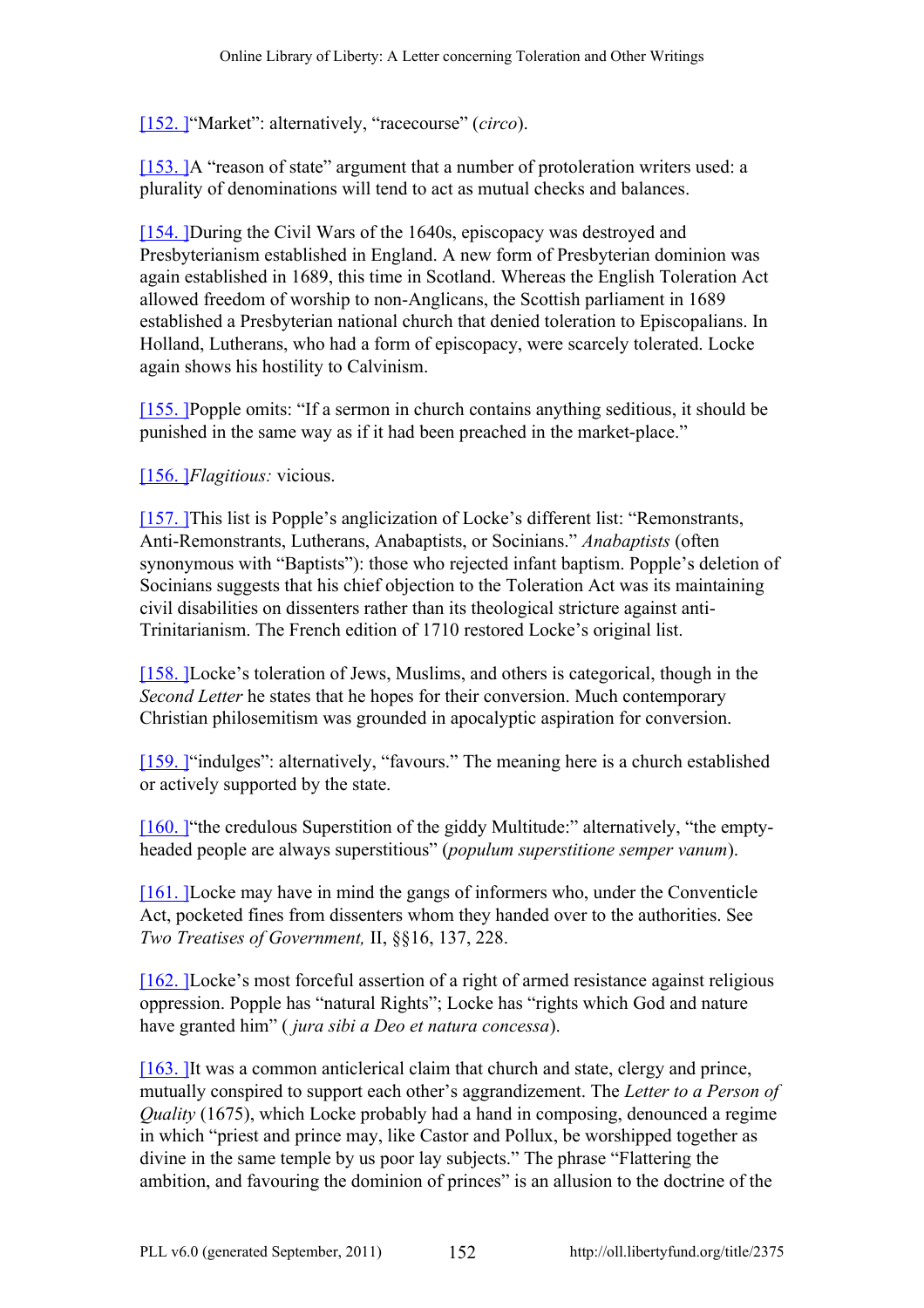[152. ]“Market”: alternatively, “racecourse” (*circo*).

[153. ]A “reason of state” argument that a number of protoleration writers used: a plurality of denominations will tend to act as mutual checks and balances.

[154. ]During the Civil Wars of the 1640s, episcopacy was destroyed and Presbyterianism established in England. A new form of Presbyterian dominion was again established in 1689, this time in Scotland. Whereas the English Toleration Act allowed freedom of worship to non-Anglicans, the Scottish parliament in 1689 established a Presbyterian national church that denied toleration to Episcopalians. In Holland, Lutherans, who had a form of episcopacy, were scarcely tolerated. Locke again shows his hostility to Calvinism.

[155. ]Popple omits: “If a sermon in church contains anything seditious, it should be punished in the same way as if it had been preached in the market-place.”

[156. ]*Flagitious:* vicious.

[157. ]This list is Popple’s anglicization of Locke’s different list: “Remonstrants, Anti-Remonstrants, Lutherans, Anabaptists, or Socinians.” *Anabaptists* (often synonymous with “Baptists”): those who rejected infant baptism. Popple’s deletion of Socinians suggests that his chief objection to the Toleration Act was its maintaining civil disabilities on dissenters rather than its theological stricture against anti-Trinitarianism. The French edition of 1710 restored Locke’s original list.

[158. ]Locke’s toleration of Jews, Muslims, and others is categorical, though in the *Second Letter* he states that he hopes for their conversion. Much contemporary Christian philosemitism was grounded in apocalyptic aspiration for conversion.

[159. ]“indulges”: alternatively, “favours.” The meaning here is a church established or actively supported by the state.

[160. ]“the credulous Superstition of the giddy Multitude:” alternatively, “the empty-headed people are always superstitious” (*populum superstitione semper vanum*).

[161. ]Locke may have in mind the gangs of informers who, under the Conventicle Act, pocketed fines from dissenters whom they handed over to the authorities. See *Two Treatises of Government,* II, §§16, 137, 228.

[162. ]Locke’s most forceful assertion of a right of armed resistance against religious oppression. Popple has “natural Rights”; Locke has “rights which God and nature have granted him” ( *jura sibi a Deo et natura concessa*).

[163. ]It was a common anticlerical claim that church and state, clergy and prince, mutually conspired to support each other’s aggrandizement. The *Letter to a Person of Quality* (1675), which Locke probably had a hand in composing, denounced a regime in which “priest and prince may, like Castor and Pollux, be worshipped together as divine in the same temple by us poor lay subjects.” The phrase “Flattering the ambition, and favouring the dominion of princes” is an allusion to the doctrine of the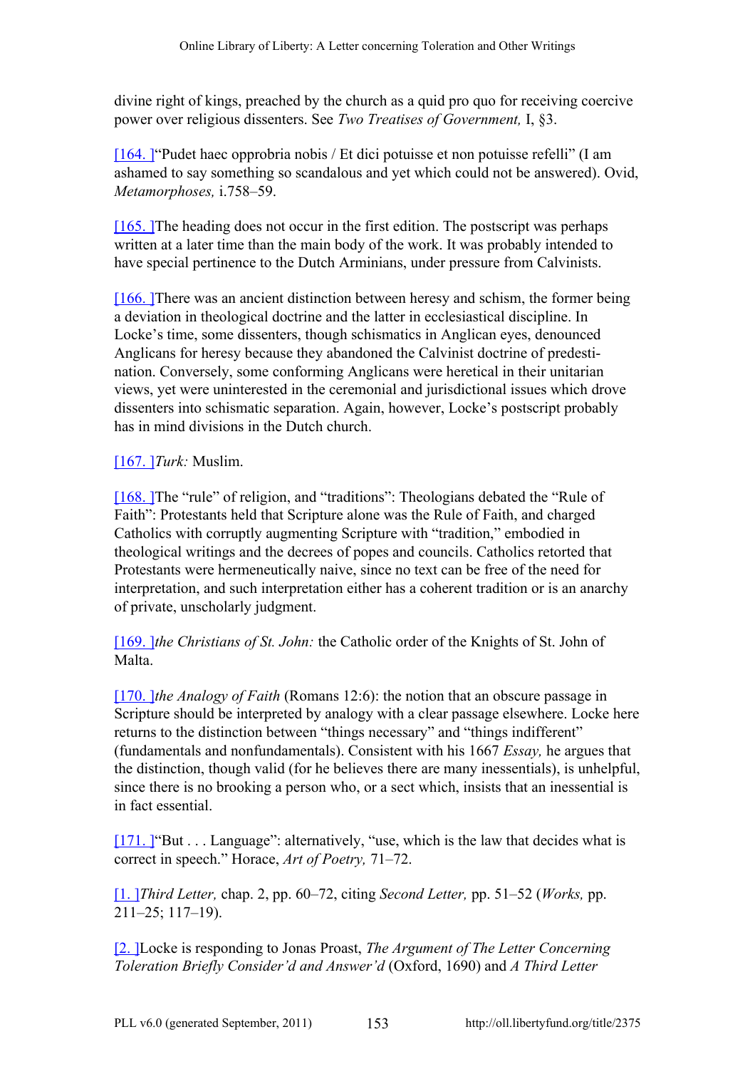divine right of kings, preached by the church as a quid pro quo for receiving coercive power over religious dissenters. See *Two Treatises of Government,* I, §3.

[164. ]"Pudet haec opprobria nobis / Et dici potuisse et non potuisse refelli" (I am ashamed to say something so scandalous and yet which could not be answered). Ovid, *Metamorphoses,* i.758–59.

[165. ]The heading does not occur in the first edition. The postscript was perhaps written at a later time than the main body of the work. It was probably intended to have special pertinence to the Dutch Arminians, under pressure from Calvinists.

[166. ]There was an ancient distinction between heresy and schism, the former being a deviation in theological doctrine and the latter in ecclesiastical discipline. In Locke's time, some dissenters, though schismatics in Anglican eyes, denounced Anglicans for heresy because they abandoned the Calvinist doctrine of predestination. Conversely, some conforming Anglicans were heretical in their unitarian views, yet were uninterested in the ceremonial and jurisdictional issues which drove dissenters into schismatic separation. Again, however, Locke's postscript probably has in mind divisions in the Dutch church.

[167. ]*Turk:* Muslim.

[168. ]The "rule" of religion, and "traditions": Theologians debated the "Rule of Faith": Protestants held that Scripture alone was the Rule of Faith, and charged Catholics with corruptly augmenting Scripture with "tradition," embodied in theological writings and the decrees of popes and councils. Catholics retorted that Protestants were hermeneutically naive, since no text can be free of the need for interpretation, and such interpretation either has a coherent tradition or is an anarchy of private, unscholarly judgment.

[169. ]*the Christians of St. John:* the Catholic order of the Knights of St. John of Malta.

[170. ]*the Analogy of Faith* (Romans 12:6): the notion that an obscure passage in Scripture should be interpreted by analogy with a clear passage elsewhere. Locke here returns to the distinction between "things necessary" and "things indifferent" (fundamentals and nonfundamentals). Consistent with his 1667 *Essay,* he argues that the distinction, though valid (for he believes there are many inessentials), is unhelpful, since there is no brooking a person who, or a sect which, insists that an inessential is in fact essential.

[171. ]"But . . . Language": alternatively, "use, which is the law that decides what is correct in speech." Horace, *Art of Poetry,* 71–72.

[1. ]*Third Letter,* chap. 2, pp. 60–72, citing *Second Letter,* pp. 51–52 (*Works,* pp. 211–25; 117–19).

[2. ]Locke is responding to Jonas Proast, *The Argument of The Letter Concerning Toleration Briefly Consider'd and Answer'd* (Oxford, 1690) and *A Third Letter*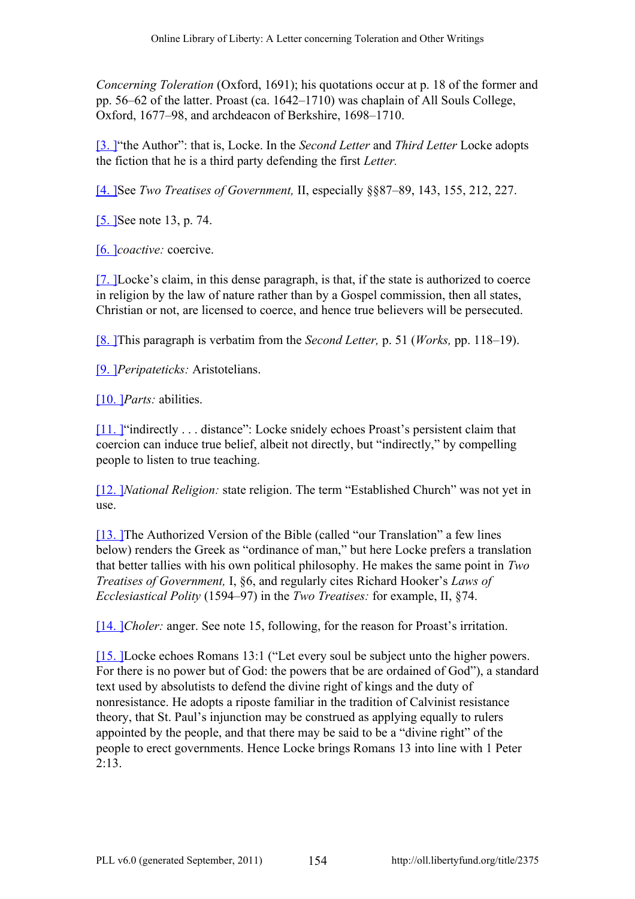*Concerning Toleration* (Oxford, 1691); his quotations occur at p. 18 of the former and pp. 56–62 of the latter. Proast (ca. 1642–1710) was chaplain of All Souls College, Oxford, 1677–98, and archdeacon of Berkshire, 1698–1710.

[3.] "the Author": that is, Locke. In the *Second Letter* and *Third Letter* Locke adopts the fiction that he is a third party defending the first *Letter.*

[4.] See *Two Treatises of Government,* II, especially §§87–89, 143, 155, 212, 227.

[5.] See note 13, p. 74.

[6.] *coactive:* coercive.

[7.] Locke's claim, in this dense paragraph, is that, if the state is authorized to coerce in religion by the law of nature rather than by a Gospel commission, then all states, Christian or not, are licensed to coerce, and hence true believers will be persecuted.

[8.] This paragraph is verbatim from the *Second Letter,* p. 51 (*Works,* pp. 118–19).

[9.] *Peripateticks:* Aristotelians.

[10.] *Parts:* abilities.

[11.] "indirectly . . . distance": Locke snidely echoes Proast's persistent claim that coercion can induce true belief, albeit not directly, but "indirectly," by compelling people to listen to true teaching.

[12.] *National Religion:* state religion. The term "Established Church" was not yet in use.

[13.] The Authorized Version of the Bible (called "our Translation" a few lines below) renders the Greek as "ordinance of man," but here Locke prefers a translation that better tallies with his own political philosophy. He makes the same point in *Two Treatises of Government,* I, §6, and regularly cites Richard Hooker's *Laws of Ecclesiastical Polity* (1594–97) in the *Two Treatises:* for example, II, §74.

[14.] *Choler:* anger. See note 15, following, for the reason for Proast's irritation.

[15.] Locke echoes Romans 13:1 ("Let every soul be subject unto the higher powers. For there is no power but of God: the powers that be are ordained of God"), a standard text used by absolutists to defend the divine right of kings and the duty of nonresistance. He adopts a riposte familiar in the tradition of Calvinist resistance theory, that St. Paul's injunction may be construed as applying equally to rulers appointed by the people, and that there may be said to be a "divine right" of the people to erect governments. Hence Locke brings Romans 13 into line with 1 Peter 2:13.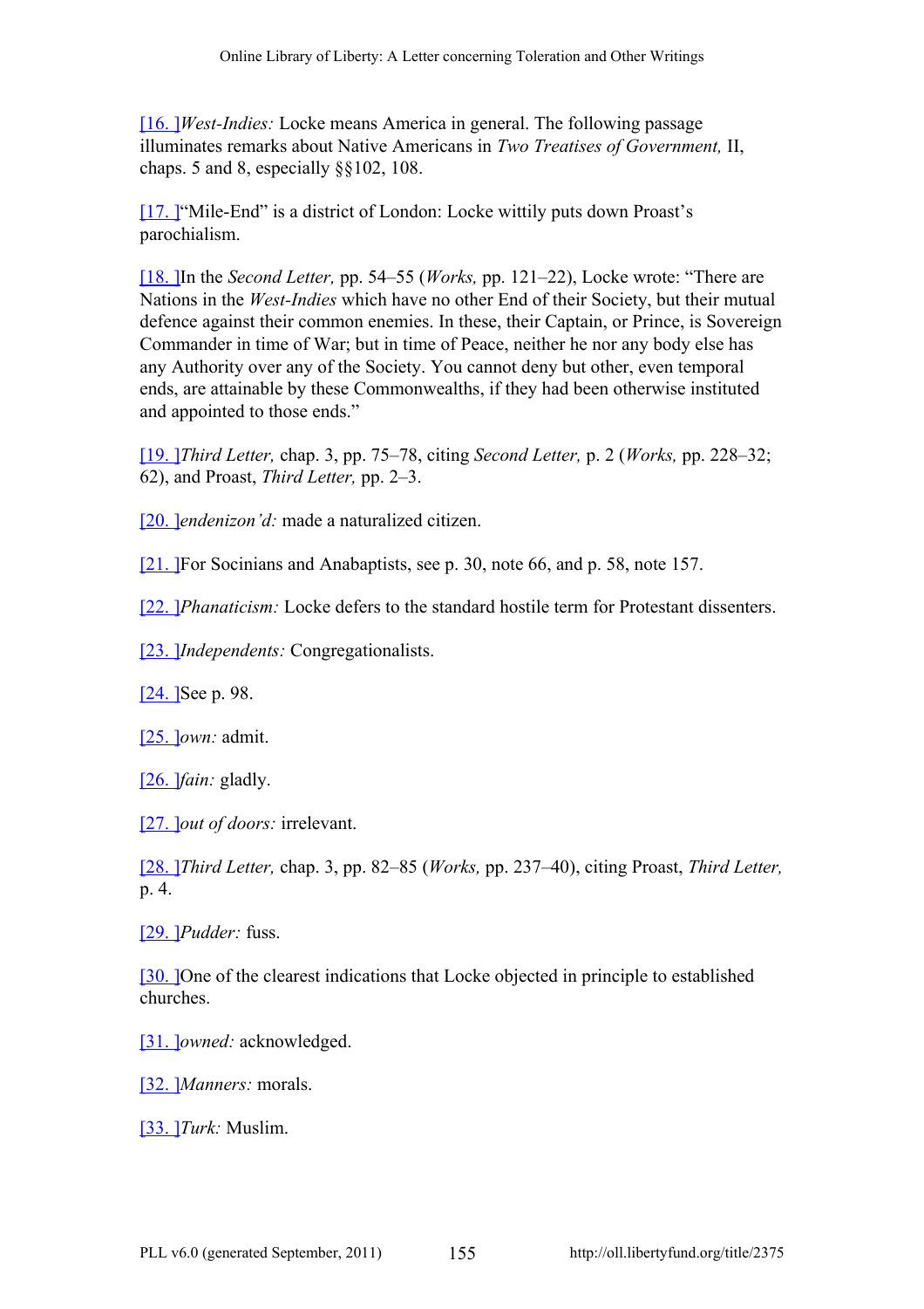[16. ]*West-Indies:* Locke means America in general. The following passage illuminates remarks about Native Americans in *Two Treatises of Government,* II, chaps. 5 and 8, especially §§102, 108.

[17. ]"Mile-End" is a district of London: Locke wittily puts down Proast's parochialism.

[18. ]In the *Second Letter,* pp. 54–55 (*Works,* pp. 121–22), Locke wrote: "There are Nations in the *West-Indies* which have no other End of their Society, but their mutual defence against their common enemies. In these, their Captain, or Prince, is Sovereign Commander in time of War; but in time of Peace, neither he nor any body else has any Authority over any of the Society. You cannot deny but other, even temporal ends, are attainable by these Commonwealths, if they had been otherwise instituted and appointed to those ends."

[19. ]*Third Letter,* chap. 3, pp. 75–78, citing *Second Letter,* p. 2 (*Works,* pp. 228–32; 62), and Proast, *Third Letter,* pp. 2–3.

[20. ]*endenizon'd:* made a naturalized citizen.

[21. ]For Socinians and Anabaptists, see p. 30, note 66, and p. 58, note 157.

[22. ]*Phanaticism:* Locke defers to the standard hostile term for Protestant dissenters.

[23. ]*Independents:* Congregationalists.

[24. ]See p. 98.

[25. ]*own:* admit.

[26. ]*fain:* gladly.

[27. ]*out of doors:* irrelevant.

[28. ]*Third Letter,* chap. 3, pp. 82–85 (*Works,* pp. 237–40), citing Proast, *Third Letter,* p. 4.

[29. ]*Pudder:* fuss.

[30. ]One of the clearest indications that Locke objected in principle to established churches.

[31. ]*owned:* acknowledged.

[32. ]*Manners:* morals.

[33. ]*Turk:* Muslim.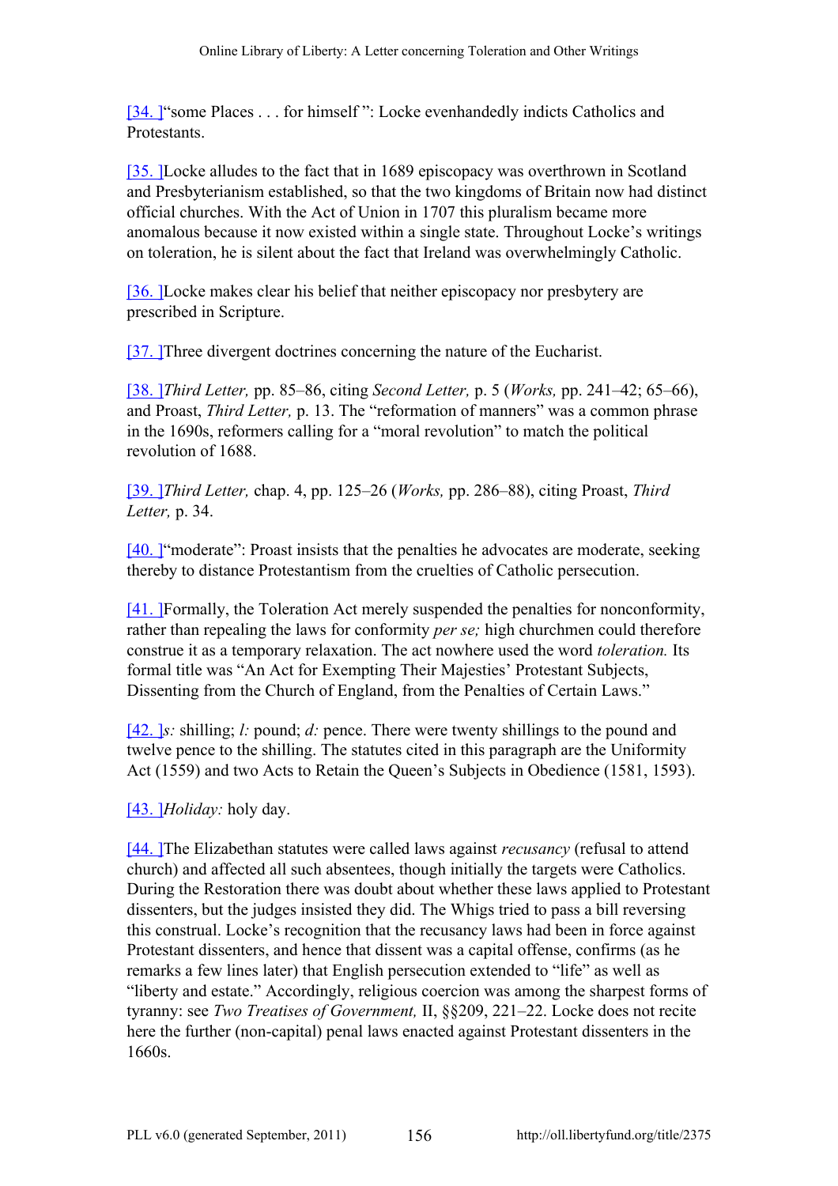[34. ]“some Places . . . for himself ”: Locke evenhandedly indicts Catholics and Protestants.

[35. ]Locke alludes to the fact that in 1689 episcopacy was overthrown in Scotland and Presbyterianism established, so that the two kingdoms of Britain now had distinct official churches. With the Act of Union in 1707 this pluralism became more anomalous because it now existed within a single state. Throughout Locke’s writings on toleration, he is silent about the fact that Ireland was overwhelmingly Catholic.

[36. ]Locke makes clear his belief that neither episcopacy nor presbytery are prescribed in Scripture.

[37. ]Three divergent doctrines concerning the nature of the Eucharist.

[38. ]*Third Letter,* pp. 85–86, citing *Second Letter,* p. 5 (*Works,* pp. 241–42; 65–66), and Proast, *Third Letter,* p. 13. The “reformation of manners” was a common phrase in the 1690s, reformers calling for a “moral revolution” to match the political revolution of 1688.

[39. ]*Third Letter,* chap. 4, pp. 125–26 (*Works,* pp. 286–88), citing Proast, *Third Letter,* p. 34.

[40. ]“moderate”: Proast insists that the penalties he advocates are moderate, seeking thereby to distance Protestantism from the cruelties of Catholic persecution.

[41. ]Formally, the Toleration Act merely suspended the penalties for nonconformity, rather than repealing the laws for conformity *per se;* high churchmen could therefore construe it as a temporary relaxation. The act nowhere used the word *toleration.* Its formal title was “An Act for Exempting Their Majesties’ Protestant Subjects, Dissenting from the Church of England, from the Penalties of Certain Laws.”

[42. ]*s:* shilling; *l:* pound; *d:* pence. There were twenty shillings to the pound and twelve pence to the shilling. The statutes cited in this paragraph are the Uniformity Act (1559) and two Acts to Retain the Queen’s Subjects in Obedience (1581, 1593).

[43. ]*Holiday:* holy day.

[44. ]The Elizabethan statutes were called laws against *recusancy* (refusal to attend church) and affected all such absentees, though initially the targets were Catholics. During the Restoration there was doubt about whether these laws applied to Protestant dissenters, but the judges insisted they did. The Whigs tried to pass a bill reversing this construal. Locke’s recognition that the recusancy laws had been in force against Protestant dissenters, and hence that dissent was a capital offense, confirms (as he remarks a few lines later) that English persecution extended to “life” as well as “liberty and estate.” Accordingly, religious coercion was among the sharpest forms of tyranny: see *Two Treatises of Government,* II, §§209, 221–22. Locke does not recite here the further (non-capital) penal laws enacted against Protestant dissenters in the 1660s.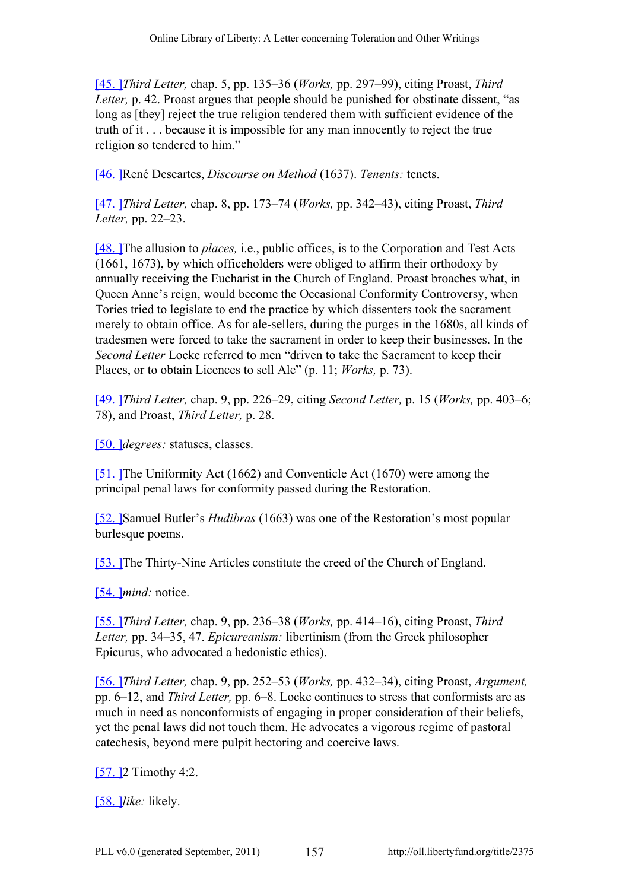[45.] *Third Letter,* chap. 5, pp. 135–36 (*Works,* pp. 297–99), citing Proast, *Third Letter,* p. 42. Proast argues that people should be punished for obstinate dissent, "as long as [they] reject the true religion tendered them with sufficient evidence of the truth of it . . . because it is impossible for any man innocently to reject the true religion so tendered to him."

[46.] René Descartes, *Discourse on Method* (1637). *Tenents:* tenets.

[47.] *Third Letter,* chap. 8, pp. 173–74 (*Works,* pp. 342–43), citing Proast, *Third Letter,* pp. 22–23.

[48.] The allusion to *places,* i.e., public offices, is to the Corporation and Test Acts (1661, 1673), by which officeholders were obliged to affirm their orthodoxy by annually receiving the Eucharist in the Church of England. Proast broaches what, in Queen Anne's reign, would become the Occasional Conformity Controversy, when Tories tried to legislate to end the practice by which dissenters took the sacrament merely to obtain office. As for ale-sellers, during the purges in the 1680s, all kinds of tradesmen were forced to take the sacrament in order to keep their businesses. In the *Second Letter* Locke referred to men "driven to take the Sacrament to keep their Places, or to obtain Licences to sell Ale" (p. 11; *Works,* p. 73).

[49.] *Third Letter,* chap. 9, pp. 226–29, citing *Second Letter,* p. 15 (*Works,* pp. 403–6; 78), and Proast, *Third Letter,* p. 28.

[50.] *degrees:* statuses, classes.

[51.] The Uniformity Act (1662) and Conventicle Act (1670) were among the principal penal laws for conformity passed during the Restoration.

[52.] Samuel Butler's *Hudibras* (1663) was one of the Restoration's most popular burlesque poems.

[53.] The Thirty-Nine Articles constitute the creed of the Church of England.

[54.] *mind:* notice.

[55.] *Third Letter,* chap. 9, pp. 236–38 (*Works,* pp. 414–16), citing Proast, *Third Letter,* pp. 34–35, 47. *Epicureanism:* libertinism (from the Greek philosopher Epicurus, who advocated a hedonistic ethics).

[56.] *Third Letter,* chap. 9, pp. 252–53 (*Works,* pp. 432–34), citing Proast, *Argument,* pp. 6–12, and *Third Letter,* pp. 6–8. Locke continues to stress that conformists are as much in need as nonconformists of engaging in proper consideration of their beliefs, yet the penal laws did not touch them. He advocates a vigorous regime of pastoral catechesis, beyond mere pulpit hectoring and coercive laws.

[57.] 2 Timothy 4:2.

[58.] *like:* likely.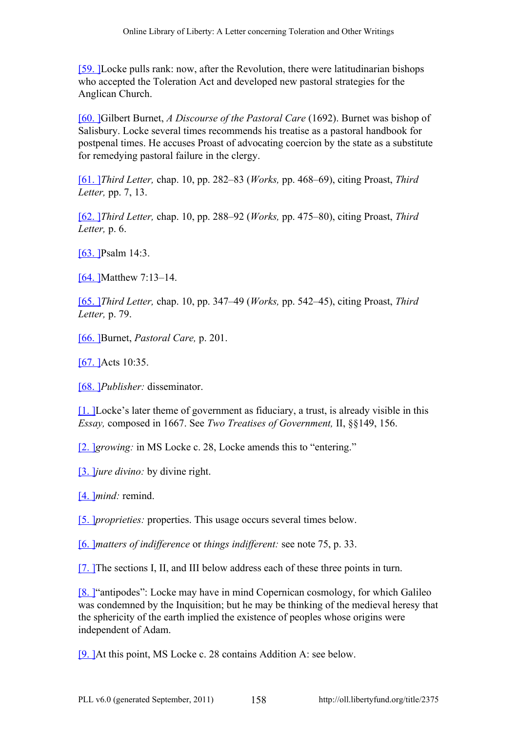[59.] Locke pulls rank: now, after the Revolution, there were latitudinarian bishops who accepted the Toleration Act and developed new pastoral strategies for the Anglican Church.

[60.] Gilbert Burnet, *A Discourse of the Pastoral Care* (1692). Burnet was bishop of Salisbury. Locke several times recommends his treatise as a pastoral handbook for postpenal times. He accuses Proast of advocating coercion by the state as a substitute for remedying pastoral failure in the clergy.

[61.] *Third Letter,* chap. 10, pp. 282–83 (*Works,* pp. 468–69), citing Proast, *Third Letter,* pp. 7, 13.

[62.] *Third Letter,* chap. 10, pp. 288–92 (*Works,* pp. 475–80), citing Proast, *Third Letter,* p. 6.

[63.] Psalm 14:3.

[64.] Matthew 7:13–14.

[65.] *Third Letter,* chap. 10, pp. 347–49 (*Works,* pp. 542–45), citing Proast, *Third Letter,* p. 79.

[66.] Burnet, *Pastoral Care,* p. 201.

[67.] Acts 10:35.

[68.] *Publisher:* disseminator.

[1.] Locke's later theme of government as fiduciary, a trust, is already visible in this *Essay,* composed in 1667. See *Two Treatises of Government,* II, §§149, 156.

[2.] *growing:* in MS Locke c. 28, Locke amends this to "entering."

[3.] *jure divino:* by divine right.

[4.] *mind:* remind.

[5.] *proprieties:* properties. This usage occurs several times below.

[6.] *matters of indifference* or *things indifferent:* see note 75, p. 33.

[7.] The sections I, II, and III below address each of these three points in turn.

[8.] "antipodes": Locke may have in mind Copernican cosmology, for which Galileo was condemned by the Inquisition; but he may be thinking of the medieval heresy that the sphericity of the earth implied the existence of peoples whose origins were independent of Adam.

[9.] At this point, MS Locke c. 28 contains Addition A: see below.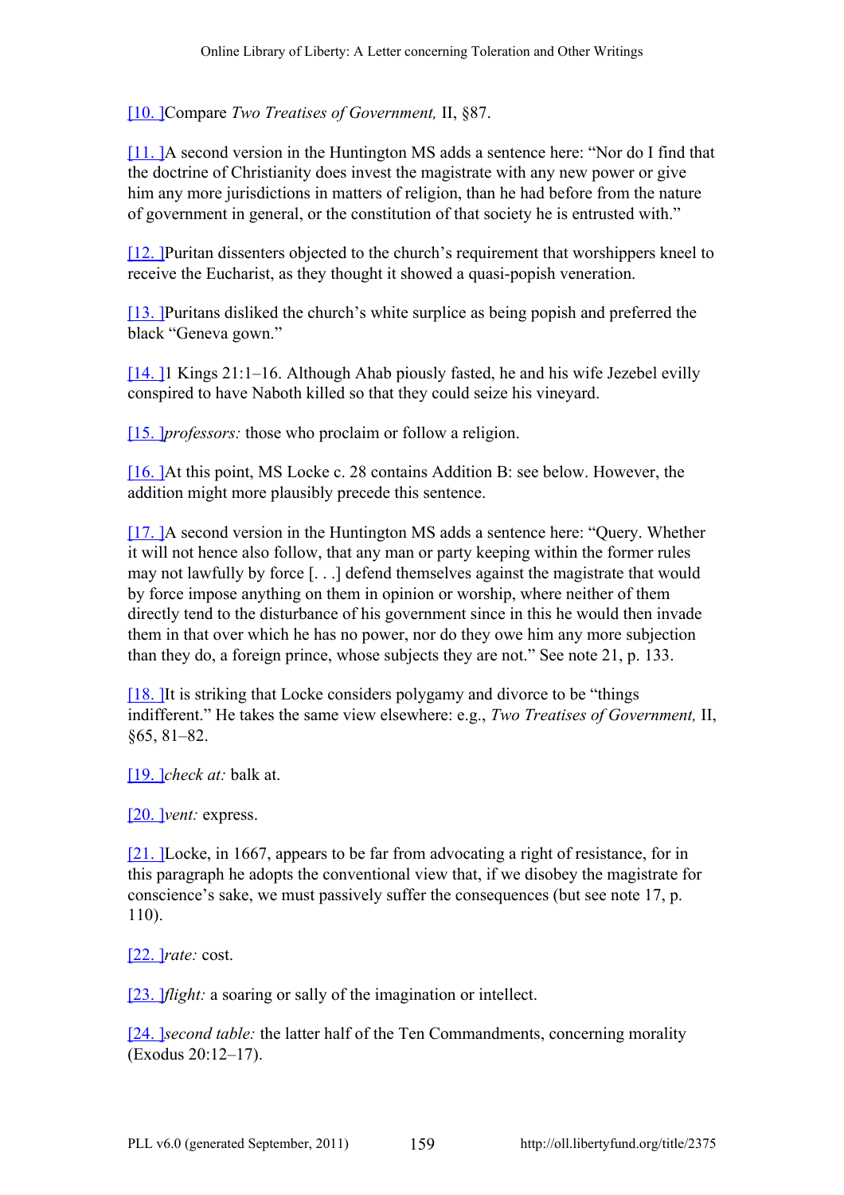[10. ]Compare *Two Treatises of Government,* II, §87.

[11. ]A second version in the Huntington MS adds a sentence here: "Nor do I find that the doctrine of Christianity does invest the magistrate with any new power or give him any more jurisdictions in matters of religion, than he had before from the nature of government in general, or the constitution of that society he is entrusted with."

[12. ]Puritan dissenters objected to the church's requirement that worshippers kneel to receive the Eucharist, as they thought it showed a quasi-popish veneration.

[13. ]Puritans disliked the church's white surplice as being popish and preferred the black "Geneva gown."

[14. ]1 Kings 21:1–16. Although Ahab piously fasted, he and his wife Jezebel evilly conspired to have Naboth killed so that they could seize his vineyard.

[15. ]*professors:* those who proclaim or follow a religion.

[16. ]At this point, MS Locke c. 28 contains Addition B: see below. However, the addition might more plausibly precede this sentence.

[17. ]A second version in the Huntington MS adds a sentence here: "Query. Whether it will not hence also follow, that any man or party keeping within the former rules may not lawfully by force [. . .] defend themselves against the magistrate that would by force impose anything on them in opinion or worship, where neither of them directly tend to the disturbance of his government since in this he would then invade them in that over which he has no power, nor do they owe him any more subjection than they do, a foreign prince, whose subjects they are not." See note 21, p. 133.

[18. ]It is striking that Locke considers polygamy and divorce to be "things indifferent." He takes the same view elsewhere: e.g., *Two Treatises of Government,* II, §65, 81–82.

[19. ]*check at:* balk at.

[20. ]*vent:* express.

[21. ]Locke, in 1667, appears to be far from advocating a right of resistance, for in this paragraph he adopts the conventional view that, if we disobey the magistrate for conscience's sake, we must passively suffer the consequences (but see note 17, p. 110).

[22. ]*rate:* cost.

[23. ]*flight:* a soaring or sally of the imagination or intellect.

[24. ]*second table:* the latter half of the Ten Commandments, concerning morality (Exodus 20:12–17).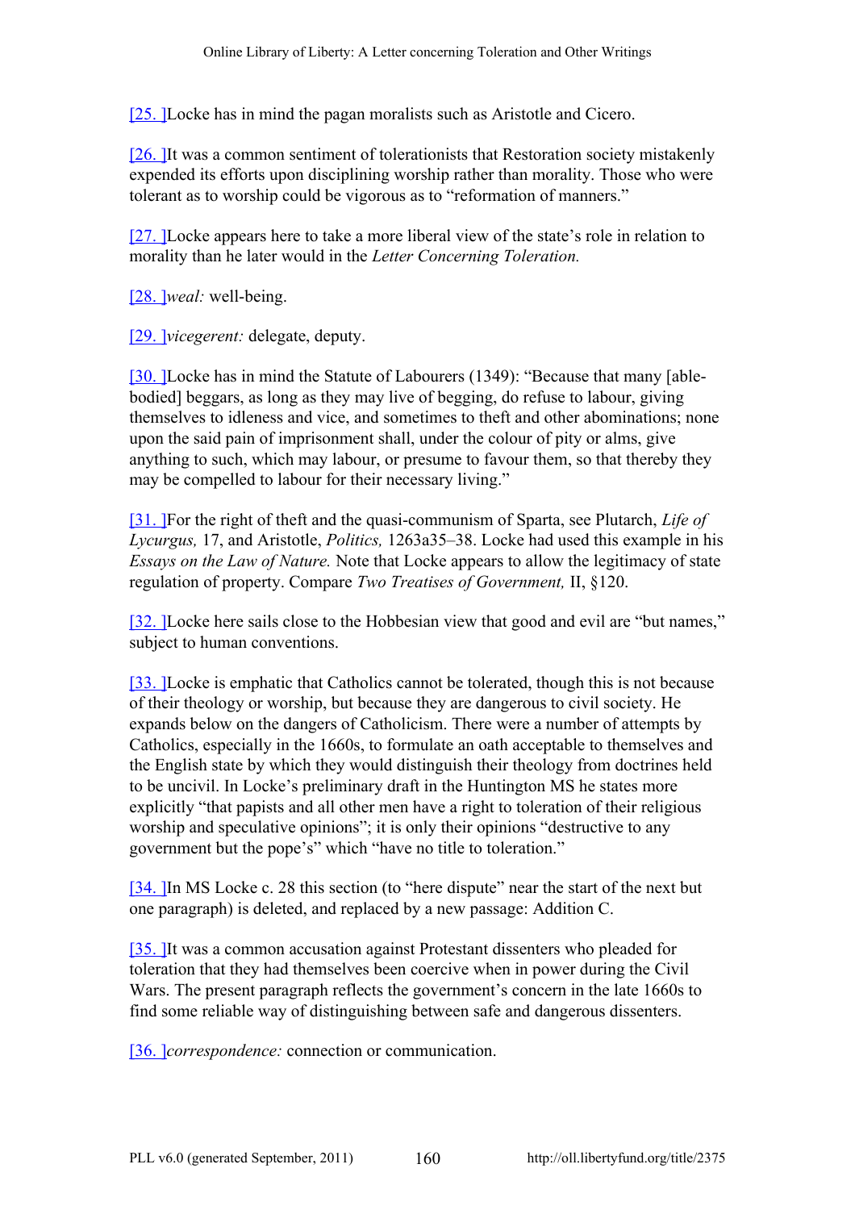[25. ]Locke has in mind the pagan moralists such as Aristotle and Cicero.

[26. ]It was a common sentiment of tolerationists that Restoration society mistakenly expended its efforts upon disciplining worship rather than morality. Those who were tolerant as to worship could be vigorous as to "reformation of manners."

[27. ]Locke appears here to take a more liberal view of the state's role in relation to morality than he later would in the *Letter Concerning Toleration.*

[28. ]*weal:* well-being.

[29. ]*vicegerent:* delegate, deputy.

[30. ]Locke has in mind the Statute of Labourers (1349): "Because that many [able-bodied] beggars, as long as they may live of begging, do refuse to labour, giving themselves to idleness and vice, and sometimes to theft and other abominations; none upon the said pain of imprisonment shall, under the colour of pity or alms, give anything to such, which may labour, or presume to favour them, so that thereby they may be compelled to labour for their necessary living."

[31. ]For the right of theft and the quasi-communism of Sparta, see Plutarch, *Life of Lycurgus,* 17, and Aristotle, *Politics,* 1263a35–38. Locke had used this example in his *Essays on the Law of Nature.* Note that Locke appears to allow the legitimacy of state regulation of property. Compare *Two Treatises of Government,* II, §120.

[32. ]Locke here sails close to the Hobbesian view that good and evil are "but names," subject to human conventions.

[33. ]Locke is emphatic that Catholics cannot be tolerated, though this is not because of their theology or worship, but because they are dangerous to civil society. He expands below on the dangers of Catholicism. There were a number of attempts by Catholics, especially in the 1660s, to formulate an oath acceptable to themselves and the English state by which they would distinguish their theology from doctrines held to be uncivil. In Locke's preliminary draft in the Huntington MS he states more explicitly "that papists and all other men have a right to toleration of their religious worship and speculative opinions"; it is only their opinions "destructive to any government but the pope's" which "have no title to toleration."

[34. ]In MS Locke c. 28 this section (to "here dispute" near the start of the next but one paragraph) is deleted, and replaced by a new passage: Addition C.

[35. ]It was a common accusation against Protestant dissenters who pleaded for toleration that they had themselves been coercive when in power during the Civil Wars. The present paragraph reflects the government's concern in the late 1660s to find some reliable way of distinguishing between safe and dangerous dissenters.

[36. ]*correspondence:* connection or communication.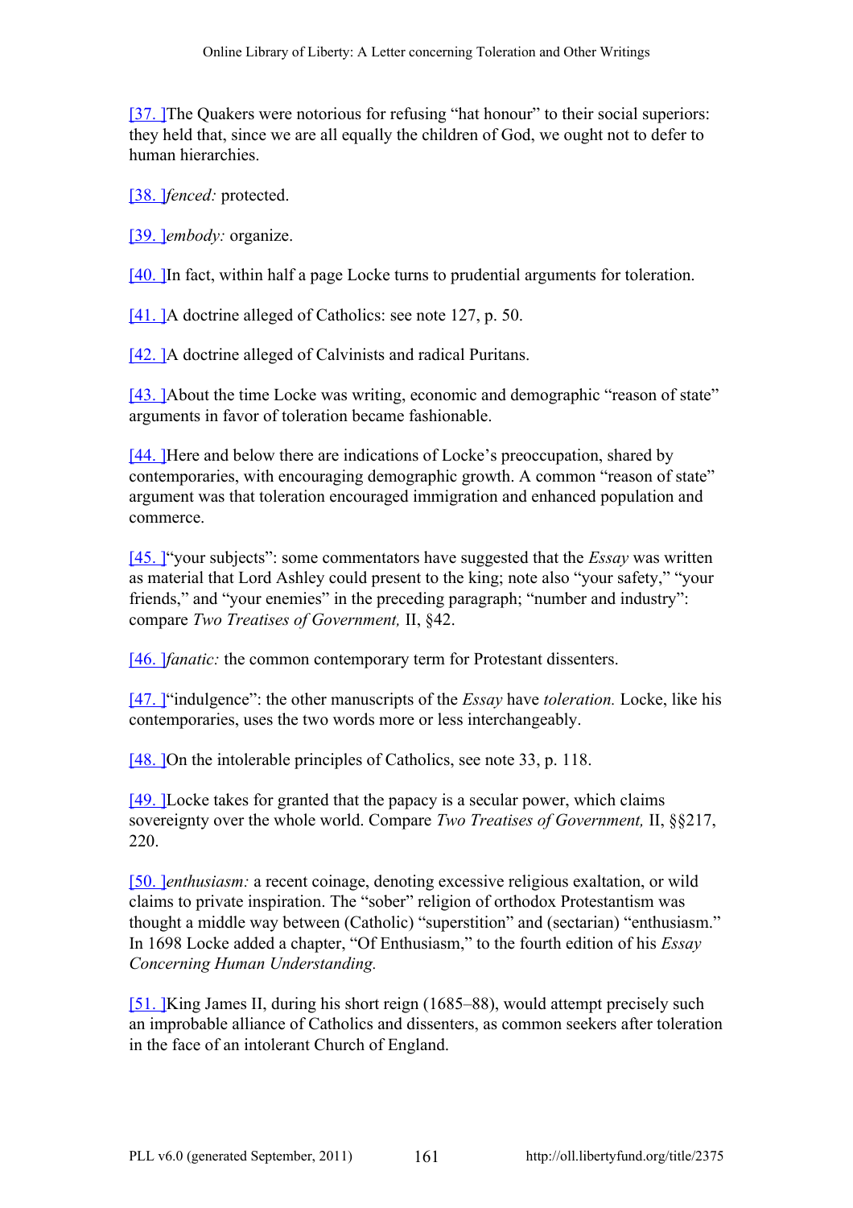[37. ]The Quakers were notorious for refusing "hat honour" to their social superiors: they held that, since we are all equally the children of God, we ought not to defer to human hierarchies.

[38. ]*fenced:* protected.

[39. ]*embody:* organize.

[40. ]In fact, within half a page Locke turns to prudential arguments for toleration.

[41. ]A doctrine alleged of Catholics: see note 127, p. 50.

[42. ]A doctrine alleged of Calvinists and radical Puritans.

[43. ]About the time Locke was writing, economic and demographic "reason of state" arguments in favor of toleration became fashionable.

[44. ]Here and below there are indications of Locke's preoccupation, shared by contemporaries, with encouraging demographic growth. A common "reason of state" argument was that toleration encouraged immigration and enhanced population and commerce.

[45. ]"your subjects": some commentators have suggested that the *Essay* was written as material that Lord Ashley could present to the king; note also "your safety," "your friends," and "your enemies" in the preceding paragraph; "number and industry": compare *Two Treatises of Government,* II, §42.

[46. ]*fanatic:* the common contemporary term for Protestant dissenters.

[47. ]"indulgence": the other manuscripts of the *Essay* have *toleration.* Locke, like his contemporaries, uses the two words more or less interchangeably.

[48. ]On the intolerable principles of Catholics, see note 33, p. 118.

[49. ]Locke takes for granted that the papacy is a secular power, which claims sovereignty over the whole world. Compare *Two Treatises of Government,* II, §§217, 220.

[50. ]*enthusiasm:* a recent coinage, denoting excessive religious exaltation, or wild claims to private inspiration. The "sober" religion of orthodox Protestantism was thought a middle way between (Catholic) "superstition" and (sectarian) "enthusiasm." In 1698 Locke added a chapter, "Of Enthusiasm," to the fourth edition of his *Essay Concerning Human Understanding.*

[51. ]King James II, during his short reign (1685–88), would attempt precisely such an improbable alliance of Catholics and dissenters, as common seekers after toleration in the face of an intolerant Church of England.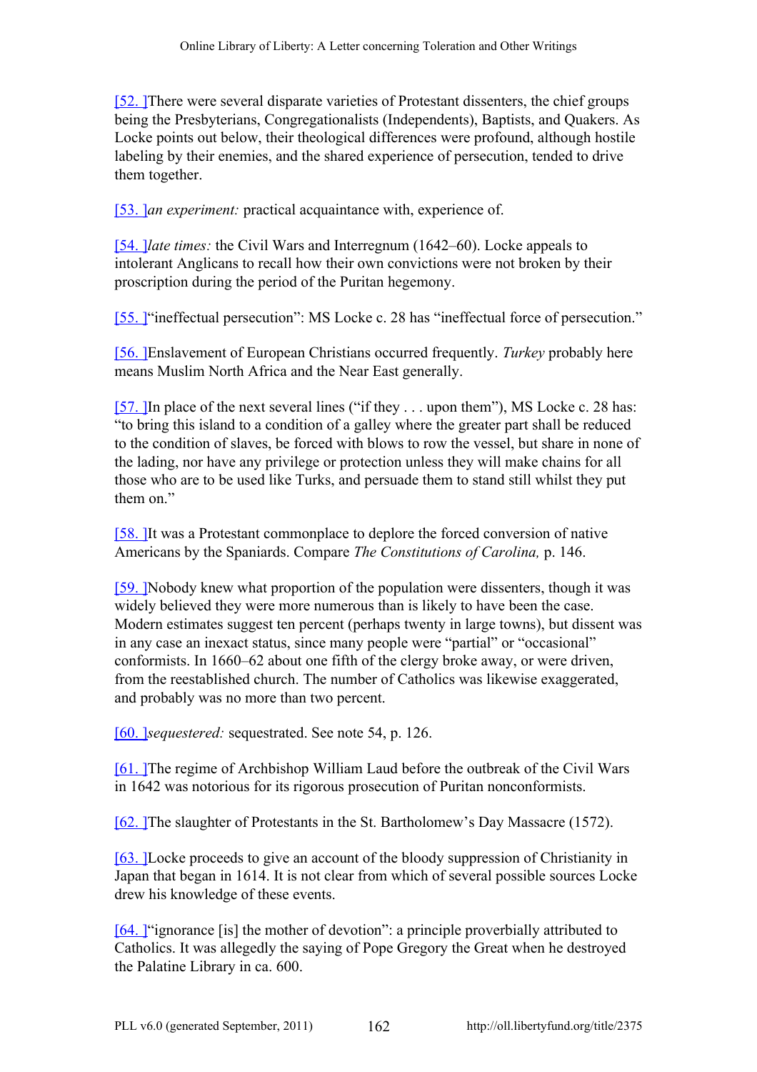[52. ]There were several disparate varieties of Protestant dissenters, the chief groups being the Presbyterians, Congregationalists (Independents), Baptists, and Quakers. As Locke points out below, their theological differences were profound, although hostile labeling by their enemies, and the shared experience of persecution, tended to drive them together.

[53. ]*an experiment:* practical acquaintance with, experience of.

[54. ]*late times:* the Civil Wars and Interregnum (1642–60). Locke appeals to intolerant Anglicans to recall how their own convictions were not broken by their proscription during the period of the Puritan hegemony.

[55. ]"ineffectual persecution": MS Locke c. 28 has "ineffectual force of persecution."

[56. ]Enslavement of European Christians occurred frequently. *Turkey* probably here means Muslim North Africa and the Near East generally.

[57. ]In place of the next several lines ("if they . . . upon them"), MS Locke c. 28 has: "to bring this island to a condition of a galley where the greater part shall be reduced to the condition of slaves, be forced with blows to row the vessel, but share in none of the lading, nor have any privilege or protection unless they will make chains for all those who are to be used like Turks, and persuade them to stand still whilst they put them on."

[58. ]It was a Protestant commonplace to deplore the forced conversion of native Americans by the Spaniards. Compare *The Constitutions of Carolina,* p. 146.

[59. ]Nobody knew what proportion of the population were dissenters, though it was widely believed they were more numerous than is likely to have been the case. Modern estimates suggest ten percent (perhaps twenty in large towns), but dissent was in any case an inexact status, since many people were "partial" or "occasional" conformists. In 1660–62 about one fifth of the clergy broke away, or were driven, from the reestablished church. The number of Catholics was likewise exaggerated, and probably was no more than two percent.

[60. ]*sequestered:* sequestrated. See note 54, p. 126.

[61. ]The regime of Archbishop William Laud before the outbreak of the Civil Wars in 1642 was notorious for its rigorous prosecution of Puritan nonconformists.

[62. ]The slaughter of Protestants in the St. Bartholomew's Day Massacre (1572).

[63. ]Locke proceeds to give an account of the bloody suppression of Christianity in Japan that began in 1614. It is not clear from which of several possible sources Locke drew his knowledge of these events.

[64. ]"ignorance [is] the mother of devotion": a principle proverbially attributed to Catholics. It was allegedly the saying of Pope Gregory the Great when he destroyed the Palatine Library in ca. 600.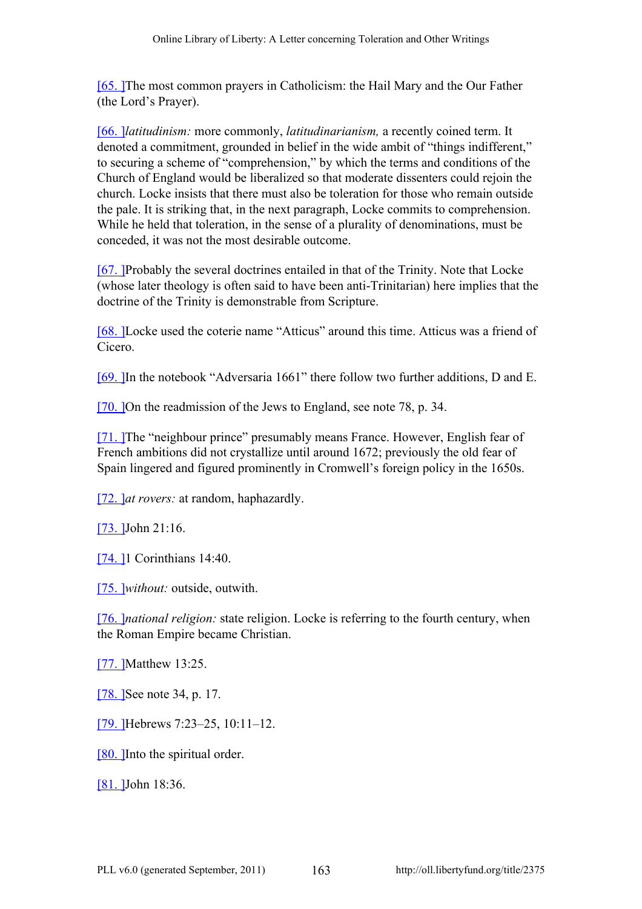[65. ]The most common prayers in Catholicism: the Hail Mary and the Our Father (the Lord's Prayer).

[66. ]*latitudinism:* more commonly, *latitudinarianism,* a recently coined term. It denoted a commitment, grounded in belief in the wide ambit of "things indifferent," to securing a scheme of "comprehension," by which the terms and conditions of the Church of England would be liberalized so that moderate dissenters could rejoin the church. Locke insists that there must also be toleration for those who remain outside the pale. It is striking that, in the next paragraph, Locke commits to comprehension. While he held that toleration, in the sense of a plurality of denominations, must be conceded, it was not the most desirable outcome.

[67. ]Probably the several doctrines entailed in that of the Trinity. Note that Locke (whose later theology is often said to have been anti-Trinitarian) here implies that the doctrine of the Trinity is demonstrable from Scripture.

[68. ]Locke used the coterie name "Atticus" around this time. Atticus was a friend of Cicero.

[69. ]In the notebook "Adversaria 1661" there follow two further additions, D and E.

[70. ]On the readmission of the Jews to England, see note 78, p. 34.

[71. ]The "neighbour prince" presumably means France. However, English fear of French ambitions did not crystallize until around 1672; previously the old fear of Spain lingered and figured prominently in Cromwell's foreign policy in the 1650s.

[72. ]*at rovers:* at random, haphazardly.

[73. ]John 21:16.

[74. ]1 Corinthians 14:40.

[75. ]*without:* outside, outwith.

[76. ]*national religion:* state religion. Locke is referring to the fourth century, when the Roman Empire became Christian.

[77. ]Matthew 13:25.

[78. ]See note 34, p. 17.

[79. ]Hebrews 7:23–25, 10:11–12.

[80. ]Into the spiritual order.

[81. ]John 18:36.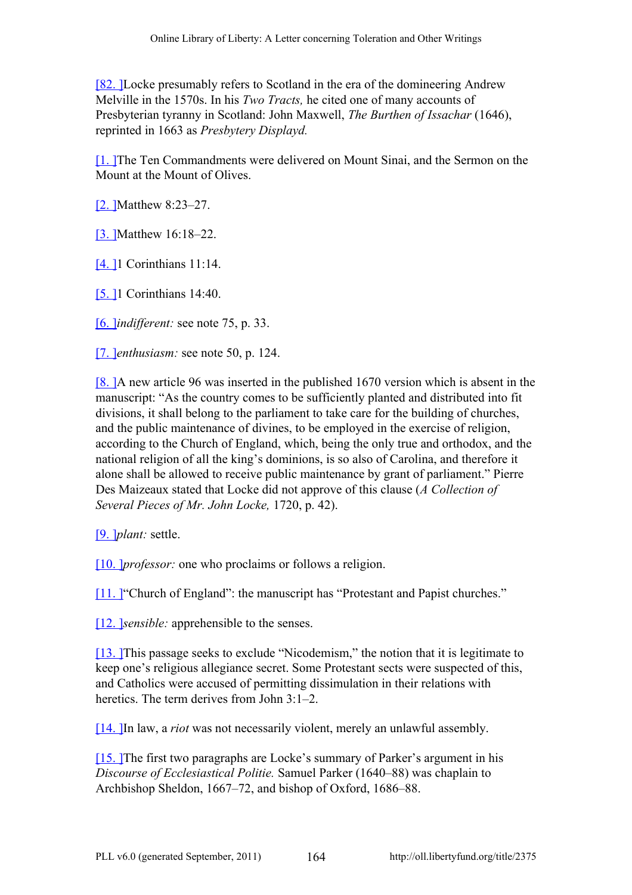[82. ]Locke presumably refers to Scotland in the era of the domineering Andrew Melville in the 1570s. In his *Two Tracts,* he cited one of many accounts of Presbyterian tyranny in Scotland: John Maxwell, *The Burthen of Issachar* (1646), reprinted in 1663 as *Presbytery Displayd.*

[1. ]The Ten Commandments were delivered on Mount Sinai, and the Sermon on the Mount at the Mount of Olives.

[2. ]Matthew 8:23–27.

[3. ]Matthew 16:18–22.

[4. ]1 Corinthians 11:14.

[5. ]1 Corinthians 14:40.

[6. ]*indifferent:* see note 75, p. 33.

[7. ]*enthusiasm:* see note 50, p. 124.

[8. ]A new article 96 was inserted in the published 1670 version which is absent in the manuscript: "As the country comes to be sufficiently planted and distributed into fit divisions, it shall belong to the parliament to take care for the building of churches, and the public maintenance of divines, to be employed in the exercise of religion, according to the Church of England, which, being the only true and orthodox, and the national religion of all the king's dominions, is so also of Carolina, and therefore it alone shall be allowed to receive public maintenance by grant of parliament." Pierre Des Maizeaux stated that Locke did not approve of this clause (*A Collection of Several Pieces of Mr. John Locke,* 1720, p. 42).

[9. ]*plant:* settle.

[10. ]*professor:* one who proclaims or follows a religion.

[11. ]"Church of England": the manuscript has "Protestant and Papist churches."

[12. ]*sensible:* apprehensible to the senses.

[13. ]This passage seeks to exclude "Nicodemism," the notion that it is legitimate to keep one's religious allegiance secret. Some Protestant sects were suspected of this, and Catholics were accused of permitting dissimulation in their relations with heretics. The term derives from John 3:1–2.

[14. ]In law, a *riot* was not necessarily violent, merely an unlawful assembly.

[15. ]The first two paragraphs are Locke's summary of Parker's argument in his *Discourse of Ecclesiastical Politie.* Samuel Parker (1640–88) was chaplain to Archbishop Sheldon, 1667–72, and bishop of Oxford, 1686–88.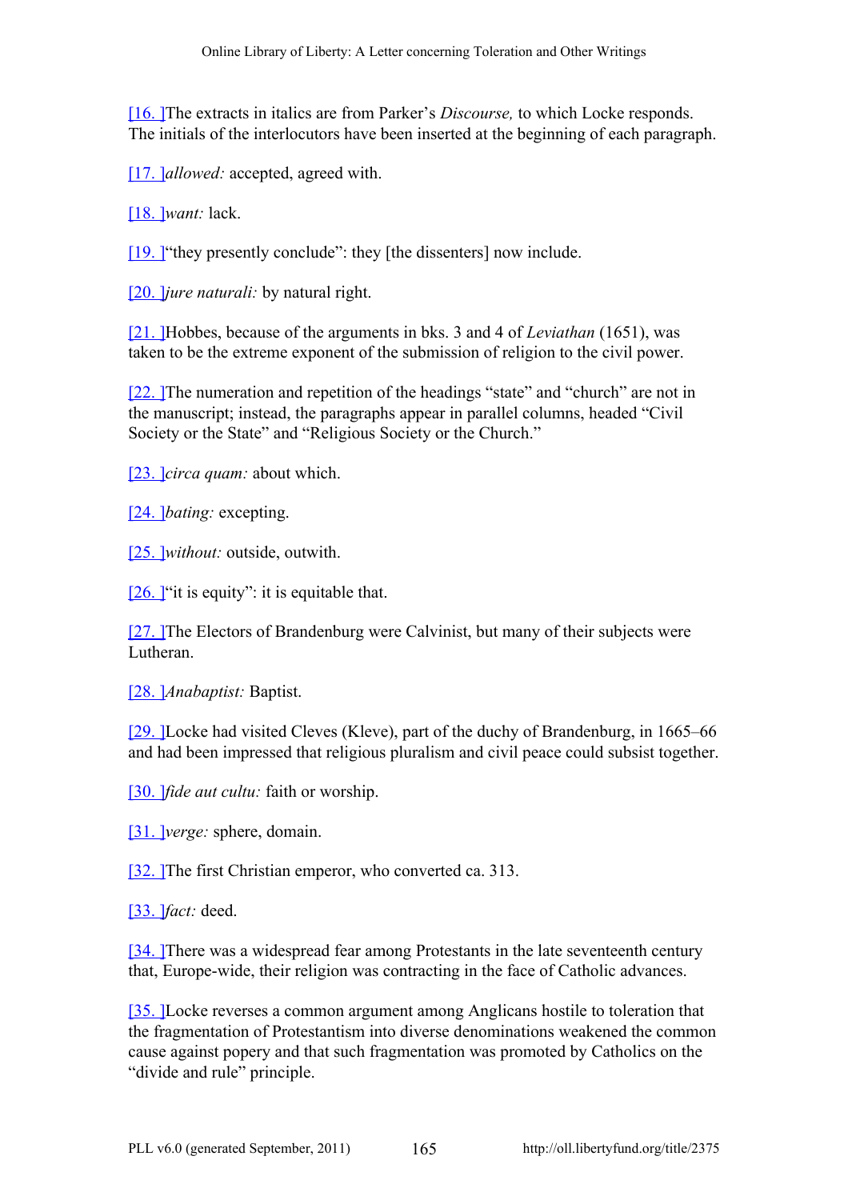[16.] The extracts in italics are from Parker's *Discourse,* to which Locke responds. The initials of the interlocutors have been inserted at the beginning of each paragraph.

[17.] *allowed:* accepted, agreed with.

[18.] *want:* lack.

[19.] "they presently conclude": they [the dissenters] now include.

[20.] *jure naturali:* by natural right.

[21.] Hobbes, because of the arguments in bks. 3 and 4 of *Leviathan* (1651), was taken to be the extreme exponent of the submission of religion to the civil power.

[22.] The numeration and repetition of the headings "state" and "church" are not in the manuscript; instead, the paragraphs appear in parallel columns, headed "Civil Society or the State" and "Religious Society or the Church."

[23.] *circa quam:* about which.

[24.] *bating:* excepting.

[25.] *without:* outside, outwith.

[26.] "it is equity": it is equitable that.

[27.] The Electors of Brandenburg were Calvinist, but many of their subjects were Lutheran.

[28.] *Anabaptist:* Baptist.

[29.] Locke had visited Cleves (Kleve), part of the duchy of Brandenburg, in 1665–66 and had been impressed that religious pluralism and civil peace could subsist together.

[30.] *fide aut cultu:* faith or worship.

[31.] *verge:* sphere, domain.

[32.] The first Christian emperor, who converted ca. 313.

[33.] *fact:* deed.

[34.] There was a widespread fear among Protestants in the late seventeenth century that, Europe-wide, their religion was contracting in the face of Catholic advances.

[35.] Locke reverses a common argument among Anglicans hostile to toleration that the fragmentation of Protestantism into diverse denominations weakened the common cause against popery and that such fragmentation was promoted by Catholics on the "divide and rule" principle.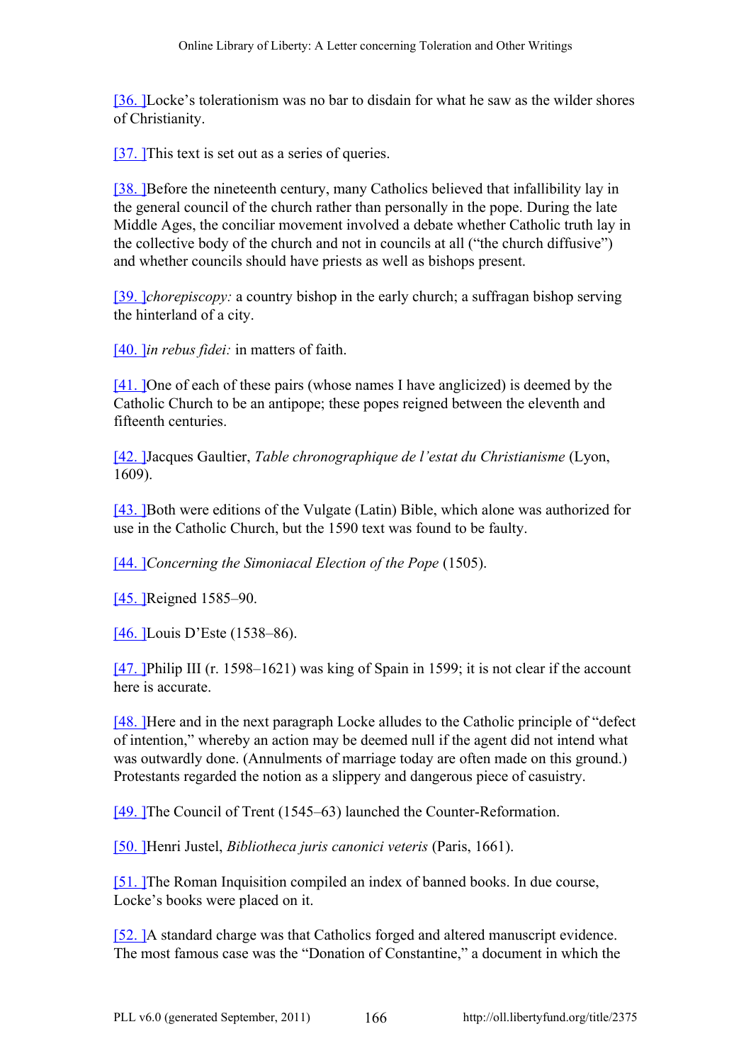[36. ]Locke's tolerationism was no bar to disdain for what he saw as the wilder shores of Christianity.

[37. ]This text is set out as a series of queries.

[38. ]Before the nineteenth century, many Catholics believed that infallibility lay in the general council of the church rather than personally in the pope. During the late Middle Ages, the conciliar movement involved a debate whether Catholic truth lay in the collective body of the church and not in councils at all ("the church diffusive") and whether councils should have priests as well as bishops present.

[39. ]*chorepiscopy:* a country bishop in the early church; a suffragan bishop serving the hinterland of a city.

[40. ]*in rebus fidei:* in matters of faith.

[41. ]One of each of these pairs (whose names I have anglicized) is deemed by the Catholic Church to be an antipope; these popes reigned between the eleventh and fifteenth centuries.

[42. ]Jacques Gaultier, *Table chronographique de l'estat du Christianisme* (Lyon, 1609).

[43. ]Both were editions of the Vulgate (Latin) Bible, which alone was authorized for use in the Catholic Church, but the 1590 text was found to be faulty.

[44. ]*Concerning the Simoniacal Election of the Pope* (1505).

[45. ]Reigned 1585–90.

[46. ]Louis D'Este (1538–86).

[47. ]Philip III (r. 1598–1621) was king of Spain in 1599; it is not clear if the account here is accurate.

[48. ]Here and in the next paragraph Locke alludes to the Catholic principle of "defect of intention," whereby an action may be deemed null if the agent did not intend what was outwardly done. (Annulments of marriage today are often made on this ground.) Protestants regarded the notion as a slippery and dangerous piece of casuistry.

[49. ]The Council of Trent (1545–63) launched the Counter-Reformation.

[50. ]Henri Justel, *Bibliotheca juris canonici veteris* (Paris, 1661).

[51. ]The Roman Inquisition compiled an index of banned books. In due course, Locke's books were placed on it.

[52. ]A standard charge was that Catholics forged and altered manuscript evidence. The most famous case was the "Donation of Constantine," a document in which the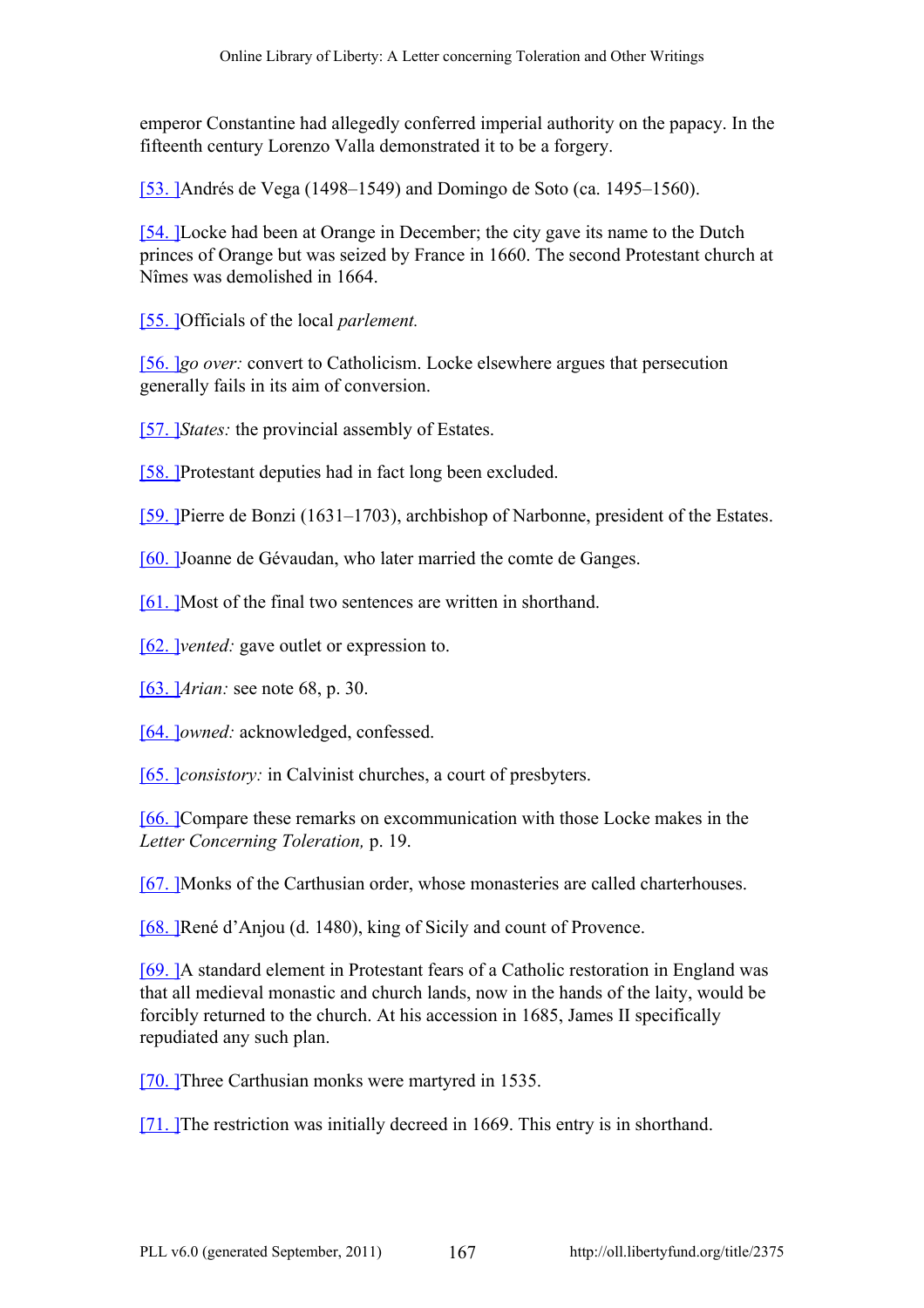emperor Constantine had allegedly conferred imperial authority on the papacy. In the fifteenth century Lorenzo Valla demonstrated it to be a forgery.

[53. ]Andrés de Vega (1498–1549) and Domingo de Soto (ca. 1495–1560).

[54. ]Locke had been at Orange in December; the city gave its name to the Dutch princes of Orange but was seized by France in 1660. The second Protestant church at Nîmes was demolished in 1664.

[55. ]Officials of the local *parlement.*

[56. ]*go over:* convert to Catholicism. Locke elsewhere argues that persecution generally fails in its aim of conversion.

[57. ]*States:* the provincial assembly of Estates.

[58. ]Protestant deputies had in fact long been excluded.

[59. ]Pierre de Bonzi (1631–1703), archbishop of Narbonne, president of the Estates.

[60. ]Joanne de Gévaudan, who later married the comte de Ganges.

[61. ]Most of the final two sentences are written in shorthand.

[62. ]*vented:* gave outlet or expression to.

[63. ]*Arian:* see note 68, p. 30.

[64. ]*owned:* acknowledged, confessed.

[65. ]*consistory:* in Calvinist churches, a court of presbyters.

[66. ]Compare these remarks on excommunication with those Locke makes in the *Letter Concerning Toleration,* p. 19.

[67. ]Monks of the Carthusian order, whose monasteries are called charterhouses.

[68. ]René d'Anjou (d. 1480), king of Sicily and count of Provence.

[69. ]A standard element in Protestant fears of a Catholic restoration in England was that all medieval monastic and church lands, now in the hands of the laity, would be forcibly returned to the church. At his accession in 1685, James II specifically repudiated any such plan.

[70. ]Three Carthusian monks were martyred in 1535.

[71. ]The restriction was initially decreed in 1669. This entry is in shorthand.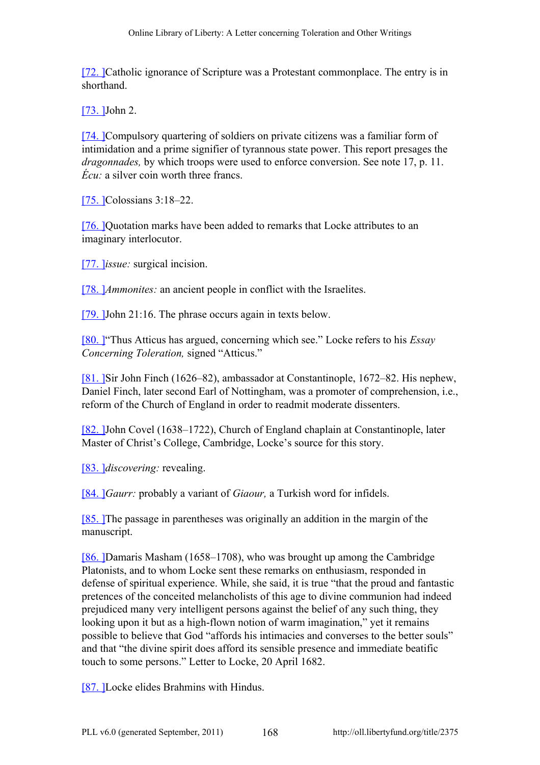[72.] Catholic ignorance of Scripture was a Protestant commonplace. The entry is in shorthand.

[73.] John 2.

[74.] Compulsory quartering of soldiers on private citizens was a familiar form of intimidation and a prime signifier of tyrannous state power. This report presages the *dragonnades,* by which troops were used to enforce conversion. See note 17, p. 11. *Écu:* a silver coin worth three francs.

[75.] Colossians 3:18–22.

[76.] Quotation marks have been added to remarks that Locke attributes to an imaginary interlocutor.

[77.] *issue:* surgical incision.

[78.] *Ammonites:* an ancient people in conflict with the Israelites.

[79.] John 21:16. The phrase occurs again in texts below.

[80.] "Thus Atticus has argued, concerning which see." Locke refers to his *Essay Concerning Toleration,* signed "Atticus."

[81.] Sir John Finch (1626–82), ambassador at Constantinople, 1672–82. His nephew, Daniel Finch, later second Earl of Nottingham, was a promoter of comprehension, i.e., reform of the Church of England in order to readmit moderate dissenters.

[82.] John Covel (1638–1722), Church of England chaplain at Constantinople, later Master of Christ's College, Cambridge, Locke's source for this story.

[83.] *discovering:* revealing.

[84.] *Gaurr:* probably a variant of *Giaour,* a Turkish word for infidels.

[85.] The passage in parentheses was originally an addition in the margin of the manuscript.

[86.] Damaris Masham (1658–1708), who was brought up among the Cambridge Platonists, and to whom Locke sent these remarks on enthusiasm, responded in defense of spiritual experience. While, she said, it is true "that the proud and fantastic pretences of the conceited melancholists of this age to divine communion had indeed prejudiced many very intelligent persons against the belief of any such thing, they looking upon it but as a high-flown notion of warm imagination," yet it remains possible to believe that God "affords his intimacies and converses to the better souls" and that "the divine spirit does afford its sensible presence and immediate beatific touch to some persons." Letter to Locke, 20 April 1682.

[87.] Locke elides Brahmins with Hindus.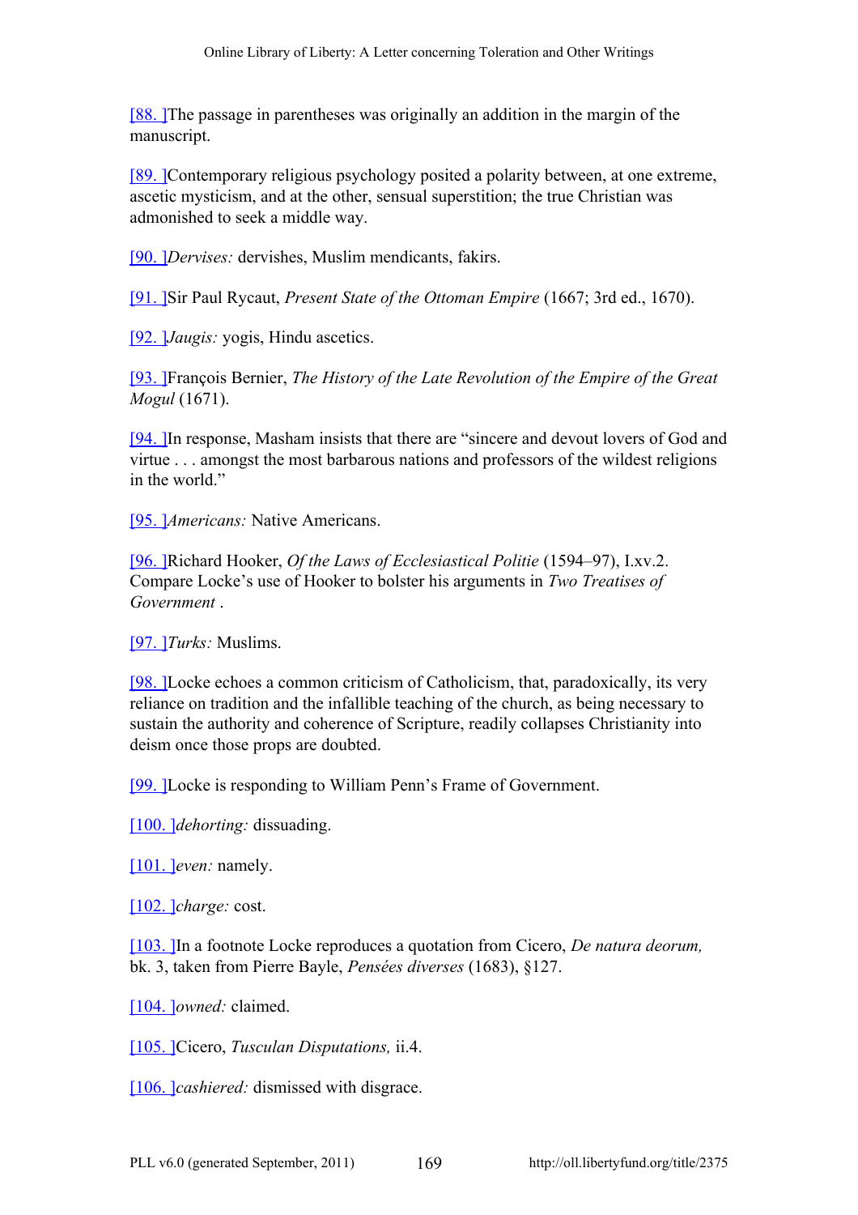[88. ]The passage in parentheses was originally an addition in the margin of the manuscript.

[89. ]Contemporary religious psychology posited a polarity between, at one extreme, ascetic mysticism, and at the other, sensual superstition; the true Christian was admonished to seek a middle way.

[90. ]*Dervises:* dervishes, Muslim mendicants, fakirs.

[91. ]Sir Paul Rycaut, *Present State of the Ottoman Empire* (1667; 3rd ed., 1670).

[92. ]*Jaugis:* yogis, Hindu ascetics.

[93. ]François Bernier, *The History of the Late Revolution of the Empire of the Great Mogul* (1671).

[94. ]In response, Masham insists that there are "sincere and devout lovers of God and virtue . . . amongst the most barbarous nations and professors of the wildest religions in the world."

[95. ]*Americans:* Native Americans.

[96. ]Richard Hooker, *Of the Laws of Ecclesiastical Politie* (1594–97), I.xv.2. Compare Locke's use of Hooker to bolster his arguments in *Two Treatises of Government* .

[97. ]*Turks:* Muslims.

[98. ]Locke echoes a common criticism of Catholicism, that, paradoxically, its very reliance on tradition and the infallible teaching of the church, as being necessary to sustain the authority and coherence of Scripture, readily collapses Christianity into deism once those props are doubted.

[99. ]Locke is responding to William Penn's Frame of Government.

[100. ]*dehorting:* dissuading.

[101. ]*even:* namely.

[102. ]*charge:* cost.

[103. ]In a footnote Locke reproduces a quotation from Cicero, *De natura deorum,* bk. 3, taken from Pierre Bayle, *Pensées diverses* (1683), §127.

[104. ]*owned:* claimed.

[105. ]Cicero, *Tusculan Disputations,* ii.4.

[106. ]*cashiered:* dismissed with disgrace.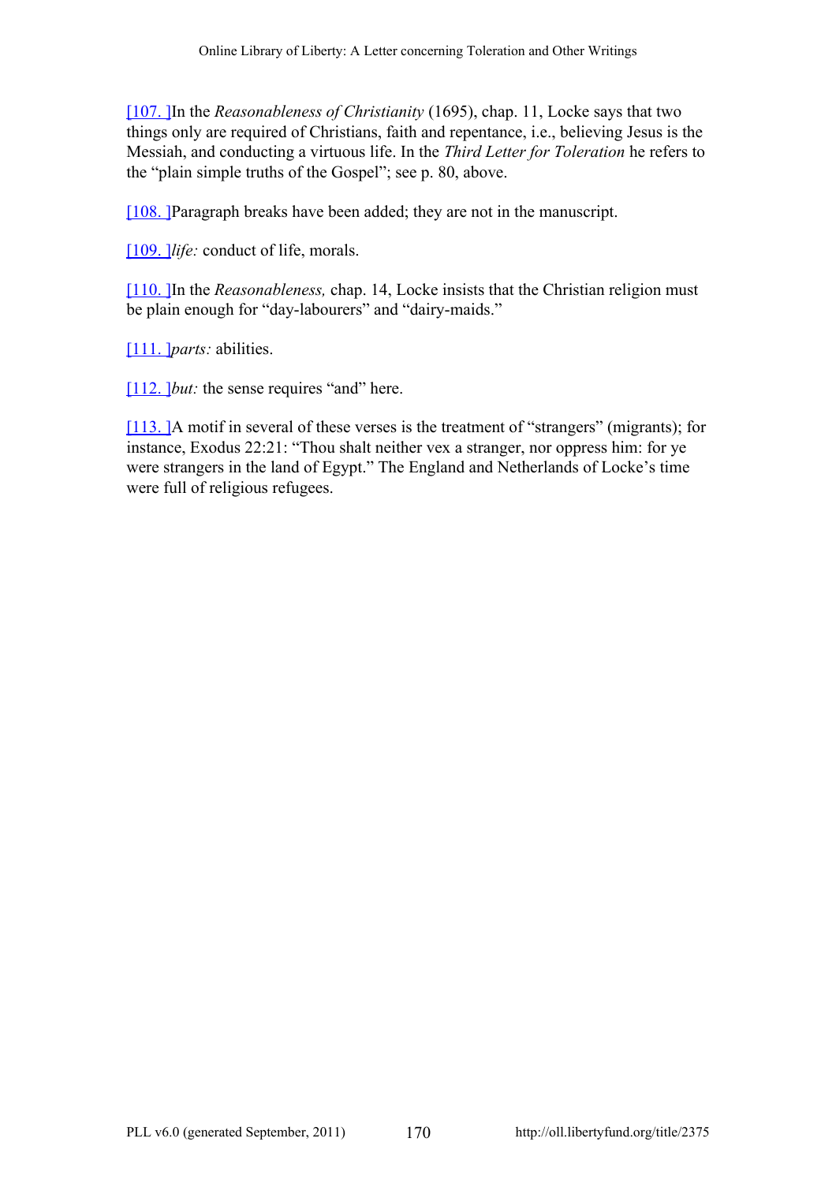[107. ]In the *Reasonableness of Christianity* (1695), chap. 11, Locke says that two things only are required of Christians, faith and repentance, i.e., believing Jesus is the Messiah, and conducting a virtuous life. In the *Third Letter for Toleration* he refers to the “plain simple truths of the Gospel”; see p. 80, above.

[108. ]Paragraph breaks have been added; they are not in the manuscript.

[109. ]*life:* conduct of life, morals.

[110. ]In the *Reasonableness,* chap. 14, Locke insists that the Christian religion must be plain enough for “day-labourers” and “dairy-maids.”

[111. ]*parts:* abilities.

[112. ]*but:* the sense requires “and” here.

[113. ]A motif in several of these verses is the treatment of “strangers” (migrants); for instance, Exodus 22:21: “Thou shalt neither vex a stranger, nor oppress him: for ye were strangers in the land of Egypt.” The England and Netherlands of Locke’s time were full of religious refugees.